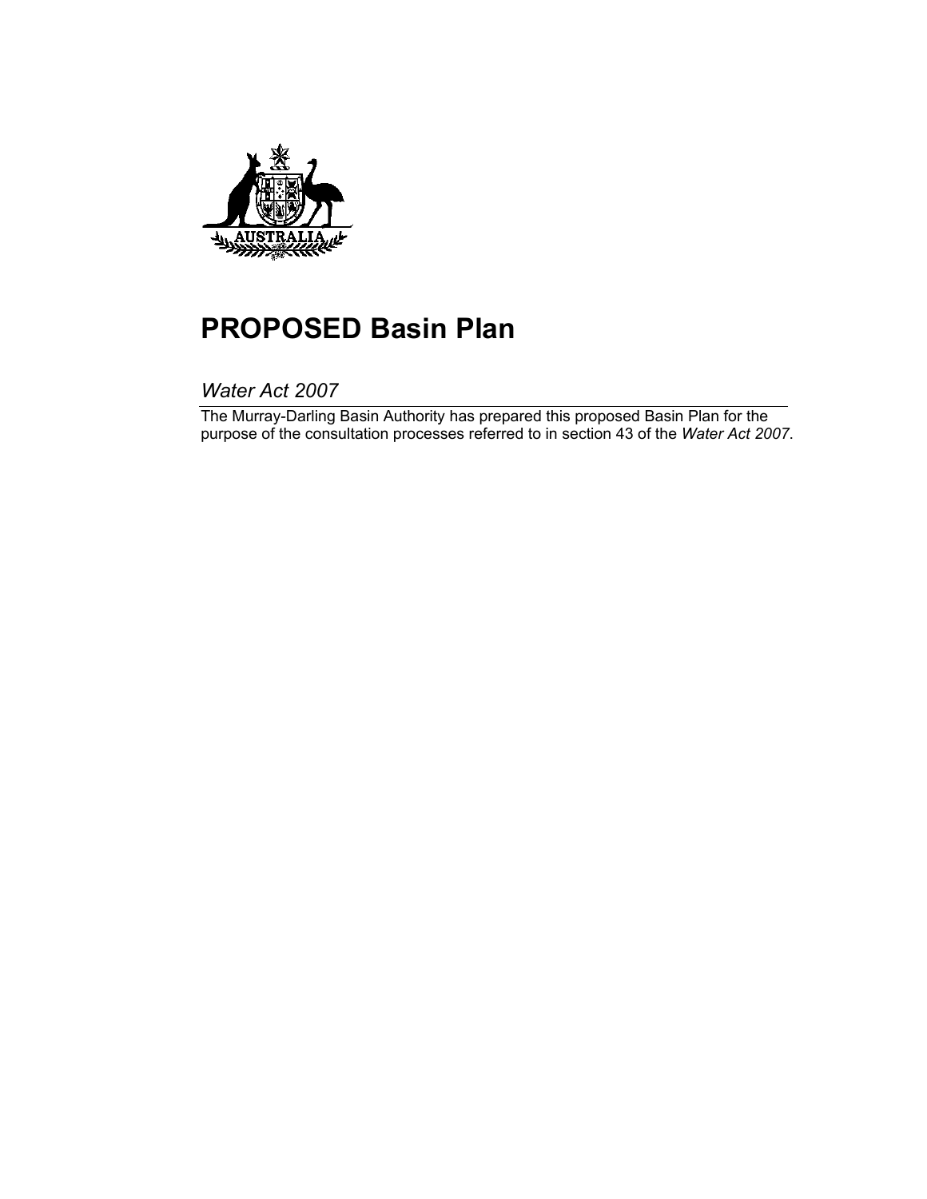# PROPOSED Basin Plan

*Water Act 2007*

The Murray-Darling Basin Authority has prepared this proposed Basin Plan for the purpose of the consultation processes referred to in section 43 of the *Water Act 2007*.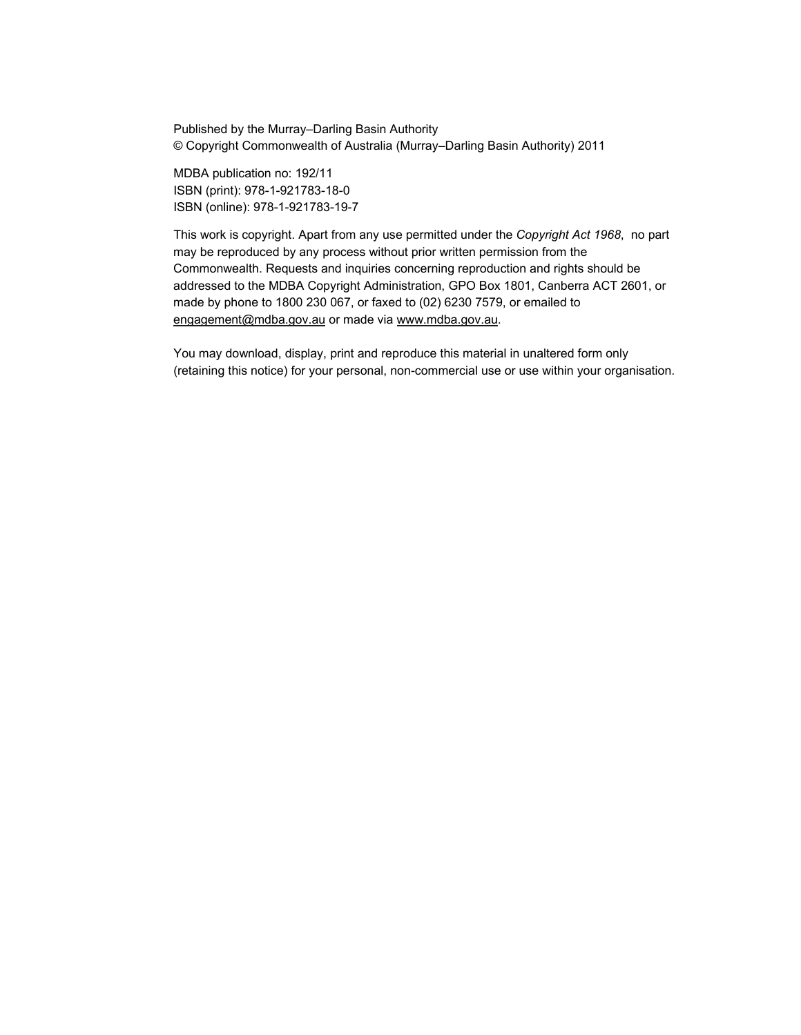Published by the Murray–Darling Basin Authority
© Copyright Commonwealth of Australia (Murray–Darling Basin Authority) 2011

MDBA publication no: 192/11
ISBN (print): 978-1-921783-18-0
ISBN (online): 978-1-921783-19-7

This work is copyright. Apart from any use permitted under the *Copyright Act 1968*, no part may be reproduced by any process without prior written permission from the Commonwealth. Requests and inquiries concerning reproduction and rights should be addressed to the MDBA Copyright Administration, GPO Box 1801, Canberra ACT 2601, or made by phone to 1800 230 067, or faxed to (02) 6230 7579, or emailed to engagement@mdba.gov.au or made via www.mdba.gov.au.

You may download, display, print and reproduce this material in unaltered form only (retaining this notice) for your personal, non-commercial use or use within your organisation.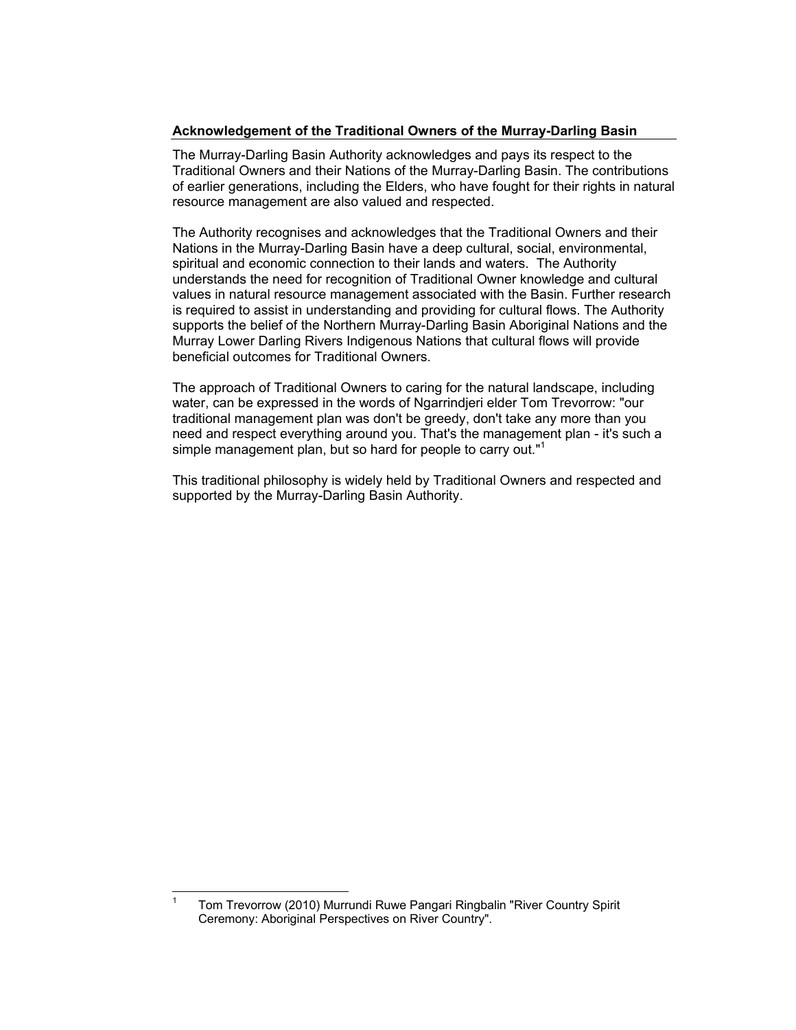## Acknowledgement of the Traditional Owners of the Murray-Darling Basin

The Murray-Darling Basin Authority acknowledges and pays its respect to the Traditional Owners and their Nations of the Murray-Darling Basin. The contributions of earlier generations, including the Elders, who have fought for their rights in natural resource management are also valued and respected.

The Authority recognises and acknowledges that the Traditional Owners and their Nations in the Murray-Darling Basin have a deep cultural, social, environmental, spiritual and economic connection to their lands and waters. The Authority understands the need for recognition of Traditional Owner knowledge and cultural values in natural resource management associated with the Basin. Further research is required to assist in understanding and providing for cultural flows. The Authority supports the belief of the Northern Murray-Darling Basin Aboriginal Nations and the Murray Lower Darling Rivers Indigenous Nations that cultural flows will provide beneficial outcomes for Traditional Owners.

The approach of Traditional Owners to caring for the natural landscape, including water, can be expressed in the words of Ngarrindjeri elder Tom Trevorrow: "our traditional management plan was don't be greedy, don't take any more than you need and respect everything around you. That's the management plan - it's such a simple management plan, but so hard for people to carry out."[1]

This traditional philosophy is widely held by Traditional Owners and respected and supported by the Murray-Darling Basin Authority.

---

[1] Tom Trevorrow (2010) Murrundi Ruwe Pangari Ringbalin "River Country Spirit Ceremony: Aboriginal Perspectives on River Country".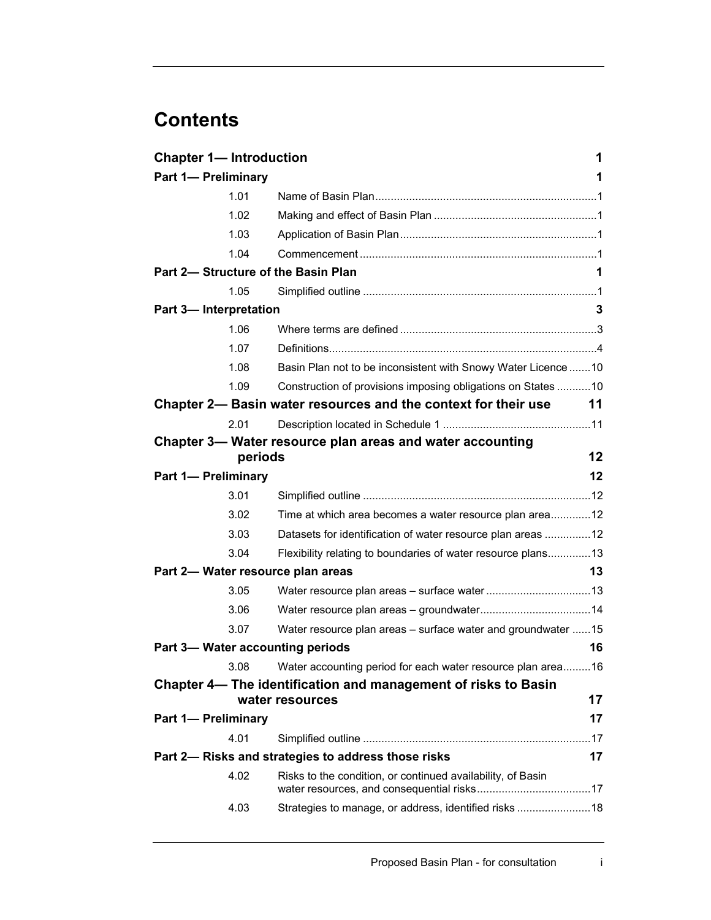# Contents

| | | |
|---|---|---|
| **Chapter 1— Introduction** | | **1** |
| **Part 1— Preliminary** | | **1** |
| 1.01 | Name of Basin Plan | 1 |
| 1.02 | Making and effect of Basin Plan | 1 |
| 1.03 | Application of Basin Plan | 1 |
| 1.04 | Commencement | 1 |
| **Part 2— Structure of the Basin Plan** | | **1** |
| 1.05 | Simplified outline | 1 |
| **Part 3— Interpretation** | | **3** |
| 1.06 | Where terms are defined | 3 |
| 1.07 | Definitions | 4 |
| 1.08 | Basin Plan not to be inconsistent with Snowy Water Licence | 10 |
| 1.09 | Construction of provisions imposing obligations on States | 10 |
| **Chapter 2— Basin water resources and the context for their use** | | **11** |
| 2.01 | Description located in Schedule 1 | 11 |
| **Chapter 3— Water resource plan areas and water accounting periods** | | **12** |
| **Part 1— Preliminary** | | **12** |
| 3.01 | Simplified outline | 12 |
| 3.02 | Time at which area becomes a water resource plan area | 12 |
| 3.03 | Datasets for identification of water resource plan areas | 12 |
| 3.04 | Flexibility relating to boundaries of water resource plans | 13 |
| **Part 2— Water resource plan areas** | | **13** |
| 3.05 | Water resource plan areas – surface water | 13 |
| 3.06 | Water resource plan areas – groundwater | 14 |
| 3.07 | Water resource plan areas – surface water and groundwater | 15 |
| **Part 3— Water accounting periods** | | **16** |
| 3.08 | Water accounting period for each water resource plan area | 16 |
| **Chapter 4— The identification and management of risks to Basin water resources** | | **17** |
| **Part 1— Preliminary** | | **17** |
| 4.01 | Simplified outline | 17 |
| **Part 2— Risks and strategies to address those risks** | | **17** |
| 4.02 | Risks to the condition, or continued availability, of Basin water resources, and consequential risks | 17 |
| 4.03 | Strategies to manage, or address, identified risks | 18 |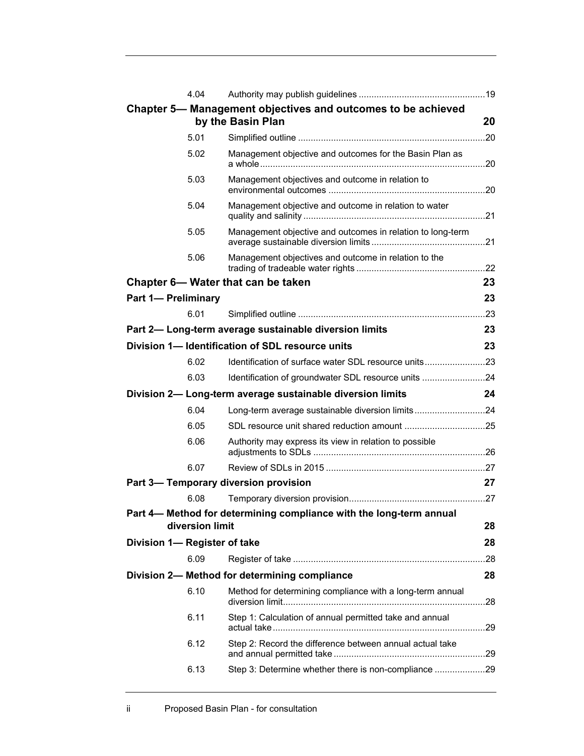| | | |
|---|---|---|
| 4.04 | Authority may publish guidelines | 19 |
| **Chapter 5— Management objectives and outcomes to be achieved by the Basin Plan** | | **20** |
| 5.01 | Simplified outline | 20 |
| 5.02 | Management objective and outcomes for the Basin Plan as a whole | 20 |
| 5.03 | Management objectives and outcome in relation to environmental outcomes | 20 |
| 5.04 | Management objective and outcome in relation to water quality and salinity | 21 |
| 5.05 | Management objective and outcomes in relation to long-term average sustainable diversion limits | 21 |
| 5.06 | Management objectives and outcome in relation to the trading of tradeable water rights | 22 |
| **Chapter 6— Water that can be taken** | | **23** |
| **Part 1— Preliminary** | | **23** |
| 6.01 | Simplified outline | 23 |
| **Part 2— Long-term average sustainable diversion limits** | | **23** |
| **Division 1— Identification of SDL resource units** | | **23** |
| 6.02 | Identification of surface water SDL resource units | 23 |
| 6.03 | Identification of groundwater SDL resource units | 24 |
| **Division 2— Long-term average sustainable diversion limits** | | **24** |
| 6.04 | Long-term average sustainable diversion limits | 24 |
| 6.05 | SDL resource unit shared reduction amount | 25 |
| 6.06 | Authority may express its view in relation to possible adjustments to SDLs | 26 |
| 6.07 | Review of SDLs in 2015 | 27 |
| **Part 3— Temporary diversion provision** | | **27** |
| 6.08 | Temporary diversion provision | 27 |
| **Part 4— Method for determining compliance with the long-term annual diversion limit** | | **28** |
| **Division 1— Register of take** | | **28** |
| 6.09 | Register of take | 28 |
| **Division 2— Method for determining compliance** | | **28** |
| 6.10 | Method for determining compliance with a long-term annual diversion limit | 28 |
| 6.11 | Step 1: Calculation of annual permitted take and annual actual take | 29 |
| 6.12 | Step 2: Record the difference between annual actual take and annual permitted take | 29 |
| 6.13 | Step 3: Determine whether there is non-compliance | 29 |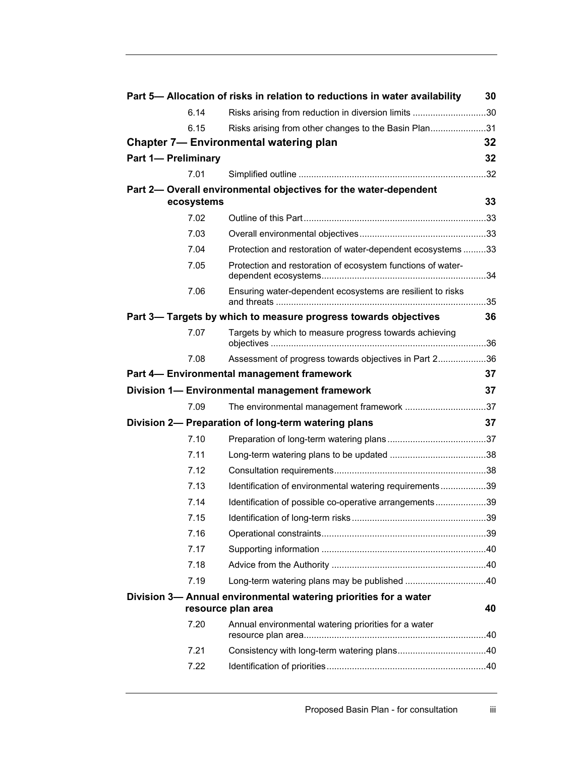| | | |
|---|---|---|
| **Part 5— Allocation of risks in relation to reductions in water availability** | | **30** |
| 6.14 | Risks arising from reduction in diversion limits | 30 |
| 6.15 | Risks arising from other changes to the Basin Plan | 31 |
| **Chapter 7— Environmental watering plan** | | **32** |
| **Part 1— Preliminary** | | **32** |
| 7.01 | Simplified outline | 32 |
| **Part 2— Overall environmental objectives for the water-dependent ecosystems** | | **33** |
| 7.02 | Outline of this Part | 33 |
| 7.03 | Overall environmental objectives | 33 |
| 7.04 | Protection and restoration of water-dependent ecosystems | 33 |
| 7.05 | Protection and restoration of ecosystem functions of water-dependent ecosystems | 34 |
| 7.06 | Ensuring water-dependent ecosystems are resilient to risks and threats | 35 |
| **Part 3— Targets by which to measure progress towards objectives** | | **36** |
| 7.07 | Targets by which to measure progress towards achieving objectives | 36 |
| 7.08 | Assessment of progress towards objectives in Part 2 | 36 |
| **Part 4— Environmental management framework** | | **37** |
| **Division 1— Environmental management framework** | | **37** |
| 7.09 | The environmental management framework | 37 |
| **Division 2— Preparation of long-term watering plans** | | **37** |
| 7.10 | Preparation of long-term watering plans | 37 |
| 7.11 | Long-term watering plans to be updated | 38 |
| 7.12 | Consultation requirements | 38 |
| 7.13 | Identification of environmental watering requirements | 39 |
| 7.14 | Identification of possible co-operative arrangements | 39 |
| 7.15 | Identification of long-term risks | 39 |
| 7.16 | Operational constraints | 39 |
| 7.17 | Supporting information | 40 |
| 7.18 | Advice from the Authority | 40 |
| 7.19 | Long-term watering plans may be published | 40 |
| **Division 3— Annual environmental watering priorities for a water resource plan area** | | **40** |
| 7.20 | Annual environmental watering priorities for a water resource plan area | 40 |
| 7.21 | Consistency with long-term watering plans | 40 |
| 7.22 | Identification of priorities | 40 |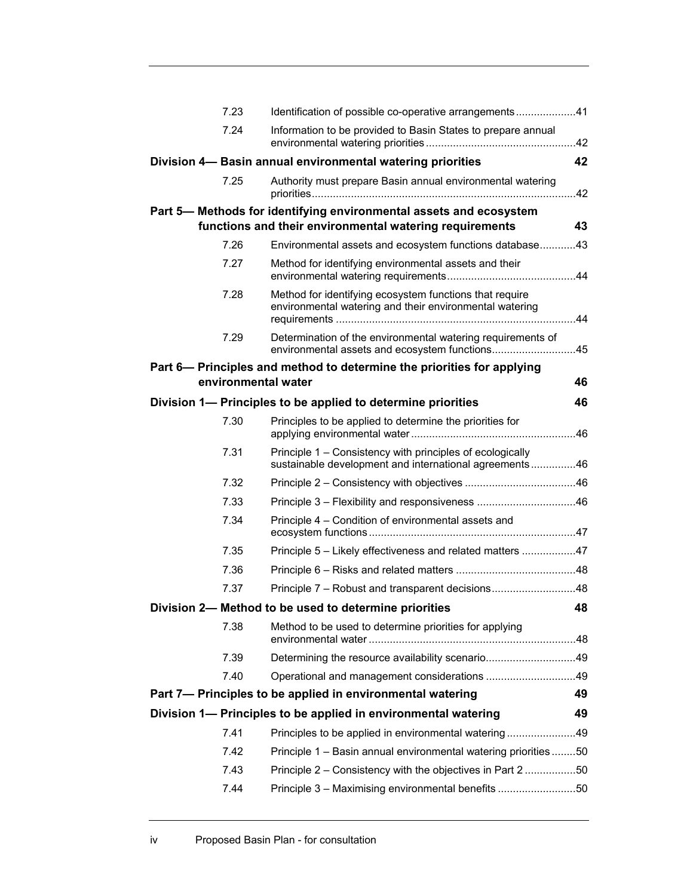| | | |
|---|---|---|
| 7.23 | Identification of possible co-operative arrangements | 41 |
| 7.24 | Information to be provided to Basin States to prepare annual environmental watering priorities | 42 |
| **Division 4— Basin annual environmental watering priorities** | | **42** |
| 7.25 | Authority must prepare Basin annual environmental watering priorities | 42 |
| **Part 5— Methods for identifying environmental assets and ecosystem functions and their environmental watering requirements** | | **43** |
| 7.26 | Environmental assets and ecosystem functions database | 43 |
| 7.27 | Method for identifying environmental assets and their environmental watering requirements | 44 |
| 7.28 | Method for identifying ecosystem functions that require environmental watering and their environmental watering requirements | 44 |
| 7.29 | Determination of the environmental watering requirements of environmental assets and ecosystem functions | 45 |
| **Part 6— Principles and method to determine the priorities for applying environmental water** | | **46** |
| **Division 1— Principles to be applied to determine priorities** | | **46** |
| 7.30 | Principles to be applied to determine the priorities for applying environmental water | 46 |
| 7.31 | Principle 1 – Consistency with principles of ecologically sustainable development and international agreements | 46 |
| 7.32 | Principle 2 – Consistency with objectives | 46 |
| 7.33 | Principle 3 – Flexibility and responsiveness | 46 |
| 7.34 | Principle 4 – Condition of environmental assets and ecosystem functions | 47 |
| 7.35 | Principle 5 – Likely effectiveness and related matters | 47 |
| 7.36 | Principle 6 – Risks and related matters | 48 |
| 7.37 | Principle 7 – Robust and transparent decisions | 48 |
| **Division 2— Method to be used to determine priorities** | | **48** |
| 7.38 | Method to be used to determine priorities for applying environmental water | 48 |
| 7.39 | Determining the resource availability scenario | 49 |
| 7.40 | Operational and management considerations | 49 |
| **Part 7— Principles to be applied in environmental watering** | | **49** |
| **Division 1— Principles to be applied in environmental watering** | | **49** |
| 7.41 | Principles to be applied in environmental watering | 49 |
| 7.42 | Principle 1 – Basin annual environmental watering priorities | 50 |
| 7.43 | Principle 2 – Consistency with the objectives in Part 2 | 50 |
| 7.44 | Principle 3 – Maximising environmental benefits | 50 |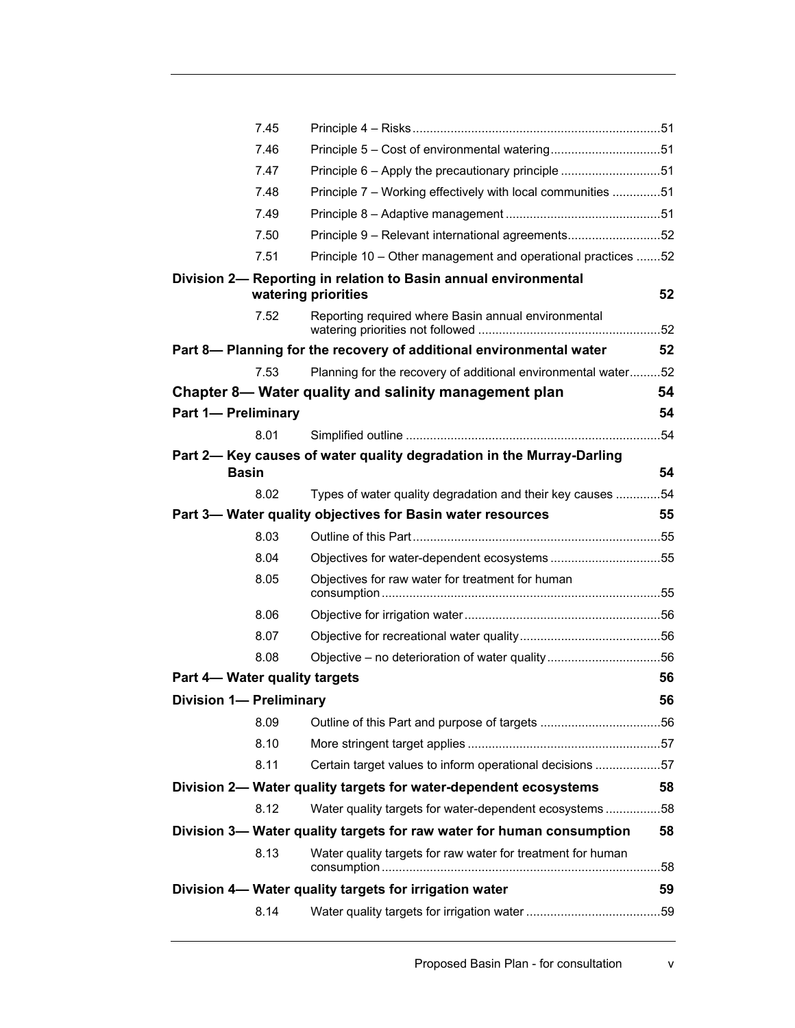| | | |
|---|---|---|
| 7.45 | Principle 4 – Risks | 51 |
| 7.46 | Principle 5 – Cost of environmental watering | 51 |
| 7.47 | Principle 6 – Apply the precautionary principle | 51 |
| 7.48 | Principle 7 – Working effectively with local communities | 51 |
| 7.49 | Principle 8 – Adaptive management | 51 |
| 7.50 | Principle 9 – Relevant international agreements | 52 |
| 7.51 | Principle 10 – Other management and operational practices | 52 |

**Division 2— Reporting in relation to Basin annual environmental watering priorities** 52

| | | |
|---|---|---|
| 7.52 | Reporting required where Basin annual environmental watering priorities not followed | 52 |

**Part 8— Planning for the recovery of additional environmental water** 52

| | | |
|---|---|---|
| 7.53 | Planning for the recovery of additional environmental water | 52 |

## Chapter 8— Water quality and salinity management plan 54

**Part 1— Preliminary** 54

| | | |
|---|---|---|
| 8.01 | Simplified outline | 54 |

**Part 2— Key causes of water quality degradation in the Murray-Darling Basin** 54

| | | |
|---|---|---|
| 8.02 | Types of water quality degradation and their key causes | 54 |

**Part 3— Water quality objectives for Basin water resources** 55

| | | |
|---|---|---|
| 8.03 | Outline of this Part | 55 |
| 8.04 | Objectives for water-dependent ecosystems | 55 |
| 8.05 | Objectives for raw water for treatment for human consumption | 55 |
| 8.06 | Objective for irrigation water | 56 |
| 8.07 | Objective for recreational water quality | 56 |
| 8.08 | Objective – no deterioration of water quality | 56 |

**Part 4— Water quality targets** 56

**Division 1— Preliminary** 56

| | | |
|---|---|---|
| 8.09 | Outline of this Part and purpose of targets | 56 |
| 8.10 | More stringent target applies | 57 |
| 8.11 | Certain target values to inform operational decisions | 57 |

**Division 2— Water quality targets for water-dependent ecosystems** 58

| | | |
|---|---|---|
| 8.12 | Water quality targets for water-dependent ecosystems | 58 |

**Division 3— Water quality targets for raw water for human consumption** 58

| | | |
|---|---|---|
| 8.13 | Water quality targets for raw water for treatment for human consumption | 58 |

**Division 4— Water quality targets for irrigation water** 59

| | | |
|---|---|---|
| 8.14 | Water quality targets for irrigation water | 59 |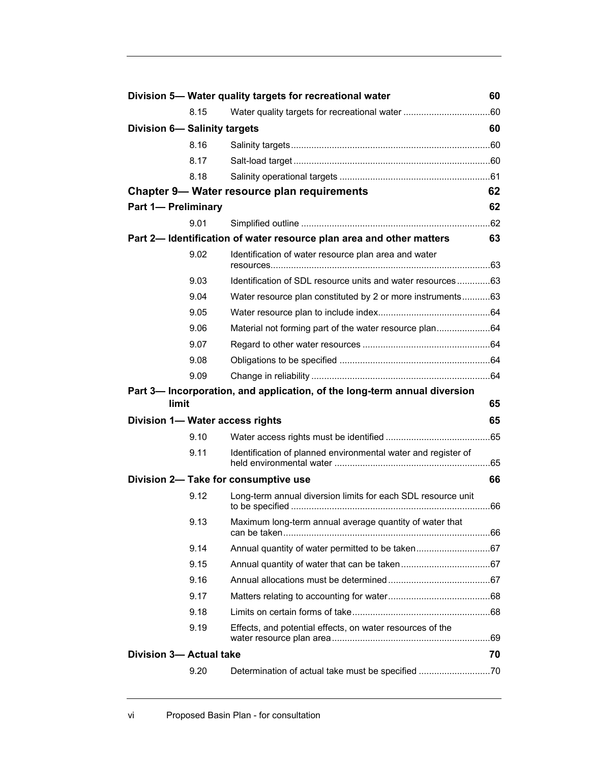| | | |
|---|---|---|
| **Division 5— Water quality targets for recreational water** | | **60** |
| 8.15 | Water quality targets for recreational water | 60 |
| **Division 6— Salinity targets** | | **60** |
| 8.16 | Salinity targets | 60 |
| 8.17 | Salt-load target | 60 |
| 8.18 | Salinity operational targets | 61 |
| **Chapter 9— Water resource plan requirements** | | **62** |
| **Part 1— Preliminary** | | **62** |
| 9.01 | Simplified outline | 62 |
| **Part 2— Identification of water resource plan area and other matters** | | **63** |
| 9.02 | Identification of water resource plan area and water resources | 63 |
| 9.03 | Identification of SDL resource units and water resources | 63 |
| 9.04 | Water resource plan constituted by 2 or more instruments | 63 |
| 9.05 | Water resource plan to include index | 64 |
| 9.06 | Material not forming part of the water resource plan | 64 |
| 9.07 | Regard to other water resources | 64 |
| 9.08 | Obligations to be specified | 64 |
| 9.09 | Change in reliability | 64 |
| **Part 3— Incorporation, and application, of the long-term annual diversion limit** | | **65** |
| **Division 1— Water access rights** | | **65** |
| 9.10 | Water access rights must be identified | 65 |
| 9.11 | Identification of planned environmental water and register of held environmental water | 65 |
| **Division 2— Take for consumptive use** | | **66** |
| 9.12 | Long-term annual diversion limits for each SDL resource unit to be specified | 66 |
| 9.13 | Maximum long-term annual average quantity of water that can be taken | 66 |
| 9.14 | Annual quantity of water permitted to be taken | 67 |
| 9.15 | Annual quantity of water that can be taken | 67 |
| 9.16 | Annual allocations must be determined | 67 |
| 9.17 | Matters relating to accounting for water | 68 |
| 9.18 | Limits on certain forms of take | 68 |
| 9.19 | Effects, and potential effects, on water resources of the water resource plan area | 69 |
| **Division 3— Actual take** | | **70** |
| 9.20 | Determination of actual take must be specified | 70 |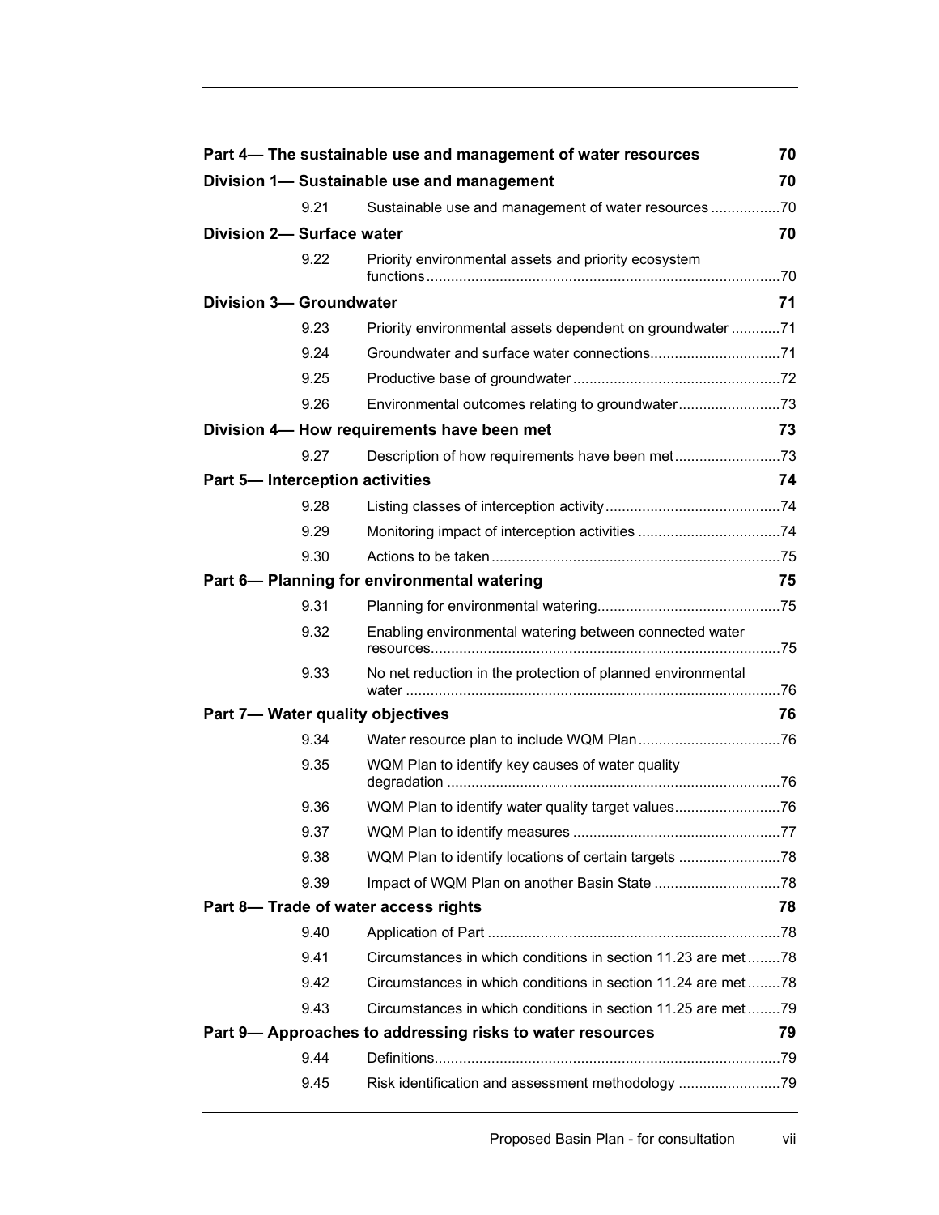| | | |
|---|---|---|
| **Part 4— The sustainable use and management of water resources** | | **70** |
| **Division 1— Sustainable use and management** | | **70** |
| 9.21 | Sustainable use and management of water resources | 70 |
| **Division 2— Surface water** | | **70** |
| 9.22 | Priority environmental assets and priority ecosystem functions | 70 |
| **Division 3— Groundwater** | | **71** |
| 9.23 | Priority environmental assets dependent on groundwater | 71 |
| 9.24 | Groundwater and surface water connections | 71 |
| 9.25 | Productive base of groundwater | 72 |
| 9.26 | Environmental outcomes relating to groundwater | 73 |
| **Division 4— How requirements have been met** | | **73** |
| 9.27 | Description of how requirements have been met | 73 |
| **Part 5— Interception activities** | | **74** |
| 9.28 | Listing classes of interception activity | 74 |
| 9.29 | Monitoring impact of interception activities | 74 |
| 9.30 | Actions to be taken | 75 |
| **Part 6— Planning for environmental watering** | | **75** |
| 9.31 | Planning for environmental watering | 75 |
| 9.32 | Enabling environmental watering between connected water resources | 75 |
| 9.33 | No net reduction in the protection of planned environmental water | 76 |
| **Part 7— Water quality objectives** | | **76** |
| 9.34 | Water resource plan to include WQM Plan | 76 |
| 9.35 | WQM Plan to identify key causes of water quality degradation | 76 |
| 9.36 | WQM Plan to identify water quality target values | 76 |
| 9.37 | WQM Plan to identify measures | 77 |
| 9.38 | WQM Plan to identify locations of certain targets | 78 |
| 9.39 | Impact of WQM Plan on another Basin State | 78 |
| **Part 8— Trade of water access rights** | | **78** |
| 9.40 | Application of Part | 78 |
| 9.41 | Circumstances in which conditions in section 11.23 are met | 78 |
| 9.42 | Circumstances in which conditions in section 11.24 are met | 78 |
| 9.43 | Circumstances in which conditions in section 11.25 are met | 79 |
| **Part 9— Approaches to addressing risks to water resources** | | **79** |
| 9.44 | Definitions | 79 |
| 9.45 | Risk identification and assessment methodology | 79 |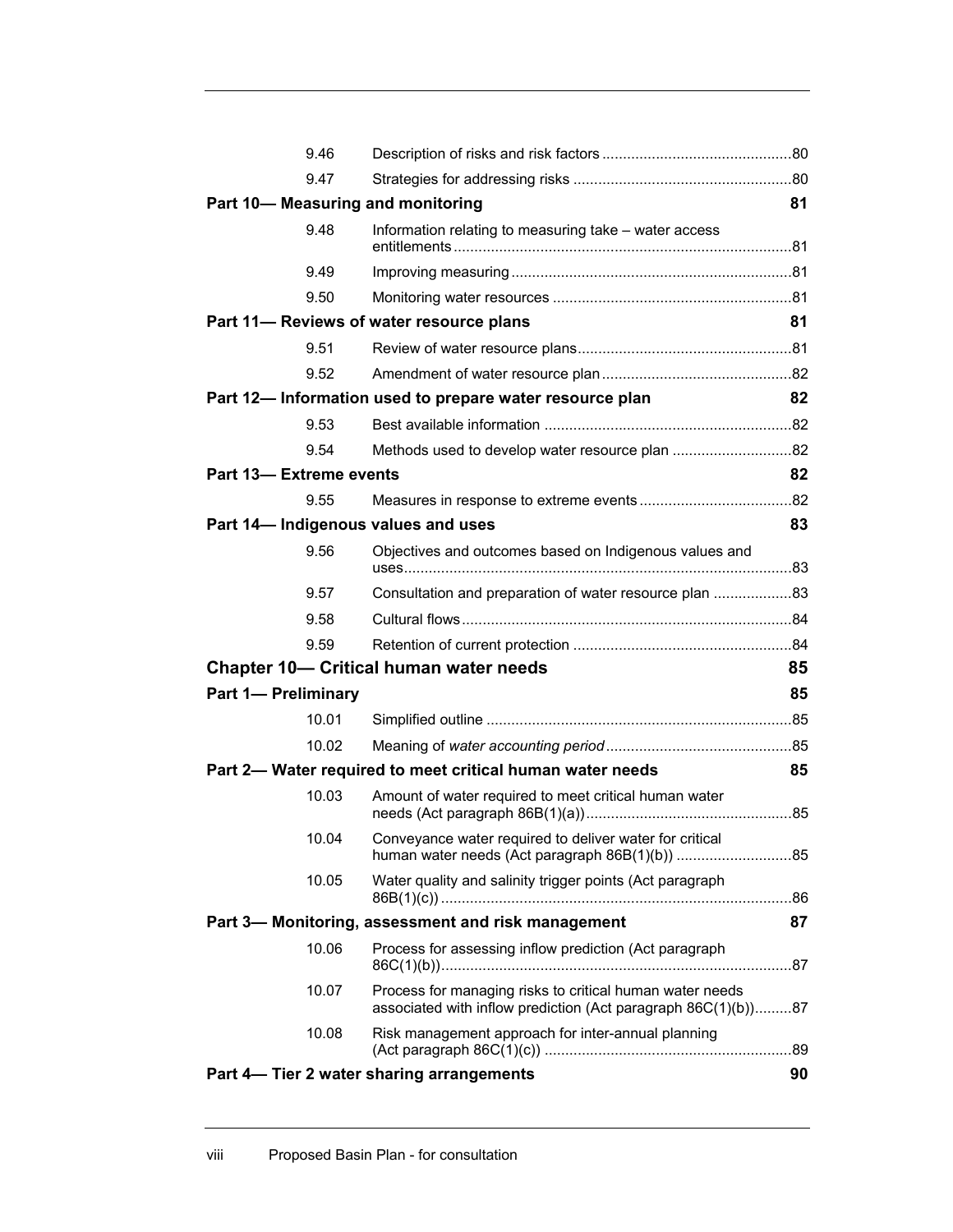| | | |
|---|---|---|
| 9.46 | Description of risks and risk factors | 80 |
| 9.47 | Strategies for addressing risks | 80 |
| **Part 10— Measuring and monitoring** | | **81** |
| 9.48 | Information relating to measuring take – water access entitlements | 81 |
| 9.49 | Improving measuring | 81 |
| 9.50 | Monitoring water resources | 81 |
| **Part 11— Reviews of water resource plans** | | **81** |
| 9.51 | Review of water resource plans | 81 |
| 9.52 | Amendment of water resource plan | 82 |
| **Part 12— Information used to prepare water resource plan** | | **82** |
| 9.53 | Best available information | 82 |
| 9.54 | Methods used to develop water resource plan | 82 |
| **Part 13— Extreme events** | | **82** |
| 9.55 | Measures in response to extreme events | 82 |
| **Part 14— Indigenous values and uses** | | **83** |
| 9.56 | Objectives and outcomes based on Indigenous values and uses | 83 |
| 9.57 | Consultation and preparation of water resource plan | 83 |
| 9.58 | Cultural flows | 84 |
| 9.59 | Retention of current protection | 84 |
| **Chapter 10— Critical human water needs** | | **85** |
| **Part 1— Preliminary** | | **85** |
| 10.01 | Simplified outline | 85 |
| 10.02 | Meaning of *water accounting period* | 85 |
| **Part 2— Water required to meet critical human water needs** | | **85** |
| 10.03 | Amount of water required to meet critical human water needs (Act paragraph 86B(1)(a)) | 85 |
| 10.04 | Conveyance water required to deliver water for critical human water needs (Act paragraph 86B(1)(b)) | 85 |
| 10.05 | Water quality and salinity trigger points (Act paragraph 86B(1)(c)) | 86 |
| **Part 3— Monitoring, assessment and risk management** | | **87** |
| 10.06 | Process for assessing inflow prediction (Act paragraph 86C(1)(b)) | 87 |
| 10.07 | Process for managing risks to critical human water needs associated with inflow prediction (Act paragraph 86C(1)(b)) | 87 |
| 10.08 | Risk management approach for inter-annual planning (Act paragraph 86C(1)(c)) | 89 |
| **Part 4— Tier 2 water sharing arrangements** | | **90** |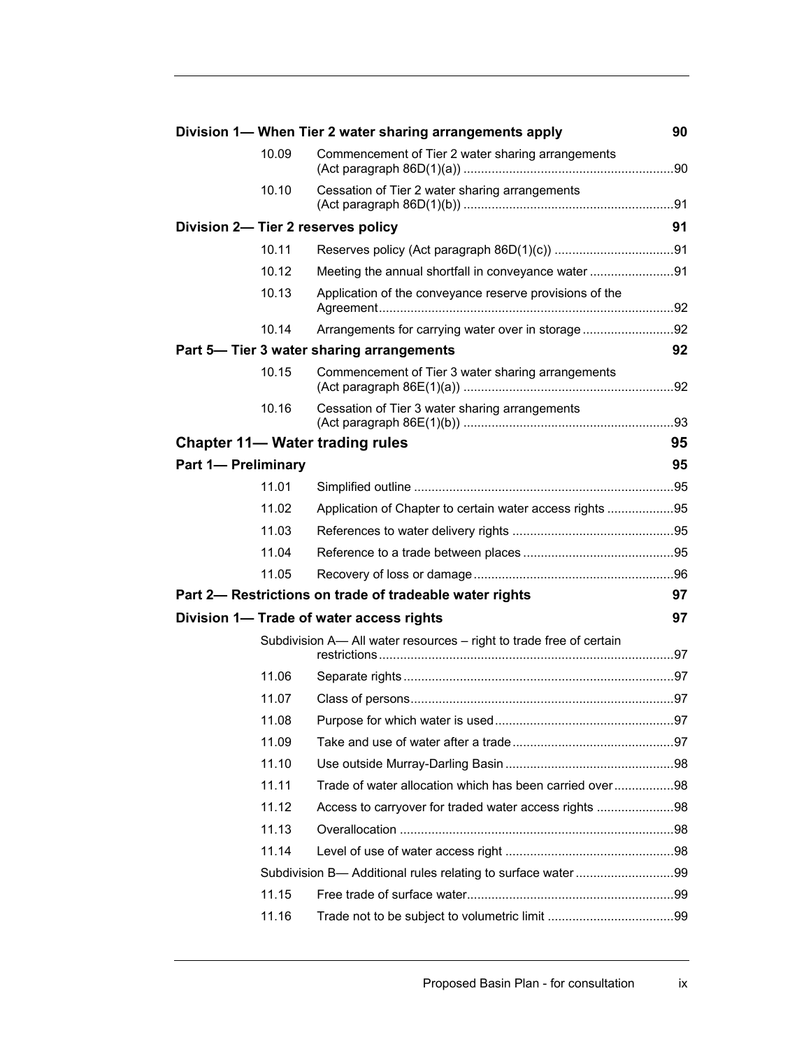| | | |
|---|---|---|
| **Division 1— When Tier 2 water sharing arrangements apply** | | **90** |
| 10.09 | Commencement of Tier 2 water sharing arrangements (Act paragraph 86D(1)(a)) | 90 |
| 10.10 | Cessation of Tier 2 water sharing arrangements (Act paragraph 86D(1)(b)) | 91 |
| **Division 2— Tier 2 reserves policy** | | **91** |
| 10.11 | Reserves policy (Act paragraph 86D(1)(c)) | 91 |
| 10.12 | Meeting the annual shortfall in conveyance water | 91 |
| 10.13 | Application of the conveyance reserve provisions of the Agreement | 92 |
| 10.14 | Arrangements for carrying water over in storage | 92 |
| **Part 5— Tier 3 water sharing arrangements** | | **92** |
| 10.15 | Commencement of Tier 3 water sharing arrangements (Act paragraph 86E(1)(a)) | 92 |
| 10.16 | Cessation of Tier 3 water sharing arrangements (Act paragraph 86E(1)(b)) | 93 |
| **Chapter 11— Water trading rules** | | **95** |
| **Part 1— Preliminary** | | **95** |
| 11.01 | Simplified outline | 95 |
| 11.02 | Application of Chapter to certain water access rights | 95 |
| 11.03 | References to water delivery rights | 95 |
| 11.04 | Reference to a trade between places | 95 |
| 11.05 | Recovery of loss or damage | 96 |
| **Part 2— Restrictions on trade of tradeable water rights** | | **97** |
| **Division 1— Trade of water access rights** | | **97** |
| Subdivision A— All water resources – right to trade free of certain restrictions | | 97 |
| 11.06 | Separate rights | 97 |
| 11.07 | Class of persons | 97 |
| 11.08 | Purpose for which water is used | 97 |
| 11.09 | Take and use of water after a trade | 97 |
| 11.10 | Use outside Murray-Darling Basin | 98 |
| 11.11 | Trade of water allocation which has been carried over | 98 |
| 11.12 | Access to carryover for traded water access rights | 98 |
| 11.13 | Overallocation | 98 |
| 11.14 | Level of use of water access right | 98 |
| Subdivision B— Additional rules relating to surface water | | 99 |
| 11.15 | Free trade of surface water | 99 |
| 11.16 | Trade not to be subject to volumetric limit | 99 |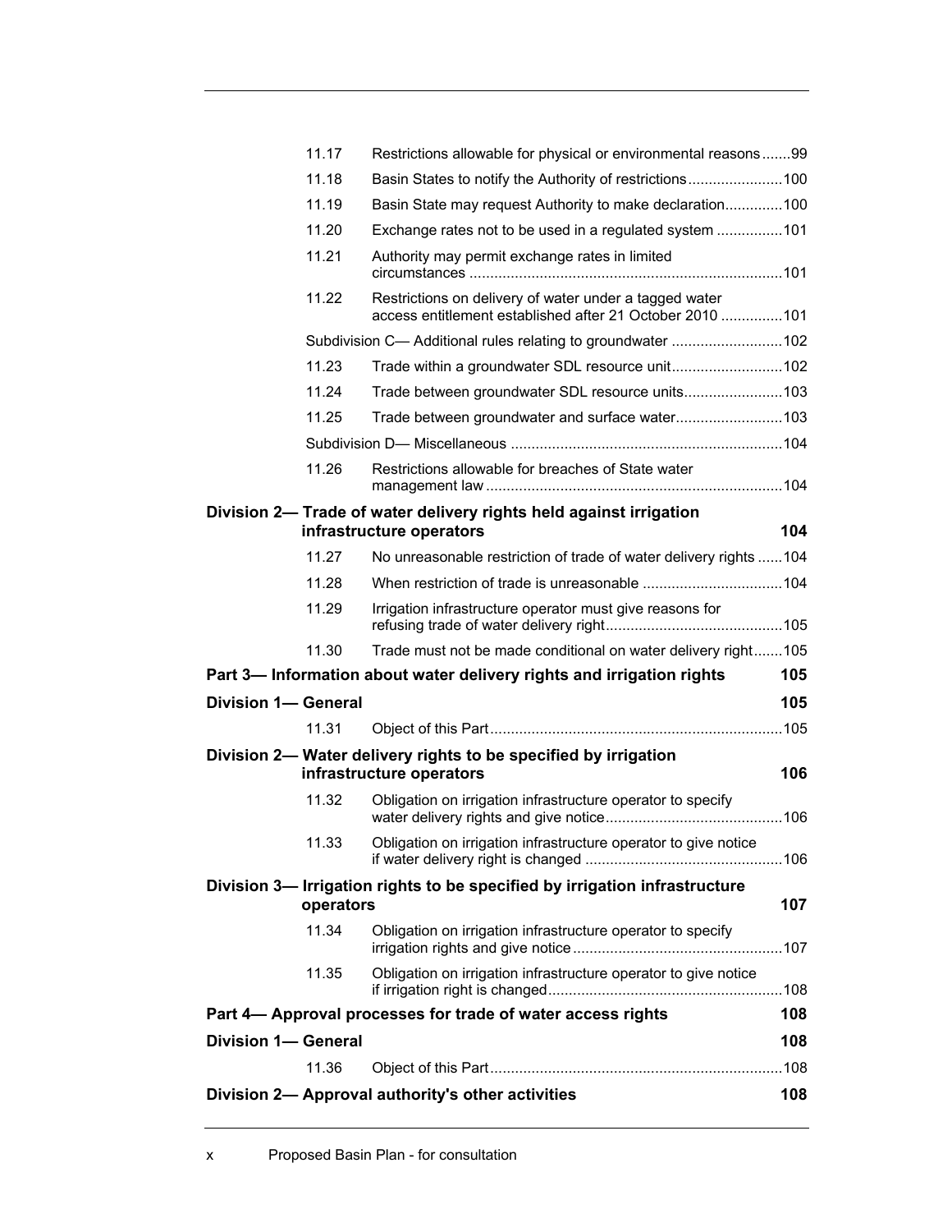| | | |
|---|---|---|
| 11.17 | Restrictions allowable for physical or environmental reasons | 99 |
| 11.18 | Basin States to notify the Authority of restrictions | 100 |
| 11.19 | Basin State may request Authority to make declaration | 100 |
| 11.20 | Exchange rates not to be used in a regulated system | 101 |
| 11.21 | Authority may permit exchange rates in limited circumstances | 101 |
| 11.22 | Restrictions on delivery of water under a tagged water access entitlement established after 21 October 2010 | 101 |
| | Subdivision C— Additional rules relating to groundwater | 102 |
| 11.23 | Trade within a groundwater SDL resource unit | 102 |
| 11.24 | Trade between groundwater SDL resource units | 103 |
| 11.25 | Trade between groundwater and surface water | 103 |
| | Subdivision D— Miscellaneous | 104 |
| 11.26 | Restrictions allowable for breaches of State water management law | 104 |

**Division 2— Trade of water delivery rights held against irrigation infrastructure operators** 104

| | | |
|---|---|---|
| 11.27 | No unreasonable restriction of trade of water delivery rights | 104 |
| 11.28 | When restriction of trade is unreasonable | 104 |
| 11.29 | Irrigation infrastructure operator must give reasons for refusing trade of water delivery right | 105 |
| 11.30 | Trade must not be made conditional on water delivery right | 105 |

**Part 3— Information about water delivery rights and irrigation rights** 105

**Division 1— General** 105

| | | |
|---|---|---|
| 11.31 | Object of this Part | 105 |

**Division 2— Water delivery rights to be specified by irrigation infrastructure operators** 106

| | | |
|---|---|---|
| 11.32 | Obligation on irrigation infrastructure operator to specify water delivery rights and give notice | 106 |
| 11.33 | Obligation on irrigation infrastructure operator to give notice if water delivery right is changed | 106 |

**Division 3— Irrigation rights to be specified by irrigation infrastructure operators** 107

| | | |
|---|---|---|
| 11.34 | Obligation on irrigation infrastructure operator to specify irrigation rights and give notice | 107 |
| 11.35 | Obligation on irrigation infrastructure operator to give notice if irrigation right is changed | 108 |

**Part 4— Approval processes for trade of water access rights** 108

**Division 1— General** 108

| | | |
|---|---|---|
| 11.36 | Object of this Part | 108 |

**Division 2— Approval authority's other activities** 108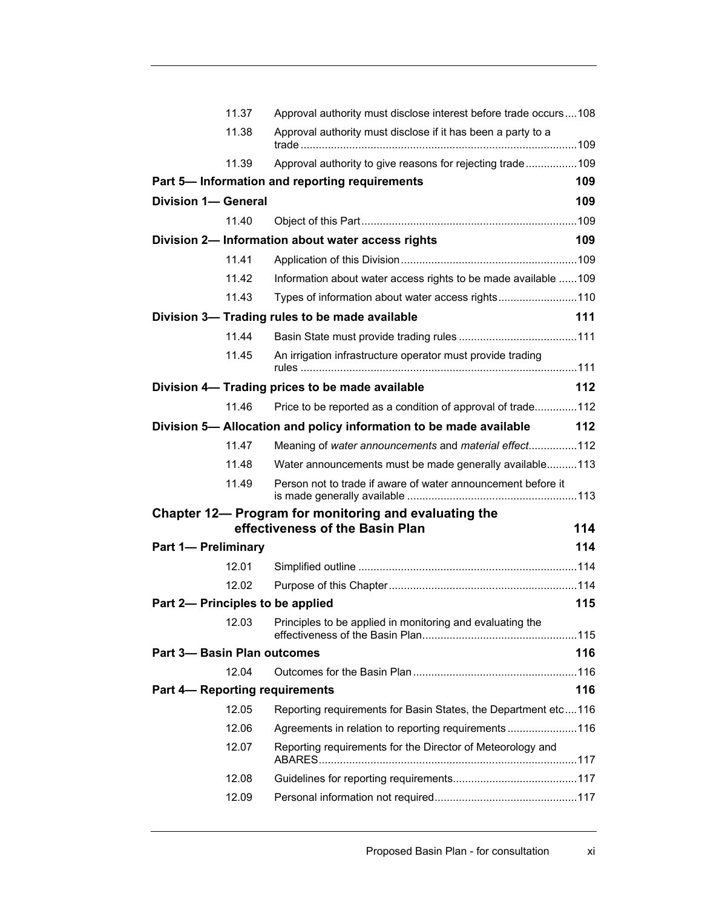| | | |
|---|---|---|
| 11.37 | Approval authority must disclose interest before trade occurs | 108 |
| 11.38 | Approval authority must disclose if it has been a party to a trade | 109 |
| 11.39 | Approval authority to give reasons for rejecting trade | 109 |

**Part 5— Information and reporting requirements** 109

**Division 1— General** 109

| | | |
|---|---|---|
| 11.40 | Object of this Part | 109 |

**Division 2— Information about water access rights** 109

| | | |
|---|---|---|
| 11.41 | Application of this Division | 109 |
| 11.42 | Information about water access rights to be made available | 109 |
| 11.43 | Types of information about water access rights | 110 |

**Division 3— Trading rules to be made available** 111

| | | |
|---|---|---|
| 11.44 | Basin State must provide trading rules | 111 |
| 11.45 | An irrigation infrastructure operator must provide trading rules | 111 |

**Division 4— Trading prices to be made available** 112

| | | |
|---|---|---|
| 11.46 | Price to be reported as a condition of approval of trade | 112 |

**Division 5— Allocation and policy information to be made available** 112

| | | |
|---|---|---|
| 11.47 | Meaning of *water announcements* and *material effect* | 112 |
| 11.48 | Water announcements must be made generally available | 113 |
| 11.49 | Person not to trade if aware of water announcement before it is made generally available | 113 |

**Chapter 12— Program for monitoring and evaluating the effectiveness of the Basin Plan** 114

**Part 1— Preliminary** 114

| | | |
|---|---|---|
| 12.01 | Simplified outline | 114 |
| 12.02 | Purpose of this Chapter | 114 |

**Part 2— Principles to be applied** 115

| | | |
|---|---|---|
| 12.03 | Principles to be applied in monitoring and evaluating the effectiveness of the Basin Plan | 115 |

**Part 3— Basin Plan outcomes** 116

| | | |
|---|---|---|
| 12.04 | Outcomes for the Basin Plan | 116 |

**Part 4— Reporting requirements** 116

| | | |
|---|---|---|
| 12.05 | Reporting requirements for Basin States, the Department etc | 116 |
| 12.06 | Agreements in relation to reporting requirements | 116 |
| 12.07 | Reporting requirements for the Director of Meteorology and ABARES | 117 |
| 12.08 | Guidelines for reporting requirements | 117 |
| 12.09 | Personal information not required | 117 |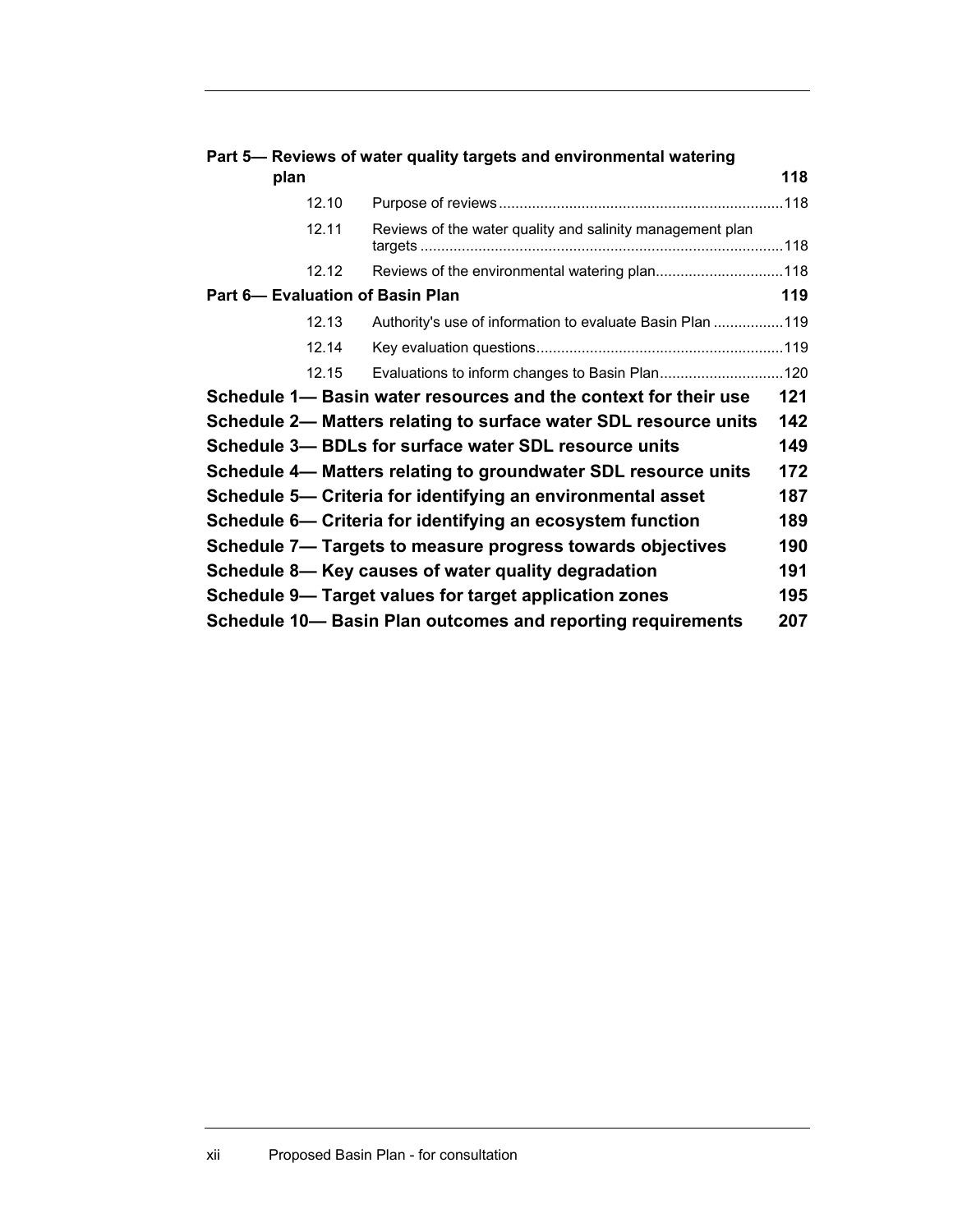**Part 5— Reviews of water quality targets and environmental watering plan** **118**

| | | |
|---|---|---|
| 12.10 | Purpose of reviews | 118 |
| 12.11 | Reviews of the water quality and salinity management plan targets | 118 |
| 12.12 | Reviews of the environmental watering plan | 118 |

**Part 6— Evaluation of Basin Plan** **119**

| | | |
|---|---|---|
| 12.13 | Authority's use of information to evaluate Basin Plan | 119 |
| 12.14 | Key evaluation questions | 119 |
| 12.15 | Evaluations to inform changes to Basin Plan | 120 |

**Schedule 1— Basin water resources and the context for their use** **121**

**Schedule 2— Matters relating to surface water SDL resource units** **142**

**Schedule 3— BDLs for surface water SDL resource units** **149**

**Schedule 4— Matters relating to groundwater SDL resource units** **172**

**Schedule 5— Criteria for identifying an environmental asset** **187**

**Schedule 6— Criteria for identifying an ecosystem function** **189**

**Schedule 7— Targets to measure progress towards objectives** **190**

**Schedule 8— Key causes of water quality degradation** **191**

**Schedule 9— Target values for target application zones** **195**

**Schedule 10— Basin Plan outcomes and reporting requirements** **207**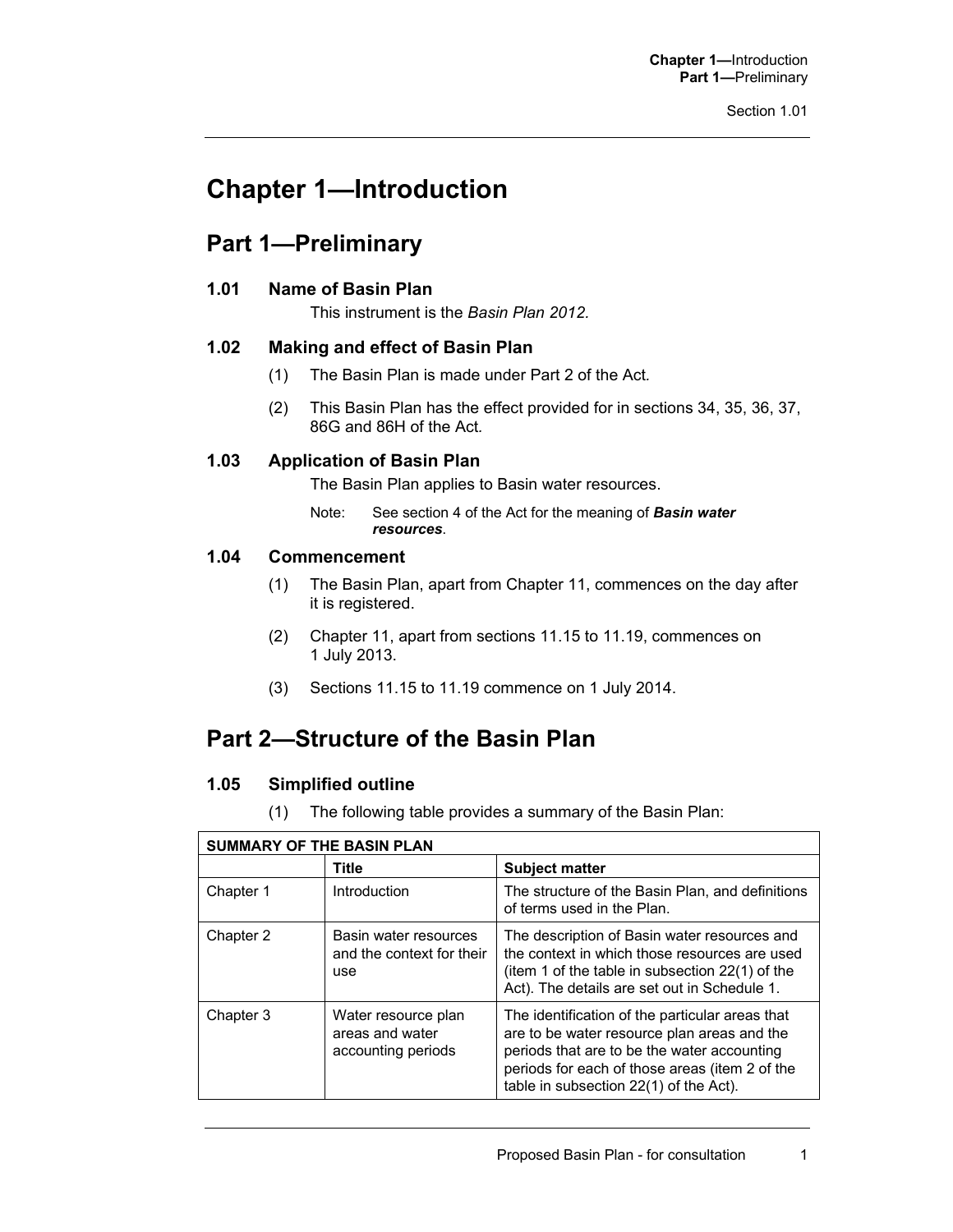# Chapter 1—Introduction

## Part 1—Preliminary

### 1.01 Name of Basin Plan

This instrument is the *Basin Plan 2012.*

### 1.02 Making and effect of Basin Plan

(1) The Basin Plan is made under Part 2 of the Act.

(2) This Basin Plan has the effect provided for in sections 34, 35, 36, 37, 86G and 86H of the Act.

### 1.03 Application of Basin Plan

The Basin Plan applies to Basin water resources.

Note: See section 4 of the Act for the meaning of ***Basin water resources***.

### 1.04 Commencement

(1) The Basin Plan, apart from Chapter 11, commences on the day after it is registered.

(2) Chapter 11, apart from sections 11.15 to 11.19, commences on 1 July 2013.

(3) Sections 11.15 to 11.19 commence on 1 July 2014.

## Part 2—Structure of the Basin Plan

### 1.05 Simplified outline

(1) The following table provides a summary of the Basin Plan:

| **SUMMARY OF THE BASIN PLAN** | | |
|---|---|---|
| | **Title** | **Subject matter** |
| Chapter 1 | Introduction | The structure of the Basin Plan, and definitions of terms used in the Plan. |
| Chapter 2 | Basin water resources and the context for their use | The description of Basin water resources and the context in which those resources are used (item 1 of the table in subsection 22(1) of the Act). The details are set out in Schedule 1. |
| Chapter 3 | Water resource plan areas and water accounting periods | The identification of the particular areas that are to be water resource plan areas and the periods that are to be the water accounting periods for each of those areas (item 2 of the table in subsection 22(1) of the Act). |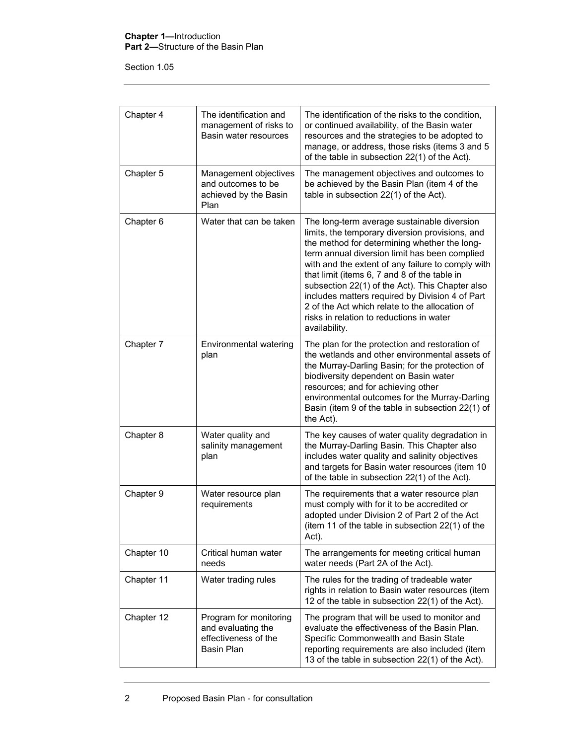| Chapter 4 | The identification and management of risks to Basin water resources | The identification of the risks to the condition, or continued availability, of the Basin water resources and the strategies to be adopted to manage, or address, those risks (items 3 and 5 of the table in subsection 22(1) of the Act). |
|---|---|---|
| Chapter 5 | Management objectives and outcomes to be achieved by the Basin Plan | The management objectives and outcomes to be achieved by the Basin Plan (item 4 of the table in subsection 22(1) of the Act). |
| Chapter 6 | Water that can be taken | The long-term average sustainable diversion limits, the temporary diversion provisions, and the method for determining whether the long-term annual diversion limit has been complied with and the extent of any failure to comply with that limit (items 6, 7 and 8 of the table in subsection 22(1) of the Act). This Chapter also includes matters required by Division 4 of Part 2 of the Act which relate to the allocation of risks in relation to reductions in water availability. |
| Chapter 7 | Environmental watering plan | The plan for the protection and restoration of the wetlands and other environmental assets of the Murray-Darling Basin; for the protection of biodiversity dependent on Basin water resources; and for achieving other environmental outcomes for the Murray-Darling Basin (item 9 of the table in subsection 22(1) of the Act). |
| Chapter 8 | Water quality and salinity management plan | The key causes of water quality degradation in the Murray-Darling Basin. This Chapter also includes water quality and salinity objectives and targets for Basin water resources (item 10 of the table in subsection 22(1) of the Act). |
| Chapter 9 | Water resource plan requirements | The requirements that a water resource plan must comply with for it to be accredited or adopted under Division 2 of Part 2 of the Act (item 11 of the table in subsection 22(1) of the Act). |
| Chapter 10 | Critical human water needs | The arrangements for meeting critical human water needs (Part 2A of the Act). |
| Chapter 11 | Water trading rules | The rules for the trading of tradeable water rights in relation to Basin water resources (item 12 of the table in subsection 22(1) of the Act). |
| Chapter 12 | Program for monitoring and evaluating the effectiveness of the Basin Plan | The program that will be used to monitor and evaluate the effectiveness of the Basin Plan. Specific Commonwealth and Basin State reporting requirements are also included (item 13 of the table in subsection 22(1) of the Act). |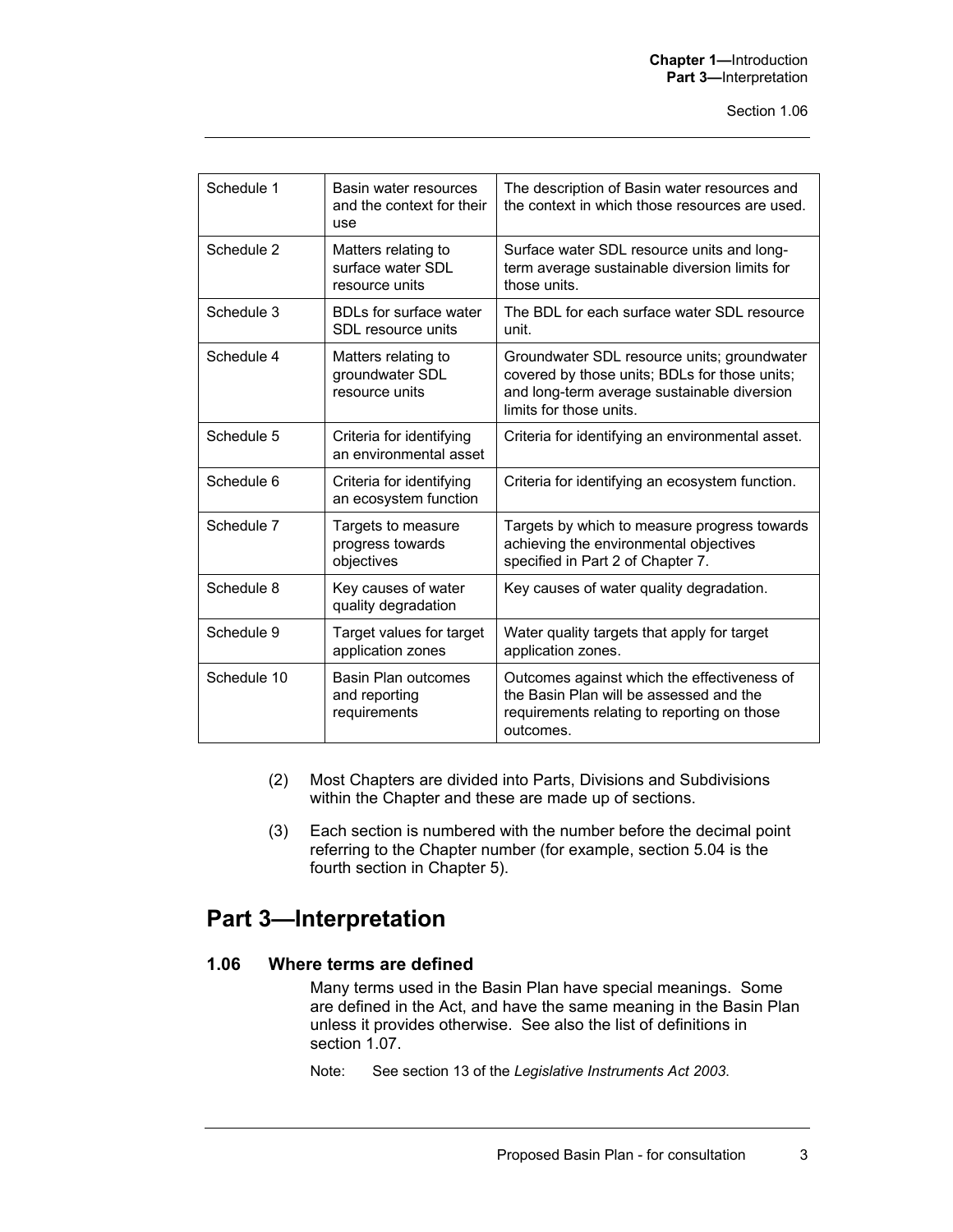| Schedule 1 | Basin water resources and the context for their use | The description of Basin water resources and the context in which those resources are used. |
|---|---|---|
| Schedule 2 | Matters relating to surface water SDL resource units | Surface water SDL resource units and long-term average sustainable diversion limits for those units. |
| Schedule 3 | BDLs for surface water SDL resource units | The BDL for each surface water SDL resource unit. |
| Schedule 4 | Matters relating to groundwater SDL resource units | Groundwater SDL resource units; groundwater covered by those units; BDLs for those units; and long-term average sustainable diversion limits for those units. |
| Schedule 5 | Criteria for identifying an environmental asset | Criteria for identifying an environmental asset. |
| Schedule 6 | Criteria for identifying an ecosystem function | Criteria for identifying an ecosystem function. |
| Schedule 7 | Targets to measure progress towards objectives | Targets by which to measure progress towards achieving the environmental objectives specified in Part 2 of Chapter 7. |
| Schedule 8 | Key causes of water quality degradation | Key causes of water quality degradation. |
| Schedule 9 | Target values for target application zones | Water quality targets that apply for target application zones. |
| Schedule 10 | Basin Plan outcomes and reporting requirements | Outcomes against which the effectiveness of the Basin Plan will be assessed and the requirements relating to reporting on those outcomes. |

(2) Most Chapters are divided into Parts, Divisions and Subdivisions within the Chapter and these are made up of sections.

(3) Each section is numbered with the number before the decimal point referring to the Chapter number (for example, section 5.04 is the fourth section in Chapter 5).

## Part 3—Interpretation

### 1.06 Where terms are defined

Many terms used in the Basin Plan have special meanings. Some are defined in the Act, and have the same meaning in the Basin Plan unless it provides otherwise. See also the list of definitions in section 1.07.

Note: See section 13 of the *Legislative Instruments Act 2003*.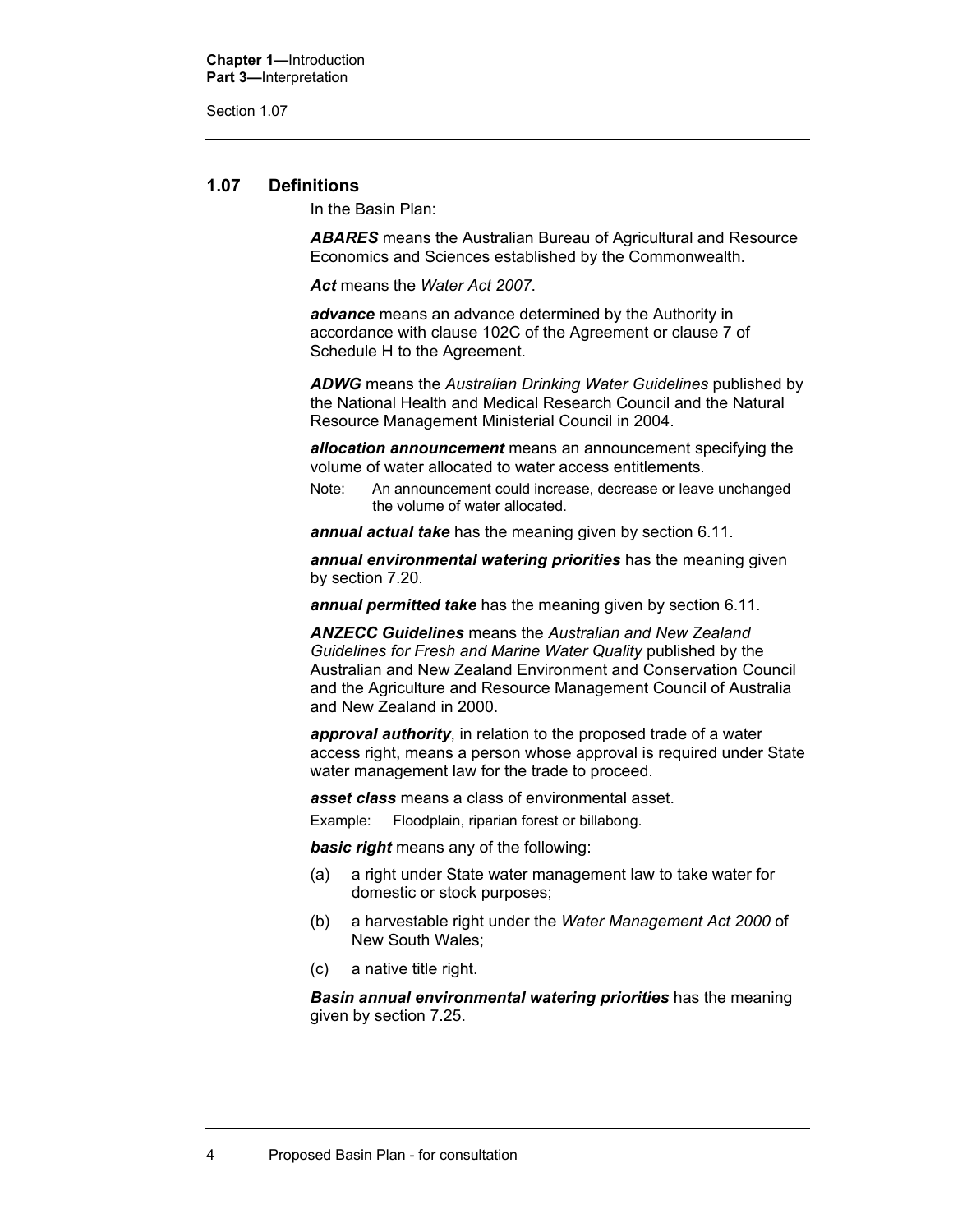## 1.07 Definitions

In the Basin Plan:

***ABARES*** means the Australian Bureau of Agricultural and Resource Economics and Sciences established by the Commonwealth.

***Act*** means the *Water Act 2007*.

***advance*** means an advance determined by the Authority in accordance with clause 102C of the Agreement or clause 7 of Schedule H to the Agreement.

***ADWG*** means the *Australian Drinking Water Guidelines* published by the National Health and Medical Research Council and the Natural Resource Management Ministerial Council in 2004.

***allocation announcement*** means an announcement specifying the volume of water allocated to water access entitlements.

Note: An announcement could increase, decrease or leave unchanged the volume of water allocated.

***annual actual take*** has the meaning given by section 6.11.

***annual environmental watering priorities*** has the meaning given by section 7.20.

***annual permitted take*** has the meaning given by section 6.11.

***ANZECC Guidelines*** means the *Australian and New Zealand Guidelines for Fresh and Marine Water Quality* published by the Australian and New Zealand Environment and Conservation Council and the Agriculture and Resource Management Council of Australia and New Zealand in 2000.

***approval authority***, in relation to the proposed trade of a water access right, means a person whose approval is required under State water management law for the trade to proceed.

***asset class*** means a class of environmental asset.

Example: Floodplain, riparian forest or billabong.

***basic right*** means any of the following:

(a) a right under State water management law to take water for domestic or stock purposes;

(b) a harvestable right under the *Water Management Act 2000* of New South Wales;

(c) a native title right.

***Basin annual environmental watering priorities*** has the meaning given by section 7.25.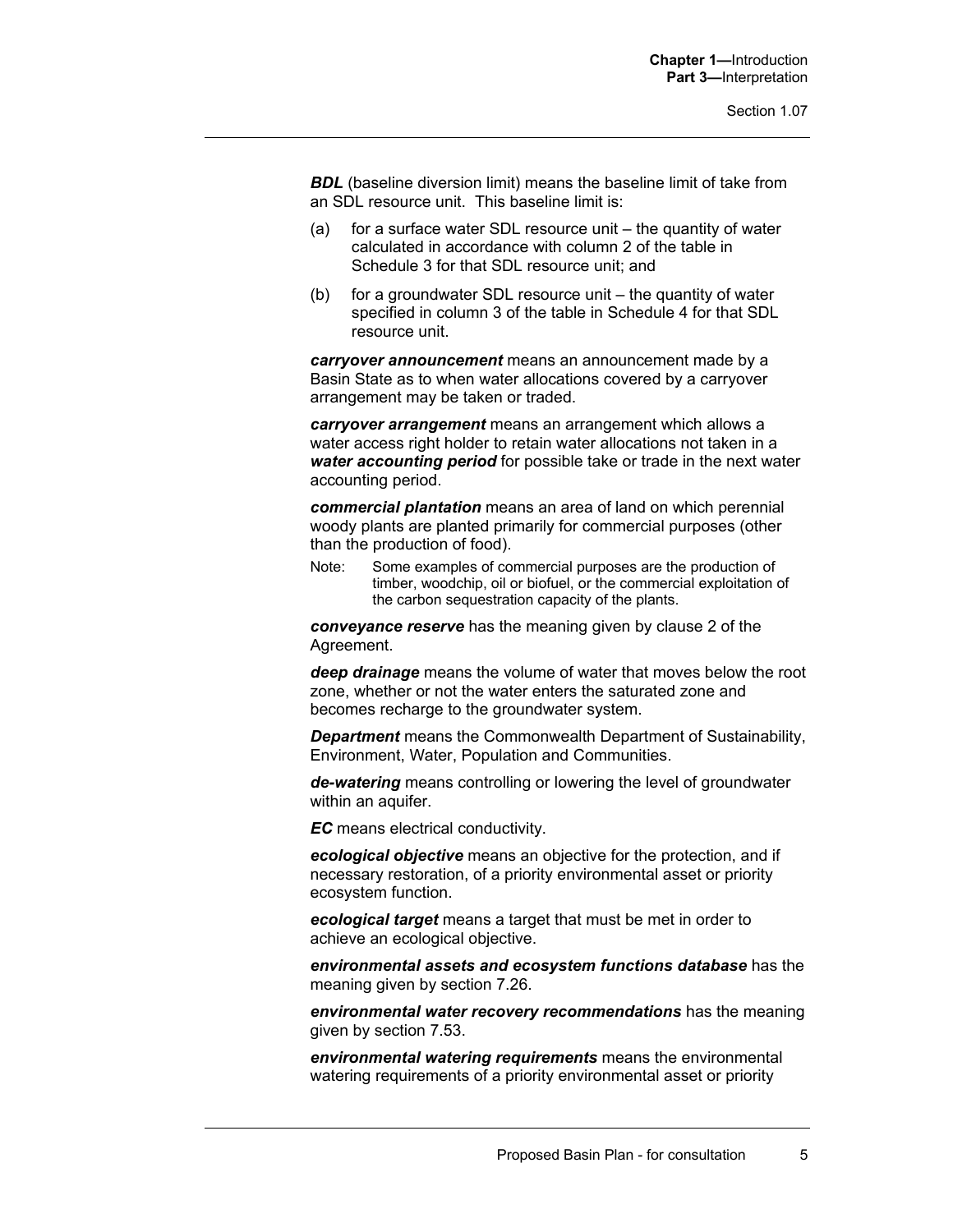***BDL*** (baseline diversion limit) means the baseline limit of take from an SDL resource unit. This baseline limit is:

(a) for a surface water SDL resource unit – the quantity of water calculated in accordance with column 2 of the table in Schedule 3 for that SDL resource unit; and

(b) for a groundwater SDL resource unit – the quantity of water specified in column 3 of the table in Schedule 4 for that SDL resource unit.

***carryover announcement*** means an announcement made by a Basin State as to when water allocations covered by a carryover arrangement may be taken or traded.

***carryover arrangement*** means an arrangement which allows a water access right holder to retain water allocations not taken in a ***water accounting period*** for possible take or trade in the next water accounting period.

***commercial plantation*** means an area of land on which perennial woody plants are planted primarily for commercial purposes (other than the production of food).

Note: Some examples of commercial purposes are the production of timber, woodchip, oil or biofuel, or the commercial exploitation of the carbon sequestration capacity of the plants.

***conveyance reserve*** has the meaning given by clause 2 of the Agreement.

***deep drainage*** means the volume of water that moves below the root zone, whether or not the water enters the saturated zone and becomes recharge to the groundwater system.

***Department*** means the Commonwealth Department of Sustainability, Environment, Water, Population and Communities.

***de-watering*** means controlling or lowering the level of groundwater within an aquifer.

***EC*** means electrical conductivity.

***ecological objective*** means an objective for the protection, and if necessary restoration, of a priority environmental asset or priority ecosystem function.

***ecological target*** means a target that must be met in order to achieve an ecological objective.

***environmental assets and ecosystem functions database*** has the meaning given by section 7.26.

***environmental water recovery recommendations*** has the meaning given by section 7.53.

***environmental watering requirements*** means the environmental watering requirements of a priority environmental asset or priority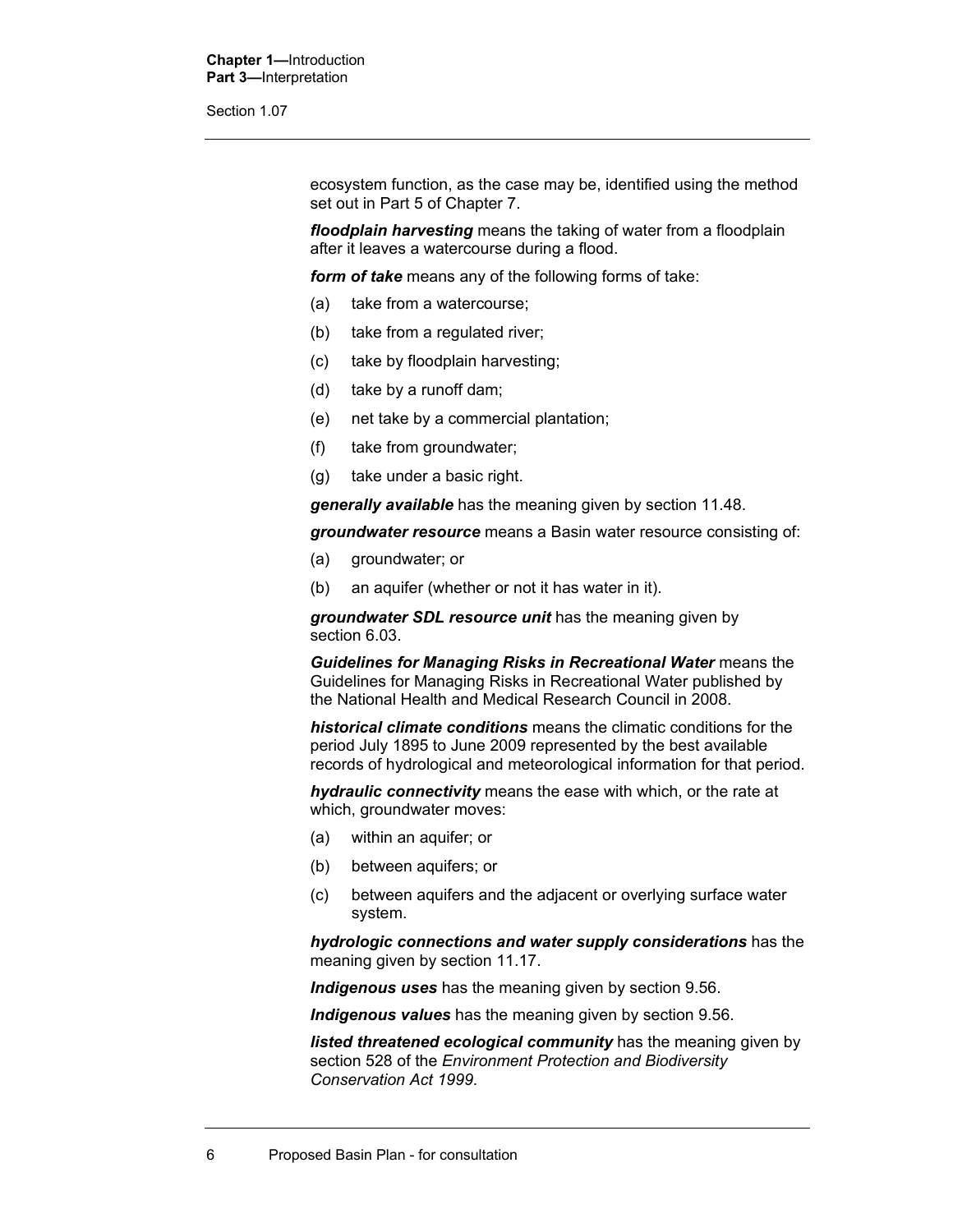ecosystem function, as the case may be, identified using the method set out in Part 5 of Chapter 7.

***floodplain harvesting*** means the taking of water from a floodplain after it leaves a watercourse during a flood.

***form of take*** means any of the following forms of take:

(a) take from a watercourse;

(b) take from a regulated river;

(c) take by floodplain harvesting;

(d) take by a runoff dam;

(e) net take by a commercial plantation;

(f) take from groundwater;

(g) take under a basic right.

***generally available*** has the meaning given by section 11.48.

***groundwater resource*** means a Basin water resource consisting of:

(a) groundwater; or

(b) an aquifer (whether or not it has water in it).

***groundwater SDL resource unit*** has the meaning given by section 6.03.

***Guidelines for Managing Risks in Recreational Water*** means the Guidelines for Managing Risks in Recreational Water published by the National Health and Medical Research Council in 2008.

***historical climate conditions*** means the climatic conditions for the period July 1895 to June 2009 represented by the best available records of hydrological and meteorological information for that period.

***hydraulic connectivity*** means the ease with which, or the rate at which, groundwater moves:

(a) within an aquifer; or

(b) between aquifers; or

(c) between aquifers and the adjacent or overlying surface water system.

***hydrologic connections and water supply considerations*** has the meaning given by section 11.17.

***Indigenous uses*** has the meaning given by section 9.56.

***Indigenous values*** has the meaning given by section 9.56.

***listed threatened ecological community*** has the meaning given by section 528 of the *Environment Protection and Biodiversity Conservation Act 1999*.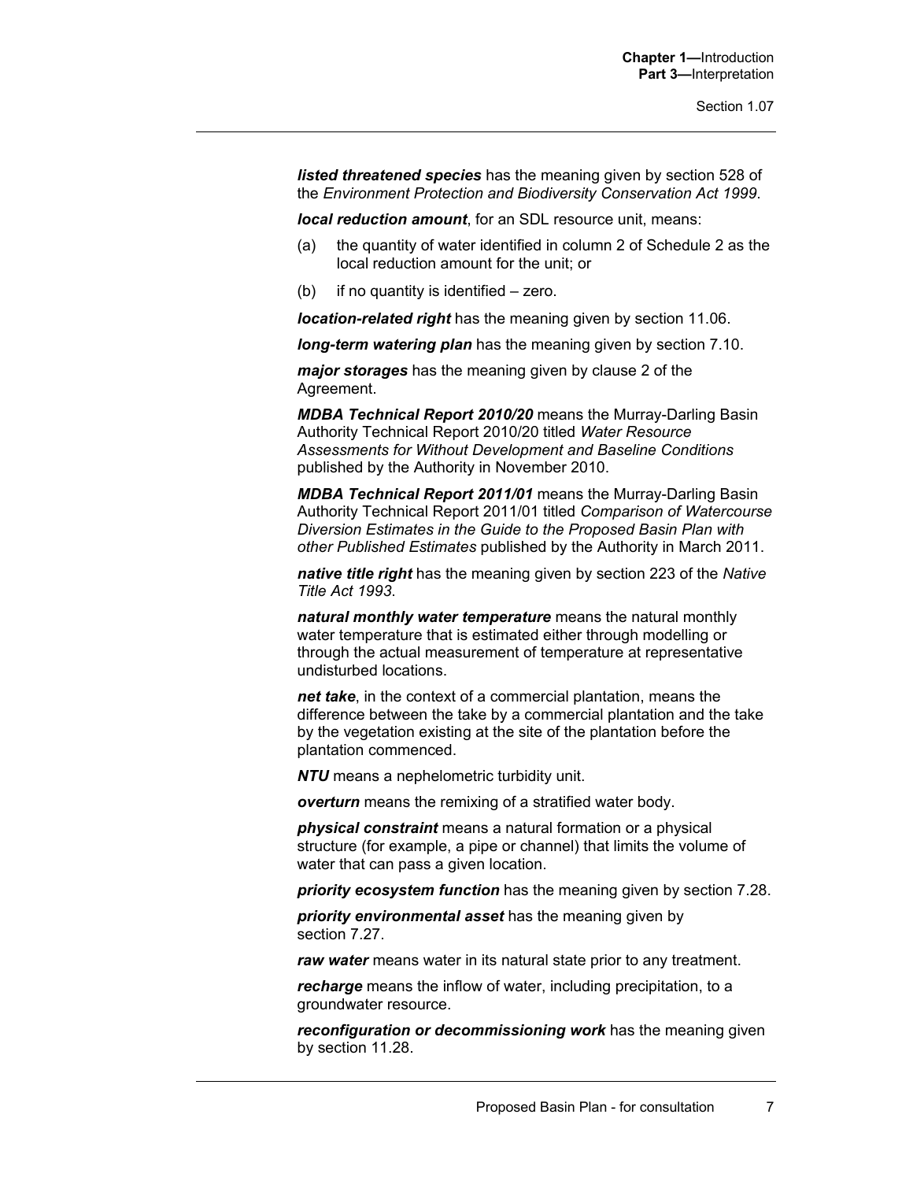***listed threatened species*** has the meaning given by section 528 of the *Environment Protection and Biodiversity Conservation Act 1999*.

***local reduction amount***, for an SDL resource unit, means:

(a) the quantity of water identified in column 2 of Schedule 2 as the local reduction amount for the unit; or

(b) if no quantity is identified – zero.

***location-related right*** has the meaning given by section 11.06.

***long-term watering plan*** has the meaning given by section 7.10.

***major storages*** has the meaning given by clause 2 of the Agreement.

***MDBA Technical Report 2010/20*** means the Murray-Darling Basin Authority Technical Report 2010/20 titled *Water Resource Assessments for Without Development and Baseline Conditions* published by the Authority in November 2010.

***MDBA Technical Report 2011/01*** means the Murray-Darling Basin Authority Technical Report 2011/01 titled *Comparison of Watercourse Diversion Estimates in the Guide to the Proposed Basin Plan with other Published Estimates* published by the Authority in March 2011.

***native title right*** has the meaning given by section 223 of the *Native Title Act 1993*.

***natural monthly water temperature*** means the natural monthly water temperature that is estimated either through modelling or through the actual measurement of temperature at representative undisturbed locations.

***net take***, in the context of a commercial plantation, means the difference between the take by a commercial plantation and the take by the vegetation existing at the site of the plantation before the plantation commenced.

***NTU*** means a nephelometric turbidity unit.

***overturn*** means the remixing of a stratified water body.

***physical constraint*** means a natural formation or a physical structure (for example, a pipe or channel) that limits the volume of water that can pass a given location.

***priority ecosystem function*** has the meaning given by section 7.28.

***priority environmental asset*** has the meaning given by section 7.27.

***raw water*** means water in its natural state prior to any treatment.

***recharge*** means the inflow of water, including precipitation, to a groundwater resource.

***reconfiguration or decommissioning work*** has the meaning given by section 11.28.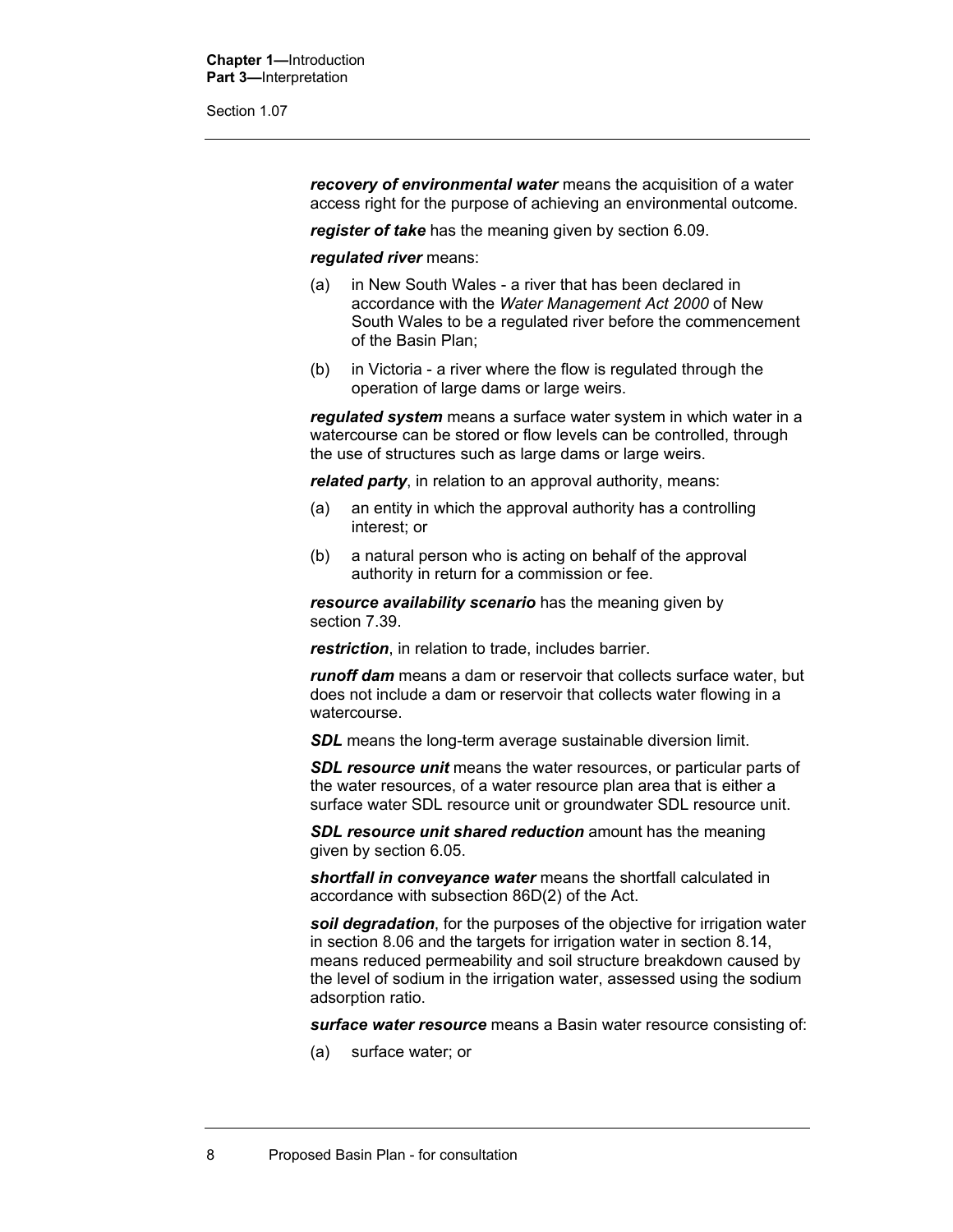***recovery of environmental water*** means the acquisition of a water access right for the purpose of achieving an environmental outcome.

***register of take*** has the meaning given by section 6.09.

***regulated river*** means:

(a) in New South Wales - a river that has been declared in accordance with the *Water Management Act 2000* of New South Wales to be a regulated river before the commencement of the Basin Plan;

(b) in Victoria - a river where the flow is regulated through the operation of large dams or large weirs.

***regulated system*** means a surface water system in which water in a watercourse can be stored or flow levels can be controlled, through the use of structures such as large dams or large weirs.

***related party***, in relation to an approval authority, means:

(a) an entity in which the approval authority has a controlling interest; or

(b) a natural person who is acting on behalf of the approval authority in return for a commission or fee.

***resource availability scenario*** has the meaning given by section 7.39.

***restriction***, in relation to trade, includes barrier.

***runoff dam*** means a dam or reservoir that collects surface water, but does not include a dam or reservoir that collects water flowing in a watercourse.

***SDL*** means the long-term average sustainable diversion limit.

***SDL resource unit*** means the water resources, or particular parts of the water resources, of a water resource plan area that is either a surface water SDL resource unit or groundwater SDL resource unit.

***SDL resource unit shared reduction*** amount has the meaning given by section 6.05.

***shortfall in conveyance water*** means the shortfall calculated in accordance with subsection 86D(2) of the Act.

***soil degradation***, for the purposes of the objective for irrigation water in section 8.06 and the targets for irrigation water in section 8.14, means reduced permeability and soil structure breakdown caused by the level of sodium in the irrigation water, assessed using the sodium adsorption ratio.

***surface water resource*** means a Basin water resource consisting of:

(a) surface water; or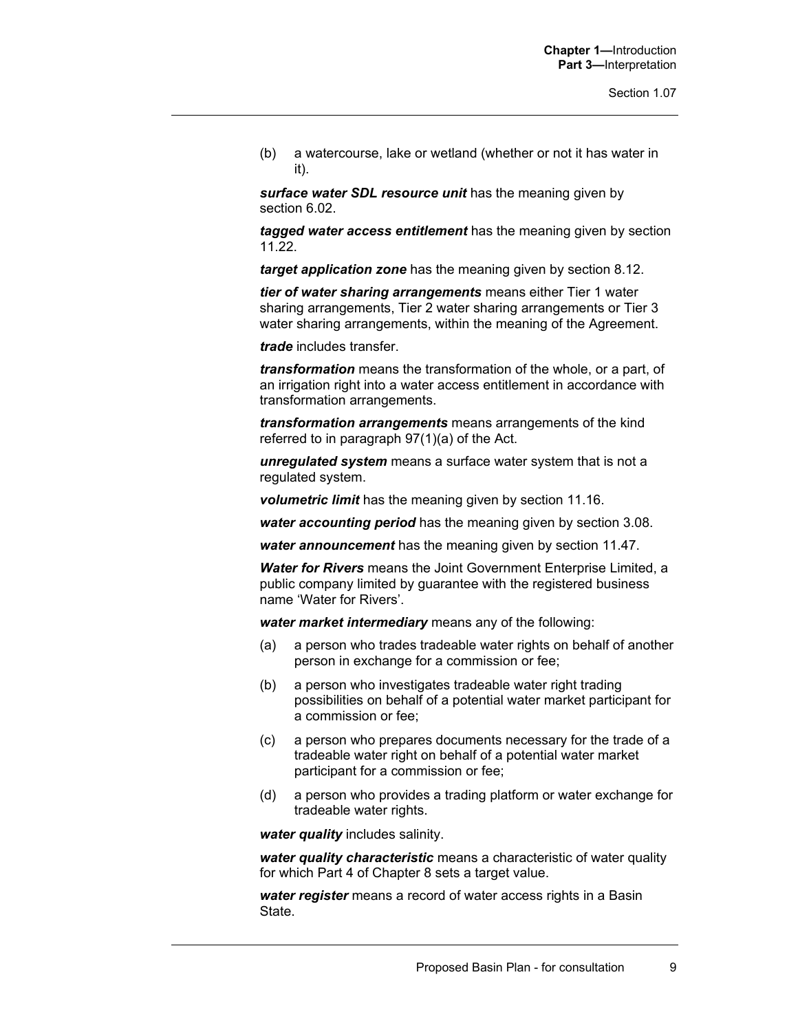(b) a watercourse, lake or wetland (whether or not it has water in it).

***surface water SDL resource unit*** has the meaning given by section 6.02.

***tagged water access entitlement*** has the meaning given by section 11.22.

***target application zone*** has the meaning given by section 8.12.

***tier of water sharing arrangements*** means either Tier 1 water sharing arrangements, Tier 2 water sharing arrangements or Tier 3 water sharing arrangements, within the meaning of the Agreement.

***trade*** includes transfer.

***transformation*** means the transformation of the whole, or a part, of an irrigation right into a water access entitlement in accordance with transformation arrangements.

***transformation arrangements*** means arrangements of the kind referred to in paragraph 97(1)(a) of the Act.

***unregulated system*** means a surface water system that is not a regulated system.

***volumetric limit*** has the meaning given by section 11.16.

***water accounting period*** has the meaning given by section 3.08.

***water announcement*** has the meaning given by section 11.47.

***Water for Rivers*** means the Joint Government Enterprise Limited, a public company limited by guarantee with the registered business name 'Water for Rivers'.

***water market intermediary*** means any of the following:

(a) a person who trades tradeable water rights on behalf of another person in exchange for a commission or fee;

(b) a person who investigates tradeable water right trading possibilities on behalf of a potential water market participant for a commission or fee;

(c) a person who prepares documents necessary for the trade of a tradeable water right on behalf of a potential water market participant for a commission or fee;

(d) a person who provides a trading platform or water exchange for tradeable water rights.

***water quality*** includes salinity.

***water quality characteristic*** means a characteristic of water quality for which Part 4 of Chapter 8 sets a target value.

***water register*** means a record of water access rights in a Basin State.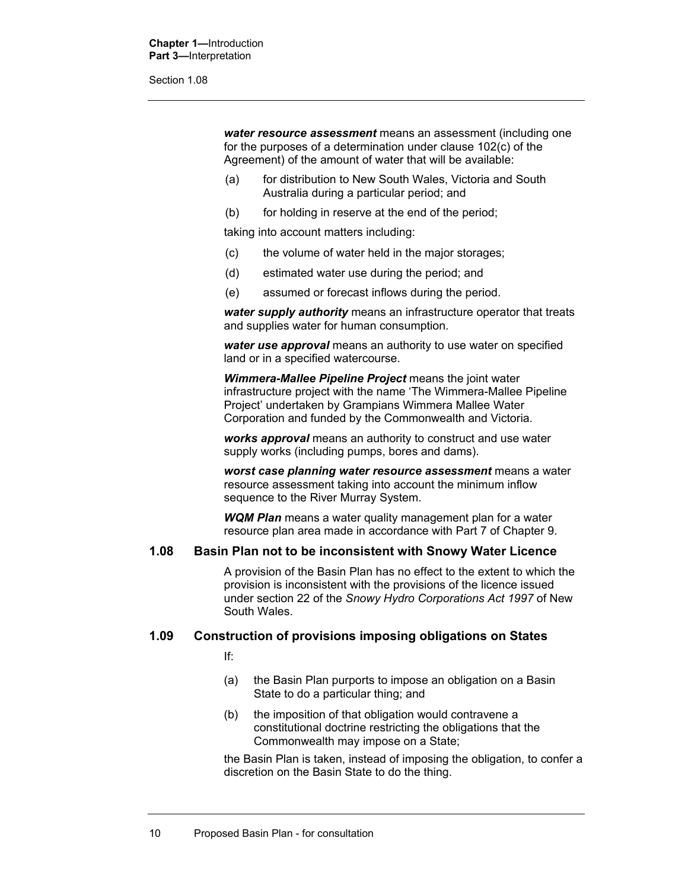***water resource assessment*** means an assessment (including one for the purposes of a determination under clause 102(c) of the Agreement) of the amount of water that will be available:

(a) for distribution to New South Wales, Victoria and South Australia during a particular period; and

(b) for holding in reserve at the end of the period;

taking into account matters including:

(c) the volume of water held in the major storages;

(d) estimated water use during the period; and

(e) assumed or forecast inflows during the period.

***water supply authority*** means an infrastructure operator that treats and supplies water for human consumption.

***water use approval*** means an authority to use water on specified land or in a specified watercourse.

***Wimmera-Mallee Pipeline Project*** means the joint water infrastructure project with the name 'The Wimmera-Mallee Pipeline Project' undertaken by Grampians Wimmera Mallee Water Corporation and funded by the Commonwealth and Victoria.

***works approval*** means an authority to construct and use water supply works (including pumps, bores and dams).

***worst case planning water resource assessment*** means a water resource assessment taking into account the minimum inflow sequence to the River Murray System.

***WQM Plan*** means a water quality management plan for a water resource plan area made in accordance with Part 7 of Chapter 9.

### 1.08 Basin Plan not to be inconsistent with Snowy Water Licence

A provision of the Basin Plan has no effect to the extent to which the provision is inconsistent with the provisions of the licence issued under section 22 of the *Snowy Hydro Corporations Act 1997* of New South Wales.

### 1.09 Construction of provisions imposing obligations on States

If:

(a) the Basin Plan purports to impose an obligation on a Basin State to do a particular thing; and

(b) the imposition of that obligation would contravene a constitutional doctrine restricting the obligations that the Commonwealth may impose on a State;

the Basin Plan is taken, instead of imposing the obligation, to confer a discretion on the Basin State to do the thing.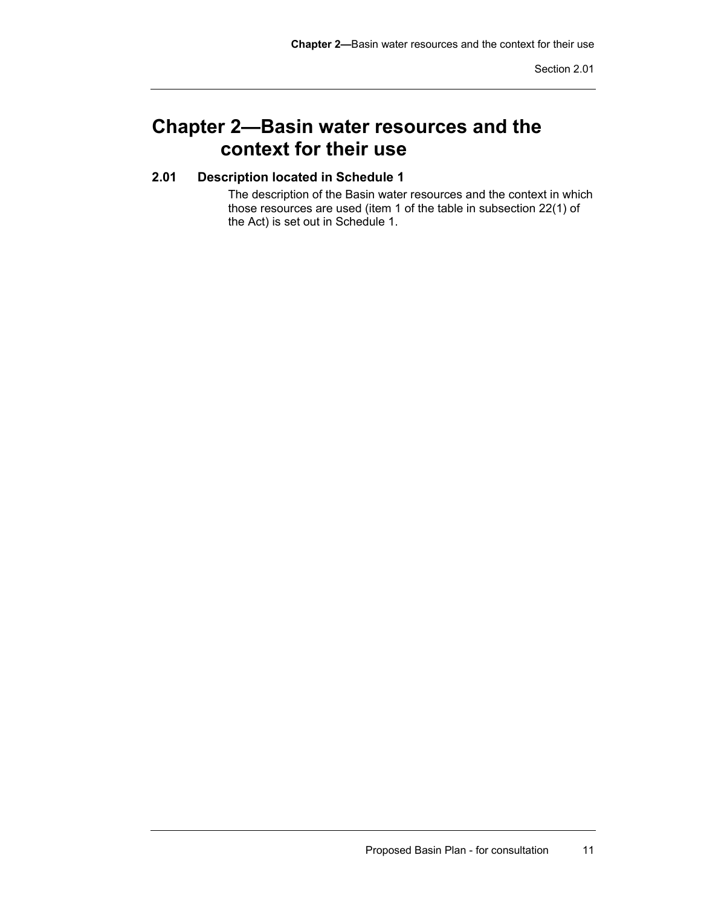# Chapter 2—Basin water resources and the context for their use

## 2.01 Description located in Schedule 1

The description of the Basin water resources and the context in which those resources are used (item 1 of the table in subsection 22(1) of the Act) is set out in Schedule 1.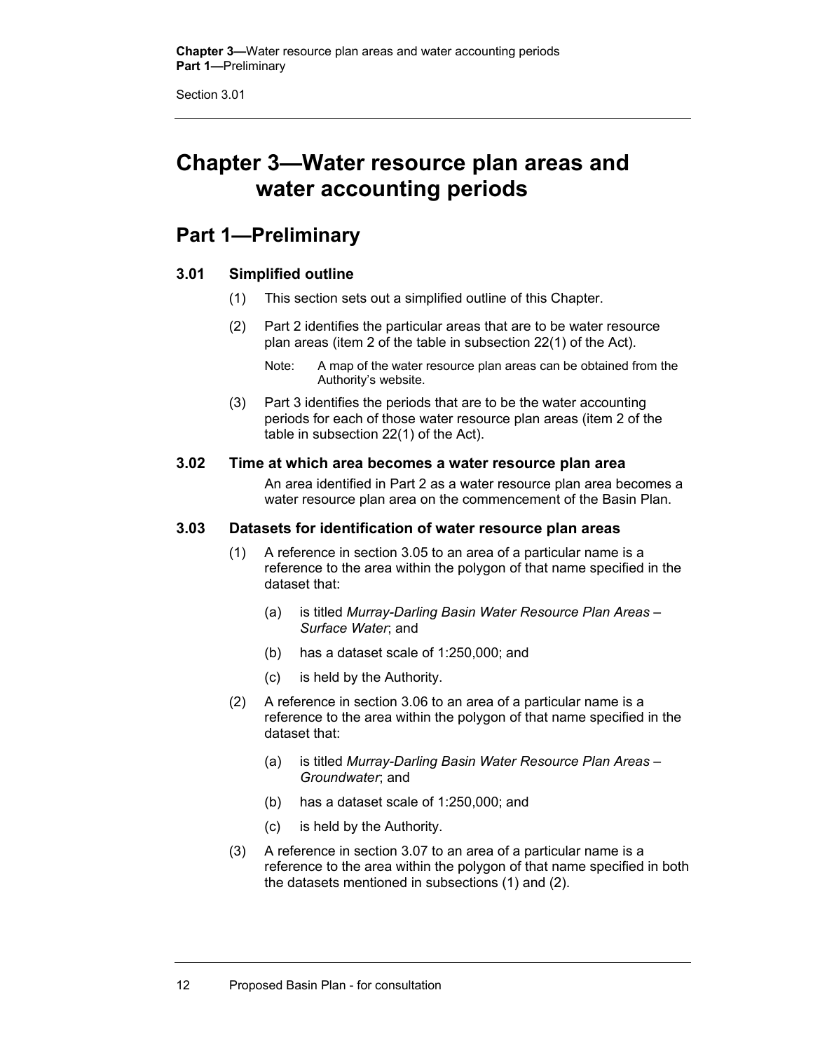# Chapter 3—Water resource plan areas and water accounting periods

## Part 1—Preliminary

### 3.01 Simplified outline

(1) This section sets out a simplified outline of this Chapter.

(2) Part 2 identifies the particular areas that are to be water resource plan areas (item 2 of the table in subsection 22(1) of the Act).

Note: A map of the water resource plan areas can be obtained from the Authority's website.

(3) Part 3 identifies the periods that are to be the water accounting periods for each of those water resource plan areas (item 2 of the table in subsection 22(1) of the Act).

### 3.02 Time at which area becomes a water resource plan area

An area identified in Part 2 as a water resource plan area becomes a water resource plan area on the commencement of the Basin Plan.

### 3.03 Datasets for identification of water resource plan areas

(1) A reference in section 3.05 to an area of a particular name is a reference to the area within the polygon of that name specified in the dataset that:

(a) is titled *Murray-Darling Basin Water Resource Plan Areas – Surface Water*; and

(b) has a dataset scale of 1:250,000; and

(c) is held by the Authority.

(2) A reference in section 3.06 to an area of a particular name is a reference to the area within the polygon of that name specified in the dataset that:

(a) is titled *Murray-Darling Basin Water Resource Plan Areas – Groundwater*; and

(b) has a dataset scale of 1:250,000; and

(c) is held by the Authority.

(3) A reference in section 3.07 to an area of a particular name is a reference to the area within the polygon of that name specified in both the datasets mentioned in subsections (1) and (2).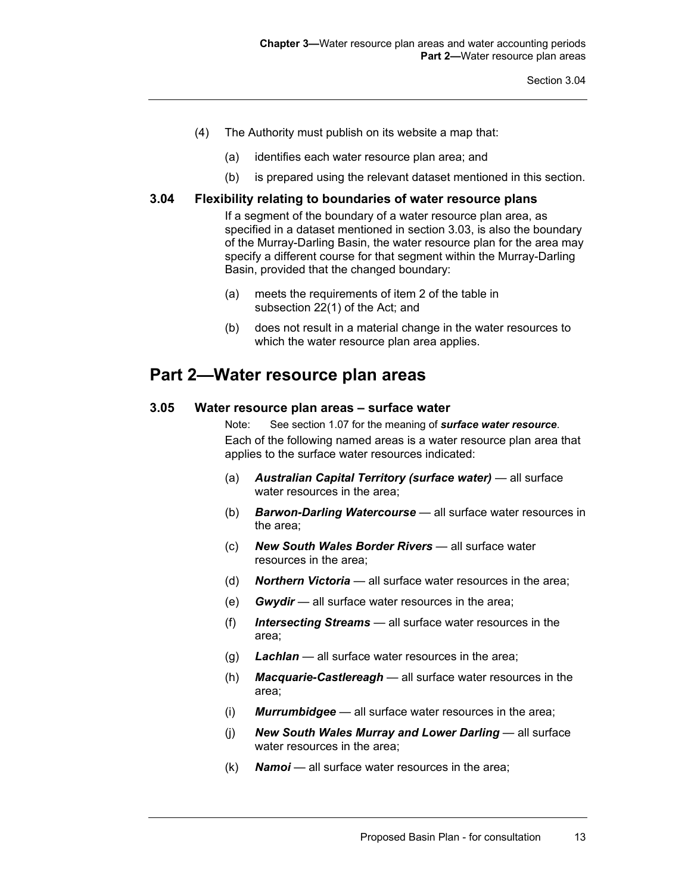(4) The Authority must publish on its website a map that:

(a) identifies each water resource plan area; and

(b) is prepared using the relevant dataset mentioned in this section.

### 3.04 Flexibility relating to boundaries of water resource plans

If a segment of the boundary of a water resource plan area, as specified in a dataset mentioned in section 3.03, is also the boundary of the Murray-Darling Basin, the water resource plan for the area may specify a different course for that segment within the Murray-Darling Basin, provided that the changed boundary:

(a) meets the requirements of item 2 of the table in subsection 22(1) of the Act; and

(b) does not result in a material change in the water resources to which the water resource plan area applies.

## Part 2—Water resource plan areas

### 3.05 Water resource plan areas – surface water

Note: See section 1.07 for the meaning of ***surface water resource***.

Each of the following named areas is a water resource plan area that applies to the surface water resources indicated:

(a) ***Australian Capital Territory (surface water)*** — all surface water resources in the area;

(b) ***Barwon-Darling Watercourse*** — all surface water resources in the area;

(c) ***New South Wales Border Rivers*** — all surface water resources in the area;

(d) ***Northern Victoria*** — all surface water resources in the area;

(e) ***Gwydir*** — all surface water resources in the area;

(f) ***Intersecting Streams*** — all surface water resources in the area;

(g) ***Lachlan*** — all surface water resources in the area;

(h) ***Macquarie-Castlereagh*** — all surface water resources in the area;

(i) ***Murrumbidgee*** — all surface water resources in the area;

(j) ***New South Wales Murray and Lower Darling*** — all surface water resources in the area;

(k) ***Namoi*** — all surface water resources in the area;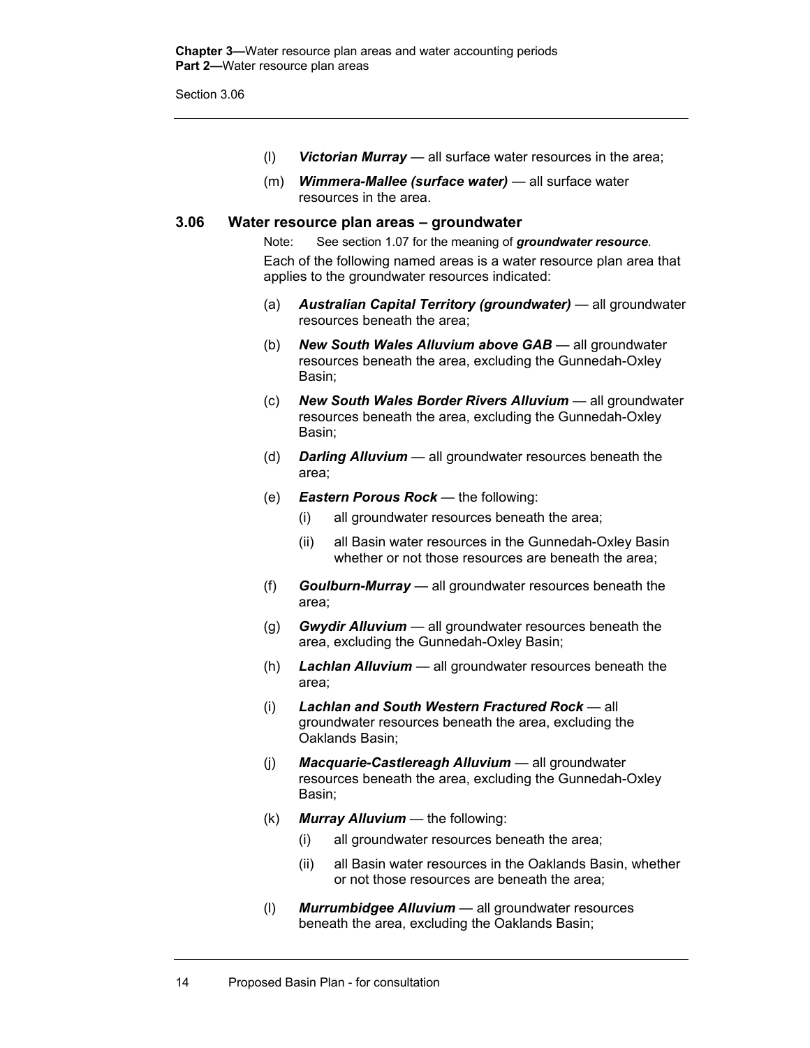(l) ***Victorian Murray*** — all surface water resources in the area;

(m) ***Wimmera-Mallee (surface water)*** — all surface water resources in the area.

### 3.06 Water resource plan areas – groundwater

Note: See section 1.07 for the meaning of ***groundwater resource***.

Each of the following named areas is a water resource plan area that applies to the groundwater resources indicated:

(a) ***Australian Capital Territory (groundwater)*** — all groundwater resources beneath the area;

(b) ***New South Wales Alluvium above GAB*** — all groundwater resources beneath the area, excluding the Gunnedah-Oxley Basin;

(c) ***New South Wales Border Rivers Alluvium*** — all groundwater resources beneath the area, excluding the Gunnedah-Oxley Basin;

(d) ***Darling Alluvium*** — all groundwater resources beneath the area;

(e) ***Eastern Porous Rock*** — the following:

   (i) all groundwater resources beneath the area;

   (ii) all Basin water resources in the Gunnedah-Oxley Basin whether or not those resources are beneath the area;

(f) ***Goulburn-Murray*** — all groundwater resources beneath the area;

(g) ***Gwydir Alluvium*** — all groundwater resources beneath the area, excluding the Gunnedah-Oxley Basin;

(h) ***Lachlan Alluvium*** — all groundwater resources beneath the area;

(i) ***Lachlan and South Western Fractured Rock*** — all groundwater resources beneath the area, excluding the Oaklands Basin;

(j) ***Macquarie-Castlereagh Alluvium*** — all groundwater resources beneath the area, excluding the Gunnedah-Oxley Basin;

(k) ***Murray Alluvium*** — the following:

   (i) all groundwater resources beneath the area;

   (ii) all Basin water resources in the Oaklands Basin, whether or not those resources are beneath the area;

(l) ***Murrumbidgee Alluvium*** — all groundwater resources beneath the area, excluding the Oaklands Basin;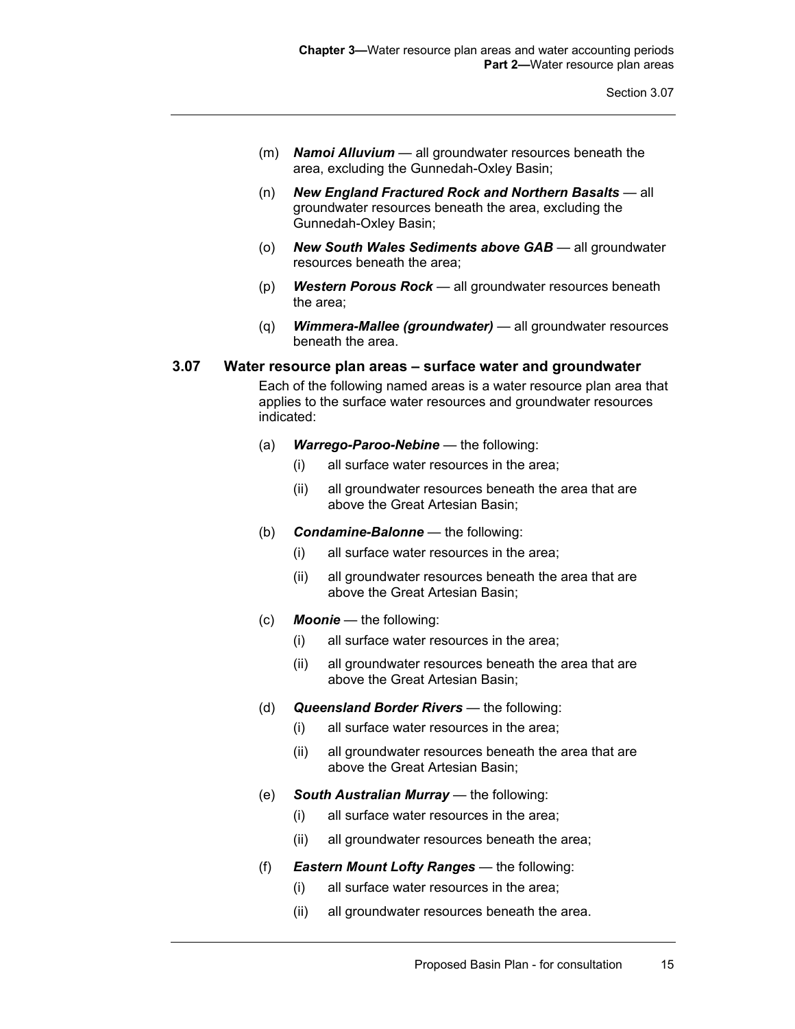(m) ***Namoi Alluvium*** — all groundwater resources beneath the area, excluding the Gunnedah-Oxley Basin;

(n) ***New England Fractured Rock and Northern Basalts*** — all groundwater resources beneath the area, excluding the Gunnedah-Oxley Basin;

(o) ***New South Wales Sediments above GAB*** — all groundwater resources beneath the area;

(p) ***Western Porous Rock*** — all groundwater resources beneath the area;

(q) ***Wimmera-Mallee (groundwater)*** — all groundwater resources beneath the area.

### 3.07 Water resource plan areas – surface water and groundwater

Each of the following named areas is a water resource plan area that applies to the surface water resources and groundwater resources indicated:

(a) ***Warrego-Paroo-Nebine*** — the following:

- (i) all surface water resources in the area;
- (ii) all groundwater resources beneath the area that are above the Great Artesian Basin;

(b) ***Condamine-Balonne*** — the following:

- (i) all surface water resources in the area;
- (ii) all groundwater resources beneath the area that are above the Great Artesian Basin;

(c) ***Moonie*** — the following:

- (i) all surface water resources in the area;
- (ii) all groundwater resources beneath the area that are above the Great Artesian Basin;

(d) ***Queensland Border Rivers*** — the following:

- (i) all surface water resources in the area;
- (ii) all groundwater resources beneath the area that are above the Great Artesian Basin;

(e) ***South Australian Murray*** — the following:

- (i) all surface water resources in the area;
- (ii) all groundwater resources beneath the area;

(f) ***Eastern Mount Lofty Ranges*** — the following:

- (i) all surface water resources in the area;
- (ii) all groundwater resources beneath the area.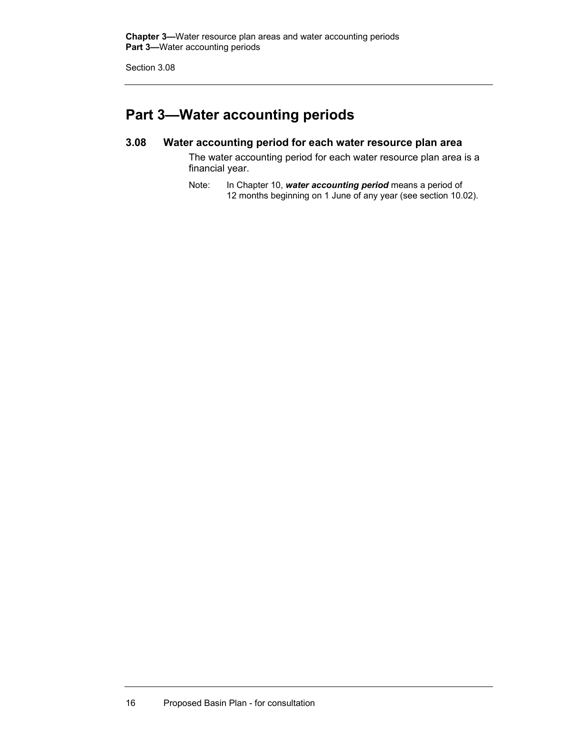# Part 3—Water accounting periods

## 3.08 Water accounting period for each water resource plan area

The water accounting period for each water resource plan area is a financial year.

Note: In Chapter 10, ***water accounting period*** means a period of 12 months beginning on 1 June of any year (see section 10.02).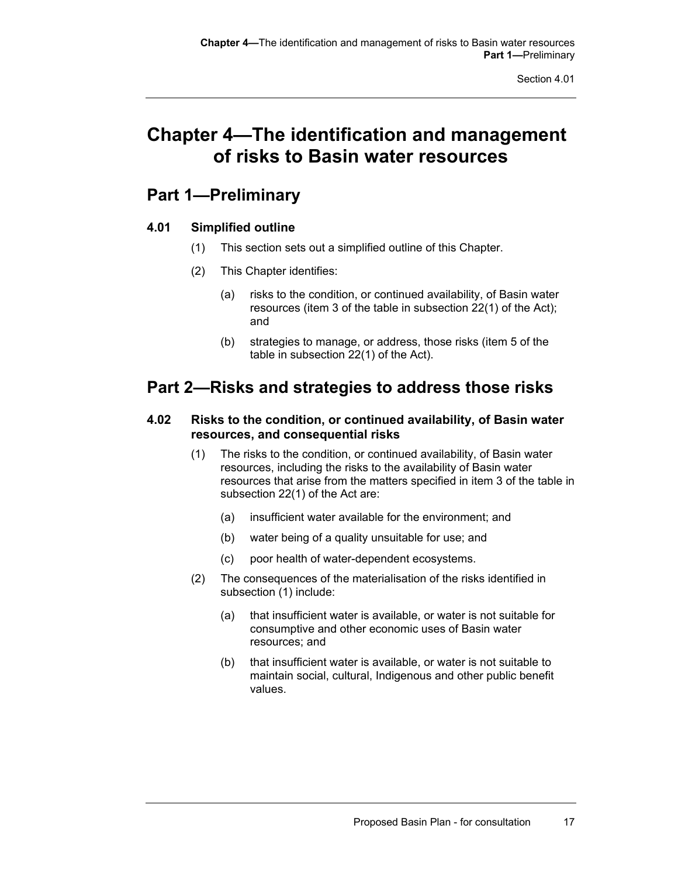# Chapter 4—The identification and management of risks to Basin water resources

## Part 1—Preliminary

### 4.01 Simplified outline

(1) This section sets out a simplified outline of this Chapter.

(2) This Chapter identifies:

(a) risks to the condition, or continued availability, of Basin water resources (item 3 of the table in subsection 22(1) of the Act); and

(b) strategies to manage, or address, those risks (item 5 of the table in subsection 22(1) of the Act).

## Part 2—Risks and strategies to address those risks

### 4.02 Risks to the condition, or continued availability, of Basin water resources, and consequential risks

(1) The risks to the condition, or continued availability, of Basin water resources, including the risks to the availability of Basin water resources that arise from the matters specified in item 3 of the table in subsection 22(1) of the Act are:

(a) insufficient water available for the environment; and

(b) water being of a quality unsuitable for use; and

(c) poor health of water-dependent ecosystems.

(2) The consequences of the materialisation of the risks identified in subsection (1) include:

(a) that insufficient water is available, or water is not suitable for consumptive and other economic uses of Basin water resources; and

(b) that insufficient water is available, or water is not suitable to maintain social, cultural, Indigenous and other public benefit values.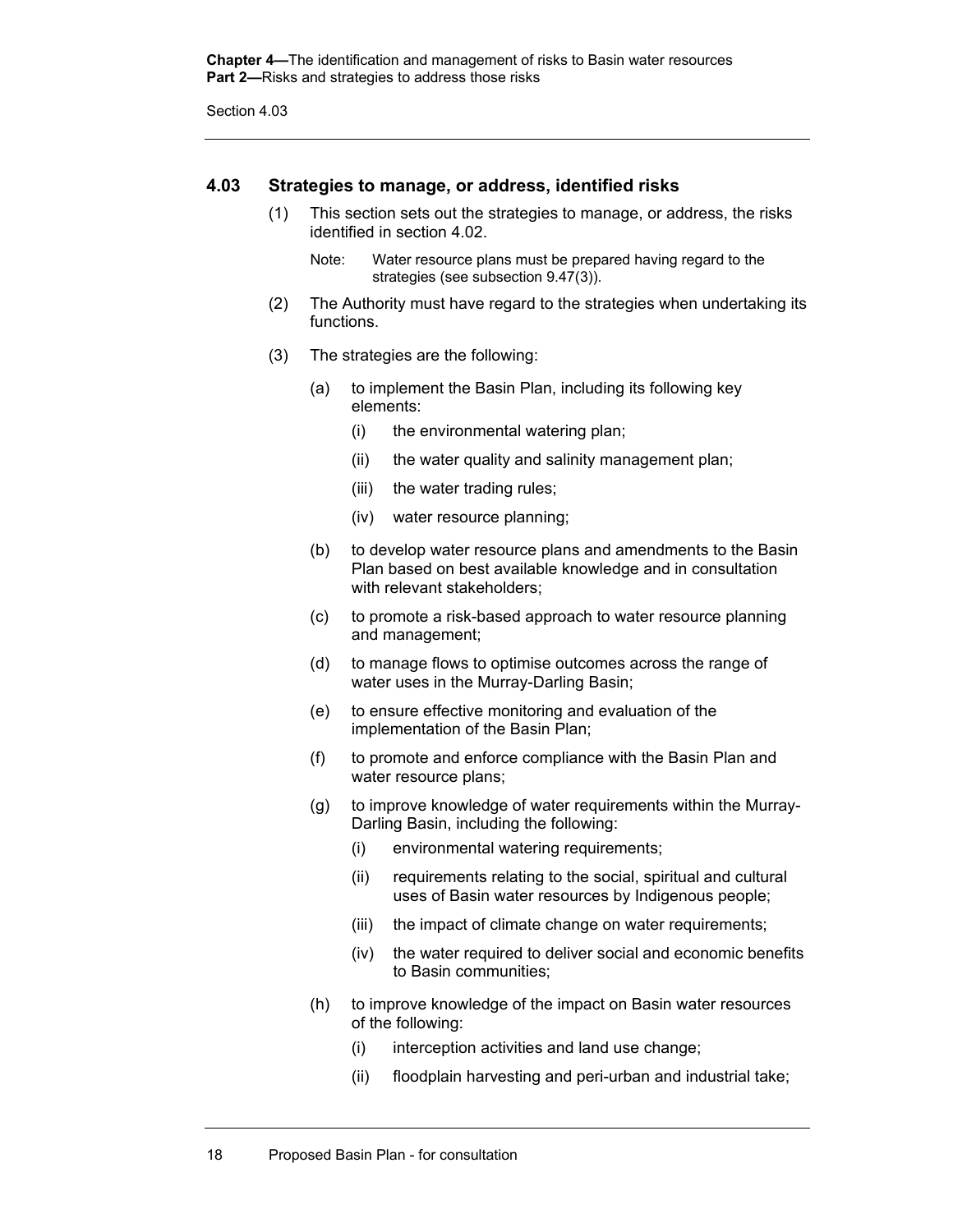## 4.03 Strategies to manage, or address, identified risks

(1) This section sets out the strategies to manage, or address, the risks identified in section 4.02.

Note: Water resource plans must be prepared having regard to the strategies (see subsection 9.47(3)).

(2) The Authority must have regard to the strategies when undertaking its functions.

(3) The strategies are the following:

(a) to implement the Basin Plan, including its following key elements:

(i) the environmental watering plan;

(ii) the water quality and salinity management plan;

(iii) the water trading rules;

(iv) water resource planning;

(b) to develop water resource plans and amendments to the Basin Plan based on best available knowledge and in consultation with relevant stakeholders;

(c) to promote a risk-based approach to water resource planning and management;

(d) to manage flows to optimise outcomes across the range of water uses in the Murray-Darling Basin;

(e) to ensure effective monitoring and evaluation of the implementation of the Basin Plan;

(f) to promote and enforce compliance with the Basin Plan and water resource plans;

(g) to improve knowledge of water requirements within the Murray-Darling Basin, including the following:

(i) environmental watering requirements;

(ii) requirements relating to the social, spiritual and cultural uses of Basin water resources by Indigenous people;

(iii) the impact of climate change on water requirements;

(iv) the water required to deliver social and economic benefits to Basin communities;

(h) to improve knowledge of the impact on Basin water resources of the following:

(i) interception activities and land use change;

(ii) floodplain harvesting and peri-urban and industrial take;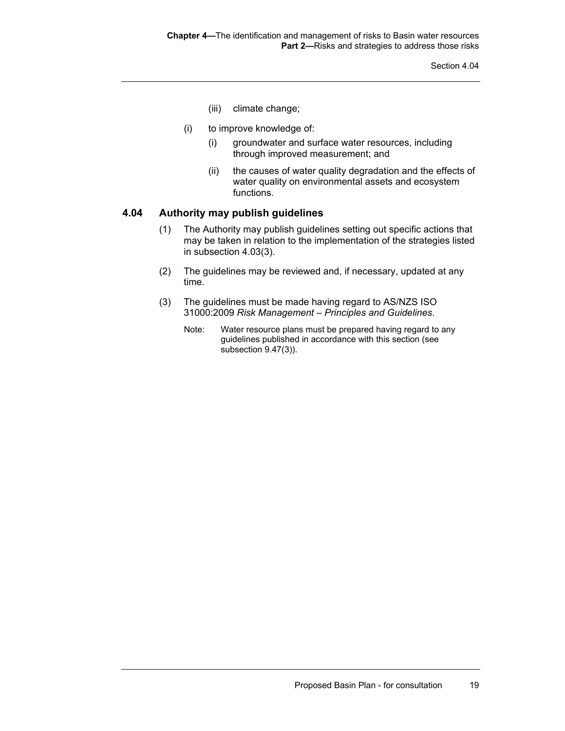(iii) climate change;

(i) to improve knowledge of:

(i) groundwater and surface water resources, including through improved measurement; and

(ii) the causes of water quality degradation and the effects of water quality on environmental assets and ecosystem functions.

### 4.04 Authority may publish guidelines

(1) The Authority may publish guidelines setting out specific actions that may be taken in relation to the implementation of the strategies listed in subsection 4.03(3).

(2) The guidelines may be reviewed and, if necessary, updated at any time.

(3) The guidelines must be made having regard to AS/NZS ISO 31000:2009 *Risk Management – Principles and Guidelines*.

Note: Water resource plans must be prepared having regard to any guidelines published in accordance with this section (see subsection 9.47(3)).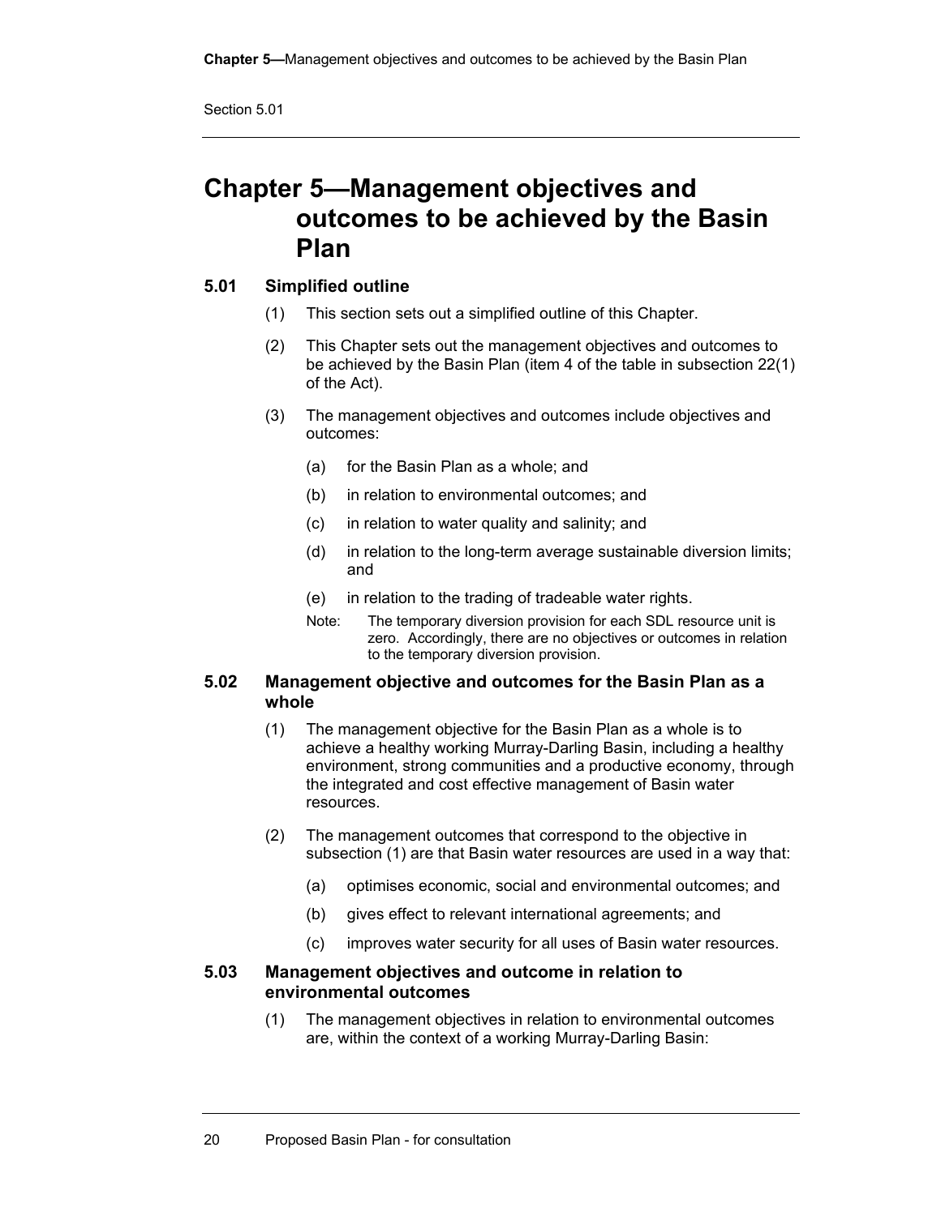# Chapter 5—Management objectives and outcomes to be achieved by the Basin Plan

### 5.01 Simplified outline

(1) This section sets out a simplified outline of this Chapter.

(2) This Chapter sets out the management objectives and outcomes to be achieved by the Basin Plan (item 4 of the table in subsection 22(1) of the Act).

(3) The management objectives and outcomes include objectives and outcomes:

- (a) for the Basin Plan as a whole; and
- (b) in relation to environmental outcomes; and
- (c) in relation to water quality and salinity; and
- (d) in relation to the long-term average sustainable diversion limits; and
- (e) in relation to the trading of tradeable water rights.

Note: The temporary diversion provision for each SDL resource unit is zero. Accordingly, there are no objectives or outcomes in relation to the temporary diversion provision.

### 5.02 Management objective and outcomes for the Basin Plan as a whole

(1) The management objective for the Basin Plan as a whole is to achieve a healthy working Murray-Darling Basin, including a healthy environment, strong communities and a productive economy, through the integrated and cost effective management of Basin water resources.

(2) The management outcomes that correspond to the objective in subsection (1) are that Basin water resources are used in a way that:

- (a) optimises economic, social and environmental outcomes; and
- (b) gives effect to relevant international agreements; and
- (c) improves water security for all uses of Basin water resources.

### 5.03 Management objectives and outcome in relation to environmental outcomes

(1) The management objectives in relation to environmental outcomes are, within the context of a working Murray-Darling Basin: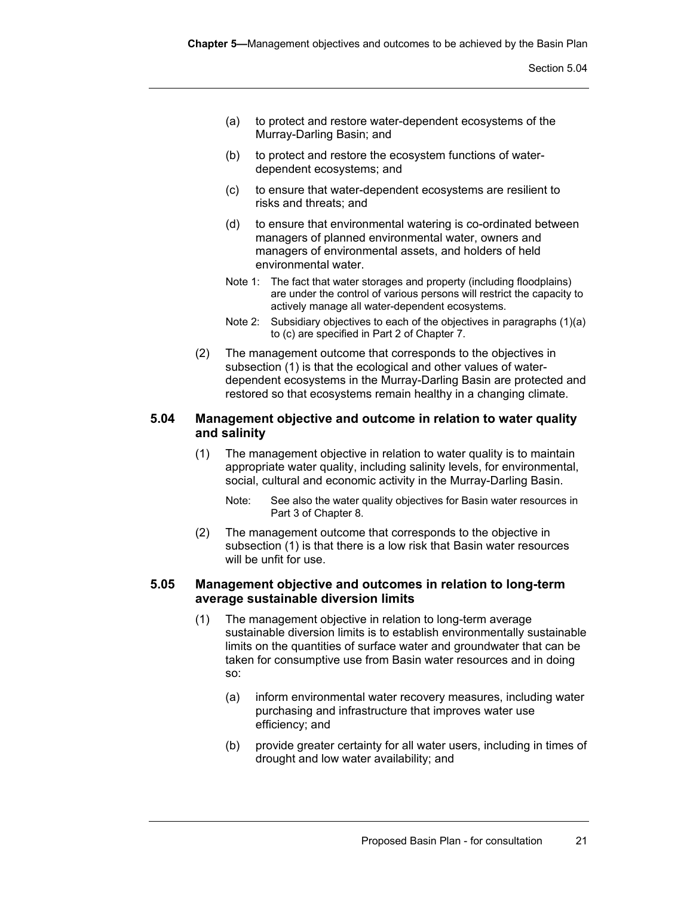(a) to protect and restore water-dependent ecosystems of the Murray-Darling Basin; and

(b) to protect and restore the ecosystem functions of water-dependent ecosystems; and

(c) to ensure that water-dependent ecosystems are resilient to risks and threats; and

(d) to ensure that environmental watering is co-ordinated between managers of planned environmental water, owners and managers of environmental assets, and holders of held environmental water.

Note 1: The fact that water storages and property (including floodplains) are under the control of various persons will restrict the capacity to actively manage all water-dependent ecosystems.

Note 2: Subsidiary objectives to each of the objectives in paragraphs (1)(a) to (c) are specified in Part 2 of Chapter 7.

(2) The management outcome that corresponds to the objectives in subsection (1) is that the ecological and other values of water-dependent ecosystems in the Murray-Darling Basin are protected and restored so that ecosystems remain healthy in a changing climate.

### 5.04 Management objective and outcome in relation to water quality and salinity

(1) The management objective in relation to water quality is to maintain appropriate water quality, including salinity levels, for environmental, social, cultural and economic activity in the Murray-Darling Basin.

Note: See also the water quality objectives for Basin water resources in Part 3 of Chapter 8.

(2) The management outcome that corresponds to the objective in subsection (1) is that there is a low risk that Basin water resources will be unfit for use.

### 5.05 Management objective and outcomes in relation to long-term average sustainable diversion limits

(1) The management objective in relation to long-term average sustainable diversion limits is to establish environmentally sustainable limits on the quantities of surface water and groundwater that can be taken for consumptive use from Basin water resources and in doing so:

(a) inform environmental water recovery measures, including water purchasing and infrastructure that improves water use efficiency; and

(b) provide greater certainty for all water users, including in times of drought and low water availability; and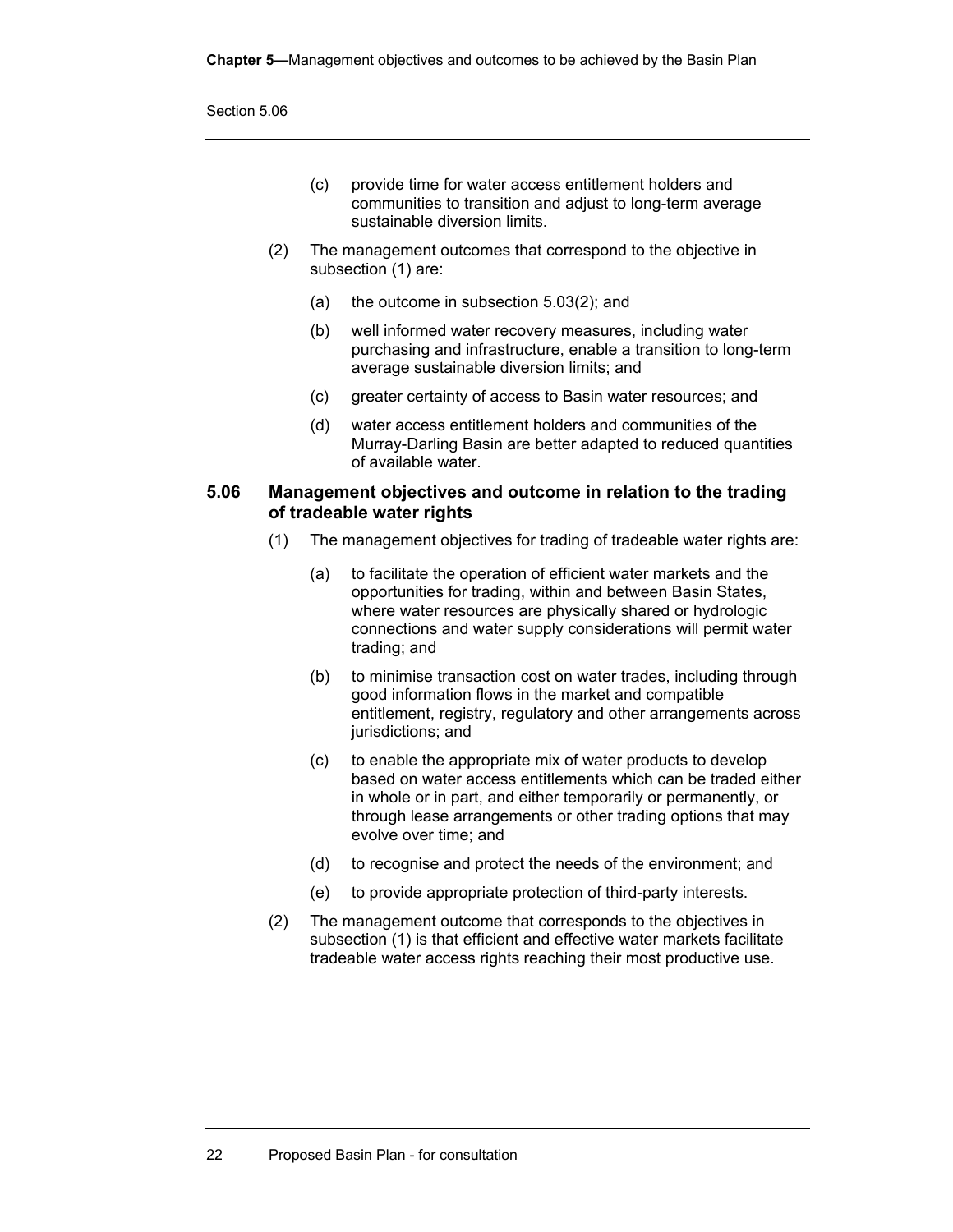(c) provide time for water access entitlement holders and communities to transition and adjust to long-term average sustainable diversion limits.

(2) The management outcomes that correspond to the objective in subsection (1) are:

(a) the outcome in subsection 5.03(2); and

(b) well informed water recovery measures, including water purchasing and infrastructure, enable a transition to long-term average sustainable diversion limits; and

(c) greater certainty of access to Basin water resources; and

(d) water access entitlement holders and communities of the Murray-Darling Basin are better adapted to reduced quantities of available water.

### 5.06 Management objectives and outcome in relation to the trading of tradeable water rights

(1) The management objectives for trading of tradeable water rights are:

(a) to facilitate the operation of efficient water markets and the opportunities for trading, within and between Basin States, where water resources are physically shared or hydrologic connections and water supply considerations will permit water trading; and

(b) to minimise transaction cost on water trades, including through good information flows in the market and compatible entitlement, registry, regulatory and other arrangements across jurisdictions; and

(c) to enable the appropriate mix of water products to develop based on water access entitlements which can be traded either in whole or in part, and either temporarily or permanently, or through lease arrangements or other trading options that may evolve over time; and

(d) to recognise and protect the needs of the environment; and

(e) to provide appropriate protection of third-party interests.

(2) The management outcome that corresponds to the objectives in subsection (1) is that efficient and effective water markets facilitate tradeable water access rights reaching their most productive use.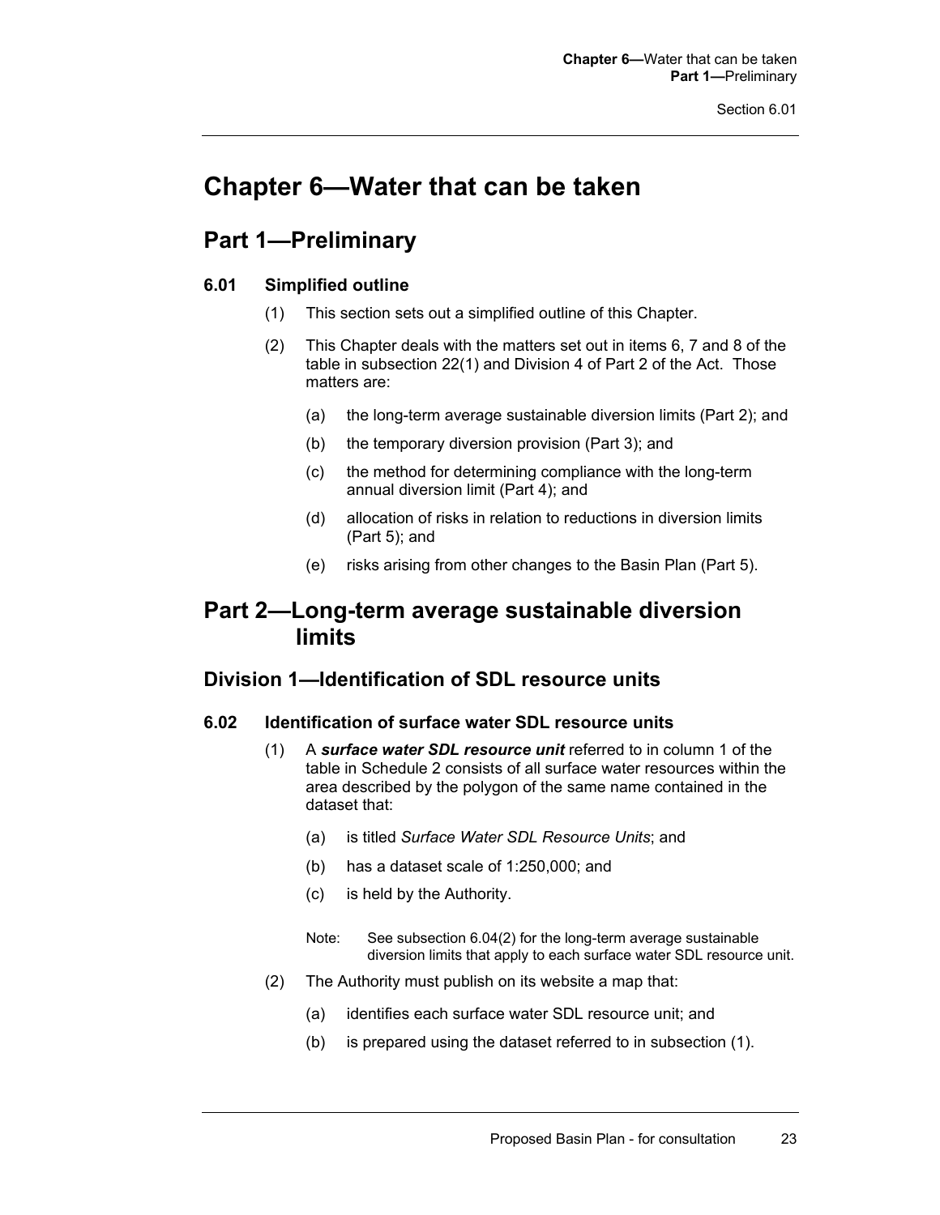# Chapter 6—Water that can be taken

## Part 1—Preliminary

### 6.01 Simplified outline

(1) This section sets out a simplified outline of this Chapter.

(2) This Chapter deals with the matters set out in items 6, 7 and 8 of the table in subsection 22(1) and Division 4 of Part 2 of the Act. Those matters are:

(a) the long-term average sustainable diversion limits (Part 2); and

(b) the temporary diversion provision (Part 3); and

(c) the method for determining compliance with the long-term annual diversion limit (Part 4); and

(d) allocation of risks in relation to reductions in diversion limits (Part 5); and

(e) risks arising from other changes to the Basin Plan (Part 5).

## Part 2—Long-term average sustainable diversion limits

### Division 1—Identification of SDL resource units

### 6.02 Identification of surface water SDL resource units

(1) A ***surface water SDL resource unit*** referred to in column 1 of the table in Schedule 2 consists of all surface water resources within the area described by the polygon of the same name contained in the dataset that:

(a) is titled *Surface Water SDL Resource Units*; and

(b) has a dataset scale of 1:250,000; and

(c) is held by the Authority.

Note: See subsection 6.04(2) for the long-term average sustainable diversion limits that apply to each surface water SDL resource unit.

(2) The Authority must publish on its website a map that:

(a) identifies each surface water SDL resource unit; and

(b) is prepared using the dataset referred to in subsection (1).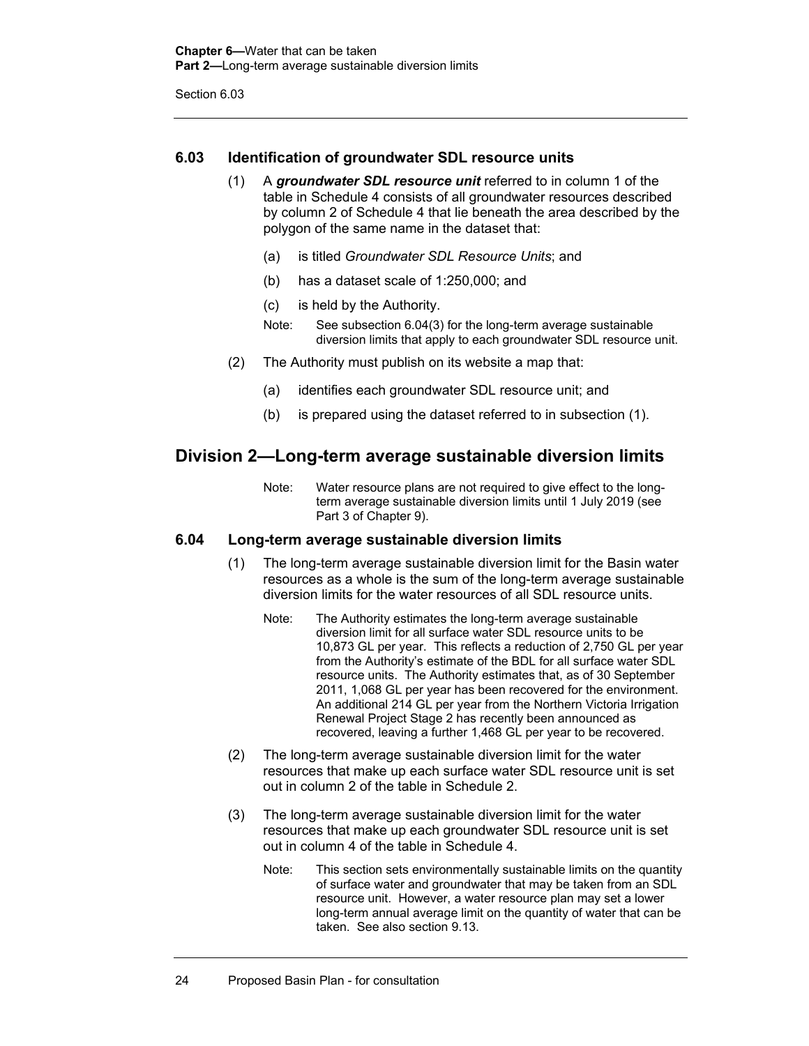### 6.03 Identification of groundwater SDL resource units

(1) A ***groundwater SDL resource unit*** referred to in column 1 of the table in Schedule 4 consists of all groundwater resources described by column 2 of Schedule 4 that lie beneath the area described by the polygon of the same name in the dataset that:

(a) is titled *Groundwater SDL Resource Units*; and

(b) has a dataset scale of 1:250,000; and

(c) is held by the Authority.

Note: See subsection 6.04(3) for the long-term average sustainable diversion limits that apply to each groundwater SDL resource unit.

(2) The Authority must publish on its website a map that:

(a) identifies each groundwater SDL resource unit; and

(b) is prepared using the dataset referred to in subsection (1).

## Division 2—Long-term average sustainable diversion limits

Note: Water resource plans are not required to give effect to the long-term average sustainable diversion limits until 1 July 2019 (see Part 3 of Chapter 9).

### 6.04 Long-term average sustainable diversion limits

(1) The long-term average sustainable diversion limit for the Basin water resources as a whole is the sum of the long-term average sustainable diversion limits for the water resources of all SDL resource units.

Note: The Authority estimates the long-term average sustainable diversion limit for all surface water SDL resource units to be 10,873 GL per year. This reflects a reduction of 2,750 GL per year from the Authority's estimate of the BDL for all surface water SDL resource units. The Authority estimates that, as of 30 September 2011, 1,068 GL per year has been recovered for the environment. An additional 214 GL per year from the Northern Victoria Irrigation Renewal Project Stage 2 has recently been announced as recovered, leaving a further 1,468 GL per year to be recovered.

(2) The long-term average sustainable diversion limit for the water resources that make up each surface water SDL resource unit is set out in column 2 of the table in Schedule 2.

(3) The long-term average sustainable diversion limit for the water resources that make up each groundwater SDL resource unit is set out in column 4 of the table in Schedule 4.

Note: This section sets environmentally sustainable limits on the quantity of surface water and groundwater that may be taken from an SDL resource unit. However, a water resource plan may set a lower long-term annual average limit on the quantity of water that can be taken. See also section 9.13.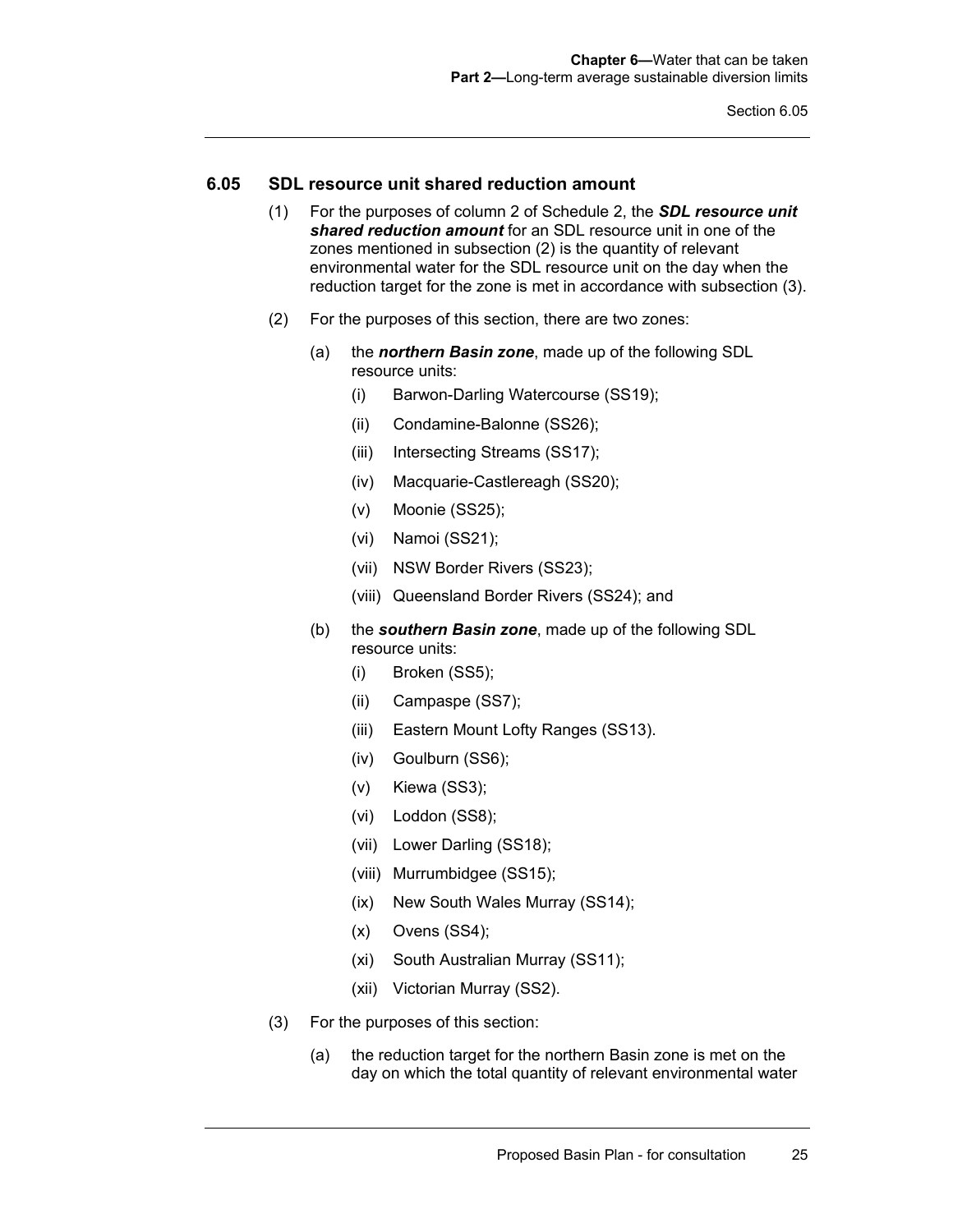### 6.05 SDL resource unit shared reduction amount

(1) For the purposes of column 2 of Schedule 2, the ***SDL resource unit shared reduction amount*** for an SDL resource unit in one of the zones mentioned in subsection (2) is the quantity of relevant environmental water for the SDL resource unit on the day when the reduction target for the zone is met in accordance with subsection (3).

(2) For the purposes of this section, there are two zones:

(a) the ***northern Basin zone***, made up of the following SDL resource units:

(i) Barwon-Darling Watercourse (SS19);

(ii) Condamine-Balonne (SS26);

(iii) Intersecting Streams (SS17);

(iv) Macquarie-Castlereagh (SS20);

(v) Moonie (SS25);

(vi) Namoi (SS21);

(vii) NSW Border Rivers (SS23);

(viii) Queensland Border Rivers (SS24); and

(b) the ***southern Basin zone***, made up of the following SDL resource units:

(i) Broken (SS5);

(ii) Campaspe (SS7);

(iii) Eastern Mount Lofty Ranges (SS13).

(iv) Goulburn (SS6);

(v) Kiewa (SS3);

(vi) Loddon (SS8);

(vii) Lower Darling (SS18);

(viii) Murrumbidgee (SS15);

(ix) New South Wales Murray (SS14);

(x) Ovens (SS4);

(xi) South Australian Murray (SS11);

(xii) Victorian Murray (SS2).

(3) For the purposes of this section:

(a) the reduction target for the northern Basin zone is met on the day on which the total quantity of relevant environmental water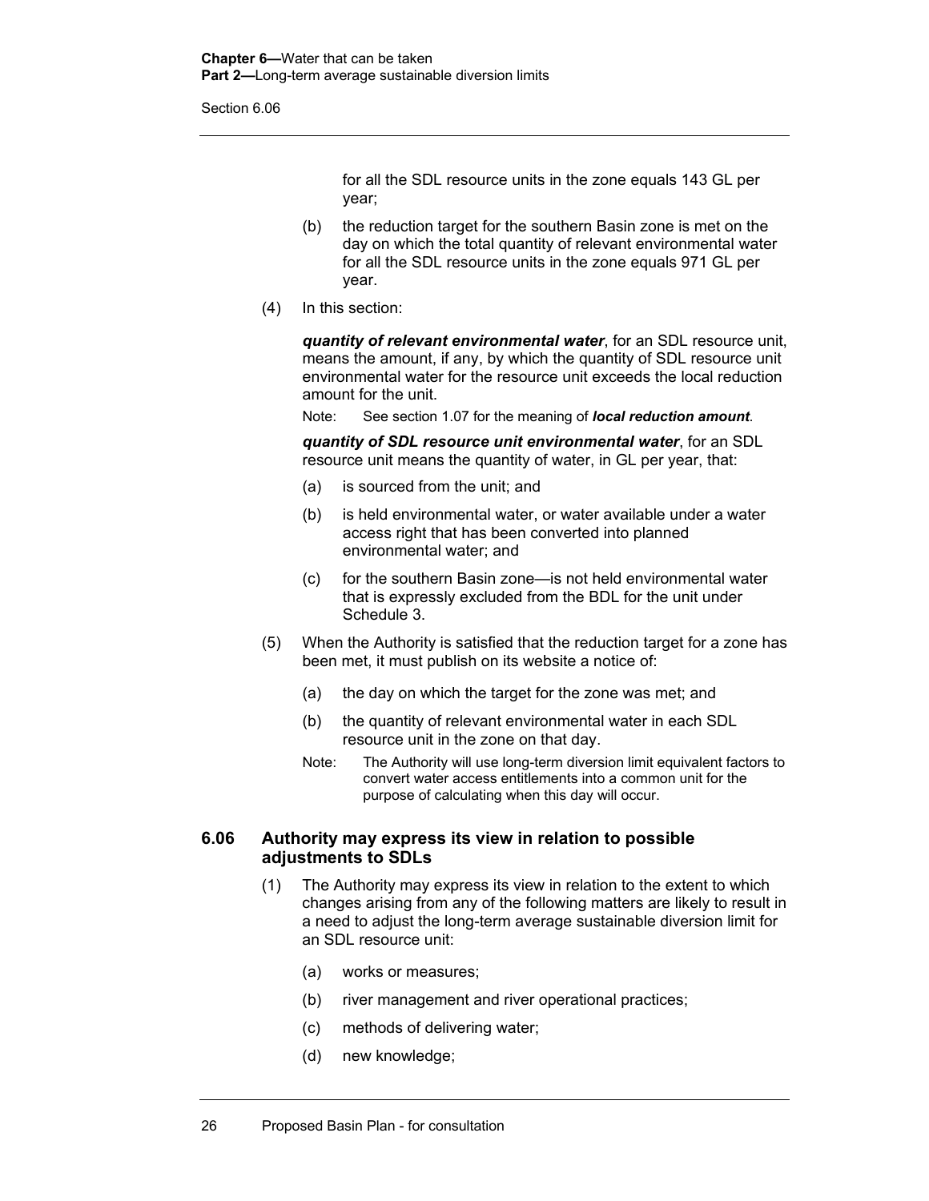for all the SDL resource units in the zone equals 143 GL per year;

(b) the reduction target for the southern Basin zone is met on the day on which the total quantity of relevant environmental water for all the SDL resource units in the zone equals 971 GL per year.

(4) In this section:

***quantity of relevant environmental water***, for an SDL resource unit, means the amount, if any, by which the quantity of SDL resource unit environmental water for the resource unit exceeds the local reduction amount for the unit.

Note: See section 1.07 for the meaning of ***local reduction amount***.

***quantity of SDL resource unit environmental water***, for an SDL resource unit means the quantity of water, in GL per year, that:

(a) is sourced from the unit; and

(b) is held environmental water, or water available under a water access right that has been converted into planned environmental water; and

(c) for the southern Basin zone—is not held environmental water that is expressly excluded from the BDL for the unit under Schedule 3.

(5) When the Authority is satisfied that the reduction target for a zone has been met, it must publish on its website a notice of:

(a) the day on which the target for the zone was met; and

(b) the quantity of relevant environmental water in each SDL resource unit in the zone on that day.

Note: The Authority will use long-term diversion limit equivalent factors to convert water access entitlements into a common unit for the purpose of calculating when this day will occur.

## 6.06 Authority may express its view in relation to possible adjustments to SDLs

(1) The Authority may express its view in relation to the extent to which changes arising from any of the following matters are likely to result in a need to adjust the long-term average sustainable diversion limit for an SDL resource unit:

(a) works or measures;

(b) river management and river operational practices;

(c) methods of delivering water;

(d) new knowledge;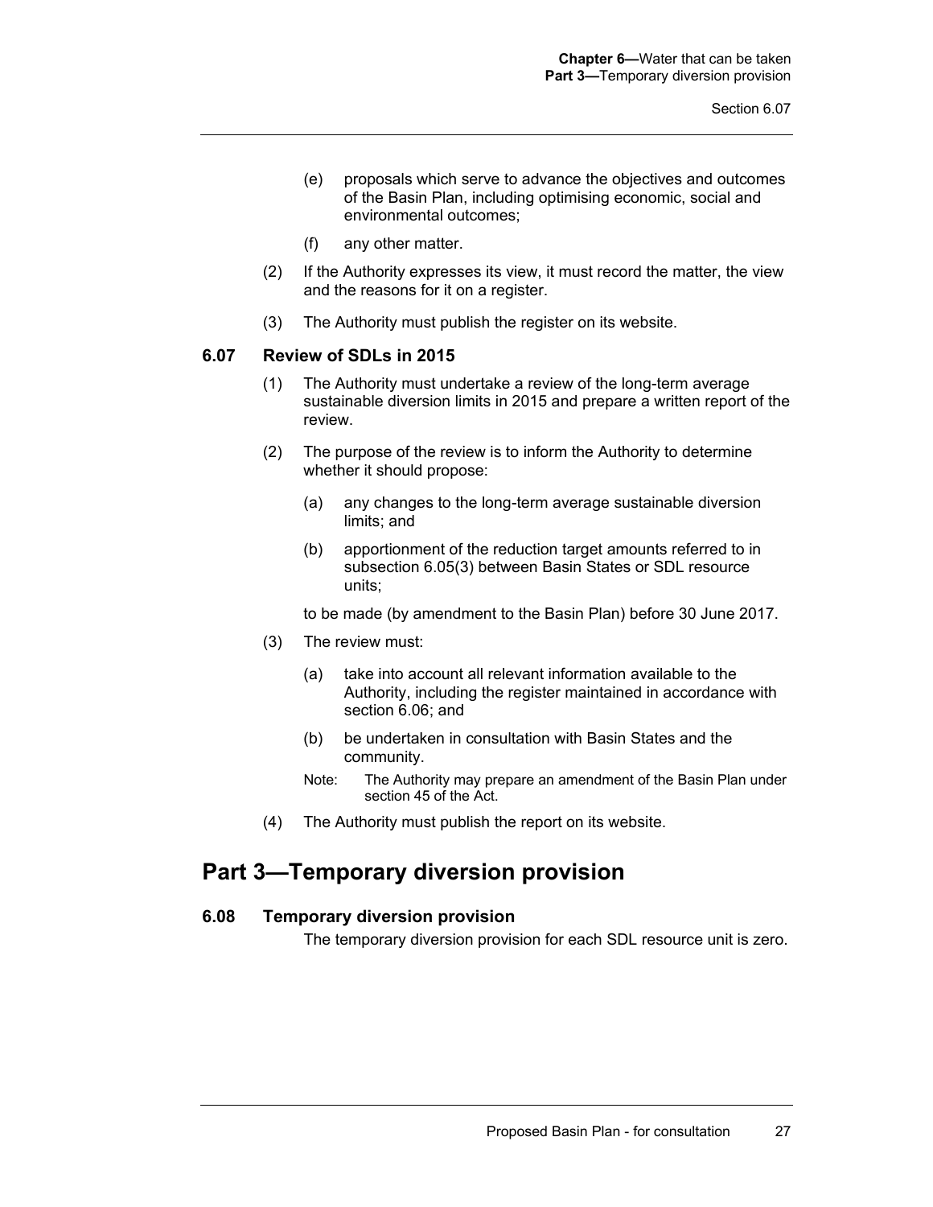(e) proposals which serve to advance the objectives and outcomes of the Basin Plan, including optimising economic, social and environmental outcomes;

(f) any other matter.

(2) If the Authority expresses its view, it must record the matter, the view and the reasons for it on a register.

(3) The Authority must publish the register on its website.

### 6.07 Review of SDLs in 2015

(1) The Authority must undertake a review of the long-term average sustainable diversion limits in 2015 and prepare a written report of the review.

(2) The purpose of the review is to inform the Authority to determine whether it should propose:

(a) any changes to the long-term average sustainable diversion limits; and

(b) apportionment of the reduction target amounts referred to in subsection 6.05(3) between Basin States or SDL resource units;

to be made (by amendment to the Basin Plan) before 30 June 2017.

(3) The review must:

(a) take into account all relevant information available to the Authority, including the register maintained in accordance with section 6.06; and

(b) be undertaken in consultation with Basin States and the community.

Note: The Authority may prepare an amendment of the Basin Plan under section 45 of the Act.

(4) The Authority must publish the report on its website.

## Part 3—Temporary diversion provision

### 6.08 Temporary diversion provision

The temporary diversion provision for each SDL resource unit is zero.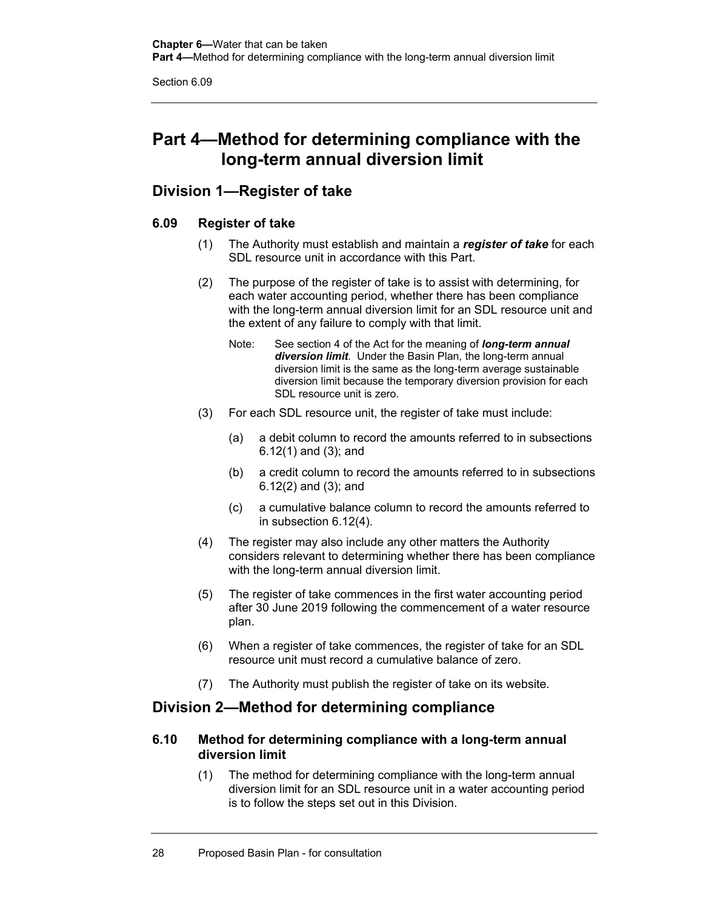# Part 4—Method for determining compliance with the long-term annual diversion limit

## Division 1—Register of take

### 6.09 Register of take

(1) The Authority must establish and maintain a ***register of take*** for each SDL resource unit in accordance with this Part.

(2) The purpose of the register of take is to assist with determining, for each water accounting period, whether there has been compliance with the long-term annual diversion limit for an SDL resource unit and the extent of any failure to comply with that limit.

Note: See section 4 of the Act for the meaning of ***long-term annual diversion limit***. Under the Basin Plan, the long-term annual diversion limit is the same as the long-term average sustainable diversion limit because the temporary diversion provision for each SDL resource unit is zero.

(3) For each SDL resource unit, the register of take must include:

(a) a debit column to record the amounts referred to in subsections 6.12(1) and (3); and

(b) a credit column to record the amounts referred to in subsections 6.12(2) and (3); and

(c) a cumulative balance column to record the amounts referred to in subsection 6.12(4).

(4) The register may also include any other matters the Authority considers relevant to determining whether there has been compliance with the long-term annual diversion limit.

(5) The register of take commences in the first water accounting period after 30 June 2019 following the commencement of a water resource plan.

(6) When a register of take commences, the register of take for an SDL resource unit must record a cumulative balance of zero.

(7) The Authority must publish the register of take on its website.

## Division 2—Method for determining compliance

### 6.10 Method for determining compliance with a long-term annual diversion limit

(1) The method for determining compliance with the long-term annual diversion limit for an SDL resource unit in a water accounting period is to follow the steps set out in this Division.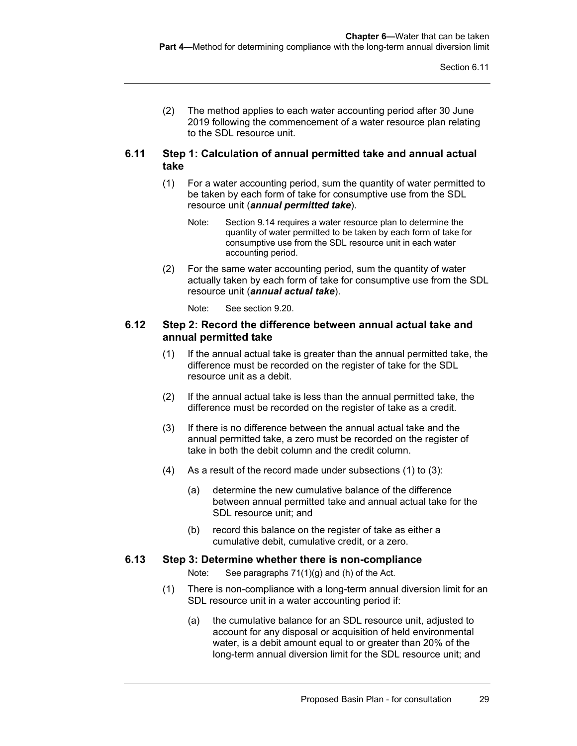(2) The method applies to each water accounting period after 30 June 2019 following the commencement of a water resource plan relating to the SDL resource unit.

### 6.11 Step 1: Calculation of annual permitted take and annual actual take

(1) For a water accounting period, sum the quantity of water permitted to be taken by each form of take for consumptive use from the SDL resource unit (***annual permitted take***).

Note: Section 9.14 requires a water resource plan to determine the quantity of water permitted to be taken by each form of take for consumptive use from the SDL resource unit in each water accounting period.

(2) For the same water accounting period, sum the quantity of water actually taken by each form of take for consumptive use from the SDL resource unit (***annual actual take***).

Note: See section 9.20.

### 6.12 Step 2: Record the difference between annual actual take and annual permitted take

(1) If the annual actual take is greater than the annual permitted take, the difference must be recorded on the register of take for the SDL resource unit as a debit.

(2) If the annual actual take is less than the annual permitted take, the difference must be recorded on the register of take as a credit.

(3) If there is no difference between the annual actual take and the annual permitted take, a zero must be recorded on the register of take in both the debit column and the credit column.

(4) As a result of the record made under subsections (1) to (3):

(a) determine the new cumulative balance of the difference between annual permitted take and annual actual take for the SDL resource unit; and

(b) record this balance on the register of take as either a cumulative debit, cumulative credit, or a zero.

### 6.13 Step 3: Determine whether there is non-compliance

Note: See paragraphs 71(1)(g) and (h) of the Act.

(1) There is non-compliance with a long-term annual diversion limit for an SDL resource unit in a water accounting period if:

(a) the cumulative balance for an SDL resource unit, adjusted to account for any disposal or acquisition of held environmental water, is a debit amount equal to or greater than 20% of the long-term annual diversion limit for the SDL resource unit; and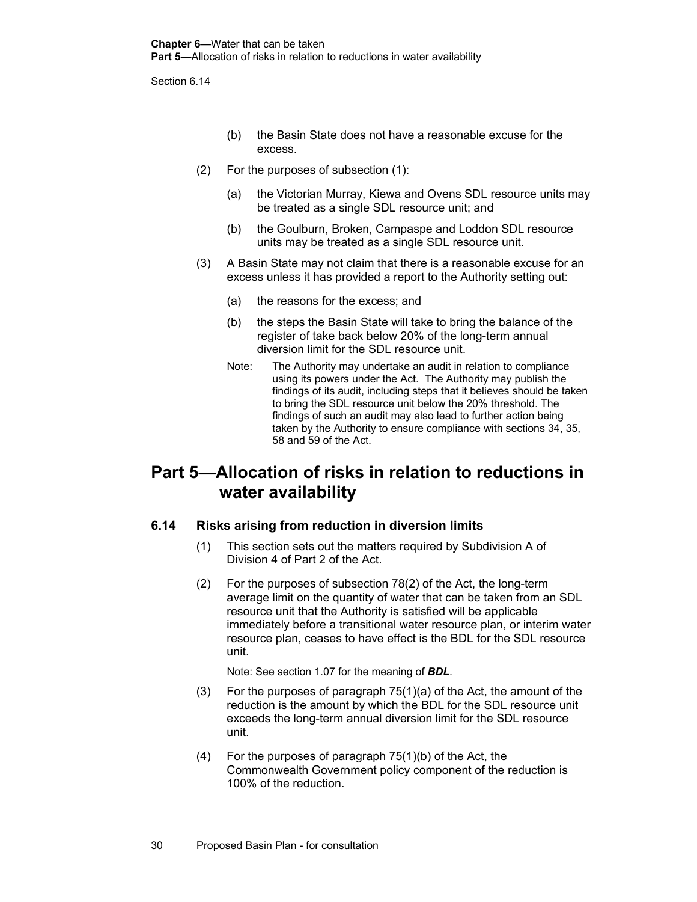(b) the Basin State does not have a reasonable excuse for the excess.

(2) For the purposes of subsection (1):

(a) the Victorian Murray, Kiewa and Ovens SDL resource units may be treated as a single SDL resource unit; and

(b) the Goulburn, Broken, Campaspe and Loddon SDL resource units may be treated as a single SDL resource unit.

(3) A Basin State may not claim that there is a reasonable excuse for an excess unless it has provided a report to the Authority setting out:

(a) the reasons for the excess; and

(b) the steps the Basin State will take to bring the balance of the register of take back below 20% of the long-term annual diversion limit for the SDL resource unit.

Note: The Authority may undertake an audit in relation to compliance using its powers under the Act. The Authority may publish the findings of its audit, including steps that it believes should be taken to bring the SDL resource unit below the 20% threshold. The findings of such an audit may also lead to further action being taken by the Authority to ensure compliance with sections 34, 35, 58 and 59 of the Act.

# Part 5—Allocation of risks in relation to reductions in water availability

### 6.14 Risks arising from reduction in diversion limits

(1) This section sets out the matters required by Subdivision A of Division 4 of Part 2 of the Act.

(2) For the purposes of subsection 78(2) of the Act, the long-term average limit on the quantity of water that can be taken from an SDL resource unit that the Authority is satisfied will be applicable immediately before a transitional water resource plan, or interim water resource plan, ceases to have effect is the BDL for the SDL resource unit.

Note: See section 1.07 for the meaning of ***BDL***.

(3) For the purposes of paragraph 75(1)(a) of the Act, the amount of the reduction is the amount by which the BDL for the SDL resource unit exceeds the long-term annual diversion limit for the SDL resource unit.

(4) For the purposes of paragraph 75(1)(b) of the Act, the Commonwealth Government policy component of the reduction is 100% of the reduction.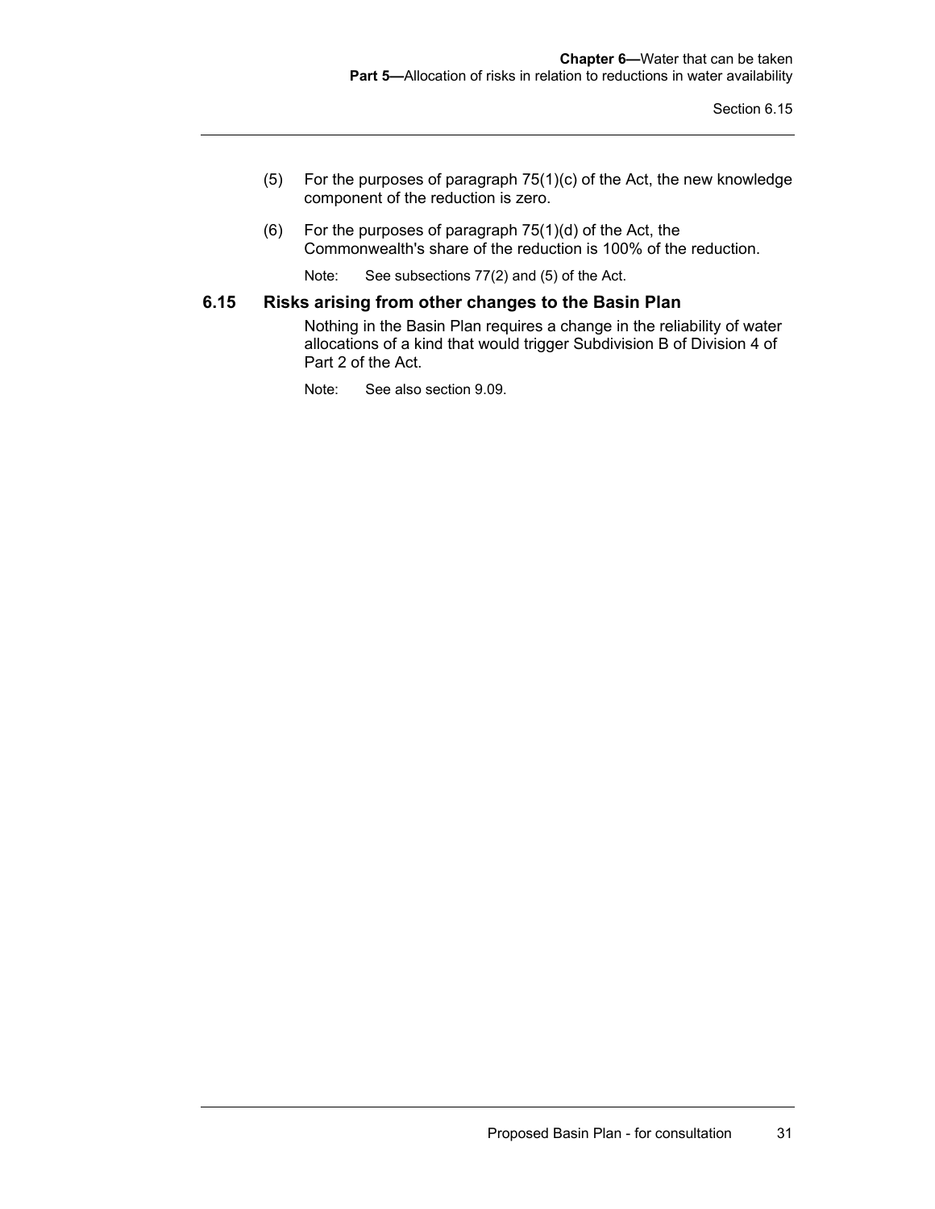(5) For the purposes of paragraph 75(1)(c) of the Act, the new knowledge component of the reduction is zero.

(6) For the purposes of paragraph 75(1)(d) of the Act, the Commonwealth's share of the reduction is 100% of the reduction.

Note: See subsections 77(2) and (5) of the Act.

### 6.15 Risks arising from other changes to the Basin Plan

Nothing in the Basin Plan requires a change in the reliability of water allocations of a kind that would trigger Subdivision B of Division 4 of Part 2 of the Act.

Note: See also section 9.09.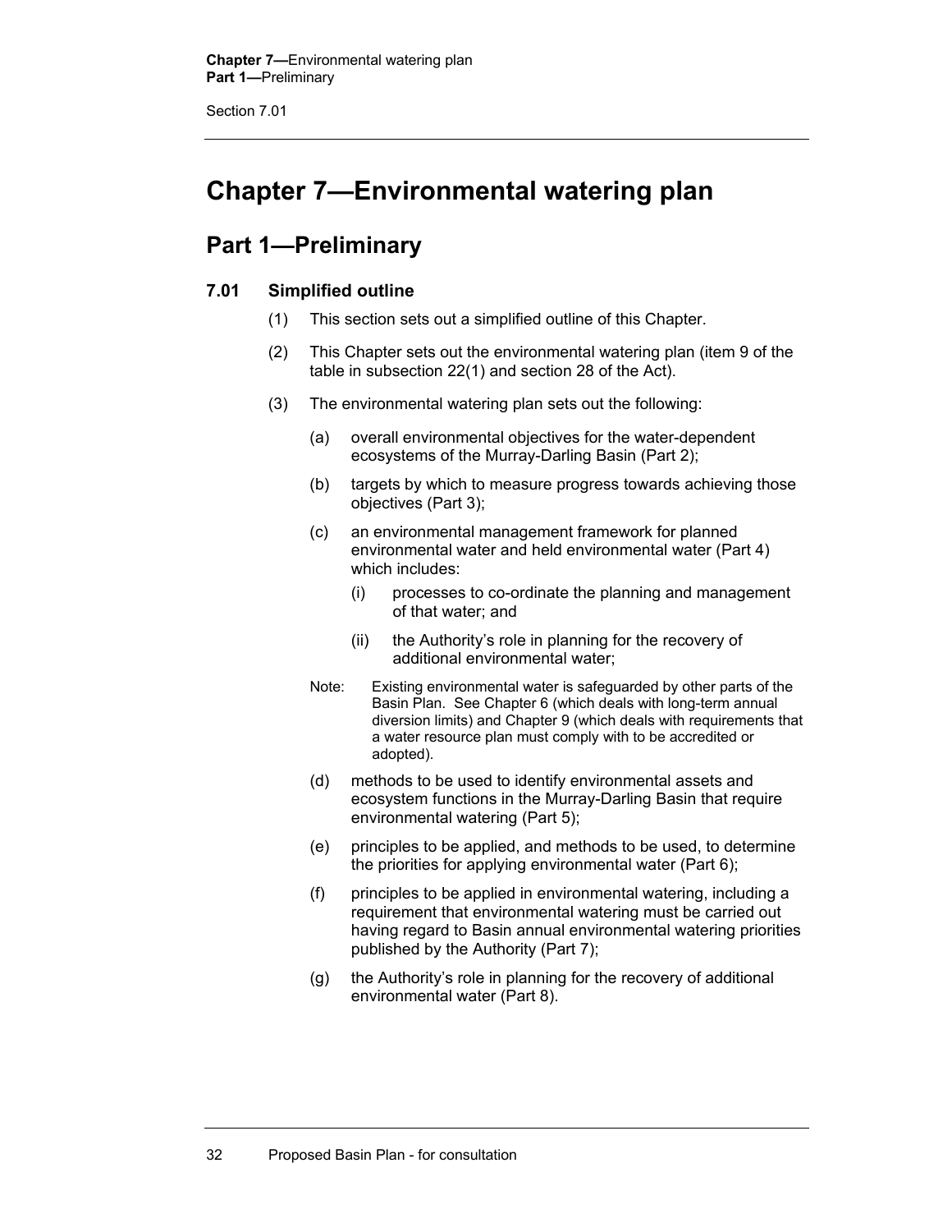# Chapter 7—Environmental watering plan

## Part 1—Preliminary

### 7.01 Simplified outline

(1) This section sets out a simplified outline of this Chapter.

(2) This Chapter sets out the environmental watering plan (item 9 of the table in subsection 22(1) and section 28 of the Act).

(3) The environmental watering plan sets out the following:

(a) overall environmental objectives for the water-dependent ecosystems of the Murray-Darling Basin (Part 2);

(b) targets by which to measure progress towards achieving those objectives (Part 3);

(c) an environmental management framework for planned environmental water and held environmental water (Part 4) which includes:

(i) processes to co-ordinate the planning and management of that water; and

(ii) the Authority's role in planning for the recovery of additional environmental water;

Note: Existing environmental water is safeguarded by other parts of the Basin Plan. See Chapter 6 (which deals with long-term annual diversion limits) and Chapter 9 (which deals with requirements that a water resource plan must comply with to be accredited or adopted).

(d) methods to be used to identify environmental assets and ecosystem functions in the Murray-Darling Basin that require environmental watering (Part 5);

(e) principles to be applied, and methods to be used, to determine the priorities for applying environmental water (Part 6);

(f) principles to be applied in environmental watering, including a requirement that environmental watering must be carried out having regard to Basin annual environmental watering priorities published by the Authority (Part 7);

(g) the Authority's role in planning for the recovery of additional environmental water (Part 8).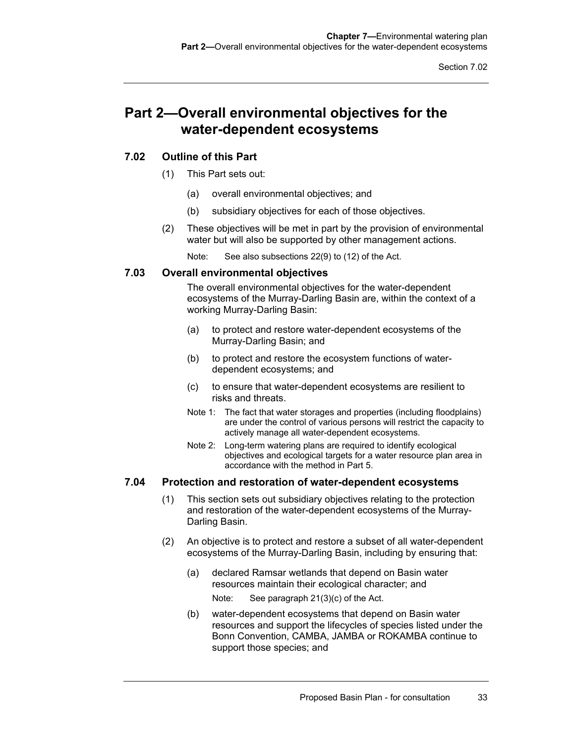# Part 2—Overall environmental objectives for the water-dependent ecosystems

## 7.02 Outline of this Part

(1) This Part sets out:

(a) overall environmental objectives; and

(b) subsidiary objectives for each of those objectives.

(2) These objectives will be met in part by the provision of environmental water but will also be supported by other management actions.

Note: See also subsections 22(9) to (12) of the Act.

## 7.03 Overall environmental objectives

The overall environmental objectives for the water-dependent ecosystems of the Murray-Darling Basin are, within the context of a working Murray-Darling Basin:

(a) to protect and restore water-dependent ecosystems of the Murray-Darling Basin; and

(b) to protect and restore the ecosystem functions of water-dependent ecosystems; and

(c) to ensure that water-dependent ecosystems are resilient to risks and threats.

Note 1: The fact that water storages and properties (including floodplains) are under the control of various persons will restrict the capacity to actively manage all water-dependent ecosystems.

Note 2: Long-term watering plans are required to identify ecological objectives and ecological targets for a water resource plan area in accordance with the method in Part 5.

## 7.04 Protection and restoration of water-dependent ecosystems

(1) This section sets out subsidiary objectives relating to the protection and restoration of the water-dependent ecosystems of the Murray-Darling Basin.

(2) An objective is to protect and restore a subset of all water-dependent ecosystems of the Murray-Darling Basin, including by ensuring that:

(a) declared Ramsar wetlands that depend on Basin water resources maintain their ecological character; and

Note: See paragraph 21(3)(c) of the Act.

(b) water-dependent ecosystems that depend on Basin water resources and support the lifecycles of species listed under the Bonn Convention, CAMBA, JAMBA or ROKAMBA continue to support those species; and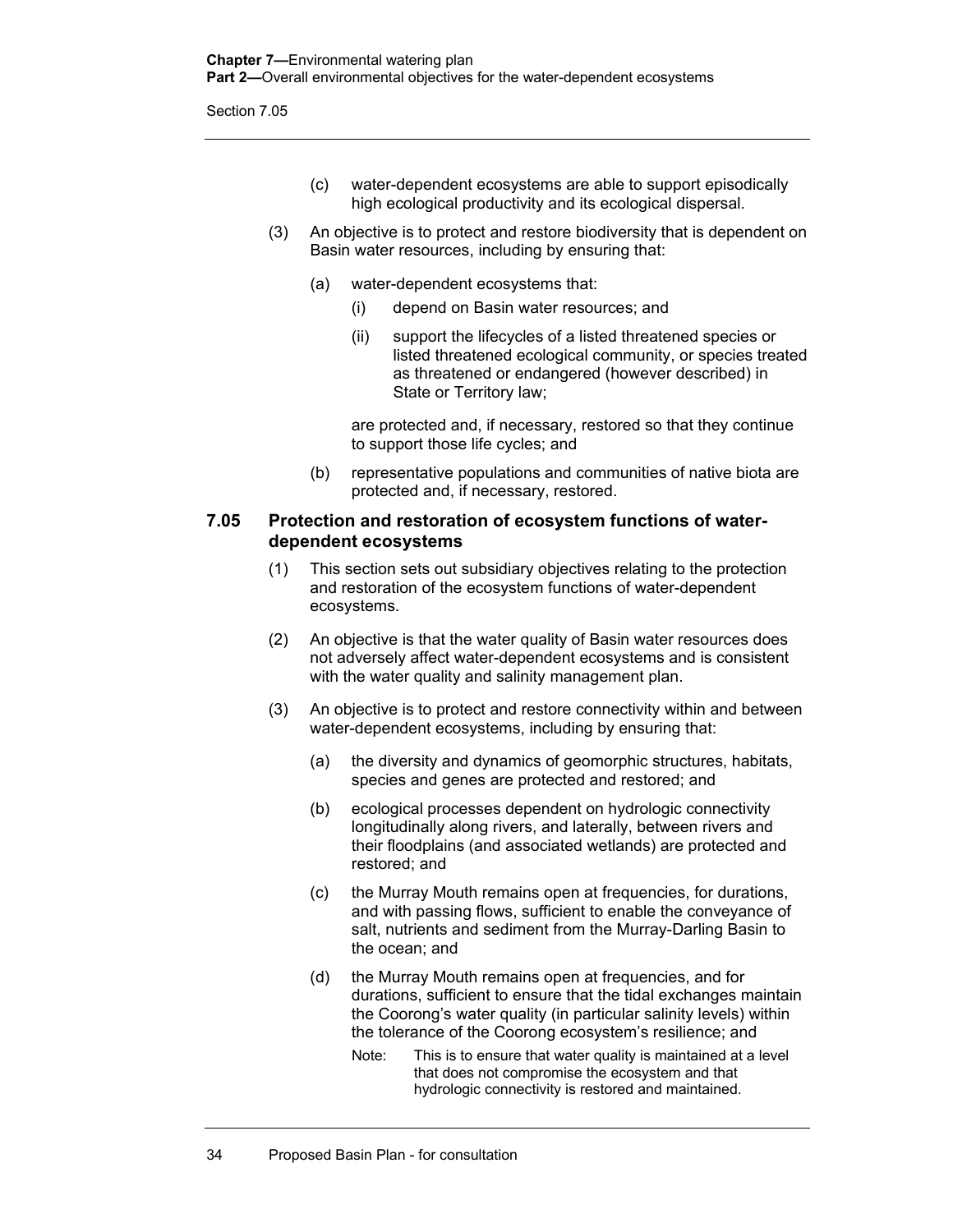(c) water-dependent ecosystems are able to support episodically high ecological productivity and its ecological dispersal.

(3) An objective is to protect and restore biodiversity that is dependent on Basin water resources, including by ensuring that:

(a) water-dependent ecosystems that:

(i) depend on Basin water resources; and

(ii) support the lifecycles of a listed threatened species or listed threatened ecological community, or species treated as threatened or endangered (however described) in State or Territory law;

are protected and, if necessary, restored so that they continue to support those life cycles; and

(b) representative populations and communities of native biota are protected and, if necessary, restored.

### 7.05 Protection and restoration of ecosystem functions of water-dependent ecosystems

(1) This section sets out subsidiary objectives relating to the protection and restoration of the ecosystem functions of water-dependent ecosystems.

(2) An objective is that the water quality of Basin water resources does not adversely affect water-dependent ecosystems and is consistent with the water quality and salinity management plan.

(3) An objective is to protect and restore connectivity within and between water-dependent ecosystems, including by ensuring that:

(a) the diversity and dynamics of geomorphic structures, habitats, species and genes are protected and restored; and

(b) ecological processes dependent on hydrologic connectivity longitudinally along rivers, and laterally, between rivers and their floodplains (and associated wetlands) are protected and restored; and

(c) the Murray Mouth remains open at frequencies, for durations, and with passing flows, sufficient to enable the conveyance of salt, nutrients and sediment from the Murray-Darling Basin to the ocean; and

(d) the Murray Mouth remains open at frequencies, and for durations, sufficient to ensure that the tidal exchanges maintain the Coorong's water quality (in particular salinity levels) within the tolerance of the Coorong ecosystem's resilience; and

Note: This is to ensure that water quality is maintained at a level that does not compromise the ecosystem and that hydrologic connectivity is restored and maintained.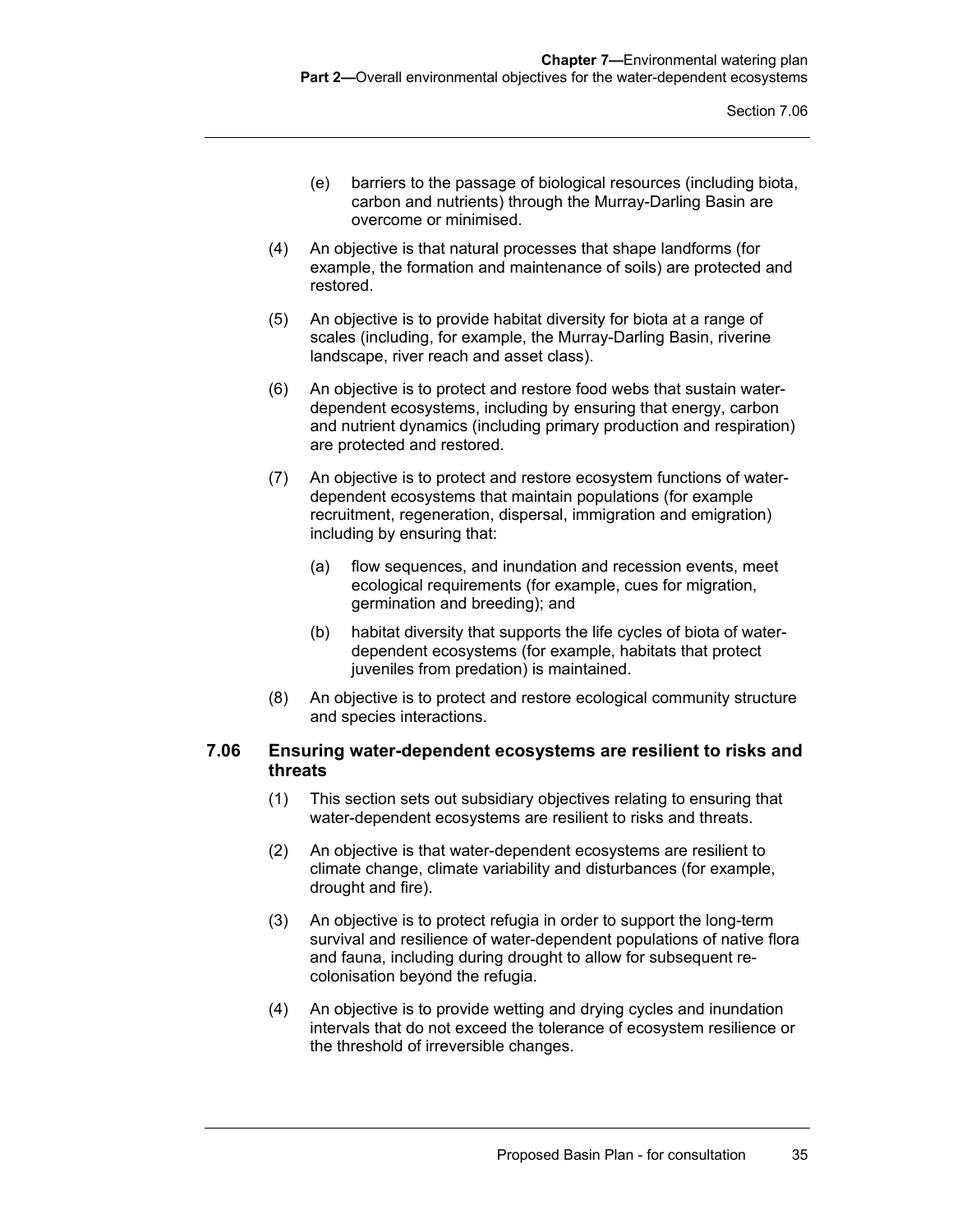(e) barriers to the passage of biological resources (including biota, carbon and nutrients) through the Murray-Darling Basin are overcome or minimised.

(4) An objective is that natural processes that shape landforms (for example, the formation and maintenance of soils) are protected and restored.

(5) An objective is to provide habitat diversity for biota at a range of scales (including, for example, the Murray-Darling Basin, riverine landscape, river reach and asset class).

(6) An objective is to protect and restore food webs that sustain water-dependent ecosystems, including by ensuring that energy, carbon and nutrient dynamics (including primary production and respiration) are protected and restored.

(7) An objective is to protect and restore ecosystem functions of water-dependent ecosystems that maintain populations (for example recruitment, regeneration, dispersal, immigration and emigration) including by ensuring that:

(a) flow sequences, and inundation and recession events, meet ecological requirements (for example, cues for migration, germination and breeding); and

(b) habitat diversity that supports the life cycles of biota of water-dependent ecosystems (for example, habitats that protect juveniles from predation) is maintained.

(8) An objective is to protect and restore ecological community structure and species interactions.

### 7.06 Ensuring water-dependent ecosystems are resilient to risks and threats

(1) This section sets out subsidiary objectives relating to ensuring that water-dependent ecosystems are resilient to risks and threats.

(2) An objective is that water-dependent ecosystems are resilient to climate change, climate variability and disturbances (for example, drought and fire).

(3) An objective is to protect refugia in order to support the long-term survival and resilience of water-dependent populations of native flora and fauna, including during drought to allow for subsequent re-colonisation beyond the refugia.

(4) An objective is to provide wetting and drying cycles and inundation intervals that do not exceed the tolerance of ecosystem resilience or the threshold of irreversible changes.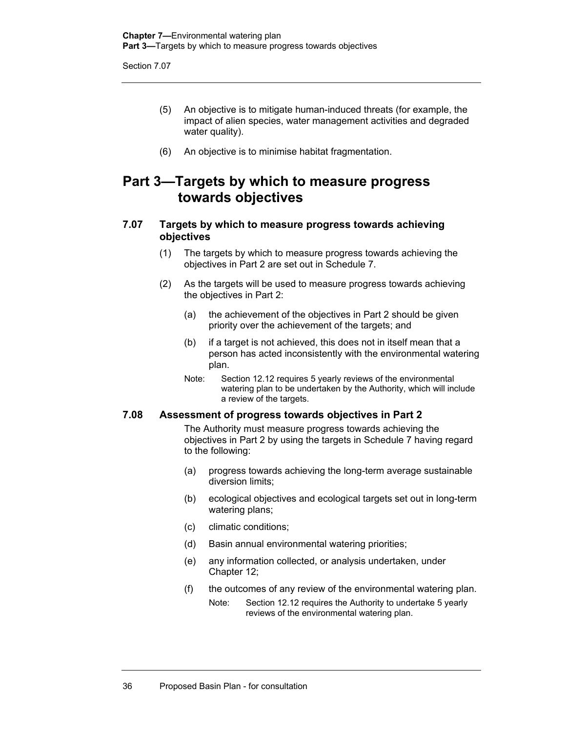(5) An objective is to mitigate human-induced threats (for example, the impact of alien species, water management activities and degraded water quality).

(6) An objective is to minimise habitat fragmentation.

## Part 3—Targets by which to measure progress towards objectives

### 7.07 Targets by which to measure progress towards achieving objectives

(1) The targets by which to measure progress towards achieving the objectives in Part 2 are set out in Schedule 7.

(2) As the targets will be used to measure progress towards achieving the objectives in Part 2:

(a) the achievement of the objectives in Part 2 should be given priority over the achievement of the targets; and

(b) if a target is not achieved, this does not in itself mean that a person has acted inconsistently with the environmental watering plan.

Note: Section 12.12 requires 5 yearly reviews of the environmental watering plan to be undertaken by the Authority, which will include a review of the targets.

### 7.08 Assessment of progress towards objectives in Part 2

The Authority must measure progress towards achieving the objectives in Part 2 by using the targets in Schedule 7 having regard to the following:

(a) progress towards achieving the long-term average sustainable diversion limits;

(b) ecological objectives and ecological targets set out in long-term watering plans;

(c) climatic conditions;

(d) Basin annual environmental watering priorities;

(e) any information collected, or analysis undertaken, under Chapter 12;

(f) the outcomes of any review of the environmental watering plan.

Note: Section 12.12 requires the Authority to undertake 5 yearly reviews of the environmental watering plan.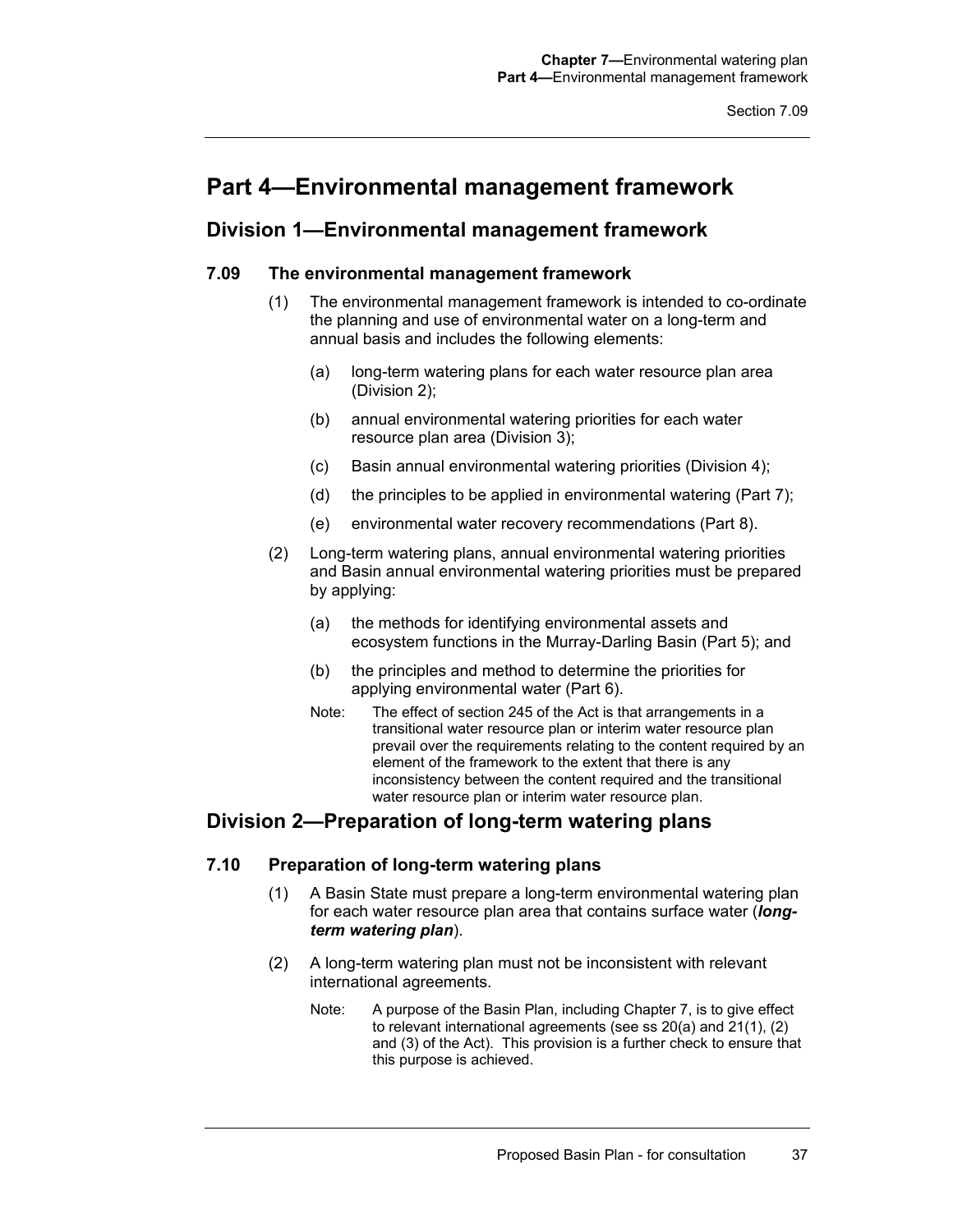# Part 4—Environmental management framework

## Division 1—Environmental management framework

### 7.09 The environmental management framework

(1) The environmental management framework is intended to co-ordinate the planning and use of environmental water on a long-term and annual basis and includes the following elements:

(a) long-term watering plans for each water resource plan area (Division 2);

(b) annual environmental watering priorities for each water resource plan area (Division 3);

(c) Basin annual environmental watering priorities (Division 4);

(d) the principles to be applied in environmental watering (Part 7);

(e) environmental water recovery recommendations (Part 8).

(2) Long-term watering plans, annual environmental watering priorities and Basin annual environmental watering priorities must be prepared by applying:

(a) the methods for identifying environmental assets and ecosystem functions in the Murray-Darling Basin (Part 5); and

(b) the principles and method to determine the priorities for applying environmental water (Part 6).

Note: The effect of section 245 of the Act is that arrangements in a transitional water resource plan or interim water resource plan prevail over the requirements relating to the content required by an element of the framework to the extent that there is any inconsistency between the content required and the transitional water resource plan or interim water resource plan.

## Division 2—Preparation of long-term watering plans

### 7.10 Preparation of long-term watering plans

(1) A Basin State must prepare a long-term environmental watering plan for each water resource plan area that contains surface water (***long-term watering plan***).

(2) A long-term watering plan must not be inconsistent with relevant international agreements.

Note: A purpose of the Basin Plan, including Chapter 7, is to give effect to relevant international agreements (see ss 20(a) and 21(1), (2) and (3) of the Act). This provision is a further check to ensure that this purpose is achieved.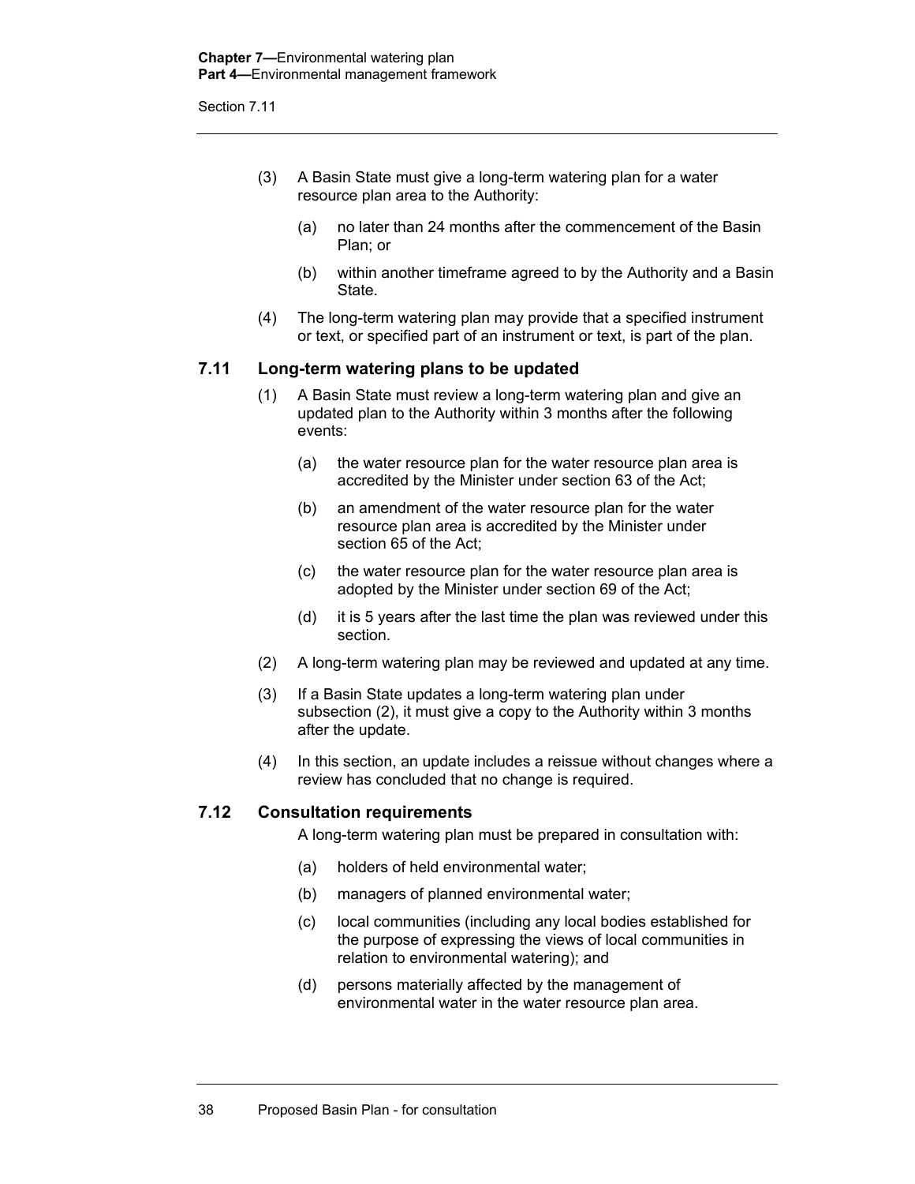(3) A Basin State must give a long-term watering plan for a water resource plan area to the Authority:

(a) no later than 24 months after the commencement of the Basin Plan; or

(b) within another timeframe agreed to by the Authority and a Basin State.

(4) The long-term watering plan may provide that a specified instrument or text, or specified part of an instrument or text, is part of the plan.

### 7.11 Long-term watering plans to be updated

(1) A Basin State must review a long-term watering plan and give an updated plan to the Authority within 3 months after the following events:

(a) the water resource plan for the water resource plan area is accredited by the Minister under section 63 of the Act;

(b) an amendment of the water resource plan for the water resource plan area is accredited by the Minister under section 65 of the Act;

(c) the water resource plan for the water resource plan area is adopted by the Minister under section 69 of the Act;

(d) it is 5 years after the last time the plan was reviewed under this section.

(2) A long-term watering plan may be reviewed and updated at any time.

(3) If a Basin State updates a long-term watering plan under subsection (2), it must give a copy to the Authority within 3 months after the update.

(4) In this section, an update includes a reissue without changes where a review has concluded that no change is required.

### 7.12 Consultation requirements

A long-term watering plan must be prepared in consultation with:

(a) holders of held environmental water;

(b) managers of planned environmental water;

(c) local communities (including any local bodies established for the purpose of expressing the views of local communities in relation to environmental watering); and

(d) persons materially affected by the management of environmental water in the water resource plan area.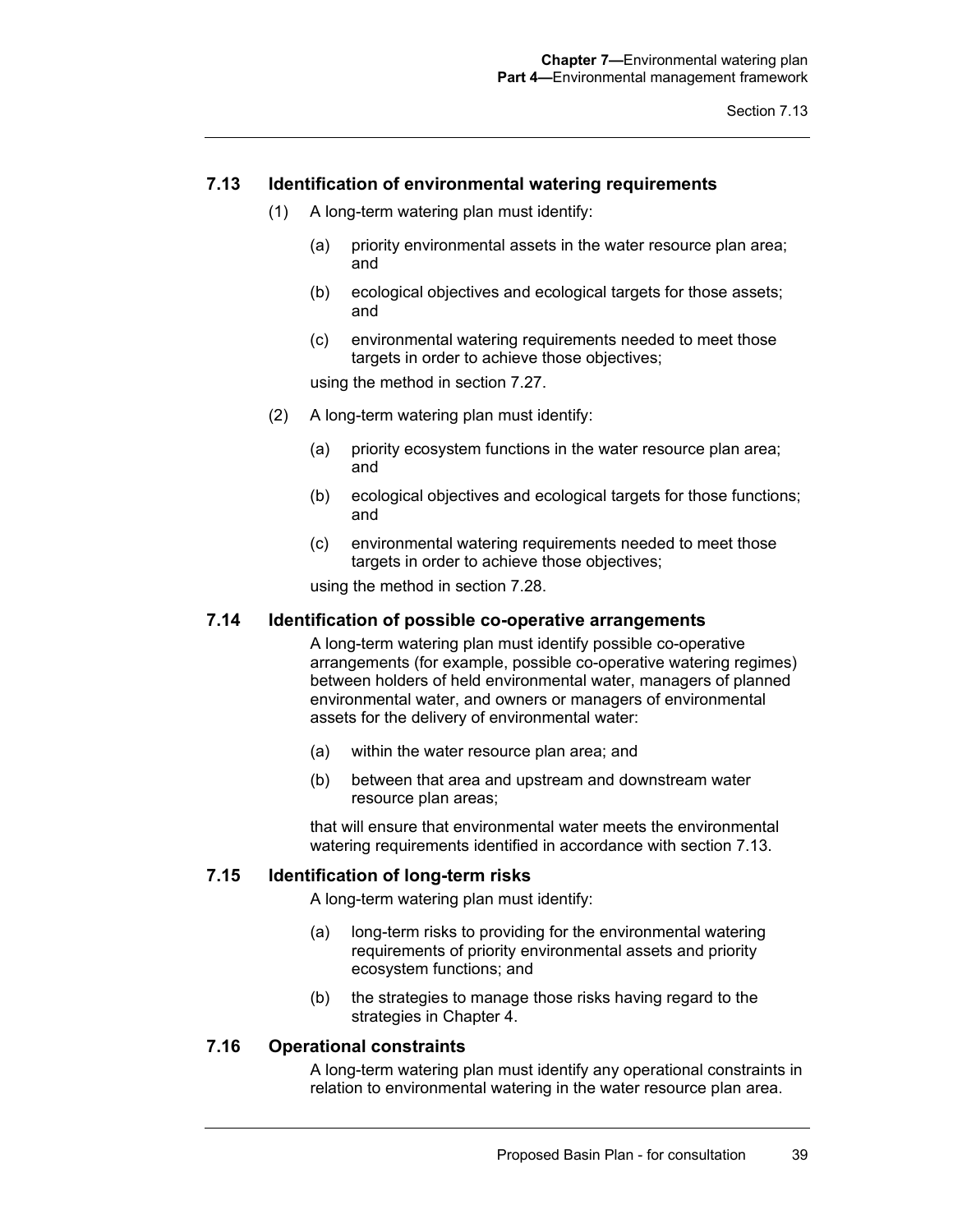### 7.13 Identification of environmental watering requirements

(1) A long-term watering plan must identify:

- (a) priority environmental assets in the water resource plan area; and
- (b) ecological objectives and ecological targets for those assets; and
- (c) environmental watering requirements needed to meet those targets in order to achieve those objectives;

using the method in section 7.27.

(2) A long-term watering plan must identify:

- (a) priority ecosystem functions in the water resource plan area; and
- (b) ecological objectives and ecological targets for those functions; and
- (c) environmental watering requirements needed to meet those targets in order to achieve those objectives;

using the method in section 7.28.

### 7.14 Identification of possible co-operative arrangements

A long-term watering plan must identify possible co-operative arrangements (for example, possible co-operative watering regimes) between holders of held environmental water, managers of planned environmental water, and owners or managers of environmental assets for the delivery of environmental water:

- (a) within the water resource plan area; and
- (b) between that area and upstream and downstream water resource plan areas;

that will ensure that environmental water meets the environmental watering requirements identified in accordance with section 7.13.

### 7.15 Identification of long-term risks

A long-term watering plan must identify:

- (a) long-term risks to providing for the environmental watering requirements of priority environmental assets and priority ecosystem functions; and
- (b) the strategies to manage those risks having regard to the strategies in Chapter 4.

### 7.16 Operational constraints

A long-term watering plan must identify any operational constraints in relation to environmental watering in the water resource plan area.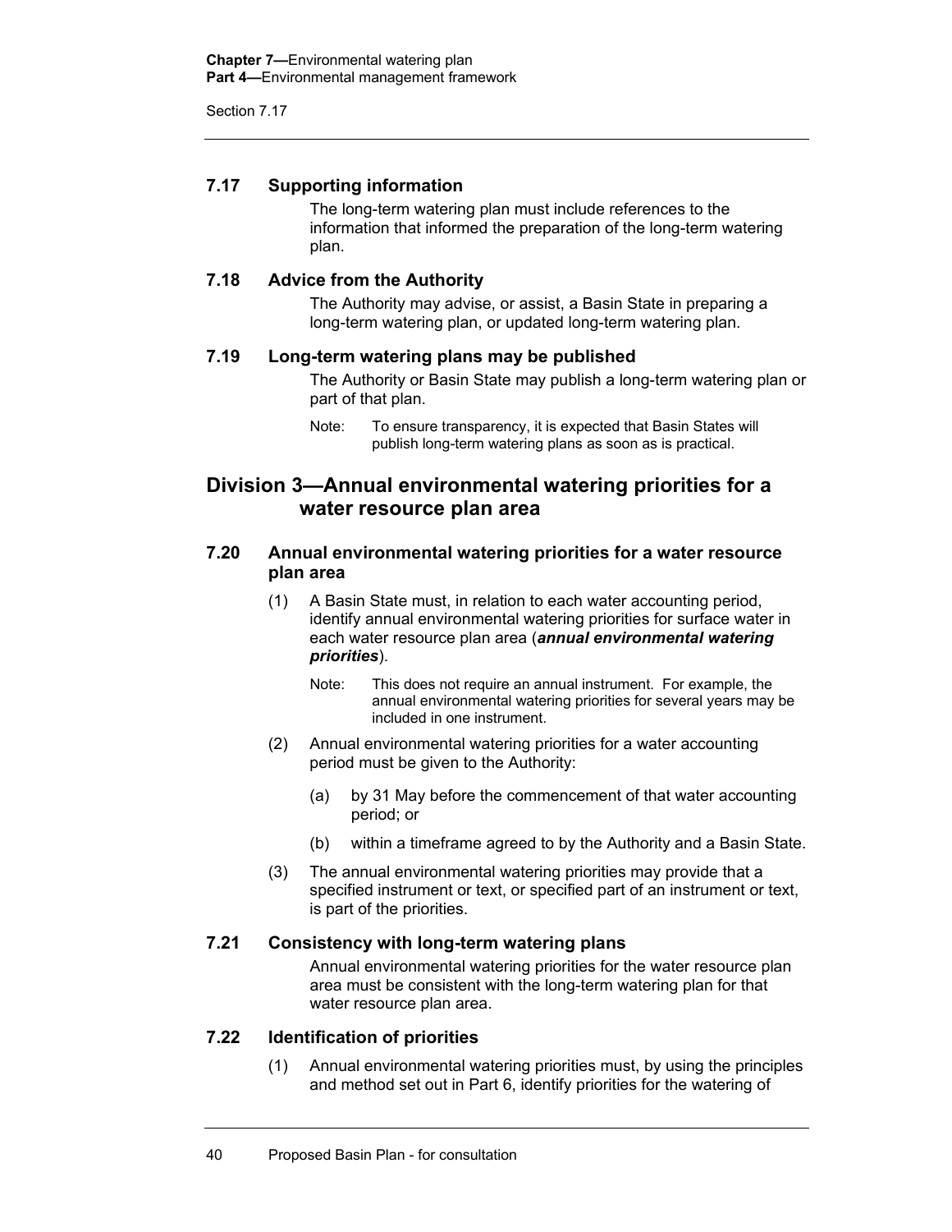### 7.17 Supporting information

The long-term watering plan must include references to the information that informed the preparation of the long-term watering plan.

### 7.18 Advice from the Authority

The Authority may advise, or assist, a Basin State in preparing a long-term watering plan, or updated long-term watering plan.

### 7.19 Long-term watering plans may be published

The Authority or Basin State may publish a long-term watering plan or part of that plan.

Note: To ensure transparency, it is expected that Basin States will publish long-term watering plans as soon as is practical.

## Division 3—Annual environmental watering priorities for a water resource plan area

### 7.20 Annual environmental watering priorities for a water resource plan area

(1) A Basin State must, in relation to each water accounting period, identify annual environmental watering priorities for surface water in each water resource plan area (***annual environmental watering priorities***).

Note: This does not require an annual instrument. For example, the annual environmental watering priorities for several years may be included in one instrument.

(2) Annual environmental watering priorities for a water accounting period must be given to the Authority:

(a) by 31 May before the commencement of that water accounting period; or

(b) within a timeframe agreed to by the Authority and a Basin State.

(3) The annual environmental watering priorities may provide that a specified instrument or text, or specified part of an instrument or text, is part of the priorities.

### 7.21 Consistency with long-term watering plans

Annual environmental watering priorities for the water resource plan area must be consistent with the long-term watering plan for that water resource plan area.

### 7.22 Identification of priorities

(1) Annual environmental watering priorities must, by using the principles and method set out in Part 6, identify priorities for the watering of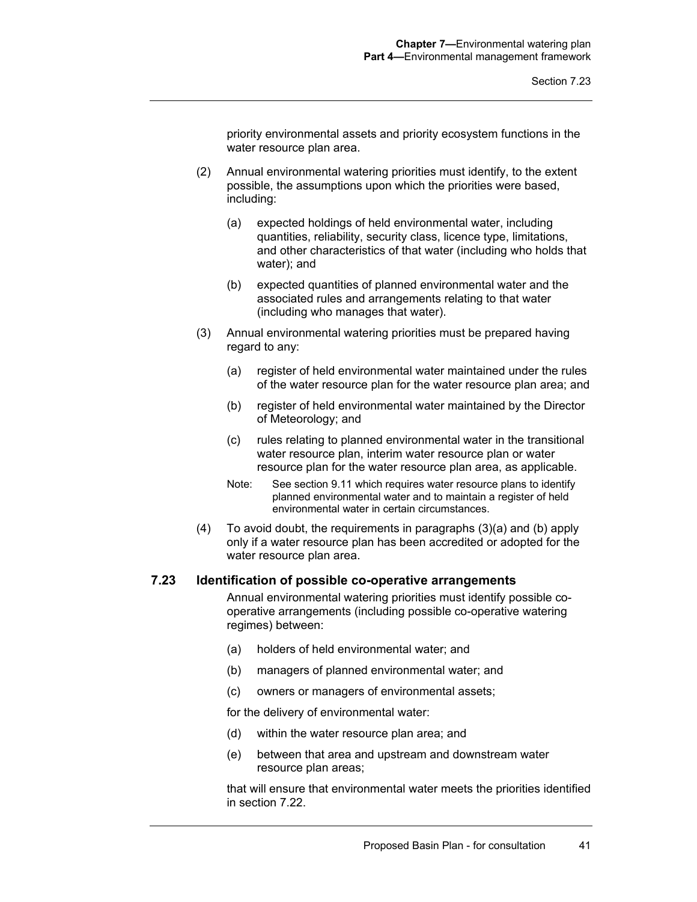priority environmental assets and priority ecosystem functions in the water resource plan area.

(2) Annual environmental watering priorities must identify, to the extent possible, the assumptions upon which the priorities were based, including:

(a) expected holdings of held environmental water, including quantities, reliability, security class, licence type, limitations, and other characteristics of that water (including who holds that water); and

(b) expected quantities of planned environmental water and the associated rules and arrangements relating to that water (including who manages that water).

(3) Annual environmental watering priorities must be prepared having regard to any:

(a) register of held environmental water maintained under the rules of the water resource plan for the water resource plan area; and

(b) register of held environmental water maintained by the Director of Meteorology; and

(c) rules relating to planned environmental water in the transitional water resource plan, interim water resource plan or water resource plan for the water resource plan area, as applicable.

Note: See section 9.11 which requires water resource plans to identify planned environmental water and to maintain a register of held environmental water in certain circumstances.

(4) To avoid doubt, the requirements in paragraphs (3)(a) and (b) apply only if a water resource plan has been accredited or adopted for the water resource plan area.

### 7.23 Identification of possible co-operative arrangements

Annual environmental watering priorities must identify possible co-operative arrangements (including possible co-operative watering regimes) between:

(a) holders of held environmental water; and

(b) managers of planned environmental water; and

(c) owners or managers of environmental assets;

for the delivery of environmental water:

(d) within the water resource plan area; and

(e) between that area and upstream and downstream water resource plan areas;

that will ensure that environmental water meets the priorities identified in section 7.22.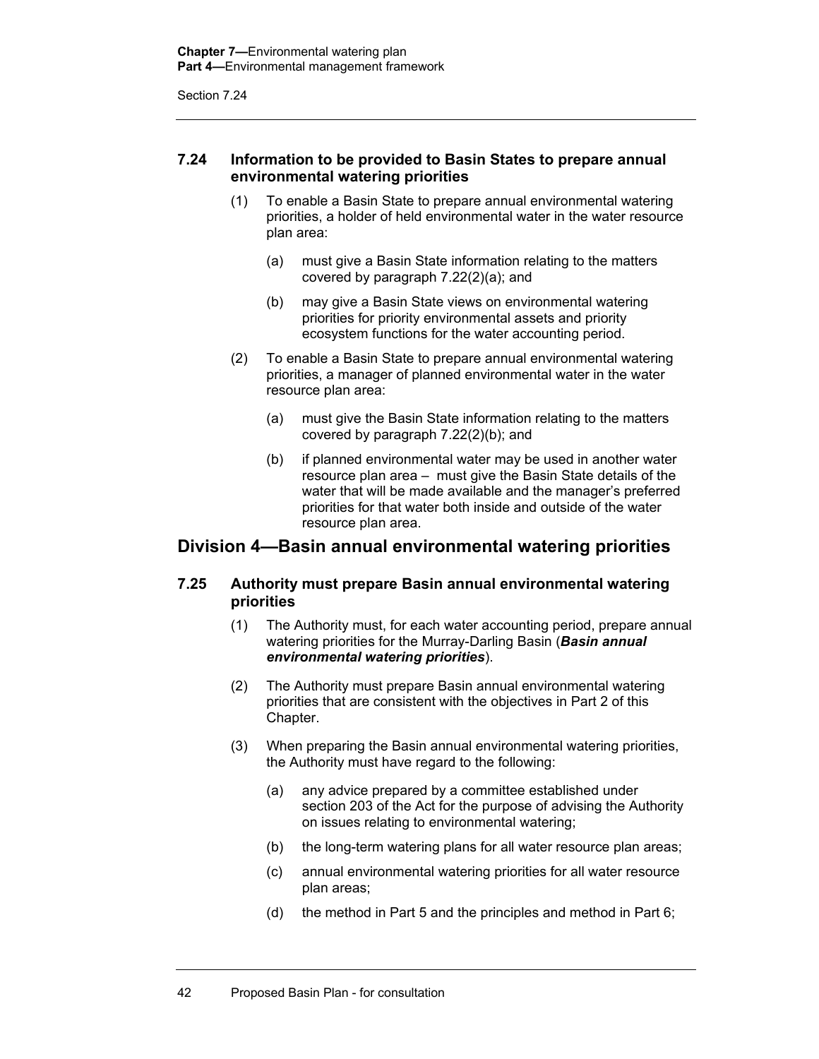### 7.24 Information to be provided to Basin States to prepare annual environmental watering priorities

(1) To enable a Basin State to prepare annual environmental watering priorities, a holder of held environmental water in the water resource plan area:

(a) must give a Basin State information relating to the matters covered by paragraph 7.22(2)(a); and

(b) may give a Basin State views on environmental watering priorities for priority environmental assets and priority ecosystem functions for the water accounting period.

(2) To enable a Basin State to prepare annual environmental watering priorities, a manager of planned environmental water in the water resource plan area:

(a) must give the Basin State information relating to the matters covered by paragraph 7.22(2)(b); and

(b) if planned environmental water may be used in another water resource plan area – must give the Basin State details of the water that will be made available and the manager's preferred priorities for that water both inside and outside of the water resource plan area.

## Division 4—Basin annual environmental watering priorities

### 7.25 Authority must prepare Basin annual environmental watering priorities

(1) The Authority must, for each water accounting period, prepare annual watering priorities for the Murray-Darling Basin (***Basin annual environmental watering priorities***).

(2) The Authority must prepare Basin annual environmental watering priorities that are consistent with the objectives in Part 2 of this Chapter.

(3) When preparing the Basin annual environmental watering priorities, the Authority must have regard to the following:

(a) any advice prepared by a committee established under section 203 of the Act for the purpose of advising the Authority on issues relating to environmental watering;

(b) the long-term watering plans for all water resource plan areas;

(c) annual environmental watering priorities for all water resource plan areas;

(d) the method in Part 5 and the principles and method in Part 6;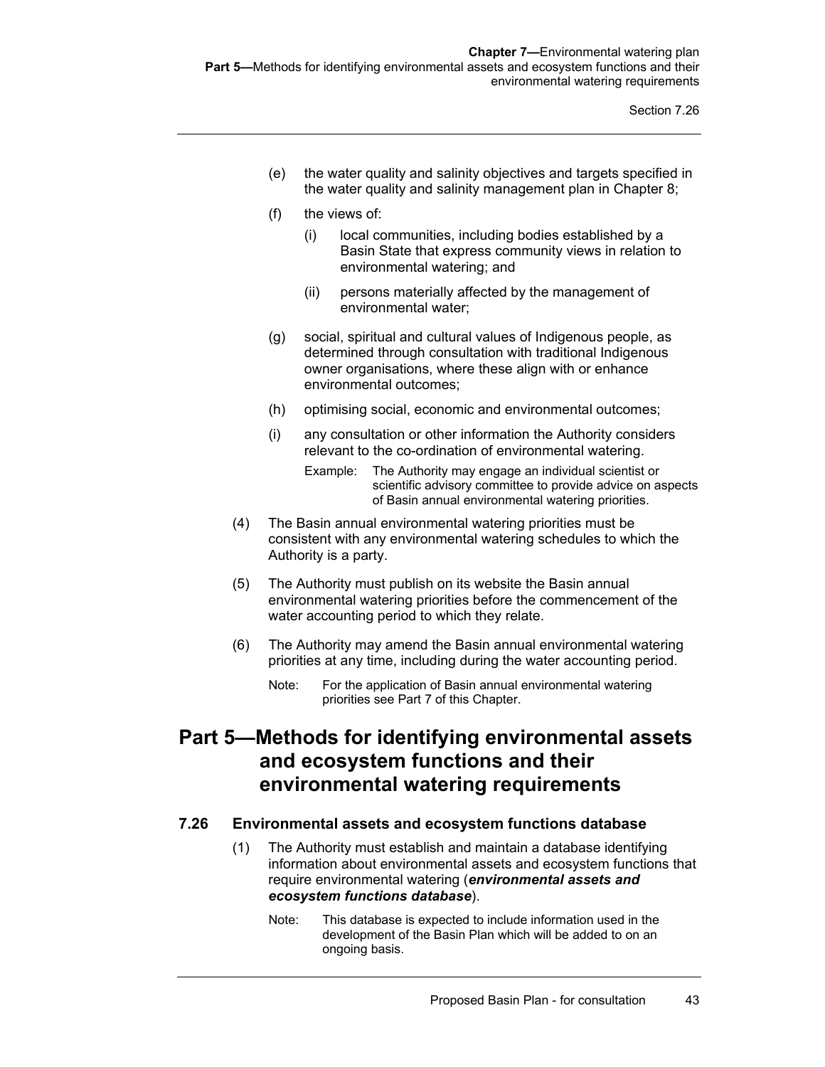(e) the water quality and salinity objectives and targets specified in the water quality and salinity management plan in Chapter 8;

(f) the views of:

(i) local communities, including bodies established by a Basin State that express community views in relation to environmental watering; and

(ii) persons materially affected by the management of environmental water;

(g) social, spiritual and cultural values of Indigenous people, as determined through consultation with traditional Indigenous owner organisations, where these align with or enhance environmental outcomes;

(h) optimising social, economic and environmental outcomes;

(i) any consultation or other information the Authority considers relevant to the co-ordination of environmental watering.

Example: The Authority may engage an individual scientist or scientific advisory committee to provide advice on aspects of Basin annual environmental watering priorities.

(4) The Basin annual environmental watering priorities must be consistent with any environmental watering schedules to which the Authority is a party.

(5) The Authority must publish on its website the Basin annual environmental watering priorities before the commencement of the water accounting period to which they relate.

(6) The Authority may amend the Basin annual environmental watering priorities at any time, including during the water accounting period.

Note: For the application of Basin annual environmental watering priorities see Part 7 of this Chapter.

# Part 5—Methods for identifying environmental assets and ecosystem functions and their environmental watering requirements

## 7.26 Environmental assets and ecosystem functions database

(1) The Authority must establish and maintain a database identifying information about environmental assets and ecosystem functions that require environmental watering (***environmental assets and ecosystem functions database***).

Note: This database is expected to include information used in the development of the Basin Plan which will be added to on an ongoing basis.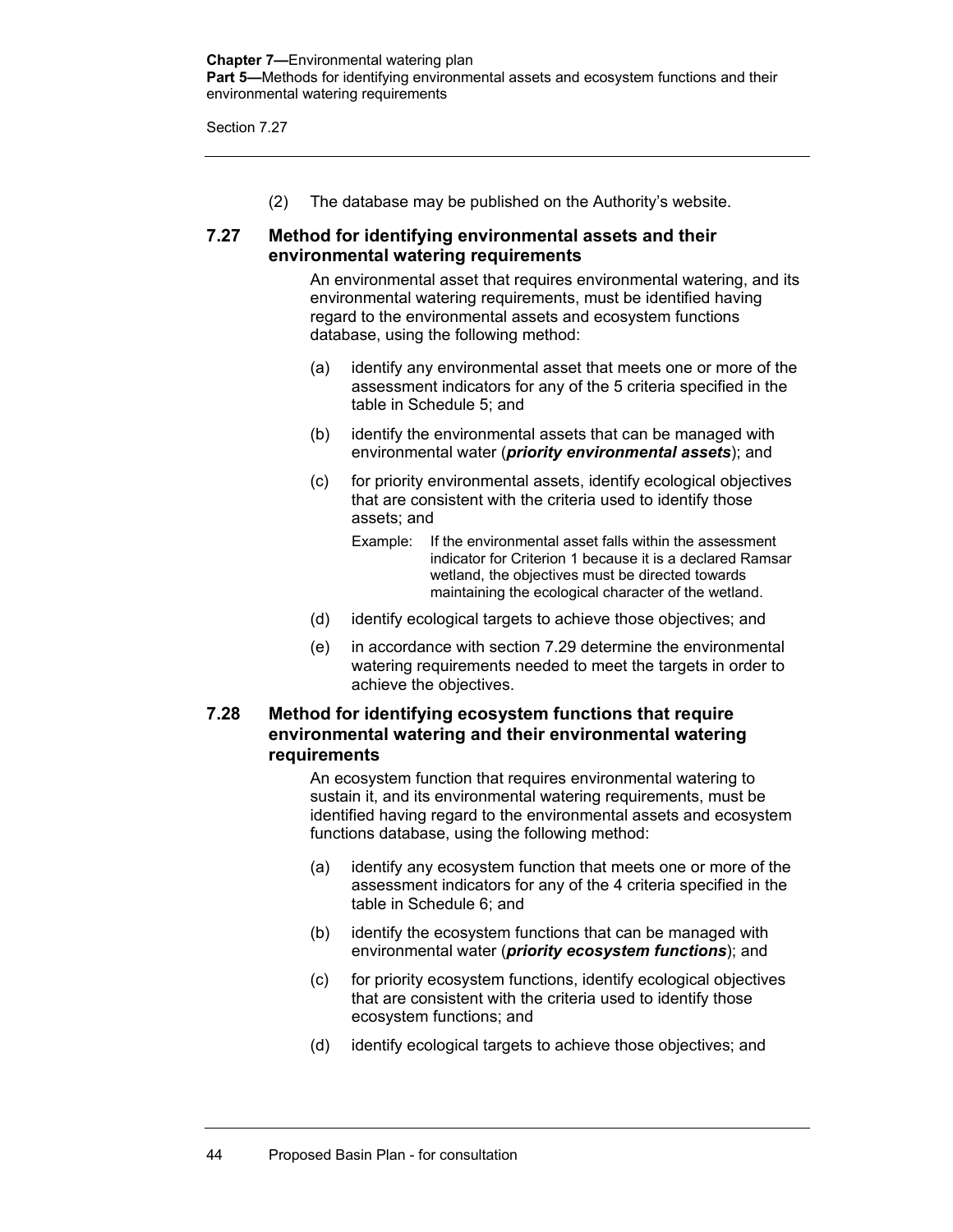(2) The database may be published on the Authority's website.

### 7.27 Method for identifying environmental assets and their environmental watering requirements

An environmental asset that requires environmental watering, and its environmental watering requirements, must be identified having regard to the environmental assets and ecosystem functions database, using the following method:

(a) identify any environmental asset that meets one or more of the assessment indicators for any of the 5 criteria specified in the table in Schedule 5; and

(b) identify the environmental assets that can be managed with environmental water (***priority environmental assets***); and

(c) for priority environmental assets, identify ecological objectives that are consistent with the criteria used to identify those assets; and

Example: If the environmental asset falls within the assessment indicator for Criterion 1 because it is a declared Ramsar wetland, the objectives must be directed towards maintaining the ecological character of the wetland.

(d) identify ecological targets to achieve those objectives; and

(e) in accordance with section 7.29 determine the environmental watering requirements needed to meet the targets in order to achieve the objectives.

### 7.28 Method for identifying ecosystem functions that require environmental watering and their environmental watering requirements

An ecosystem function that requires environmental watering to sustain it, and its environmental watering requirements, must be identified having regard to the environmental assets and ecosystem functions database, using the following method:

(a) identify any ecosystem function that meets one or more of the assessment indicators for any of the 4 criteria specified in the table in Schedule 6; and

(b) identify the ecosystem functions that can be managed with environmental water (***priority ecosystem functions***); and

(c) for priority ecosystem functions, identify ecological objectives that are consistent with the criteria used to identify those ecosystem functions; and

(d) identify ecological targets to achieve those objectives; and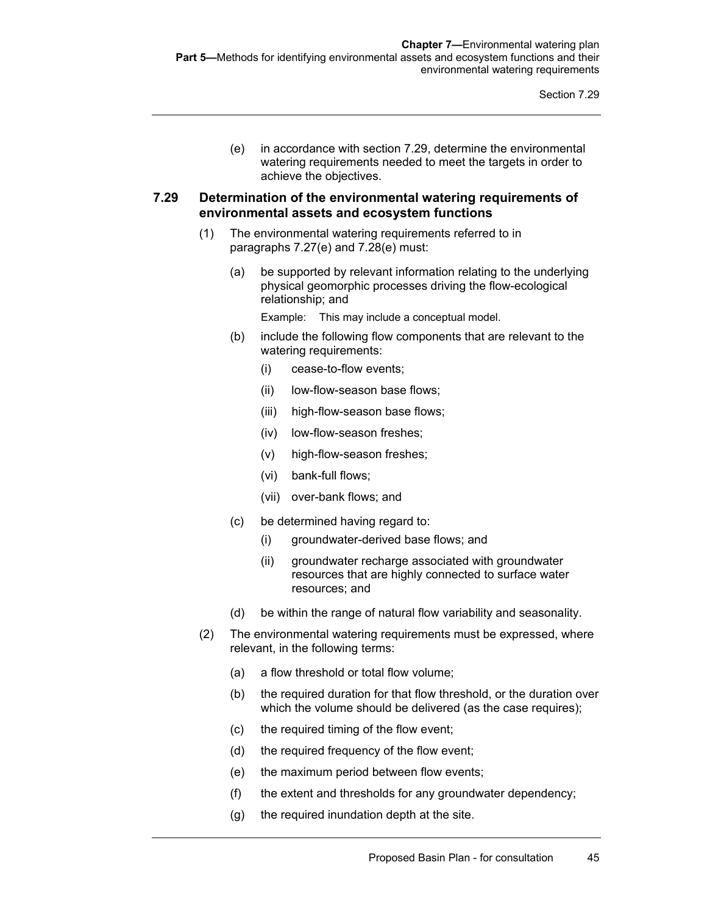(e) in accordance with section 7.29, determine the environmental watering requirements needed to meet the targets in order to achieve the objectives.

### 7.29 Determination of the environmental watering requirements of environmental assets and ecosystem functions

(1) The environmental watering requirements referred to in paragraphs 7.27(e) and 7.28(e) must:

(a) be supported by relevant information relating to the underlying physical geomorphic processes driving the flow-ecological relationship; and

Example: This may include a conceptual model.

(b) include the following flow components that are relevant to the watering requirements:

(i) cease-to-flow events;

(ii) low-flow-season base flows;

(iii) high-flow-season base flows;

(iv) low-flow-season freshes;

(v) high-flow-season freshes;

(vi) bank-full flows;

(vii) over-bank flows; and

(c) be determined having regard to:

(i) groundwater-derived base flows; and

(ii) groundwater recharge associated with groundwater resources that are highly connected to surface water resources; and

(d) be within the range of natural flow variability and seasonality.

(2) The environmental watering requirements must be expressed, where relevant, in the following terms:

(a) a flow threshold or total flow volume;

(b) the required duration for that flow threshold, or the duration over which the volume should be delivered (as the case requires);

(c) the required timing of the flow event;

(d) the required frequency of the flow event;

(e) the maximum period between flow events;

(f) the extent and thresholds for any groundwater dependency;

(g) the required inundation depth at the site.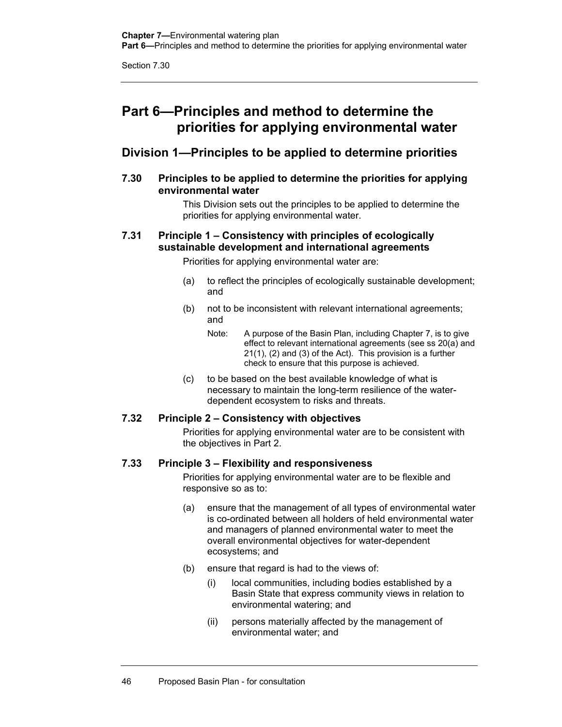# Part 6—Principles and method to determine the priorities for applying environmental water

## Division 1—Principles to be applied to determine priorities

### 7.30 Principles to be applied to determine the priorities for applying environmental water

This Division sets out the principles to be applied to determine the priorities for applying environmental water.

### 7.31 Principle 1 – Consistency with principles of ecologically sustainable development and international agreements

Priorities for applying environmental water are:

(a) to reflect the principles of ecologically sustainable development; and

(b) not to be inconsistent with relevant international agreements; and

> Note: A purpose of the Basin Plan, including Chapter 7, is to give effect to relevant international agreements (see ss 20(a) and 21(1), (2) and (3) of the Act). This provision is a further check to ensure that this purpose is achieved.

(c) to be based on the best available knowledge of what is necessary to maintain the long-term resilience of the water-dependent ecosystem to risks and threats.

### 7.32 Principle 2 – Consistency with objectives

Priorities for applying environmental water are to be consistent with the objectives in Part 2.

### 7.33 Principle 3 – Flexibility and responsiveness

Priorities for applying environmental water are to be flexible and responsive so as to:

(a) ensure that the management of all types of environmental water is co-ordinated between all holders of held environmental water and managers of planned environmental water to meet the overall environmental objectives for water-dependent ecosystems; and

(b) ensure that regard is had to the views of:

- (i) local communities, including bodies established by a Basin State that express community views in relation to environmental watering; and
- (ii) persons materially affected by the management of environmental water; and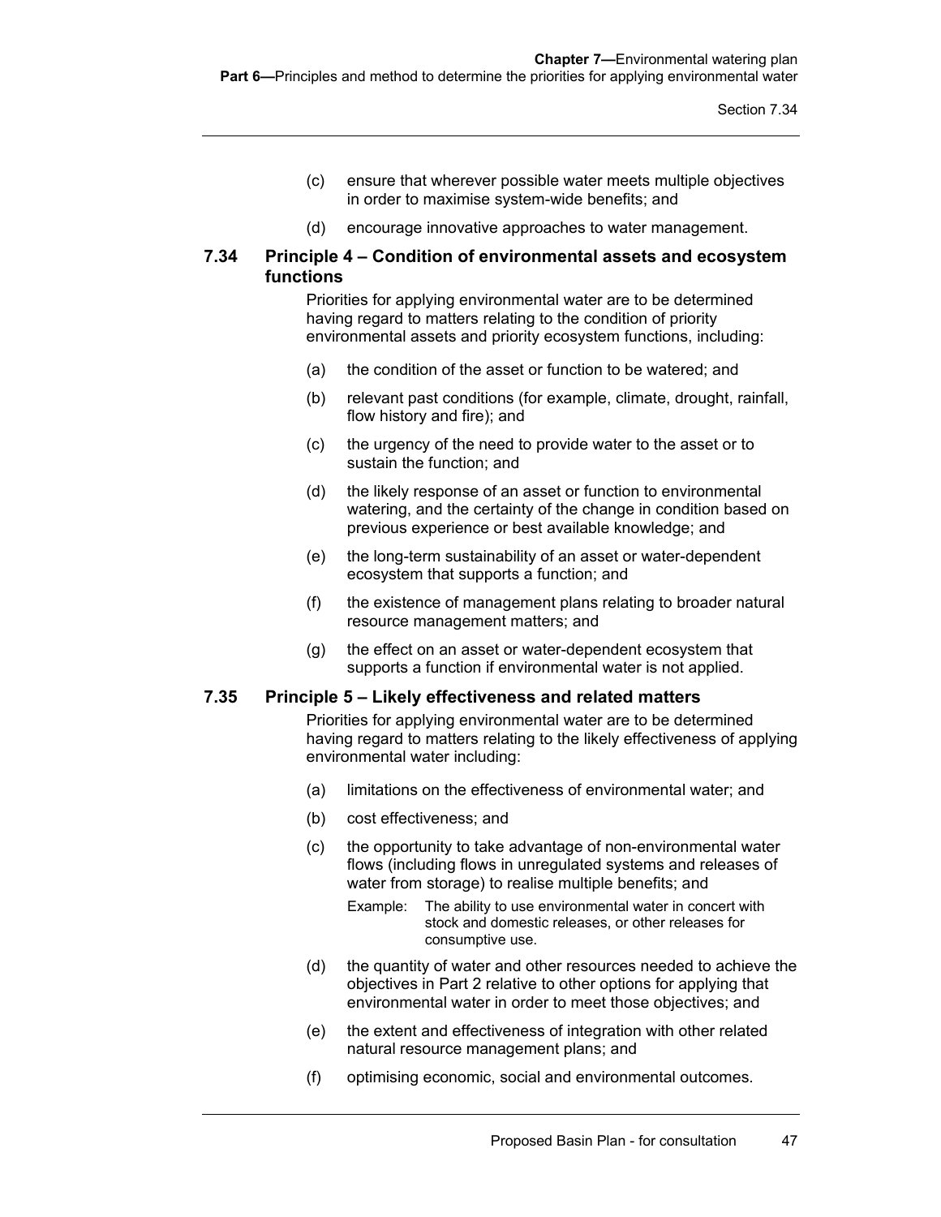(c) ensure that wherever possible water meets multiple objectives in order to maximise system-wide benefits; and

(d) encourage innovative approaches to water management.

### 7.34 Principle 4 – Condition of environmental assets and ecosystem functions

Priorities for applying environmental water are to be determined having regard to matters relating to the condition of priority environmental assets and priority ecosystem functions, including:

(a) the condition of the asset or function to be watered; and

(b) relevant past conditions (for example, climate, drought, rainfall, flow history and fire); and

(c) the urgency of the need to provide water to the asset or to sustain the function; and

(d) the likely response of an asset or function to environmental watering, and the certainty of the change in condition based on previous experience or best available knowledge; and

(e) the long-term sustainability of an asset or water-dependent ecosystem that supports a function; and

(f) the existence of management plans relating to broader natural resource management matters; and

(g) the effect on an asset or water-dependent ecosystem that supports a function if environmental water is not applied.

### 7.35 Principle 5 – Likely effectiveness and related matters

Priorities for applying environmental water are to be determined having regard to matters relating to the likely effectiveness of applying environmental water including:

(a) limitations on the effectiveness of environmental water; and

(b) cost effectiveness; and

(c) the opportunity to take advantage of non-environmental water flows (including flows in unregulated systems and releases of water from storage) to realise multiple benefits; and

Example: The ability to use environmental water in concert with stock and domestic releases, or other releases for consumptive use.

(d) the quantity of water and other resources needed to achieve the objectives in Part 2 relative to other options for applying that environmental water in order to meet those objectives; and

(e) the extent and effectiveness of integration with other related natural resource management plans; and

(f) optimising economic, social and environmental outcomes.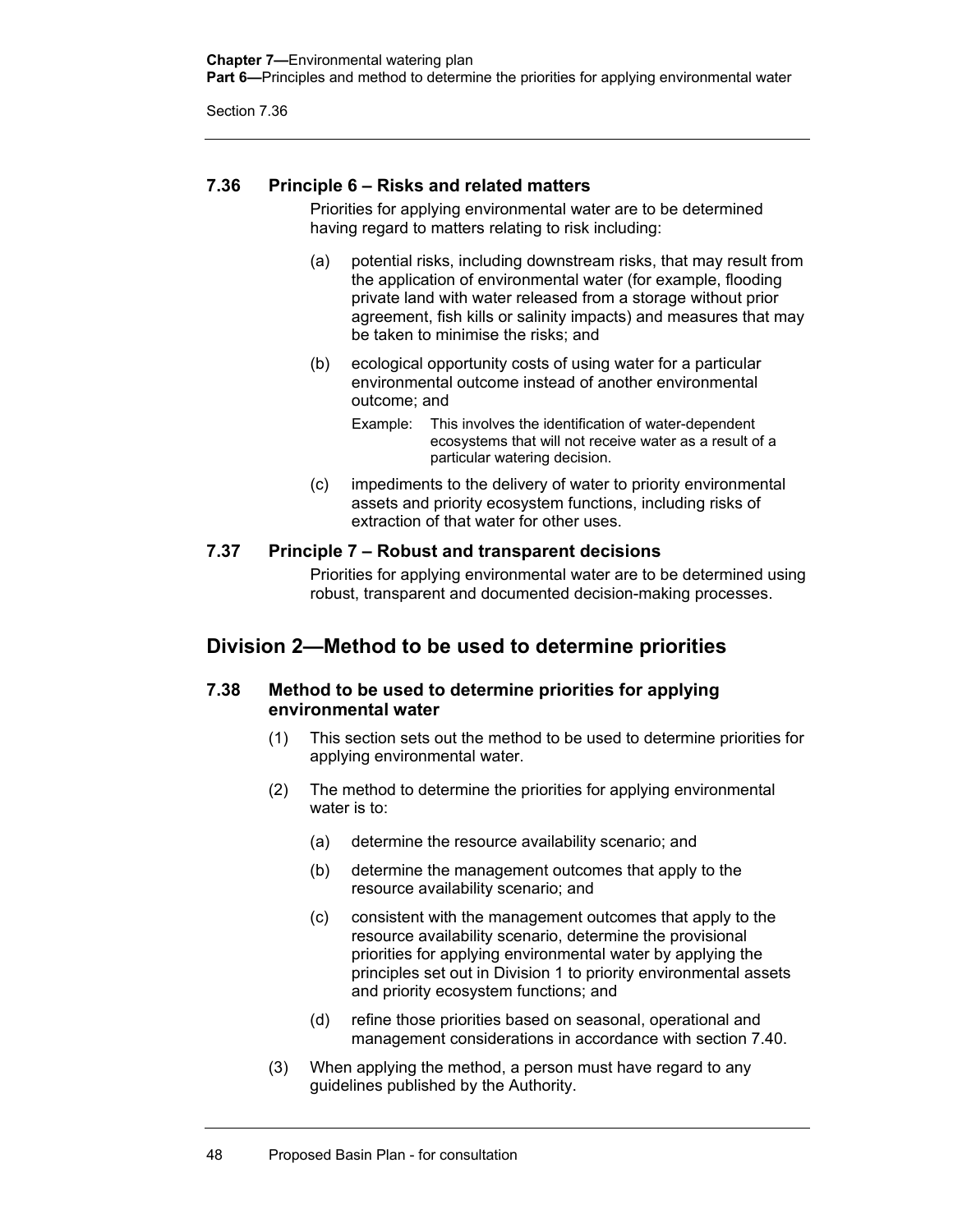### 7.36 Principle 6 – Risks and related matters

Priorities for applying environmental water are to be determined having regard to matters relating to risk including:

(a) potential risks, including downstream risks, that may result from the application of environmental water (for example, flooding private land with water released from a storage without prior agreement, fish kills or salinity impacts) and measures that may be taken to minimise the risks; and

(b) ecological opportunity costs of using water for a particular environmental outcome instead of another environmental outcome; and

Example: This involves the identification of water-dependent ecosystems that will not receive water as a result of a particular watering decision.

(c) impediments to the delivery of water to priority environmental assets and priority ecosystem functions, including risks of extraction of that water for other uses.

### 7.37 Principle 7 – Robust and transparent decisions

Priorities for applying environmental water are to be determined using robust, transparent and documented decision-making processes.

## Division 2—Method to be used to determine priorities

### 7.38 Method to be used to determine priorities for applying environmental water

(1) This section sets out the method to be used to determine priorities for applying environmental water.

(2) The method to determine the priorities for applying environmental water is to:

(a) determine the resource availability scenario; and

(b) determine the management outcomes that apply to the resource availability scenario; and

(c) consistent with the management outcomes that apply to the resource availability scenario, determine the provisional priorities for applying environmental water by applying the principles set out in Division 1 to priority environmental assets and priority ecosystem functions; and

(d) refine those priorities based on seasonal, operational and management considerations in accordance with section 7.40.

(3) When applying the method, a person must have regard to any guidelines published by the Authority.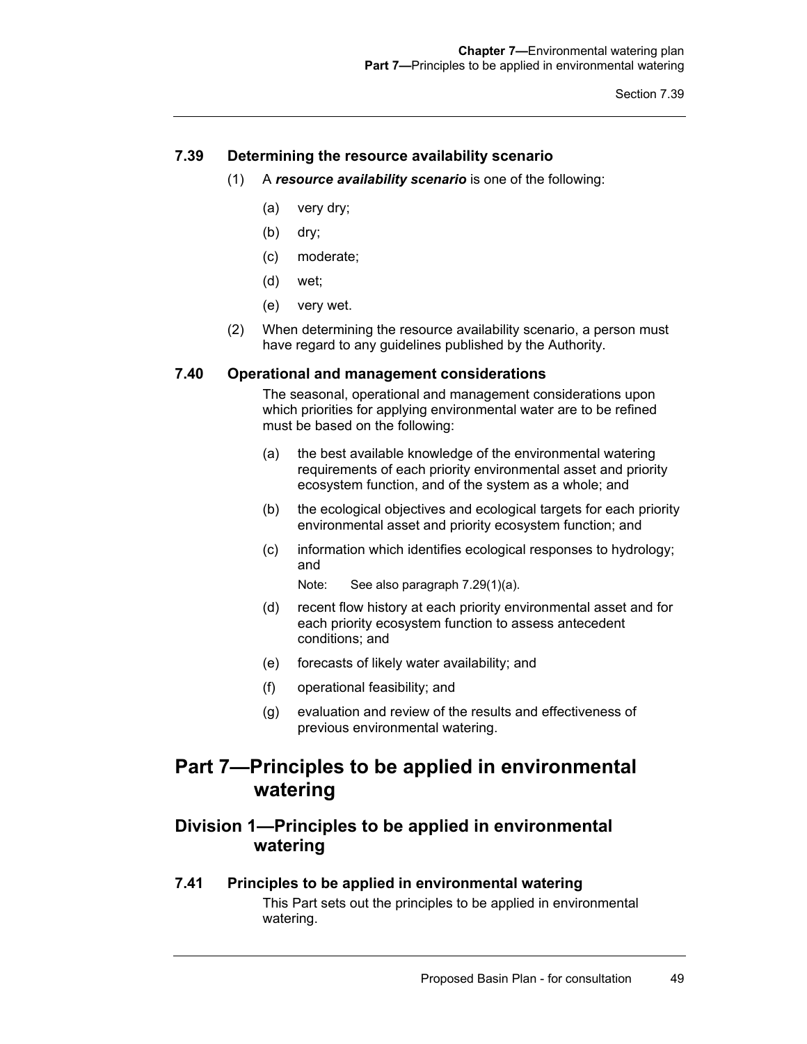### 7.39 Determining the resource availability scenario

(1) A ***resource availability scenario*** is one of the following:

- (a) very dry;
- (b) dry;
- (c) moderate;
- (d) wet;
- (e) very wet.

(2) When determining the resource availability scenario, a person must have regard to any guidelines published by the Authority.

### 7.40 Operational and management considerations

The seasonal, operational and management considerations upon which priorities for applying environmental water are to be refined must be based on the following:

- (a) the best available knowledge of the environmental watering requirements of each priority environmental asset and priority ecosystem function, and of the system as a whole; and
- (b) the ecological objectives and ecological targets for each priority environmental asset and priority ecosystem function; and
- (c) information which identifies ecological responses to hydrology; and

  Note: See also paragraph 7.29(1)(a).
- (d) recent flow history at each priority environmental asset and for each priority ecosystem function to assess antecedent conditions; and
- (e) forecasts of likely water availability; and
- (f) operational feasibility; and
- (g) evaluation and review of the results and effectiveness of previous environmental watering.

# Part 7—Principles to be applied in environmental watering

## Division 1—Principles to be applied in environmental watering

### 7.41 Principles to be applied in environmental watering

This Part sets out the principles to be applied in environmental watering.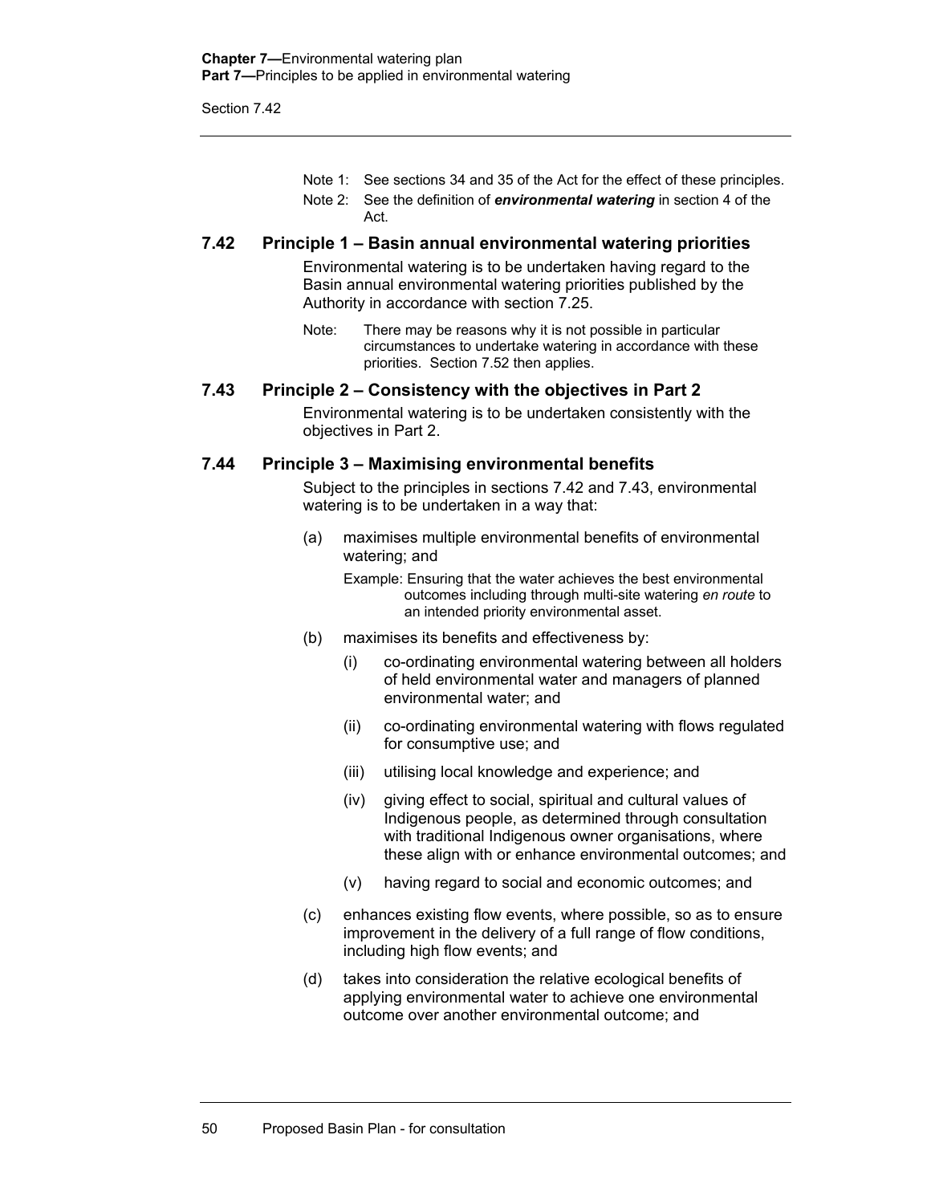Note 1: See sections 34 and 35 of the Act for the effect of these principles.

Note 2: See the definition of ***environmental watering*** in section 4 of the Act.

### 7.42 Principle 1 – Basin annual environmental watering priorities

Environmental watering is to be undertaken having regard to the Basin annual environmental watering priorities published by the Authority in accordance with section 7.25.

Note: There may be reasons why it is not possible in particular circumstances to undertake watering in accordance with these priorities. Section 7.52 then applies.

### 7.43 Principle 2 – Consistency with the objectives in Part 2

Environmental watering is to be undertaken consistently with the objectives in Part 2.

### 7.44 Principle 3 – Maximising environmental benefits

Subject to the principles in sections 7.42 and 7.43, environmental watering is to be undertaken in a way that:

(a) maximises multiple environmental benefits of environmental watering; and

Example: Ensuring that the water achieves the best environmental outcomes including through multi-site watering *en route* to an intended priority environmental asset.

(b) maximises its benefits and effectiveness by:

(i) co-ordinating environmental watering between all holders of held environmental water and managers of planned environmental water; and

(ii) co-ordinating environmental watering with flows regulated for consumptive use; and

(iii) utilising local knowledge and experience; and

(iv) giving effect to social, spiritual and cultural values of Indigenous people, as determined through consultation with traditional Indigenous owner organisations, where these align with or enhance environmental outcomes; and

(v) having regard to social and economic outcomes; and

(c) enhances existing flow events, where possible, so as to ensure improvement in the delivery of a full range of flow conditions, including high flow events; and

(d) takes into consideration the relative ecological benefits of applying environmental water to achieve one environmental outcome over another environmental outcome; and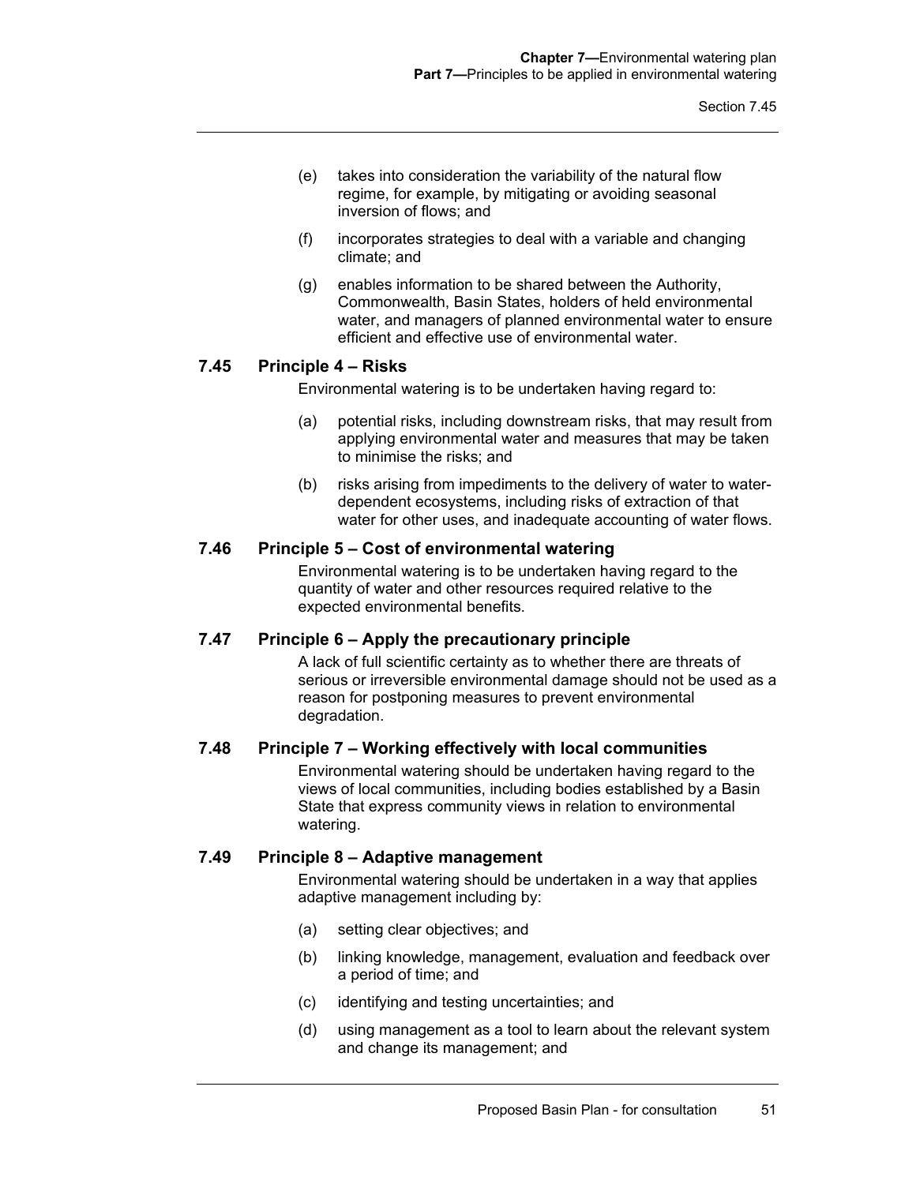(e) takes into consideration the variability of the natural flow regime, for example, by mitigating or avoiding seasonal inversion of flows; and

(f) incorporates strategies to deal with a variable and changing climate; and

(g) enables information to be shared between the Authority, Commonwealth, Basin States, holders of held environmental water, and managers of planned environmental water to ensure efficient and effective use of environmental water.

### 7.45 Principle 4 – Risks

Environmental watering is to be undertaken having regard to:

(a) potential risks, including downstream risks, that may result from applying environmental water and measures that may be taken to minimise the risks; and

(b) risks arising from impediments to the delivery of water to water-dependent ecosystems, including risks of extraction of that water for other uses, and inadequate accounting of water flows.

### 7.46 Principle 5 – Cost of environmental watering

Environmental watering is to be undertaken having regard to the quantity of water and other resources required relative to the expected environmental benefits.

### 7.47 Principle 6 – Apply the precautionary principle

A lack of full scientific certainty as to whether there are threats of serious or irreversible environmental damage should not be used as a reason for postponing measures to prevent environmental degradation.

### 7.48 Principle 7 – Working effectively with local communities

Environmental watering should be undertaken having regard to the views of local communities, including bodies established by a Basin State that express community views in relation to environmental watering.

### 7.49 Principle 8 – Adaptive management

Environmental watering should be undertaken in a way that applies adaptive management including by:

(a) setting clear objectives; and

(b) linking knowledge, management, evaluation and feedback over a period of time; and

(c) identifying and testing uncertainties; and

(d) using management as a tool to learn about the relevant system and change its management; and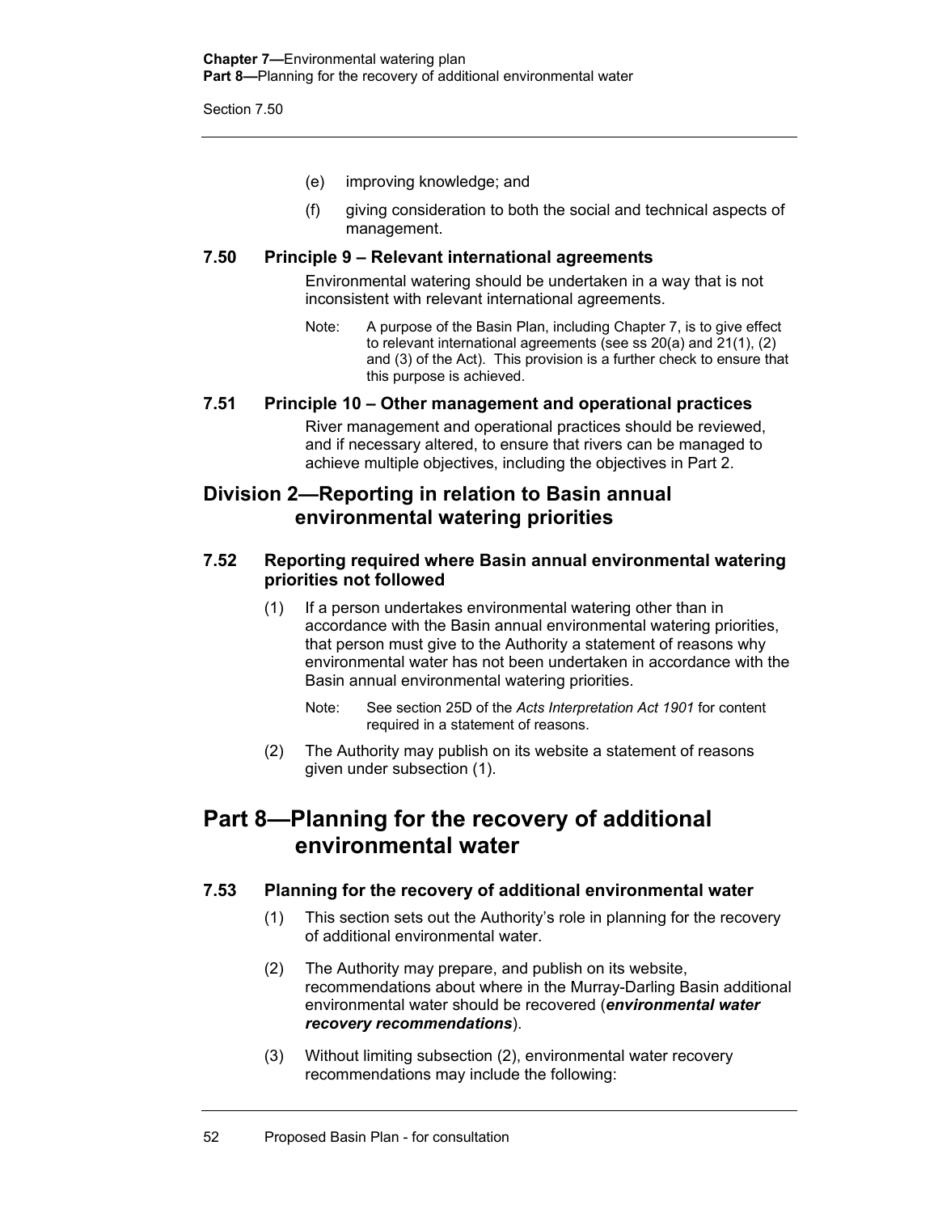(e) improving knowledge; and

(f) giving consideration to both the social and technical aspects of management.

### 7.50 Principle 9 – Relevant international agreements

Environmental watering should be undertaken in a way that is not inconsistent with relevant international agreements.

Note: A purpose of the Basin Plan, including Chapter 7, is to give effect to relevant international agreements (see ss 20(a) and 21(1), (2) and (3) of the Act). This provision is a further check to ensure that this purpose is achieved.

### 7.51 Principle 10 – Other management and operational practices

River management and operational practices should be reviewed, and if necessary altered, to ensure that rivers can be managed to achieve multiple objectives, including the objectives in Part 2.

## Division 2—Reporting in relation to Basin annual environmental watering priorities

### 7.52 Reporting required where Basin annual environmental watering priorities not followed

(1) If a person undertakes environmental watering other than in accordance with the Basin annual environmental watering priorities, that person must give to the Authority a statement of reasons why environmental water has not been undertaken in accordance with the Basin annual environmental watering priorities.

Note: See section 25D of the *Acts Interpretation Act 1901* for content required in a statement of reasons.

(2) The Authority may publish on its website a statement of reasons given under subsection (1).

# Part 8—Planning for the recovery of additional environmental water

### 7.53 Planning for the recovery of additional environmental water

(1) This section sets out the Authority's role in planning for the recovery of additional environmental water.

(2) The Authority may prepare, and publish on its website, recommendations about where in the Murray-Darling Basin additional environmental water should be recovered (***environmental water recovery recommendations***).

(3) Without limiting subsection (2), environmental water recovery recommendations may include the following: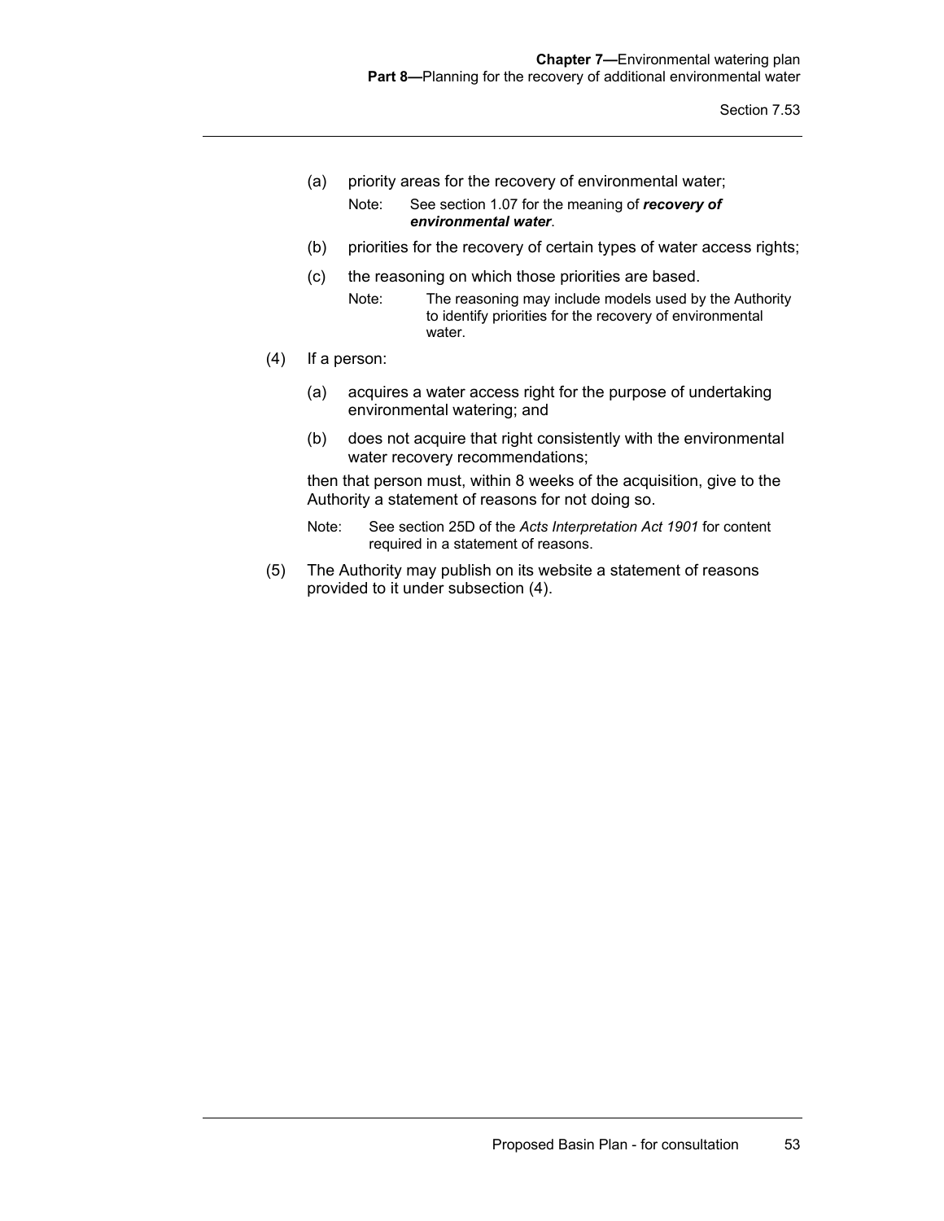(a) priority areas for the recovery of environmental water;

Note: See section 1.07 for the meaning of ***recovery of environmental water***.

(b) priorities for the recovery of certain types of water access rights;

(c) the reasoning on which those priorities are based.

Note: The reasoning may include models used by the Authority to identify priorities for the recovery of environmental water.

(4) If a person:

(a) acquires a water access right for the purpose of undertaking environmental watering; and

(b) does not acquire that right consistently with the environmental water recovery recommendations;

then that person must, within 8 weeks of the acquisition, give to the Authority a statement of reasons for not doing so.

Note: See section 25D of the *Acts Interpretation Act 1901* for content required in a statement of reasons.

(5) The Authority may publish on its website a statement of reasons provided to it under subsection (4).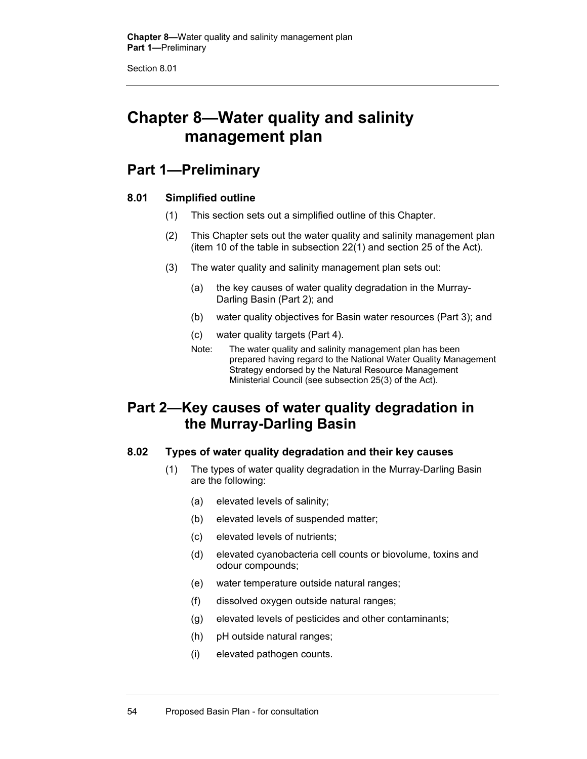# Chapter 8—Water quality and salinity management plan

## Part 1—Preliminary

### 8.01 Simplified outline

(1) This section sets out a simplified outline of this Chapter.

(2) This Chapter sets out the water quality and salinity management plan (item 10 of the table in subsection 22(1) and section 25 of the Act).

(3) The water quality and salinity management plan sets out:

(a) the key causes of water quality degradation in the Murray-Darling Basin (Part 2); and

(b) water quality objectives for Basin water resources (Part 3); and

(c) water quality targets (Part 4).

Note: The water quality and salinity management plan has been prepared having regard to the National Water Quality Management Strategy endorsed by the Natural Resource Management Ministerial Council (see subsection 25(3) of the Act).

## Part 2—Key causes of water quality degradation in the Murray-Darling Basin

### 8.02 Types of water quality degradation and their key causes

(1) The types of water quality degradation in the Murray-Darling Basin are the following:

(a) elevated levels of salinity;

(b) elevated levels of suspended matter;

(c) elevated levels of nutrients;

(d) elevated cyanobacteria cell counts or biovolume, toxins and odour compounds;

(e) water temperature outside natural ranges;

(f) dissolved oxygen outside natural ranges;

(g) elevated levels of pesticides and other contaminants;

(h) pH outside natural ranges;

(i) elevated pathogen counts.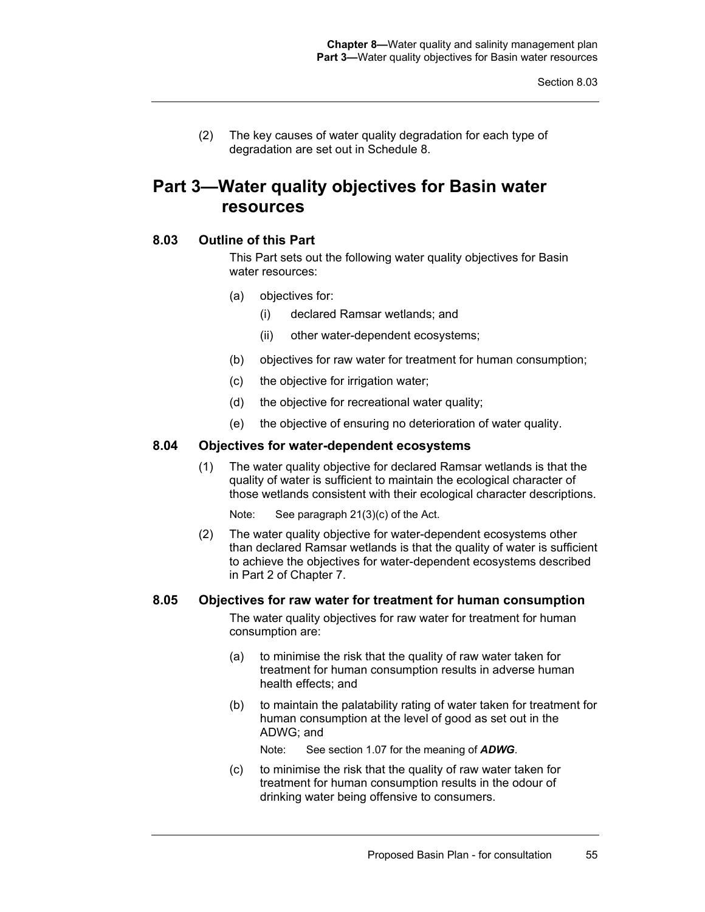(2) The key causes of water quality degradation for each type of degradation are set out in Schedule 8.

## Part 3—Water quality objectives for Basin water resources

### 8.03 Outline of this Part

This Part sets out the following water quality objectives for Basin water resources:

(a) objectives for:

(i) declared Ramsar wetlands; and

(ii) other water-dependent ecosystems;

(b) objectives for raw water for treatment for human consumption;

(c) the objective for irrigation water;

(d) the objective for recreational water quality;

(e) the objective of ensuring no deterioration of water quality.

### 8.04 Objectives for water-dependent ecosystems

(1) The water quality objective for declared Ramsar wetlands is that the quality of water is sufficient to maintain the ecological character of those wetlands consistent with their ecological character descriptions.

Note: See paragraph 21(3)(c) of the Act.

(2) The water quality objective for water-dependent ecosystems other than declared Ramsar wetlands is that the quality of water is sufficient to achieve the objectives for water-dependent ecosystems described in Part 2 of Chapter 7.

### 8.05 Objectives for raw water for treatment for human consumption

The water quality objectives for raw water for treatment for human consumption are:

(a) to minimise the risk that the quality of raw water taken for treatment for human consumption results in adverse human health effects; and

(b) to maintain the palatability rating of water taken for treatment for human consumption at the level of good as set out in the ADWG; and

Note: See section 1.07 for the meaning of ***ADWG***.

(c) to minimise the risk that the quality of raw water taken for treatment for human consumption results in the odour of drinking water being offensive to consumers.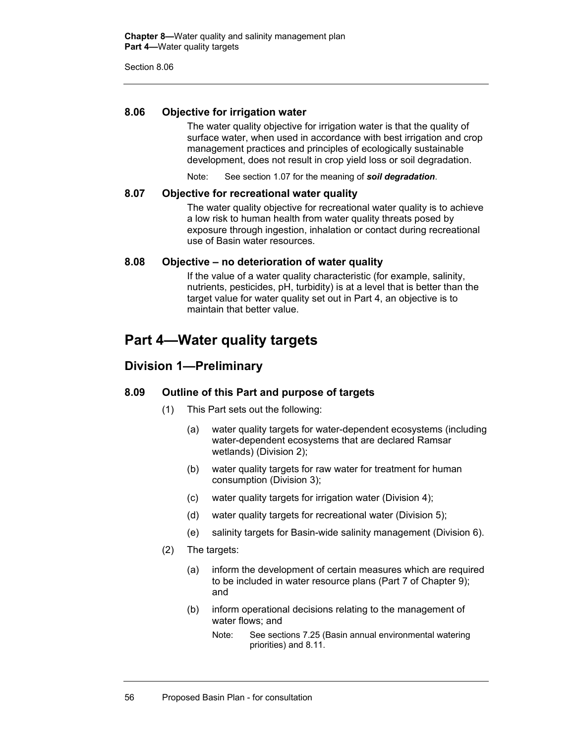### 8.06 Objective for irrigation water

The water quality objective for irrigation water is that the quality of surface water, when used in accordance with best irrigation and crop management practices and principles of ecologically sustainable development, does not result in crop yield loss or soil degradation.

Note: See section 1.07 for the meaning of ***soil degradation***.

### 8.07 Objective for recreational water quality

The water quality objective for recreational water quality is to achieve a low risk to human health from water quality threats posed by exposure through ingestion, inhalation or contact during recreational use of Basin water resources.

### 8.08 Objective – no deterioration of water quality

If the value of a water quality characteristic (for example, salinity, nutrients, pesticides, pH, turbidity) is at a level that is better than the target value for water quality set out in Part 4, an objective is to maintain that better value.

# Part 4—Water quality targets

## Division 1—Preliminary

### 8.09 Outline of this Part and purpose of targets

(1) This Part sets out the following:

(a) water quality targets for water-dependent ecosystems (including water-dependent ecosystems that are declared Ramsar wetlands) (Division 2);

(b) water quality targets for raw water for treatment for human consumption (Division 3);

(c) water quality targets for irrigation water (Division 4);

(d) water quality targets for recreational water (Division 5);

(e) salinity targets for Basin-wide salinity management (Division 6).

(2) The targets:

(a) inform the development of certain measures which are required to be included in water resource plans (Part 7 of Chapter 9); and

(b) inform operational decisions relating to the management of water flows; and

Note: See sections 7.25 (Basin annual environmental watering priorities) and 8.11.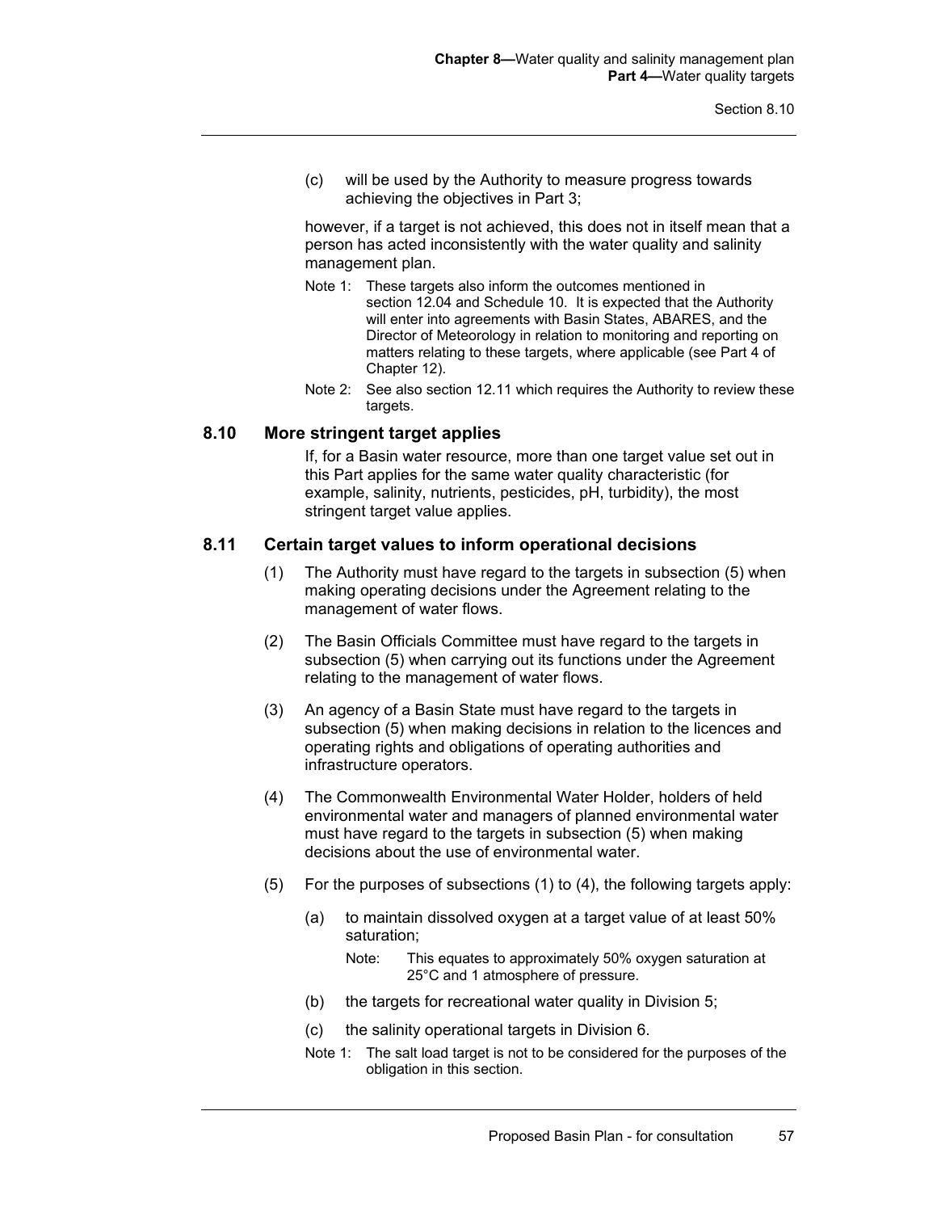(c) will be used by the Authority to measure progress towards achieving the objectives in Part 3;

however, if a target is not achieved, this does not in itself mean that a person has acted inconsistently with the water quality and salinity management plan.

Note 1: These targets also inform the outcomes mentioned in section 12.04 and Schedule 10. It is expected that the Authority will enter into agreements with Basin States, ABARES, and the Director of Meteorology in relation to monitoring and reporting on matters relating to these targets, where applicable (see Part 4 of Chapter 12).

Note 2: See also section 12.11 which requires the Authority to review these targets.

### 8.10 More stringent target applies

If, for a Basin water resource, more than one target value set out in this Part applies for the same water quality characteristic (for example, salinity, nutrients, pesticides, pH, turbidity), the most stringent target value applies.

### 8.11 Certain target values to inform operational decisions

(1) The Authority must have regard to the targets in subsection (5) when making operating decisions under the Agreement relating to the management of water flows.

(2) The Basin Officials Committee must have regard to the targets in subsection (5) when carrying out its functions under the Agreement relating to the management of water flows.

(3) An agency of a Basin State must have regard to the targets in subsection (5) when making decisions in relation to the licences and operating rights and obligations of operating authorities and infrastructure operators.

(4) The Commonwealth Environmental Water Holder, holders of held environmental water and managers of planned environmental water must have regard to the targets in subsection (5) when making decisions about the use of environmental water.

(5) For the purposes of subsections (1) to (4), the following targets apply:

(a) to maintain dissolved oxygen at a target value of at least 50% saturation;

Note: This equates to approximately 50% oxygen saturation at 25°C and 1 atmosphere of pressure.

(b) the targets for recreational water quality in Division 5;

(c) the salinity operational targets in Division 6.

Note 1: The salt load target is not to be considered for the purposes of the obligation in this section.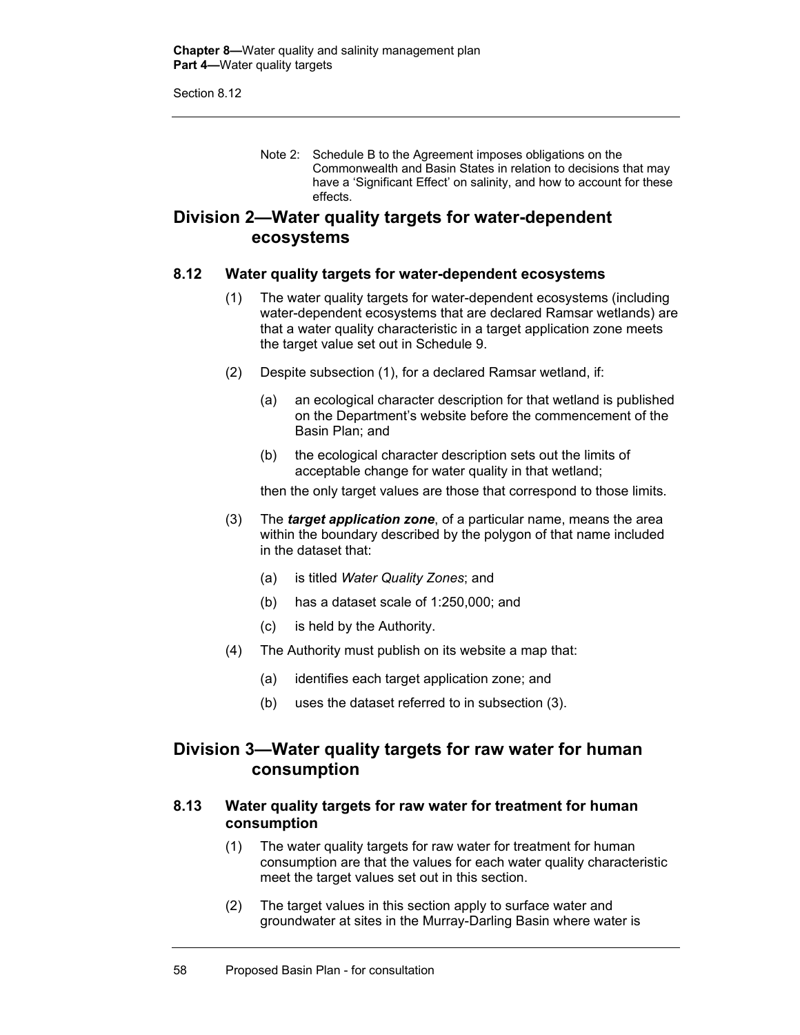Note 2: Schedule B to the Agreement imposes obligations on the Commonwealth and Basin States in relation to decisions that may have a 'Significant Effect' on salinity, and how to account for these effects.

## Division 2—Water quality targets for water-dependent ecosystems

### 8.12 Water quality targets for water-dependent ecosystems

(1) The water quality targets for water-dependent ecosystems (including water-dependent ecosystems that are declared Ramsar wetlands) are that a water quality characteristic in a target application zone meets the target value set out in Schedule 9.

(2) Despite subsection (1), for a declared Ramsar wetland, if:

(a) an ecological character description for that wetland is published on the Department's website before the commencement of the Basin Plan; and

(b) the ecological character description sets out the limits of acceptable change for water quality in that wetland;

then the only target values are those that correspond to those limits.

(3) The ***target application zone***, of a particular name, means the area within the boundary described by the polygon of that name included in the dataset that:

(a) is titled *Water Quality Zones*; and

(b) has a dataset scale of 1:250,000; and

(c) is held by the Authority.

(4) The Authority must publish on its website a map that:

(a) identifies each target application zone; and

(b) uses the dataset referred to in subsection (3).

## Division 3—Water quality targets for raw water for human consumption

### 8.13 Water quality targets for raw water for treatment for human consumption

(1) The water quality targets for raw water for treatment for human consumption are that the values for each water quality characteristic meet the target values set out in this section.

(2) The target values in this section apply to surface water and groundwater at sites in the Murray-Darling Basin where water is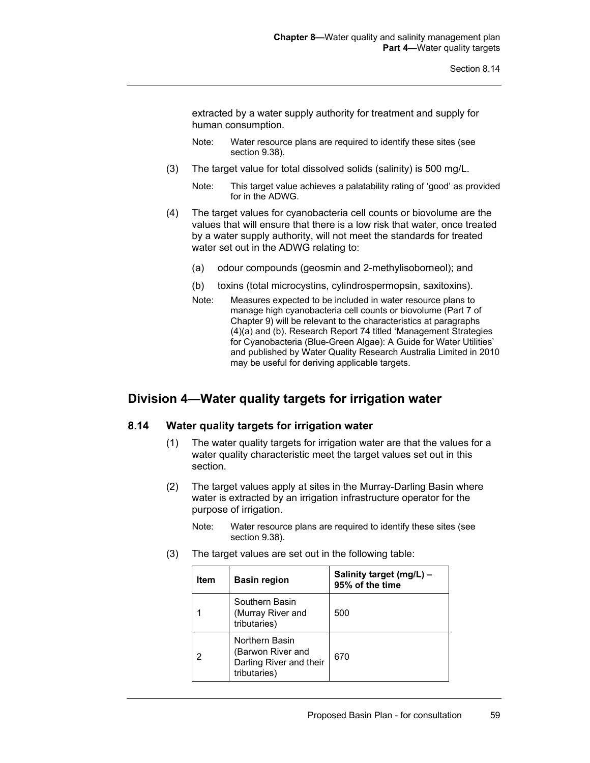extracted by a water supply authority for treatment and supply for human consumption.

Note: Water resource plans are required to identify these sites (see section 9.38).

(3) The target value for total dissolved solids (salinity) is 500 mg/L.

Note: This target value achieves a palatability rating of 'good' as provided for in the ADWG.

(4) The target values for cyanobacteria cell counts or biovolume are the values that will ensure that there is a low risk that water, once treated by a water supply authority, will not meet the standards for treated water set out in the ADWG relating to:

(a) odour compounds (geosmin and 2-methylisoborneol); and

(b) toxins (total microcystins, cylindrospermopsin, saxitoxins).

Note: Measures expected to be included in water resource plans to manage high cyanobacteria cell counts or biovolume (Part 7 of Chapter 9) will be relevant to the characteristics at paragraphs (4)(a) and (b). Research Report 74 titled 'Management Strategies for Cyanobacteria (Blue-Green Algae): A Guide for Water Utilities' and published by Water Quality Research Australia Limited in 2010 may be useful for deriving applicable targets.

## Division 4—Water quality targets for irrigation water

### 8.14 Water quality targets for irrigation water

(1) The water quality targets for irrigation water are that the values for a water quality characteristic meet the target values set out in this section.

(2) The target values apply at sites in the Murray-Darling Basin where water is extracted by an irrigation infrastructure operator for the purpose of irrigation.

Note: Water resource plans are required to identify these sites (see section 9.38).

(3) The target values are set out in the following table:

| Item | Basin region | Salinity target (mg/L) – 95% of the time |
|---|---|---|
| 1 | Southern Basin (Murray River and tributaries) | 500 |
| 2 | Northern Basin (Barwon River and Darling River and their tributaries) | 670 |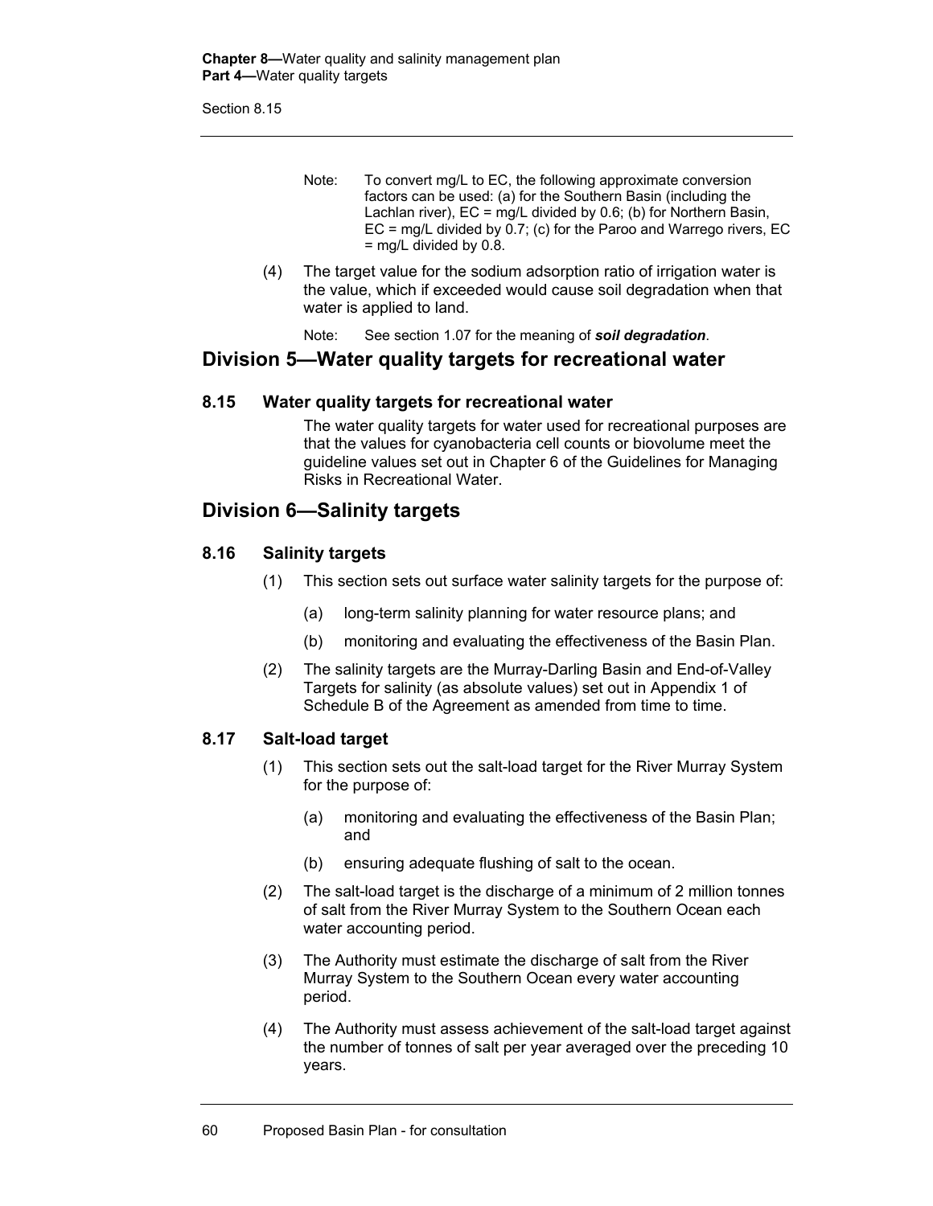Note: To convert mg/L to EC, the following approximate conversion factors can be used: (a) for the Southern Basin (including the Lachlan river), EC = mg/L divided by 0.6; (b) for Northern Basin, EC = mg/L divided by 0.7; (c) for the Paroo and Warrego rivers, EC = mg/L divided by 0.8.

(4) The target value for the sodium adsorption ratio of irrigation water is the value, which if exceeded would cause soil degradation when that water is applied to land.

Note: See section 1.07 for the meaning of ***soil degradation***.

## Division 5—Water quality targets for recreational water

### 8.15 Water quality targets for recreational water

The water quality targets for water used for recreational purposes are that the values for cyanobacteria cell counts or biovolume meet the guideline values set out in Chapter 6 of the Guidelines for Managing Risks in Recreational Water.

## Division 6—Salinity targets

### 8.16 Salinity targets

(1) This section sets out surface water salinity targets for the purpose of:

(a) long-term salinity planning for water resource plans; and

(b) monitoring and evaluating the effectiveness of the Basin Plan.

(2) The salinity targets are the Murray-Darling Basin and End-of-Valley Targets for salinity (as absolute values) set out in Appendix 1 of Schedule B of the Agreement as amended from time to time.

### 8.17 Salt-load target

(1) This section sets out the salt-load target for the River Murray System for the purpose of:

(a) monitoring and evaluating the effectiveness of the Basin Plan; and

(b) ensuring adequate flushing of salt to the ocean.

(2) The salt-load target is the discharge of a minimum of 2 million tonnes of salt from the River Murray System to the Southern Ocean each water accounting period.

(3) The Authority must estimate the discharge of salt from the River Murray System to the Southern Ocean every water accounting period.

(4) The Authority must assess achievement of the salt-load target against the number of tonnes of salt per year averaged over the preceding 10 years.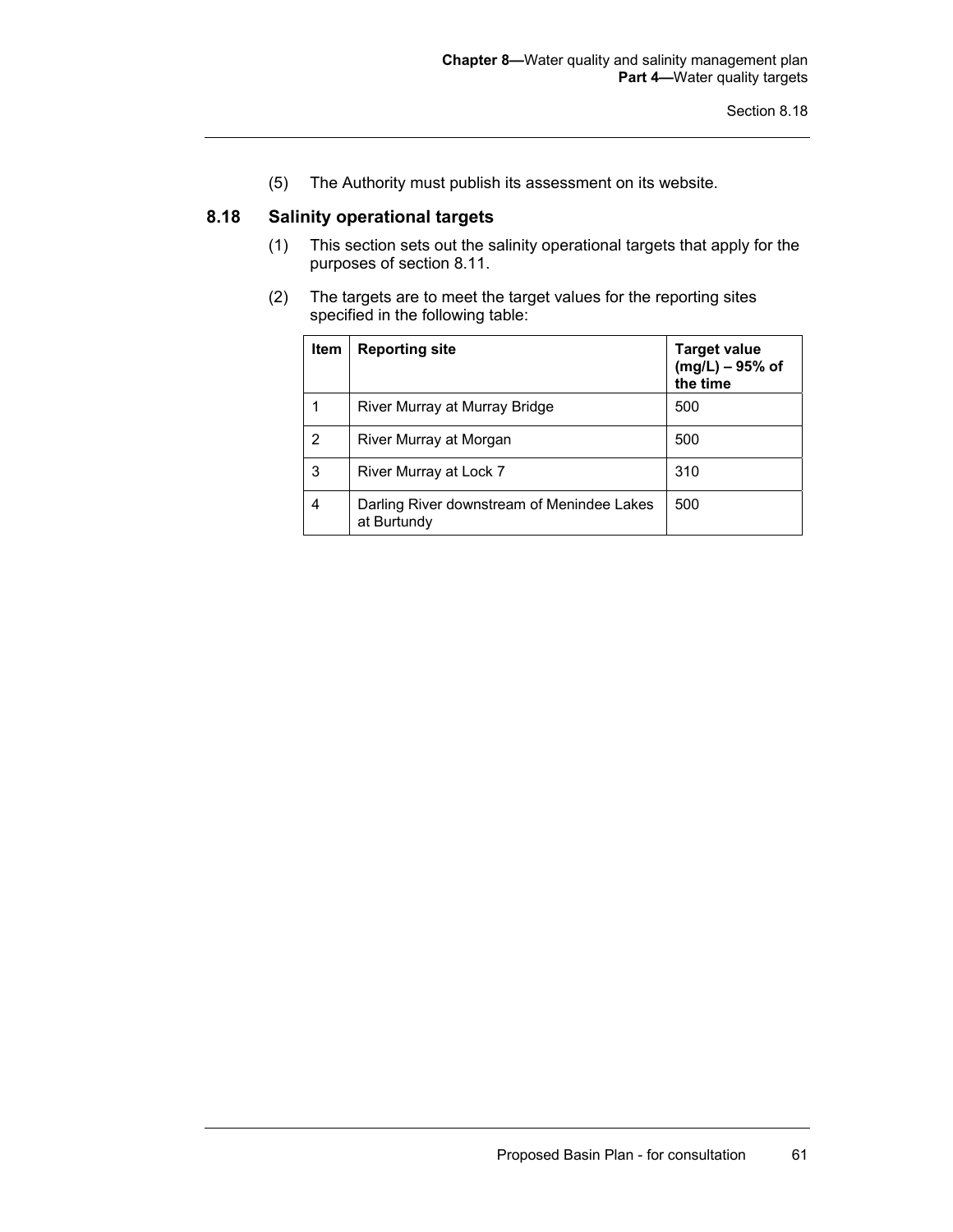(5) The Authority must publish its assessment on its website.

## 8.18 Salinity operational targets

(1) This section sets out the salinity operational targets that apply for the purposes of section 8.11.

(2) The targets are to meet the target values for the reporting sites specified in the following table:

| Item | Reporting site | Target value (mg/L) – 95% of the time |
|---|---|---|
| 1 | River Murray at Murray Bridge | 500 |
| 2 | River Murray at Morgan | 500 |
| 3 | River Murray at Lock 7 | 310 |
| 4 | Darling River downstream of Menindee Lakes at Burtundy | 500 |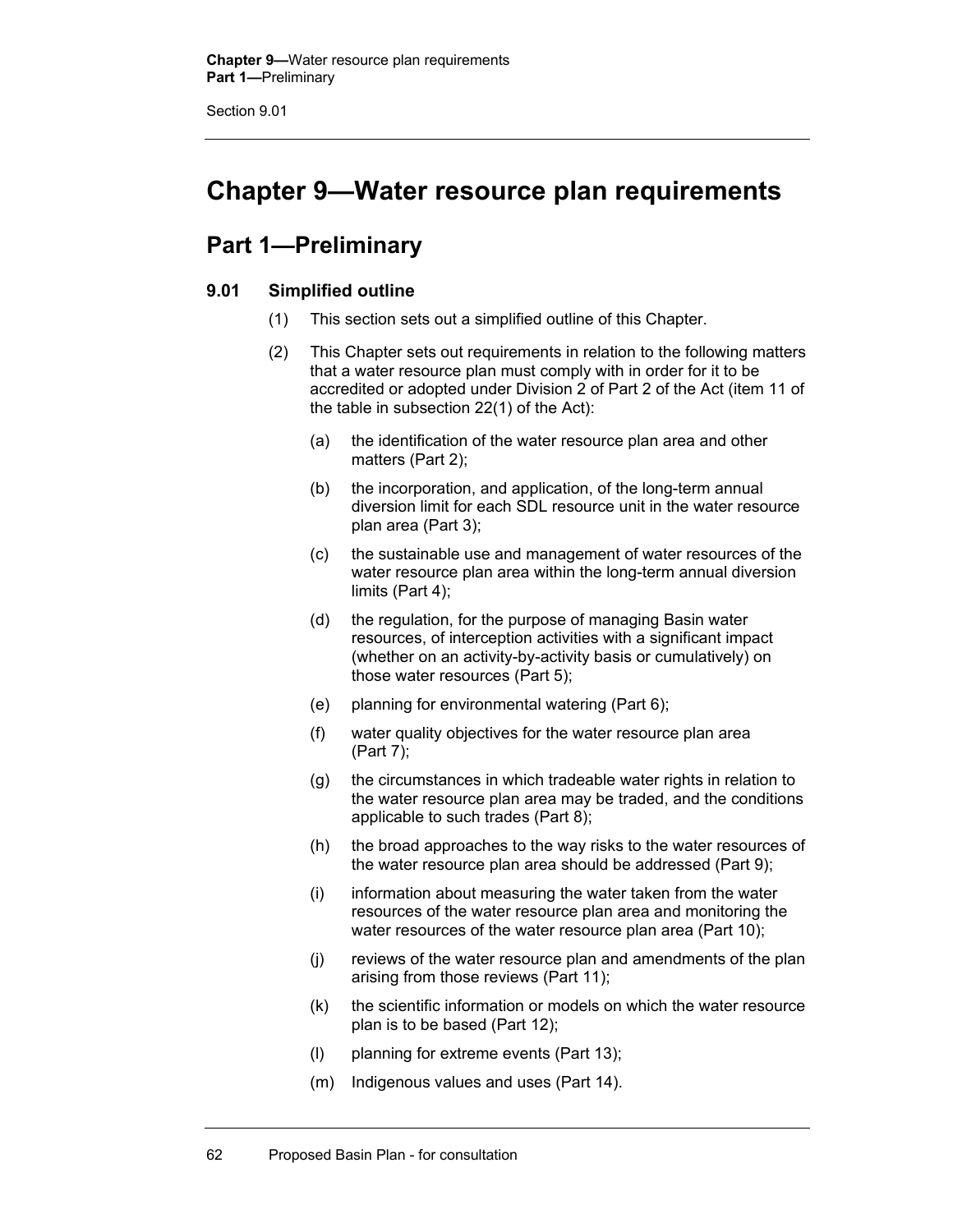# Chapter 9—Water resource plan requirements

## Part 1—Preliminary

### 9.01 Simplified outline

(1) This section sets out a simplified outline of this Chapter.

(2) This Chapter sets out requirements in relation to the following matters that a water resource plan must comply with in order for it to be accredited or adopted under Division 2 of Part 2 of the Act (item 11 of the table in subsection 22(1) of the Act):

- (a) the identification of the water resource plan area and other matters (Part 2);
- (b) the incorporation, and application, of the long-term annual diversion limit for each SDL resource unit in the water resource plan area (Part 3);
- (c) the sustainable use and management of water resources of the water resource plan area within the long-term annual diversion limits (Part 4);
- (d) the regulation, for the purpose of managing Basin water resources, of interception activities with a significant impact (whether on an activity-by-activity basis or cumulatively) on those water resources (Part 5);
- (e) planning for environmental watering (Part 6);
- (f) water quality objectives for the water resource plan area (Part 7);
- (g) the circumstances in which tradeable water rights in relation to the water resource plan area may be traded, and the conditions applicable to such trades (Part 8);
- (h) the broad approaches to the way risks to the water resources of the water resource plan area should be addressed (Part 9);
- (i) information about measuring the water taken from the water resources of the water resource plan area and monitoring the water resources of the water resource plan area (Part 10);
- (j) reviews of the water resource plan and amendments of the plan arising from those reviews (Part 11);
- (k) the scientific information or models on which the water resource plan is to be based (Part 12);
- (l) planning for extreme events (Part 13);
- (m) Indigenous values and uses (Part 14).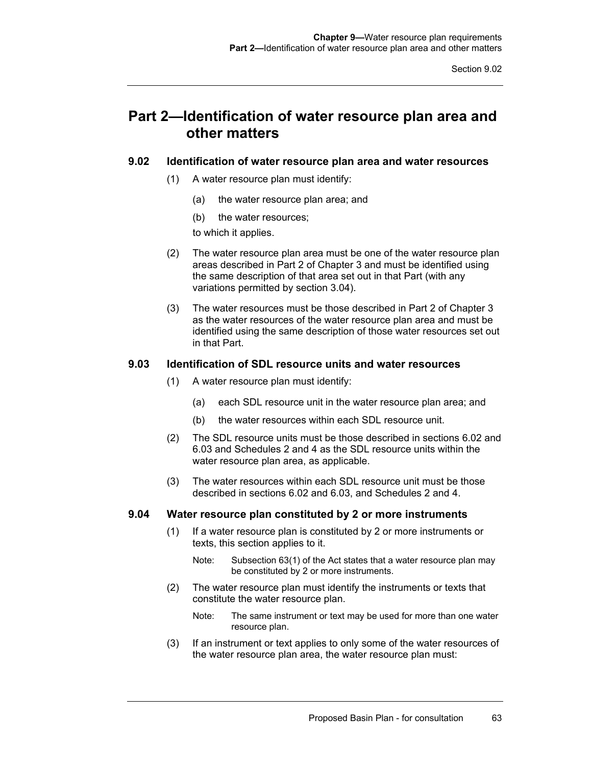## Part 2—Identification of water resource plan area and other matters

### 9.02 Identification of water resource plan area and water resources

(1) A water resource plan must identify:

(a) the water resource plan area; and

(b) the water resources;

to which it applies.

(2) The water resource plan area must be one of the water resource plan areas described in Part 2 of Chapter 3 and must be identified using the same description of that area set out in that Part (with any variations permitted by section 3.04).

(3) The water resources must be those described in Part 2 of Chapter 3 as the water resources of the water resource plan area and must be identified using the same description of those water resources set out in that Part.

### 9.03 Identification of SDL resource units and water resources

(1) A water resource plan must identify:

(a) each SDL resource unit in the water resource plan area; and

(b) the water resources within each SDL resource unit.

(2) The SDL resource units must be those described in sections 6.02 and 6.03 and Schedules 2 and 4 as the SDL resource units within the water resource plan area, as applicable.

(3) The water resources within each SDL resource unit must be those described in sections 6.02 and 6.03, and Schedules 2 and 4.

### 9.04 Water resource plan constituted by 2 or more instruments

(1) If a water resource plan is constituted by 2 or more instruments or texts, this section applies to it.

Note: Subsection 63(1) of the Act states that a water resource plan may be constituted by 2 or more instruments.

(2) The water resource plan must identify the instruments or texts that constitute the water resource plan.

Note: The same instrument or text may be used for more than one water resource plan.

(3) If an instrument or text applies to only some of the water resources of the water resource plan area, the water resource plan must: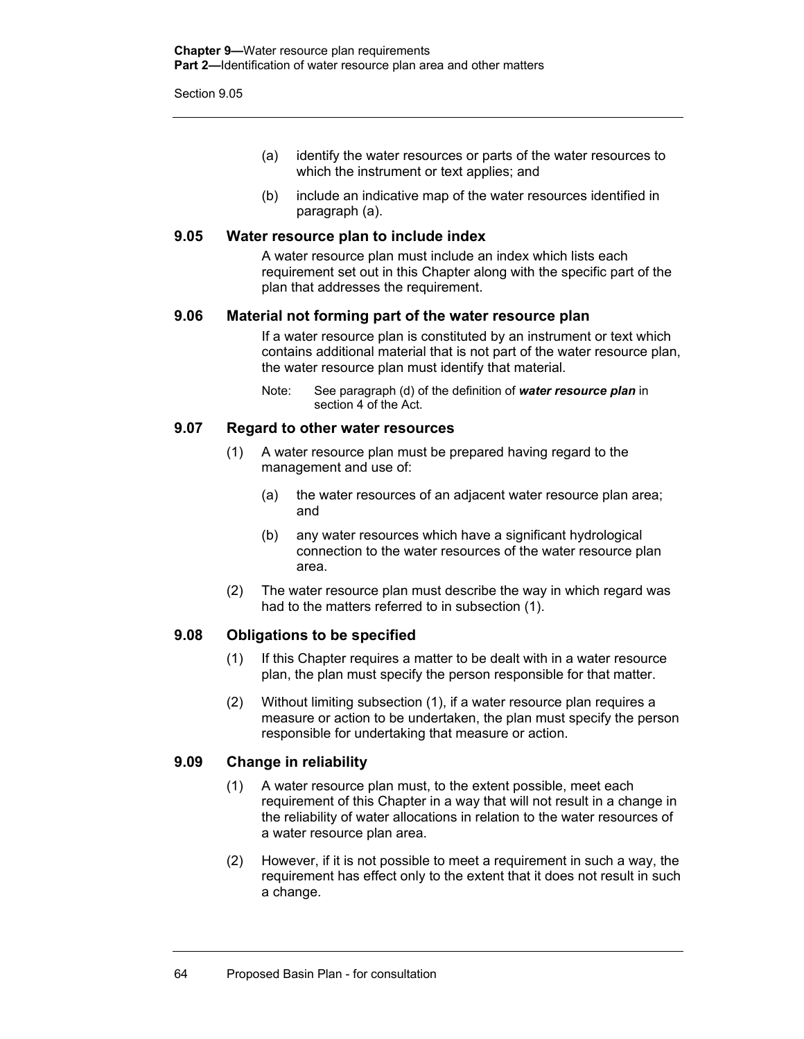(a) identify the water resources or parts of the water resources to which the instrument or text applies; and

(b) include an indicative map of the water resources identified in paragraph (a).

### 9.05 Water resource plan to include index

A water resource plan must include an index which lists each requirement set out in this Chapter along with the specific part of the plan that addresses the requirement.

### 9.06 Material not forming part of the water resource plan

If a water resource plan is constituted by an instrument or text which contains additional material that is not part of the water resource plan, the water resource plan must identify that material.

Note: See paragraph (d) of the definition of ***water resource plan*** in section 4 of the Act.

### 9.07 Regard to other water resources

(1) A water resource plan must be prepared having regard to the management and use of:

(a) the water resources of an adjacent water resource plan area; and

(b) any water resources which have a significant hydrological connection to the water resources of the water resource plan area.

(2) The water resource plan must describe the way in which regard was had to the matters referred to in subsection (1).

### 9.08 Obligations to be specified

(1) If this Chapter requires a matter to be dealt with in a water resource plan, the plan must specify the person responsible for that matter.

(2) Without limiting subsection (1), if a water resource plan requires a measure or action to be undertaken, the plan must specify the person responsible for undertaking that measure or action.

### 9.09 Change in reliability

(1) A water resource plan must, to the extent possible, meet each requirement of this Chapter in a way that will not result in a change in the reliability of water allocations in relation to the water resources of a water resource plan area.

(2) However, if it is not possible to meet a requirement in such a way, the requirement has effect only to the extent that it does not result in such a change.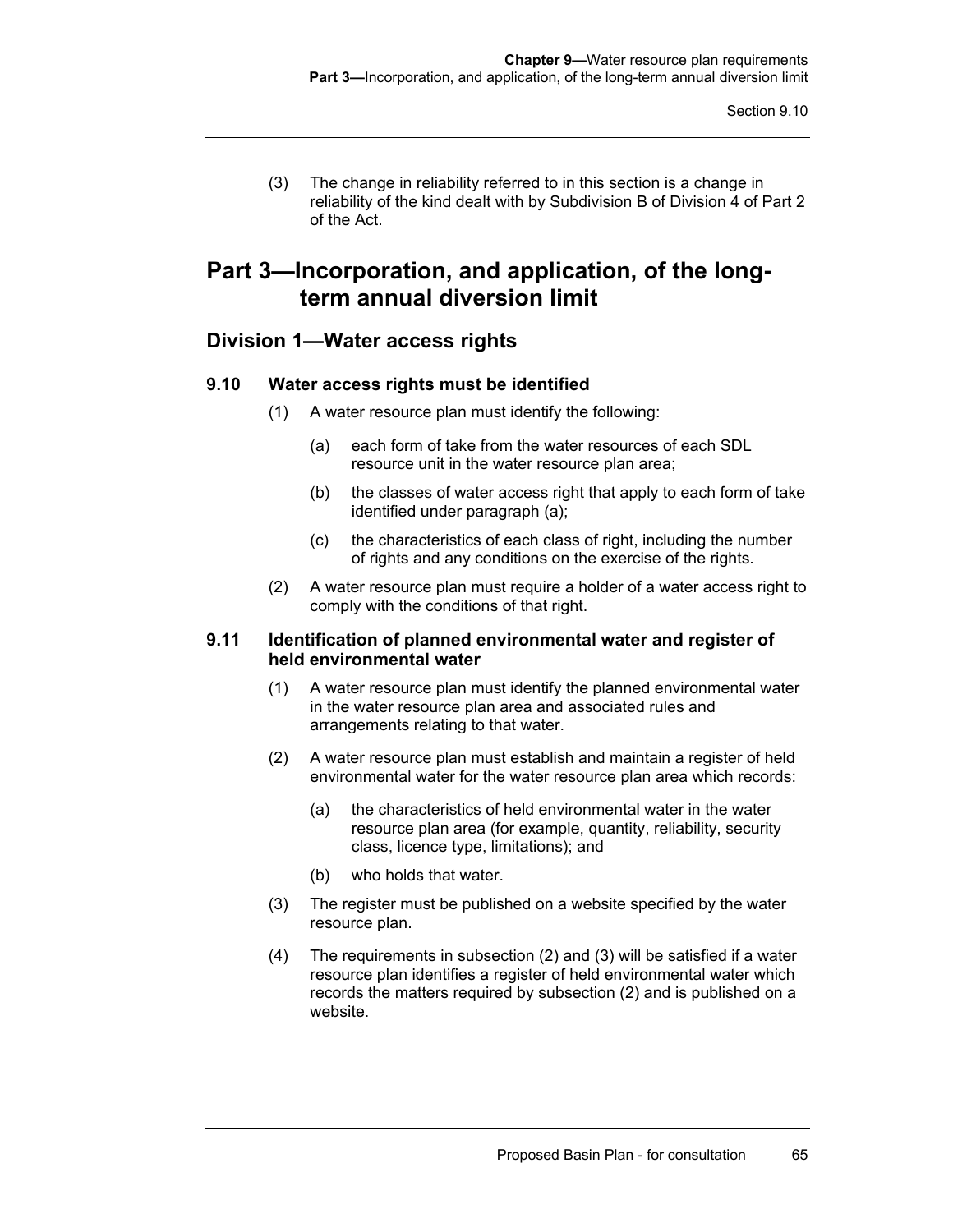(3) The change in reliability referred to in this section is a change in reliability of the kind dealt with by Subdivision B of Division 4 of Part 2 of the Act.

# Part 3—Incorporation, and application, of the long-term annual diversion limit

## Division 1—Water access rights

### 9.10 Water access rights must be identified

(1) A water resource plan must identify the following:

(a) each form of take from the water resources of each SDL resource unit in the water resource plan area;

(b) the classes of water access right that apply to each form of take identified under paragraph (a);

(c) the characteristics of each class of right, including the number of rights and any conditions on the exercise of the rights.

(2) A water resource plan must require a holder of a water access right to comply with the conditions of that right.

### 9.11 Identification of planned environmental water and register of held environmental water

(1) A water resource plan must identify the planned environmental water in the water resource plan area and associated rules and arrangements relating to that water.

(2) A water resource plan must establish and maintain a register of held environmental water for the water resource plan area which records:

(a) the characteristics of held environmental water in the water resource plan area (for example, quantity, reliability, security class, licence type, limitations); and

(b) who holds that water.

(3) The register must be published on a website specified by the water resource plan.

(4) The requirements in subsection (2) and (3) will be satisfied if a water resource plan identifies a register of held environmental water which records the matters required by subsection (2) and is published on a website.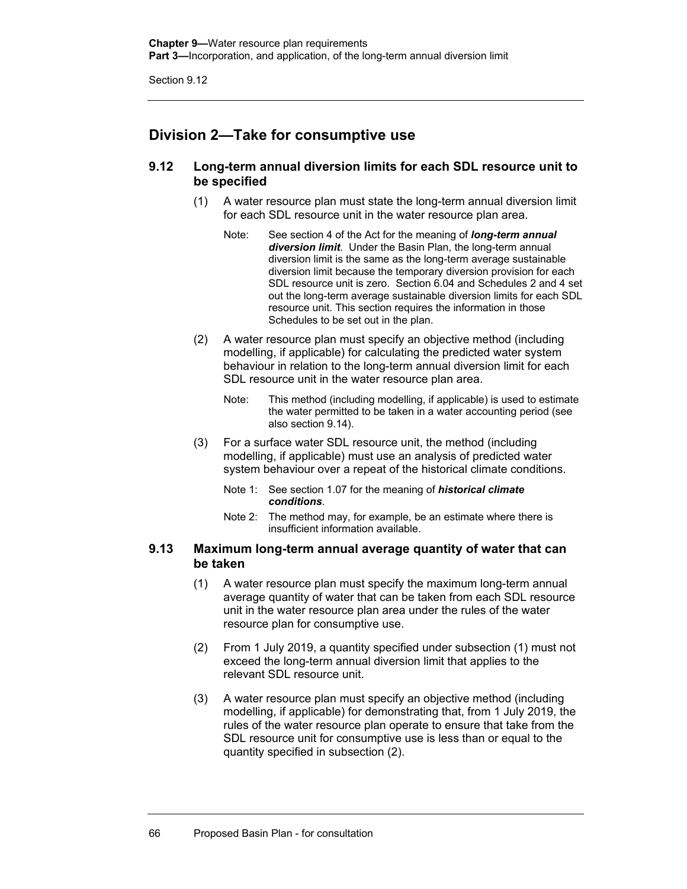## Division 2—Take for consumptive use

### 9.12 Long-term annual diversion limits for each SDL resource unit to be specified

(1) A water resource plan must state the long-term annual diversion limit for each SDL resource unit in the water resource plan area.

Note: See section 4 of the Act for the meaning of ***long-term annual diversion limit***. Under the Basin Plan, the long-term annual diversion limit is the same as the long-term average sustainable diversion limit because the temporary diversion provision for each SDL resource unit is zero. Section 6.04 and Schedules 2 and 4 set out the long-term average sustainable diversion limits for each SDL resource unit. This section requires the information in those Schedules to be set out in the plan.

(2) A water resource plan must specify an objective method (including modelling, if applicable) for calculating the predicted water system behaviour in relation to the long-term annual diversion limit for each SDL resource unit in the water resource plan area.

Note: This method (including modelling, if applicable) is used to estimate the water permitted to be taken in a water accounting period (see also section 9.14).

(3) For a surface water SDL resource unit, the method (including modelling, if applicable) must use an analysis of predicted water system behaviour over a repeat of the historical climate conditions.

Note 1: See section 1.07 for the meaning of ***historical climate conditions***.

Note 2: The method may, for example, be an estimate where there is insufficient information available.

### 9.13 Maximum long-term annual average quantity of water that can be taken

(1) A water resource plan must specify the maximum long-term annual average quantity of water that can be taken from each SDL resource unit in the water resource plan area under the rules of the water resource plan for consumptive use.

(2) From 1 July 2019, a quantity specified under subsection (1) must not exceed the long-term annual diversion limit that applies to the relevant SDL resource unit.

(3) A water resource plan must specify an objective method (including modelling, if applicable) for demonstrating that, from 1 July 2019, the rules of the water resource plan operate to ensure that take from the SDL resource unit for consumptive use is less than or equal to the quantity specified in subsection (2).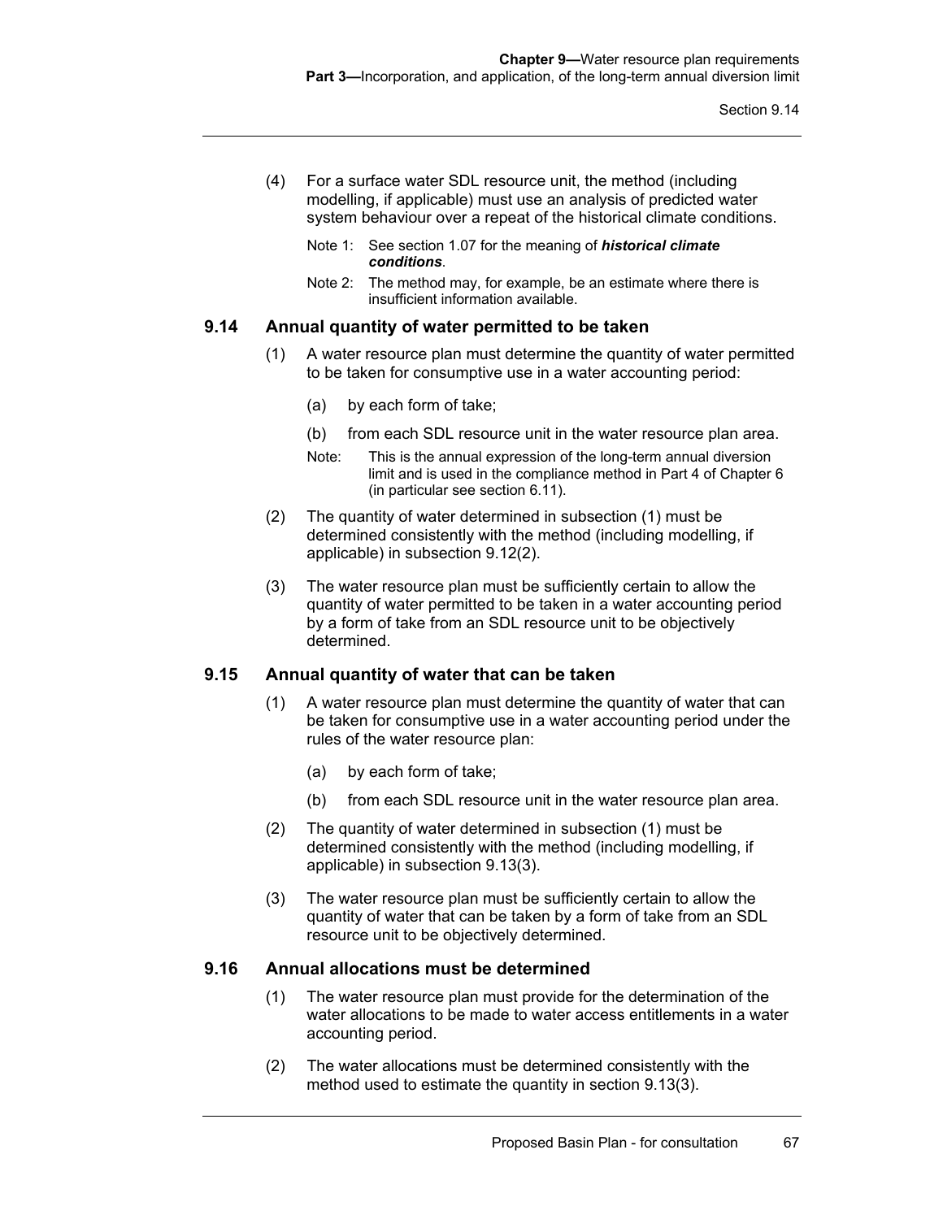(4) For a surface water SDL resource unit, the method (including modelling, if applicable) must use an analysis of predicted water system behaviour over a repeat of the historical climate conditions.

Note 1: See section 1.07 for the meaning of ***historical climate conditions***.

Note 2: The method may, for example, be an estimate where there is insufficient information available.

### 9.14 Annual quantity of water permitted to be taken

(1) A water resource plan must determine the quantity of water permitted to be taken for consumptive use in a water accounting period:

(a) by each form of take;

(b) from each SDL resource unit in the water resource plan area.

Note: This is the annual expression of the long-term annual diversion limit and is used in the compliance method in Part 4 of Chapter 6 (in particular see section 6.11).

(2) The quantity of water determined in subsection (1) must be determined consistently with the method (including modelling, if applicable) in subsection 9.12(2).

(3) The water resource plan must be sufficiently certain to allow the quantity of water permitted to be taken in a water accounting period by a form of take from an SDL resource unit to be objectively determined.

### 9.15 Annual quantity of water that can be taken

(1) A water resource plan must determine the quantity of water that can be taken for consumptive use in a water accounting period under the rules of the water resource plan:

(a) by each form of take;

(b) from each SDL resource unit in the water resource plan area.

(2) The quantity of water determined in subsection (1) must be determined consistently with the method (including modelling, if applicable) in subsection 9.13(3).

(3) The water resource plan must be sufficiently certain to allow the quantity of water that can be taken by a form of take from an SDL resource unit to be objectively determined.

### 9.16 Annual allocations must be determined

(1) The water resource plan must provide for the determination of the water allocations to be made to water access entitlements in a water accounting period.

(2) The water allocations must be determined consistently with the method used to estimate the quantity in section 9.13(3).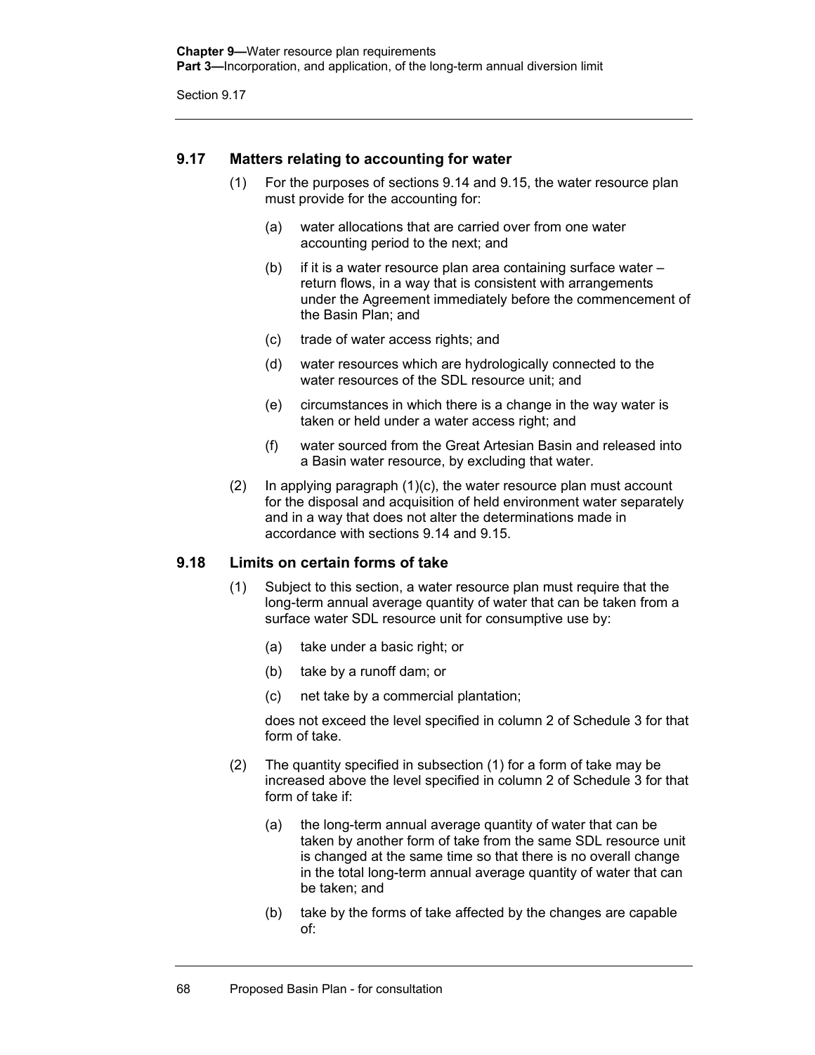### 9.17 Matters relating to accounting for water

(1) For the purposes of sections 9.14 and 9.15, the water resource plan must provide for the accounting for:

(a) water allocations that are carried over from one water accounting period to the next; and

(b) if it is a water resource plan area containing surface water – return flows, in a way that is consistent with arrangements under the Agreement immediately before the commencement of the Basin Plan; and

(c) trade of water access rights; and

(d) water resources which are hydrologically connected to the water resources of the SDL resource unit; and

(e) circumstances in which there is a change in the way water is taken or held under a water access right; and

(f) water sourced from the Great Artesian Basin and released into a Basin water resource, by excluding that water.

(2) In applying paragraph (1)(c), the water resource plan must account for the disposal and acquisition of held environment water separately and in a way that does not alter the determinations made in accordance with sections 9.14 and 9.15.

### 9.18 Limits on certain forms of take

(1) Subject to this section, a water resource plan must require that the long-term annual average quantity of water that can be taken from a surface water SDL resource unit for consumptive use by:

(a) take under a basic right; or

(b) take by a runoff dam; or

(c) net take by a commercial plantation;

does not exceed the level specified in column 2 of Schedule 3 for that form of take.

(2) The quantity specified in subsection (1) for a form of take may be increased above the level specified in column 2 of Schedule 3 for that form of take if:

(a) the long-term annual average quantity of water that can be taken by another form of take from the same SDL resource unit is changed at the same time so that there is no overall change in the total long-term annual average quantity of water that can be taken; and

(b) take by the forms of take affected by the changes are capable of: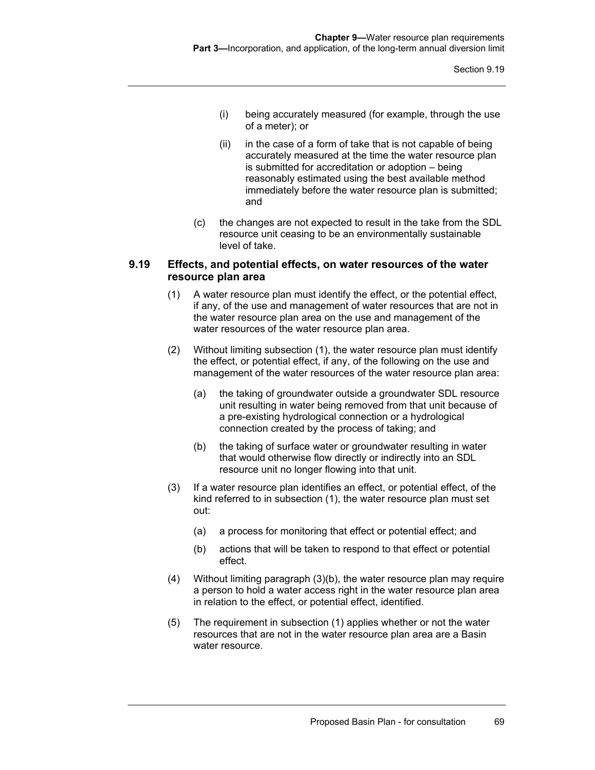(i) being accurately measured (for example, through the use of a meter); or

(ii) in the case of a form of take that is not capable of being accurately measured at the time the water resource plan is submitted for accreditation or adoption – being reasonably estimated using the best available method immediately before the water resource plan is submitted; and

(c) the changes are not expected to result in the take from the SDL resource unit ceasing to be an environmentally sustainable level of take.

### 9.19 Effects, and potential effects, on water resources of the water resource plan area

(1) A water resource plan must identify the effect, or the potential effect, if any, of the use and management of water resources that are not in the water resource plan area on the use and management of the water resources of the water resource plan area.

(2) Without limiting subsection (1), the water resource plan must identify the effect, or potential effect, if any, of the following on the use and management of the water resources of the water resource plan area:

(a) the taking of groundwater outside a groundwater SDL resource unit resulting in water being removed from that unit because of a pre-existing hydrological connection or a hydrological connection created by the process of taking; and

(b) the taking of surface water or groundwater resulting in water that would otherwise flow directly or indirectly into an SDL resource unit no longer flowing into that unit.

(3) If a water resource plan identifies an effect, or potential effect, of the kind referred to in subsection (1), the water resource plan must set out:

(a) a process for monitoring that effect or potential effect; and

(b) actions that will be taken to respond to that effect or potential effect.

(4) Without limiting paragraph (3)(b), the water resource plan may require a person to hold a water access right in the water resource plan area in relation to the effect, or potential effect, identified.

(5) The requirement in subsection (1) applies whether or not the water resources that are not in the water resource plan area are a Basin water resource.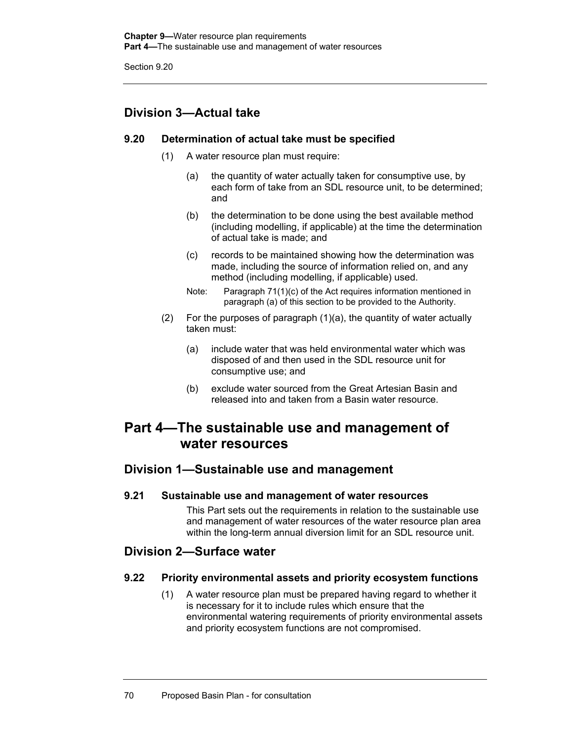## Division 3—Actual take

### 9.20 Determination of actual take must be specified

(1) A water resource plan must require:

(a) the quantity of water actually taken for consumptive use, by each form of take from an SDL resource unit, to be determined; and

(b) the determination to be done using the best available method (including modelling, if applicable) at the time the determination of actual take is made; and

(c) records to be maintained showing how the determination was made, including the source of information relied on, and any method (including modelling, if applicable) used.

Note: Paragraph 71(1)(c) of the Act requires information mentioned in paragraph (a) of this section to be provided to the Authority.

(2) For the purposes of paragraph (1)(a), the quantity of water actually taken must:

(a) include water that was held environmental water which was disposed of and then used in the SDL resource unit for consumptive use; and

(b) exclude water sourced from the Great Artesian Basin and released into and taken from a Basin water resource.

# Part 4—The sustainable use and management of water resources

## Division 1—Sustainable use and management

### 9.21 Sustainable use and management of water resources

This Part sets out the requirements in relation to the sustainable use and management of water resources of the water resource plan area within the long-term annual diversion limit for an SDL resource unit.

## Division 2—Surface water

### 9.22 Priority environmental assets and priority ecosystem functions

(1) A water resource plan must be prepared having regard to whether it is necessary for it to include rules which ensure that the environmental watering requirements of priority environmental assets and priority ecosystem functions are not compromised.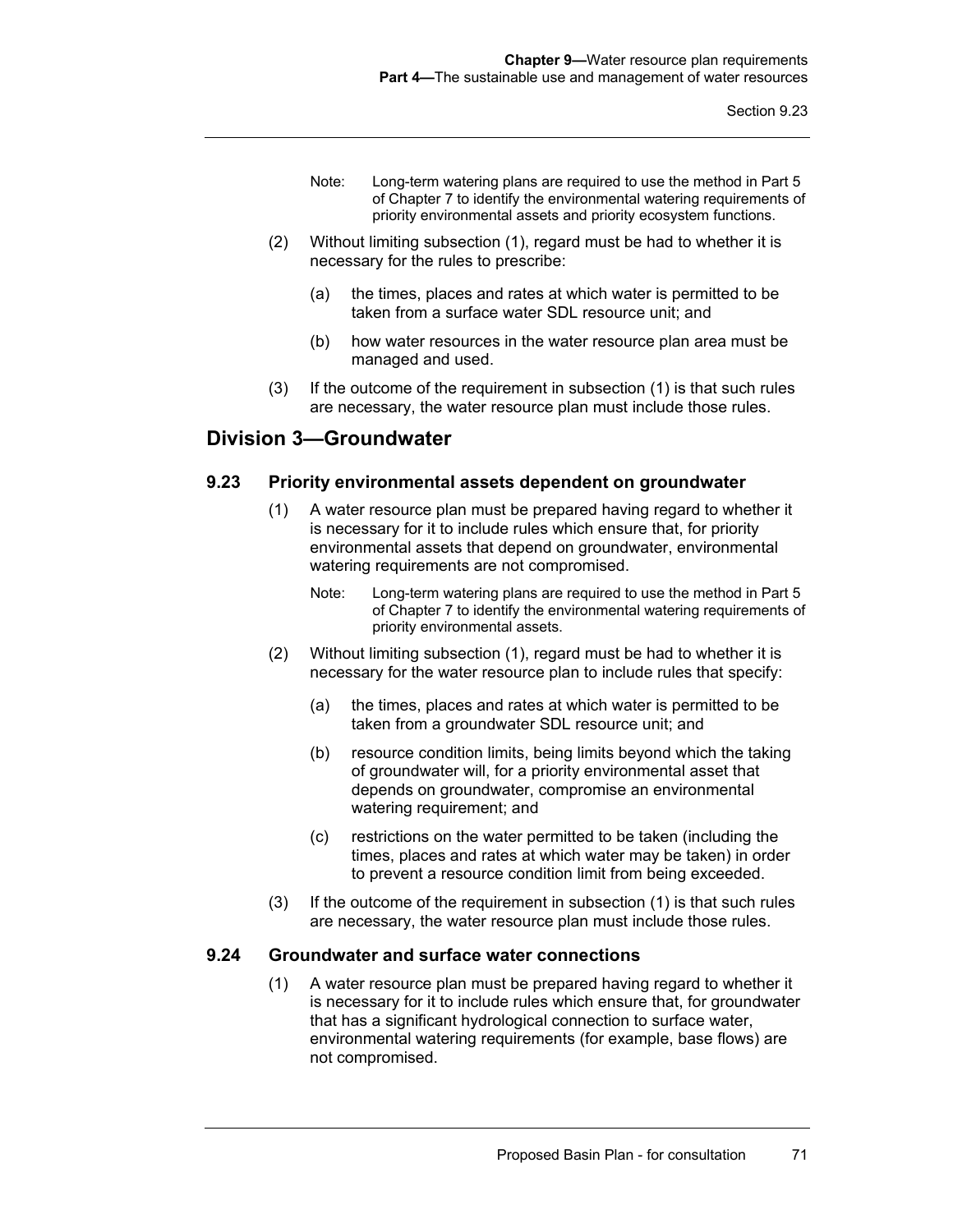Note: Long-term watering plans are required to use the method in Part 5 of Chapter 7 to identify the environmental watering requirements of priority environmental assets and priority ecosystem functions.

(2) Without limiting subsection (1), regard must be had to whether it is necessary for the rules to prescribe:

(a) the times, places and rates at which water is permitted to be taken from a surface water SDL resource unit; and

(b) how water resources in the water resource plan area must be managed and used.

(3) If the outcome of the requirement in subsection (1) is that such rules are necessary, the water resource plan must include those rules.

## Division 3—Groundwater

### 9.23 Priority environmental assets dependent on groundwater

(1) A water resource plan must be prepared having regard to whether it is necessary for it to include rules which ensure that, for priority environmental assets that depend on groundwater, environmental watering requirements are not compromised.

Note: Long-term watering plans are required to use the method in Part 5 of Chapter 7 to identify the environmental watering requirements of priority environmental assets.

(2) Without limiting subsection (1), regard must be had to whether it is necessary for the water resource plan to include rules that specify:

(a) the times, places and rates at which water is permitted to be taken from a groundwater SDL resource unit; and

(b) resource condition limits, being limits beyond which the taking of groundwater will, for a priority environmental asset that depends on groundwater, compromise an environmental watering requirement; and

(c) restrictions on the water permitted to be taken (including the times, places and rates at which water may be taken) in order to prevent a resource condition limit from being exceeded.

(3) If the outcome of the requirement in subsection (1) is that such rules are necessary, the water resource plan must include those rules.

### 9.24 Groundwater and surface water connections

(1) A water resource plan must be prepared having regard to whether it is necessary for it to include rules which ensure that, for groundwater that has a significant hydrological connection to surface water, environmental watering requirements (for example, base flows) are not compromised.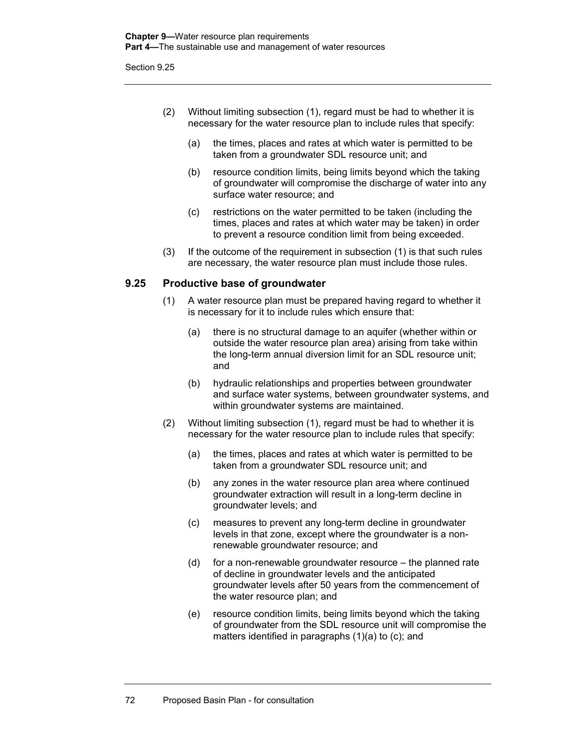(2) Without limiting subsection (1), regard must be had to whether it is necessary for the water resource plan to include rules that specify:

(a) the times, places and rates at which water is permitted to be taken from a groundwater SDL resource unit; and

(b) resource condition limits, being limits beyond which the taking of groundwater will compromise the discharge of water into any surface water resource; and

(c) restrictions on the water permitted to be taken (including the times, places and rates at which water may be taken) in order to prevent a resource condition limit from being exceeded.

(3) If the outcome of the requirement in subsection (1) is that such rules are necessary, the water resource plan must include those rules.

## 9.25 Productive base of groundwater

(1) A water resource plan must be prepared having regard to whether it is necessary for it to include rules which ensure that:

(a) there is no structural damage to an aquifer (whether within or outside the water resource plan area) arising from take within the long-term annual diversion limit for an SDL resource unit; and

(b) hydraulic relationships and properties between groundwater and surface water systems, between groundwater systems, and within groundwater systems are maintained.

(2) Without limiting subsection (1), regard must be had to whether it is necessary for the water resource plan to include rules that specify:

(a) the times, places and rates at which water is permitted to be taken from a groundwater SDL resource unit; and

(b) any zones in the water resource plan area where continued groundwater extraction will result in a long-term decline in groundwater levels; and

(c) measures to prevent any long-term decline in groundwater levels in that zone, except where the groundwater is a non-renewable groundwater resource; and

(d) for a non-renewable groundwater resource – the planned rate of decline in groundwater levels and the anticipated groundwater levels after 50 years from the commencement of the water resource plan; and

(e) resource condition limits, being limits beyond which the taking of groundwater from the SDL resource unit will compromise the matters identified in paragraphs (1)(a) to (c); and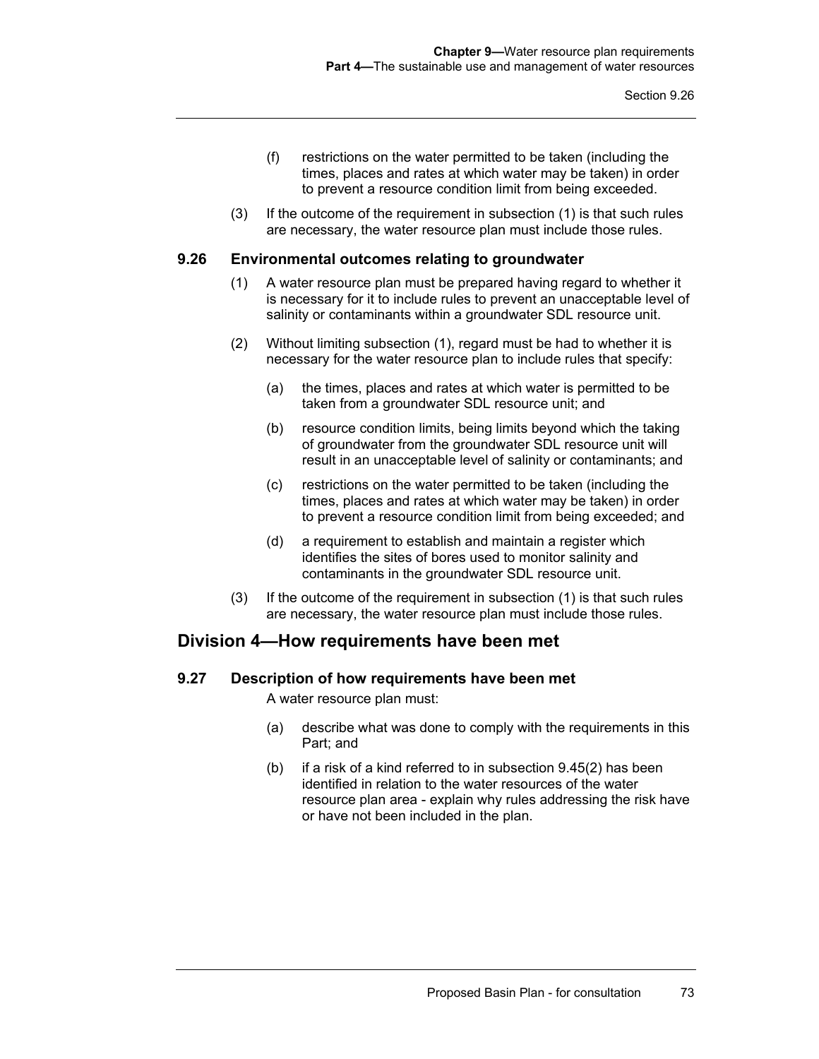(f) restrictions on the water permitted to be taken (including the times, places and rates at which water may be taken) in order to prevent a resource condition limit from being exceeded.

(3) If the outcome of the requirement in subsection (1) is that such rules are necessary, the water resource plan must include those rules.

### 9.26 Environmental outcomes relating to groundwater

(1) A water resource plan must be prepared having regard to whether it is necessary for it to include rules to prevent an unacceptable level of salinity or contaminants within a groundwater SDL resource unit.

(2) Without limiting subsection (1), regard must be had to whether it is necessary for the water resource plan to include rules that specify:

(a) the times, places and rates at which water is permitted to be taken from a groundwater SDL resource unit; and

(b) resource condition limits, being limits beyond which the taking of groundwater from the groundwater SDL resource unit will result in an unacceptable level of salinity or contaminants; and

(c) restrictions on the water permitted to be taken (including the times, places and rates at which water may be taken) in order to prevent a resource condition limit from being exceeded; and

(d) a requirement to establish and maintain a register which identifies the sites of bores used to monitor salinity and contaminants in the groundwater SDL resource unit.

(3) If the outcome of the requirement in subsection (1) is that such rules are necessary, the water resource plan must include those rules.

## Division 4—How requirements have been met

### 9.27 Description of how requirements have been met

A water resource plan must:

(a) describe what was done to comply with the requirements in this Part; and

(b) if a risk of a kind referred to in subsection 9.45(2) has been identified in relation to the water resources of the water resource plan area - explain why rules addressing the risk have or have not been included in the plan.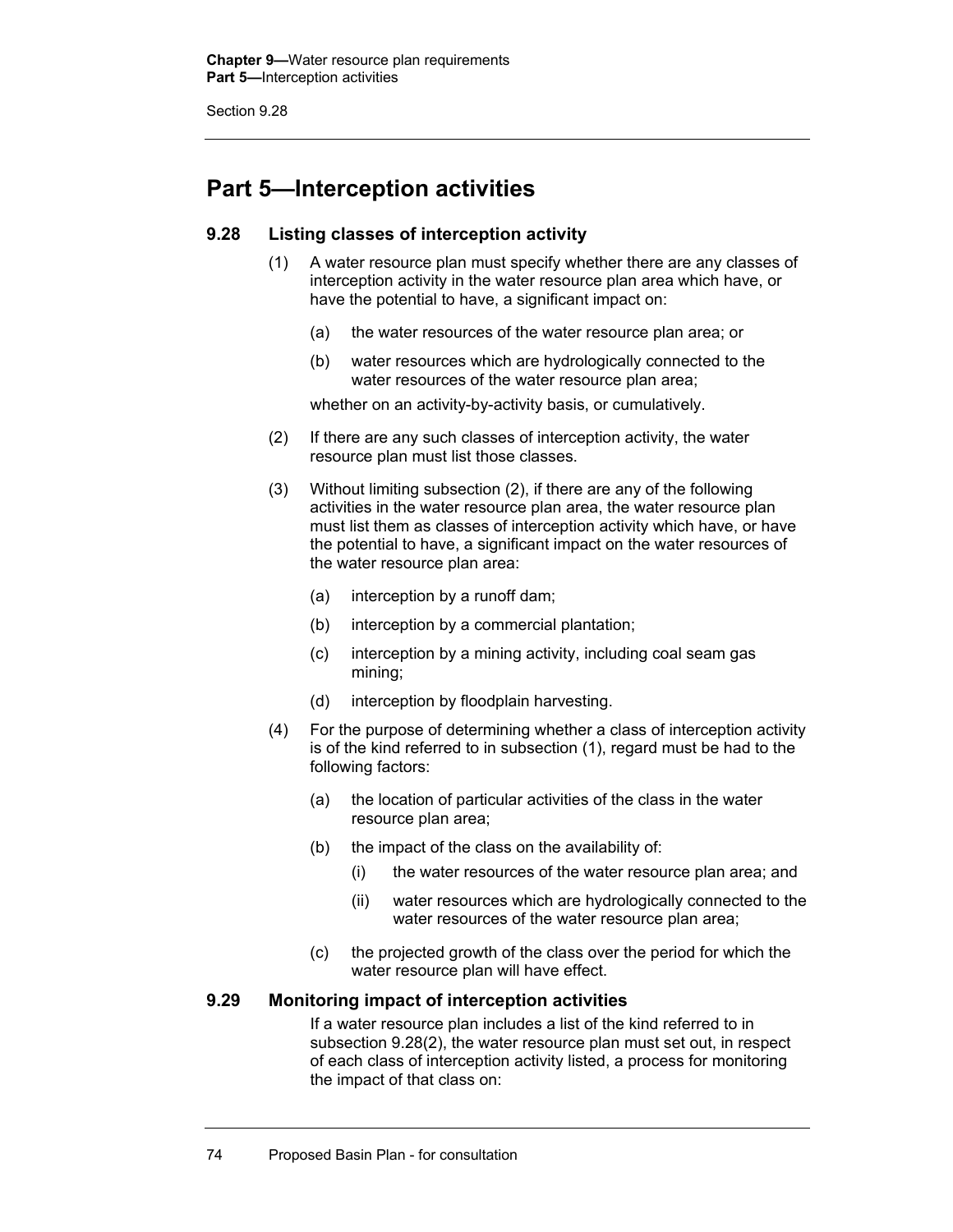## Part 5—Interception activities

### 9.28 Listing classes of interception activity

(1) A water resource plan must specify whether there are any classes of interception activity in the water resource plan area which have, or have the potential to have, a significant impact on:

- (a) the water resources of the water resource plan area; or
- (b) water resources which are hydrologically connected to the water resources of the water resource plan area;

whether on an activity-by-activity basis, or cumulatively.

(2) If there are any such classes of interception activity, the water resource plan must list those classes.

(3) Without limiting subsection (2), if there are any of the following activities in the water resource plan area, the water resource plan must list them as classes of interception activity which have, or have the potential to have, a significant impact on the water resources of the water resource plan area:

- (a) interception by a runoff dam;
- (b) interception by a commercial plantation;
- (c) interception by a mining activity, including coal seam gas mining;
- (d) interception by floodplain harvesting.

(4) For the purpose of determining whether a class of interception activity is of the kind referred to in subsection (1), regard must be had to the following factors:

- (a) the location of particular activities of the class in the water resource plan area;
- (b) the impact of the class on the availability of:
  - (i) the water resources of the water resource plan area; and
  - (ii) water resources which are hydrologically connected to the water resources of the water resource plan area;
- (c) the projected growth of the class over the period for which the water resource plan will have effect.

### 9.29 Monitoring impact of interception activities

If a water resource plan includes a list of the kind referred to in subsection 9.28(2), the water resource plan must set out, in respect of each class of interception activity listed, a process for monitoring the impact of that class on: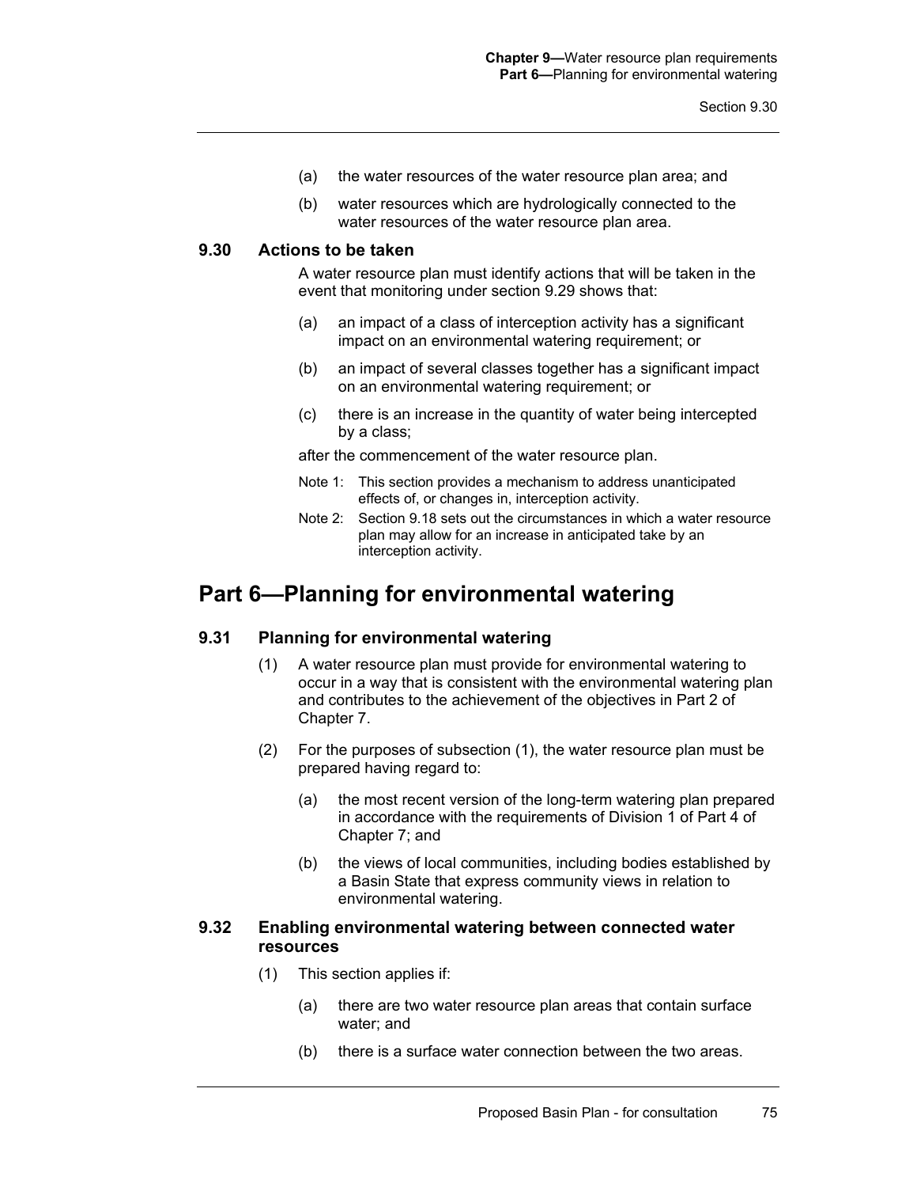(a) the water resources of the water resource plan area; and

(b) water resources which are hydrologically connected to the water resources of the water resource plan area.

### 9.30 Actions to be taken

A water resource plan must identify actions that will be taken in the event that monitoring under section 9.29 shows that:

(a) an impact of a class of interception activity has a significant impact on an environmental watering requirement; or

(b) an impact of several classes together has a significant impact on an environmental watering requirement; or

(c) there is an increase in the quantity of water being intercepted by a class;

after the commencement of the water resource plan.

Note 1: This section provides a mechanism to address unanticipated effects of, or changes in, interception activity.

Note 2: Section 9.18 sets out the circumstances in which a water resource plan may allow for an increase in anticipated take by an interception activity.

## Part 6—Planning for environmental watering

### 9.31 Planning for environmental watering

(1) A water resource plan must provide for environmental watering to occur in a way that is consistent with the environmental watering plan and contributes to the achievement of the objectives in Part 2 of Chapter 7.

(2) For the purposes of subsection (1), the water resource plan must be prepared having regard to:

(a) the most recent version of the long-term watering plan prepared in accordance with the requirements of Division 1 of Part 4 of Chapter 7; and

(b) the views of local communities, including bodies established by a Basin State that express community views in relation to environmental watering.

### 9.32 Enabling environmental watering between connected water resources

(1) This section applies if:

(a) there are two water resource plan areas that contain surface water; and

(b) there is a surface water connection between the two areas.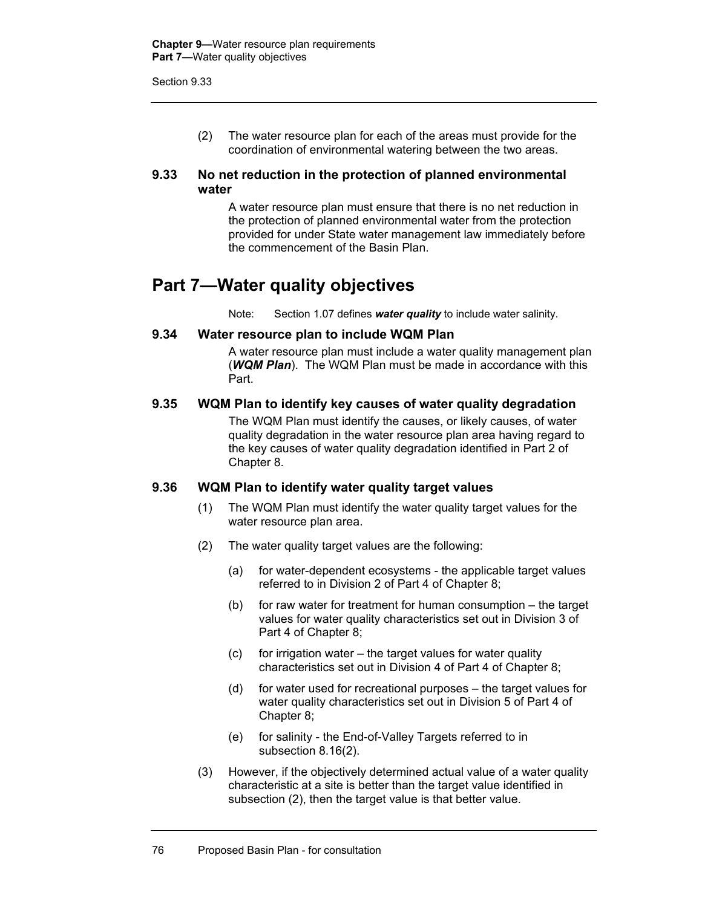(2) The water resource plan for each of the areas must provide for the coordination of environmental watering between the two areas.

### 9.33 No net reduction in the protection of planned environmental water

A water resource plan must ensure that there is no net reduction in the protection of planned environmental water from the protection provided for under State water management law immediately before the commencement of the Basin Plan.

## Part 7—Water quality objectives

Note: Section 1.07 defines ***water quality*** to include water salinity.

### 9.34 Water resource plan to include WQM Plan

A water resource plan must include a water quality management plan (***WQM Plan***). The WQM Plan must be made in accordance with this Part.

### 9.35 WQM Plan to identify key causes of water quality degradation

The WQM Plan must identify the causes, or likely causes, of water quality degradation in the water resource plan area having regard to the key causes of water quality degradation identified in Part 2 of Chapter 8.

### 9.36 WQM Plan to identify water quality target values

(1) The WQM Plan must identify the water quality target values for the water resource plan area.

(2) The water quality target values are the following:

(a) for water-dependent ecosystems - the applicable target values referred to in Division 2 of Part 4 of Chapter 8;

(b) for raw water for treatment for human consumption – the target values for water quality characteristics set out in Division 3 of Part 4 of Chapter 8;

(c) for irrigation water – the target values for water quality characteristics set out in Division 4 of Part 4 of Chapter 8;

(d) for water used for recreational purposes – the target values for water quality characteristics set out in Division 5 of Part 4 of Chapter 8;

(e) for salinity - the End-of-Valley Targets referred to in subsection 8.16(2).

(3) However, if the objectively determined actual value of a water quality characteristic at a site is better than the target value identified in subsection (2), then the target value is that better value.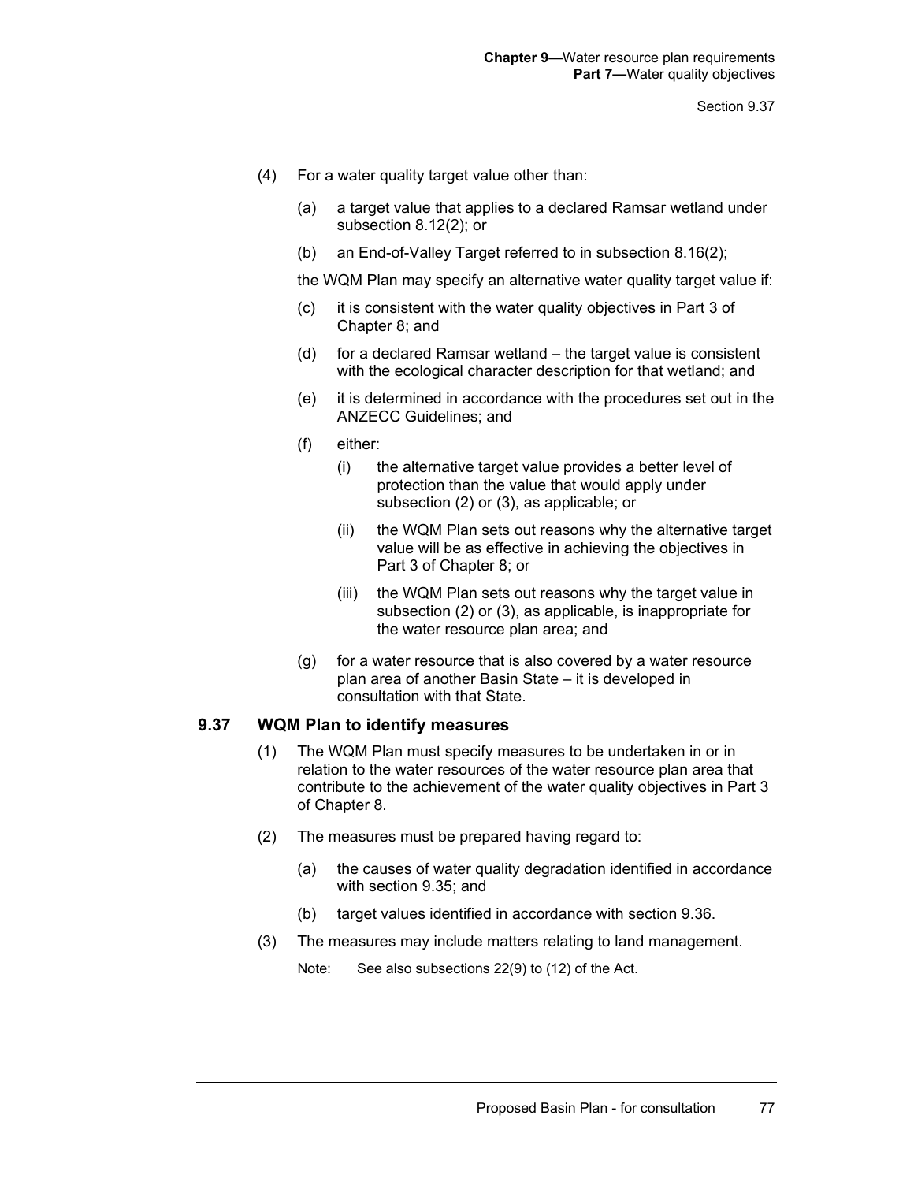(4) For a water quality target value other than:

(a) a target value that applies to a declared Ramsar wetland under subsection 8.12(2); or

(b) an End-of-Valley Target referred to in subsection 8.16(2);

the WQM Plan may specify an alternative water quality target value if:

(c) it is consistent with the water quality objectives in Part 3 of Chapter 8; and

(d) for a declared Ramsar wetland – the target value is consistent with the ecological character description for that wetland; and

(e) it is determined in accordance with the procedures set out in the ANZECC Guidelines; and

(f) either:

(i) the alternative target value provides a better level of protection than the value that would apply under subsection (2) or (3), as applicable; or

(ii) the WQM Plan sets out reasons why the alternative target value will be as effective in achieving the objectives in Part 3 of Chapter 8; or

(iii) the WQM Plan sets out reasons why the target value in subsection (2) or (3), as applicable, is inappropriate for the water resource plan area; and

(g) for a water resource that is also covered by a water resource plan area of another Basin State – it is developed in consultation with that State.

### 9.37 WQM Plan to identify measures

(1) The WQM Plan must specify measures to be undertaken in or in relation to the water resources of the water resource plan area that contribute to the achievement of the water quality objectives in Part 3 of Chapter 8.

(2) The measures must be prepared having regard to:

(a) the causes of water quality degradation identified in accordance with section 9.35; and

(b) target values identified in accordance with section 9.36.

(3) The measures may include matters relating to land management.

Note: See also subsections 22(9) to (12) of the Act.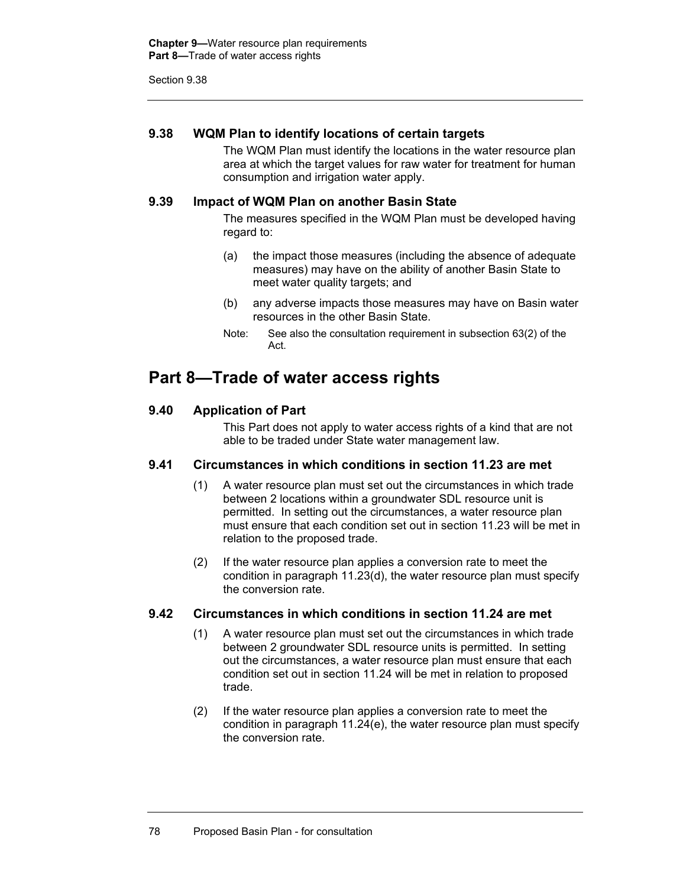### 9.38 WQM Plan to identify locations of certain targets

The WQM Plan must identify the locations in the water resource plan area at which the target values for raw water for treatment for human consumption and irrigation water apply.

### 9.39 Impact of WQM Plan on another Basin State

The measures specified in the WQM Plan must be developed having regard to:

(a) the impact those measures (including the absence of adequate measures) may have on the ability of another Basin State to meet water quality targets; and

(b) any adverse impacts those measures may have on Basin water resources in the other Basin State.

Note: See also the consultation requirement in subsection 63(2) of the Act.

## Part 8—Trade of water access rights

### 9.40 Application of Part

This Part does not apply to water access rights of a kind that are not able to be traded under State water management law.

### 9.41 Circumstances in which conditions in section 11.23 are met

(1) A water resource plan must set out the circumstances in which trade between 2 locations within a groundwater SDL resource unit is permitted. In setting out the circumstances, a water resource plan must ensure that each condition set out in section 11.23 will be met in relation to the proposed trade.

(2) If the water resource plan applies a conversion rate to meet the condition in paragraph 11.23(d), the water resource plan must specify the conversion rate.

### 9.42 Circumstances in which conditions in section 11.24 are met

(1) A water resource plan must set out the circumstances in which trade between 2 groundwater SDL resource units is permitted. In setting out the circumstances, a water resource plan must ensure that each condition set out in section 11.24 will be met in relation to proposed trade.

(2) If the water resource plan applies a conversion rate to meet the condition in paragraph 11.24(e), the water resource plan must specify the conversion rate.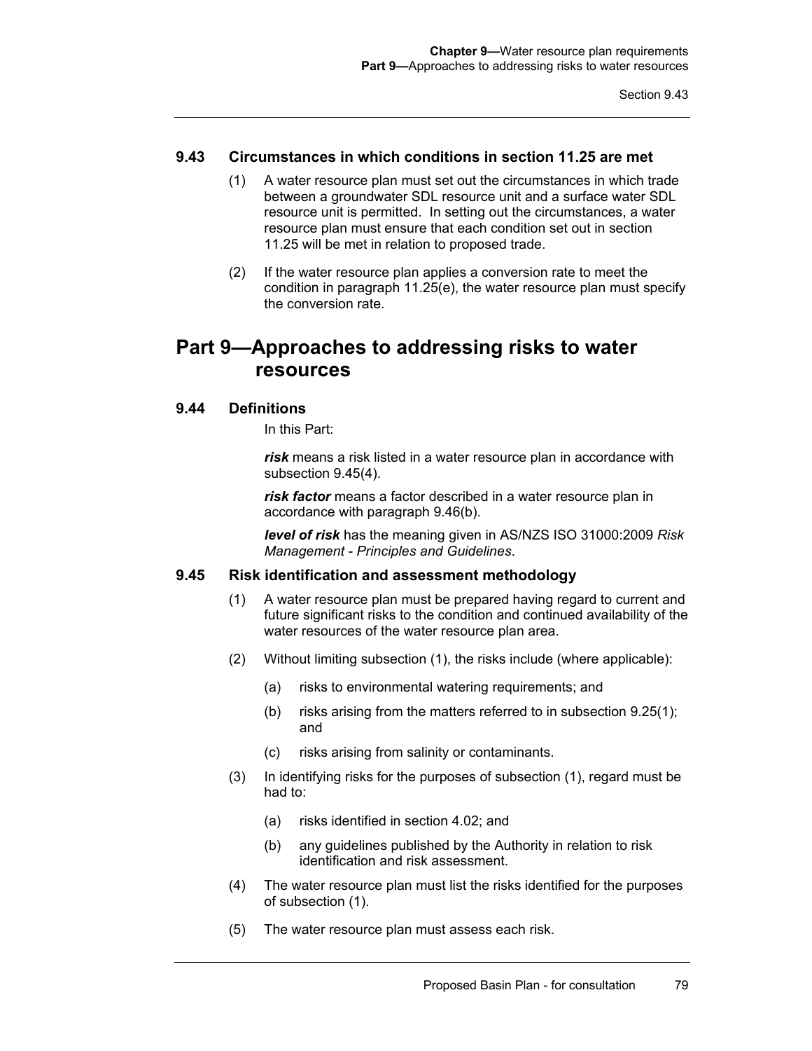### 9.43 Circumstances in which conditions in section 11.25 are met

(1) A water resource plan must set out the circumstances in which trade between a groundwater SDL resource unit and a surface water SDL resource unit is permitted. In setting out the circumstances, a water resource plan must ensure that each condition set out in section 11.25 will be met in relation to proposed trade.

(2) If the water resource plan applies a conversion rate to meet the condition in paragraph 11.25(e), the water resource plan must specify the conversion rate.

## Part 9—Approaches to addressing risks to water resources

### 9.44 Definitions

In this Part:

***risk*** means a risk listed in a water resource plan in accordance with subsection 9.45(4).

***risk factor*** means a factor described in a water resource plan in accordance with paragraph 9.46(b).

***level of risk*** has the meaning given in AS/NZS ISO 31000:2009 *Risk Management - Principles and Guidelines*.

### 9.45 Risk identification and assessment methodology

(1) A water resource plan must be prepared having regard to current and future significant risks to the condition and continued availability of the water resources of the water resource plan area.

(2) Without limiting subsection (1), the risks include (where applicable):

- (a) risks to environmental watering requirements; and
- (b) risks arising from the matters referred to in subsection 9.25(1); and
- (c) risks arising from salinity or contaminants.

(3) In identifying risks for the purposes of subsection (1), regard must be had to:

- (a) risks identified in section 4.02; and
- (b) any guidelines published by the Authority in relation to risk identification and risk assessment.

(4) The water resource plan must list the risks identified for the purposes of subsection (1).

(5) The water resource plan must assess each risk.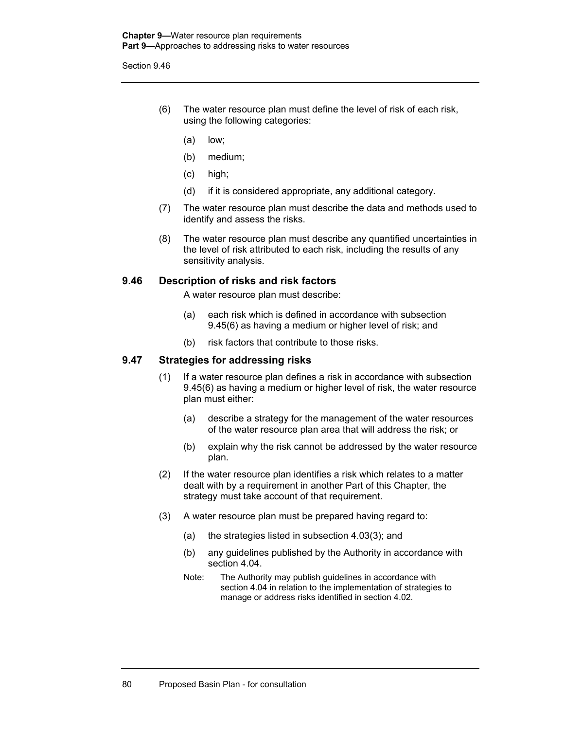(6) The water resource plan must define the level of risk of each risk, using the following categories:

- (a) low;
- (b) medium;
- (c) high;
- (d) if it is considered appropriate, any additional category.

(7) The water resource plan must describe the data and methods used to identify and assess the risks.

(8) The water resource plan must describe any quantified uncertainties in the level of risk attributed to each risk, including the results of any sensitivity analysis.

### 9.46 Description of risks and risk factors

A water resource plan must describe:

- (a) each risk which is defined in accordance with subsection 9.45(6) as having a medium or higher level of risk; and
- (b) risk factors that contribute to those risks.

### 9.47 Strategies for addressing risks

(1) If a water resource plan defines a risk in accordance with subsection 9.45(6) as having a medium or higher level of risk, the water resource plan must either:

- (a) describe a strategy for the management of the water resources of the water resource plan area that will address the risk; or
- (b) explain why the risk cannot be addressed by the water resource plan.

(2) If the water resource plan identifies a risk which relates to a matter dealt with by a requirement in another Part of this Chapter, the strategy must take account of that requirement.

(3) A water resource plan must be prepared having regard to:

- (a) the strategies listed in subsection 4.03(3); and
- (b) any guidelines published by the Authority in accordance with section 4.04.

Note: The Authority may publish guidelines in accordance with section 4.04 in relation to the implementation of strategies to manage or address risks identified in section 4.02.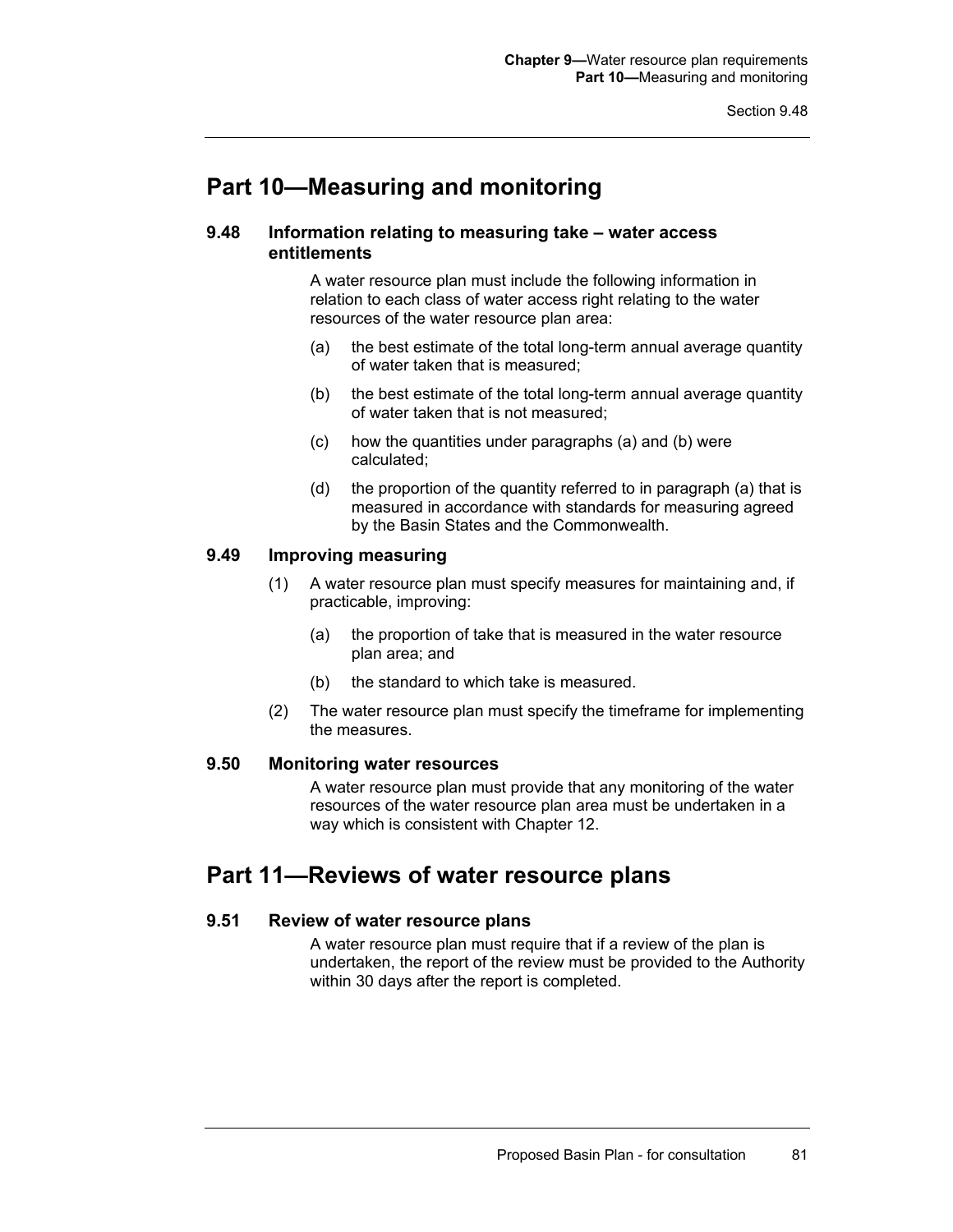## Part 10—Measuring and monitoring

### 9.48 Information relating to measuring take – water access entitlements

A water resource plan must include the following information in relation to each class of water access right relating to the water resources of the water resource plan area:

(a) the best estimate of the total long-term annual average quantity of water taken that is measured;

(b) the best estimate of the total long-term annual average quantity of water taken that is not measured;

(c) how the quantities under paragraphs (a) and (b) were calculated;

(d) the proportion of the quantity referred to in paragraph (a) that is measured in accordance with standards for measuring agreed by the Basin States and the Commonwealth.

### 9.49 Improving measuring

(1) A water resource plan must specify measures for maintaining and, if practicable, improving:

(a) the proportion of take that is measured in the water resource plan area; and

(b) the standard to which take is measured.

(2) The water resource plan must specify the timeframe for implementing the measures.

### 9.50 Monitoring water resources

A water resource plan must provide that any monitoring of the water resources of the water resource plan area must be undertaken in a way which is consistent with Chapter 12.

## Part 11—Reviews of water resource plans

### 9.51 Review of water resource plans

A water resource plan must require that if a review of the plan is undertaken, the report of the review must be provided to the Authority within 30 days after the report is completed.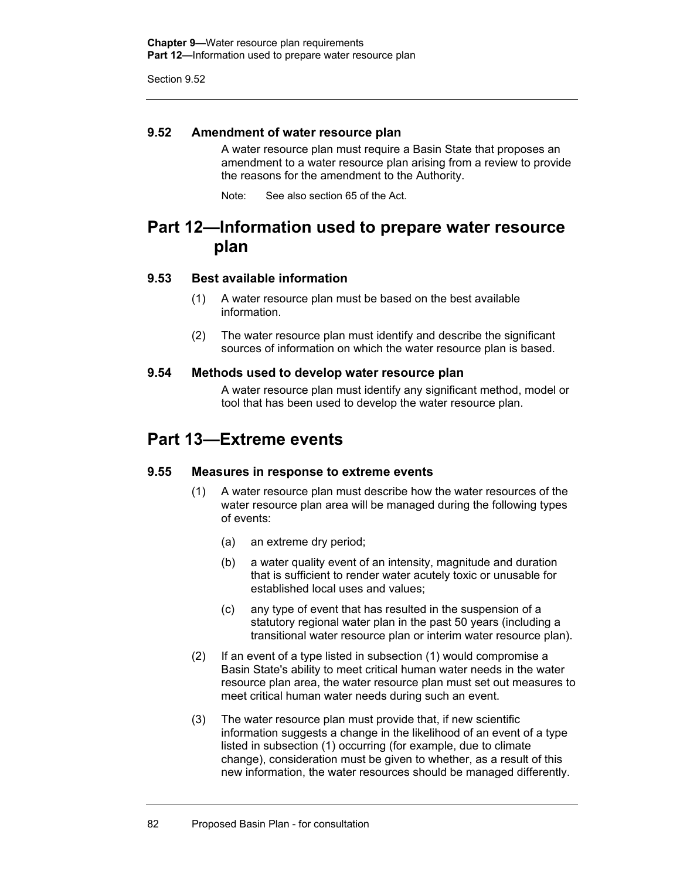### 9.52 Amendment of water resource plan

A water resource plan must require a Basin State that proposes an amendment to a water resource plan arising from a review to provide the reasons for the amendment to the Authority.

Note: See also section 65 of the Act.

## Part 12—Information used to prepare water resource plan

### 9.53 Best available information

(1) A water resource plan must be based on the best available information.

(2) The water resource plan must identify and describe the significant sources of information on which the water resource plan is based.

### 9.54 Methods used to develop water resource plan

A water resource plan must identify any significant method, model or tool that has been used to develop the water resource plan.

## Part 13—Extreme events

### 9.55 Measures in response to extreme events

(1) A water resource plan must describe how the water resources of the water resource plan area will be managed during the following types of events:

(a) an extreme dry period;

(b) a water quality event of an intensity, magnitude and duration that is sufficient to render water acutely toxic or unusable for established local uses and values;

(c) any type of event that has resulted in the suspension of a statutory regional water plan in the past 50 years (including a transitional water resource plan or interim water resource plan).

(2) If an event of a type listed in subsection (1) would compromise a Basin State's ability to meet critical human water needs in the water resource plan area, the water resource plan must set out measures to meet critical human water needs during such an event.

(3) The water resource plan must provide that, if new scientific information suggests a change in the likelihood of an event of a type listed in subsection (1) occurring (for example, due to climate change), consideration must be given to whether, as a result of this new information, the water resources should be managed differently.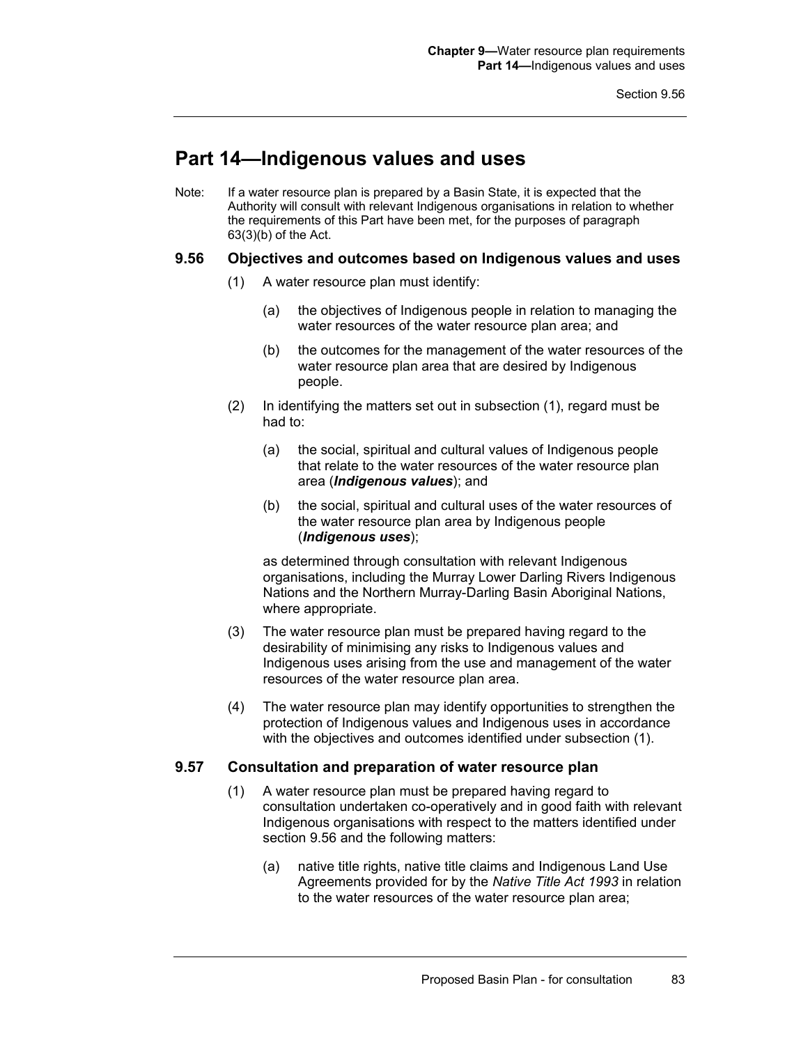## Part 14—Indigenous values and uses

Note: If a water resource plan is prepared by a Basin State, it is expected that the Authority will consult with relevant Indigenous organisations in relation to whether the requirements of this Part have been met, for the purposes of paragraph 63(3)(b) of the Act.

### 9.56 Objectives and outcomes based on Indigenous values and uses

(1) A water resource plan must identify:

(a) the objectives of Indigenous people in relation to managing the water resources of the water resource plan area; and

(b) the outcomes for the management of the water resources of the water resource plan area that are desired by Indigenous people.

(2) In identifying the matters set out in subsection (1), regard must be had to:

(a) the social, spiritual and cultural values of Indigenous people that relate to the water resources of the water resource plan area (***Indigenous values***); and

(b) the social, spiritual and cultural uses of the water resources of the water resource plan area by Indigenous people (***Indigenous uses***);

as determined through consultation with relevant Indigenous organisations, including the Murray Lower Darling Rivers Indigenous Nations and the Northern Murray-Darling Basin Aboriginal Nations, where appropriate.

(3) The water resource plan must be prepared having regard to the desirability of minimising any risks to Indigenous values and Indigenous uses arising from the use and management of the water resources of the water resource plan area.

(4) The water resource plan may identify opportunities to strengthen the protection of Indigenous values and Indigenous uses in accordance with the objectives and outcomes identified under subsection (1).

### 9.57 Consultation and preparation of water resource plan

(1) A water resource plan must be prepared having regard to consultation undertaken co-operatively and in good faith with relevant Indigenous organisations with respect to the matters identified under section 9.56 and the following matters:

(a) native title rights, native title claims and Indigenous Land Use Agreements provided for by the *Native Title Act 1993* in relation to the water resources of the water resource plan area;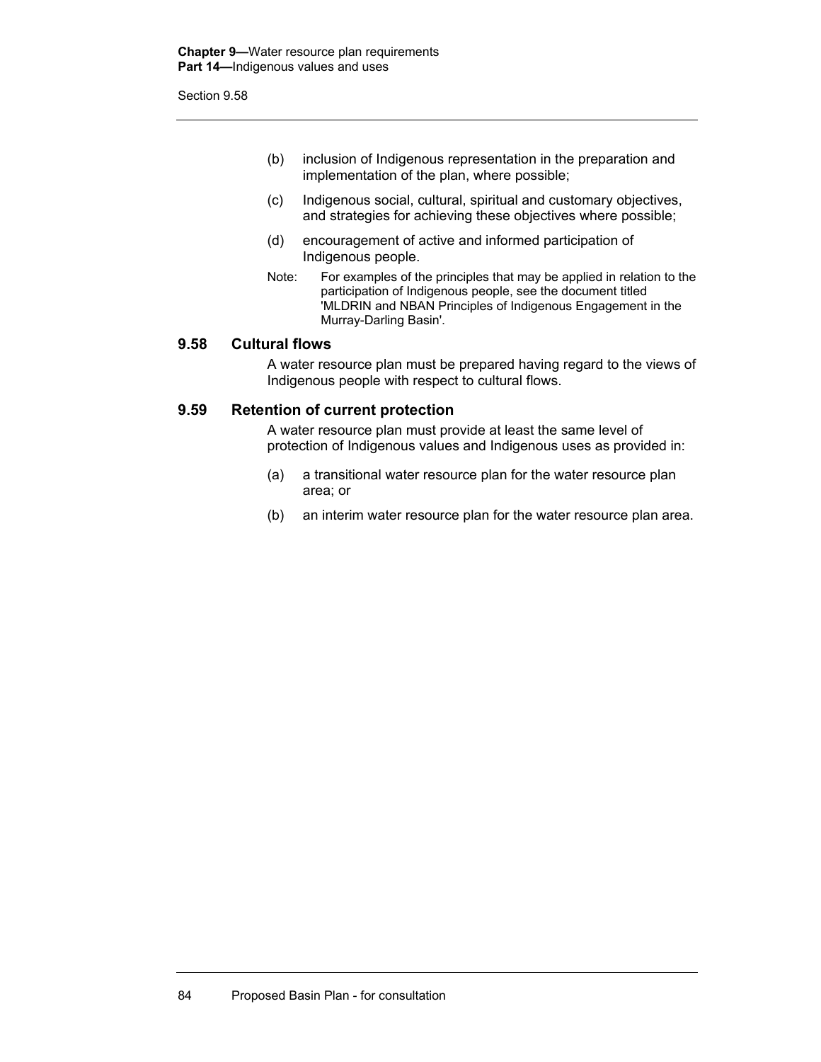(b) inclusion of Indigenous representation in the preparation and implementation of the plan, where possible;

(c) Indigenous social, cultural, spiritual and customary objectives, and strategies for achieving these objectives where possible;

(d) encouragement of active and informed participation of Indigenous people.

Note: For examples of the principles that may be applied in relation to the participation of Indigenous people, see the document titled 'MLDRIN and NBAN Principles of Indigenous Engagement in the Murray-Darling Basin'.

### 9.58 Cultural flows

A water resource plan must be prepared having regard to the views of Indigenous people with respect to cultural flows.

### 9.59 Retention of current protection

A water resource plan must provide at least the same level of protection of Indigenous values and Indigenous uses as provided in:

(a) a transitional water resource plan for the water resource plan area; or

(b) an interim water resource plan for the water resource plan area.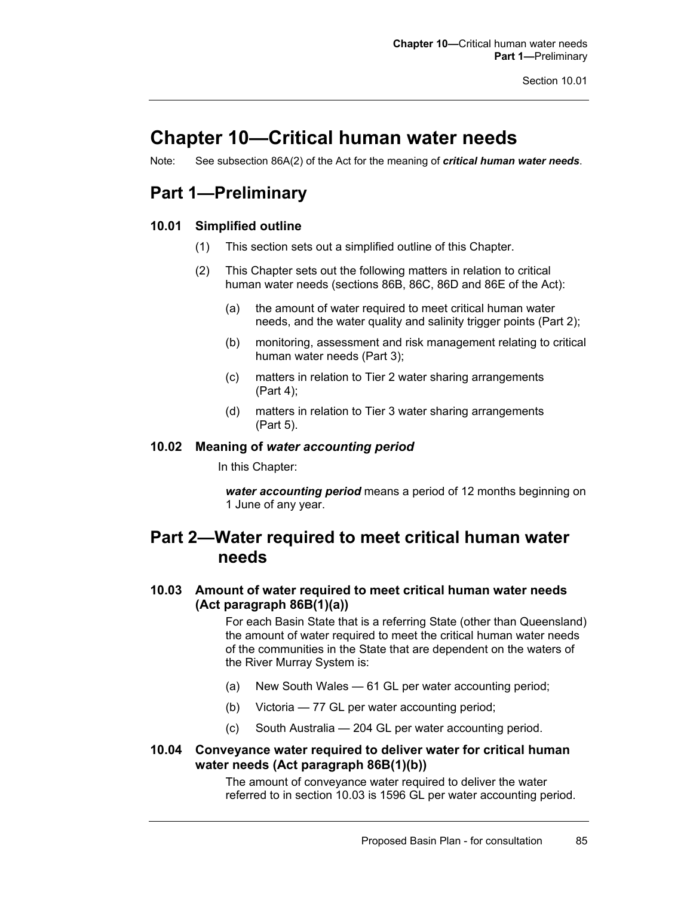# Chapter 10—Critical human water needs

Note: See subsection 86A(2) of the Act for the meaning of ***critical human water needs***.

## Part 1—Preliminary

### 10.01 Simplified outline

(1) This section sets out a simplified outline of this Chapter.

(2) This Chapter sets out the following matters in relation to critical human water needs (sections 86B, 86C, 86D and 86E of the Act):

(a) the amount of water required to meet critical human water needs, and the water quality and salinity trigger points (Part 2);

(b) monitoring, assessment and risk management relating to critical human water needs (Part 3);

(c) matters in relation to Tier 2 water sharing arrangements (Part 4);

(d) matters in relation to Tier 3 water sharing arrangements (Part 5).

### 10.02 Meaning of *water accounting period*

In this Chapter:

***water accounting period*** means a period of 12 months beginning on 1 June of any year.

## Part 2—Water required to meet critical human water needs

### 10.03 Amount of water required to meet critical human water needs (Act paragraph 86B(1)(a))

For each Basin State that is a referring State (other than Queensland) the amount of water required to meet the critical human water needs of the communities in the State that are dependent on the waters of the River Murray System is:

(a) New South Wales — 61 GL per water accounting period;

(b) Victoria — 77 GL per water accounting period;

(c) South Australia — 204 GL per water accounting period.

### 10.04 Conveyance water required to deliver water for critical human water needs (Act paragraph 86B(1)(b))

The amount of conveyance water required to deliver the water referred to in section 10.03 is 1596 GL per water accounting period.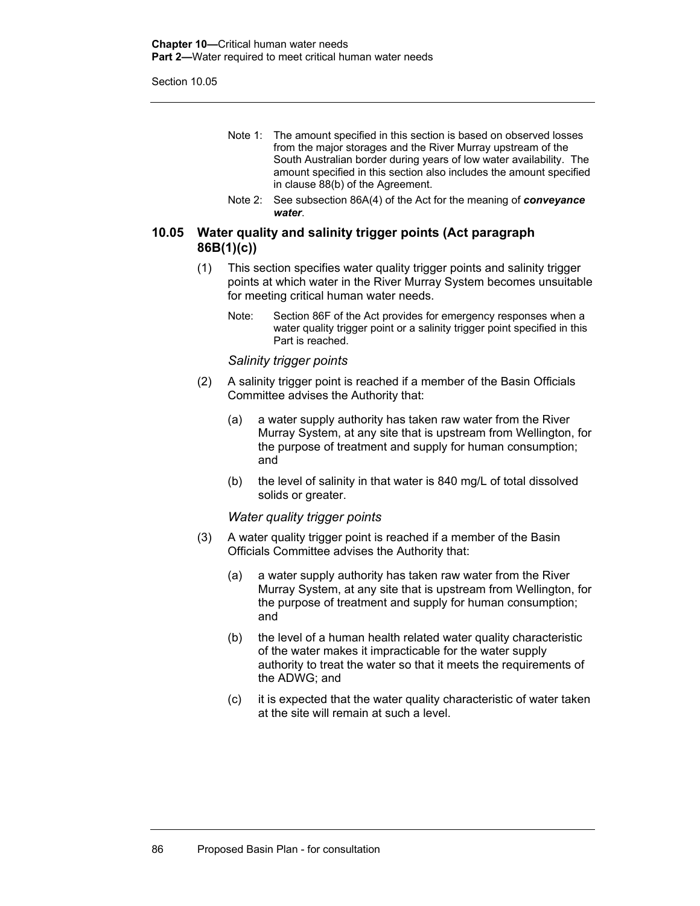Note 1: The amount specified in this section is based on observed losses from the major storages and the River Murray upstream of the South Australian border during years of low water availability. The amount specified in this section also includes the amount specified in clause 88(b) of the Agreement.

Note 2: See subsection 86A(4) of the Act for the meaning of ***conveyance water***.

### 10.05 Water quality and salinity trigger points (Act paragraph 86B(1)(c))

(1) This section specifies water quality trigger points and salinity trigger points at which water in the River Murray System becomes unsuitable for meeting critical human water needs.

Note: Section 86F of the Act provides for emergency responses when a water quality trigger point or a salinity trigger point specified in this Part is reached.

*Salinity trigger points*

(2) A salinity trigger point is reached if a member of the Basin Officials Committee advises the Authority that:

(a) a water supply authority has taken raw water from the River Murray System, at any site that is upstream from Wellington, for the purpose of treatment and supply for human consumption; and

(b) the level of salinity in that water is 840 mg/L of total dissolved solids or greater.

*Water quality trigger points*

(3) A water quality trigger point is reached if a member of the Basin Officials Committee advises the Authority that:

(a) a water supply authority has taken raw water from the River Murray System, at any site that is upstream from Wellington, for the purpose of treatment and supply for human consumption; and

(b) the level of a human health related water quality characteristic of the water makes it impracticable for the water supply authority to treat the water so that it meets the requirements of the ADWG; and

(c) it is expected that the water quality characteristic of water taken at the site will remain at such a level.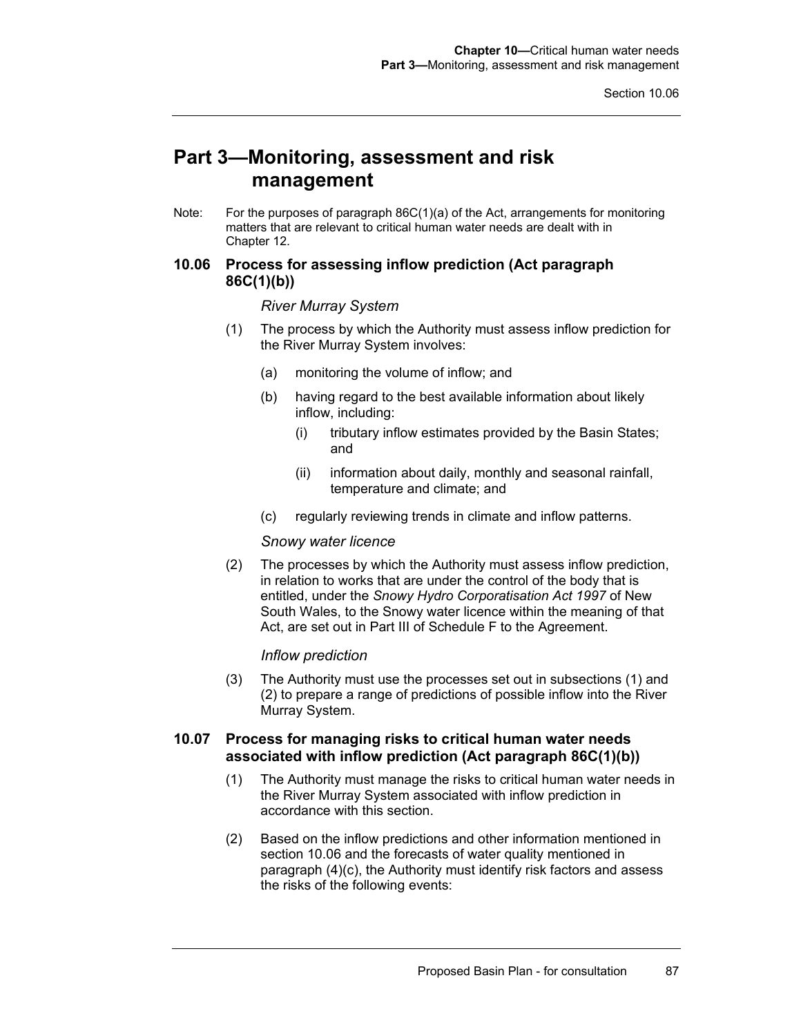## Part 3—Monitoring, assessment and risk management

Note: For the purposes of paragraph 86C(1)(a) of the Act, arrangements for monitoring matters that are relevant to critical human water needs are dealt with in Chapter 12.

### 10.06 Process for assessing inflow prediction (Act paragraph 86C(1)(b))

*River Murray System*

(1) The process by which the Authority must assess inflow prediction for the River Murray System involves:

(a) monitoring the volume of inflow; and

(b) having regard to the best available information about likely inflow, including:

(i) tributary inflow estimates provided by the Basin States; and

(ii) information about daily, monthly and seasonal rainfall, temperature and climate; and

(c) regularly reviewing trends in climate and inflow patterns.

*Snowy water licence*

(2) The processes by which the Authority must assess inflow prediction, in relation to works that are under the control of the body that is entitled, under the *Snowy Hydro Corporatisation Act 1997* of New South Wales, to the Snowy water licence within the meaning of that Act, are set out in Part III of Schedule F to the Agreement.

*Inflow prediction*

(3) The Authority must use the processes set out in subsections (1) and (2) to prepare a range of predictions of possible inflow into the River Murray System.

### 10.07 Process for managing risks to critical human water needs associated with inflow prediction (Act paragraph 86C(1)(b))

(1) The Authority must manage the risks to critical human water needs in the River Murray System associated with inflow prediction in accordance with this section.

(2) Based on the inflow predictions and other information mentioned in section 10.06 and the forecasts of water quality mentioned in paragraph (4)(c), the Authority must identify risk factors and assess the risks of the following events: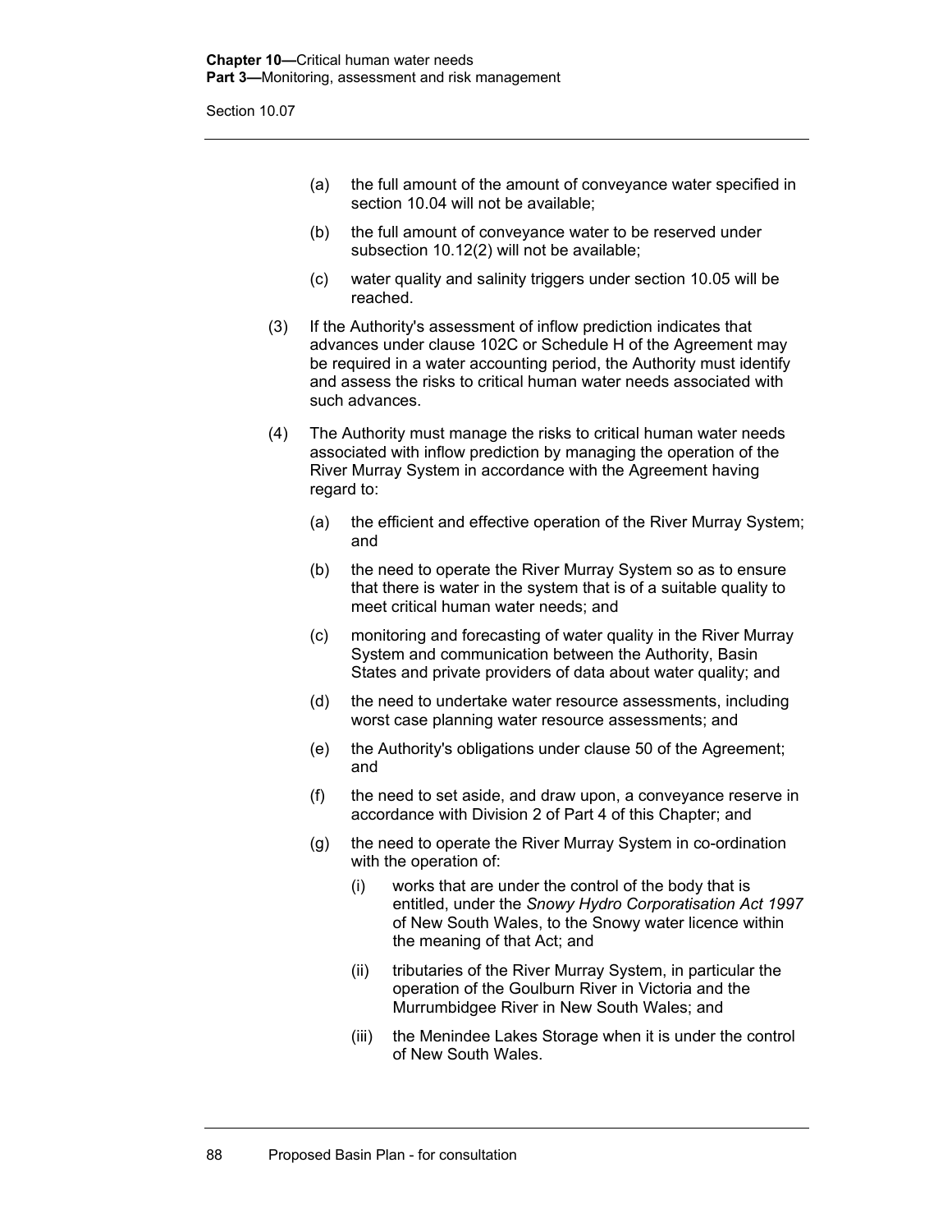(a) the full amount of the amount of conveyance water specified in section 10.04 will not be available;

(b) the full amount of conveyance water to be reserved under subsection 10.12(2) will not be available;

(c) water quality and salinity triggers under section 10.05 will be reached.

(3) If the Authority's assessment of inflow prediction indicates that advances under clause 102C or Schedule H of the Agreement may be required in a water accounting period, the Authority must identify and assess the risks to critical human water needs associated with such advances.

(4) The Authority must manage the risks to critical human water needs associated with inflow prediction by managing the operation of the River Murray System in accordance with the Agreement having regard to:

(a) the efficient and effective operation of the River Murray System; and

(b) the need to operate the River Murray System so as to ensure that there is water in the system that is of a suitable quality to meet critical human water needs; and

(c) monitoring and forecasting of water quality in the River Murray System and communication between the Authority, Basin States and private providers of data about water quality; and

(d) the need to undertake water resource assessments, including worst case planning water resource assessments; and

(e) the Authority's obligations under clause 50 of the Agreement; and

(f) the need to set aside, and draw upon, a conveyance reserve in accordance with Division 2 of Part 4 of this Chapter; and

(g) the need to operate the River Murray System in co-ordination with the operation of:

(i) works that are under the control of the body that is entitled, under the *Snowy Hydro Corporatisation Act 1997* of New South Wales, to the Snowy water licence within the meaning of that Act; and

(ii) tributaries of the River Murray System, in particular the operation of the Goulburn River in Victoria and the Murrumbidgee River in New South Wales; and

(iii) the Menindee Lakes Storage when it is under the control of New South Wales.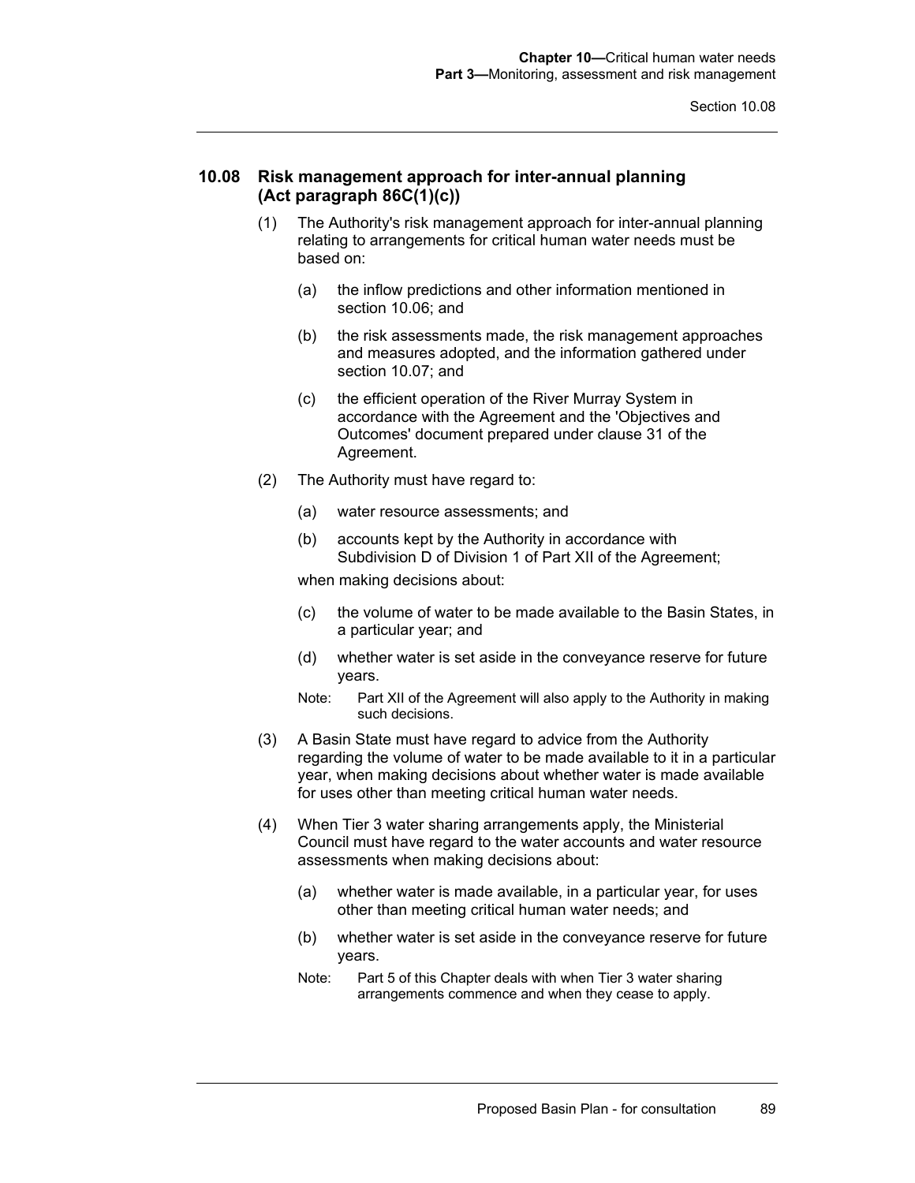## 10.08 Risk management approach for inter-annual planning (Act paragraph 86C(1)(c))

(1) The Authority's risk management approach for inter-annual planning relating to arrangements for critical human water needs must be based on:

(a) the inflow predictions and other information mentioned in section 10.06; and

(b) the risk assessments made, the risk management approaches and measures adopted, and the information gathered under section 10.07; and

(c) the efficient operation of the River Murray System in accordance with the Agreement and the 'Objectives and Outcomes' document prepared under clause 31 of the Agreement.

(2) The Authority must have regard to:

(a) water resource assessments; and

(b) accounts kept by the Authority in accordance with Subdivision D of Division 1 of Part XII of the Agreement;

when making decisions about:

(c) the volume of water to be made available to the Basin States, in a particular year; and

(d) whether water is set aside in the conveyance reserve for future years.

Note: Part XII of the Agreement will also apply to the Authority in making such decisions.

(3) A Basin State must have regard to advice from the Authority regarding the volume of water to be made available to it in a particular year, when making decisions about whether water is made available for uses other than meeting critical human water needs.

(4) When Tier 3 water sharing arrangements apply, the Ministerial Council must have regard to the water accounts and water resource assessments when making decisions about:

(a) whether water is made available, in a particular year, for uses other than meeting critical human water needs; and

(b) whether water is set aside in the conveyance reserve for future years.

Note: Part 5 of this Chapter deals with when Tier 3 water sharing arrangements commence and when they cease to apply.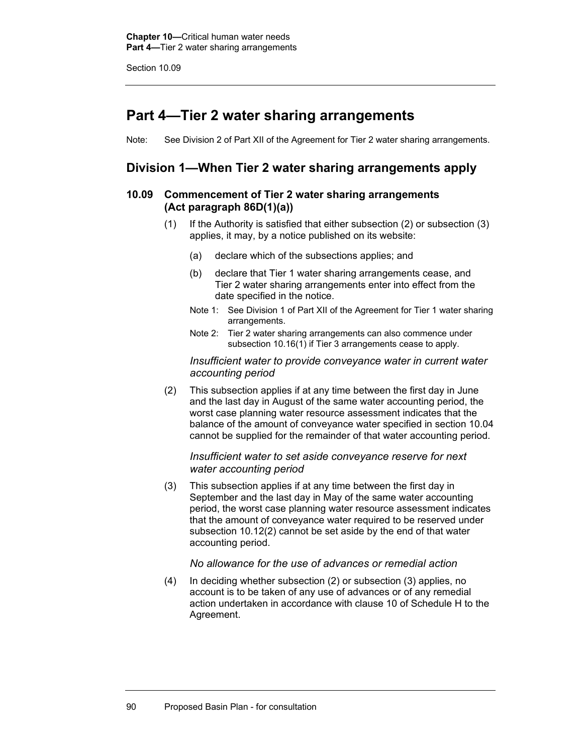# Part 4—Tier 2 water sharing arrangements

Note: See Division 2 of Part XII of the Agreement for Tier 2 water sharing arrangements.

## Division 1—When Tier 2 water sharing arrangements apply

### 10.09 Commencement of Tier 2 water sharing arrangements (Act paragraph 86D(1)(a))

(1) If the Authority is satisfied that either subsection (2) or subsection (3) applies, it may, by a notice published on its website:

(a) declare which of the subsections applies; and

(b) declare that Tier 1 water sharing arrangements cease, and Tier 2 water sharing arrangements enter into effect from the date specified in the notice.

Note 1: See Division 1 of Part XII of the Agreement for Tier 1 water sharing arrangements.

Note 2: Tier 2 water sharing arrangements can also commence under subsection 10.16(1) if Tier 3 arrangements cease to apply.

*Insufficient water to provide conveyance water in current water accounting period*

(2) This subsection applies if at any time between the first day in June and the last day in August of the same water accounting period, the worst case planning water resource assessment indicates that the balance of the amount of conveyance water specified in section 10.04 cannot be supplied for the remainder of that water accounting period.

*Insufficient water to set aside conveyance reserve for next water accounting period*

(3) This subsection applies if at any time between the first day in September and the last day in May of the same water accounting period, the worst case planning water resource assessment indicates that the amount of conveyance water required to be reserved under subsection 10.12(2) cannot be set aside by the end of that water accounting period.

*No allowance for the use of advances or remedial action*

(4) In deciding whether subsection (2) or subsection (3) applies, no account is to be taken of any use of advances or of any remedial action undertaken in accordance with clause 10 of Schedule H to the Agreement.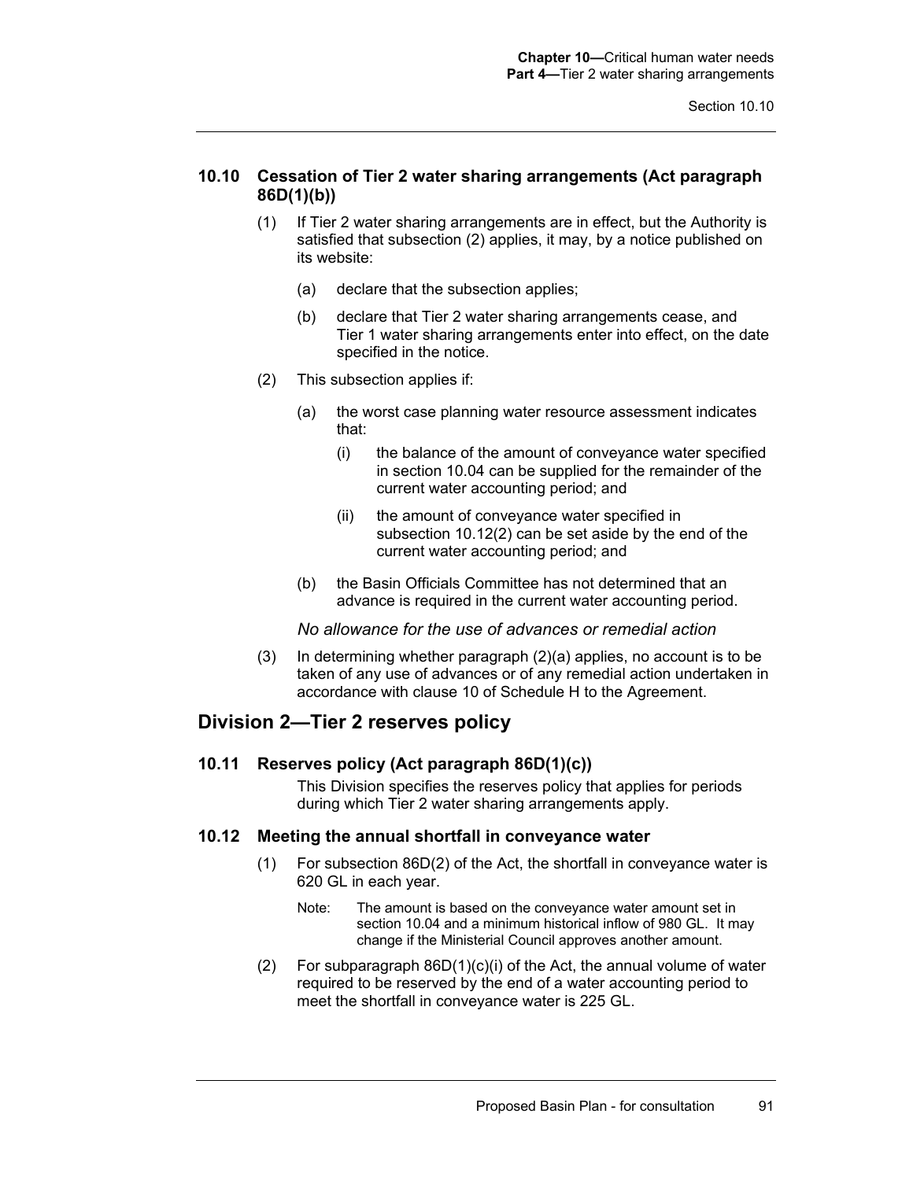### 10.10 Cessation of Tier 2 water sharing arrangements (Act paragraph 86D(1)(b))

(1) If Tier 2 water sharing arrangements are in effect, but the Authority is satisfied that subsection (2) applies, it may, by a notice published on its website:

(a) declare that the subsection applies;

(b) declare that Tier 2 water sharing arrangements cease, and Tier 1 water sharing arrangements enter into effect, on the date specified in the notice.

(2) This subsection applies if:

(a) the worst case planning water resource assessment indicates that:

(i) the balance of the amount of conveyance water specified in section 10.04 can be supplied for the remainder of the current water accounting period; and

(ii) the amount of conveyance water specified in subsection 10.12(2) can be set aside by the end of the current water accounting period; and

(b) the Basin Officials Committee has not determined that an advance is required in the current water accounting period.

*No allowance for the use of advances or remedial action*

(3) In determining whether paragraph (2)(a) applies, no account is to be taken of any use of advances or of any remedial action undertaken in accordance with clause 10 of Schedule H to the Agreement.

## Division 2—Tier 2 reserves policy

### 10.11 Reserves policy (Act paragraph 86D(1)(c))

This Division specifies the reserves policy that applies for periods during which Tier 2 water sharing arrangements apply.

### 10.12 Meeting the annual shortfall in conveyance water

(1) For subsection 86D(2) of the Act, the shortfall in conveyance water is 620 GL in each year.

Note: The amount is based on the conveyance water amount set in section 10.04 and a minimum historical inflow of 980 GL. It may change if the Ministerial Council approves another amount.

(2) For subparagraph 86D(1)(c)(i) of the Act, the annual volume of water required to be reserved by the end of a water accounting period to meet the shortfall in conveyance water is 225 GL.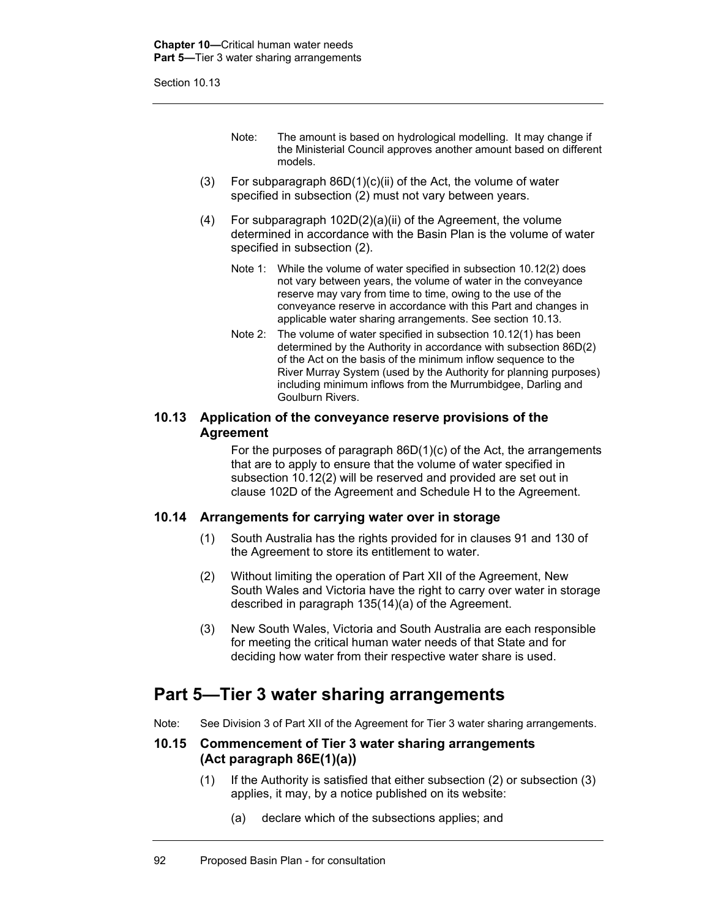Note: The amount is based on hydrological modelling. It may change if the Ministerial Council approves another amount based on different models.

(3) For subparagraph 86D(1)(c)(ii) of the Act, the volume of water specified in subsection (2) must not vary between years.

(4) For subparagraph 102D(2)(a)(ii) of the Agreement, the volume determined in accordance with the Basin Plan is the volume of water specified in subsection (2).

Note 1: While the volume of water specified in subsection 10.12(2) does not vary between years, the volume of water in the conveyance reserve may vary from time to time, owing to the use of the conveyance reserve in accordance with this Part and changes in applicable water sharing arrangements. See section 10.13.

Note 2: The volume of water specified in subsection 10.12(1) has been determined by the Authority in accordance with subsection 86D(2) of the Act on the basis of the minimum inflow sequence to the River Murray System (used by the Authority for planning purposes) including minimum inflows from the Murrumbidgee, Darling and Goulburn Rivers.

### 10.13 Application of the conveyance reserve provisions of the Agreement

For the purposes of paragraph 86D(1)(c) of the Act, the arrangements that are to apply to ensure that the volume of water specified in subsection 10.12(2) will be reserved and provided are set out in clause 102D of the Agreement and Schedule H to the Agreement.

### 10.14 Arrangements for carrying water over in storage

(1) South Australia has the rights provided for in clauses 91 and 130 of the Agreement to store its entitlement to water.

(2) Without limiting the operation of Part XII of the Agreement, New South Wales and Victoria have the right to carry over water in storage described in paragraph 135(14)(a) of the Agreement.

(3) New South Wales, Victoria and South Australia are each responsible for meeting the critical human water needs of that State and for deciding how water from their respective water share is used.

## Part 5—Tier 3 water sharing arrangements

Note: See Division 3 of Part XII of the Agreement for Tier 3 water sharing arrangements.

### 10.15 Commencement of Tier 3 water sharing arrangements (Act paragraph 86E(1)(a))

(1) If the Authority is satisfied that either subsection (2) or subsection (3) applies, it may, by a notice published on its website:

(a) declare which of the subsections applies; and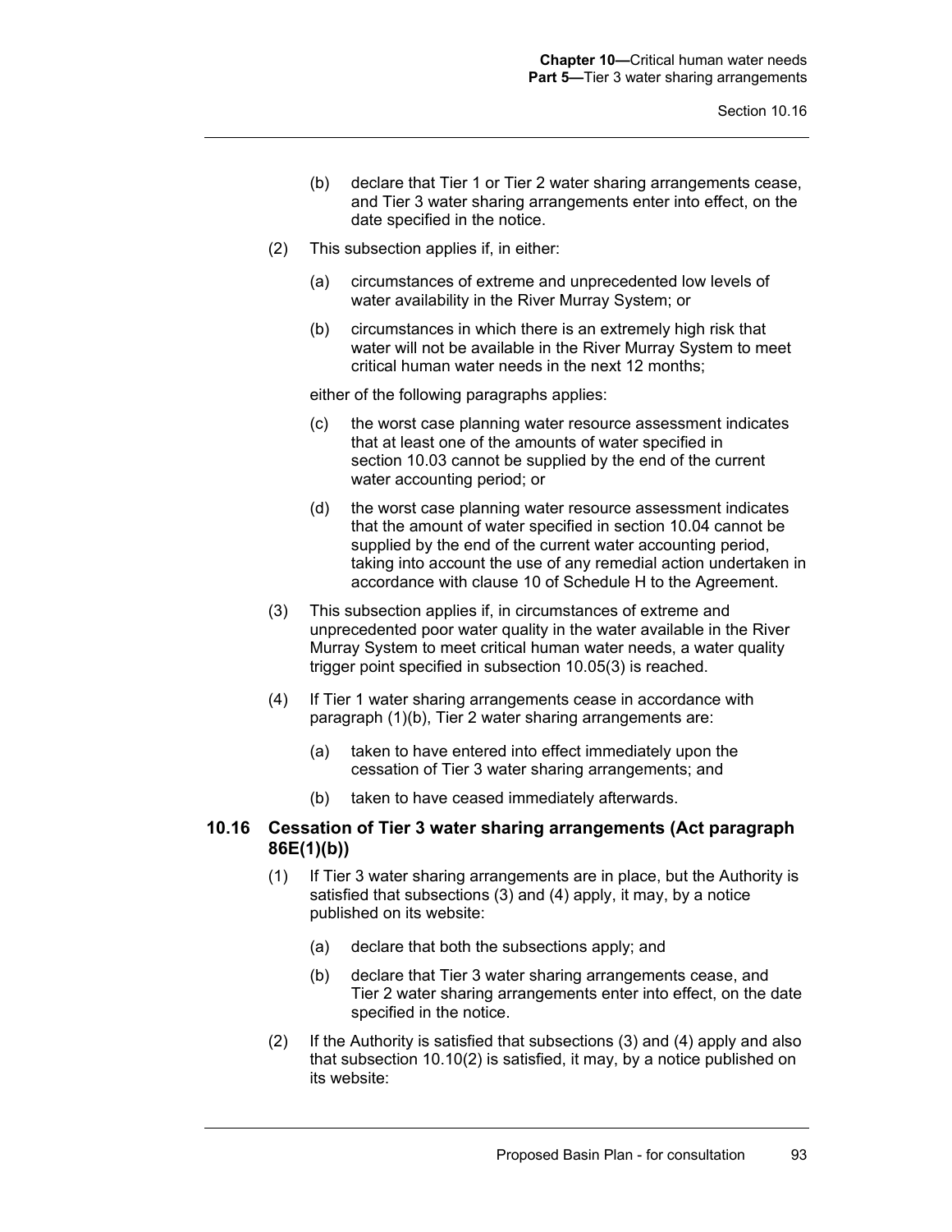(b) declare that Tier 1 or Tier 2 water sharing arrangements cease, and Tier 3 water sharing arrangements enter into effect, on the date specified in the notice.

(2) This subsection applies if, in either:

(a) circumstances of extreme and unprecedented low levels of water availability in the River Murray System; or

(b) circumstances in which there is an extremely high risk that water will not be available in the River Murray System to meet critical human water needs in the next 12 months;

either of the following paragraphs applies:

(c) the worst case planning water resource assessment indicates that at least one of the amounts of water specified in section 10.03 cannot be supplied by the end of the current water accounting period; or

(d) the worst case planning water resource assessment indicates that the amount of water specified in section 10.04 cannot be supplied by the end of the current water accounting period, taking into account the use of any remedial action undertaken in accordance with clause 10 of Schedule H to the Agreement.

(3) This subsection applies if, in circumstances of extreme and unprecedented poor water quality in the water available in the River Murray System to meet critical human water needs, a water quality trigger point specified in subsection 10.05(3) is reached.

(4) If Tier 1 water sharing arrangements cease in accordance with paragraph (1)(b), Tier 2 water sharing arrangements are:

(a) taken to have entered into effect immediately upon the cessation of Tier 3 water sharing arrangements; and

(b) taken to have ceased immediately afterwards.

### 10.16 Cessation of Tier 3 water sharing arrangements (Act paragraph 86E(1)(b))

(1) If Tier 3 water sharing arrangements are in place, but the Authority is satisfied that subsections (3) and (4) apply, it may, by a notice published on its website:

(a) declare that both the subsections apply; and

(b) declare that Tier 3 water sharing arrangements cease, and Tier 2 water sharing arrangements enter into effect, on the date specified in the notice.

(2) If the Authority is satisfied that subsections (3) and (4) apply and also that subsection 10.10(2) is satisfied, it may, by a notice published on its website: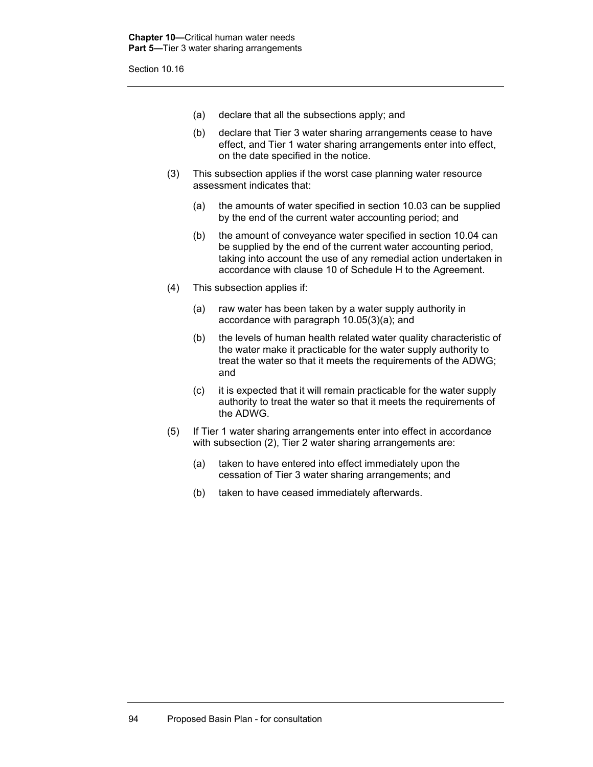(a) declare that all the subsections apply; and

(b) declare that Tier 3 water sharing arrangements cease to have effect, and Tier 1 water sharing arrangements enter into effect, on the date specified in the notice.

(3) This subsection applies if the worst case planning water resource assessment indicates that:

(a) the amounts of water specified in section 10.03 can be supplied by the end of the current water accounting period; and

(b) the amount of conveyance water specified in section 10.04 can be supplied by the end of the current water accounting period, taking into account the use of any remedial action undertaken in accordance with clause 10 of Schedule H to the Agreement.

(4) This subsection applies if:

(a) raw water has been taken by a water supply authority in accordance with paragraph 10.05(3)(a); and

(b) the levels of human health related water quality characteristic of the water make it practicable for the water supply authority to treat the water so that it meets the requirements of the ADWG; and

(c) it is expected that it will remain practicable for the water supply authority to treat the water so that it meets the requirements of the ADWG.

(5) If Tier 1 water sharing arrangements enter into effect in accordance with subsection (2), Tier 2 water sharing arrangements are:

(a) taken to have entered into effect immediately upon the cessation of Tier 3 water sharing arrangements; and

(b) taken to have ceased immediately afterwards.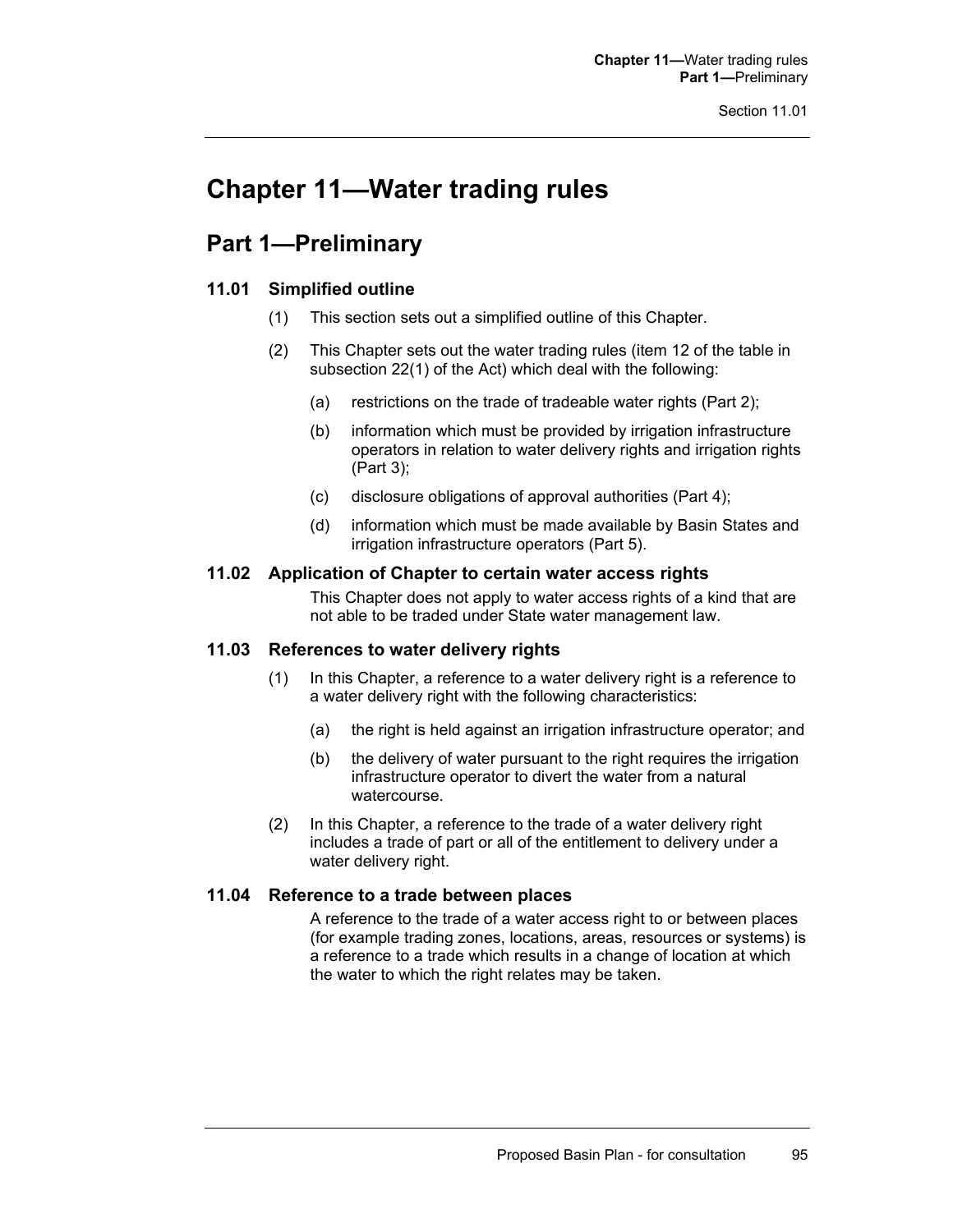# Chapter 11—Water trading rules

## Part 1—Preliminary

### 11.01 Simplified outline

(1) This section sets out a simplified outline of this Chapter.

(2) This Chapter sets out the water trading rules (item 12 of the table in subsection 22(1) of the Act) which deal with the following:

(a) restrictions on the trade of tradeable water rights (Part 2);

(b) information which must be provided by irrigation infrastructure operators in relation to water delivery rights and irrigation rights (Part 3);

(c) disclosure obligations of approval authorities (Part 4);

(d) information which must be made available by Basin States and irrigation infrastructure operators (Part 5).

### 11.02 Application of Chapter to certain water access rights

This Chapter does not apply to water access rights of a kind that are not able to be traded under State water management law.

### 11.03 References to water delivery rights

(1) In this Chapter, a reference to a water delivery right is a reference to a water delivery right with the following characteristics:

(a) the right is held against an irrigation infrastructure operator; and

(b) the delivery of water pursuant to the right requires the irrigation infrastructure operator to divert the water from a natural watercourse.

(2) In this Chapter, a reference to the trade of a water delivery right includes a trade of part or all of the entitlement to delivery under a water delivery right.

### 11.04 Reference to a trade between places

A reference to the trade of a water access right to or between places (for example trading zones, locations, areas, resources or systems) is a reference to a trade which results in a change of location at which the water to which the right relates may be taken.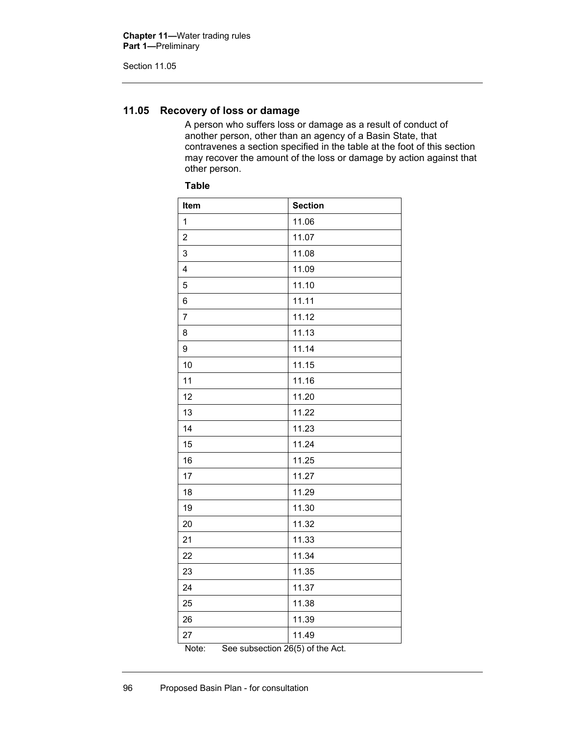## 11.05 Recovery of loss or damage

A person who suffers loss or damage as a result of conduct of another person, other than an agency of a Basin State, that contravenes a section specified in the table at the foot of this section may recover the amount of the loss or damage by action against that other person.

**Table**

| Item | Section |
|---|---|
| 1 | 11.06 |
| 2 | 11.07 |
| 3 | 11.08 |
| 4 | 11.09 |
| 5 | 11.10 |
| 6 | 11.11 |
| 7 | 11.12 |
| 8 | 11.13 |
| 9 | 11.14 |
| 10 | 11.15 |
| 11 | 11.16 |
| 12 | 11.20 |
| 13 | 11.22 |
| 14 | 11.23 |
| 15 | 11.24 |
| 16 | 11.25 |
| 17 | 11.27 |
| 18 | 11.29 |
| 19 | 11.30 |
| 20 | 11.32 |
| 21 | 11.33 |
| 22 | 11.34 |
| 23 | 11.35 |
| 24 | 11.37 |
| 25 | 11.38 |
| 26 | 11.39 |
| 27 | 11.49 |

Note: See subsection 26(5) of the Act.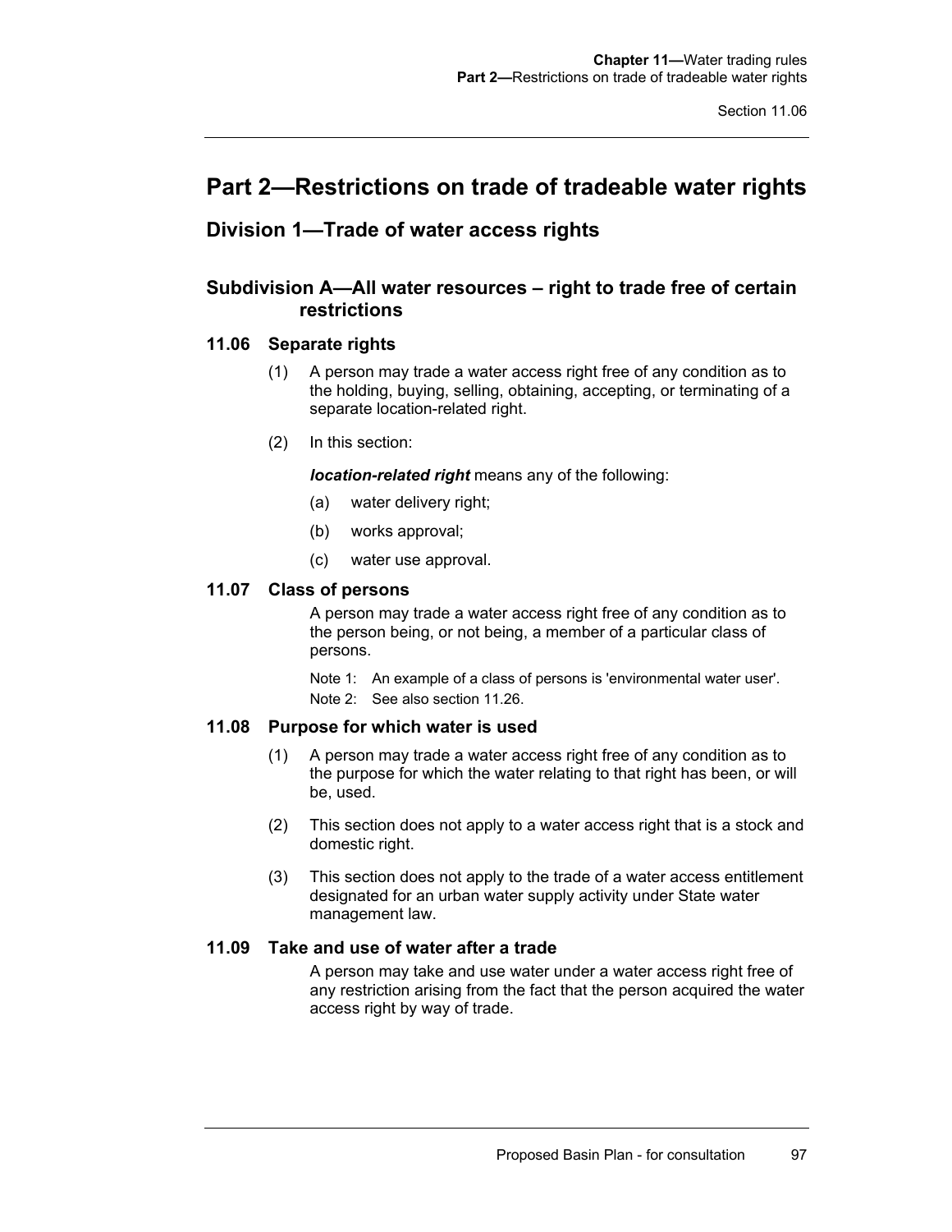# Part 2—Restrictions on trade of tradeable water rights

## Division 1—Trade of water access rights

### Subdivision A—All water resources – right to trade free of certain restrictions

#### 11.06 Separate rights

(1) A person may trade a water access right free of any condition as to the holding, buying, selling, obtaining, accepting, or terminating of a separate location-related right.

(2) In this section:

***location-related right*** means any of the following:

(a) water delivery right;

(b) works approval;

(c) water use approval.

#### 11.07 Class of persons

A person may trade a water access right free of any condition as to the person being, or not being, a member of a particular class of persons.

Note 1: An example of a class of persons is 'environmental water user'.

Note 2: See also section 11.26.

#### 11.08 Purpose for which water is used

(1) A person may trade a water access right free of any condition as to the purpose for which the water relating to that right has been, or will be, used.

(2) This section does not apply to a water access right that is a stock and domestic right.

(3) This section does not apply to the trade of a water access entitlement designated for an urban water supply activity under State water management law.

#### 11.09 Take and use of water after a trade

A person may take and use water under a water access right free of any restriction arising from the fact that the person acquired the water access right by way of trade.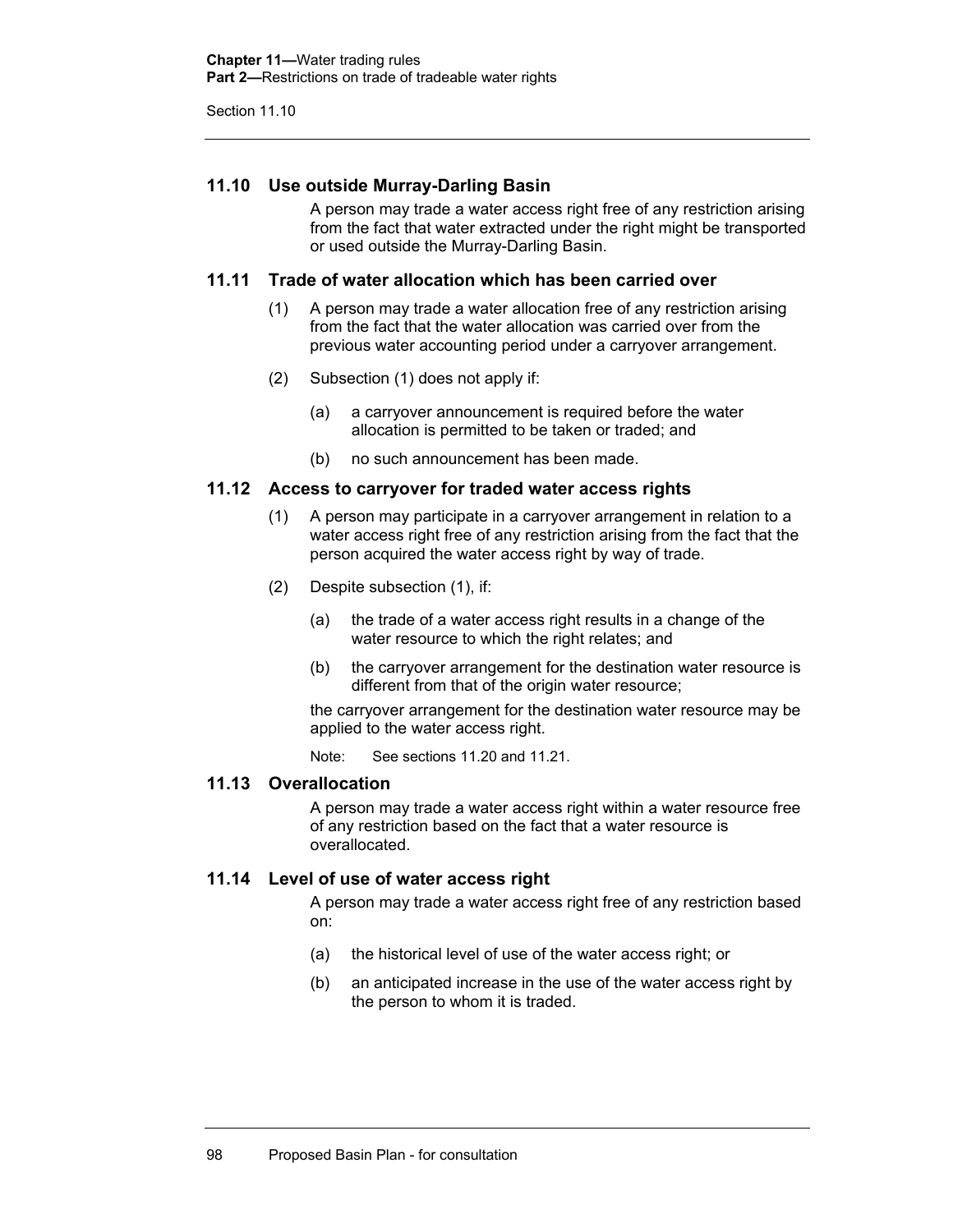## 11.10 Use outside Murray-Darling Basin

A person may trade a water access right free of any restriction arising from the fact that water extracted under the right might be transported or used outside the Murray-Darling Basin.

## 11.11 Trade of water allocation which has been carried over

(1) A person may trade a water allocation free of any restriction arising from the fact that the water allocation was carried over from the previous water accounting period under a carryover arrangement.

(2) Subsection (1) does not apply if:

(a) a carryover announcement is required before the water allocation is permitted to be taken or traded; and

(b) no such announcement has been made.

## 11.12 Access to carryover for traded water access rights

(1) A person may participate in a carryover arrangement in relation to a water access right free of any restriction arising from the fact that the person acquired the water access right by way of trade.

(2) Despite subsection (1), if:

(a) the trade of a water access right results in a change of the water resource to which the right relates; and

(b) the carryover arrangement for the destination water resource is different from that of the origin water resource;

the carryover arrangement for the destination water resource may be applied to the water access right.

Note: See sections 11.20 and 11.21.

## 11.13 Overallocation

A person may trade a water access right within a water resource free of any restriction based on the fact that a water resource is overallocated.

## 11.14 Level of use of water access right

A person may trade a water access right free of any restriction based on:

(a) the historical level of use of the water access right; or

(b) an anticipated increase in the use of the water access right by the person to whom it is traded.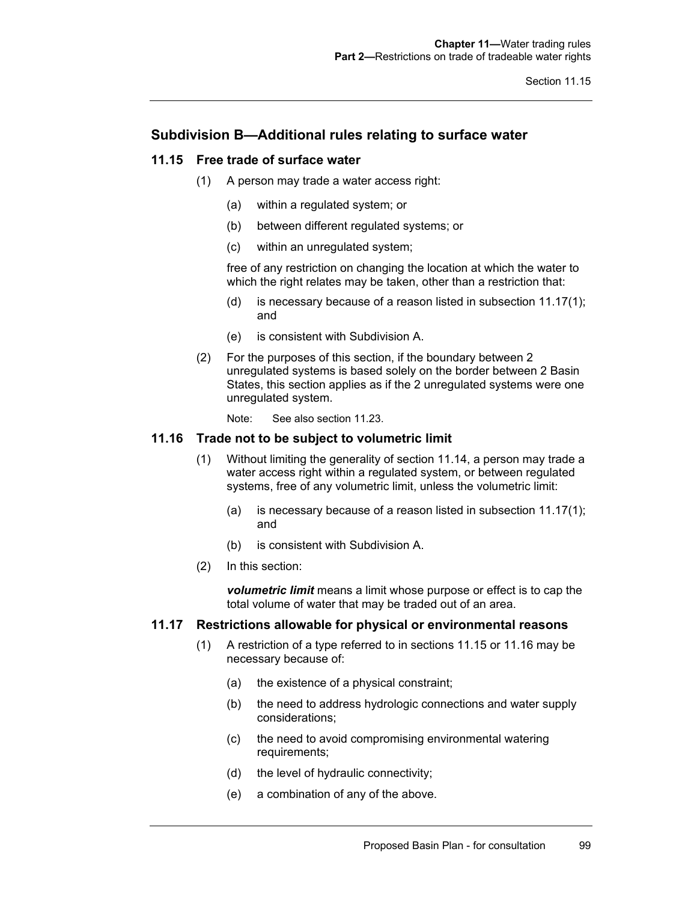## Subdivision B—Additional rules relating to surface water

### 11.15 Free trade of surface water

(1) A person may trade a water access right:

- (a) within a regulated system; or
- (b) between different regulated systems; or
- (c) within an unregulated system;

free of any restriction on changing the location at which the water to which the right relates may be taken, other than a restriction that:

- (d) is necessary because of a reason listed in subsection 11.17(1); and
- (e) is consistent with Subdivision A.

(2) For the purposes of this section, if the boundary between 2 unregulated systems is based solely on the border between 2 Basin States, this section applies as if the 2 unregulated systems were one unregulated system.

Note: See also section 11.23.

### 11.16 Trade not to be subject to volumetric limit

(1) Without limiting the generality of section 11.14, a person may trade a water access right within a regulated system, or between regulated systems, free of any volumetric limit, unless the volumetric limit:

- (a) is necessary because of a reason listed in subsection 11.17(1); and
- (b) is consistent with Subdivision A.

(2) In this section:

***volumetric limit*** means a limit whose purpose or effect is to cap the total volume of water that may be traded out of an area.

### 11.17 Restrictions allowable for physical or environmental reasons

(1) A restriction of a type referred to in sections 11.15 or 11.16 may be necessary because of:

- (a) the existence of a physical constraint;
- (b) the need to address hydrologic connections and water supply considerations;
- (c) the need to avoid compromising environmental watering requirements;
- (d) the level of hydraulic connectivity;
- (e) a combination of any of the above.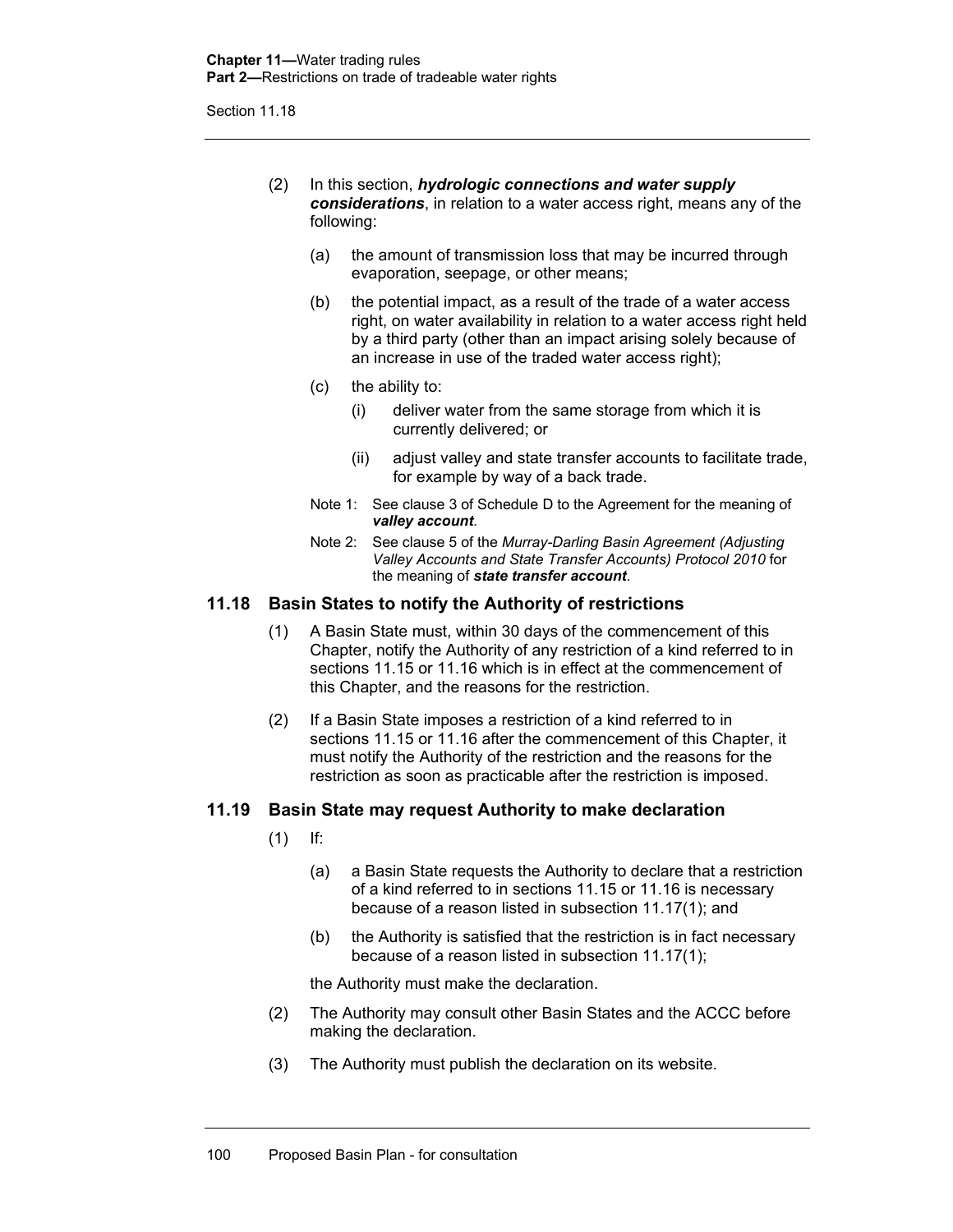(2) In this section, ***hydrologic connections and water supply considerations***, in relation to a water access right, means any of the following:

(a) the amount of transmission loss that may be incurred through evaporation, seepage, or other means;

(b) the potential impact, as a result of the trade of a water access right, on water availability in relation to a water access right held by a third party (other than an impact arising solely because of an increase in use of the traded water access right);

(c) the ability to:

(i) deliver water from the same storage from which it is currently delivered; or

(ii) adjust valley and state transfer accounts to facilitate trade, for example by way of a back trade.

Note 1: See clause 3 of Schedule D to the Agreement for the meaning of ***valley account***.

Note 2: See clause 5 of the *Murray-Darling Basin Agreement (Adjusting Valley Accounts and State Transfer Accounts) Protocol 2010* for the meaning of ***state transfer account***.

## 11.18 Basin States to notify the Authority of restrictions

(1) A Basin State must, within 30 days of the commencement of this Chapter, notify the Authority of any restriction of a kind referred to in sections 11.15 or 11.16 which is in effect at the commencement of this Chapter, and the reasons for the restriction.

(2) If a Basin State imposes a restriction of a kind referred to in sections 11.15 or 11.16 after the commencement of this Chapter, it must notify the Authority of the restriction and the reasons for the restriction as soon as practicable after the restriction is imposed.

## 11.19 Basin State may request Authority to make declaration

(1) If:

(a) a Basin State requests the Authority to declare that a restriction of a kind referred to in sections 11.15 or 11.16 is necessary because of a reason listed in subsection 11.17(1); and

(b) the Authority is satisfied that the restriction is in fact necessary because of a reason listed in subsection 11.17(1);

the Authority must make the declaration.

(2) The Authority may consult other Basin States and the ACCC before making the declaration.

(3) The Authority must publish the declaration on its website.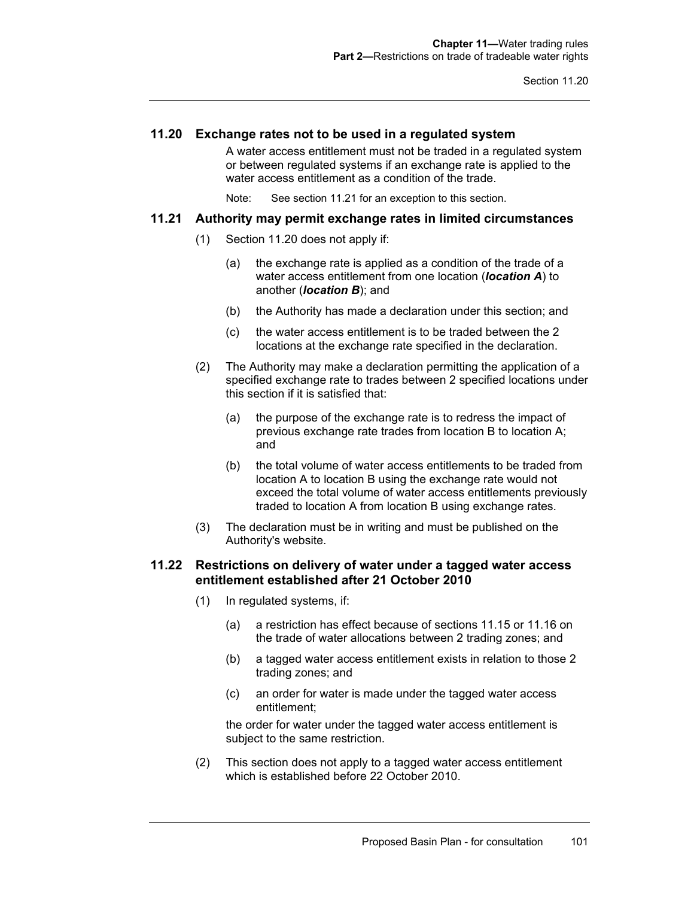## 11.20 Exchange rates not to be used in a regulated system

A water access entitlement must not be traded in a regulated system or between regulated systems if an exchange rate is applied to the water access entitlement as a condition of the trade.

Note: See section 11.21 for an exception to this section.

## 11.21 Authority may permit exchange rates in limited circumstances

(1) Section 11.20 does not apply if:

(a) the exchange rate is applied as a condition of the trade of a water access entitlement from one location (***location A***) to another (***location B***); and

(b) the Authority has made a declaration under this section; and

(c) the water access entitlement is to be traded between the 2 locations at the exchange rate specified in the declaration.

(2) The Authority may make a declaration permitting the application of a specified exchange rate to trades between 2 specified locations under this section if it is satisfied that:

(a) the purpose of the exchange rate is to redress the impact of previous exchange rate trades from location B to location A; and

(b) the total volume of water access entitlements to be traded from location A to location B using the exchange rate would not exceed the total volume of water access entitlements previously traded to location A from location B using exchange rates.

(3) The declaration must be in writing and must be published on the Authority's website.

## 11.22 Restrictions on delivery of water under a tagged water access entitlement established after 21 October 2010

(1) In regulated systems, if:

(a) a restriction has effect because of sections 11.15 or 11.16 on the trade of water allocations between 2 trading zones; and

(b) a tagged water access entitlement exists in relation to those 2 trading zones; and

(c) an order for water is made under the tagged water access entitlement;

the order for water under the tagged water access entitlement is subject to the same restriction.

(2) This section does not apply to a tagged water access entitlement which is established before 22 October 2010.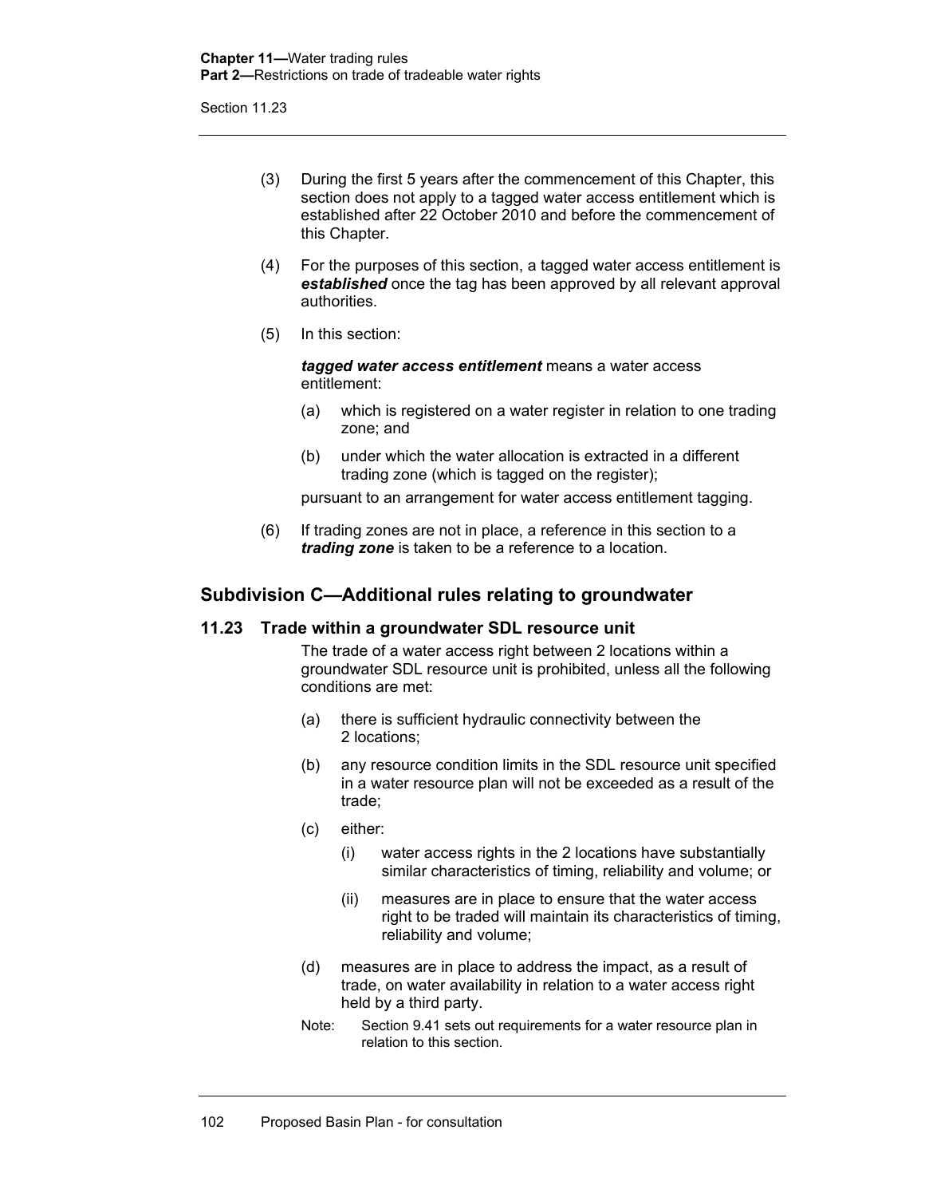(3) During the first 5 years after the commencement of this Chapter, this section does not apply to a tagged water access entitlement which is established after 22 October 2010 and before the commencement of this Chapter.

(4) For the purposes of this section, a tagged water access entitlement is ***established*** once the tag has been approved by all relevant approval authorities.

(5) In this section:

***tagged water access entitlement*** means a water access entitlement:

(a) which is registered on a water register in relation to one trading zone; and

(b) under which the water allocation is extracted in a different trading zone (which is tagged on the register);

pursuant to an arrangement for water access entitlement tagging.

(6) If trading zones are not in place, a reference in this section to a ***trading zone*** is taken to be a reference to a location.

## Subdivision C—Additional rules relating to groundwater

### 11.23 Trade within a groundwater SDL resource unit

The trade of a water access right between 2 locations within a groundwater SDL resource unit is prohibited, unless all the following conditions are met:

(a) there is sufficient hydraulic connectivity between the 2 locations;

(b) any resource condition limits in the SDL resource unit specified in a water resource plan will not be exceeded as a result of the trade;

(c) either:

(i) water access rights in the 2 locations have substantially similar characteristics of timing, reliability and volume; or

(ii) measures are in place to ensure that the water access right to be traded will maintain its characteristics of timing, reliability and volume;

(d) measures are in place to address the impact, as a result of trade, on water availability in relation to a water access right held by a third party.

Note: Section 9.41 sets out requirements for a water resource plan in relation to this section.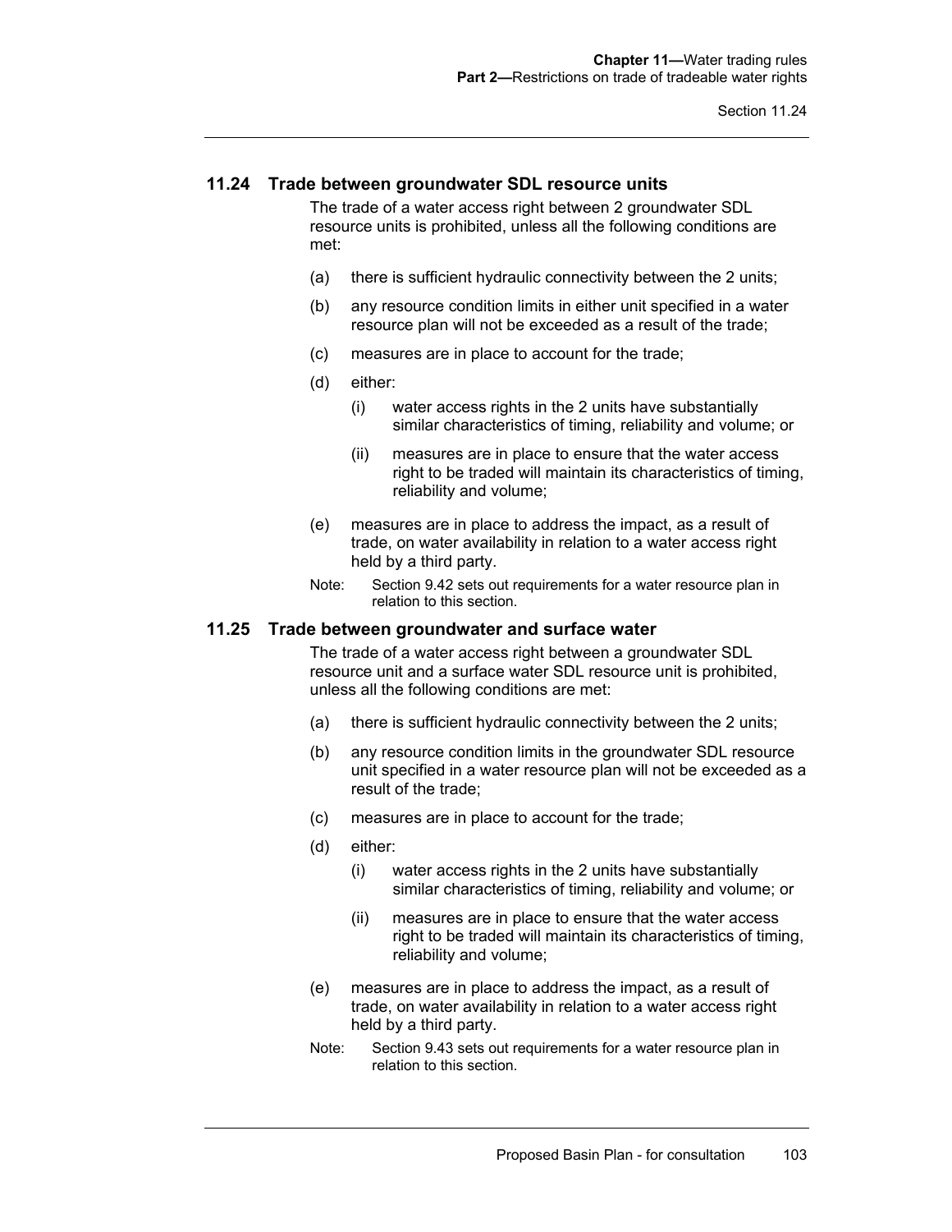## 11.24 Trade between groundwater SDL resource units

The trade of a water access right between 2 groundwater SDL resource units is prohibited, unless all the following conditions are met:

(a) there is sufficient hydraulic connectivity between the 2 units;

(b) any resource condition limits in either unit specified in a water resource plan will not be exceeded as a result of the trade;

(c) measures are in place to account for the trade;

(d) either:

  (i) water access rights in the 2 units have substantially similar characteristics of timing, reliability and volume; or

  (ii) measures are in place to ensure that the water access right to be traded will maintain its characteristics of timing, reliability and volume;

(e) measures are in place to address the impact, as a result of trade, on water availability in relation to a water access right held by a third party.

Note: Section 9.42 sets out requirements for a water resource plan in relation to this section.

## 11.25 Trade between groundwater and surface water

The trade of a water access right between a groundwater SDL resource unit and a surface water SDL resource unit is prohibited, unless all the following conditions are met:

(a) there is sufficient hydraulic connectivity between the 2 units;

(b) any resource condition limits in the groundwater SDL resource unit specified in a water resource plan will not be exceeded as a result of the trade;

(c) measures are in place to account for the trade;

(d) either:

  (i) water access rights in the 2 units have substantially similar characteristics of timing, reliability and volume; or

  (ii) measures are in place to ensure that the water access right to be traded will maintain its characteristics of timing, reliability and volume;

(e) measures are in place to address the impact, as a result of trade, on water availability in relation to a water access right held by a third party.

Note: Section 9.43 sets out requirements for a water resource plan in relation to this section.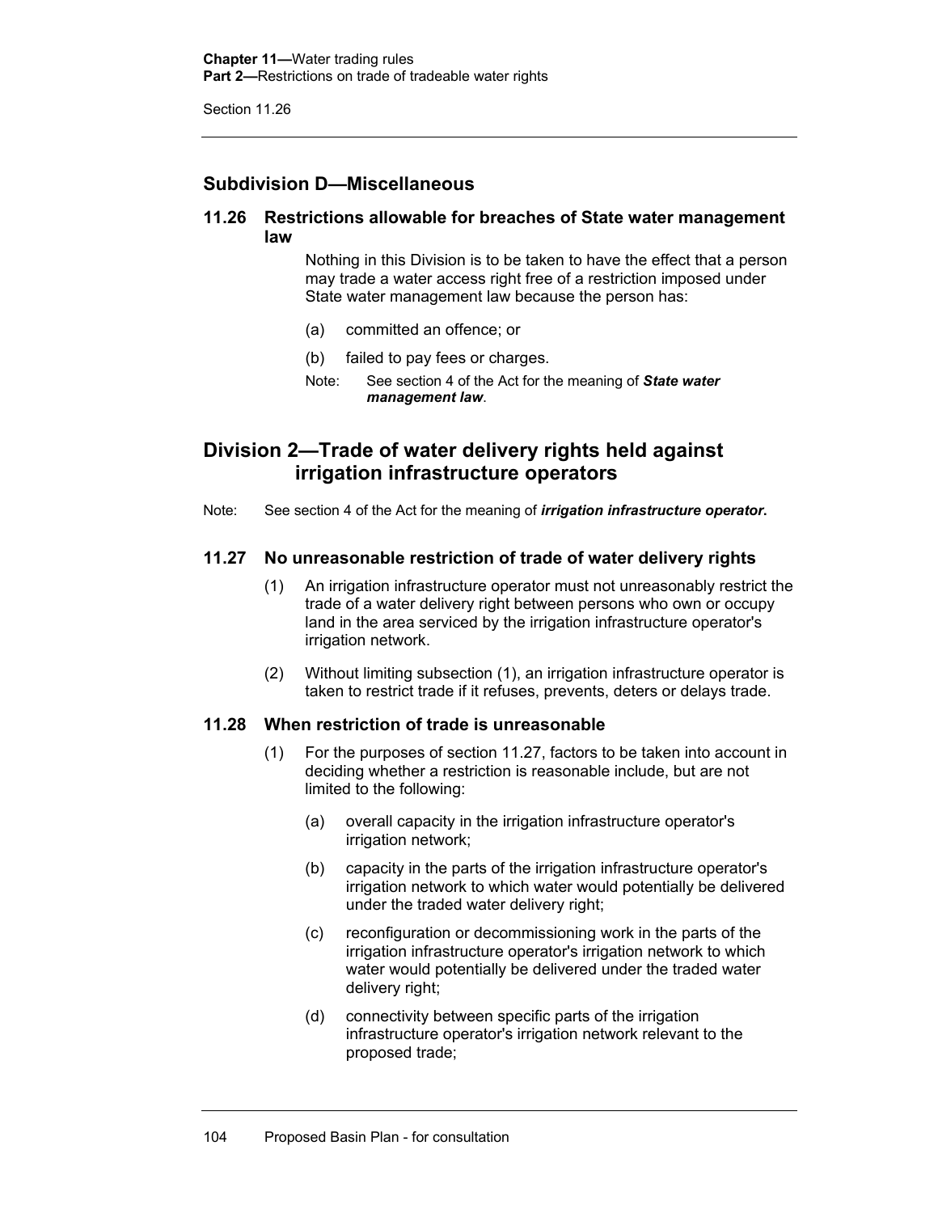### Subdivision D—Miscellaneous

#### 11.26 Restrictions allowable for breaches of State water management law

Nothing in this Division is to be taken to have the effect that a person may trade a water access right free of a restriction imposed under State water management law because the person has:

(a) committed an offence; or

(b) failed to pay fees or charges.

Note: See section 4 of the Act for the meaning of ***State water management law***.

## Division 2—Trade of water delivery rights held against irrigation infrastructure operators

Note: See section 4 of the Act for the meaning of ***irrigation infrastructure operator*.**

#### 11.27 No unreasonable restriction of trade of water delivery rights

(1) An irrigation infrastructure operator must not unreasonably restrict the trade of a water delivery right between persons who own or occupy land in the area serviced by the irrigation infrastructure operator's irrigation network.

(2) Without limiting subsection (1), an irrigation infrastructure operator is taken to restrict trade if it refuses, prevents, deters or delays trade.

#### 11.28 When restriction of trade is unreasonable

(1) For the purposes of section 11.27, factors to be taken into account in deciding whether a restriction is reasonable include, but are not limited to the following:

(a) overall capacity in the irrigation infrastructure operator's irrigation network;

(b) capacity in the parts of the irrigation infrastructure operator's irrigation network to which water would potentially be delivered under the traded water delivery right;

(c) reconfiguration or decommissioning work in the parts of the irrigation infrastructure operator's irrigation network to which water would potentially be delivered under the traded water delivery right;

(d) connectivity between specific parts of the irrigation infrastructure operator's irrigation network relevant to the proposed trade;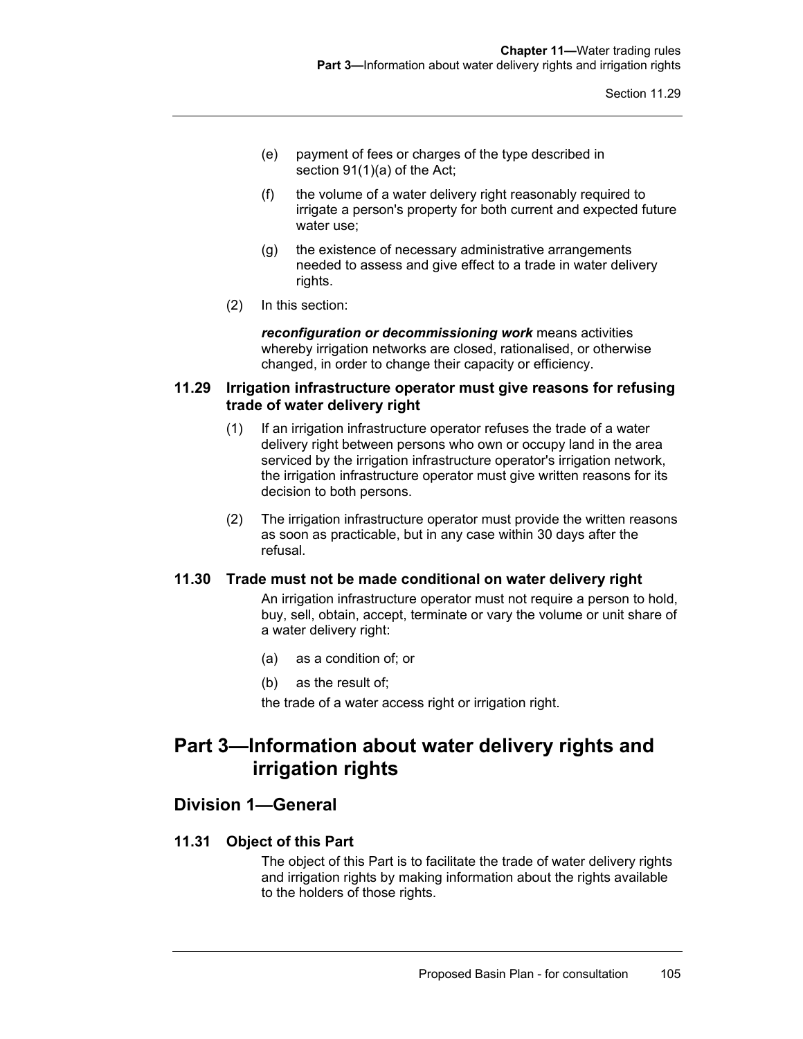(e) payment of fees or charges of the type described in section 91(1)(a) of the Act;

(f) the volume of a water delivery right reasonably required to irrigate a person's property for both current and expected future water use;

(g) the existence of necessary administrative arrangements needed to assess and give effect to a trade in water delivery rights.

(2) In this section:

***reconfiguration or decommissioning work*** means activities whereby irrigation networks are closed, rationalised, or otherwise changed, in order to change their capacity or efficiency.

### 11.29 Irrigation infrastructure operator must give reasons for refusing trade of water delivery right

(1) If an irrigation infrastructure operator refuses the trade of a water delivery right between persons who own or occupy land in the area serviced by the irrigation infrastructure operator's irrigation network, the irrigation infrastructure operator must give written reasons for its decision to both persons.

(2) The irrigation infrastructure operator must provide the written reasons as soon as practicable, but in any case within 30 days after the refusal.

### 11.30 Trade must not be made conditional on water delivery right

An irrigation infrastructure operator must not require a person to hold, buy, sell, obtain, accept, terminate or vary the volume or unit share of a water delivery right:

(a) as a condition of; or

(b) as the result of;

the trade of a water access right or irrigation right.

# Part 3—Information about water delivery rights and irrigation rights

## Division 1—General

### 11.31 Object of this Part

The object of this Part is to facilitate the trade of water delivery rights and irrigation rights by making information about the rights available to the holders of those rights.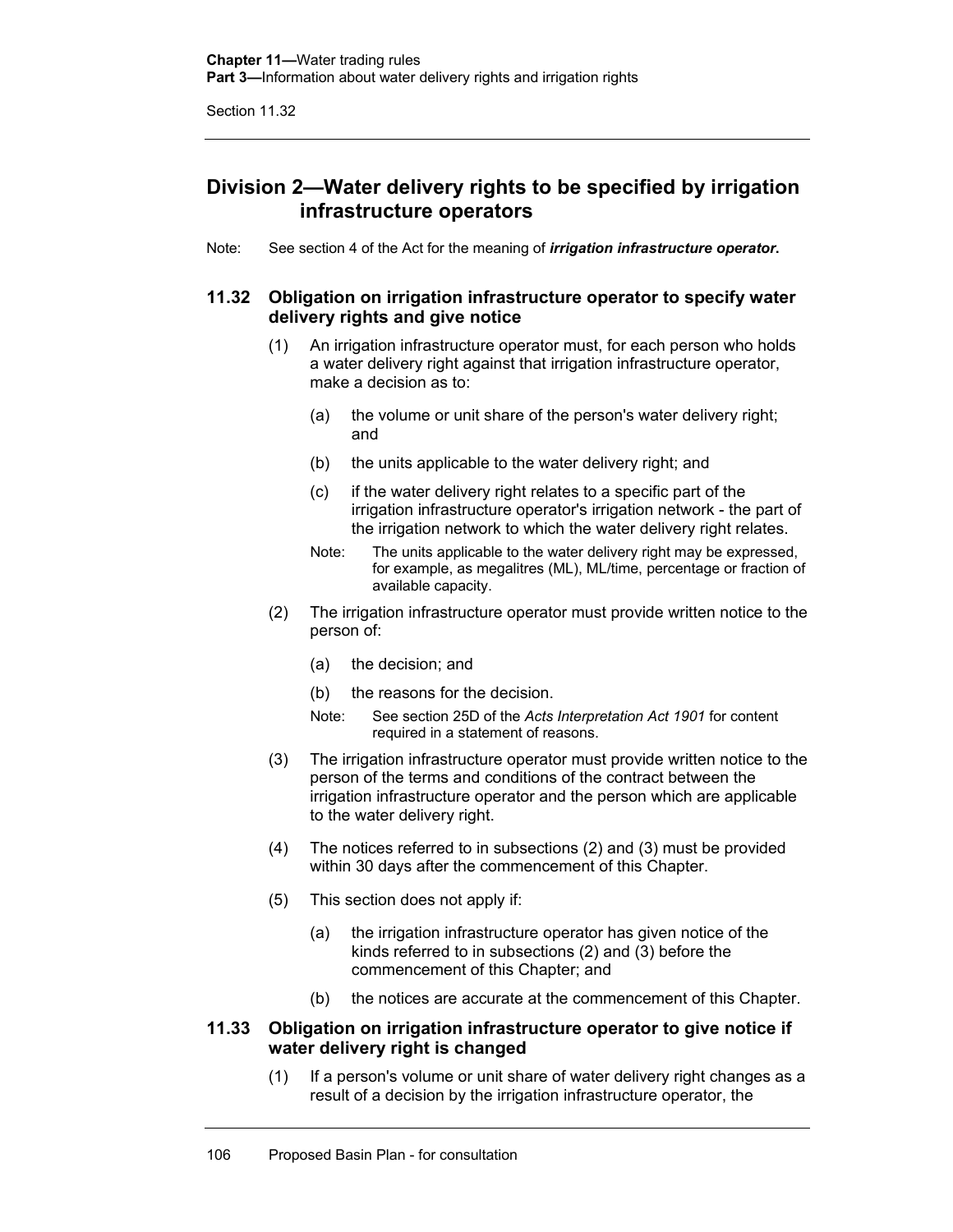## Division 2—Water delivery rights to be specified by irrigation infrastructure operators

Note: See section 4 of the Act for the meaning of ***irrigation infrastructure operator***.

### 11.32 Obligation on irrigation infrastructure operator to specify water delivery rights and give notice

(1) An irrigation infrastructure operator must, for each person who holds a water delivery right against that irrigation infrastructure operator, make a decision as to:

(a) the volume or unit share of the person's water delivery right; and

(b) the units applicable to the water delivery right; and

(c) if the water delivery right relates to a specific part of the irrigation infrastructure operator's irrigation network - the part of the irrigation network to which the water delivery right relates.

Note: The units applicable to the water delivery right may be expressed, for example, as megalitres (ML), ML/time, percentage or fraction of available capacity.

(2) The irrigation infrastructure operator must provide written notice to the person of:

(a) the decision; and

(b) the reasons for the decision.

Note: See section 25D of the *Acts Interpretation Act 1901* for content required in a statement of reasons.

(3) The irrigation infrastructure operator must provide written notice to the person of the terms and conditions of the contract between the irrigation infrastructure operator and the person which are applicable to the water delivery right.

(4) The notices referred to in subsections (2) and (3) must be provided within 30 days after the commencement of this Chapter.

(5) This section does not apply if:

(a) the irrigation infrastructure operator has given notice of the kinds referred to in subsections (2) and (3) before the commencement of this Chapter; and

(b) the notices are accurate at the commencement of this Chapter.

### 11.33 Obligation on irrigation infrastructure operator to give notice if water delivery right is changed

(1) If a person's volume or unit share of water delivery right changes as a result of a decision by the irrigation infrastructure operator, the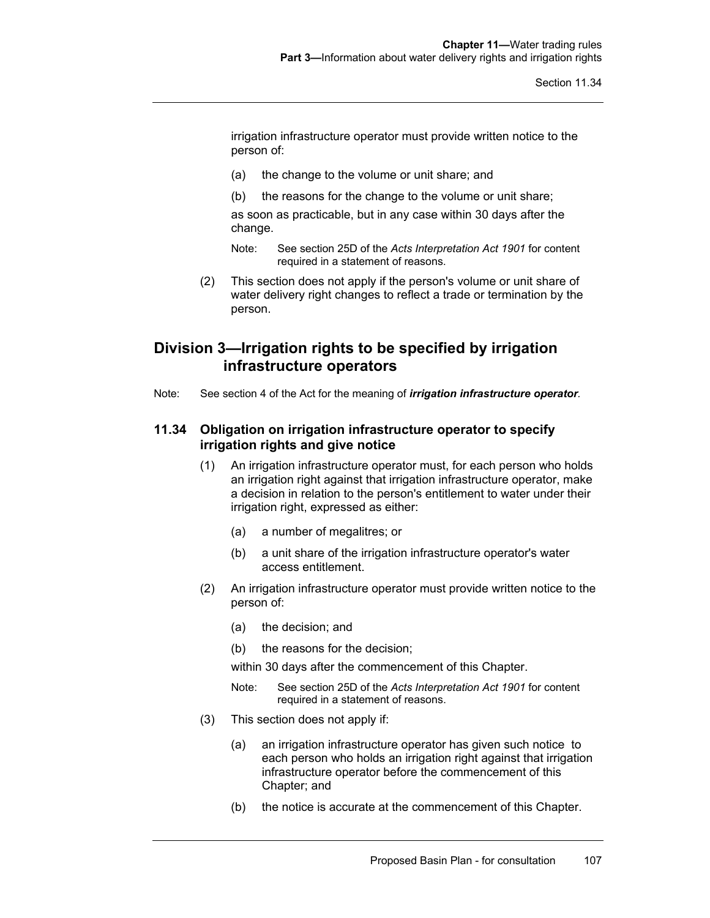irrigation infrastructure operator must provide written notice to the person of:

(a) the change to the volume or unit share; and

(b) the reasons for the change to the volume or unit share;

as soon as practicable, but in any case within 30 days after the change.

Note: See section 25D of the *Acts Interpretation Act 1901* for content required in a statement of reasons.

(2) This section does not apply if the person's volume or unit share of water delivery right changes to reflect a trade or termination by the person.

## Division 3—Irrigation rights to be specified by irrigation infrastructure operators

Note: See section 4 of the Act for the meaning of ***irrigation infrastructure operator***.

### 11.34 Obligation on irrigation infrastructure operator to specify irrigation rights and give notice

(1) An irrigation infrastructure operator must, for each person who holds an irrigation right against that irrigation infrastructure operator, make a decision in relation to the person's entitlement to water under their irrigation right, expressed as either:

(a) a number of megalitres; or

(b) a unit share of the irrigation infrastructure operator's water access entitlement.

(2) An irrigation infrastructure operator must provide written notice to the person of:

(a) the decision; and

(b) the reasons for the decision;

within 30 days after the commencement of this Chapter.

Note: See section 25D of the *Acts Interpretation Act 1901* for content required in a statement of reasons.

(3) This section does not apply if:

(a) an irrigation infrastructure operator has given such notice to each person who holds an irrigation right against that irrigation infrastructure operator before the commencement of this Chapter; and

(b) the notice is accurate at the commencement of this Chapter.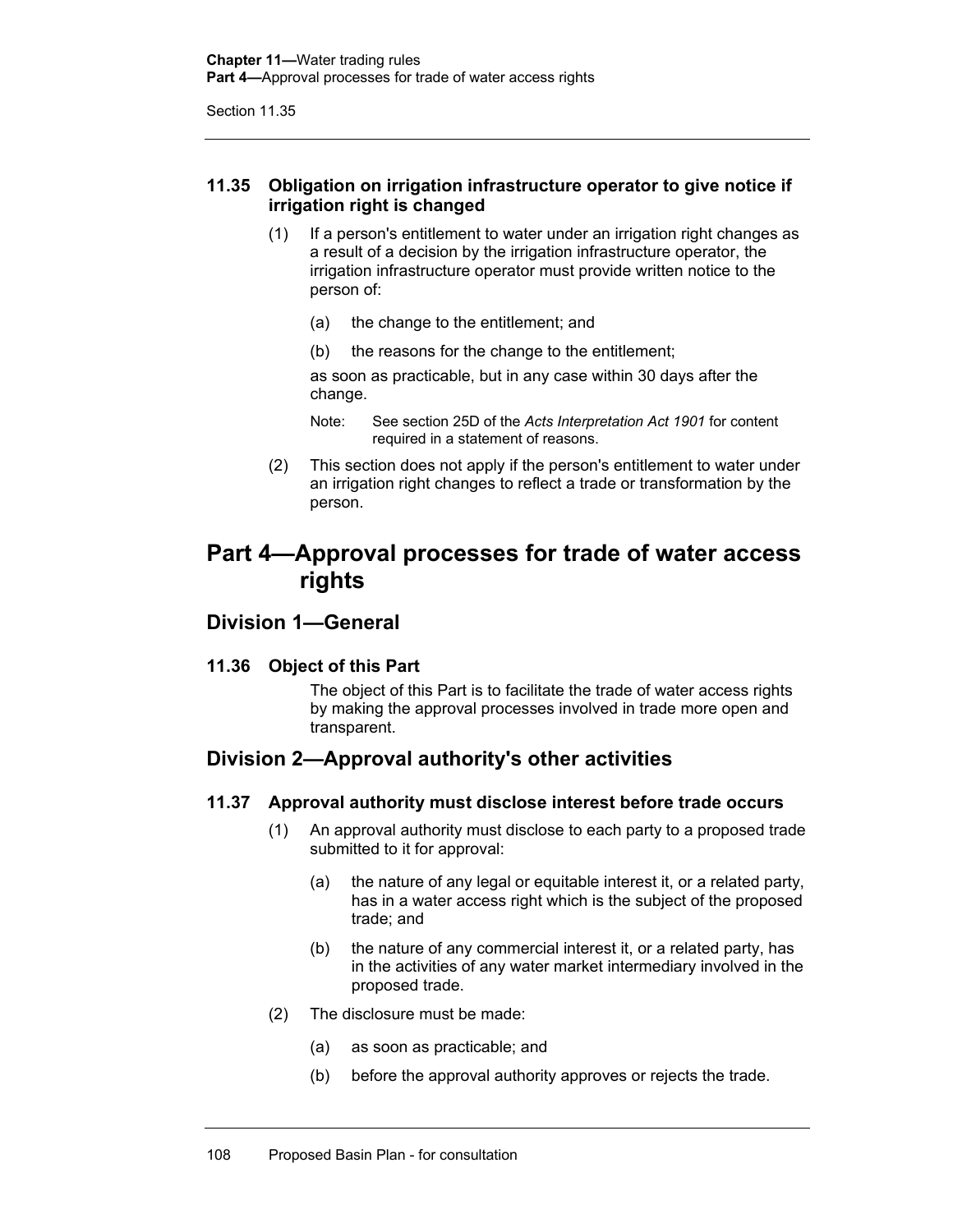### 11.35 Obligation on irrigation infrastructure operator to give notice if irrigation right is changed

(1) If a person's entitlement to water under an irrigation right changes as a result of a decision by the irrigation infrastructure operator, the irrigation infrastructure operator must provide written notice to the person of:

(a) the change to the entitlement; and

(b) the reasons for the change to the entitlement;

as soon as practicable, but in any case within 30 days after the change.

Note: See section 25D of the *Acts Interpretation Act 1901* for content required in a statement of reasons.

(2) This section does not apply if the person's entitlement to water under an irrigation right changes to reflect a trade or transformation by the person.

# Part 4—Approval processes for trade of water access rights

## Division 1—General

### 11.36 Object of this Part

The object of this Part is to facilitate the trade of water access rights by making the approval processes involved in trade more open and transparent.

## Division 2—Approval authority's other activities

### 11.37 Approval authority must disclose interest before trade occurs

(1) An approval authority must disclose to each party to a proposed trade submitted to it for approval:

(a) the nature of any legal or equitable interest it, or a related party, has in a water access right which is the subject of the proposed trade; and

(b) the nature of any commercial interest it, or a related party, has in the activities of any water market intermediary involved in the proposed trade.

(2) The disclosure must be made:

(a) as soon as practicable; and

(b) before the approval authority approves or rejects the trade.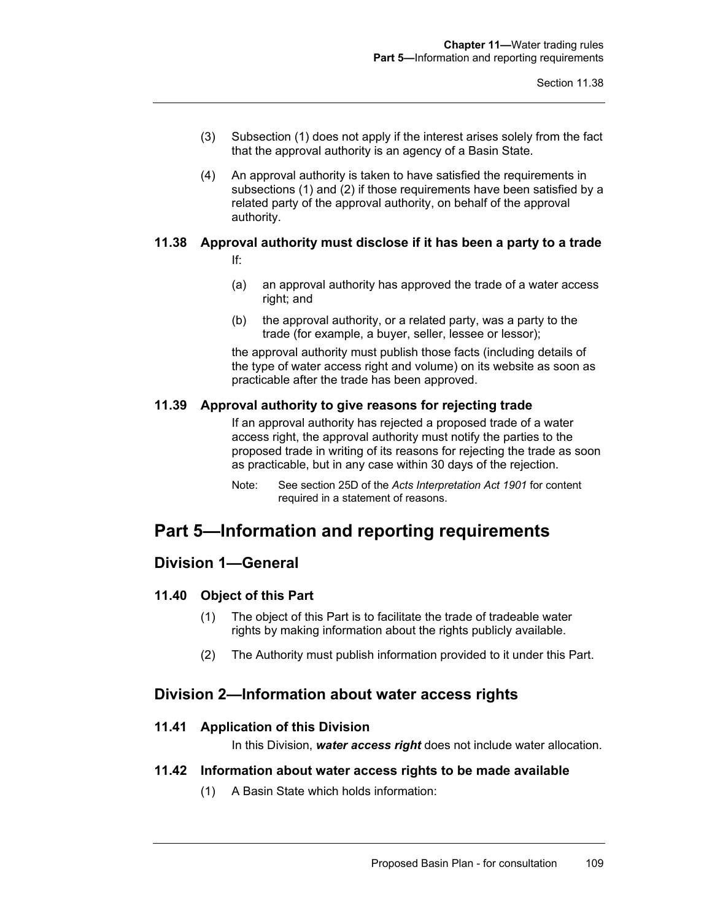(3) Subsection (1) does not apply if the interest arises solely from the fact that the approval authority is an agency of a Basin State.

(4) An approval authority is taken to have satisfied the requirements in subsections (1) and (2) if those requirements have been satisfied by a related party of the approval authority, on behalf of the approval authority.

### 11.38 Approval authority must disclose if it has been a party to a trade

If:

(a) an approval authority has approved the trade of a water access right; and

(b) the approval authority, or a related party, was a party to the trade (for example, a buyer, seller, lessee or lessor);

the approval authority must publish those facts (including details of the type of water access right and volume) on its website as soon as practicable after the trade has been approved.

### 11.39 Approval authority to give reasons for rejecting trade

If an approval authority has rejected a proposed trade of a water access right, the approval authority must notify the parties to the proposed trade in writing of its reasons for rejecting the trade as soon as practicable, but in any case within 30 days of the rejection.

Note: See section 25D of the *Acts Interpretation Act 1901* for content required in a statement of reasons.

# Part 5—Information and reporting requirements

## Division 1—General

### 11.40 Object of this Part

(1) The object of this Part is to facilitate the trade of tradeable water rights by making information about the rights publicly available.

(2) The Authority must publish information provided to it under this Part.

## Division 2—Information about water access rights

### 11.41 Application of this Division

In this Division, ***water access right*** does not include water allocation.

### 11.42 Information about water access rights to be made available

(1) A Basin State which holds information: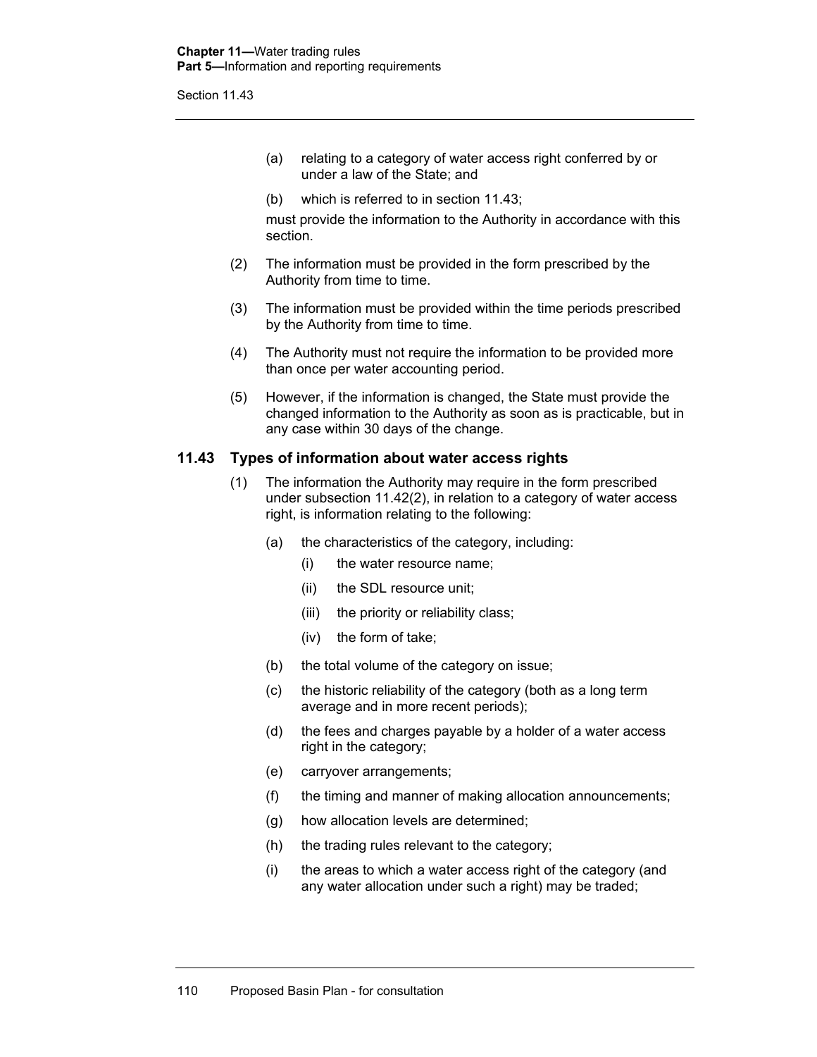(a) relating to a category of water access right conferred by or under a law of the State; and

(b) which is referred to in section 11.43;

must provide the information to the Authority in accordance with this section.

(2) The information must be provided in the form prescribed by the Authority from time to time.

(3) The information must be provided within the time periods prescribed by the Authority from time to time.

(4) The Authority must not require the information to be provided more than once per water accounting period.

(5) However, if the information is changed, the State must provide the changed information to the Authority as soon as is practicable, but in any case within 30 days of the change.

### 11.43 Types of information about water access rights

(1) The information the Authority may require in the form prescribed under subsection 11.42(2), in relation to a category of water access right, is information relating to the following:

(a) the characteristics of the category, including:

(i) the water resource name;

(ii) the SDL resource unit;

(iii) the priority or reliability class;

(iv) the form of take;

(b) the total volume of the category on issue;

(c) the historic reliability of the category (both as a long term average and in more recent periods);

(d) the fees and charges payable by a holder of a water access right in the category;

(e) carryover arrangements;

(f) the timing and manner of making allocation announcements;

(g) how allocation levels are determined;

(h) the trading rules relevant to the category;

(i) the areas to which a water access right of the category (and any water allocation under such a right) may be traded;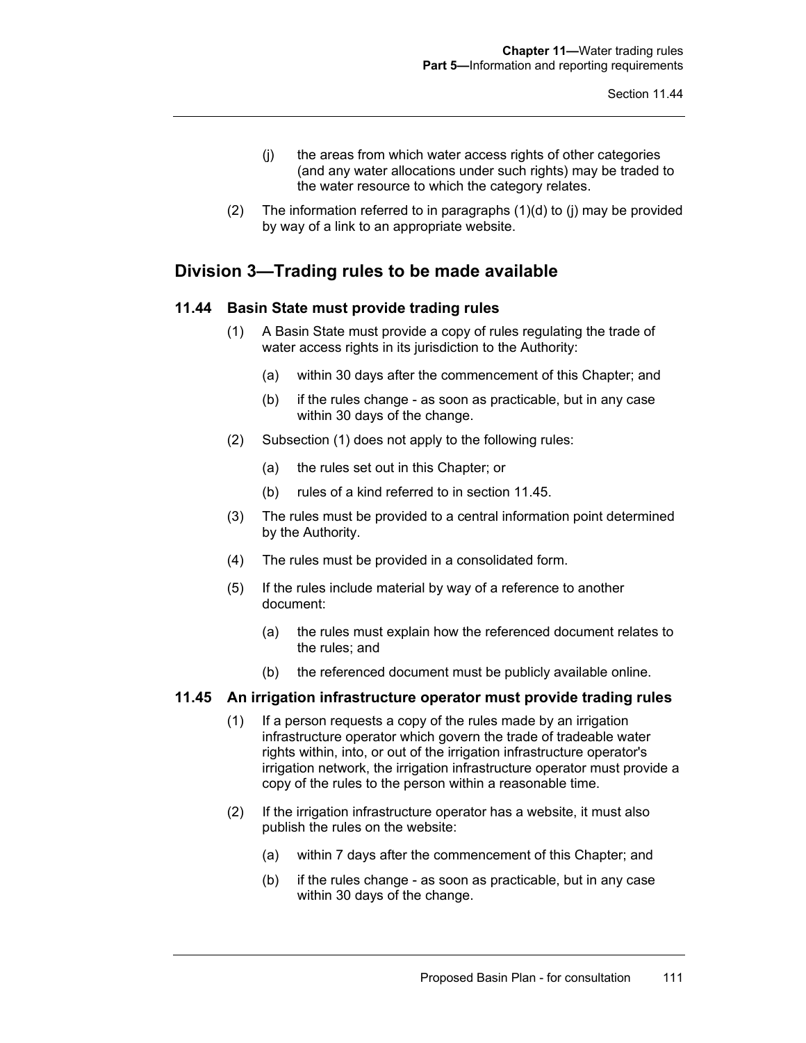(j) the areas from which water access rights of other categories (and any water allocations under such rights) may be traded to the water resource to which the category relates.

(2) The information referred to in paragraphs (1)(d) to (j) may be provided by way of a link to an appropriate website.

## Division 3—Trading rules to be made available

### 11.44 Basin State must provide trading rules

(1) A Basin State must provide a copy of rules regulating the trade of water access rights in its jurisdiction to the Authority:

(a) within 30 days after the commencement of this Chapter; and

(b) if the rules change - as soon as practicable, but in any case within 30 days of the change.

(2) Subsection (1) does not apply to the following rules:

(a) the rules set out in this Chapter; or

(b) rules of a kind referred to in section 11.45.

(3) The rules must be provided to a central information point determined by the Authority.

(4) The rules must be provided in a consolidated form.

(5) If the rules include material by way of a reference to another document:

(a) the rules must explain how the referenced document relates to the rules; and

(b) the referenced document must be publicly available online.

### 11.45 An irrigation infrastructure operator must provide trading rules

(1) If a person requests a copy of the rules made by an irrigation infrastructure operator which govern the trade of tradeable water rights within, into, or out of the irrigation infrastructure operator's irrigation network, the irrigation infrastructure operator must provide a copy of the rules to the person within a reasonable time.

(2) If the irrigation infrastructure operator has a website, it must also publish the rules on the website:

(a) within 7 days after the commencement of this Chapter; and

(b) if the rules change - as soon as practicable, but in any case within 30 days of the change.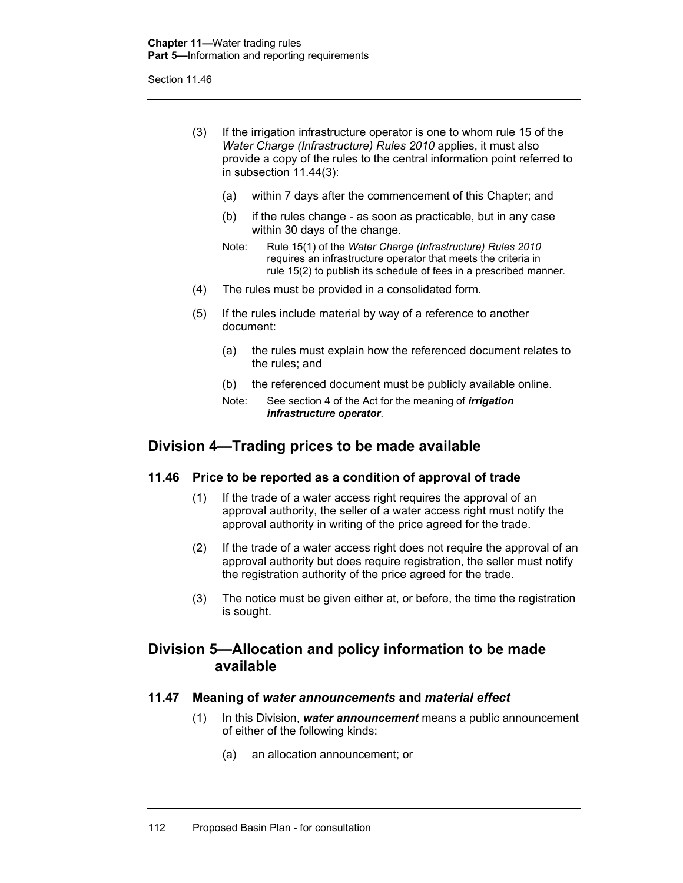(3) If the irrigation infrastructure operator is one to whom rule 15 of the *Water Charge (Infrastructure) Rules 2010* applies, it must also provide a copy of the rules to the central information point referred to in subsection 11.44(3):

(a) within 7 days after the commencement of this Chapter; and

(b) if the rules change - as soon as practicable, but in any case within 30 days of the change.

Note: Rule 15(1) of the *Water Charge (Infrastructure) Rules 2010* requires an infrastructure operator that meets the criteria in rule 15(2) to publish its schedule of fees in a prescribed manner.

(4) The rules must be provided in a consolidated form.

(5) If the rules include material by way of a reference to another document:

(a) the rules must explain how the referenced document relates to the rules; and

(b) the referenced document must be publicly available online.

Note: See section 4 of the Act for the meaning of ***irrigation infrastructure operator***.

## Division 4—Trading prices to be made available

### 11.46 Price to be reported as a condition of approval of trade

(1) If the trade of a water access right requires the approval of an approval authority, the seller of a water access right must notify the approval authority in writing of the price agreed for the trade.

(2) If the trade of a water access right does not require the approval of an approval authority but does require registration, the seller must notify the registration authority of the price agreed for the trade.

(3) The notice must be given either at, or before, the time the registration is sought.

## Division 5—Allocation and policy information to be made available

### 11.47 Meaning of *water announcements* and *material effect*

(1) In this Division, ***water announcement*** means a public announcement of either of the following kinds:

(a) an allocation announcement; or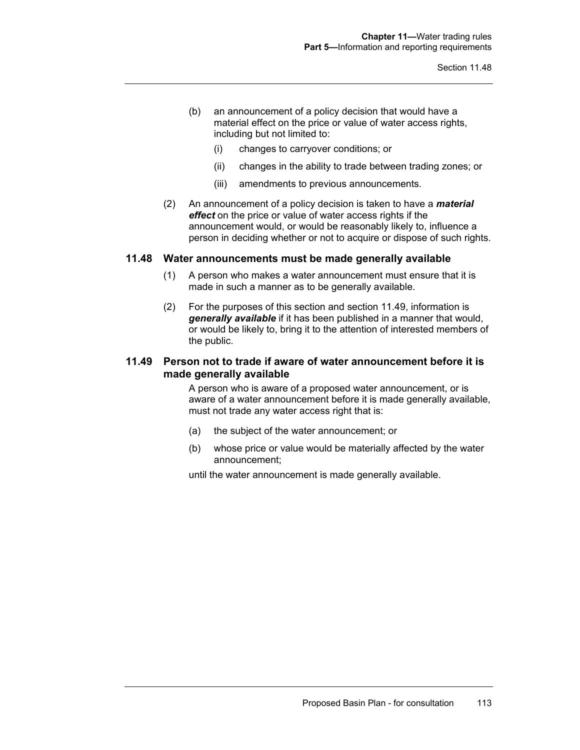(b) an announcement of a policy decision that would have a material effect on the price or value of water access rights, including but not limited to:

   (i) changes to carryover conditions; or

   (ii) changes in the ability to trade between trading zones; or

   (iii) amendments to previous announcements.

(2) An announcement of a policy decision is taken to have a ***material effect*** on the price or value of water access rights if the announcement would, or would be reasonably likely to, influence a person in deciding whether or not to acquire or dispose of such rights.

### 11.48 Water announcements must be made generally available

(1) A person who makes a water announcement must ensure that it is made in such a manner as to be generally available.

(2) For the purposes of this section and section 11.49, information is ***generally available*** if it has been published in a manner that would, or would be likely to, bring it to the attention of interested members of the public.

### 11.49 Person not to trade if aware of water announcement before it is made generally available

A person who is aware of a proposed water announcement, or is aware of a water announcement before it is made generally available, must not trade any water access right that is:

(a) the subject of the water announcement; or

(b) whose price or value would be materially affected by the water announcement;

until the water announcement is made generally available.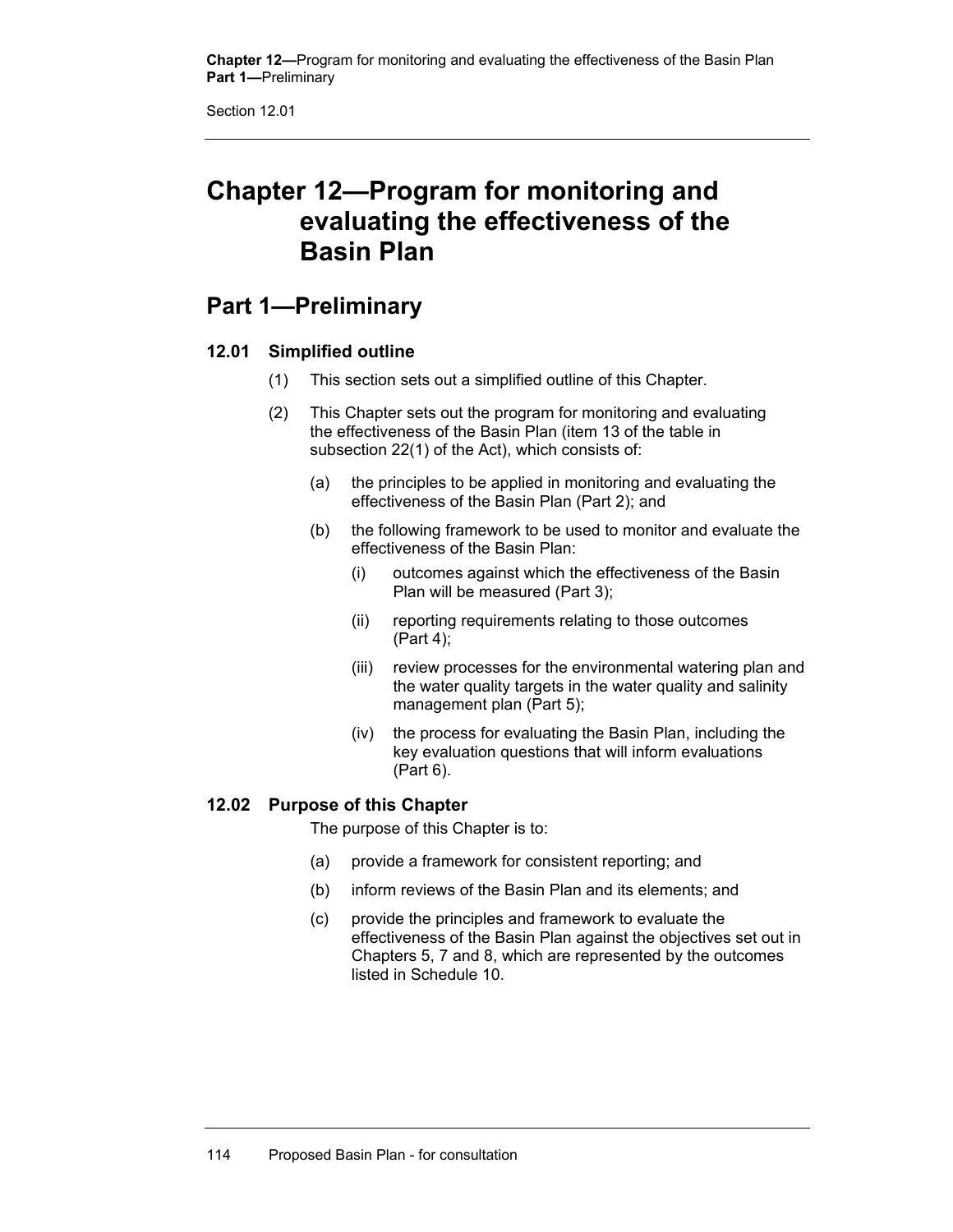# Chapter 12—Program for monitoring and evaluating the effectiveness of the Basin Plan

## Part 1—Preliminary

### 12.01 Simplified outline

(1) This section sets out a simplified outline of this Chapter.

(2) This Chapter sets out the program for monitoring and evaluating the effectiveness of the Basin Plan (item 13 of the table in subsection 22(1) of the Act), which consists of:

- (a) the principles to be applied in monitoring and evaluating the effectiveness of the Basin Plan (Part 2); and
- (b) the following framework to be used to monitor and evaluate the effectiveness of the Basin Plan:
  - (i) outcomes against which the effectiveness of the Basin Plan will be measured (Part 3);
  - (ii) reporting requirements relating to those outcomes (Part 4);
  - (iii) review processes for the environmental watering plan and the water quality targets in the water quality and salinity management plan (Part 5);
  - (iv) the process for evaluating the Basin Plan, including the key evaluation questions that will inform evaluations (Part 6).

### 12.02 Purpose of this Chapter

The purpose of this Chapter is to:

- (a) provide a framework for consistent reporting; and
- (b) inform reviews of the Basin Plan and its elements; and
- (c) provide the principles and framework to evaluate the effectiveness of the Basin Plan against the objectives set out in Chapters 5, 7 and 8, which are represented by the outcomes listed in Schedule 10.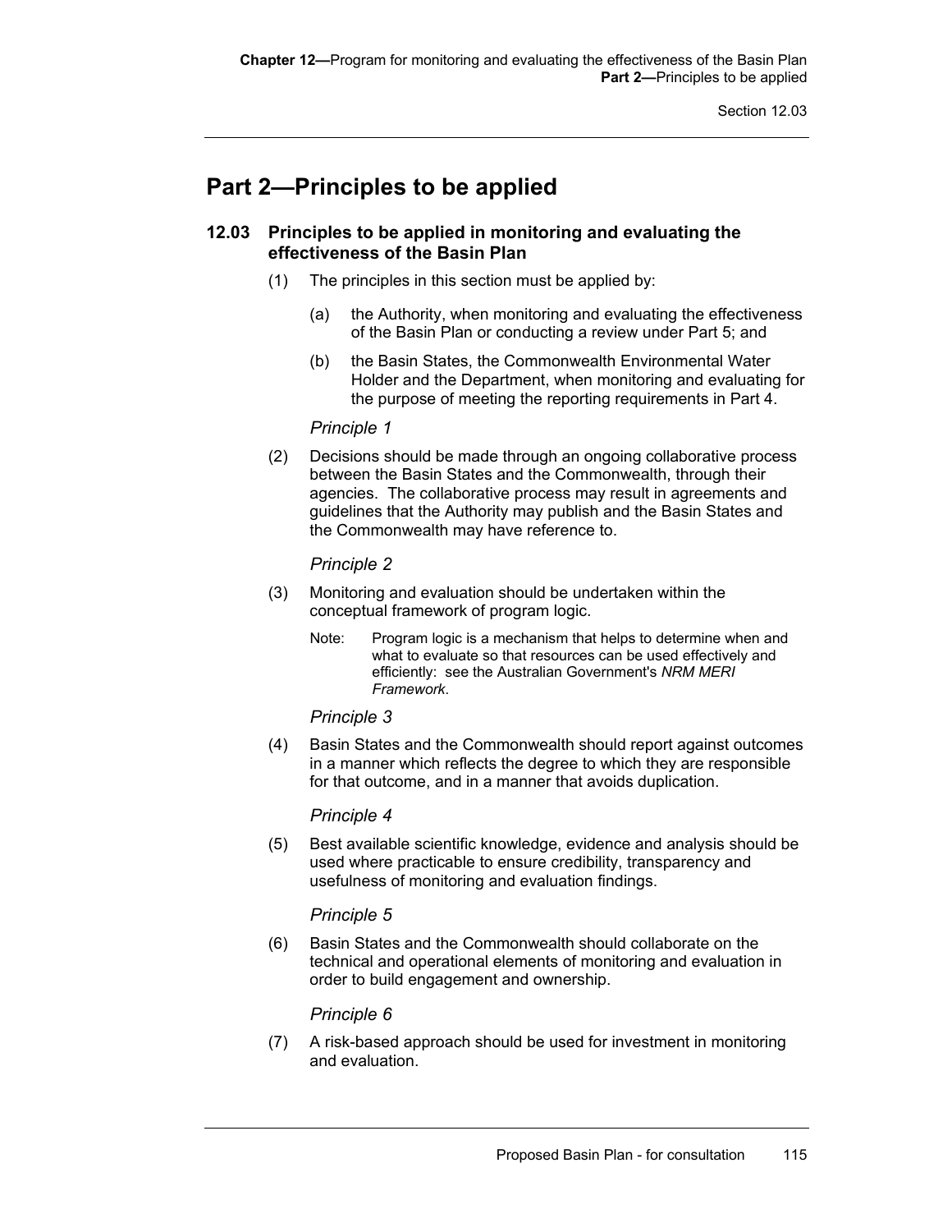# Part 2—Principles to be applied

## 12.03 Principles to be applied in monitoring and evaluating the effectiveness of the Basin Plan

(1) The principles in this section must be applied by:

(a) the Authority, when monitoring and evaluating the effectiveness of the Basin Plan or conducting a review under Part 5; and

(b) the Basin States, the Commonwealth Environmental Water Holder and the Department, when monitoring and evaluating for the purpose of meeting the reporting requirements in Part 4.

*Principle 1*

(2) Decisions should be made through an ongoing collaborative process between the Basin States and the Commonwealth, through their agencies. The collaborative process may result in agreements and guidelines that the Authority may publish and the Basin States and the Commonwealth may have reference to.

*Principle 2*

(3) Monitoring and evaluation should be undertaken within the conceptual framework of program logic.

Note: Program logic is a mechanism that helps to determine when and what to evaluate so that resources can be used effectively and efficiently: see the Australian Government's *NRM MERI Framework*.

*Principle 3*

(4) Basin States and the Commonwealth should report against outcomes in a manner which reflects the degree to which they are responsible for that outcome, and in a manner that avoids duplication.

*Principle 4*

(5) Best available scientific knowledge, evidence and analysis should be used where practicable to ensure credibility, transparency and usefulness of monitoring and evaluation findings.

*Principle 5*

(6) Basin States and the Commonwealth should collaborate on the technical and operational elements of monitoring and evaluation in order to build engagement and ownership.

*Principle 6*

(7) A risk-based approach should be used for investment in monitoring and evaluation.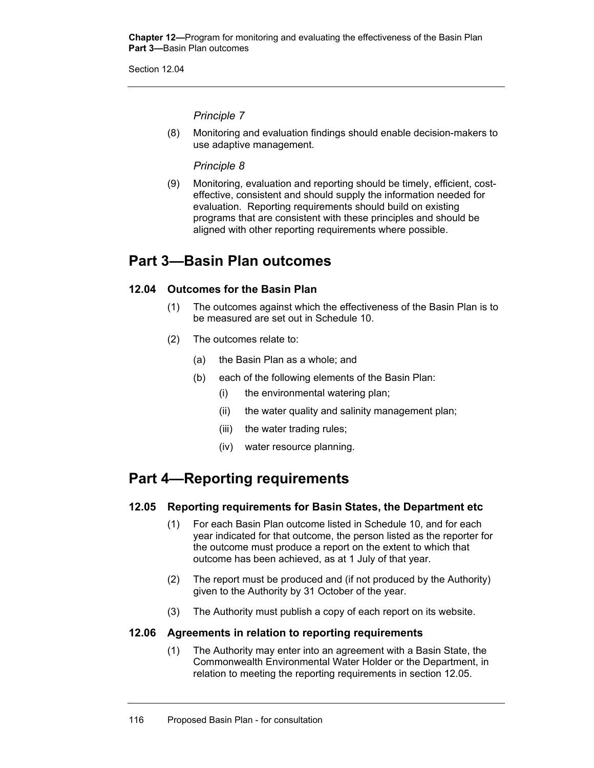*Principle 7*

(8) Monitoring and evaluation findings should enable decision-makers to use adaptive management.

*Principle 8*

(9) Monitoring, evaluation and reporting should be timely, efficient, cost-effective, consistent and should supply the information needed for evaluation. Reporting requirements should build on existing programs that are consistent with these principles and should be aligned with other reporting requirements where possible.

# Part 3—Basin Plan outcomes

### 12.04 Outcomes for the Basin Plan

(1) The outcomes against which the effectiveness of the Basin Plan is to be measured are set out in Schedule 10.

(2) The outcomes relate to:

- (a) the Basin Plan as a whole; and
- (b) each of the following elements of the Basin Plan:
  - (i) the environmental watering plan;
  - (ii) the water quality and salinity management plan;
  - (iii) the water trading rules;
  - (iv) water resource planning.

# Part 4—Reporting requirements

### 12.05 Reporting requirements for Basin States, the Department etc

(1) For each Basin Plan outcome listed in Schedule 10, and for each year indicated for that outcome, the person listed as the reporter for the outcome must produce a report on the extent to which that outcome has been achieved, as at 1 July of that year.

(2) The report must be produced and (if not produced by the Authority) given to the Authority by 31 October of the year.

(3) The Authority must publish a copy of each report on its website.

### 12.06 Agreements in relation to reporting requirements

(1) The Authority may enter into an agreement with a Basin State, the Commonwealth Environmental Water Holder or the Department, in relation to meeting the reporting requirements in section 12.05.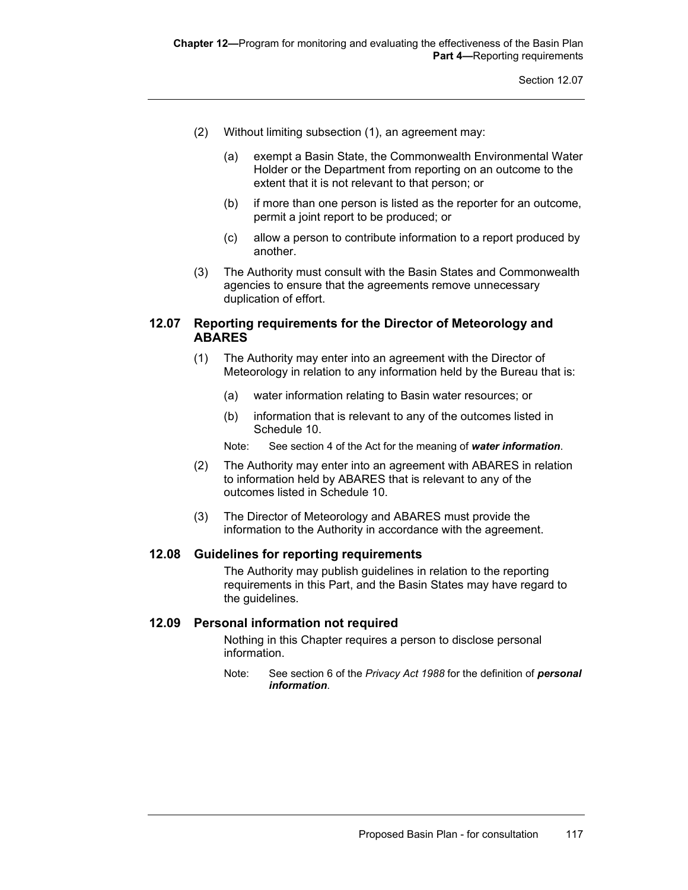(2) Without limiting subsection (1), an agreement may:

(a) exempt a Basin State, the Commonwealth Environmental Water Holder or the Department from reporting on an outcome to the extent that it is not relevant to that person; or

(b) if more than one person is listed as the reporter for an outcome, permit a joint report to be produced; or

(c) allow a person to contribute information to a report produced by another.

(3) The Authority must consult with the Basin States and Commonwealth agencies to ensure that the agreements remove unnecessary duplication of effort.

## 12.07 Reporting requirements for the Director of Meteorology and ABARES

(1) The Authority may enter into an agreement with the Director of Meteorology in relation to any information held by the Bureau that is:

(a) water information relating to Basin water resources; or

(b) information that is relevant to any of the outcomes listed in Schedule 10.

Note: See section 4 of the Act for the meaning of ***water information***.

(2) The Authority may enter into an agreement with ABARES in relation to information held by ABARES that is relevant to any of the outcomes listed in Schedule 10.

(3) The Director of Meteorology and ABARES must provide the information to the Authority in accordance with the agreement.

## 12.08 Guidelines for reporting requirements

The Authority may publish guidelines in relation to the reporting requirements in this Part, and the Basin States may have regard to the guidelines.

## 12.09 Personal information not required

Nothing in this Chapter requires a person to disclose personal information.

Note: See section 6 of the *Privacy Act 1988* for the definition of ***personal information***.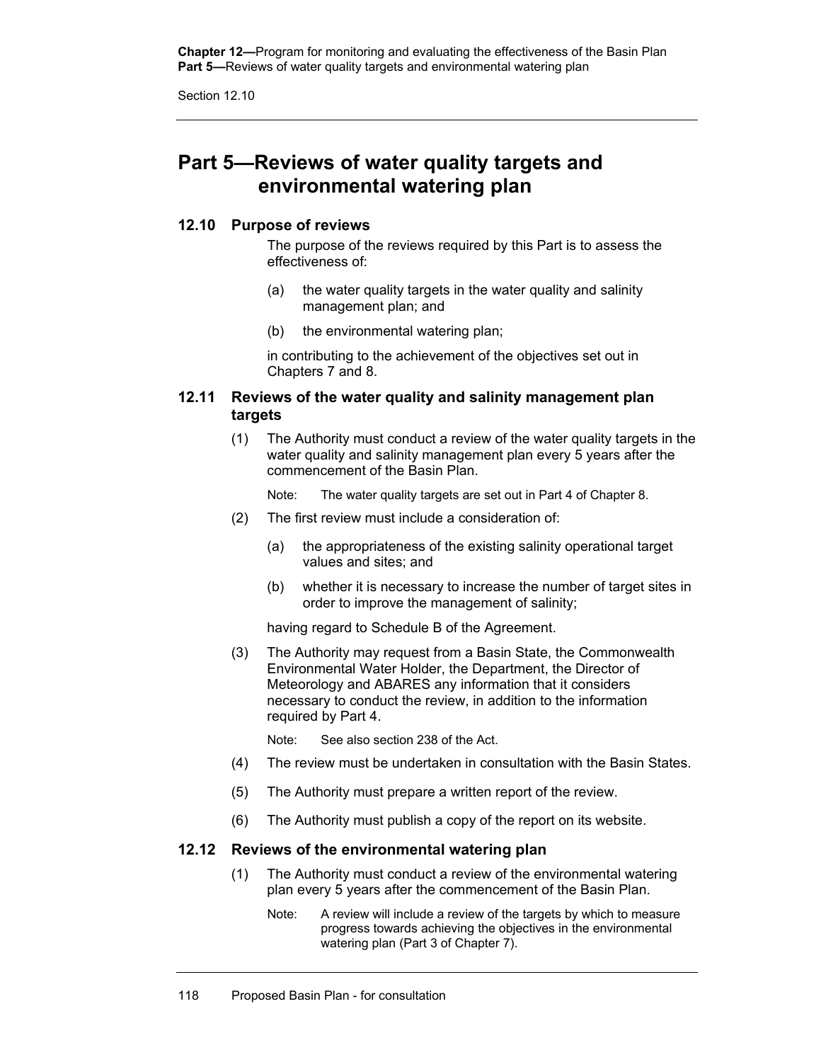# Part 5—Reviews of water quality targets and environmental watering plan

### 12.10 Purpose of reviews

The purpose of the reviews required by this Part is to assess the effectiveness of:

(a) the water quality targets in the water quality and salinity management plan; and

(b) the environmental watering plan;

in contributing to the achievement of the objectives set out in Chapters 7 and 8.

### 12.11 Reviews of the water quality and salinity management plan targets

(1) The Authority must conduct a review of the water quality targets in the water quality and salinity management plan every 5 years after the commencement of the Basin Plan.

Note: The water quality targets are set out in Part 4 of Chapter 8.

(2) The first review must include a consideration of:

(a) the appropriateness of the existing salinity operational target values and sites; and

(b) whether it is necessary to increase the number of target sites in order to improve the management of salinity;

having regard to Schedule B of the Agreement.

(3) The Authority may request from a Basin State, the Commonwealth Environmental Water Holder, the Department, the Director of Meteorology and ABARES any information that it considers necessary to conduct the review, in addition to the information required by Part 4.

Note: See also section 238 of the Act.

(4) The review must be undertaken in consultation with the Basin States.

(5) The Authority must prepare a written report of the review.

(6) The Authority must publish a copy of the report on its website.

### 12.12 Reviews of the environmental watering plan

(1) The Authority must conduct a review of the environmental watering plan every 5 years after the commencement of the Basin Plan.

Note: A review will include a review of the targets by which to measure progress towards achieving the objectives in the environmental watering plan (Part 3 of Chapter 7).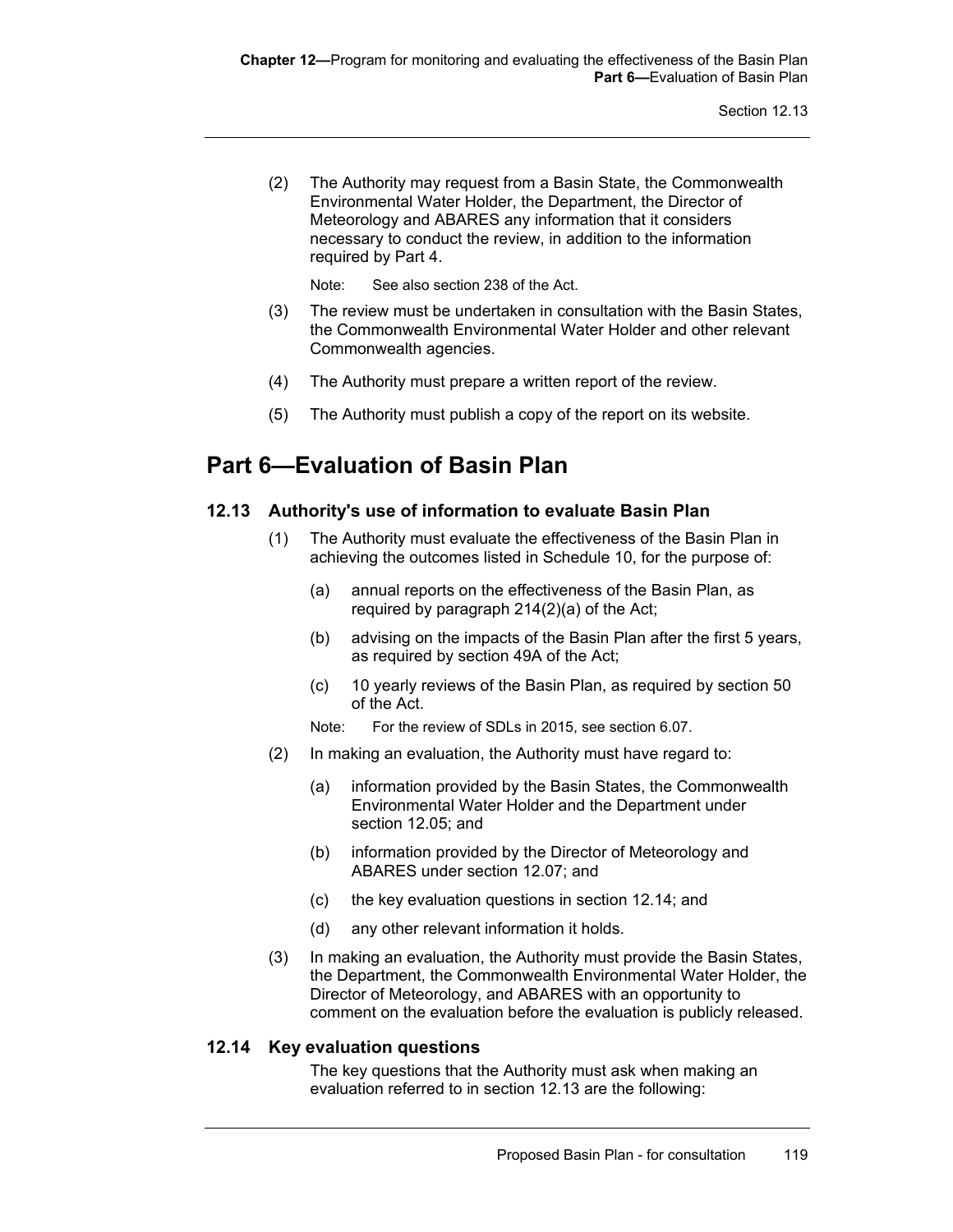(2) The Authority may request from a Basin State, the Commonwealth Environmental Water Holder, the Department, the Director of Meteorology and ABARES any information that it considers necessary to conduct the review, in addition to the information required by Part 4.

Note: See also section 238 of the Act.

(3) The review must be undertaken in consultation with the Basin States, the Commonwealth Environmental Water Holder and other relevant Commonwealth agencies.

(4) The Authority must prepare a written report of the review.

(5) The Authority must publish a copy of the report on its website.

# Part 6—Evaluation of Basin Plan

## 12.13 Authority's use of information to evaluate Basin Plan

(1) The Authority must evaluate the effectiveness of the Basin Plan in achieving the outcomes listed in Schedule 10, for the purpose of:

(a) annual reports on the effectiveness of the Basin Plan, as required by paragraph 214(2)(a) of the Act;

(b) advising on the impacts of the Basin Plan after the first 5 years, as required by section 49A of the Act;

(c) 10 yearly reviews of the Basin Plan, as required by section 50 of the Act.

Note: For the review of SDLs in 2015, see section 6.07.

(2) In making an evaluation, the Authority must have regard to:

(a) information provided by the Basin States, the Commonwealth Environmental Water Holder and the Department under section 12.05; and

(b) information provided by the Director of Meteorology and ABARES under section 12.07; and

(c) the key evaluation questions in section 12.14; and

(d) any other relevant information it holds.

(3) In making an evaluation, the Authority must provide the Basin States, the Department, the Commonwealth Environmental Water Holder, the Director of Meteorology, and ABARES with an opportunity to comment on the evaluation before the evaluation is publicly released.

## 12.14 Key evaluation questions

The key questions that the Authority must ask when making an evaluation referred to in section 12.13 are the following: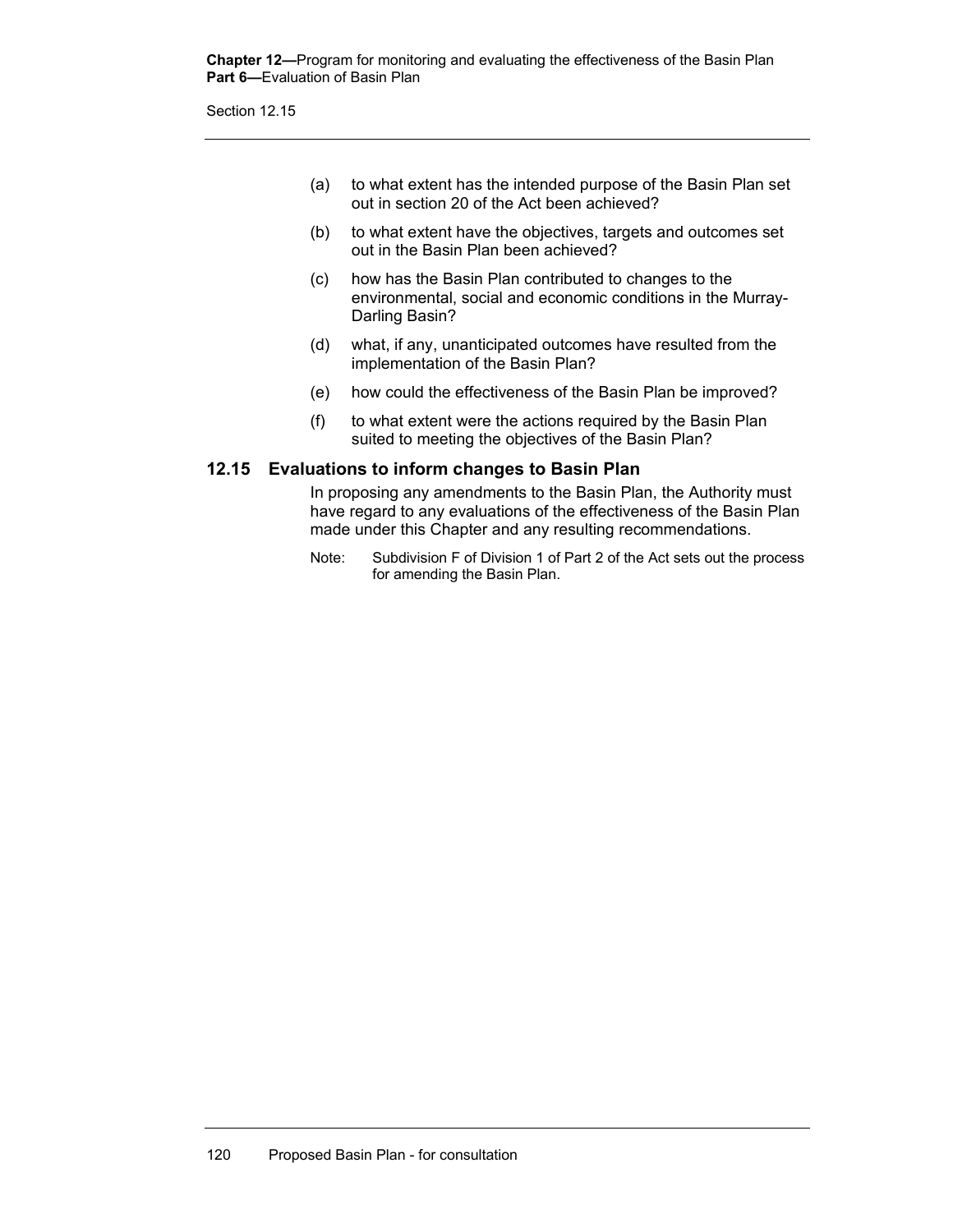(a) to what extent has the intended purpose of the Basin Plan set out in section 20 of the Act been achieved?

(b) to what extent have the objectives, targets and outcomes set out in the Basin Plan been achieved?

(c) how has the Basin Plan contributed to changes to the environmental, social and economic conditions in the Murray-Darling Basin?

(d) what, if any, unanticipated outcomes have resulted from the implementation of the Basin Plan?

(e) how could the effectiveness of the Basin Plan be improved?

(f) to what extent were the actions required by the Basin Plan suited to meeting the objectives of the Basin Plan?

### 12.15 Evaluations to inform changes to Basin Plan

In proposing any amendments to the Basin Plan, the Authority must have regard to any evaluations of the effectiveness of the Basin Plan made under this Chapter and any resulting recommendations.

Note: Subdivision F of Division 1 of Part 2 of the Act sets out the process for amending the Basin Plan.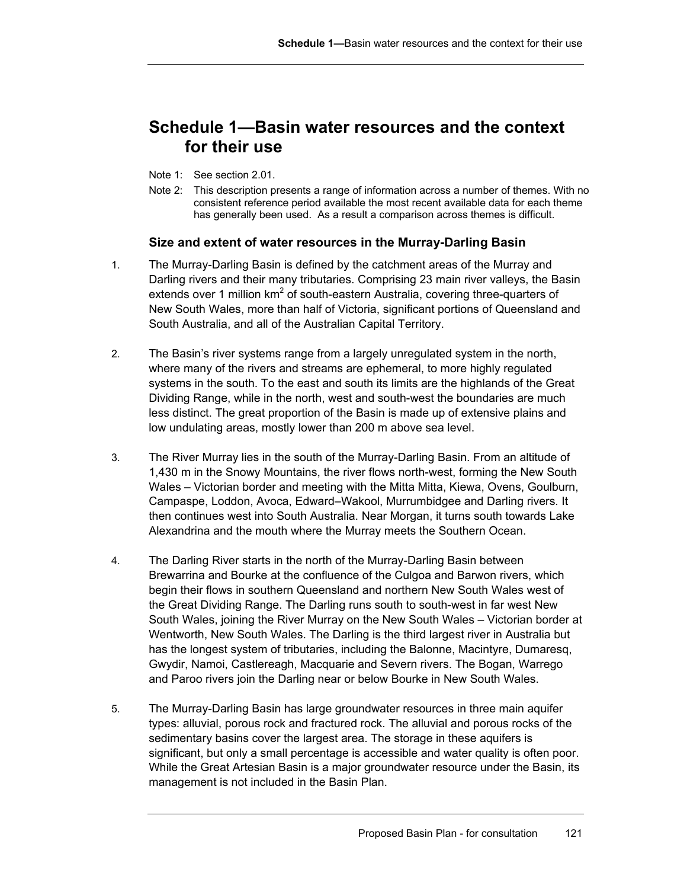# Schedule 1—Basin water resources and the context for their use

Note 1: See section 2.01.

Note 2: This description presents a range of information across a number of themes. With no consistent reference period available the most recent available data for each theme has generally been used. As a result a comparison across themes is difficult.

### Size and extent of water resources in the Murray-Darling Basin

1. The Murray-Darling Basin is defined by the catchment areas of the Murray and Darling rivers and their many tributaries. Comprising 23 main river valleys, the Basin extends over 1 million $km^2$ of south-eastern Australia, covering three-quarters of New South Wales, more than half of Victoria, significant portions of Queensland and South Australia, and all of the Australian Capital Territory.

2. The Basin's river systems range from a largely unregulated system in the north, where many of the rivers and streams are ephemeral, to more highly regulated systems in the south. To the east and south its limits are the highlands of the Great Dividing Range, while in the north, west and south-west the boundaries are much less distinct. The great proportion of the Basin is made up of extensive plains and low undulating areas, mostly lower than 200 m above sea level.

3. The River Murray lies in the south of the Murray-Darling Basin. From an altitude of 1,430 m in the Snowy Mountains, the river flows north-west, forming the New South Wales – Victorian border and meeting with the Mitta Mitta, Kiewa, Ovens, Goulburn, Campaspe, Loddon, Avoca, Edward–Wakool, Murrumbidgee and Darling rivers. It then continues west into South Australia. Near Morgan, it turns south towards Lake Alexandrina and the mouth where the Murray meets the Southern Ocean.

4. The Darling River starts in the north of the Murray-Darling Basin between Brewarrina and Bourke at the confluence of the Culgoa and Barwon rivers, which begin their flows in southern Queensland and northern New South Wales west of the Great Dividing Range. The Darling runs south to south-west in far west New South Wales, joining the River Murray on the New South Wales – Victorian border at Wentworth, New South Wales. The Darling is the third largest river in Australia but has the longest system of tributaries, including the Balonne, Macintyre, Dumaresq, Gwydir, Namoi, Castlereagh, Macquarie and Severn rivers. The Bogan, Warrego and Paroo rivers join the Darling near or below Bourke in New South Wales.

5. The Murray-Darling Basin has large groundwater resources in three main aquifer types: alluvial, porous rock and fractured rock. The alluvial and porous rocks of the sedimentary basins cover the largest area. The storage in these aquifers is significant, but only a small percentage is accessible and water quality is often poor. While the Great Artesian Basin is a major groundwater resource under the Basin, its management is not included in the Basin Plan.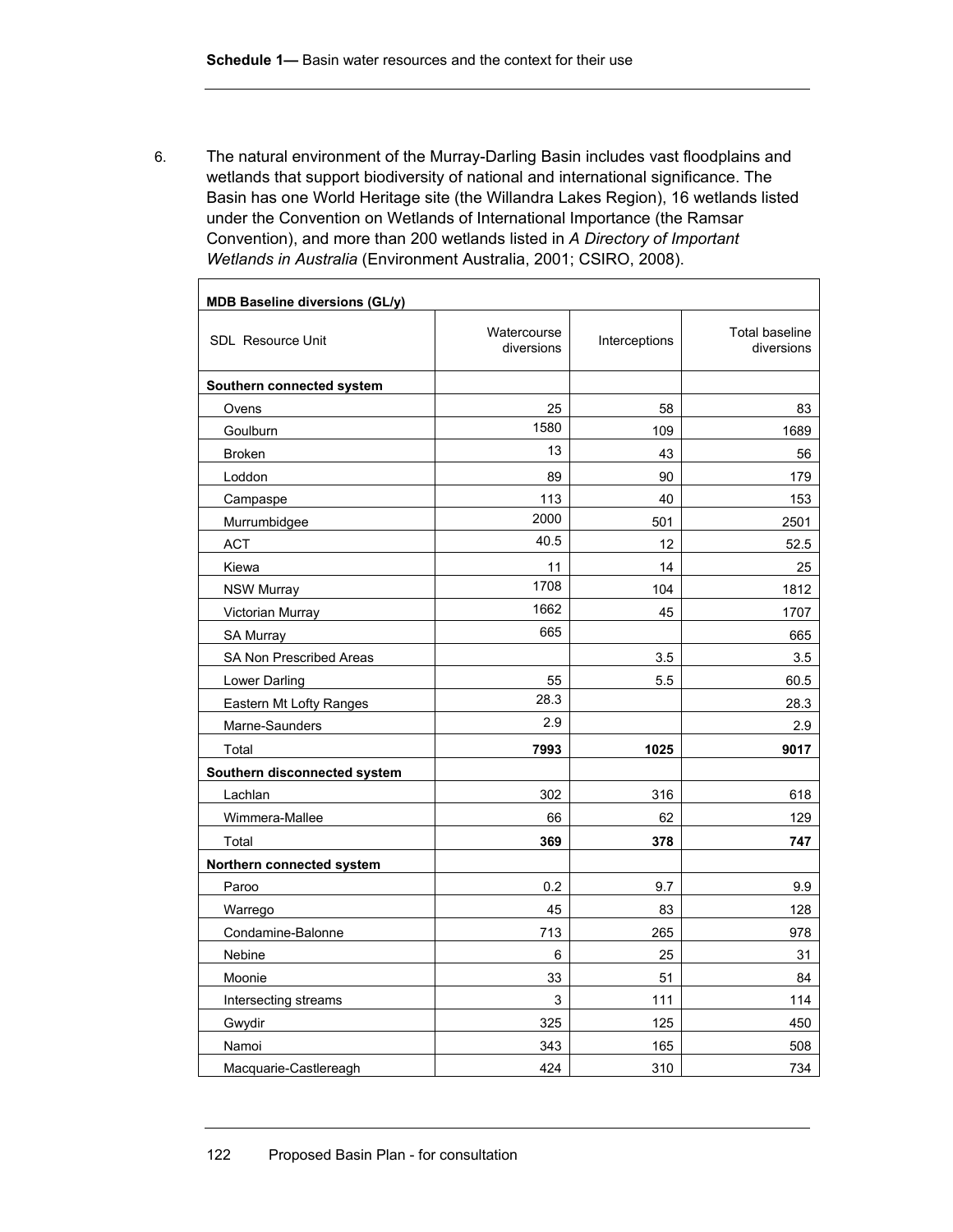6. The natural environment of the Murray-Darling Basin includes vast floodplains and wetlands that support biodiversity of national and international significance. The Basin has one World Heritage site (the Willandra Lakes Region), 16 wetlands listed under the Convention on Wetlands of International Importance (the Ramsar Convention), and more than 200 wetlands listed in *A Directory of Important Wetlands in Australia* (Environment Australia, 2001; CSIRO, 2008).

| **MDB Baseline diversions (GL/y)** | | | |
|---|---|---|---|
| SDL Resource Unit | Watercourse diversions | Interceptions | Total baseline diversions |
| **Southern connected system** | | | |
| Ovens | 25 | 58 | 83 |
| Goulburn | 1580 | 109 | 1689 |
| Broken | 13 | 43 | 56 |
| Loddon | 89 | 90 | 179 |
| Campaspe | 113 | 40 | 153 |
| Murrumbidgee | 2000 | 501 | 2501 |
| ACT | 40.5 | 12 | 52.5 |
| Kiewa | 11 | 14 | 25 |
| NSW Murray | 1708 | 104 | 1812 |
| Victorian Murray | 1662 | 45 | 1707 |
| SA Murray | 665 | | 665 |
| SA Non Prescribed Areas | | 3.5 | 3.5 |
| Lower Darling | 55 | 5.5 | 60.5 |
| Eastern Mt Lofty Ranges | 28.3 | | 28.3 |
| Marne-Saunders | 2.9 | | 2.9 |
| Total | **7993** | **1025** | **9017** |
| **Southern disconnected system** | | | |
| Lachlan | 302 | 316 | 618 |
| Wimmera-Mallee | 66 | 62 | 129 |
| Total | **369** | **378** | **747** |
| **Northern connected system** | | | |
| Paroo | 0.2 | 9.7 | 9.9 |
| Warrego | 45 | 83 | 128 |
| Condamine-Balonne | 713 | 265 | 978 |
| Nebine | 6 | 25 | 31 |
| Moonie | 33 | 51 | 84 |
| Intersecting streams | 3 | 111 | 114 |
| Gwydir | 325 | 125 | 450 |
| Namoi | 343 | 165 | 508 |
| Macquarie-Castlereagh | 424 | 310 | 734 |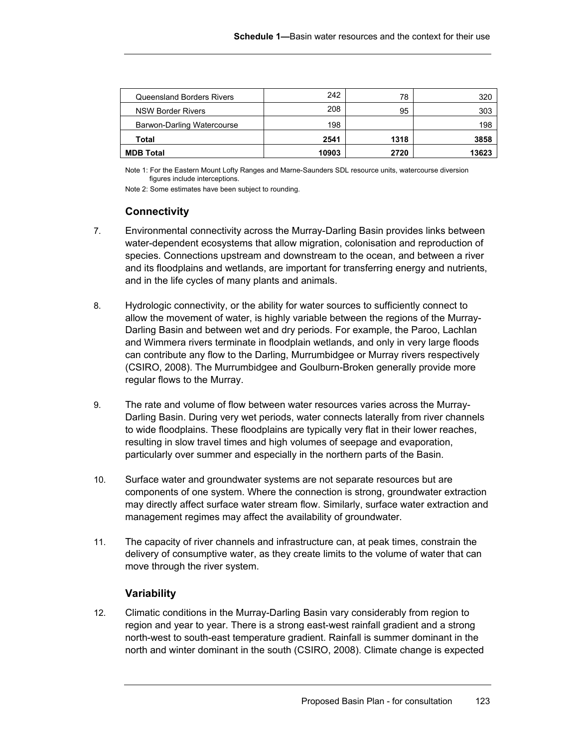| | | | |
|---|---|---|---|
| Queensland Borders Rivers | 242 | 78 | 320 |
| NSW Border Rivers | 208 | 95 | 303 |
| Barwon-Darling Watercourse | 198 | | 198 |
| **Total** | **2541** | **1318** | **3858** |
| **MDB Total** | **10903** | **2720** | **13623** |

Note 1: For the Eastern Mount Lofty Ranges and Marne-Saunders SDL resource units, watercourse diversion figures include interceptions.

Note 2: Some estimates have been subject to rounding.

### Connectivity

7. Environmental connectivity across the Murray-Darling Basin provides links between water-dependent ecosystems that allow migration, colonisation and reproduction of species. Connections upstream and downstream to the ocean, and between a river and its floodplains and wetlands, are important for transferring energy and nutrients, and in the life cycles of many plants and animals.

8. Hydrologic connectivity, or the ability for water sources to sufficiently connect to allow the movement of water, is highly variable between the regions of the Murray-Darling Basin and between wet and dry periods. For example, the Paroo, Lachlan and Wimmera rivers terminate in floodplain wetlands, and only in very large floods can contribute any flow to the Darling, Murrumbidgee or Murray rivers respectively (CSIRO, 2008). The Murrumbidgee and Goulburn-Broken generally provide more regular flows to the Murray.

9. The rate and volume of flow between water resources varies across the Murray-Darling Basin. During very wet periods, water connects laterally from river channels to wide floodplains. These floodplains are typically very flat in their lower reaches, resulting in slow travel times and high volumes of seepage and evaporation, particularly over summer and especially in the northern parts of the Basin.

10. Surface water and groundwater systems are not separate resources but are components of one system. Where the connection is strong, groundwater extraction may directly affect surface water stream flow. Similarly, surface water extraction and management regimes may affect the availability of groundwater.

11. The capacity of river channels and infrastructure can, at peak times, constrain the delivery of consumptive water, as they create limits to the volume of water that can move through the river system.

### Variability

12. Climatic conditions in the Murray-Darling Basin vary considerably from region to region and year to year. There is a strong east-west rainfall gradient and a strong north-west to south-east temperature gradient. Rainfall is summer dominant in the north and winter dominant in the south (CSIRO, 2008). Climate change is expected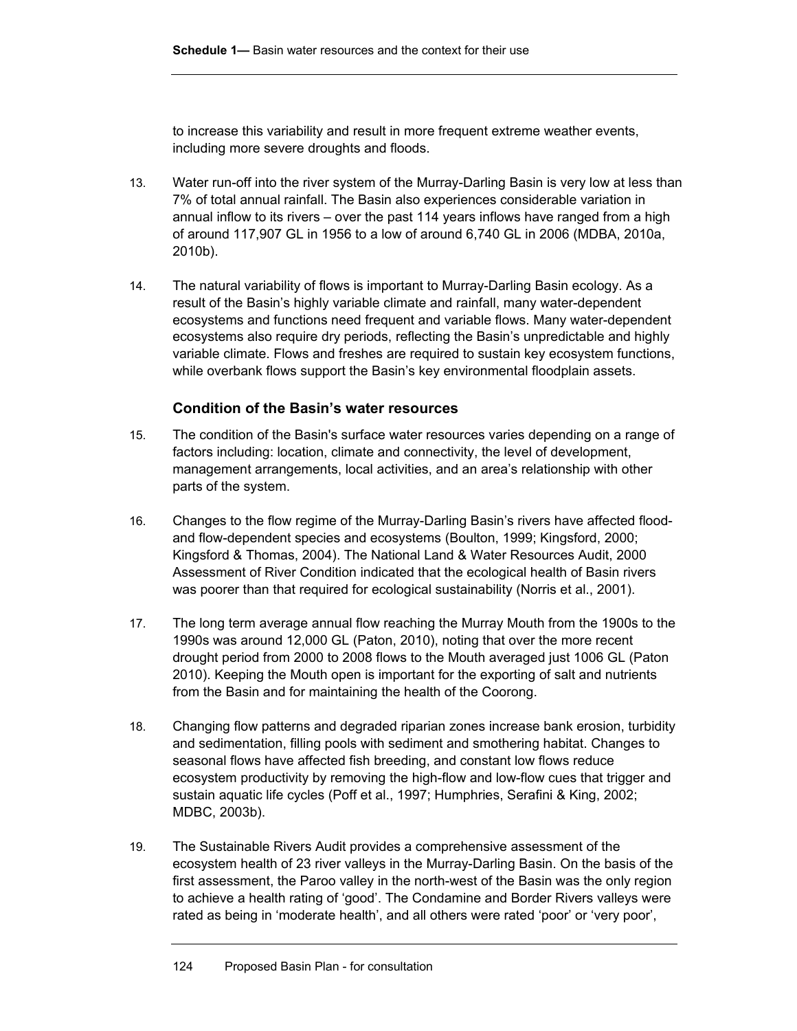to increase this variability and result in more frequent extreme weather events, including more severe droughts and floods.

13. Water run-off into the river system of the Murray-Darling Basin is very low at less than 7% of total annual rainfall. The Basin also experiences considerable variation in annual inflow to its rivers – over the past 114 years inflows have ranged from a high of around 117,907 GL in 1956 to a low of around 6,740 GL in 2006 (MDBA, 2010a, 2010b).

14. The natural variability of flows is important to Murray-Darling Basin ecology. As a result of the Basin's highly variable climate and rainfall, many water-dependent ecosystems and functions need frequent and variable flows. Many water-dependent ecosystems also require dry periods, reflecting the Basin's unpredictable and highly variable climate. Flows and freshes are required to sustain key ecosystem functions, while overbank flows support the Basin's key environmental floodplain assets.

### Condition of the Basin's water resources

15. The condition of the Basin's surface water resources varies depending on a range of factors including: location, climate and connectivity, the level of development, management arrangements, local activities, and an area's relationship with other parts of the system.

16. Changes to the flow regime of the Murray-Darling Basin's rivers have affected flood- and flow-dependent species and ecosystems (Boulton, 1999; Kingsford, 2000; Kingsford & Thomas, 2004). The National Land & Water Resources Audit, 2000 Assessment of River Condition indicated that the ecological health of Basin rivers was poorer than that required for ecological sustainability (Norris et al., 2001).

17. The long term average annual flow reaching the Murray Mouth from the 1900s to the 1990s was around 12,000 GL (Paton, 2010), noting that over the more recent drought period from 2000 to 2008 flows to the Mouth averaged just 1006 GL (Paton 2010). Keeping the Mouth open is important for the exporting of salt and nutrients from the Basin and for maintaining the health of the Coorong.

18. Changing flow patterns and degraded riparian zones increase bank erosion, turbidity and sedimentation, filling pools with sediment and smothering habitat. Changes to seasonal flows have affected fish breeding, and constant low flows reduce ecosystem productivity by removing the high-flow and low-flow cues that trigger and sustain aquatic life cycles (Poff et al., 1997; Humphries, Serafini & King, 2002; MDBC, 2003b).

19. The Sustainable Rivers Audit provides a comprehensive assessment of the ecosystem health of 23 river valleys in the Murray-Darling Basin. On the basis of the first assessment, the Paroo valley in the north-west of the Basin was the only region to achieve a health rating of 'good'. The Condamine and Border Rivers valleys were rated as being in 'moderate health', and all others were rated 'poor' or 'very poor',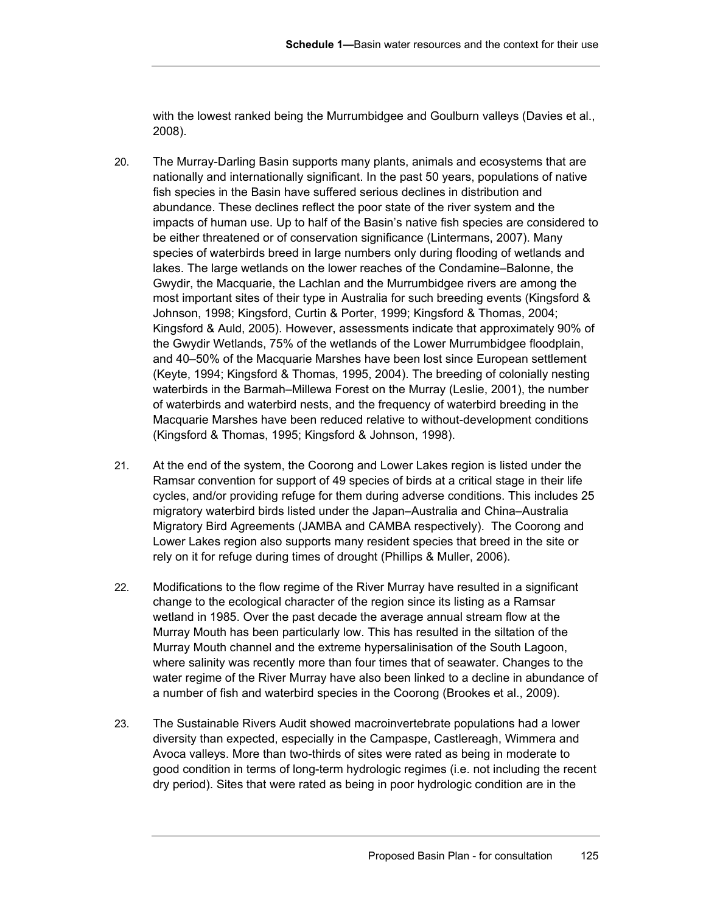with the lowest ranked being the Murrumbidgee and Goulburn valleys (Davies et al., 2008).

20. The Murray-Darling Basin supports many plants, animals and ecosystems that are nationally and internationally significant. In the past 50 years, populations of native fish species in the Basin have suffered serious declines in distribution and abundance. These declines reflect the poor state of the river system and the impacts of human use. Up to half of the Basin's native fish species are considered to be either threatened or of conservation significance (Lintermans, 2007). Many species of waterbirds breed in large numbers only during flooding of wetlands and lakes. The large wetlands on the lower reaches of the Condamine–Balonne, the Gwydir, the Macquarie, the Lachlan and the Murrumbidgee rivers are among the most important sites of their type in Australia for such breeding events (Kingsford & Johnson, 1998; Kingsford, Curtin & Porter, 1999; Kingsford & Thomas, 2004; Kingsford & Auld, 2005). However, assessments indicate that approximately 90% of the Gwydir Wetlands, 75% of the wetlands of the Lower Murrumbidgee floodplain, and 40–50% of the Macquarie Marshes have been lost since European settlement (Keyte, 1994; Kingsford & Thomas, 1995, 2004). The breeding of colonially nesting waterbirds in the Barmah–Millewa Forest on the Murray (Leslie, 2001), the number of waterbirds and waterbird nests, and the frequency of waterbird breeding in the Macquarie Marshes have been reduced relative to without-development conditions (Kingsford & Thomas, 1995; Kingsford & Johnson, 1998).

21. At the end of the system, the Coorong and Lower Lakes region is listed under the Ramsar convention for support of 49 species of birds at a critical stage in their life cycles, and/or providing refuge for them during adverse conditions. This includes 25 migratory waterbird birds listed under the Japan–Australia and China–Australia Migratory Bird Agreements (JAMBA and CAMBA respectively). The Coorong and Lower Lakes region also supports many resident species that breed in the site or rely on it for refuge during times of drought (Phillips & Muller, 2006).

22. Modifications to the flow regime of the River Murray have resulted in a significant change to the ecological character of the region since its listing as a Ramsar wetland in 1985. Over the past decade the average annual stream flow at the Murray Mouth has been particularly low. This has resulted in the siltation of the Murray Mouth channel and the extreme hypersalinisation of the South Lagoon, where salinity was recently more than four times that of seawater. Changes to the water regime of the River Murray have also been linked to a decline in abundance of a number of fish and waterbird species in the Coorong (Brookes et al., 2009).

23. The Sustainable Rivers Audit showed macroinvertebrate populations had a lower diversity than expected, especially in the Campaspe, Castlereagh, Wimmera and Avoca valleys. More than two-thirds of sites were rated as being in moderate to good condition in terms of long-term hydrologic regimes (i.e. not including the recent dry period). Sites that were rated as being in poor hydrologic condition are in the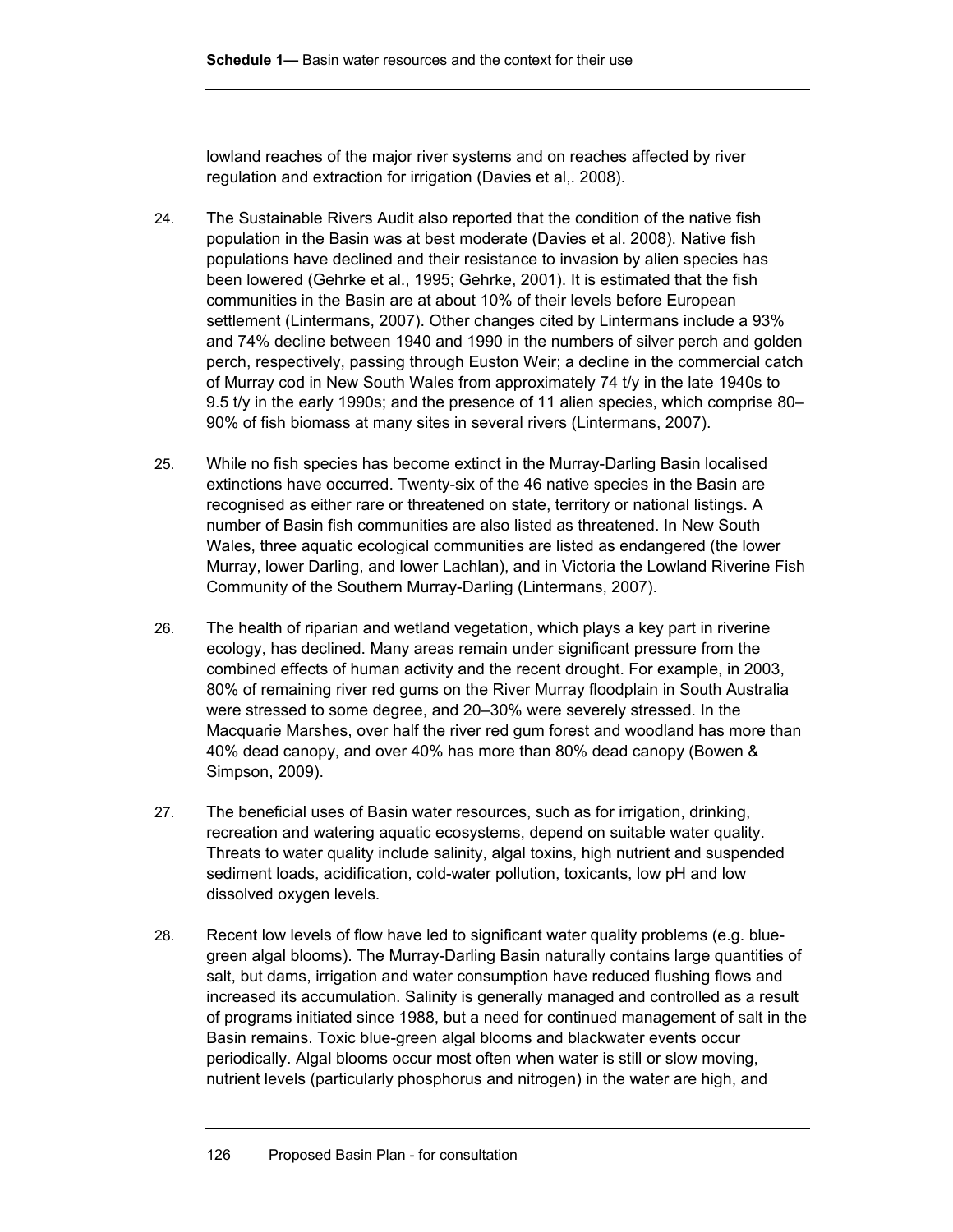lowland reaches of the major river systems and on reaches affected by river regulation and extraction for irrigation (Davies et al,. 2008).

24. The Sustainable Rivers Audit also reported that the condition of the native fish population in the Basin was at best moderate (Davies et al. 2008). Native fish populations have declined and their resistance to invasion by alien species has been lowered (Gehrke et al., 1995; Gehrke, 2001). It is estimated that the fish communities in the Basin are at about 10% of their levels before European settlement (Lintermans, 2007). Other changes cited by Lintermans include a 93% and 74% decline between 1940 and 1990 in the numbers of silver perch and golden perch, respectively, passing through Euston Weir; a decline in the commercial catch of Murray cod in New South Wales from approximately 74 t/y in the late 1940s to 9.5 t/y in the early 1990s; and the presence of 11 alien species, which comprise 80–90% of fish biomass at many sites in several rivers (Lintermans, 2007).

25. While no fish species has become extinct in the Murray-Darling Basin localised extinctions have occurred. Twenty-six of the 46 native species in the Basin are recognised as either rare or threatened on state, territory or national listings. A number of Basin fish communities are also listed as threatened. In New South Wales, three aquatic ecological communities are listed as endangered (the lower Murray, lower Darling, and lower Lachlan), and in Victoria the Lowland Riverine Fish Community of the Southern Murray-Darling (Lintermans, 2007).

26. The health of riparian and wetland vegetation, which plays a key part in riverine ecology, has declined. Many areas remain under significant pressure from the combined effects of human activity and the recent drought. For example, in 2003, 80% of remaining river red gums on the River Murray floodplain in South Australia were stressed to some degree, and 20–30% were severely stressed. In the Macquarie Marshes, over half the river red gum forest and woodland has more than 40% dead canopy, and over 40% has more than 80% dead canopy (Bowen & Simpson, 2009).

27. The beneficial uses of Basin water resources, such as for irrigation, drinking, recreation and watering aquatic ecosystems, depend on suitable water quality. Threats to water quality include salinity, algal toxins, high nutrient and suspended sediment loads, acidification, cold-water pollution, toxicants, low pH and low dissolved oxygen levels.

28. Recent low levels of flow have led to significant water quality problems (e.g. blue-green algal blooms). The Murray-Darling Basin naturally contains large quantities of salt, but dams, irrigation and water consumption have reduced flushing flows and increased its accumulation. Salinity is generally managed and controlled as a result of programs initiated since 1988, but a need for continued management of salt in the Basin remains. Toxic blue-green algal blooms and blackwater events occur periodically. Algal blooms occur most often when water is still or slow moving, nutrient levels (particularly phosphorus and nitrogen) in the water are high, and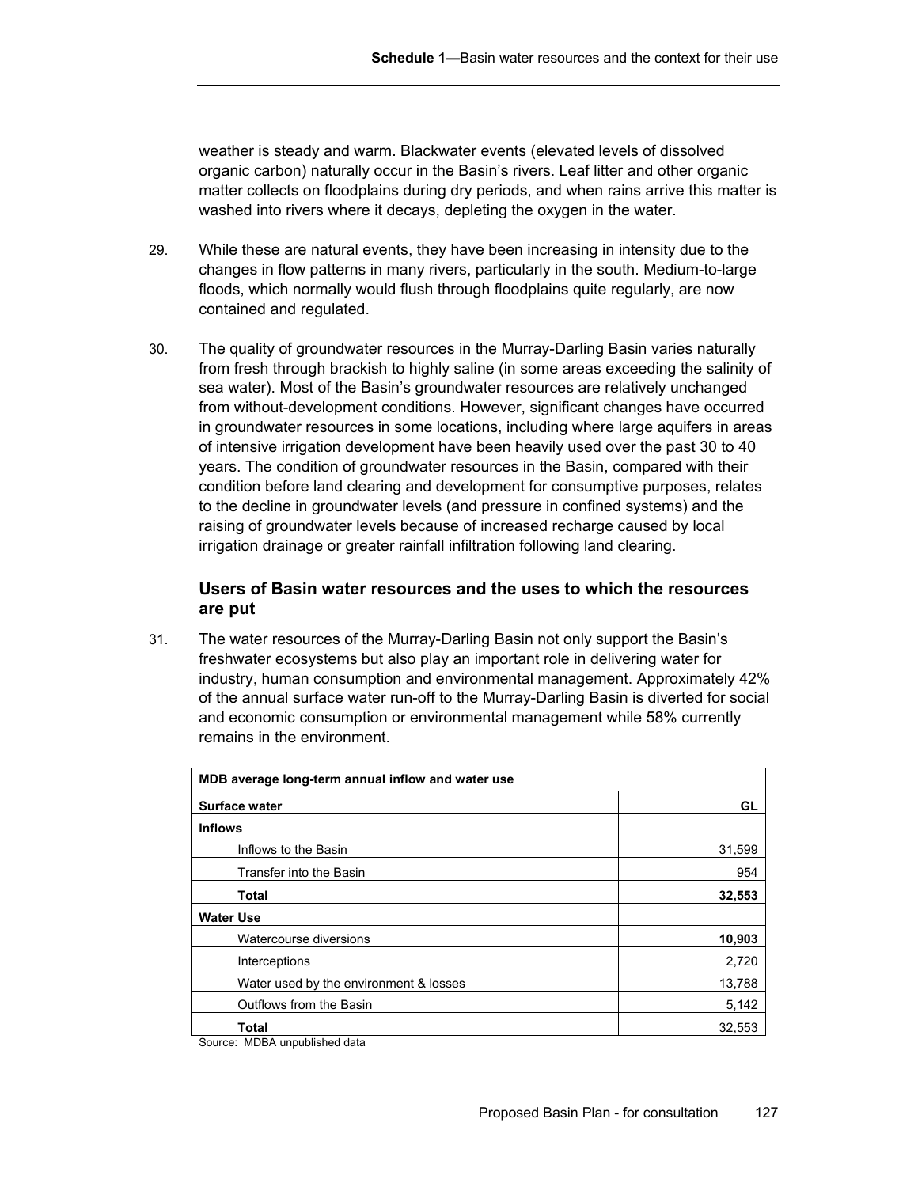weather is steady and warm. Blackwater events (elevated levels of dissolved organic carbon) naturally occur in the Basin's rivers. Leaf litter and other organic matter collects on floodplains during dry periods, and when rains arrive this matter is washed into rivers where it decays, depleting the oxygen in the water.

29. While these are natural events, they have been increasing in intensity due to the changes in flow patterns in many rivers, particularly in the south. Medium-to-large floods, which normally would flush through floodplains quite regularly, are now contained and regulated.

30. The quality of groundwater resources in the Murray-Darling Basin varies naturally from fresh through brackish to highly saline (in some areas exceeding the salinity of sea water). Most of the Basin's groundwater resources are relatively unchanged from without-development conditions. However, significant changes have occurred in groundwater resources in some locations, including where large aquifers in areas of intensive irrigation development have been heavily used over the past 30 to 40 years. The condition of groundwater resources in the Basin, compared with their condition before land clearing and development for consumptive purposes, relates to the decline in groundwater levels (and pressure in confined systems) and the raising of groundwater levels because of increased recharge caused by local irrigation drainage or greater rainfall infiltration following land clearing.

### Users of Basin water resources and the uses to which the resources are put

31. The water resources of the Murray-Darling Basin not only support the Basin's freshwater ecosystems but also play an important role in delivering water for industry, human consumption and environmental management. Approximately 42% of the annual surface water run-off to the Murray-Darling Basin is diverted for social and economic consumption or environmental management while 58% currently remains in the environment.

| MDB average long-term annual inflow and water use | |
|---|---|
| **Surface water** | **GL** |
| **Inflows** | |
| Inflows to the Basin | 31,599 |
| Transfer into the Basin | 954 |
| **Total** | **32,553** |
| **Water Use** | |
| Watercourse diversions | **10,903** |
| Interceptions | 2,720 |
| Water used by the environment & losses | 13,788 |
| Outflows from the Basin | 5,142 |
| **Total** | 32,553 |

Source: MDBA unpublished data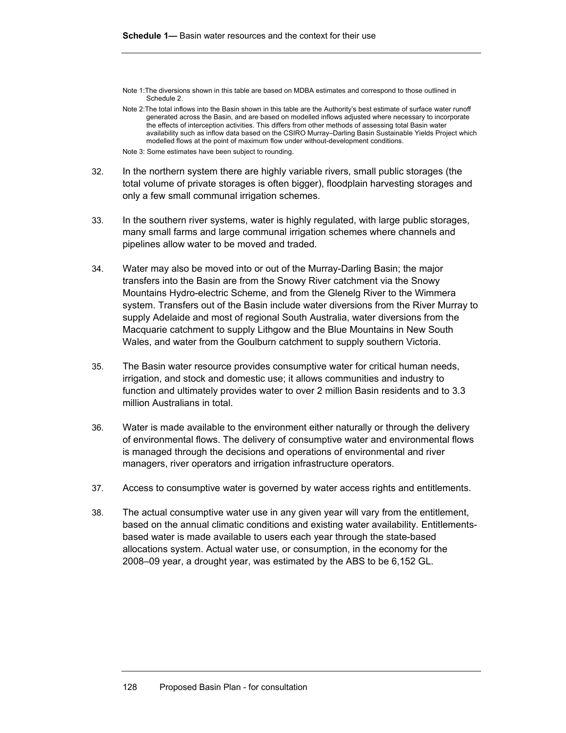Note 1: The diversions shown in this table are based on MDBA estimates and correspond to those outlined in Schedule 2.

Note 2: The total inflows into the Basin shown in this table are the Authority's best estimate of surface water runoff generated across the Basin, and are based on modelled inflows adjusted where necessary to incorporate the effects of interception activities. This differs from other methods of assessing total Basin water availability such as inflow data based on the CSIRO Murray–Darling Basin Sustainable Yields Project which modelled flows at the point of maximum flow under without-development conditions.

Note 3: Some estimates have been subject to rounding.

32. In the northern system there are highly variable rivers, small public storages (the total volume of private storages is often bigger), floodplain harvesting storages and only a few small communal irrigation schemes.

33. In the southern river systems, water is highly regulated, with large public storages, many small farms and large communal irrigation schemes where channels and pipelines allow water to be moved and traded.

34. Water may also be moved into or out of the Murray-Darling Basin; the major transfers into the Basin are from the Snowy River catchment via the Snowy Mountains Hydro-electric Scheme, and from the Glenelg River to the Wimmera system. Transfers out of the Basin include water diversions from the River Murray to supply Adelaide and most of regional South Australia, water diversions from the Macquarie catchment to supply Lithgow and the Blue Mountains in New South Wales, and water from the Goulburn catchment to supply southern Victoria.

35. The Basin water resource provides consumptive water for critical human needs, irrigation, and stock and domestic use; it allows communities and industry to function and ultimately provides water to over 2 million Basin residents and to 3.3 million Australians in total.

36. Water is made available to the environment either naturally or through the delivery of environmental flows. The delivery of consumptive water and environmental flows is managed through the decisions and operations of environmental and river managers, river operators and irrigation infrastructure operators.

37. Access to consumptive water is governed by water access rights and entitlements.

38. The actual consumptive water use in any given year will vary from the entitlement, based on the annual climatic conditions and existing water availability. Entitlements-based water is made available to users each year through the state-based allocations system. Actual water use, or consumption, in the economy for the 2008–09 year, a drought year, was estimated by the ABS to be 6,152 GL.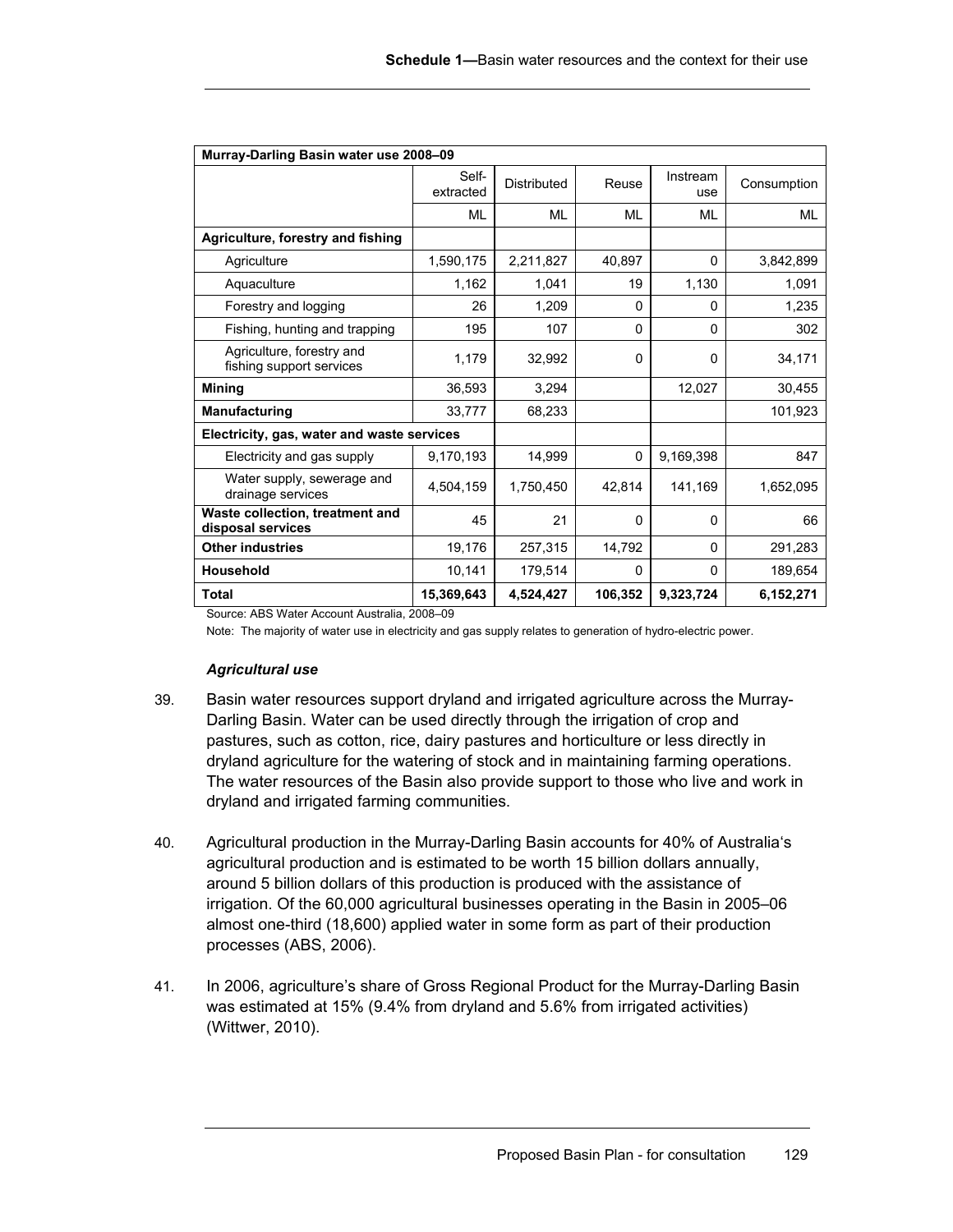| Murray-Darling Basin water use 2008–09 | | | | | |
|---|---|---|---|---|---|
| | Self-extracted | Distributed | Reuse | Instream use | Consumption |
| | ML | ML | ML | ML | ML |
| **Agriculture, forestry and fishing** | | | | | |
| Agriculture | 1,590,175 | 2,211,827 | 40,897 | 0 | 3,842,899 |
| Aquaculture | 1,162 | 1,041 | 19 | 1,130 | 1,091 |
| Forestry and logging | 26 | 1,209 | 0 | 0 | 1,235 |
| Fishing, hunting and trapping | 195 | 107 | 0 | 0 | 302 |
| Agriculture, forestry and fishing support services | 1,179 | 32,992 | 0 | 0 | 34,171 |
| **Mining** | 36,593 | 3,294 | | 12,027 | 30,455 |
| **Manufacturing** | 33,777 | 68,233 | | | 101,923 |
| **Electricity, gas, water and waste services** | | | | | |
| Electricity and gas supply | 9,170,193 | 14,999 | 0 | 9,169,398 | 847 |
| Water supply, sewerage and drainage services | 4,504,159 | 1,750,450 | 42,814 | 141,169 | 1,652,095 |
| **Waste collection, treatment and disposal services** | 45 | 21 | 0 | 0 | 66 |
| **Other industries** | 19,176 | 257,315 | 14,792 | 0 | 291,283 |
| **Household** | 10,141 | 179,514 | 0 | 0 | 189,654 |
| **Total** | **15,369,643** | **4,524,427** | **106,352** | **9,323,724** | **6,152,271** |

Source: ABS Water Account Australia, 2008–09

Note: The majority of water use in electricity and gas supply relates to generation of hydro-electric power.

***Agricultural use***

39. Basin water resources support dryland and irrigated agriculture across the Murray-Darling Basin. Water can be used directly through the irrigation of crop and pastures, such as cotton, rice, dairy pastures and horticulture or less directly in dryland agriculture for the watering of stock and in maintaining farming operations. The water resources of the Basin also provide support to those who live and work in dryland and irrigated farming communities.

40. Agricultural production in the Murray-Darling Basin accounts for 40% of Australia's agricultural production and is estimated to be worth 15 billion dollars annually, around 5 billion dollars of this production is produced with the assistance of irrigation. Of the 60,000 agricultural businesses operating in the Basin in 2005–06 almost one-third (18,600) applied water in some form as part of their production processes (ABS, 2006).

41. In 2006, agriculture's share of Gross Regional Product for the Murray-Darling Basin was estimated at 15% (9.4% from dryland and 5.6% from irrigated activities) (Wittwer, 2010).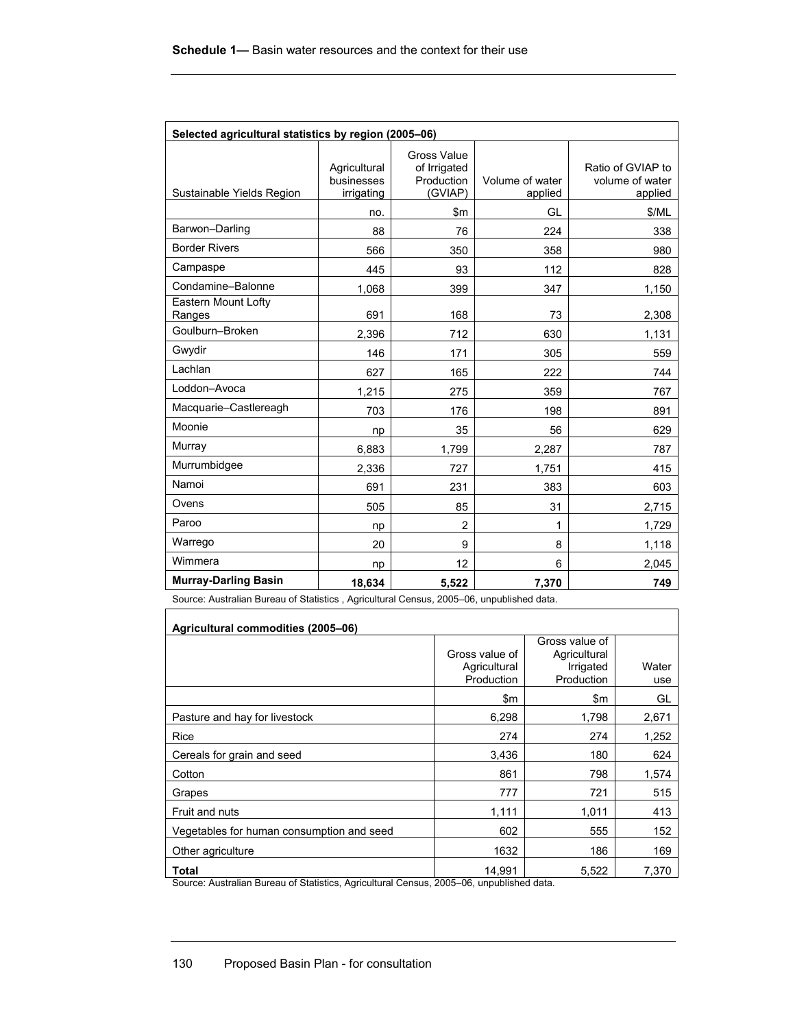| Selected agricultural statistics by region (2005–06) | | | | |
|---|---|---|---|---|
| Sustainable Yields Region | Agricultural businesses irrigating | Gross Value of Irrigated Production (GVIAP) | Volume of water applied | Ratio of GVIAP to volume of water applied |
| | no. | $m | GL | $/ML |
| Barwon–Darling | 88 | 76 | 224 | 338 |
| Border Rivers | 566 | 350 | 358 | 980 |
| Campaspe | 445 | 93 | 112 | 828 |
| Condamine–Balonne | 1,068 | 399 | 347 | 1,150 |
| Eastern Mount Lofty Ranges | 691 | 168 | 73 | 2,308 |
| Goulburn–Broken | 2,396 | 712 | 630 | 1,131 |
| Gwydir | 146 | 171 | 305 | 559 |
| Lachlan | 627 | 165 | 222 | 744 |
| Loddon–Avoca | 1,215 | 275 | 359 | 767 |
| Macquarie–Castlereagh | 703 | 176 | 198 | 891 |
| Moonie | np | 35 | 56 | 629 |
| Murray | 6,883 | 1,799 | 2,287 | 787 |
| Murrumbidgee | 2,336 | 727 | 1,751 | 415 |
| Namoi | 691 | 231 | 383 | 603 |
| Ovens | 505 | 85 | 31 | 2,715 |
| Paroo | np | 2 | 1 | 1,729 |
| Warrego | 20 | 9 | 8 | 1,118 |
| Wimmera | np | 12 | 6 | 2,045 |
| **Murray-Darling Basin** | **18,634** | **5,522** | **7,370** | **749** |

Source: Australian Bureau of Statistics , Agricultural Census, 2005–06, unpublished data.

| Agricultural commodities (2005–06) | | | |
|---|---|---|---|
| | Gross value of Agricultural Production | Gross value of Agricultural Irrigated Production | Water use |
| | $m | $m | GL |
| Pasture and hay for livestock | 6,298 | 1,798 | 2,671 |
| Rice | 274 | 274 | 1,252 |
| Cereals for grain and seed | 3,436 | 180 | 624 |
| Cotton | 861 | 798 | 1,574 |
| Grapes | 777 | 721 | 515 |
| Fruit and nuts | 1,111 | 1,011 | 413 |
| Vegetables for human consumption and seed | 602 | 555 | 152 |
| Other agriculture | 1632 | 186 | 169 |
| **Total** | 14,991 | 5,522 | 7,370 |

Source: Australian Bureau of Statistics, Agricultural Census, 2005–06, unpublished data.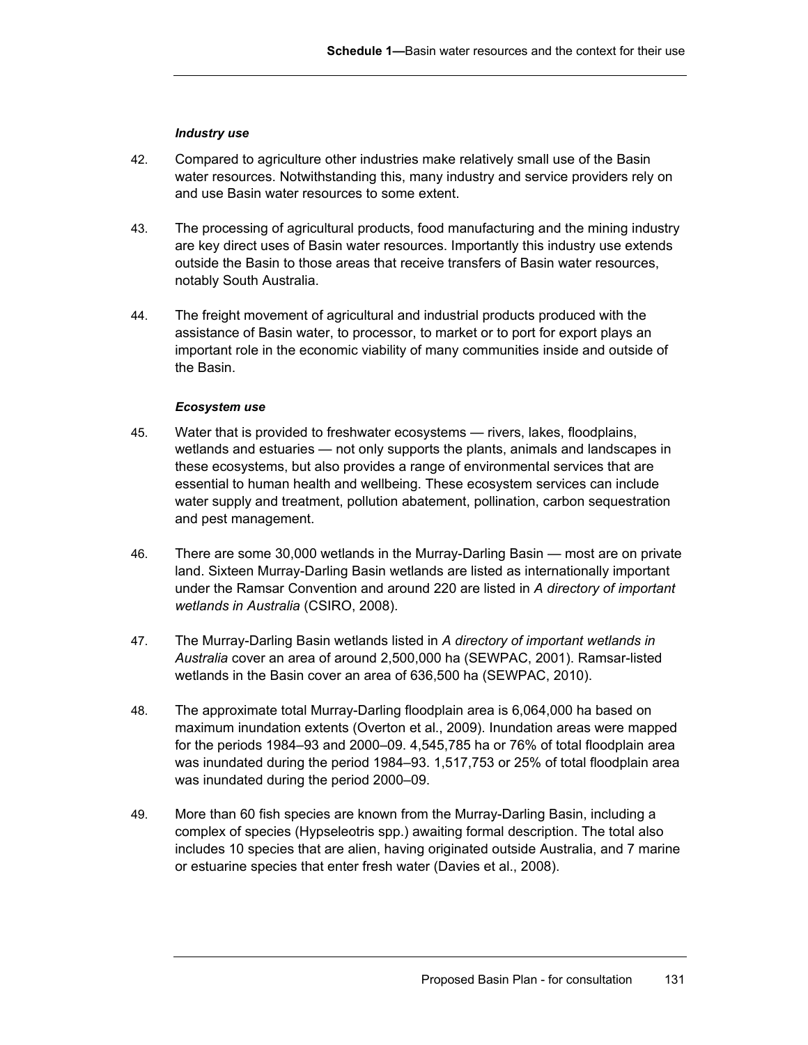#### *Industry use*

42. Compared to agriculture other industries make relatively small use of the Basin water resources. Notwithstanding this, many industry and service providers rely on and use Basin water resources to some extent.

43. The processing of agricultural products, food manufacturing and the mining industry are key direct uses of Basin water resources. Importantly this industry use extends outside the Basin to those areas that receive transfers of Basin water resources, notably South Australia.

44. The freight movement of agricultural and industrial products produced with the assistance of Basin water, to processor, to market or to port for export plays an important role in the economic viability of many communities inside and outside of the Basin.

#### *Ecosystem use*

45. Water that is provided to freshwater ecosystems — rivers, lakes, floodplains, wetlands and estuaries — not only supports the plants, animals and landscapes in these ecosystems, but also provides a range of environmental services that are essential to human health and wellbeing. These ecosystem services can include water supply and treatment, pollution abatement, pollination, carbon sequestration and pest management.

46. There are some 30,000 wetlands in the Murray-Darling Basin — most are on private land. Sixteen Murray-Darling Basin wetlands are listed as internationally important under the Ramsar Convention and around 220 are listed in *A directory of important wetlands in Australia* (CSIRO, 2008).

47. The Murray-Darling Basin wetlands listed in *A directory of important wetlands in Australia* cover an area of around 2,500,000 ha (SEWPAC, 2001). Ramsar-listed wetlands in the Basin cover an area of 636,500 ha (SEWPAC, 2010).

48. The approximate total Murray-Darling floodplain area is 6,064,000 ha based on maximum inundation extents (Overton et al., 2009). Inundation areas were mapped for the periods 1984–93 and 2000–09. 4,545,785 ha or 76% of total floodplain area was inundated during the period 1984–93. 1,517,753 or 25% of total floodplain area was inundated during the period 2000–09.

49. More than 60 fish species are known from the Murray-Darling Basin, including a complex of species (Hypseleotris spp.) awaiting formal description. The total also includes 10 species that are alien, having originated outside Australia, and 7 marine or estuarine species that enter fresh water (Davies et al., 2008).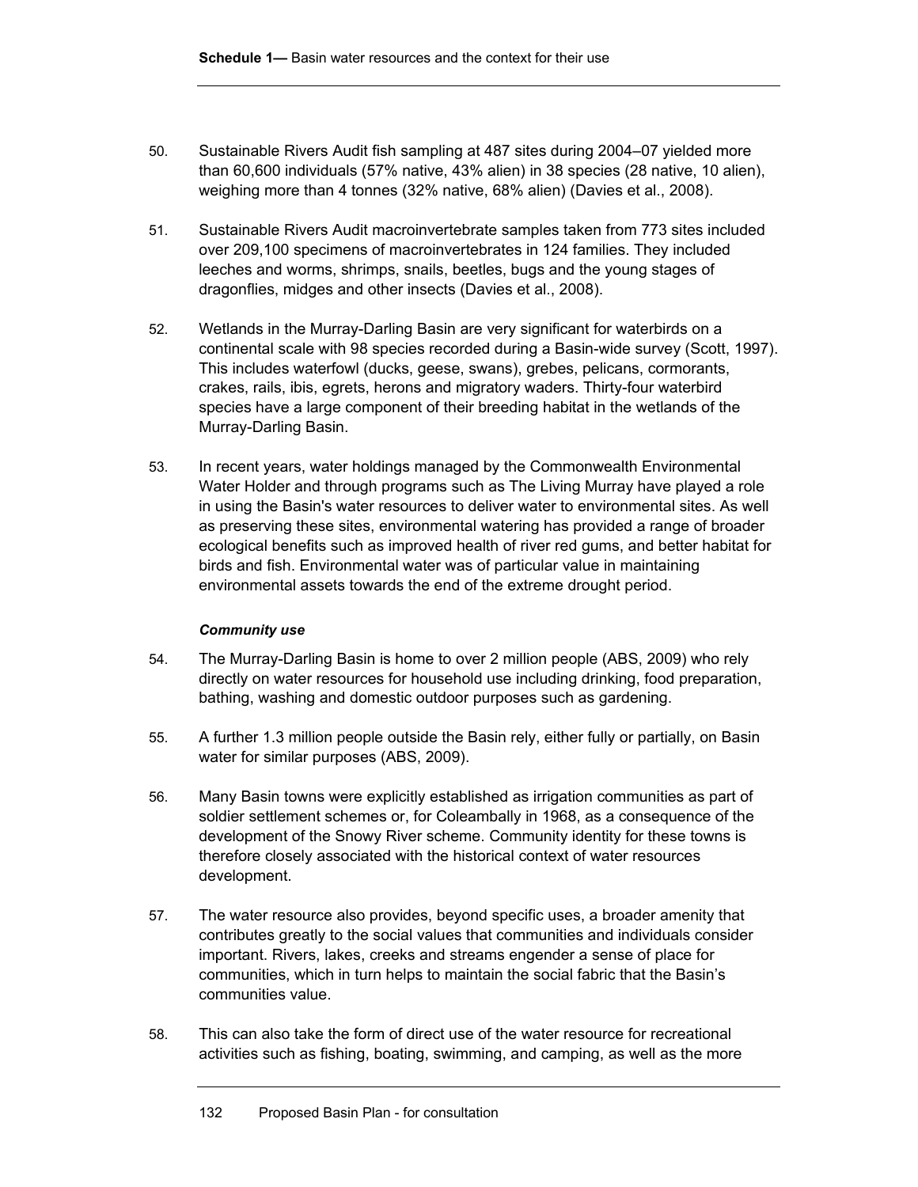50. Sustainable Rivers Audit fish sampling at 487 sites during 2004–07 yielded more than 60,600 individuals (57% native, 43% alien) in 38 species (28 native, 10 alien), weighing more than 4 tonnes (32% native, 68% alien) (Davies et al., 2008).

51. Sustainable Rivers Audit macroinvertebrate samples taken from 773 sites included over 209,100 specimens of macroinvertebrates in 124 families. They included leeches and worms, shrimps, snails, beetles, bugs and the young stages of dragonflies, midges and other insects (Davies et al., 2008).

52. Wetlands in the Murray-Darling Basin are very significant for waterbirds on a continental scale with 98 species recorded during a Basin-wide survey (Scott, 1997). This includes waterfowl (ducks, geese, swans), grebes, pelicans, cormorants, crakes, rails, ibis, egrets, herons and migratory waders. Thirty-four waterbird species have a large component of their breeding habitat in the wetlands of the Murray-Darling Basin.

53. In recent years, water holdings managed by the Commonwealth Environmental Water Holder and through programs such as The Living Murray have played a role in using the Basin's water resources to deliver water to environmental sites. As well as preserving these sites, environmental watering has provided a range of broader ecological benefits such as improved health of river red gums, and better habitat for birds and fish. Environmental water was of particular value in maintaining environmental assets towards the end of the extreme drought period.

***Community use***

54. The Murray-Darling Basin is home to over 2 million people (ABS, 2009) who rely directly on water resources for household use including drinking, food preparation, bathing, washing and domestic outdoor purposes such as gardening.

55. A further 1.3 million people outside the Basin rely, either fully or partially, on Basin water for similar purposes (ABS, 2009).

56. Many Basin towns were explicitly established as irrigation communities as part of soldier settlement schemes or, for Coleambally in 1968, as a consequence of the development of the Snowy River scheme. Community identity for these towns is therefore closely associated with the historical context of water resources development.

57. The water resource also provides, beyond specific uses, a broader amenity that contributes greatly to the social values that communities and individuals consider important. Rivers, lakes, creeks and streams engender a sense of place for communities, which in turn helps to maintain the social fabric that the Basin's communities value.

58. This can also take the form of direct use of the water resource for recreational activities such as fishing, boating, swimming, and camping, as well as the more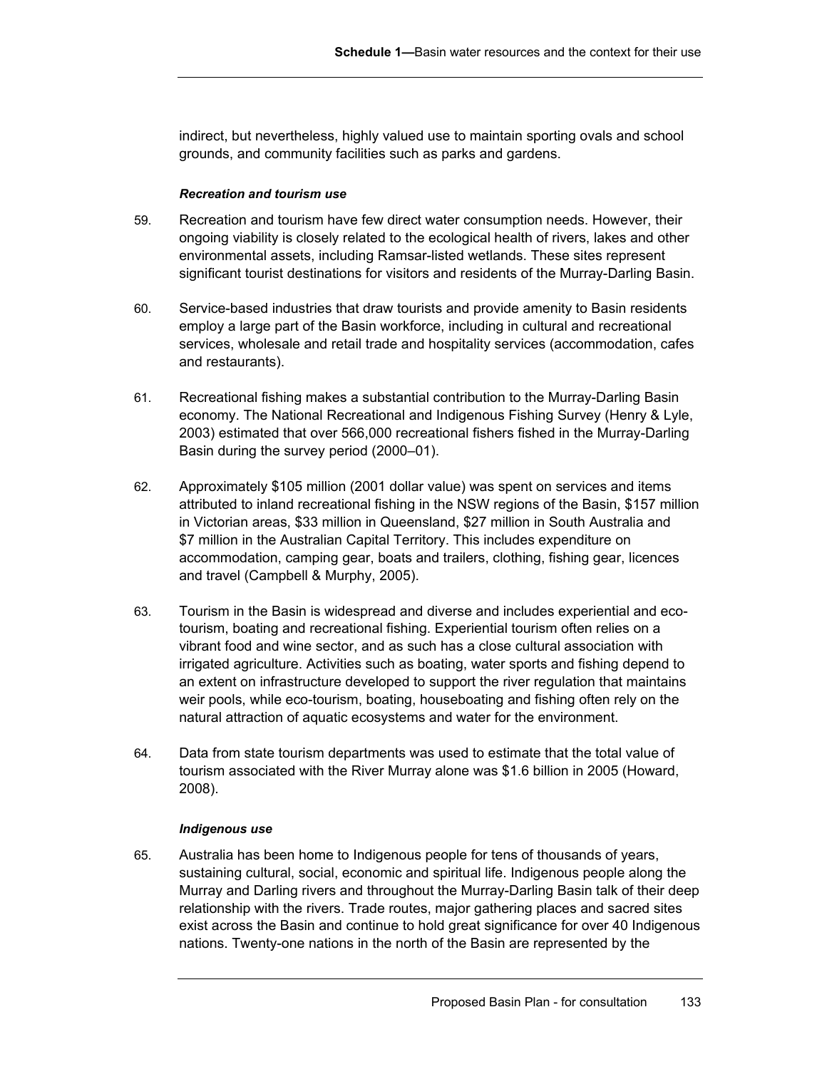indirect, but nevertheless, highly valued use to maintain sporting ovals and school grounds, and community facilities such as parks and gardens.

#### *Recreation and tourism use*

59. Recreation and tourism have few direct water consumption needs. However, their ongoing viability is closely related to the ecological health of rivers, lakes and other environmental assets, including Ramsar-listed wetlands. These sites represent significant tourist destinations for visitors and residents of the Murray-Darling Basin.

60. Service-based industries that draw tourists and provide amenity to Basin residents employ a large part of the Basin workforce, including in cultural and recreational services, wholesale and retail trade and hospitality services (accommodation, cafes and restaurants).

61. Recreational fishing makes a substantial contribution to the Murray-Darling Basin economy. The National Recreational and Indigenous Fishing Survey (Henry & Lyle, 2003) estimated that over 566,000 recreational fishers fished in the Murray-Darling Basin during the survey period (2000–01).

62. Approximately $105 million (2001 dollar value) was spent on services and items attributed to inland recreational fishing in the NSW regions of the Basin, $157 million in Victorian areas, $33 million in Queensland, $27 million in South Australia and $7 million in the Australian Capital Territory. This includes expenditure on accommodation, camping gear, boats and trailers, clothing, fishing gear, licences and travel (Campbell & Murphy, 2005).

63. Tourism in the Basin is widespread and diverse and includes experiential and eco-tourism, boating and recreational fishing. Experiential tourism often relies on a vibrant food and wine sector, and as such has a close cultural association with irrigated agriculture. Activities such as boating, water sports and fishing depend to an extent on infrastructure developed to support the river regulation that maintains weir pools, while eco-tourism, boating, houseboating and fishing often rely on the natural attraction of aquatic ecosystems and water for the environment.

64. Data from state tourism departments was used to estimate that the total value of tourism associated with the River Murray alone was $1.6 billion in 2005 (Howard, 2008).

#### *Indigenous use*

65. Australia has been home to Indigenous people for tens of thousands of years, sustaining cultural, social, economic and spiritual life. Indigenous people along the Murray and Darling rivers and throughout the Murray-Darling Basin talk of their deep relationship with the rivers. Trade routes, major gathering places and sacred sites exist across the Basin and continue to hold great significance for over 40 Indigenous nations. Twenty-one nations in the north of the Basin are represented by the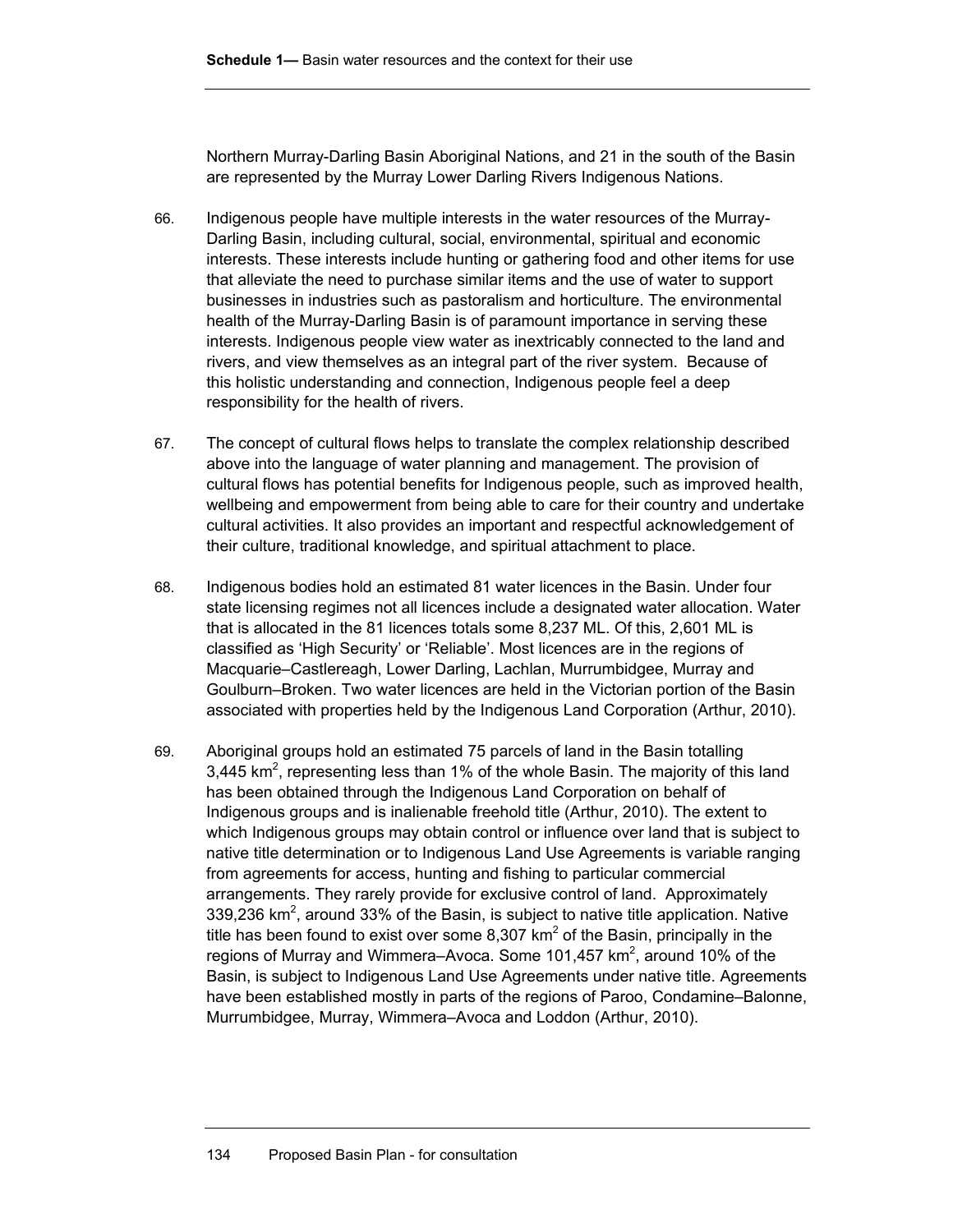Northern Murray-Darling Basin Aboriginal Nations, and 21 in the south of the Basin are represented by the Murray Lower Darling Rivers Indigenous Nations.

66. Indigenous people have multiple interests in the water resources of the Murray-Darling Basin, including cultural, social, environmental, spiritual and economic interests. These interests include hunting or gathering food and other items for use that alleviate the need to purchase similar items and the use of water to support businesses in industries such as pastoralism and horticulture. The environmental health of the Murray-Darling Basin is of paramount importance in serving these interests. Indigenous people view water as inextricably connected to the land and rivers, and view themselves as an integral part of the river system. Because of this holistic understanding and connection, Indigenous people feel a deep responsibility for the health of rivers.

67. The concept of cultural flows helps to translate the complex relationship described above into the language of water planning and management. The provision of cultural flows has potential benefits for Indigenous people, such as improved health, wellbeing and empowerment from being able to care for their country and undertake cultural activities. It also provides an important and respectful acknowledgement of their culture, traditional knowledge, and spiritual attachment to place.

68. Indigenous bodies hold an estimated 81 water licences in the Basin. Under four state licensing regimes not all licences include a designated water allocation. Water that is allocated in the 81 licences totals some 8,237 ML. Of this, 2,601 ML is classified as 'High Security' or 'Reliable'. Most licences are in the regions of Macquarie–Castlereagh, Lower Darling, Lachlan, Murrumbidgee, Murray and Goulburn–Broken. Two water licences are held in the Victorian portion of the Basin associated with properties held by the Indigenous Land Corporation (Arthur, 2010).

69. Aboriginal groups hold an estimated 75 parcels of land in the Basin totalling 3,445 km$^2$, representing less than 1% of the whole Basin. The majority of this land has been obtained through the Indigenous Land Corporation on behalf of Indigenous groups and is inalienable freehold title (Arthur, 2010). The extent to which Indigenous groups may obtain control or influence over land that is subject to native title determination or to Indigenous Land Use Agreements is variable ranging from agreements for access, hunting and fishing to particular commercial arrangements. They rarely provide for exclusive control of land. Approximately 339,236 km$^2$, around 33% of the Basin, is subject to native title application. Native title has been found to exist over some 8,307 km$^2$ of the Basin, principally in the regions of Murray and Wimmera–Avoca. Some 101,457 km$^2$, around 10% of the Basin, is subject to Indigenous Land Use Agreements under native title. Agreements have been established mostly in parts of the regions of Paroo, Condamine–Balonne, Murrumbidgee, Murray, Wimmera–Avoca and Loddon (Arthur, 2010).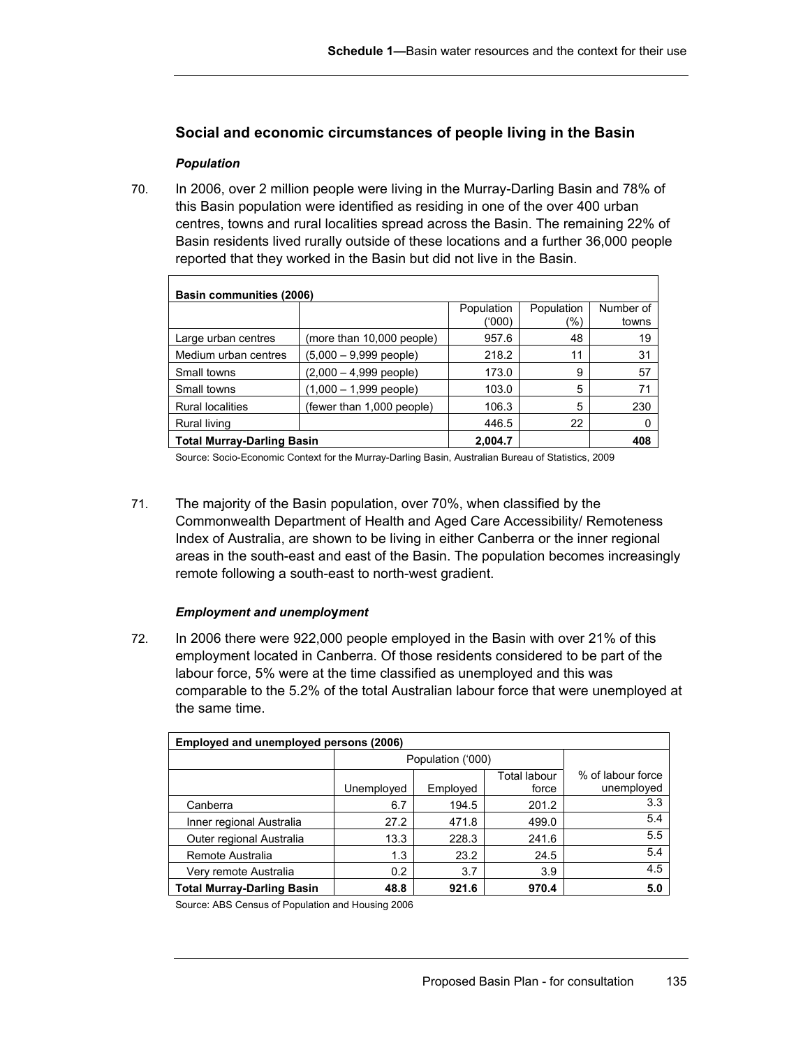## Social and economic circumstances of people living in the Basin

### *Population*

70. In 2006, over 2 million people were living in the Murray-Darling Basin and 78% of this Basin population were identified as residing in one of the over 400 urban centres, towns and rural localities spread across the Basin. The remaining 22% of Basin residents lived rurally outside of these locations and a further 36,000 people reported that they worked in the Basin but did not live in the Basin.

| Basin communities (2006) | | | | |
|---|---|---|---|---|
| | | Population ('000) | Population (%) | Number of towns |
| Large urban centres | (more than 10,000 people) | 957.6 | 48 | 19 |
| Medium urban centres | (5,000 – 9,999 people) | 218.2 | 11 | 31 |
| Small towns | (2,000 – 4,999 people) | 173.0 | 9 | 57 |
| Small towns | (1,000 – 1,999 people) | 103.0 | 5 | 71 |
| Rural localities | (fewer than 1,000 people) | 106.3 | 5 | 230 |
| Rural living | | 446.5 | 22 | 0 |
| **Total Murray-Darling Basin** | | **2,004.7** | | **408** |

Source: Socio-Economic Context for the Murray-Darling Basin, Australian Bureau of Statistics, 2009

71. The majority of the Basin population, over 70%, when classified by the Commonwealth Department of Health and Aged Care Accessibility/ Remoteness Index of Australia, are shown to be living in either Canberra or the inner regional areas in the south-east and east of the Basin. The population becomes increasingly remote following a south-east to north-west gradient.

### *Employment and unemployment*

72. In 2006 there were 922,000 people employed in the Basin with over 21% of this employment located in Canberra. Of those residents considered to be part of the labour force, 5% were at the time classified as unemployed and this was comparable to the 5.2% of the total Australian labour force that were unemployed at the same time.

| Employed and unemployed persons (2006) | | | | |
|---|---|---|---|---|
| | Population ('000) | | | |
| | Unemployed | Employed | Total labour force | % of labour force unemployed |
| Canberra | 6.7 | 194.5 | 201.2 | 3.3 |
| Inner regional Australia | 27.2 | 471.8 | 499.0 | 5.4 |
| Outer regional Australia | 13.3 | 228.3 | 241.6 | 5.5 |
| Remote Australia | 1.3 | 23.2 | 24.5 | 5.4 |
| Very remote Australia | 0.2 | 3.7 | 3.9 | 4.5 |
| **Total Murray-Darling Basin** | **48.8** | **921.6** | **970.4** | **5.0** |

Source: ABS Census of Population and Housing 2006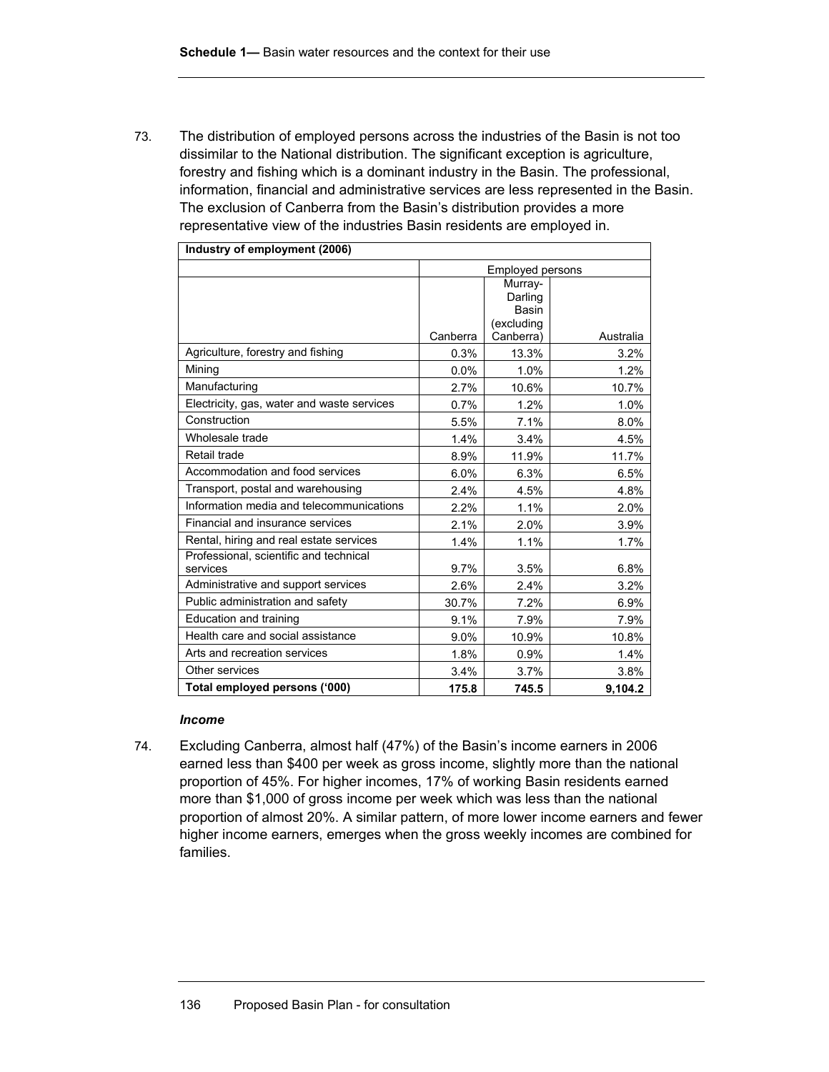73. The distribution of employed persons across the industries of the Basin is not too dissimilar to the National distribution. The significant exception is agriculture, forestry and fishing which is a dominant industry in the Basin. The professional, information, financial and administrative services are less represented in the Basin. The exclusion of Canberra from the Basin's distribution provides a more representative view of the industries Basin residents are employed in.

| Industry of employment (2006) | | | |
|---|---|---|---|
| | Employed persons | | |
| | Canberra | Murray-Darling Basin (excluding Canberra) | Australia |
| Agriculture, forestry and fishing | 0.3% | 13.3% | 3.2% |
| Mining | 0.0% | 1.0% | 1.2% |
| Manufacturing | 2.7% | 10.6% | 10.7% |
| Electricity, gas, water and waste services | 0.7% | 1.2% | 1.0% |
| Construction | 5.5% | 7.1% | 8.0% |
| Wholesale trade | 1.4% | 3.4% | 4.5% |
| Retail trade | 8.9% | 11.9% | 11.7% |
| Accommodation and food services | 6.0% | 6.3% | 6.5% |
| Transport, postal and warehousing | 2.4% | 4.5% | 4.8% |
| Information media and telecommunications | 2.2% | 1.1% | 2.0% |
| Financial and insurance services | 2.1% | 2.0% | 3.9% |
| Rental, hiring and real estate services | 1.4% | 1.1% | 1.7% |
| Professional, scientific and technical services | 9.7% | 3.5% | 6.8% |
| Administrative and support services | 2.6% | 2.4% | 3.2% |
| Public administration and safety | 30.7% | 7.2% | 6.9% |
| Education and training | 9.1% | 7.9% | 7.9% |
| Health care and social assistance | 9.0% | 10.9% | 10.8% |
| Arts and recreation services | 1.8% | 0.9% | 1.4% |
| Other services | 3.4% | 3.7% | 3.8% |
| **Total employed persons ('000)** | **175.8** | **745.5** | **9,104.2** |

### *Income*

74. Excluding Canberra, almost half (47%) of the Basin's income earners in 2006 earned less than $400 per week as gross income, slightly more than the national proportion of 45%. For higher incomes, 17% of working Basin residents earned more than $1,000 of gross income per week which was less than the national proportion of almost 20%. A similar pattern, of more lower income earners and fewer higher income earners, emerges when the gross weekly incomes are combined for families.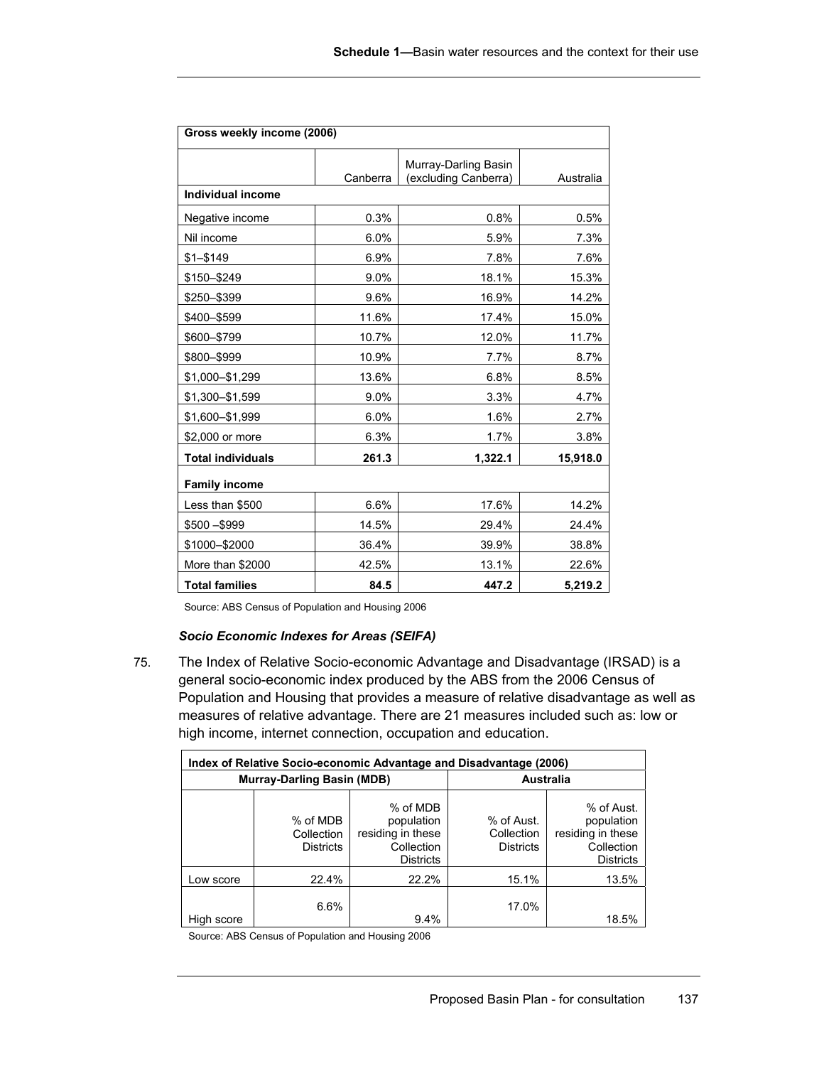| Gross weekly income (2006) | | | |
|---|---|---|---|
| | Canberra | Murray-Darling Basin (excluding Canberra) | Australia |
| **Individual income** | | | |
| Negative income | 0.3% | 0.8% | 0.5% |
| Nil income | 6.0% | 5.9% | 7.3% |
| $1–$149 | 6.9% | 7.8% | 7.6% |
| $150–$249 | 9.0% | 18.1% | 15.3% |
| $250–$399 | 9.6% | 16.9% | 14.2% |
| $400–$599 | 11.6% | 17.4% | 15.0% |
| $600–$799 | 10.7% | 12.0% | 11.7% |
| $800–$999 | 10.9% | 7.7% | 8.7% |
| $1,000–$1,299 | 13.6% | 6.8% | 8.5% |
| $1,300–$1,599 | 9.0% | 3.3% | 4.7% |
| $1,600–$1,999 | 6.0% | 1.6% | 2.7% |
| $2,000 or more | 6.3% | 1.7% | 3.8% |
| **Total individuals** | **261.3** | **1,322.1** | **15,918.0** |
| **Family income** | | | |
| Less than $500 | 6.6% | 17.6% | 14.2% |
| $500 –$999 | 14.5% | 29.4% | 24.4% |
| $1000–$2000 | 36.4% | 39.9% | 38.8% |
| More than $2000 | 42.5% | 13.1% | 22.6% |
| **Total families** | **84.5** | **447.2** | **5,219.2** |

Source: ABS Census of Population and Housing 2006

***Socio Economic Indexes for Areas (SEIFA)***

75. The Index of Relative Socio-economic Advantage and Disadvantage (IRSAD) is a general socio-economic index produced by the ABS from the 2006 Census of Population and Housing that provides a measure of relative disadvantage as well as measures of relative advantage. There are 21 measures included such as: low or high income, internet connection, occupation and education.

| Index of Relative Socio-economic Advantage and Disadvantage (2006) | | | | |
|---|---|---|---|---|
| | **Murray-Darling Basin (MDB)** | | **Australia** | |
| | % of MDB Collection Districts | % of MDB population residing in these Collection Districts | % of Aust. Collection Districts | % of Aust. population residing in these Collection Districts |
| Low score | 22.4% | 22.2% | 15.1% | 13.5% |
| High score | 6.6% | 9.4% | 17.0% | 18.5% |

Source: ABS Census of Population and Housing 2006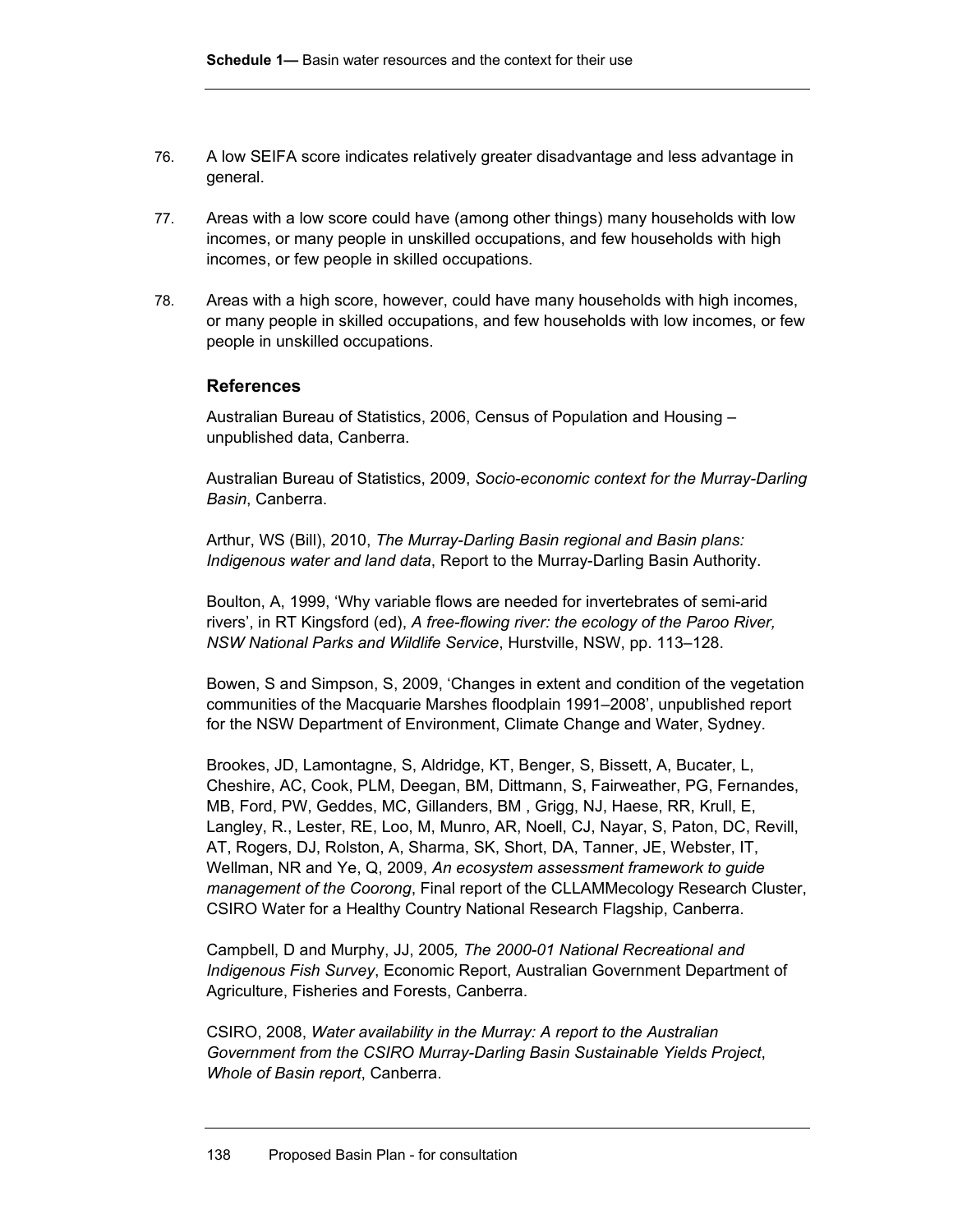76. A low SEIFA score indicates relatively greater disadvantage and less advantage in general.

77. Areas with a low score could have (among other things) many households with low incomes, or many people in unskilled occupations, and few households with high incomes, or few people in skilled occupations.

78. Areas with a high score, however, could have many households with high incomes, or many people in skilled occupations, and few households with low incomes, or few people in unskilled occupations.

### References

Australian Bureau of Statistics, 2006, Census of Population and Housing – unpublished data, Canberra.

Australian Bureau of Statistics, 2009, *Socio-economic context for the Murray-Darling Basin*, Canberra.

Arthur, WS (Bill), 2010, *The Murray-Darling Basin regional and Basin plans: Indigenous water and land data*, Report to the Murray-Darling Basin Authority.

Boulton, A, 1999, 'Why variable flows are needed for invertebrates of semi-arid rivers', in RT Kingsford (ed), *A free-flowing river: the ecology of the Paroo River, NSW National Parks and Wildlife Service*, Hurstville, NSW, pp. 113–128.

Bowen, S and Simpson, S, 2009, 'Changes in extent and condition of the vegetation communities of the Macquarie Marshes floodplain 1991–2008', unpublished report for the NSW Department of Environment, Climate Change and Water, Sydney.

Brookes, JD, Lamontagne, S, Aldridge, KT, Benger, S, Bissett, A, Bucater, L, Cheshire, AC, Cook, PLM, Deegan, BM, Dittmann, S, Fairweather, PG, Fernandes, MB, Ford, PW, Geddes, MC, Gillanders, BM , Grigg, NJ, Haese, RR, Krull, E, Langley, R., Lester, RE, Loo, M, Munro, AR, Noell, CJ, Nayar, S, Paton, DC, Revill, AT, Rogers, DJ, Rolston, A, Sharma, SK, Short, DA, Tanner, JE, Webster, IT, Wellman, NR and Ye, Q, 2009, *An ecosystem assessment framework to guide management of the Coorong*, Final report of the CLLAMMecology Research Cluster, CSIRO Water for a Healthy Country National Research Flagship, Canberra.

Campbell, D and Murphy, JJ, 2005*, The 2000-01 National Recreational and Indigenous Fish Survey*, Economic Report, Australian Government Department of Agriculture, Fisheries and Forests, Canberra.

CSIRO, 2008, *Water availability in the Murray: A report to the Australian Government from the CSIRO Murray-Darling Basin Sustainable Yields Project*, *Whole of Basin report*, Canberra.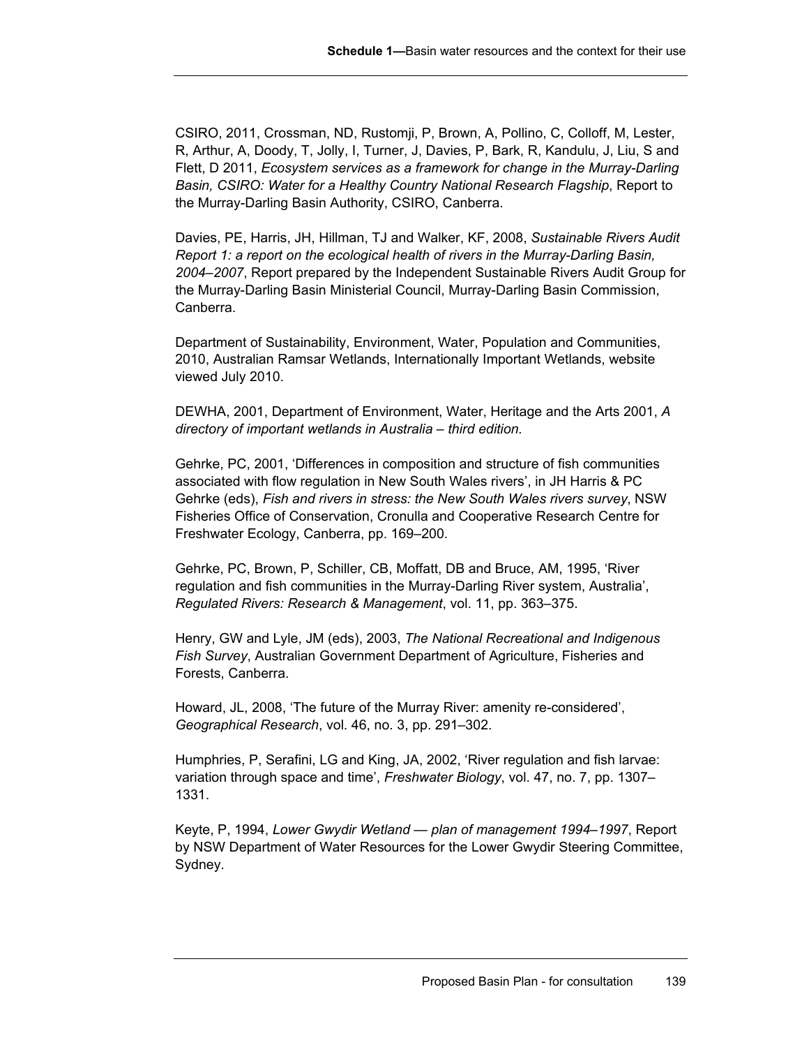CSIRO, 2011, Crossman, ND, Rustomji, P, Brown, A, Pollino, C, Colloff, M, Lester, R, Arthur, A, Doody, T, Jolly, I, Turner, J, Davies, P, Bark, R, Kandulu, J, Liu, S and Flett, D 2011, *Ecosystem services as a framework for change in the Murray-Darling Basin, CSIRO: Water for a Healthy Country National Research Flagship*, Report to the Murray-Darling Basin Authority, CSIRO, Canberra.

Davies, PE, Harris, JH, Hillman, TJ and Walker, KF, 2008, *Sustainable Rivers Audit Report 1: a report on the ecological health of rivers in the Murray-Darling Basin, 2004–2007*, Report prepared by the Independent Sustainable Rivers Audit Group for the Murray-Darling Basin Ministerial Council, Murray-Darling Basin Commission, Canberra.

Department of Sustainability, Environment, Water, Population and Communities, 2010, Australian Ramsar Wetlands, Internationally Important Wetlands, website viewed July 2010.

DEWHA, 2001, Department of Environment, Water, Heritage and the Arts 2001, *A directory of important wetlands in Australia – third edition.*

Gehrke, PC, 2001, 'Differences in composition and structure of fish communities associated with flow regulation in New South Wales rivers', in JH Harris & PC Gehrke (eds), *Fish and rivers in stress: the New South Wales rivers survey*, NSW Fisheries Office of Conservation, Cronulla and Cooperative Research Centre for Freshwater Ecology, Canberra, pp. 169–200.

Gehrke, PC, Brown, P, Schiller, CB, Moffatt, DB and Bruce, AM, 1995, 'River regulation and fish communities in the Murray-Darling River system, Australia', *Regulated Rivers: Research & Management*, vol. 11, pp. 363–375.

Henry, GW and Lyle, JM (eds), 2003, *The National Recreational and Indigenous Fish Survey*, Australian Government Department of Agriculture, Fisheries and Forests, Canberra.

Howard, JL, 2008, 'The future of the Murray River: amenity re-considered', *Geographical Research*, vol. 46, no. 3, pp. 291–302.

Humphries, P, Serafini, LG and King, JA, 2002, 'River regulation and fish larvae: variation through space and time', *Freshwater Biology*, vol. 47, no. 7, pp. 1307–1331.

Keyte, P, 1994, *Lower Gwydir Wetland — plan of management 1994–1997*, Report by NSW Department of Water Resources for the Lower Gwydir Steering Committee, Sydney.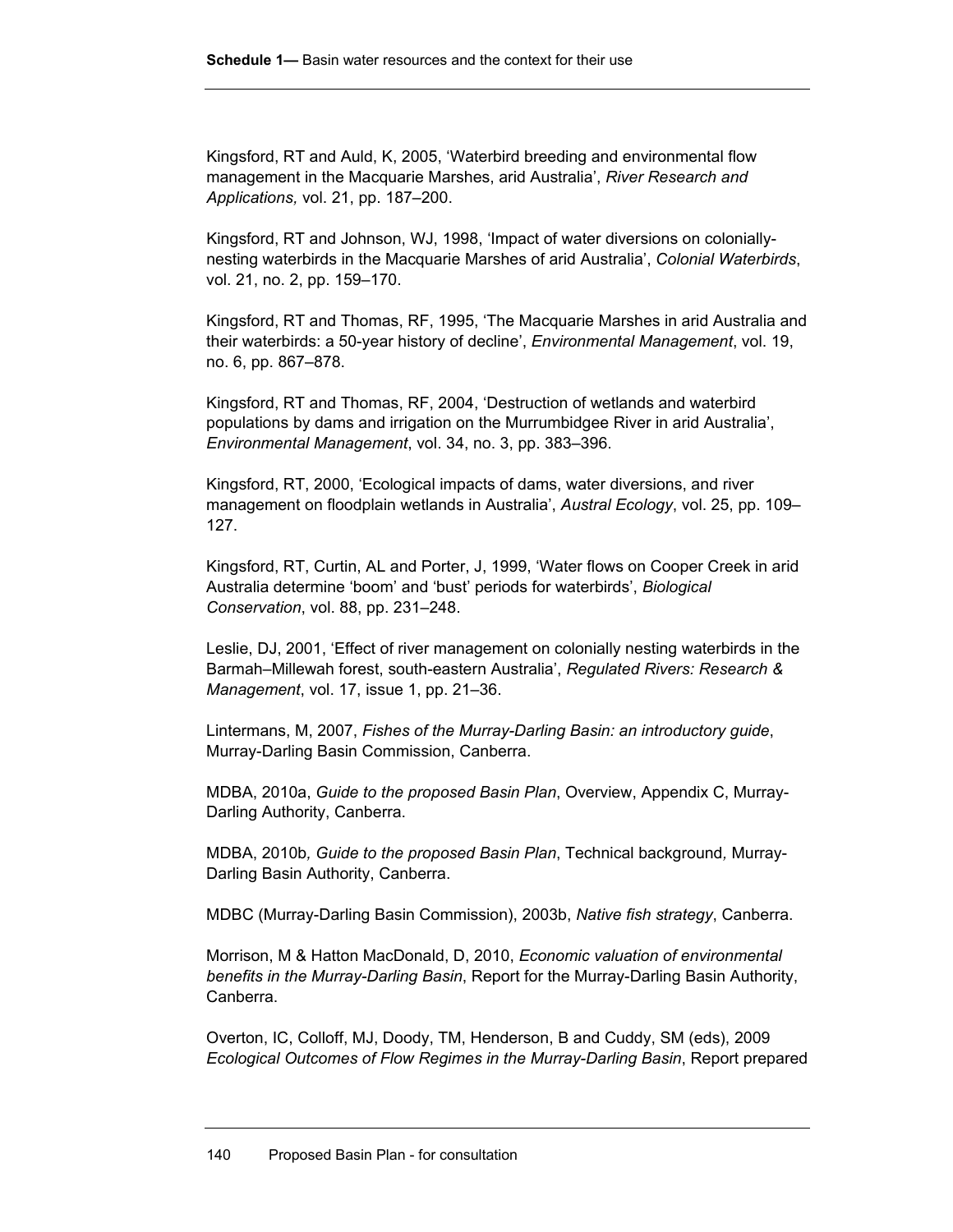Kingsford, RT and Auld, K, 2005, 'Waterbird breeding and environmental flow management in the Macquarie Marshes, arid Australia', *River Research and Applications,* vol. 21, pp. 187–200.

Kingsford, RT and Johnson, WJ, 1998, 'Impact of water diversions on colonially-nesting waterbirds in the Macquarie Marshes of arid Australia', *Colonial Waterbirds*, vol. 21, no. 2, pp. 159–170.

Kingsford, RT and Thomas, RF, 1995, 'The Macquarie Marshes in arid Australia and their waterbirds: a 50-year history of decline', *Environmental Management*, vol. 19, no. 6, pp. 867–878.

Kingsford, RT and Thomas, RF, 2004, 'Destruction of wetlands and waterbird populations by dams and irrigation on the Murrumbidgee River in arid Australia', *Environmental Management*, vol. 34, no. 3, pp. 383–396.

Kingsford, RT, 2000, 'Ecological impacts of dams, water diversions, and river management on floodplain wetlands in Australia', *Austral Ecology*, vol. 25, pp. 109–127.

Kingsford, RT, Curtin, AL and Porter, J, 1999, 'Water flows on Cooper Creek in arid Australia determine 'boom' and 'bust' periods for waterbirds', *Biological Conservation*, vol. 88, pp. 231–248.

Leslie, DJ, 2001, 'Effect of river management on colonially nesting waterbirds in the Barmah–Millewah forest, south-eastern Australia', *Regulated Rivers: Research & Management*, vol. 17, issue 1, pp. 21–36.

Lintermans, M, 2007, *Fishes of the Murray-Darling Basin: an introductory guide*, Murray-Darling Basin Commission, Canberra.

MDBA, 2010a, *Guide to the proposed Basin Plan*, Overview, Appendix C, Murray-Darling Authority, Canberra.

MDBA, 2010b*, Guide to the proposed Basin Plan*, Technical background*,* Murray-Darling Basin Authority, Canberra.

MDBC (Murray-Darling Basin Commission), 2003b, *Native fish strategy*, Canberra.

Morrison, M & Hatton MacDonald, D, 2010, *Economic valuation of environmental benefits in the Murray-Darling Basin*, Report for the Murray-Darling Basin Authority, Canberra.

Overton, IC, Colloff, MJ, Doody, TM, Henderson, B and Cuddy, SM (eds), 2009 *Ecological Outcomes of Flow Regimes in the Murray-Darling Basin*, Report prepared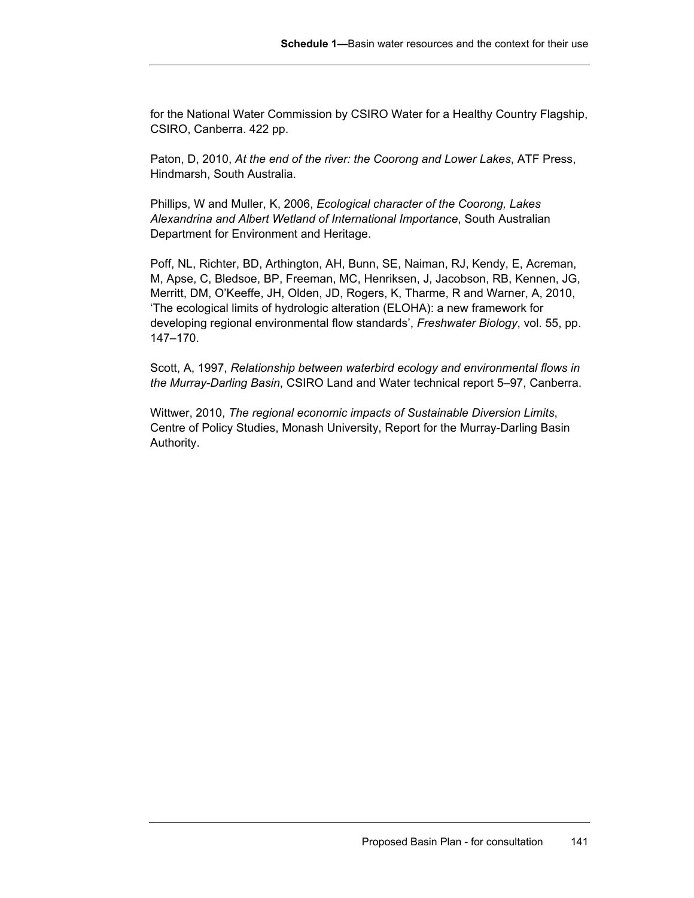for the National Water Commission by CSIRO Water for a Healthy Country Flagship, CSIRO, Canberra. 422 pp.

Paton, D, 2010, *At the end of the river: the Coorong and Lower Lakes*, ATF Press, Hindmarsh, South Australia.

Phillips, W and Muller, K, 2006, *Ecological character of the Coorong, Lakes Alexandrina and Albert Wetland of International Importance*, South Australian Department for Environment and Heritage.

Poff, NL, Richter, BD, Arthington, AH, Bunn, SE, Naiman, RJ, Kendy, E, Acreman, M, Apse, C, Bledsoe, BP, Freeman, MC, Henriksen, J, Jacobson, RB, Kennen, JG, Merritt, DM, O'Keeffe, JH, Olden, JD, Rogers, K, Tharme, R and Warner, A, 2010, 'The ecological limits of hydrologic alteration (ELOHA): a new framework for developing regional environmental flow standards', *Freshwater Biology*, vol. 55, pp. 147–170.

Scott, A, 1997, *Relationship between waterbird ecology and environmental flows in the Murray-Darling Basin*, CSIRO Land and Water technical report 5–97, Canberra.

Wittwer, 2010, *The regional economic impacts of Sustainable Diversion Limits*, Centre of Policy Studies, Monash University, Report for the Murray-Darling Basin Authority.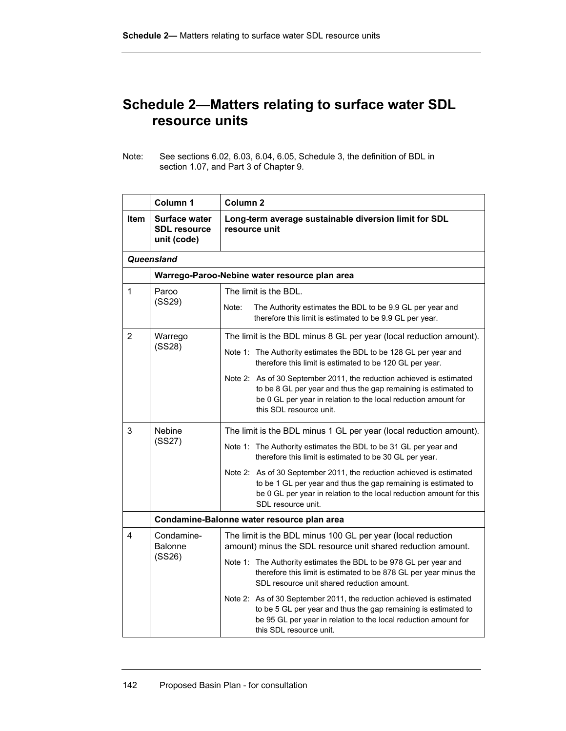# Schedule 2—Matters relating to surface water SDL resource units

Note: See sections 6.02, 6.03, 6.04, 6.05, Schedule 3, the definition of BDL in section 1.07, and Part 3 of Chapter 9.

| | Column 1 | Column 2 |
|---|---|---|
| **Item** | **Surface water SDL resource unit (code)** | **Long-term average sustainable diversion limit for SDL resource unit** |
| ***Queensland*** | | |
| | **Warrego-Paroo-Nebine water resource plan area** | |
| 1 | Paroo (SS29) | The limit is the BDL.<br>Note: The Authority estimates the BDL to be 9.9 GL per year and therefore this limit is estimated to be 9.9 GL per year. |
| 2 | Warrego (SS28) | The limit is the BDL minus 8 GL per year (local reduction amount).<br>Note 1: The Authority estimates the BDL to be 128 GL per year and therefore this limit is estimated to be 120 GL per year.<br>Note 2: As of 30 September 2011, the reduction achieved is estimated to be 8 GL per year and thus the gap remaining is estimated to be 0 GL per year in relation to the local reduction amount for this SDL resource unit. |
| 3 | Nebine (SS27) | The limit is the BDL minus 1 GL per year (local reduction amount).<br>Note 1: The Authority estimates the BDL to be 31 GL per year and therefore this limit is estimated to be 30 GL per year.<br>Note 2: As of 30 September 2011, the reduction achieved is estimated to be 1 GL per year and thus the gap remaining is estimated to be 0 GL per year in relation to the local reduction amount for this SDL resource unit. |
| | **Condamine-Balonne water resource plan area** | |
| 4 | Condamine-Balonne (SS26) | The limit is the BDL minus 100 GL per year (local reduction amount) minus the SDL resource unit shared reduction amount.<br>Note 1: The Authority estimates the BDL to be 978 GL per year and therefore this limit is estimated to be 878 GL per year minus the SDL resource unit shared reduction amount.<br>Note 2: As of 30 September 2011, the reduction achieved is estimated to be 5 GL per year and thus the gap remaining is estimated to be 95 GL per year in relation to the local reduction amount for this SDL resource unit. |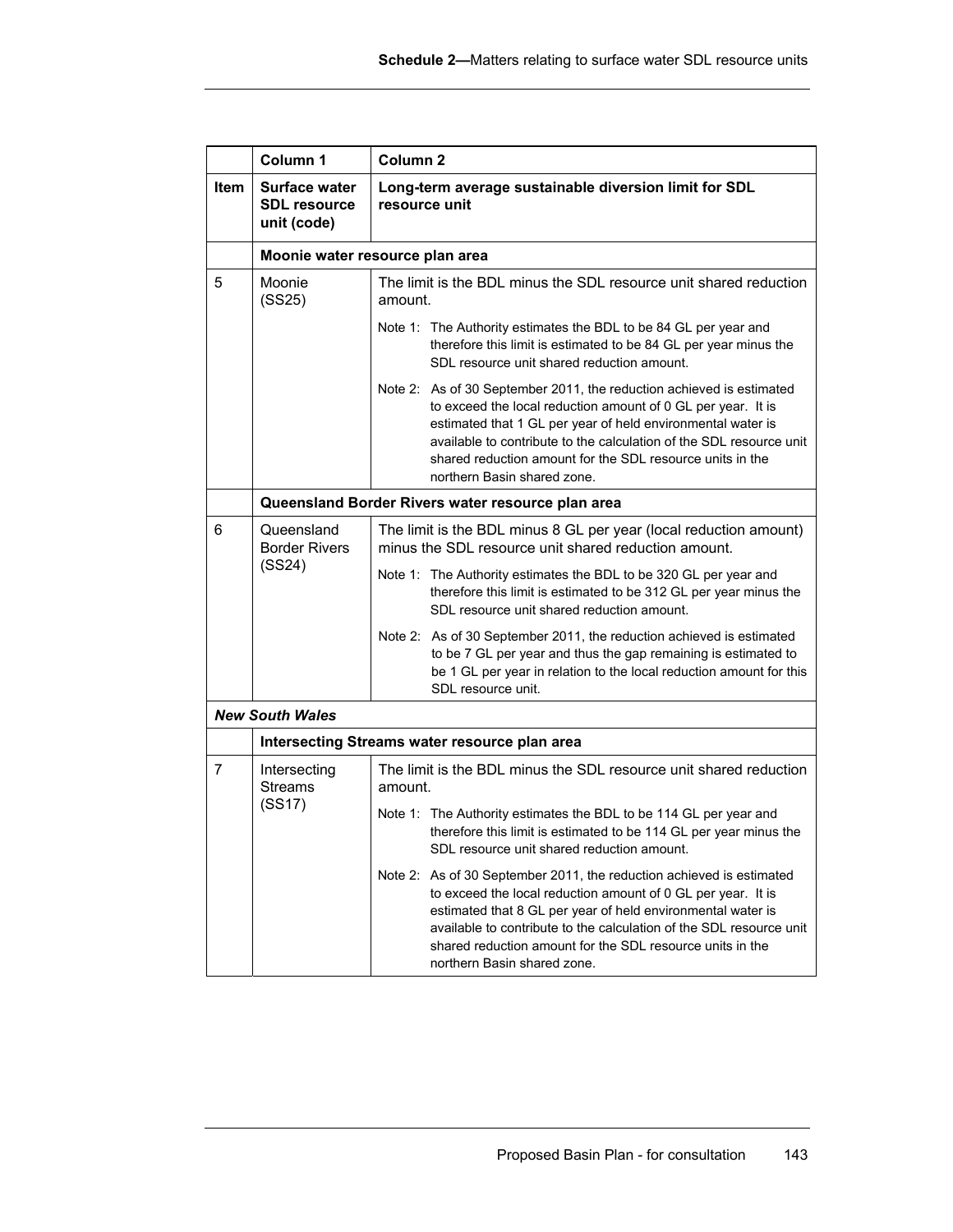| | Column 1 | Column 2 |
|---|---|---|
| **Item** | **Surface water SDL resource unit (code)** | **Long-term average sustainable diversion limit for SDL resource unit** |
| | **Moonie water resource plan area** | |
| 5 | Moonie (SS25) | The limit is the BDL minus the SDL resource unit shared reduction amount.<br><br>Note 1: The Authority estimates the BDL to be 84 GL per year and therefore this limit is estimated to be 84 GL per year minus the SDL resource unit shared reduction amount.<br><br>Note 2: As of 30 September 2011, the reduction achieved is estimated to exceed the local reduction amount of 0 GL per year. It is estimated that 1 GL per year of held environmental water is available to contribute to the calculation of the SDL resource unit shared reduction amount for the SDL resource units in the northern Basin shared zone. |
| | **Queensland Border Rivers water resource plan area** | |
| 6 | Queensland Border Rivers (SS24) | The limit is the BDL minus 8 GL per year (local reduction amount) minus the SDL resource unit shared reduction amount.<br><br>Note 1: The Authority estimates the BDL to be 320 GL per year and therefore this limit is estimated to be 312 GL per year minus the SDL resource unit shared reduction amount.<br><br>Note 2: As of 30 September 2011, the reduction achieved is estimated to be 7 GL per year and thus the gap remaining is estimated to be 1 GL per year in relation to the local reduction amount for this SDL resource unit. |
| ***New South Wales*** | | |
| | **Intersecting Streams water resource plan area** | |
| 7 | Intersecting Streams (SS17) | The limit is the BDL minus the SDL resource unit shared reduction amount.<br><br>Note 1: The Authority estimates the BDL to be 114 GL per year and therefore this limit is estimated to be 114 GL per year minus the SDL resource unit shared reduction amount.<br><br>Note 2: As of 30 September 2011, the reduction achieved is estimated to exceed the local reduction amount of 0 GL per year. It is estimated that 8 GL per year of held environmental water is available to contribute to the calculation of the SDL resource unit shared reduction amount for the SDL resource units in the northern Basin shared zone. |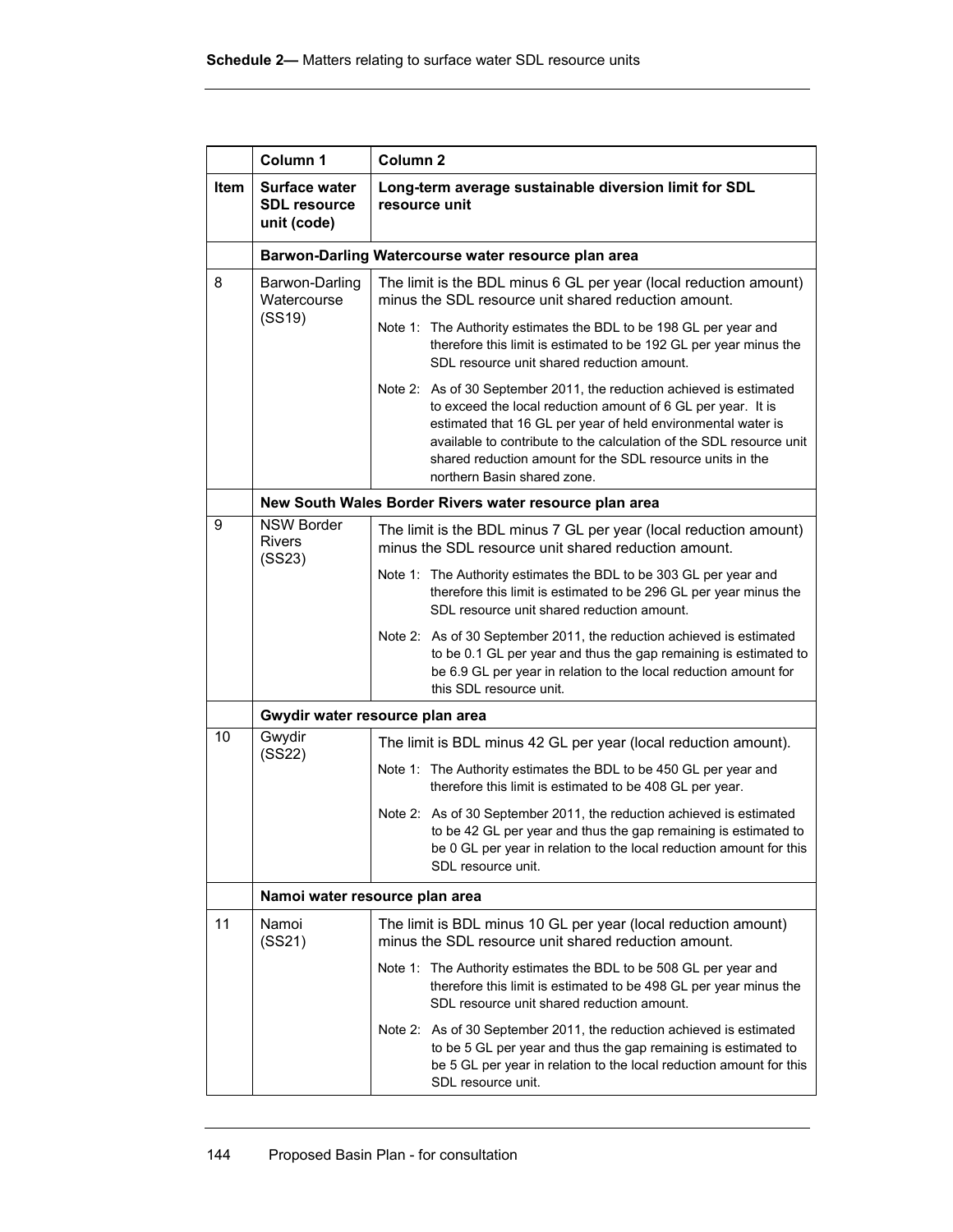| | Column 1 | Column 2 |
|---|---|---|
| **Item** | **Surface water SDL resource unit (code)** | **Long-term average sustainable diversion limit for SDL resource unit** |
| | **Barwon-Darling Watercourse water resource plan area** | |
| 8 | Barwon-Darling Watercourse (SS19) | The limit is the BDL minus 6 GL per year (local reduction amount) minus the SDL resource unit shared reduction amount.<br><br>Note 1: The Authority estimates the BDL to be 198 GL per year and therefore this limit is estimated to be 192 GL per year minus the SDL resource unit shared reduction amount.<br><br>Note 2: As of 30 September 2011, the reduction achieved is estimated to exceed the local reduction amount of 6 GL per year. It is estimated that 16 GL per year of held environmental water is available to contribute to the calculation of the SDL resource unit shared reduction amount for the SDL resource units in the northern Basin shared zone. |
| | **New South Wales Border Rivers water resource plan area** | |
| 9 | NSW Border Rivers (SS23) | The limit is the BDL minus 7 GL per year (local reduction amount) minus the SDL resource unit shared reduction amount.<br><br>Note 1: The Authority estimates the BDL to be 303 GL per year and therefore this limit is estimated to be 296 GL per year minus the SDL resource unit shared reduction amount.<br><br>Note 2: As of 30 September 2011, the reduction achieved is estimated to be 0.1 GL per year and thus the gap remaining is estimated to be 6.9 GL per year in relation to the local reduction amount for this SDL resource unit. |
| | **Gwydir water resource plan area** | |
| 10 | Gwydir (SS22) | The limit is BDL minus 42 GL per year (local reduction amount).<br><br>Note 1: The Authority estimates the BDL to be 450 GL per year and therefore this limit is estimated to be 408 GL per year.<br><br>Note 2: As of 30 September 2011, the reduction achieved is estimated to be 42 GL per year and thus the gap remaining is estimated to be 0 GL per year in relation to the local reduction amount for this SDL resource unit. |
| | **Namoi water resource plan area** | |
| 11 | Namoi (SS21) | The limit is BDL minus 10 GL per year (local reduction amount) minus the SDL resource unit shared reduction amount.<br><br>Note 1: The Authority estimates the BDL to be 508 GL per year and therefore this limit is estimated to be 498 GL per year minus the SDL resource unit shared reduction amount.<br><br>Note 2: As of 30 September 2011, the reduction achieved is estimated to be 5 GL per year and thus the gap remaining is estimated to be 5 GL per year in relation to the local reduction amount for this SDL resource unit. |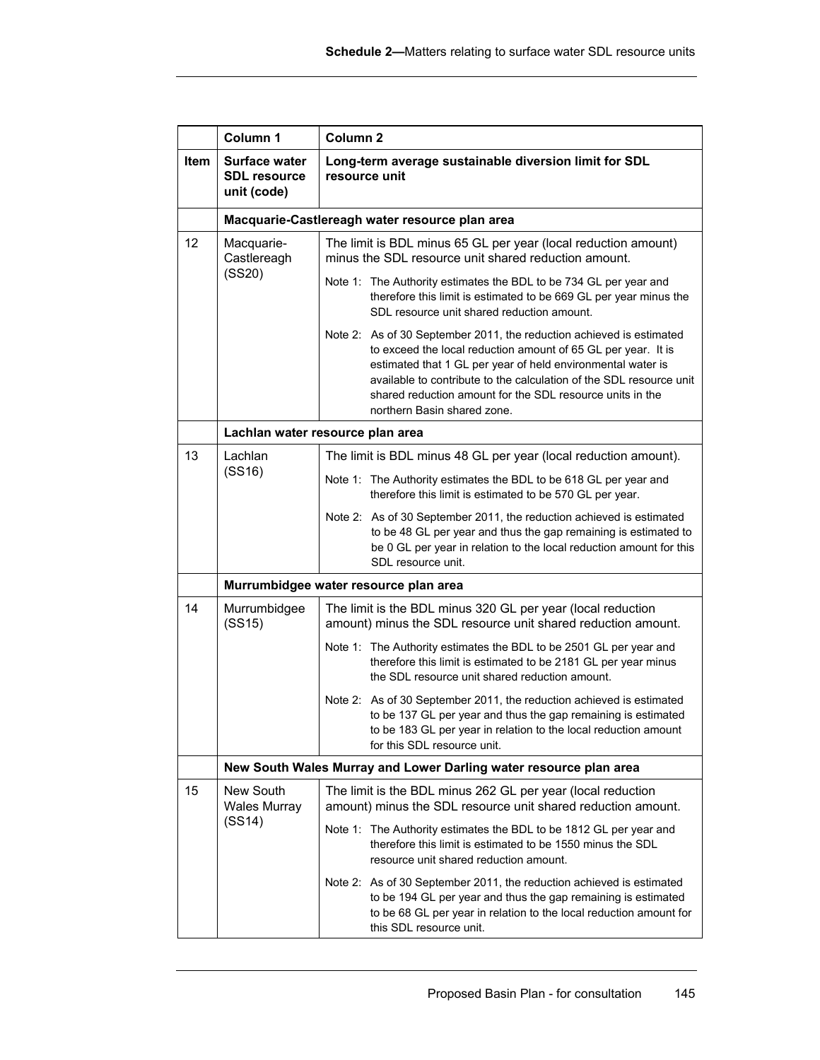| | Column 1 | Column 2 |
|---|---|---|
| **Item** | **Surface water SDL resource unit (code)** | **Long-term average sustainable diversion limit for SDL resource unit** |
| | **Macquarie-Castlereagh water resource plan area** | |
| 12 | Macquarie-Castlereagh (SS20) | The limit is BDL minus 65 GL per year (local reduction amount) minus the SDL resource unit shared reduction amount.<br>Note 1: The Authority estimates the BDL to be 734 GL per year and therefore this limit is estimated to be 669 GL per year minus the SDL resource unit shared reduction amount.<br>Note 2: As of 30 September 2011, the reduction achieved is estimated to exceed the local reduction amount of 65 GL per year. It is estimated that 1 GL per year of held environmental water is available to contribute to the calculation of the SDL resource unit shared reduction amount for the SDL resource units in the northern Basin shared zone. |
| | **Lachlan water resource plan area** | |
| 13 | Lachlan (SS16) | The limit is BDL minus 48 GL per year (local reduction amount).<br>Note 1: The Authority estimates the BDL to be 618 GL per year and therefore this limit is estimated to be 570 GL per year.<br>Note 2: As of 30 September 2011, the reduction achieved is estimated to be 48 GL per year and thus the gap remaining is estimated to be 0 GL per year in relation to the local reduction amount for this SDL resource unit. |
| | **Murrumbidgee water resource plan area** | |
| 14 | Murrumbidgee (SS15) | The limit is the BDL minus 320 GL per year (local reduction amount) minus the SDL resource unit shared reduction amount.<br>Note 1: The Authority estimates the BDL to be 2501 GL per year and therefore this limit is estimated to be 2181 GL per year minus the SDL resource unit shared reduction amount.<br>Note 2: As of 30 September 2011, the reduction achieved is estimated to be 137 GL per year and thus the gap remaining is estimated to be 183 GL per year in relation to the local reduction amount for this SDL resource unit. |
| | **New South Wales Murray and Lower Darling water resource plan area** | |
| 15 | New South Wales Murray (SS14) | The limit is the BDL minus 262 GL per year (local reduction amount) minus the SDL resource unit shared reduction amount.<br>Note 1: The Authority estimates the BDL to be 1812 GL per year and therefore this limit is estimated to be 1550 minus the SDL resource unit shared reduction amount.<br>Note 2: As of 30 September 2011, the reduction achieved is estimated to be 194 GL per year and thus the gap remaining is estimated to be 68 GL per year in relation to the local reduction amount for this SDL resource unit. |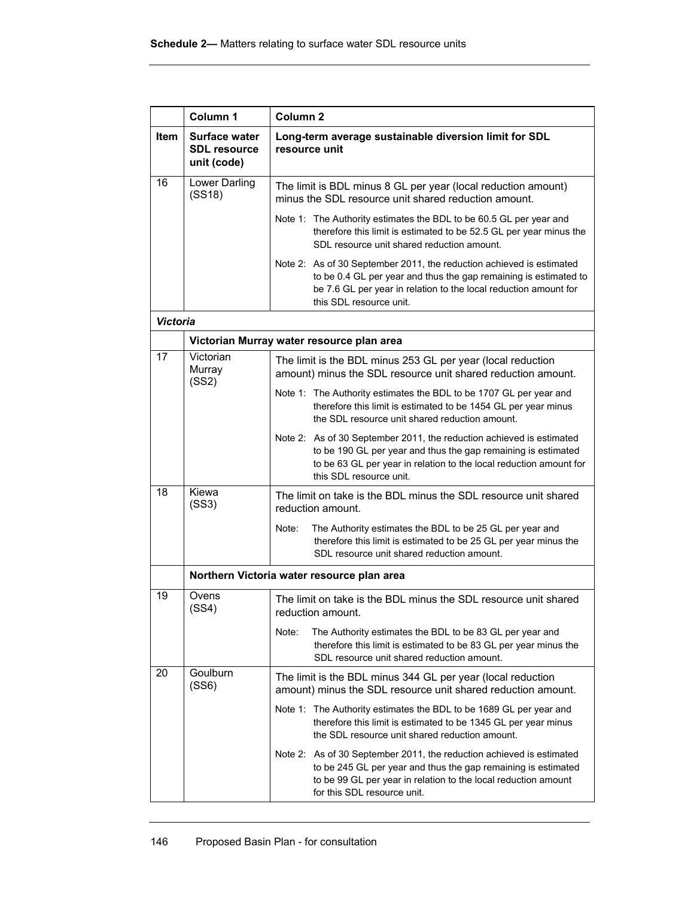| | Column 1 | Column 2 |
|---|---|---|
| **Item** | **Surface water SDL resource unit (code)** | **Long-term average sustainable diversion limit for SDL resource unit** |
| 16 | Lower Darling (SS18) | The limit is BDL minus 8 GL per year (local reduction amount) minus the SDL resource unit shared reduction amount.<br><br>Note 1: The Authority estimates the BDL to be 60.5 GL per year and therefore this limit is estimated to be 52.5 GL per year minus the SDL resource unit shared reduction amount.<br><br>Note 2: As of 30 September 2011, the reduction achieved is estimated to be 0.4 GL per year and thus the gap remaining is estimated to be 7.6 GL per year in relation to the local reduction amount for this SDL resource unit. |
| ***Victoria*** | | |
| | **Victorian Murray water resource plan area** | |
| 17 | Victorian Murray (SS2) | The limit is the BDL minus 253 GL per year (local reduction amount) minus the SDL resource unit shared reduction amount.<br><br>Note 1: The Authority estimates the BDL to be 1707 GL per year and therefore this limit is estimated to be 1454 GL per year minus the SDL resource unit shared reduction amount.<br><br>Note 2: As of 30 September 2011, the reduction achieved is estimated to be 190 GL per year and thus the gap remaining is estimated to be 63 GL per year in relation to the local reduction amount for this SDL resource unit. |
| 18 | Kiewa (SS3) | The limit on take is the BDL minus the SDL resource unit shared reduction amount.<br><br>Note: The Authority estimates the BDL to be 25 GL per year and therefore this limit is estimated to be 25 GL per year minus the SDL resource unit shared reduction amount. |
| | **Northern Victoria water resource plan area** | |
| 19 | Ovens (SS4) | The limit on take is the BDL minus the SDL resource unit shared reduction amount.<br><br>Note: The Authority estimates the BDL to be 83 GL per year and therefore this limit is estimated to be 83 GL per year minus the SDL resource unit shared reduction amount. |
| 20 | Goulburn (SS6) | The limit is the BDL minus 344 GL per year (local reduction amount) minus the SDL resource unit shared reduction amount.<br><br>Note 1: The Authority estimates the BDL to be 1689 GL per year and therefore this limit is estimated to be 1345 GL per year minus the SDL resource unit shared reduction amount.<br><br>Note 2: As of 30 September 2011, the reduction achieved is estimated to be 245 GL per year and thus the gap remaining is estimated to be 99 GL per year in relation to the local reduction amount for this SDL resource unit. |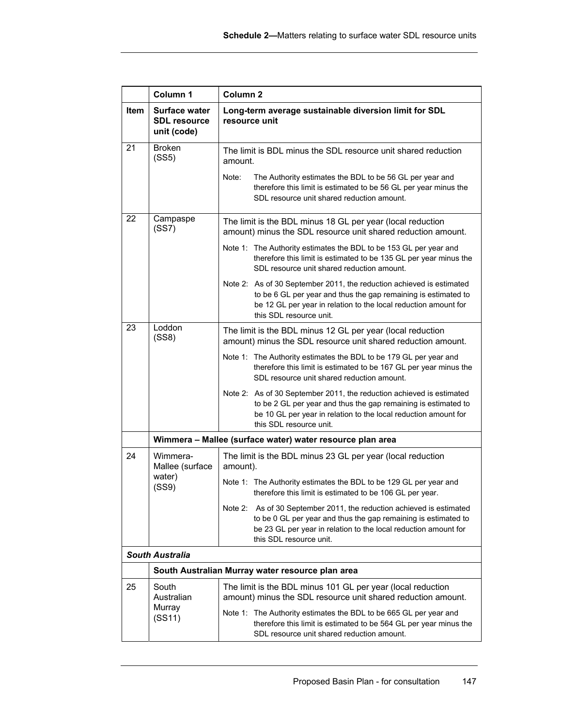| | Column 1 | Column 2 |
|---|---|---|
| **Item** | **Surface water SDL resource unit (code)** | **Long-term average sustainable diversion limit for SDL resource unit** |
| 21 | Broken (SS5) | The limit is BDL minus the SDL resource unit shared reduction amount.<br><br>Note: The Authority estimates the BDL to be 56 GL per year and therefore this limit is estimated to be 56 GL per year minus the SDL resource unit shared reduction amount. |
| 22 | Campaspe (SS7) | The limit is the BDL minus 18 GL per year (local reduction amount) minus the SDL resource unit shared reduction amount.<br><br>Note 1: The Authority estimates the BDL to be 153 GL per year and therefore this limit is estimated to be 135 GL per year minus the SDL resource unit shared reduction amount.<br><br>Note 2: As of 30 September 2011, the reduction achieved is estimated to be 6 GL per year and thus the gap remaining is estimated to be 12 GL per year in relation to the local reduction amount for this SDL resource unit. |
| 23 | Loddon (SS8) | The limit is the BDL minus 12 GL per year (local reduction amount) minus the SDL resource unit shared reduction amount.<br><br>Note 1: The Authority estimates the BDL to be 179 GL per year and therefore this limit is estimated to be 167 GL per year minus the SDL resource unit shared reduction amount.<br><br>Note 2: As of 30 September 2011, the reduction achieved is estimated to be 2 GL per year and thus the gap remaining is estimated to be 10 GL per year in relation to the local reduction amount for this SDL resource unit. |
| | **Wimmera – Mallee (surface water) water resource plan area** | |
| 24 | Wimmera-Mallee (surface water) (SS9) | The limit is the BDL minus 23 GL per year (local reduction amount).<br><br>Note 1: The Authority estimates the BDL to be 129 GL per year and therefore this limit is estimated to be 106 GL per year.<br><br>Note 2: As of 30 September 2011, the reduction achieved is estimated to be 0 GL per year and thus the gap remaining is estimated to be 23 GL per year in relation to the local reduction amount for this SDL resource unit. |
| ***South Australia*** | | |
| | **South Australian Murray water resource plan area** | |
| 25 | South Australian Murray (SS11) | The limit is the BDL minus 101 GL per year (local reduction amount) minus the SDL resource unit shared reduction amount.<br><br>Note 1: The Authority estimates the BDL to be 665 GL per year and therefore this limit is estimated to be 564 GL per year minus the SDL resource unit shared reduction amount. |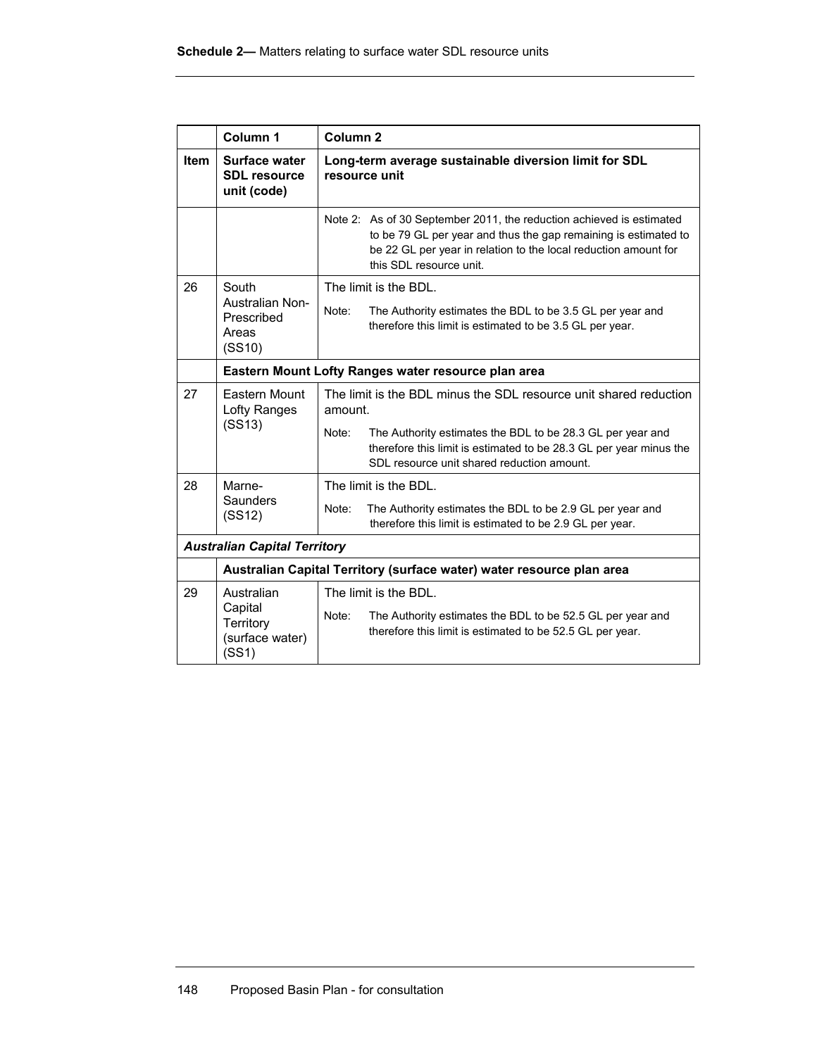| | Column 1 | Column 2 |
|---|---|---|
| **Item** | **Surface water SDL resource unit (code)** | **Long-term average sustainable diversion limit for SDL resource unit** |
| | | Note 2: As of 30 September 2011, the reduction achieved is estimated to be 79 GL per year and thus the gap remaining is estimated to be 22 GL per year in relation to the local reduction amount for this SDL resource unit. |
| 26 | South Australian Non-Prescribed Areas (SS10) | The limit is the BDL. Note: The Authority estimates the BDL to be 3.5 GL per year and therefore this limit is estimated to be 3.5 GL per year. |
| | **Eastern Mount Lofty Ranges water resource plan area** | |
| 27 | Eastern Mount Lofty Ranges (SS13) | The limit is the BDL minus the SDL resource unit shared reduction amount. Note: The Authority estimates the BDL to be 28.3 GL per year and therefore this limit is estimated to be 28.3 GL per year minus the SDL resource unit shared reduction amount. |
| 28 | Marne-Saunders (SS12) | The limit is the BDL. Note: The Authority estimates the BDL to be 2.9 GL per year and therefore this limit is estimated to be 2.9 GL per year. |
| ***Australian Capital Territory*** | | |
| | **Australian Capital Territory (surface water) water resource plan area** | |
| 29 | Australian Capital Territory (surface water) (SS1) | The limit is the BDL. Note: The Authority estimates the BDL to be 52.5 GL per year and therefore this limit is estimated to be 52.5 GL per year. |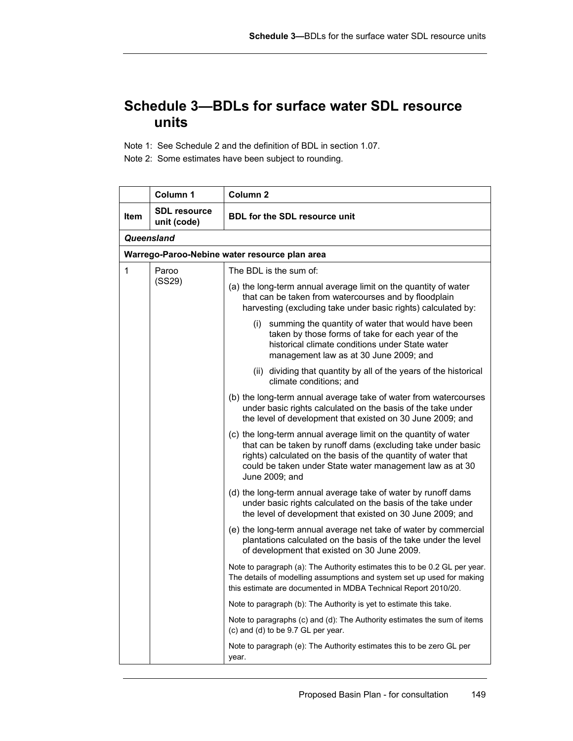# Schedule 3—BDLs for surface water SDL resource units

Note 1: See Schedule 2 and the definition of BDL in section 1.07.

Note 2: Some estimates have been subject to rounding.

| | Column 1 | Column 2 |
|---|---|---|
| **Item** | **SDL resource unit (code)** | **BDL for the SDL resource unit** |
| ***Queensland*** | | |
| **Warrego-Paroo-Nebine water resource plan area** | | |
| 1 | Paroo (SS29) | The BDL is the sum of:<br>(a) the long-term annual average limit on the quantity of water that can be taken from watercourses and by floodplain harvesting (excluding take under basic rights) calculated by:<br>(i) summing the quantity of water that would have been taken by those forms of take for each year of the historical climate conditions under State water management law as at 30 June 2009; and<br>(ii) dividing that quantity by all of the years of the historical climate conditions; and<br>(b) the long-term annual average take of water from watercourses under basic rights calculated on the basis of the take under the level of development that existed on 30 June 2009; and<br>(c) the long-term annual average limit on the quantity of water that can be taken by runoff dams (excluding take under basic rights) calculated on the basis of the quantity of water that could be taken under State water management law as at 30 June 2009; and<br>(d) the long-term annual average take of water by runoff dams under basic rights calculated on the basis of the take under the level of development that existed on 30 June 2009; and<br>(e) the long-term annual average net take of water by commercial plantations calculated on the basis of the take under the level of development that existed on 30 June 2009.<br>Note to paragraph (a): The Authority estimates this to be 0.2 GL per year. The details of modelling assumptions and system set up used for making this estimate are documented in MDBA Technical Report 2010/20.<br>Note to paragraph (b): The Authority is yet to estimate this take.<br>Note to paragraphs (c) and (d): The Authority estimates the sum of items (c) and (d) to be 9.7 GL per year.<br>Note to paragraph (e): The Authority estimates this to be zero GL per year. |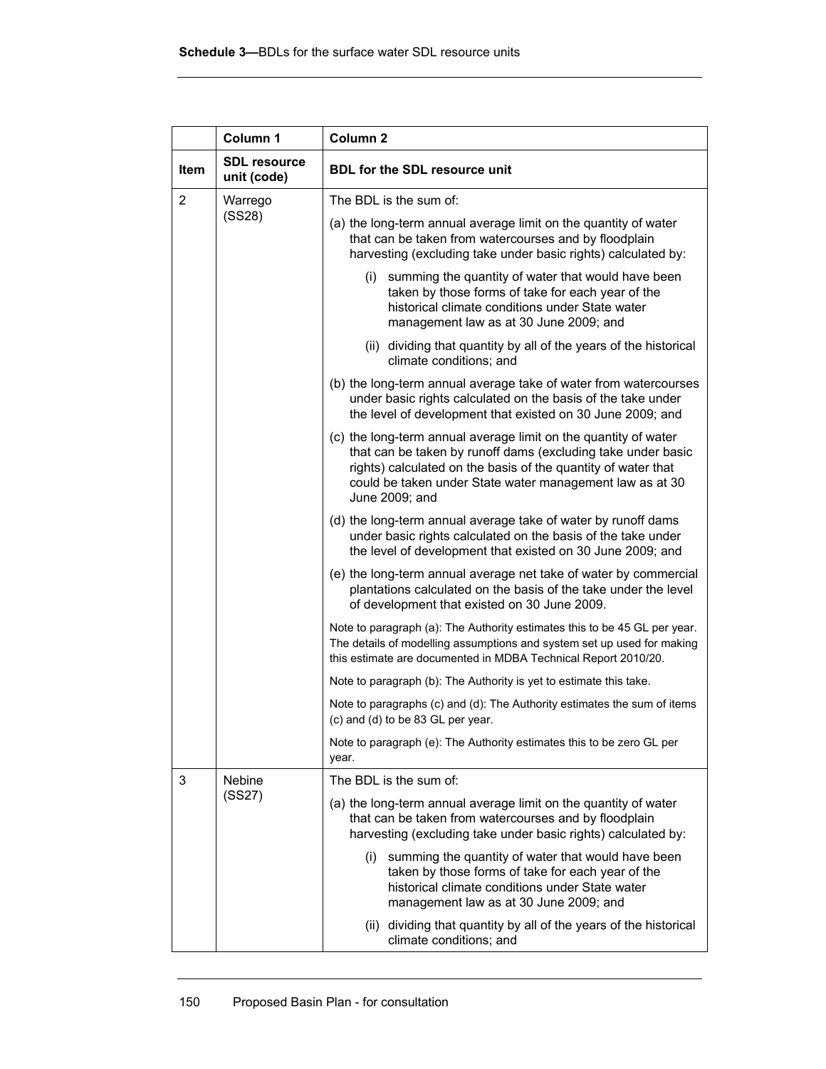|  | Column 1 | Column 2 |
|---|---|---|
| **Item** | **SDL resource unit (code)** | **BDL for the SDL resource unit** |
| 2 | Warrego (SS28) | The BDL is the sum of:<br>(a) the long-term annual average limit on the quantity of water that can be taken from watercourses and by floodplain harvesting (excluding take under basic rights) calculated by:<br>(i) summing the quantity of water that would have been taken by those forms of take for each year of the historical climate conditions under State water management law as at 30 June 2009; and<br>(ii) dividing that quantity by all of the years of the historical climate conditions; and<br>(b) the long-term annual average take of water from watercourses under basic rights calculated on the basis of the take under the level of development that existed on 30 June 2009; and<br>(c) the long-term annual average limit on the quantity of water that can be taken by runoff dams (excluding take under basic rights) calculated on the basis of the quantity of water that could be taken under State water management law as at 30 June 2009; and<br>(d) the long-term annual average take of water by runoff dams under basic rights calculated on the basis of the take under the level of development that existed on 30 June 2009; and<br>(e) the long-term annual average net take of water by commercial plantations calculated on the basis of the take under the level of development that existed on 30 June 2009.<br>Note to paragraph (a): The Authority estimates this to be 45 GL per year. The details of modelling assumptions and system set up used for making this estimate are documented in MDBA Technical Report 2010/20.<br>Note to paragraph (b): The Authority is yet to estimate this take.<br>Note to paragraphs (c) and (d): The Authority estimates the sum of items (c) and (d) to be 83 GL per year.<br>Note to paragraph (e): The Authority estimates this to be zero GL per year. |
| 3 | Nebine (SS27) | The BDL is the sum of:<br>(a) the long-term annual average limit on the quantity of water that can be taken from watercourses and by floodplain harvesting (excluding take under basic rights) calculated by:<br>(i) summing the quantity of water that would have been taken by those forms of take for each year of the historical climate conditions under State water management law as at 30 June 2009; and<br>(ii) dividing that quantity by all of the years of the historical climate conditions; and |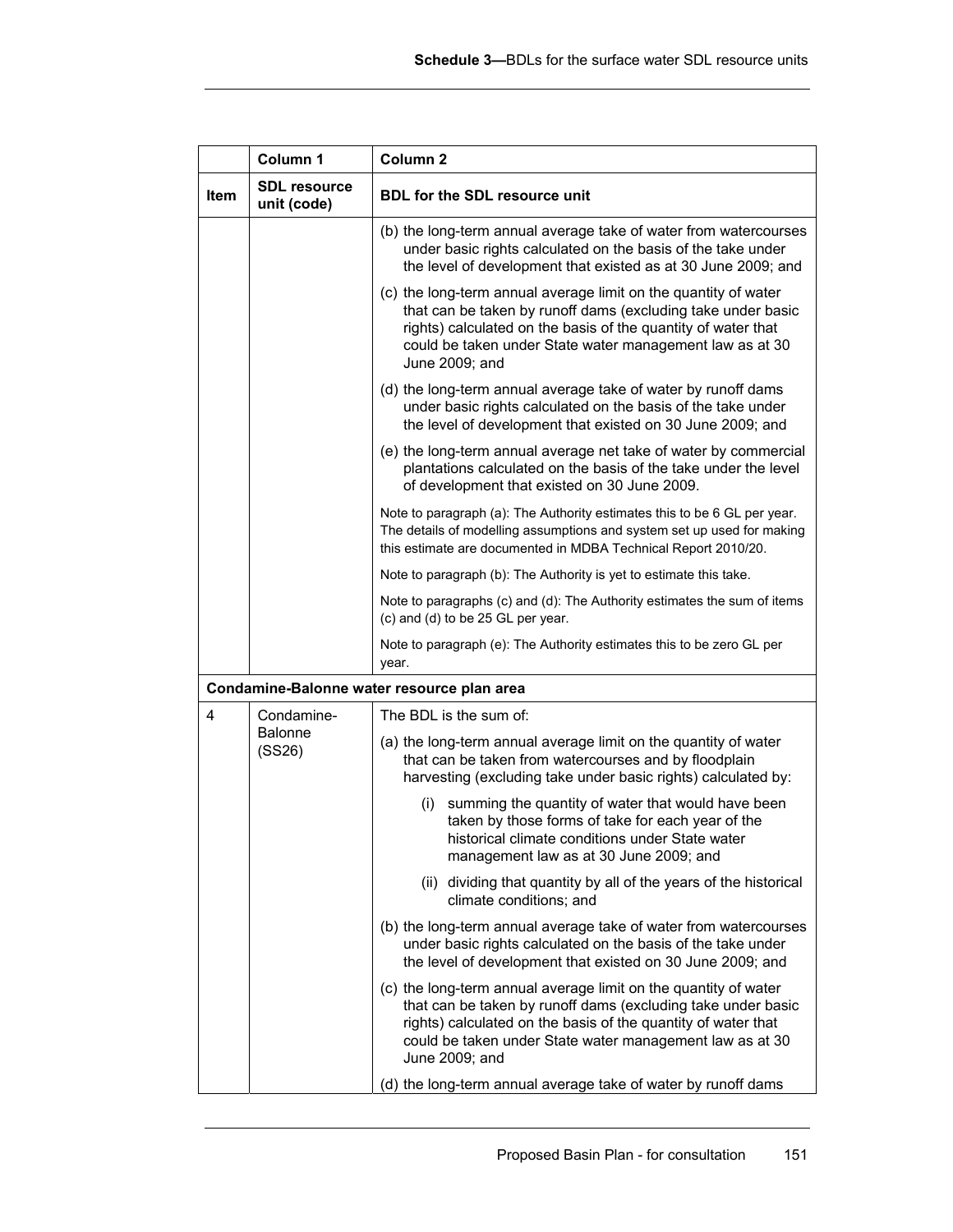| Item | Column 1<br>SDL resource unit (code) | Column 2<br>BDL for the SDL resource unit |
|---|---|---|
| | | (b) the long-term annual average take of water from watercourses under basic rights calculated on the basis of the take under the level of development that existed as at 30 June 2009; and |
| | | (c) the long-term annual average limit on the quantity of water that can be taken by runoff dams (excluding take under basic rights) calculated on the basis of the quantity of water that could be taken under State water management law as at 30 June 2009; and |
| | | (d) the long-term annual average take of water by runoff dams under basic rights calculated on the basis of the take under the level of development that existed on 30 June 2009; and |
| | | (e) the long-term annual average net take of water by commercial plantations calculated on the basis of the take under the level of development that existed on 30 June 2009. |
| | | Note to paragraph (a): The Authority estimates this to be 6 GL per year. The details of modelling assumptions and system set up used for making this estimate are documented in MDBA Technical Report 2010/20. |
| | | Note to paragraph (b): The Authority is yet to estimate this take. |
| | | Note to paragraphs (c) and (d): The Authority estimates the sum of items (c) and (d) to be 25 GL per year. |
| | | Note to paragraph (e): The Authority estimates this to be zero GL per year. |
| **Condamine-Balonne water resource plan area** | | |
| 4 | Condamine-Balonne (SS26) | The BDL is the sum of: |
| | | (a) the long-term annual average limit on the quantity of water that can be taken from watercourses and by floodplain harvesting (excluding take under basic rights) calculated by: |
| | | (i) summing the quantity of water that would have been taken by those forms of take for each year of the historical climate conditions under State water management law as at 30 June 2009; and |
| | | (ii) dividing that quantity by all of the years of the historical climate conditions; and |
| | | (b) the long-term annual average take of water from watercourses under basic rights calculated on the basis of the take under the level of development that existed on 30 June 2009; and |
| | | (c) the long-term annual average limit on the quantity of water that can be taken by runoff dams (excluding take under basic rights) calculated on the basis of the quantity of water that could be taken under State water management law as at 30 June 2009; and |
| | | (d) the long-term annual average take of water by runoff dams |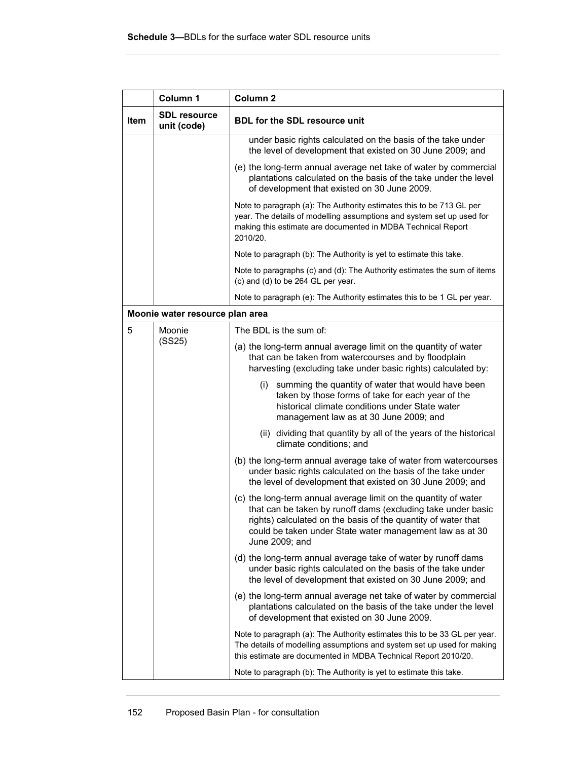| Item | Column 1<br>SDL resource unit (code) | Column 2<br>BDL for the SDL resource unit |
|---|---|---|
| | | under basic rights calculated on the basis of the take under the level of development that existed on 30 June 2009; and<br><br>(e) the long-term annual average net take of water by commercial plantations calculated on the basis of the take under the level of development that existed on 30 June 2009.<br><br>Note to paragraph (a): The Authority estimates this to be 713 GL per year. The details of modelling assumptions and system set up used for making this estimate are documented in MDBA Technical Report 2010/20.<br><br>Note to paragraph (b): The Authority is yet to estimate this take.<br><br>Note to paragraphs (c) and (d): The Authority estimates the sum of items (c) and (d) to be 264 GL per year.<br><br>Note to paragraph (e): The Authority estimates this to be 1 GL per year. |
| **Moonie water resource plan area** | | |
| 5 | Moonie (SS25) | The BDL is the sum of:<br><br>(a) the long-term annual average limit on the quantity of water that can be taken from watercourses and by floodplain harvesting (excluding take under basic rights) calculated by:<br><br>(i) summing the quantity of water that would have been taken by those forms of take for each year of the historical climate conditions under State water management law as at 30 June 2009; and<br><br>(ii) dividing that quantity by all of the years of the historical climate conditions; and<br><br>(b) the long-term annual average take of water from watercourses under basic rights calculated on the basis of the take under the level of development that existed on 30 June 2009; and<br><br>(c) the long-term annual average limit on the quantity of water that can be taken by runoff dams (excluding take under basic rights) calculated on the basis of the quantity of water that could be taken under State water management law as at 30 June 2009; and<br><br>(d) the long-term annual average take of water by runoff dams under basic rights calculated on the basis of the take under the level of development that existed on 30 June 2009; and<br><br>(e) the long-term annual average net take of water by commercial plantations calculated on the basis of the take under the level of development that existed on 30 June 2009.<br><br>Note to paragraph (a): The Authority estimates this to be 33 GL per year. The details of modelling assumptions and system set up used for making this estimate are documented in MDBA Technical Report 2010/20.<br><br>Note to paragraph (b): The Authority is yet to estimate this take. |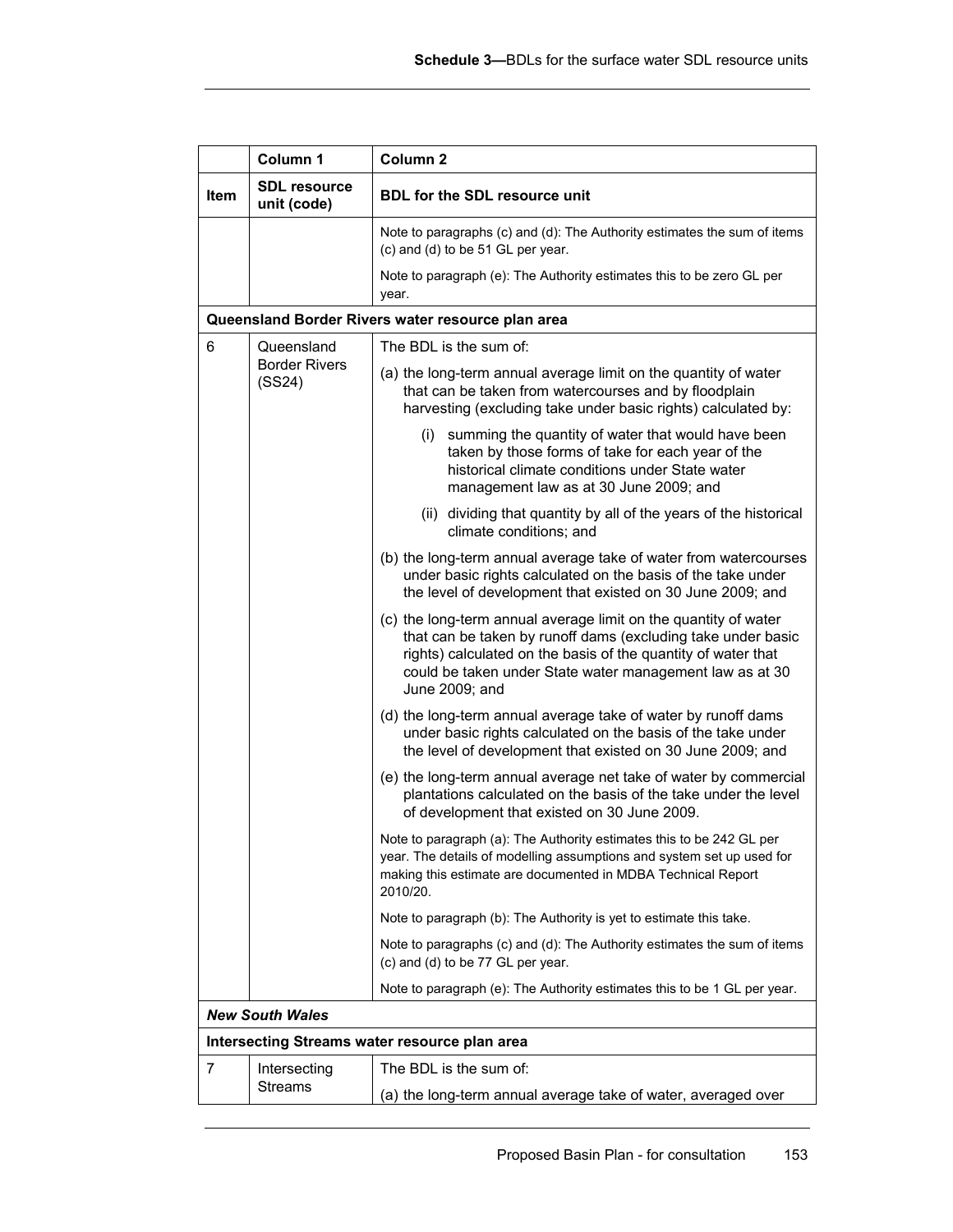| Item | Column 1<br>SDL resource unit (code) | Column 2<br>BDL for the SDL resource unit |
|---|---|---|
| | | Note to paragraphs (c) and (d): The Authority estimates the sum of items (c) and (d) to be 51 GL per year.<br><br>Note to paragraph (e): The Authority estimates this to be zero GL per year. |
| **Queensland Border Rivers water resource plan area** | | |
| 6 | Queensland Border Rivers (SS24) | The BDL is the sum of:<br><br>(a) the long-term annual average limit on the quantity of water that can be taken from watercourses and by floodplain harvesting (excluding take under basic rights) calculated by:<br><br>(i) summing the quantity of water that would have been taken by those forms of take for each year of the historical climate conditions under State water management law as at 30 June 2009; and<br><br>(ii) dividing that quantity by all of the years of the historical climate conditions; and<br><br>(b) the long-term annual average take of water from watercourses under basic rights calculated on the basis of the take under the level of development that existed on 30 June 2009; and<br><br>(c) the long-term annual average limit on the quantity of water that can be taken by runoff dams (excluding take under basic rights) calculated on the basis of the quantity of water that could be taken under State water management law as at 30 June 2009; and<br><br>(d) the long-term annual average take of water by runoff dams under basic rights calculated on the basis of the take under the level of development that existed on 30 June 2009; and<br><br>(e) the long-term annual average net take of water by commercial plantations calculated on the basis of the take under the level of development that existed on 30 June 2009.<br><br>Note to paragraph (a): The Authority estimates this to be 242 GL per year. The details of modelling assumptions and system set up used for making this estimate are documented in MDBA Technical Report 2010/20.<br><br>Note to paragraph (b): The Authority is yet to estimate this take.<br><br>Note to paragraphs (c) and (d): The Authority estimates the sum of items (c) and (d) to be 77 GL per year.<br><br>Note to paragraph (e): The Authority estimates this to be 1 GL per year. |
| ***New South Wales*** | | |
| **Intersecting Streams water resource plan area** | | |
| 7 | Intersecting Streams | The BDL is the sum of:<br><br>(a) the long-term annual average take of water, averaged over |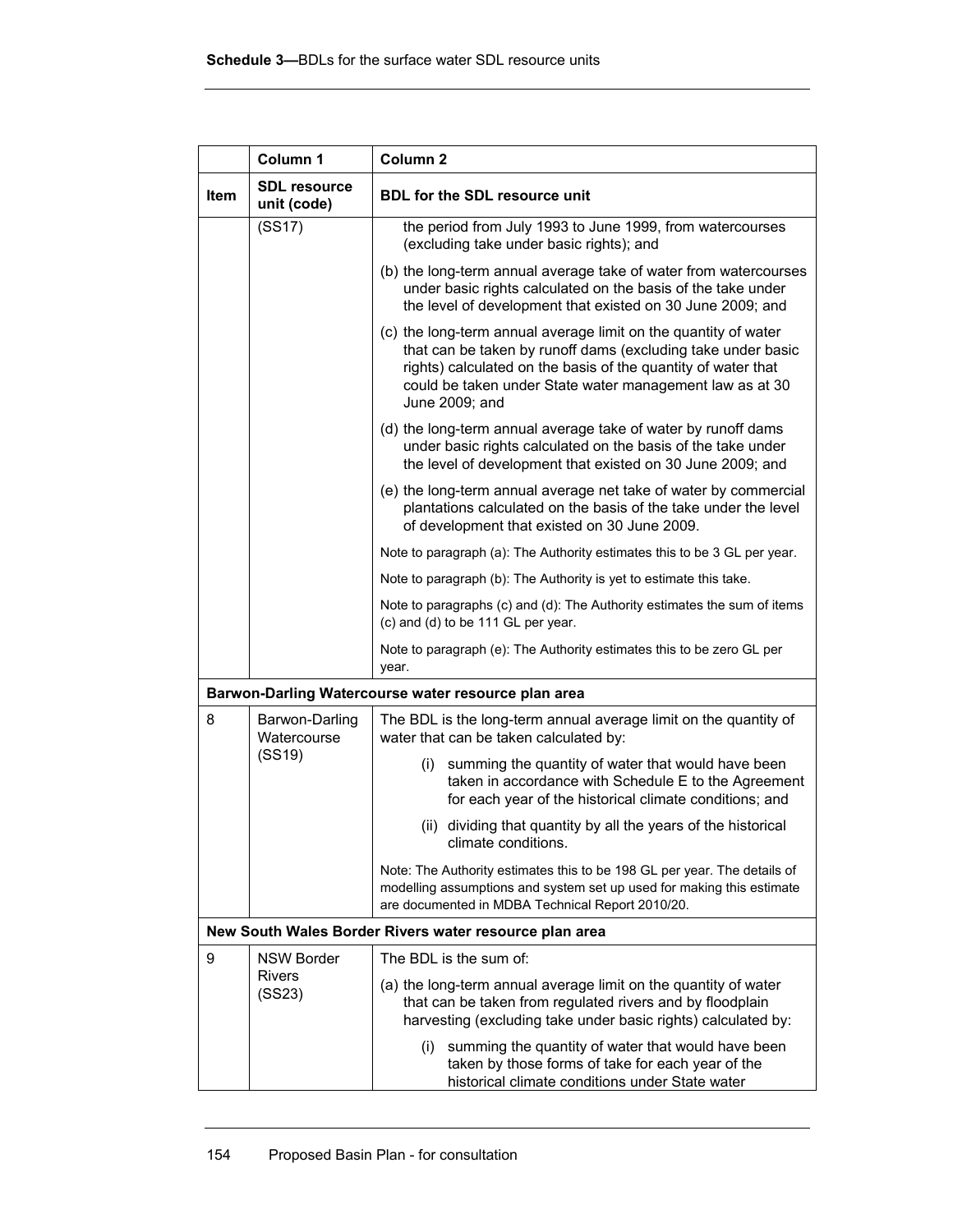| Item | Column 1<br>SDL resource unit (code) | Column 2<br>BDL for the SDL resource unit |
|---|---|---|
| | (SS17) | the period from July 1993 to June 1999, from watercourses (excluding take under basic rights); and<br>(b) the long-term annual average take of water from watercourses under basic rights calculated on the basis of the take under the level of development that existed on 30 June 2009; and<br>(c) the long-term annual average limit on the quantity of water that can be taken by runoff dams (excluding take under basic rights) calculated on the basis of the quantity of water that could be taken under State water management law as at 30 June 2009; and<br>(d) the long-term annual average take of water by runoff dams under basic rights calculated on the basis of the take under the level of development that existed on 30 June 2009; and<br>(e) the long-term annual average net take of water by commercial plantations calculated on the basis of the take under the level of development that existed on 30 June 2009.<br>Note to paragraph (a): The Authority estimates this to be 3 GL per year.<br>Note to paragraph (b): The Authority is yet to estimate this take.<br>Note to paragraphs (c) and (d): The Authority estimates the sum of items (c) and (d) to be 111 GL per year.<br>Note to paragraph (e): The Authority estimates this to be zero GL per year. |
| **Barwon-Darling Watercourse water resource plan area** | | |
| 8 | Barwon-Darling Watercourse (SS19) | The BDL is the long-term annual average limit on the quantity of water that can be taken calculated by:<br>(i) summing the quantity of water that would have been taken in accordance with Schedule E to the Agreement for each year of the historical climate conditions; and<br>(ii) dividing that quantity by all the years of the historical climate conditions.<br>Note: The Authority estimates this to be 198 GL per year. The details of modelling assumptions and system set up used for making this estimate are documented in MDBA Technical Report 2010/20. |
| **New South Wales Border Rivers water resource plan area** | | |
| 9 | NSW Border Rivers (SS23) | The BDL is the sum of:<br>(a) the long-term annual average limit on the quantity of water that can be taken from regulated rivers and by floodplain harvesting (excluding take under basic rights) calculated by:<br>(i) summing the quantity of water that would have been taken by those forms of take for each year of the historical climate conditions under State water |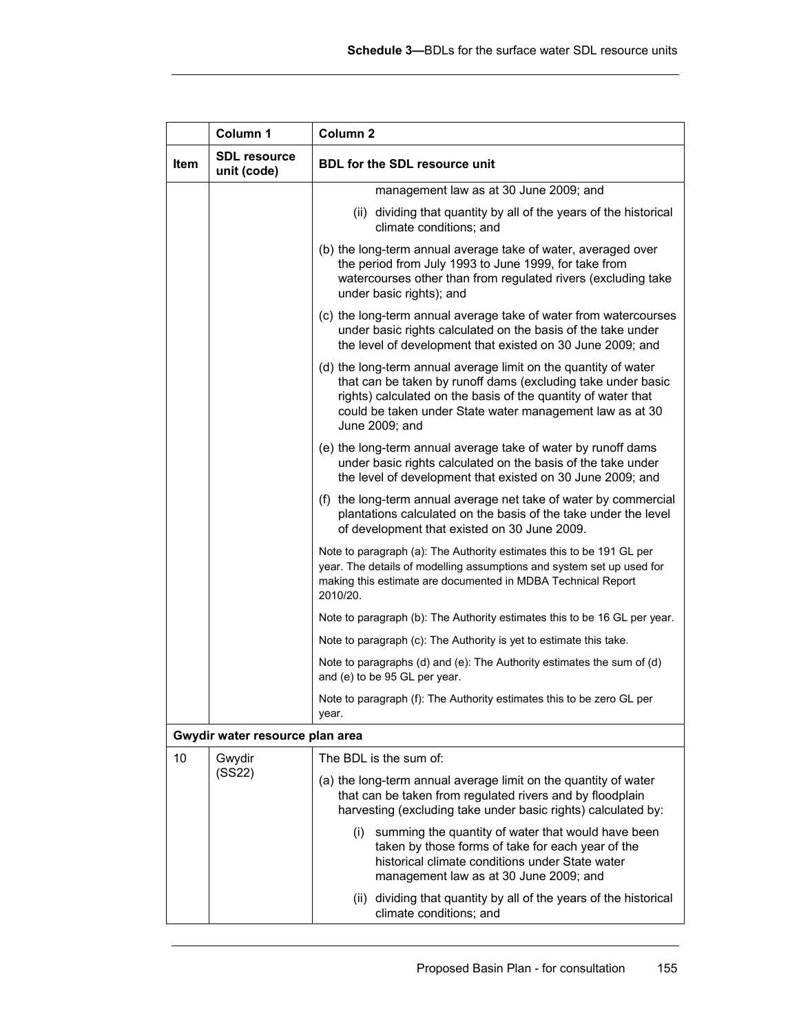| Item | Column 1<br>SDL resource unit (code) | Column 2<br>BDL for the SDL resource unit |
|---|---|---|
| | | management law as at 30 June 2009; and<br>(ii) dividing that quantity by all of the years of the historical climate conditions; and<br>(b) the long-term annual average take of water, averaged over the period from July 1993 to June 1999, for take from watercourses other than from regulated rivers (excluding take under basic rights); and<br>(c) the long-term annual average take of water from watercourses under basic rights calculated on the basis of the take under the level of development that existed on 30 June 2009; and<br>(d) the long-term annual average limit on the quantity of water that can be taken by runoff dams (excluding take under basic rights) calculated on the basis of the quantity of water that could be taken under State water management law as at 30 June 2009; and<br>(e) the long-term annual average take of water by runoff dams under basic rights calculated on the basis of the take under the level of development that existed on 30 June 2009; and<br>(f) the long-term annual average net take of water by commercial plantations calculated on the basis of the take under the level of development that existed on 30 June 2009.<br>Note to paragraph (a): The Authority estimates this to be 191 GL per year. The details of modelling assumptions and system set up used for making this estimate are documented in MDBA Technical Report 2010/20.<br>Note to paragraph (b): The Authority estimates this to be 16 GL per year.<br>Note to paragraph (c): The Authority is yet to estimate this take.<br>Note to paragraphs (d) and (e): The Authority estimates the sum of (d) and (e) to be 95 GL per year.<br>Note to paragraph (f): The Authority estimates this to be zero GL per year. |
| **Gwydir water resource plan area** | | |
| 10 | Gwydir (SS22) | The BDL is the sum of:<br>(a) the long-term annual average limit on the quantity of water that can be taken from regulated rivers and by floodplain harvesting (excluding take under basic rights) calculated by:<br>(i) summing the quantity of water that would have been taken by those forms of take for each year of the historical climate conditions under State water management law as at 30 June 2009; and<br>(ii) dividing that quantity by all of the years of the historical climate conditions; and |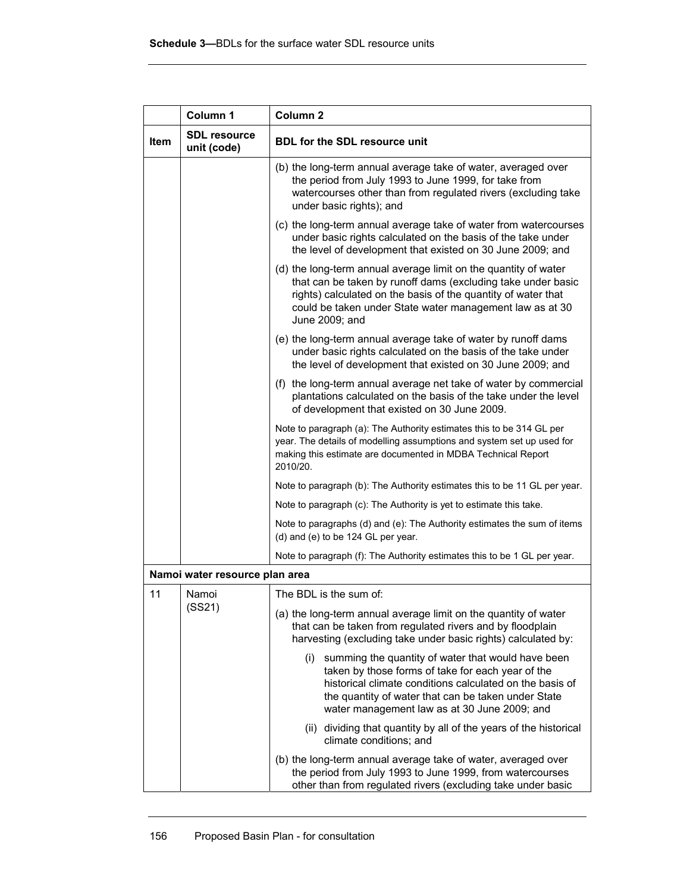| Item | Column 1<br>SDL resource unit (code) | Column 2<br>BDL for the SDL resource unit |
|---|---|---|
| | | (b) the long-term annual average take of water, averaged over the period from July 1993 to June 1999, for take from watercourses other than from regulated rivers (excluding take under basic rights); and |
| | | (c) the long-term annual average take of water from watercourses under basic rights calculated on the basis of the take under the level of development that existed on 30 June 2009; and |
| | | (d) the long-term annual average limit on the quantity of water that can be taken by runoff dams (excluding take under basic rights) calculated on the basis of the quantity of water that could be taken under State water management law as at 30 June 2009; and |
| | | (e) the long-term annual average take of water by runoff dams under basic rights calculated on the basis of the take under the level of development that existed on 30 June 2009; and |
| | | (f) the long-term annual average net take of water by commercial plantations calculated on the basis of the take under the level of development that existed on 30 June 2009. |
| | | Note to paragraph (a): The Authority estimates this to be 314 GL per year. The details of modelling assumptions and system set up used for making this estimate are documented in MDBA Technical Report 2010/20. |
| | | Note to paragraph (b): The Authority estimates this to be 11 GL per year. |
| | | Note to paragraph (c): The Authority is yet to estimate this take. |
| | | Note to paragraphs (d) and (e): The Authority estimates the sum of items (d) and (e) to be 124 GL per year. |
| | | Note to paragraph (f): The Authority estimates this to be 1 GL per year. |
| **Namoi water resource plan area** | | |
| 11 | Namoi (SS21) | The BDL is the sum of: |
| | | (a) the long-term annual average limit on the quantity of water that can be taken from regulated rivers and by floodplain harvesting (excluding take under basic rights) calculated by: |
| | | (i) summing the quantity of water that would have been taken by those forms of take for each year of the historical climate conditions calculated on the basis of the quantity of water that can be taken under State water management law as at 30 June 2009; and |
| | | (ii) dividing that quantity by all of the years of the historical climate conditions; and |
| | | (b) the long-term annual average take of water, averaged over the period from July 1993 to June 1999, from watercourses other than from regulated rivers (excluding take under basic |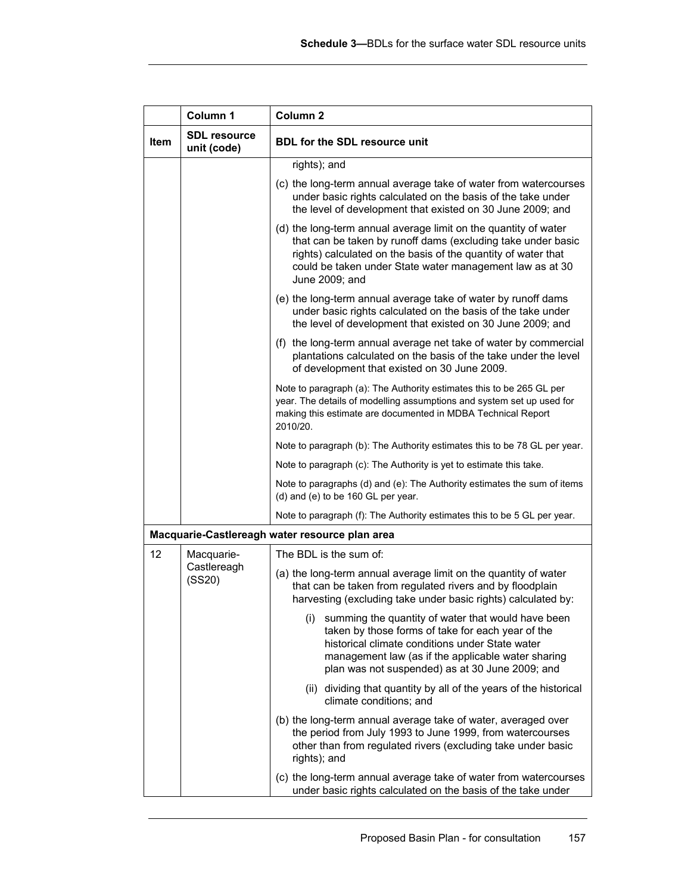| Item | Column 1<br>SDL resource unit (code) | Column 2<br>BDL for the SDL resource unit |
|---|---|---|
| | | rights); and<br><br>(c) the long-term annual average take of water from watercourses under basic rights calculated on the basis of the take under the level of development that existed on 30 June 2009; and<br><br>(d) the long-term annual average limit on the quantity of water that can be taken by runoff dams (excluding take under basic rights) calculated on the basis of the quantity of water that could be taken under State water management law as at 30 June 2009; and<br><br>(e) the long-term annual average take of water by runoff dams under basic rights calculated on the basis of the take under the level of development that existed on 30 June 2009; and<br><br>(f) the long-term annual average net take of water by commercial plantations calculated on the basis of the take under the level of development that existed on 30 June 2009.<br><br>Note to paragraph (a): The Authority estimates this to be 265 GL per year. The details of modelling assumptions and system set up used for making this estimate are documented in MDBA Technical Report 2010/20.<br><br>Note to paragraph (b): The Authority estimates this to be 78 GL per year.<br><br>Note to paragraph (c): The Authority is yet to estimate this take.<br><br>Note to paragraphs (d) and (e): The Authority estimates the sum of items (d) and (e) to be 160 GL per year.<br><br>Note to paragraph (f): The Authority estimates this to be 5 GL per year. |
| **Macquarie-Castlereagh water resource plan area** | | |
| 12 | Macquarie-Castlereagh (SS20) | The BDL is the sum of:<br><br>(a) the long-term annual average limit on the quantity of water that can be taken from regulated rivers and by floodplain harvesting (excluding take under basic rights) calculated by:<br><br>(i) summing the quantity of water that would have been taken by those forms of take for each year of the historical climate conditions under State water management law (as if the applicable water sharing plan was not suspended) as at 30 June 2009; and<br><br>(ii) dividing that quantity by all of the years of the historical climate conditions; and<br><br>(b) the long-term annual average take of water, averaged over the period from July 1993 to June 1999, from watercourses other than from regulated rivers (excluding take under basic rights); and<br><br>(c) the long-term annual average take of water from watercourses under basic rights calculated on the basis of the take under |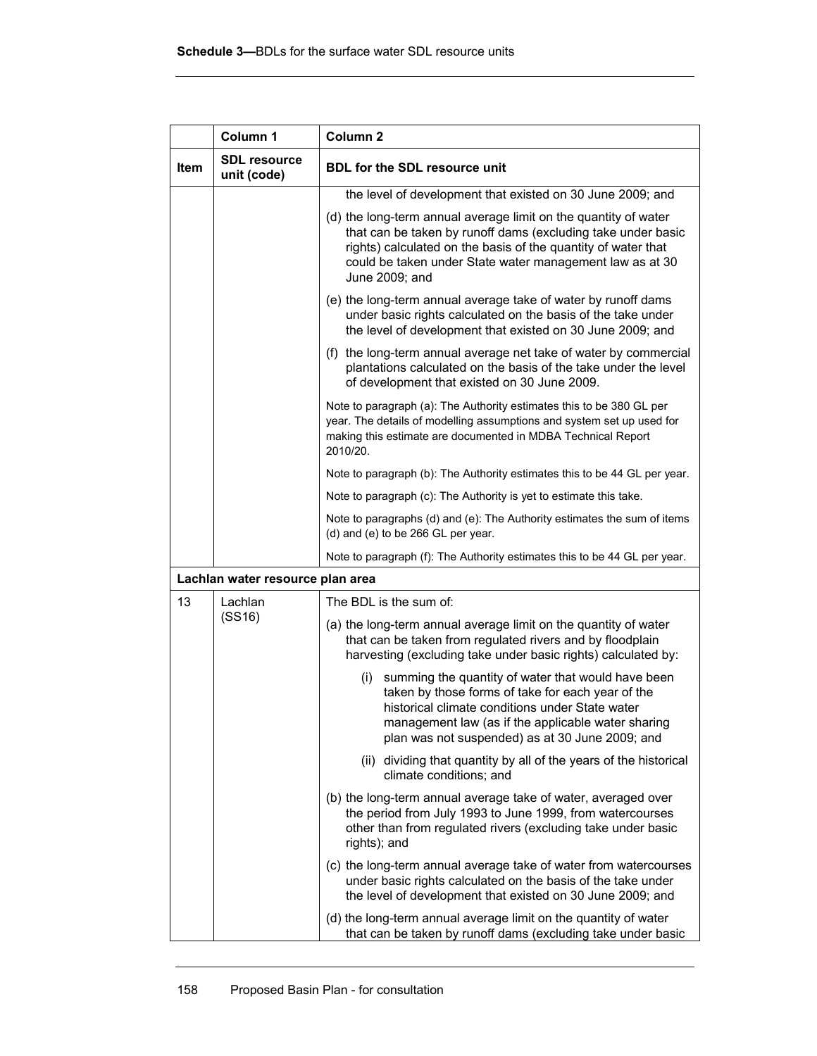| Item | Column 1<br>SDL resource unit (code) | Column 2<br>BDL for the SDL resource unit |
|---|---|---|
| | | the level of development that existed on 30 June 2009; and |
| | | (d) the long-term annual average limit on the quantity of water that can be taken by runoff dams (excluding take under basic rights) calculated on the basis of the quantity of water that could be taken under State water management law as at 30 June 2009; and |
| | | (e) the long-term annual average take of water by runoff dams under basic rights calculated on the basis of the take under the level of development that existed on 30 June 2009; and |
| | | (f) the long-term annual average net take of water by commercial plantations calculated on the basis of the take under the level of development that existed on 30 June 2009. |
| | | Note to paragraph (a): The Authority estimates this to be 380 GL per year. The details of modelling assumptions and system set up used for making this estimate are documented in MDBA Technical Report 2010/20. |
| | | Note to paragraph (b): The Authority estimates this to be 44 GL per year. |
| | | Note to paragraph (c): The Authority is yet to estimate this take. |
| | | Note to paragraphs (d) and (e): The Authority estimates the sum of items (d) and (e) to be 266 GL per year. |
| | | Note to paragraph (f): The Authority estimates this to be 44 GL per year. |
| **Lachlan water resource plan area** | | |
| 13 | Lachlan (SS16) | The BDL is the sum of: |
| | | (a) the long-term annual average limit on the quantity of water that can be taken from regulated rivers and by floodplain harvesting (excluding take under basic rights) calculated by: |
| | | (i) summing the quantity of water that would have been taken by those forms of take for each year of the historical climate conditions under State water management law (as if the applicable water sharing plan was not suspended) as at 30 June 2009; and |
| | | (ii) dividing that quantity by all of the years of the historical climate conditions; and |
| | | (b) the long-term annual average take of water, averaged over the period from July 1993 to June 1999, from watercourses other than from regulated rivers (excluding take under basic rights); and |
| | | (c) the long-term annual average take of water from watercourses under basic rights calculated on the basis of the take under the level of development that existed on 30 June 2009; and |
| | | (d) the long-term annual average limit on the quantity of water that can be taken by runoff dams (excluding take under basic |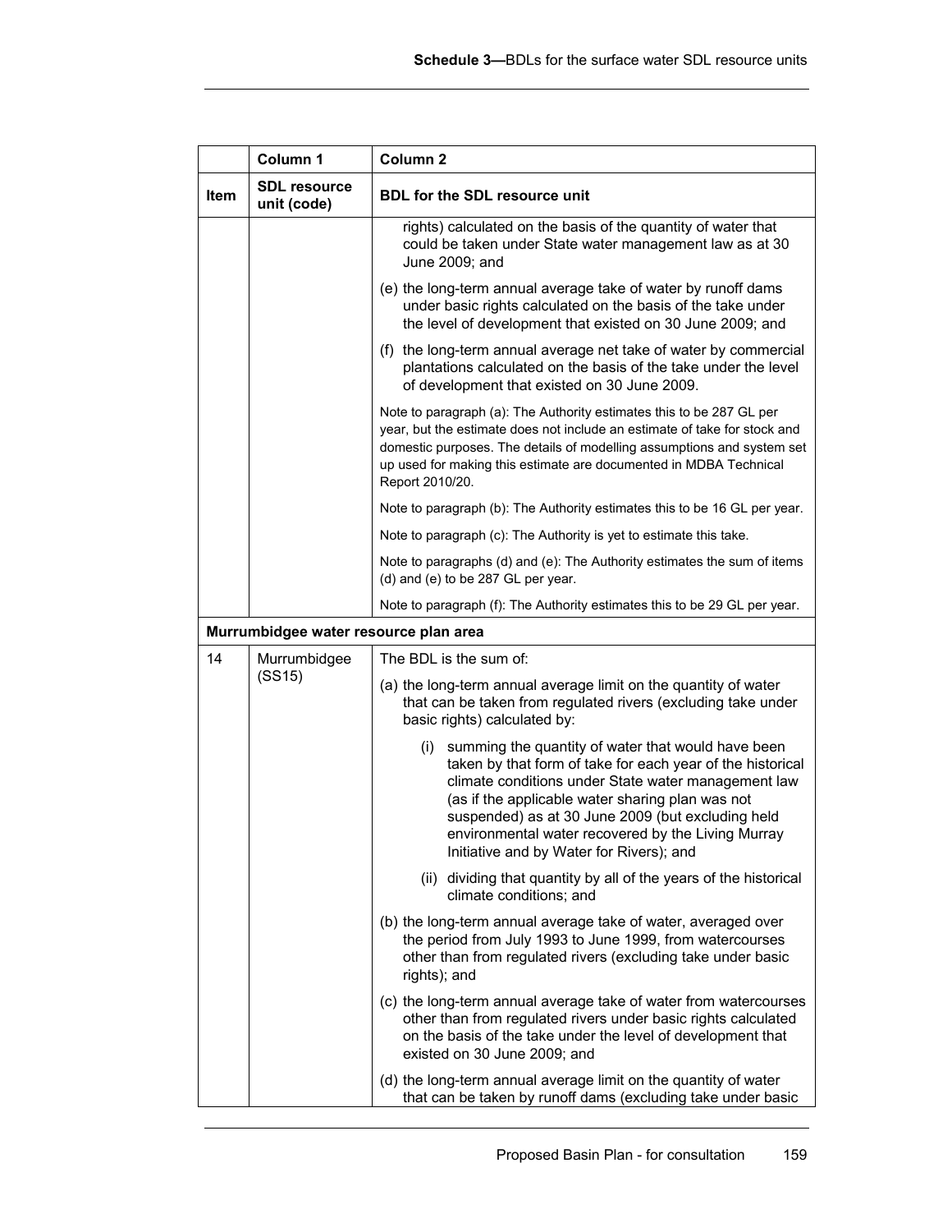| Item | Column 1<br>SDL resource unit (code) | Column 2<br>BDL for the SDL resource unit |
|---|---|---|
| | | rights) calculated on the basis of the quantity of water that could be taken under State water management law as at 30 June 2009; and<br><br>(e) the long-term annual average take of water by runoff dams under basic rights calculated on the basis of the take under the level of development that existed on 30 June 2009; and<br><br>(f) the long-term annual average net take of water by commercial plantations calculated on the basis of the take under the level of development that existed on 30 June 2009.<br><br>Note to paragraph (a): The Authority estimates this to be 287 GL per year, but the estimate does not include an estimate of take for stock and domestic purposes. The details of modelling assumptions and system set up used for making this estimate are documented in MDBA Technical Report 2010/20.<br><br>Note to paragraph (b): The Authority estimates this to be 16 GL per year.<br><br>Note to paragraph (c): The Authority is yet to estimate this take.<br><br>Note to paragraphs (d) and (e): The Authority estimates the sum of items (d) and (e) to be 287 GL per year.<br><br>Note to paragraph (f): The Authority estimates this to be 29 GL per year. |
| **Murrumbidgee water resource plan area** | | |
| 14 | Murrumbidgee (SS15) | The BDL is the sum of:<br><br>(a) the long-term annual average limit on the quantity of water that can be taken from regulated rivers (excluding take under basic rights) calculated by:<br><br>(i) summing the quantity of water that would have been taken by that form of take for each year of the historical climate conditions under State water management law (as if the applicable water sharing plan was not suspended) as at 30 June 2009 (but excluding held environmental water recovered by the Living Murray Initiative and by Water for Rivers); and<br><br>(ii) dividing that quantity by all of the years of the historical climate conditions; and<br><br>(b) the long-term annual average take of water, averaged over the period from July 1993 to June 1999, from watercourses other than from regulated rivers (excluding take under basic rights); and<br><br>(c) the long-term annual average take of water from watercourses other than from regulated rivers under basic rights calculated on the basis of the take under the level of development that existed on 30 June 2009; and<br><br>(d) the long-term annual average limit on the quantity of water that can be taken by runoff dams (excluding take under basic |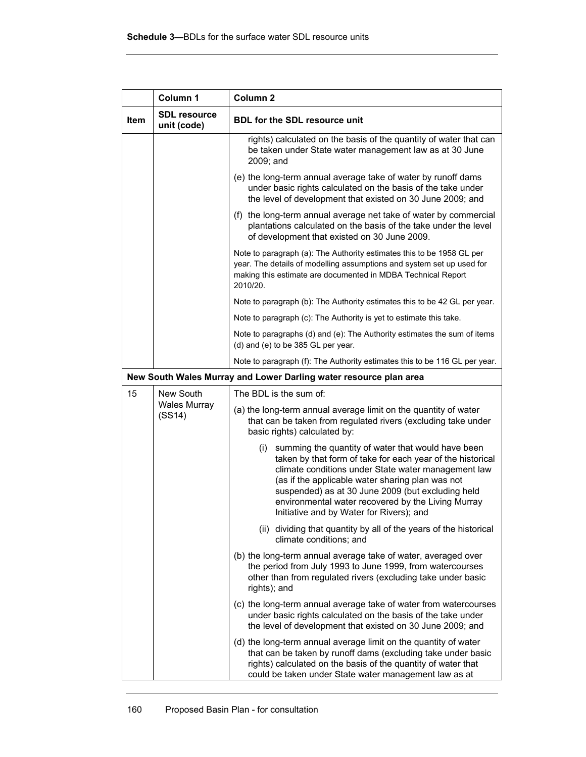**Schedule 3—**BDLs for the surface water SDL resource units

| | Column 1 | Column 2 |
|---|---|---|
| **Item** | **SDL resource unit (code)** | **BDL for the SDL resource unit** |
| | | rights) calculated on the basis of the quantity of water that can be taken under State water management law as at 30 June 2009; and<br><br>(e) the long-term annual average take of water by runoff dams under basic rights calculated on the basis of the take under the level of development that existed on 30 June 2009; and<br><br>(f) the long-term annual average net take of water by commercial plantations calculated on the basis of the take under the level of development that existed on 30 June 2009.<br><br>Note to paragraph (a): The Authority estimates this to be 1958 GL per year. The details of modelling assumptions and system set up used for making this estimate are documented in MDBA Technical Report 2010/20.<br><br>Note to paragraph (b): The Authority estimates this to be 42 GL per year.<br><br>Note to paragraph (c): The Authority is yet to estimate this take.<br><br>Note to paragraphs (d) and (e): The Authority estimates the sum of items (d) and (e) to be 385 GL per year.<br><br>Note to paragraph (f): The Authority estimates this to be 116 GL per year. |
| **New South Wales Murray and Lower Darling water resource plan area** | | |
| 15 | New South Wales Murray (SS14) | The BDL is the sum of:<br><br>(a) the long-term annual average limit on the quantity of water that can be taken from regulated rivers (excluding take under basic rights) calculated by:<br><br>(i) summing the quantity of water that would have been taken by that form of take for each year of the historical climate conditions under State water management law (as if the applicable water sharing plan was not suspended) as at 30 June 2009 (but excluding held environmental water recovered by the Living Murray Initiative and by Water for Rivers); and<br><br>(ii) dividing that quantity by all of the years of the historical climate conditions; and<br><br>(b) the long-term annual average take of water, averaged over the period from July 1993 to June 1999, from watercourses other than from regulated rivers (excluding take under basic rights); and<br><br>(c) the long-term annual average take of water from watercourses under basic rights calculated on the basis of the take under the level of development that existed on 30 June 2009; and<br><br>(d) the long-term annual average limit on the quantity of water that can be taken by runoff dams (excluding take under basic rights) calculated on the basis of the quantity of water that could be taken under State water management law as at |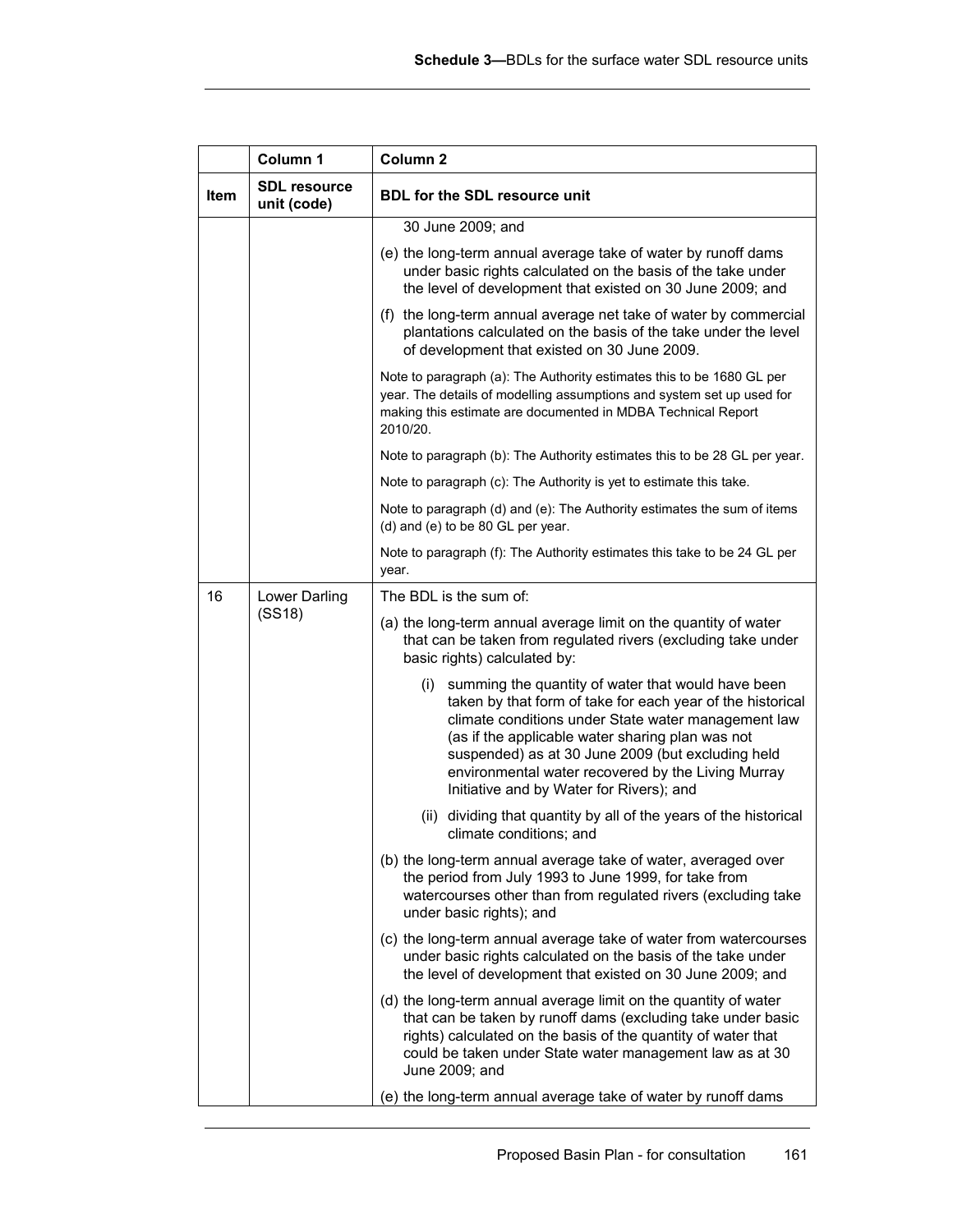| Item | Column 1<br>SDL resource unit (code) | Column 2<br>BDL for the SDL resource unit |
|---|---|---|
| | | 30 June 2009; and<br><br>(e) the long-term annual average take of water by runoff dams under basic rights calculated on the basis of the take under the level of development that existed on 30 June 2009; and<br><br>(f) the long-term annual average net take of water by commercial plantations calculated on the basis of the take under the level of development that existed on 30 June 2009.<br><br>Note to paragraph (a): The Authority estimates this to be 1680 GL per year. The details of modelling assumptions and system set up used for making this estimate are documented in MDBA Technical Report 2010/20.<br><br>Note to paragraph (b): The Authority estimates this to be 28 GL per year.<br><br>Note to paragraph (c): The Authority is yet to estimate this take.<br><br>Note to paragraph (d) and (e): The Authority estimates the sum of items (d) and (e) to be 80 GL per year.<br><br>Note to paragraph (f): The Authority estimates this take to be 24 GL per year. |
| 16 | Lower Darling (SS18) | The BDL is the sum of:<br><br>(a) the long-term annual average limit on the quantity of water that can be taken from regulated rivers (excluding take under basic rights) calculated by:<br><br>(i) summing the quantity of water that would have been taken by that form of take for each year of the historical climate conditions under State water management law (as if the applicable water sharing plan was not suspended) as at 30 June 2009 (but excluding held environmental water recovered by the Living Murray Initiative and by Water for Rivers); and<br><br>(ii) dividing that quantity by all of the years of the historical climate conditions; and<br><br>(b) the long-term annual average take of water, averaged over the period from July 1993 to June 1999, for take from watercourses other than from regulated rivers (excluding take under basic rights); and<br><br>(c) the long-term annual average take of water from watercourses under basic rights calculated on the basis of the take under the level of development that existed on 30 June 2009; and<br><br>(d) the long-term annual average limit on the quantity of water that can be taken by runoff dams (excluding take under basic rights) calculated on the basis of the quantity of water that could be taken under State water management law as at 30 June 2009; and<br><br>(e) the long-term annual average take of water by runoff dams |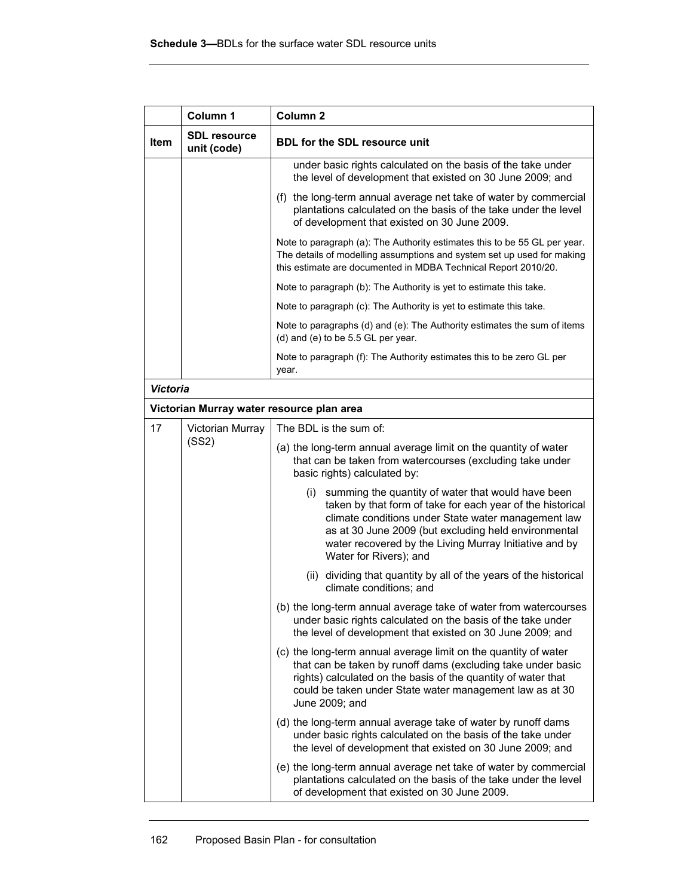| Item | Column 1<br>SDL resource unit (code) | Column 2<br>BDL for the SDL resource unit |
|---|---|---|
| | | under basic rights calculated on the basis of the take under the level of development that existed on 30 June 2009; and |
| | | (f) the long-term annual average net take of water by commercial plantations calculated on the basis of the take under the level of development that existed on 30 June 2009. |
| | | Note to paragraph (a): The Authority estimates this to be 55 GL per year. The details of modelling assumptions and system set up used for making this estimate are documented in MDBA Technical Report 2010/20. |
| | | Note to paragraph (b): The Authority is yet to estimate this take. |
| | | Note to paragraph (c): The Authority is yet to estimate this take. |
| | | Note to paragraphs (d) and (e): The Authority estimates the sum of items (d) and (e) to be 5.5 GL per year. |
| | | Note to paragraph (f): The Authority estimates this to be zero GL per year. |
| ***Victoria*** | | |
| **Victorian Murray water resource plan area** | | |
| 17 | Victorian Murray (SS2) | The BDL is the sum of: |
| | | (a) the long-term annual average limit on the quantity of water that can be taken from watercourses (excluding take under basic rights) calculated by: |
| | | (i) summing the quantity of water that would have been taken by that form of take for each year of the historical climate conditions under State water management law as at 30 June 2009 (but excluding held environmental water recovered by the Living Murray Initiative and by Water for Rivers); and |
| | | (ii) dividing that quantity by all of the years of the historical climate conditions; and |
| | | (b) the long-term annual average take of water from watercourses under basic rights calculated on the basis of the take under the level of development that existed on 30 June 2009; and |
| | | (c) the long-term annual average limit on the quantity of water that can be taken by runoff dams (excluding take under basic rights) calculated on the basis of the quantity of water that could be taken under State water management law as at 30 June 2009; and |
| | | (d) the long-term annual average take of water by runoff dams under basic rights calculated on the basis of the take under the level of development that existed on 30 June 2009; and |
| | | (e) the long-term annual average net take of water by commercial plantations calculated on the basis of the take under the level of development that existed on 30 June 2009. |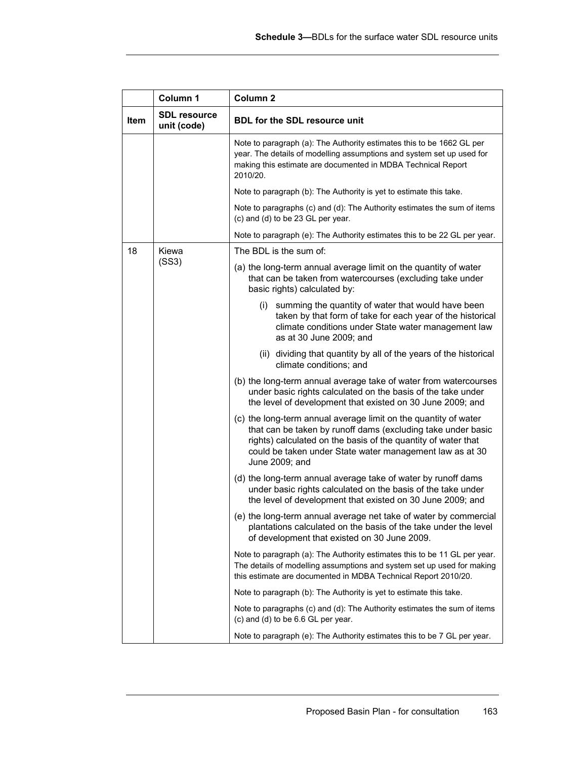|  | Column 1 | Column 2 |
| --- | --- | --- |
| **Item** | **SDL resource unit (code)** | **BDL for the SDL resource unit** |
|  |  | Note to paragraph (a): The Authority estimates this to be 1662 GL per year. The details of modelling assumptions and system set up used for making this estimate are documented in MDBA Technical Report 2010/20. |
|  |  | Note to paragraph (b): The Authority is yet to estimate this take. |
|  |  | Note to paragraphs (c) and (d): The Authority estimates the sum of items (c) and (d) to be 23 GL per year. |
|  |  | Note to paragraph (e): The Authority estimates this to be 22 GL per year. |
| 18 | Kiewa (SS3) | The BDL is the sum of: |
|  |  | (a) the long-term annual average limit on the quantity of water that can be taken from watercourses (excluding take under basic rights) calculated by: |
|  |  | (i) summing the quantity of water that would have been taken by that form of take for each year of the historical climate conditions under State water management law as at 30 June 2009; and |
|  |  | (ii) dividing that quantity by all of the years of the historical climate conditions; and |
|  |  | (b) the long-term annual average take of water from watercourses under basic rights calculated on the basis of the take under the level of development that existed on 30 June 2009; and |
|  |  | (c) the long-term annual average limit on the quantity of water that can be taken by runoff dams (excluding take under basic rights) calculated on the basis of the quantity of water that could be taken under State water management law as at 30 June 2009; and |
|  |  | (d) the long-term annual average take of water by runoff dams under basic rights calculated on the basis of the take under the level of development that existed on 30 June 2009; and |
|  |  | (e) the long-term annual average net take of water by commercial plantations calculated on the basis of the take under the level of development that existed on 30 June 2009. |
|  |  | Note to paragraph (a): The Authority estimates this to be 11 GL per year. The details of modelling assumptions and system set up used for making this estimate are documented in MDBA Technical Report 2010/20. |
|  |  | Note to paragraph (b): The Authority is yet to estimate this take. |
|  |  | Note to paragraphs (c) and (d): The Authority estimates the sum of items (c) and (d) to be 6.6 GL per year. |
|  |  | Note to paragraph (e): The Authority estimates this to be 7 GL per year. |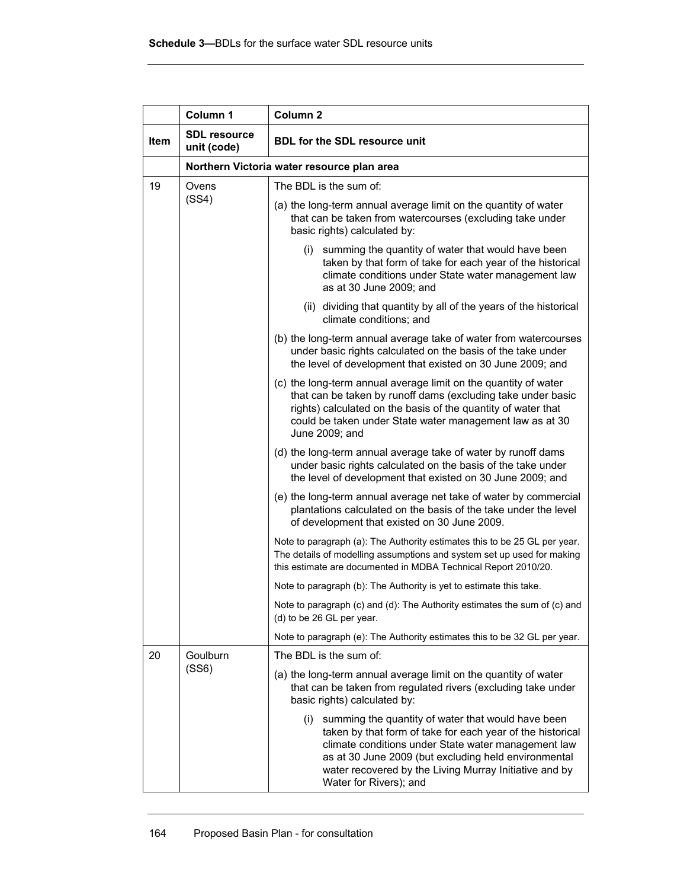**Schedule 3—**BDLs for the surface water SDL resource units

| | Column 1 | Column 2 |
|---|---|---|
| **Item** | **SDL resource unit (code)** | **BDL for the SDL resource unit** |
| | **Northern Victoria water resource plan area** | |
| 19 | Ovens (SS4) | The BDL is the sum of:<br>(a) the long-term annual average limit on the quantity of water that can be taken from watercourses (excluding take under basic rights) calculated by:<br>(i) summing the quantity of water that would have been taken by that form of take for each year of the historical climate conditions under State water management law as at 30 June 2009; and<br>(ii) dividing that quantity by all of the years of the historical climate conditions; and<br>(b) the long-term annual average take of water from watercourses under basic rights calculated on the basis of the take under the level of development that existed on 30 June 2009; and<br>(c) the long-term annual average limit on the quantity of water that can be taken by runoff dams (excluding take under basic rights) calculated on the basis of the quantity of water that could be taken under State water management law as at 30 June 2009; and<br>(d) the long-term annual average take of water by runoff dams under basic rights calculated on the basis of the take under the level of development that existed on 30 June 2009; and<br>(e) the long-term annual average net take of water by commercial plantations calculated on the basis of the take under the level of development that existed on 30 June 2009.<br>Note to paragraph (a): The Authority estimates this to be 25 GL per year. The details of modelling assumptions and system set up used for making this estimate are documented in MDBA Technical Report 2010/20.<br>Note to paragraph (b): The Authority is yet to estimate this take.<br>Note to paragraph (c) and (d): The Authority estimates the sum of (c) and (d) to be 26 GL per year.<br>Note to paragraph (e): The Authority estimates this to be 32 GL per year. |
| 20 | Goulburn (SS6) | The BDL is the sum of:<br>(a) the long-term annual average limit on the quantity of water that can be taken from regulated rivers (excluding take under basic rights) calculated by:<br>(i) summing the quantity of water that would have been taken by that form of take for each year of the historical climate conditions under State water management law as at 30 June 2009 (but excluding held environmental water recovered by the Living Murray Initiative and by Water for Rivers); and |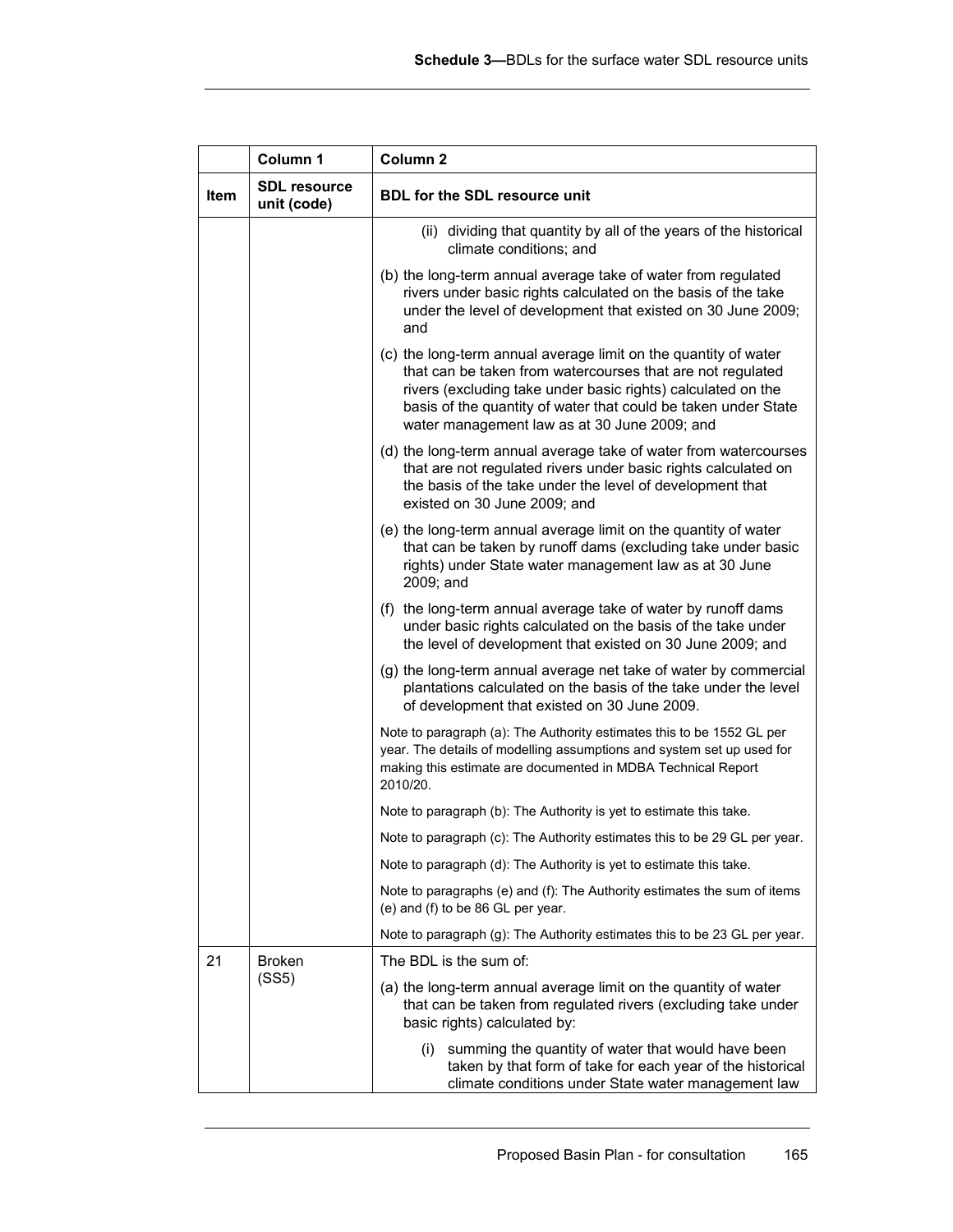| Item | Column 1<br>SDL resource unit (code) | Column 2<br>BDL for the SDL resource unit |
|---|---|---|
| | | (ii) dividing that quantity by all of the years of the historical climate conditions; and |
| | | (b) the long-term annual average take of water from regulated rivers under basic rights calculated on the basis of the take under the level of development that existed on 30 June 2009; and |
| | | (c) the long-term annual average limit on the quantity of water that can be taken from watercourses that are not regulated rivers (excluding take under basic rights) calculated on the basis of the quantity of water that could be taken under State water management law as at 30 June 2009; and |
| | | (d) the long-term annual average take of water from watercourses that are not regulated rivers under basic rights calculated on the basis of the take under the level of development that existed on 30 June 2009; and |
| | | (e) the long-term annual average limit on the quantity of water that can be taken by runoff dams (excluding take under basic rights) under State water management law as at 30 June 2009; and |
| | | (f) the long-term annual average take of water by runoff dams under basic rights calculated on the basis of the take under the level of development that existed on 30 June 2009; and |
| | | (g) the long-term annual average net take of water by commercial plantations calculated on the basis of the take under the level of development that existed on 30 June 2009. |
| | | Note to paragraph (a): The Authority estimates this to be 1552 GL per year. The details of modelling assumptions and system set up used for making this estimate are documented in MDBA Technical Report 2010/20. |
| | | Note to paragraph (b): The Authority is yet to estimate this take. |
| | | Note to paragraph (c): The Authority estimates this to be 29 GL per year. |
| | | Note to paragraph (d): The Authority is yet to estimate this take. |
| | | Note to paragraphs (e) and (f): The Authority estimates the sum of items (e) and (f) to be 86 GL per year. |
| | | Note to paragraph (g): The Authority estimates this to be 23 GL per year. |
| 21 | Broken (SS5) | The BDL is the sum of: |
| | | (a) the long-term annual average limit on the quantity of water that can be taken from regulated rivers (excluding take under basic rights) calculated by: |
| | | (i) summing the quantity of water that would have been taken by that form of take for each year of the historical climate conditions under State water management law |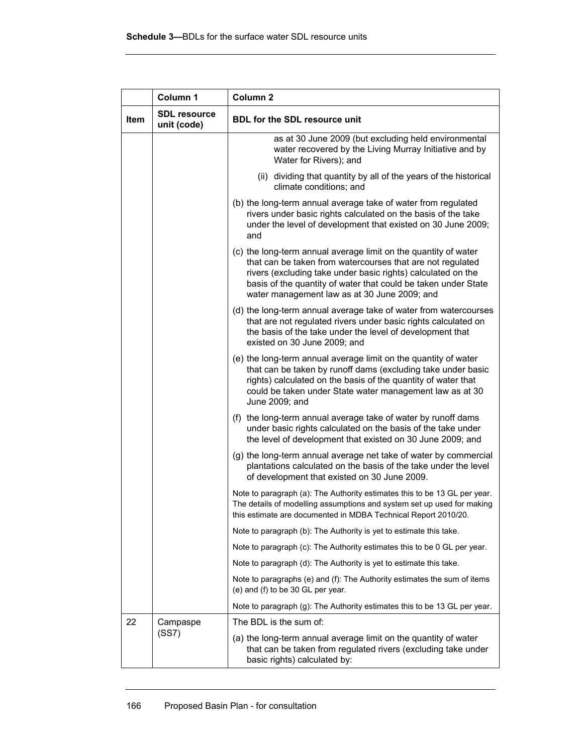| | Column 1 | Column 2 |
|---|---|---|
| **Item** | **SDL resource unit (code)** | **BDL for the SDL resource unit** |
| | | as at 30 June 2009 (but excluding held environmental water recovered by the Living Murray Initiative and by Water for Rivers); and |
| | | (ii) dividing that quantity by all of the years of the historical climate conditions; and |
| | | (b) the long-term annual average take of water from regulated rivers under basic rights calculated on the basis of the take under the level of development that existed on 30 June 2009; and |
| | | (c) the long-term annual average limit on the quantity of water that can be taken from watercourses that are not regulated rivers (excluding take under basic rights) calculated on the basis of the quantity of water that could be taken under State water management law as at 30 June 2009; and |
| | | (d) the long-term annual average take of water from watercourses that are not regulated rivers under basic rights calculated on the basis of the take under the level of development that existed on 30 June 2009; and |
| | | (e) the long-term annual average limit on the quantity of water that can be taken by runoff dams (excluding take under basic rights) calculated on the basis of the quantity of water that could be taken under State water management law as at 30 June 2009; and |
| | | (f) the long-term annual average take of water by runoff dams under basic rights calculated on the basis of the take under the level of development that existed on 30 June 2009; and |
| | | (g) the long-term annual average net take of water by commercial plantations calculated on the basis of the take under the level of development that existed on 30 June 2009. |
| | | Note to paragraph (a): The Authority estimates this to be 13 GL per year. The details of modelling assumptions and system set up used for making this estimate are documented in MDBA Technical Report 2010/20. |
| | | Note to paragraph (b): The Authority is yet to estimate this take. |
| | | Note to paragraph (c): The Authority estimates this to be 0 GL per year. |
| | | Note to paragraph (d): The Authority is yet to estimate this take. |
| | | Note to paragraphs (e) and (f): The Authority estimates the sum of items (e) and (f) to be 30 GL per year. |
| | | Note to paragraph (g): The Authority estimates this to be 13 GL per year. |
| 22 | Campaspe (SS7) | The BDL is the sum of: |
| | | (a) the long-term annual average limit on the quantity of water that can be taken from regulated rivers (excluding take under basic rights) calculated by: |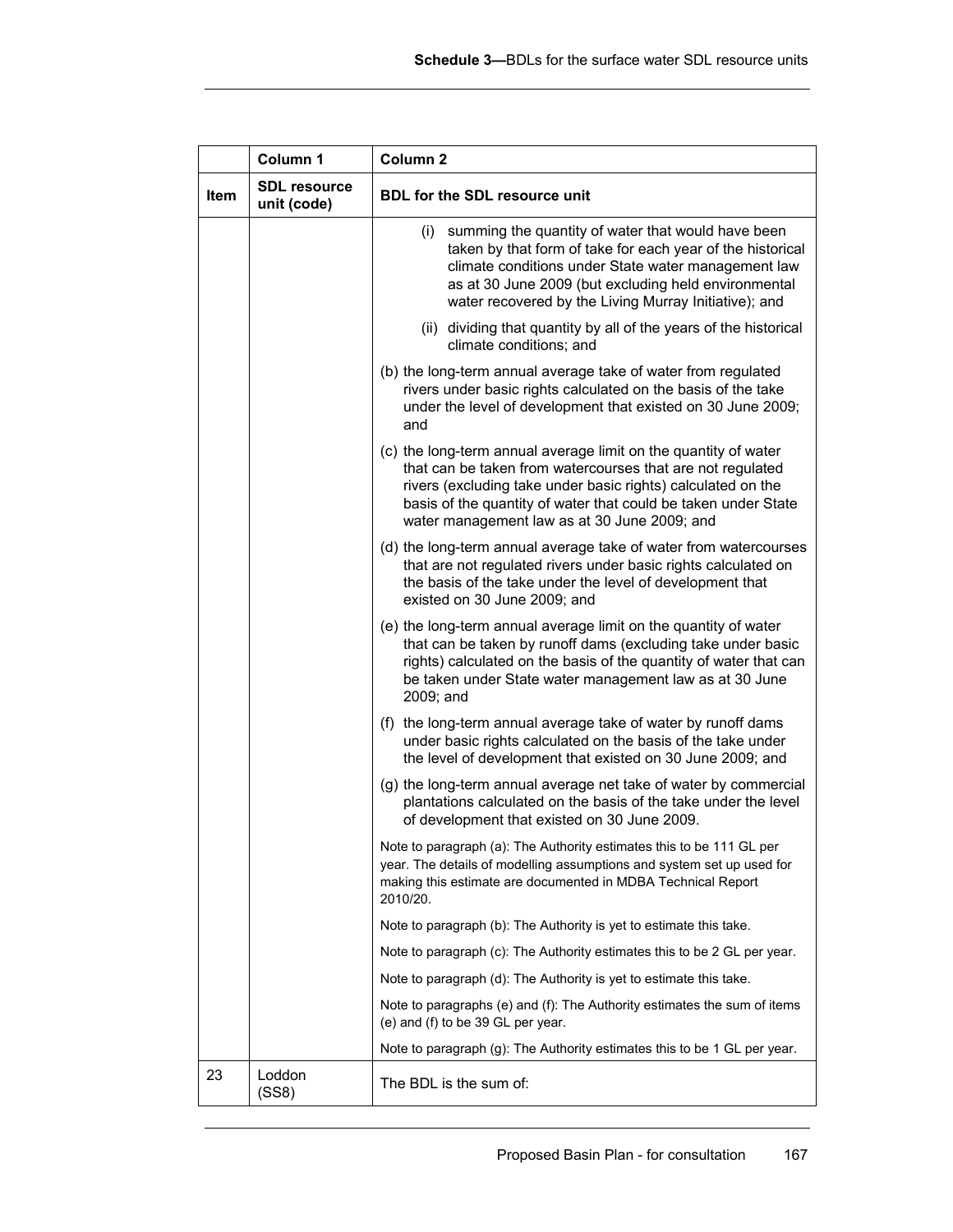| Item | Column 1<br>SDL resource unit (code) | Column 2<br>BDL for the SDL resource unit |
|---|---|---|
| | | (i) summing the quantity of water that would have been taken by that form of take for each year of the historical climate conditions under State water management law as at 30 June 2009 (but excluding held environmental water recovered by the Living Murray Initiative); and |
| | | (ii) dividing that quantity by all of the years of the historical climate conditions; and |
| | | (b) the long-term annual average take of water from regulated rivers under basic rights calculated on the basis of the take under the level of development that existed on 30 June 2009; and |
| | | (c) the long-term annual average limit on the quantity of water that can be taken from watercourses that are not regulated rivers (excluding take under basic rights) calculated on the basis of the quantity of water that could be taken under State water management law as at 30 June 2009; and |
| | | (d) the long-term annual average take of water from watercourses that are not regulated rivers under basic rights calculated on the basis of the take under the level of development that existed on 30 June 2009; and |
| | | (e) the long-term annual average limit on the quantity of water that can be taken by runoff dams (excluding take under basic rights) calculated on the basis of the quantity of water that can be taken under State water management law as at 30 June 2009; and |
| | | (f) the long-term annual average take of water by runoff dams under basic rights calculated on the basis of the take under the level of development that existed on 30 June 2009; and |
| | | (g) the long-term annual average net take of water by commercial plantations calculated on the basis of the take under the level of development that existed on 30 June 2009. |
| | | Note to paragraph (a): The Authority estimates this to be 111 GL per year. The details of modelling assumptions and system set up used for making this estimate are documented in MDBA Technical Report 2010/20. |
| | | Note to paragraph (b): The Authority is yet to estimate this take. |
| | | Note to paragraph (c): The Authority estimates this to be 2 GL per year. |
| | | Note to paragraph (d): The Authority is yet to estimate this take. |
| | | Note to paragraphs (e) and (f): The Authority estimates the sum of items (e) and (f) to be 39 GL per year. |
| | | Note to paragraph (g): The Authority estimates this to be 1 GL per year. |
| 23 | Loddon (SS8) | The BDL is the sum of: |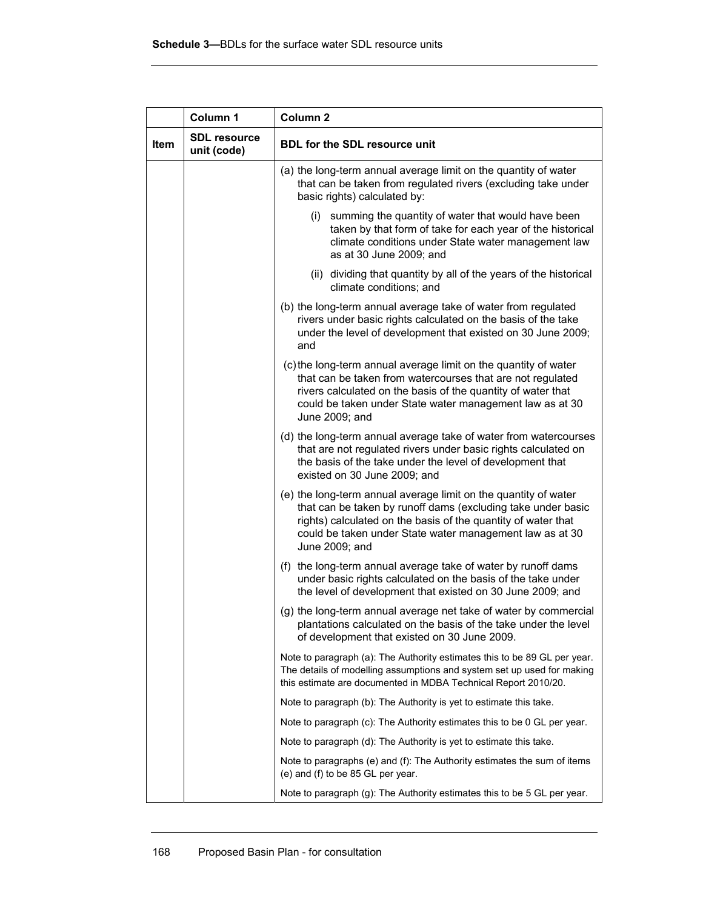| Item | Column 1<br>SDL resource unit (code) | Column 2<br>BDL for the SDL resource unit |
|---|---|---|
| | | (a) the long-term annual average limit on the quantity of water that can be taken from regulated rivers (excluding take under basic rights) calculated by: |
| | | (i) summing the quantity of water that would have been taken by that form of take for each year of the historical climate conditions under State water management law as at 30 June 2009; and |
| | | (ii) dividing that quantity by all of the years of the historical climate conditions; and |
| | | (b) the long-term annual average take of water from regulated rivers under basic rights calculated on the basis of the take under the level of development that existed on 30 June 2009; and |
| | | (c) the long-term annual average limit on the quantity of water that can be taken from watercourses that are not regulated rivers calculated on the basis of the quantity of water that could be taken under State water management law as at 30 June 2009; and |
| | | (d) the long-term annual average take of water from watercourses that are not regulated rivers under basic rights calculated on the basis of the take under the level of development that existed on 30 June 2009; and |
| | | (e) the long-term annual average limit on the quantity of water that can be taken by runoff dams (excluding take under basic rights) calculated on the basis of the quantity of water that could be taken under State water management law as at 30 June 2009; and |
| | | (f) the long-term annual average take of water by runoff dams under basic rights calculated on the basis of the take under the level of development that existed on 30 June 2009; and |
| | | (g) the long-term annual average net take of water by commercial plantations calculated on the basis of the take under the level of development that existed on 30 June 2009. |
| | | Note to paragraph (a): The Authority estimates this to be 89 GL per year. The details of modelling assumptions and system set up used for making this estimate are documented in MDBA Technical Report 2010/20. |
| | | Note to paragraph (b): The Authority is yet to estimate this take. |
| | | Note to paragraph (c): The Authority estimates this to be 0 GL per year. |
| | | Note to paragraph (d): The Authority is yet to estimate this take. |
| | | Note to paragraphs (e) and (f): The Authority estimates the sum of items (e) and (f) to be 85 GL per year. |
| | | Note to paragraph (g): The Authority estimates this to be 5 GL per year. |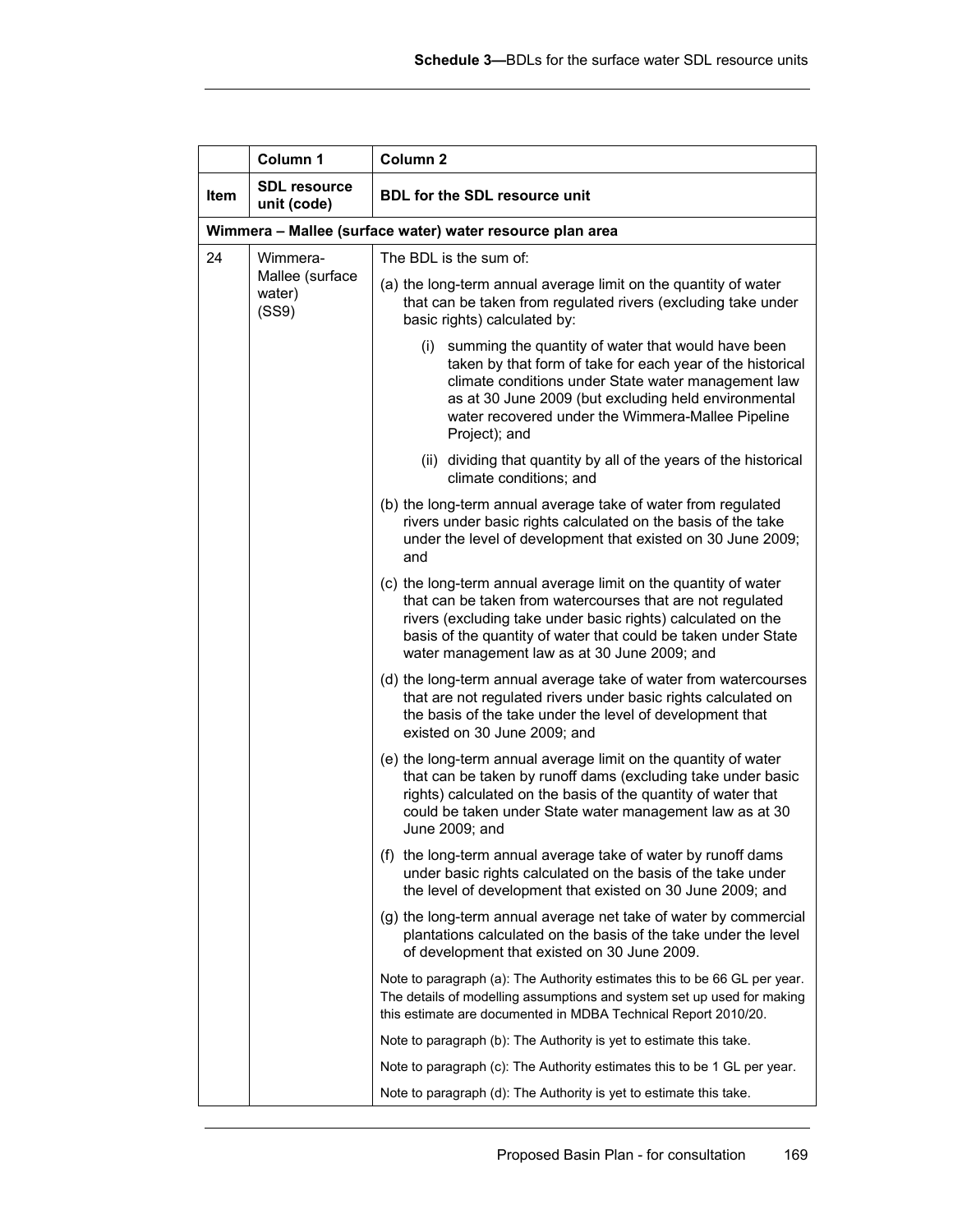|  | Column 1 | Column 2 |
|---|---|---|
| **Item** | **SDL resource unit (code)** | **BDL for the SDL resource unit** |
| **Wimmera – Mallee (surface water) water resource plan area** | | |
| 24 | Wimmera-Mallee (surface water) (SS9) | The BDL is the sum of: |
| | | (a) the long-term annual average limit on the quantity of water that can be taken from regulated rivers (excluding take under basic rights) calculated by: |
| | | (i) summing the quantity of water that would have been taken by that form of take for each year of the historical climate conditions under State water management law as at 30 June 2009 (but excluding held environmental water recovered under the Wimmera-Mallee Pipeline Project); and |
| | | (ii) dividing that quantity by all of the years of the historical climate conditions; and |
| | | (b) the long-term annual average take of water from regulated rivers under basic rights calculated on the basis of the take under the level of development that existed on 30 June 2009; and |
| | | (c) the long-term annual average limit on the quantity of water that can be taken from watercourses that are not regulated rivers (excluding take under basic rights) calculated on the basis of the quantity of water that could be taken under State water management law as at 30 June 2009; and |
| | | (d) the long-term annual average take of water from watercourses that are not regulated rivers under basic rights calculated on the basis of the take under the level of development that existed on 30 June 2009; and |
| | | (e) the long-term annual average limit on the quantity of water that can be taken by runoff dams (excluding take under basic rights) calculated on the basis of the quantity of water that could be taken under State water management law as at 30 June 2009; and |
| | | (f) the long-term annual average take of water by runoff dams under basic rights calculated on the basis of the take under the level of development that existed on 30 June 2009; and |
| | | (g) the long-term annual average net take of water by commercial plantations calculated on the basis of the take under the level of development that existed on 30 June 2009. |
| | | Note to paragraph (a): The Authority estimates this to be 66 GL per year. The details of modelling assumptions and system set up used for making this estimate are documented in MDBA Technical Report 2010/20. |
| | | Note to paragraph (b): The Authority is yet to estimate this take. |
| | | Note to paragraph (c): The Authority estimates this to be 1 GL per year. |
| | | Note to paragraph (d): The Authority is yet to estimate this take. |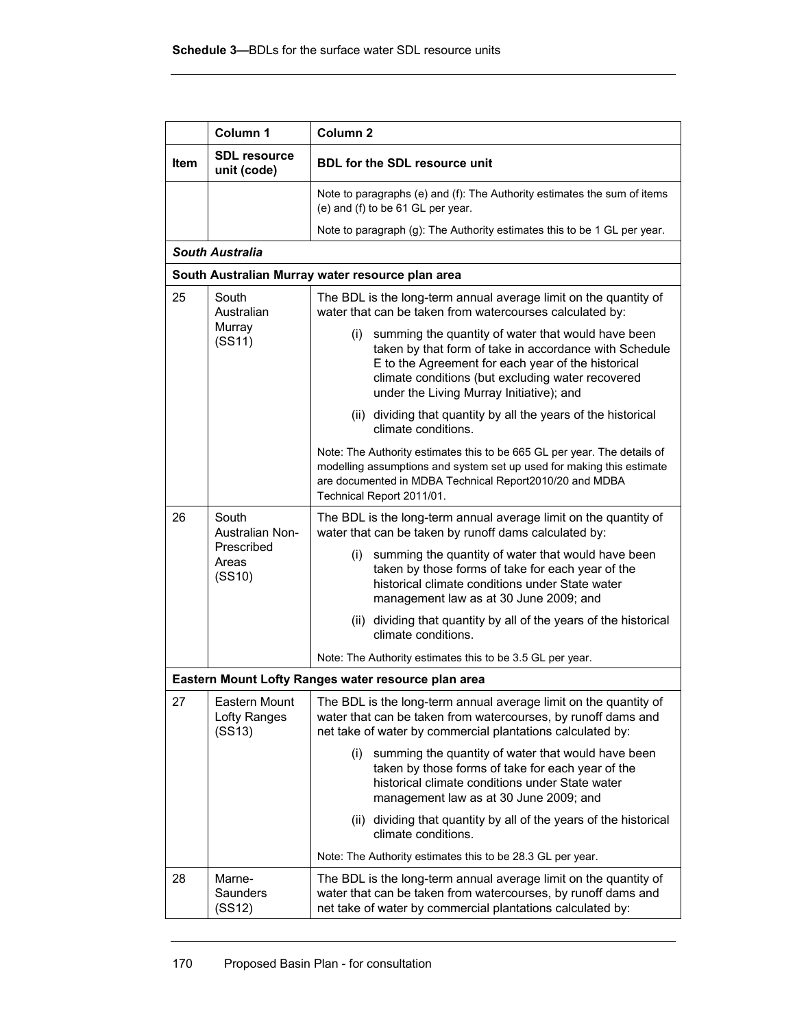| | Column 1 | Column 2 |
|---|---|---|
| **Item** | **SDL resource unit (code)** | **BDL for the SDL resource unit** |
| | | Note to paragraphs (e) and (f): The Authority estimates the sum of items (e) and (f) to be 61 GL per year.<br><br>Note to paragraph (g): The Authority estimates this to be 1 GL per year. |
| ***South Australia*** | | |
| **South Australian Murray water resource plan area** | | |
| 25 | South Australian Murray (SS11) | The BDL is the long-term annual average limit on the quantity of water that can be taken from watercourses calculated by:<br><br>(i) summing the quantity of water that would have been taken by that form of take in accordance with Schedule E to the Agreement for each year of the historical climate conditions (but excluding water recovered under the Living Murray Initiative); and<br><br>(ii) dividing that quantity by all the years of the historical climate conditions.<br><br>Note: The Authority estimates this to be 665 GL per year. The details of modelling assumptions and system set up used for making this estimate are documented in MDBA Technical Report2010/20 and MDBA Technical Report 2011/01. |
| 26 | South Australian Non-Prescribed Areas (SS10) | The BDL is the long-term annual average limit on the quantity of water that can be taken by runoff dams calculated by:<br><br>(i) summing the quantity of water that would have been taken by those forms of take for each year of the historical climate conditions under State water management law as at 30 June 2009; and<br><br>(ii) dividing that quantity by all of the years of the historical climate conditions.<br><br>Note: The Authority estimates this to be 3.5 GL per year. |
| **Eastern Mount Lofty Ranges water resource plan area** | | |
| 27 | Eastern Mount Lofty Ranges (SS13) | The BDL is the long-term annual average limit on the quantity of water that can be taken from watercourses, by runoff dams and net take of water by commercial plantations calculated by:<br><br>(i) summing the quantity of water that would have been taken by those forms of take for each year of the historical climate conditions under State water management law as at 30 June 2009; and<br><br>(ii) dividing that quantity by all of the years of the historical climate conditions.<br><br>Note: The Authority estimates this to be 28.3 GL per year. |
| 28 | Marne-Saunders (SS12) | The BDL is the long-term annual average limit on the quantity of water that can be taken from watercourses, by runoff dams and net take of water by commercial plantations calculated by: |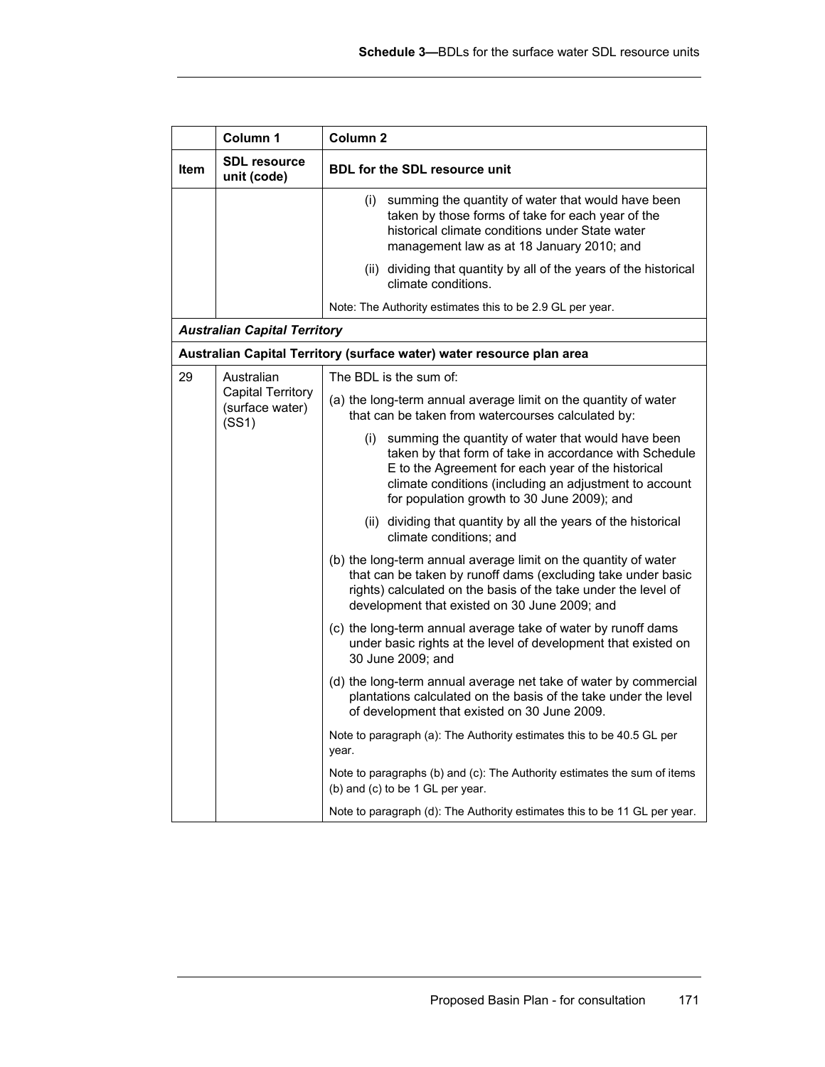| Item | Column 1<br>SDL resource unit (code) | Column 2<br>BDL for the SDL resource unit |
|---|---|---|
| | | (i) summing the quantity of water that would have been taken by those forms of take for each year of the historical climate conditions under State water management law as at 18 January 2010; and |
| | | (ii) dividing that quantity by all of the years of the historical climate conditions. |
| | | Note: The Authority estimates this to be 2.9 GL per year. |
| ***Australian Capital Territory*** | | |
| **Australian Capital Territory (surface water) water resource plan area** | | |
| 29 | Australian Capital Territory (surface water) (SS1) | The BDL is the sum of: |
| | | (a) the long-term annual average limit on the quantity of water that can be taken from watercourses calculated by: |
| | | (i) summing the quantity of water that would have been taken by that form of take in accordance with Schedule E to the Agreement for each year of the historical climate conditions (including an adjustment to account for population growth to 30 June 2009); and |
| | | (ii) dividing that quantity by all the years of the historical climate conditions; and |
| | | (b) the long-term annual average limit on the quantity of water that can be taken by runoff dams (excluding take under basic rights) calculated on the basis of the take under the level of development that existed on 30 June 2009; and |
| | | (c) the long-term annual average take of water by runoff dams under basic rights at the level of development that existed on 30 June 2009; and |
| | | (d) the long-term annual average net take of water by commercial plantations calculated on the basis of the take under the level of development that existed on 30 June 2009. |
| | | Note to paragraph (a): The Authority estimates this to be 40.5 GL per year. |
| | | Note to paragraphs (b) and (c): The Authority estimates the sum of items (b) and (c) to be 1 GL per year. |
| | | Note to paragraph (d): The Authority estimates this to be 11 GL per year. |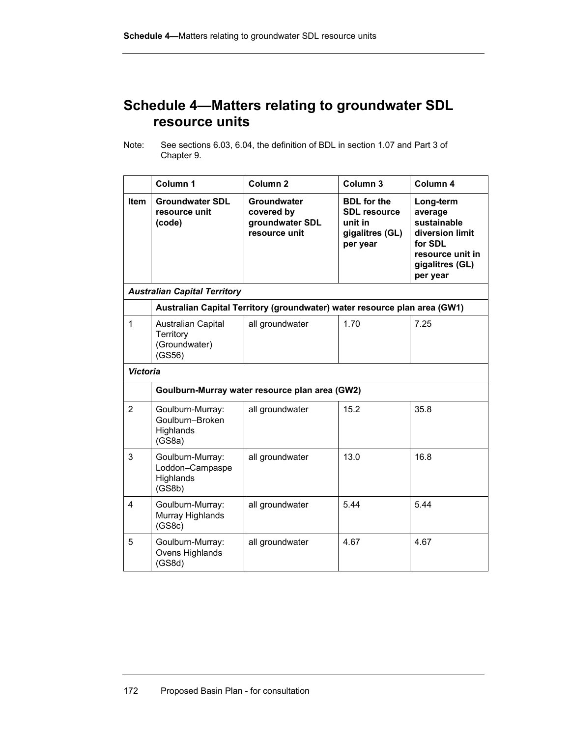# Schedule 4—Matters relating to groundwater SDL resource units

Note: See sections 6.03, 6.04, the definition of BDL in section 1.07 and Part 3 of Chapter 9.

| | Column 1 | Column 2 | Column 3 | Column 4 |
|---|---|---|---|---|
| **Item** | **Groundwater SDL resource unit (code)** | **Groundwater covered by groundwater SDL resource unit** | **BDL for the SDL resource unit in gigalitres (GL) per year** | **Long-term average sustainable diversion limit for SDL resource unit in gigalitres (GL) per year** |
| ***Australian Capital Territory*** | | | | |
| | **Australian Capital Territory (groundwater) water resource plan area (GW1)** | | | |
| 1 | Australian Capital Territory (Groundwater) (GS56) | all groundwater | 1.70 | 7.25 |
| ***Victoria*** | | | | |
| | **Goulburn-Murray water resource plan area (GW2)** | | | |
| 2 | Goulburn-Murray: Goulburn–Broken Highlands (GS8a) | all groundwater | 15.2 | 35.8 |
| 3 | Goulburn-Murray: Loddon–Campaspe Highlands (GS8b) | all groundwater | 13.0 | 16.8 |
| 4 | Goulburn-Murray: Murray Highlands (GS8c) | all groundwater | 5.44 | 5.44 |
| 5 | Goulburn-Murray: Ovens Highlands (GS8d) | all groundwater | 4.67 | 4.67 |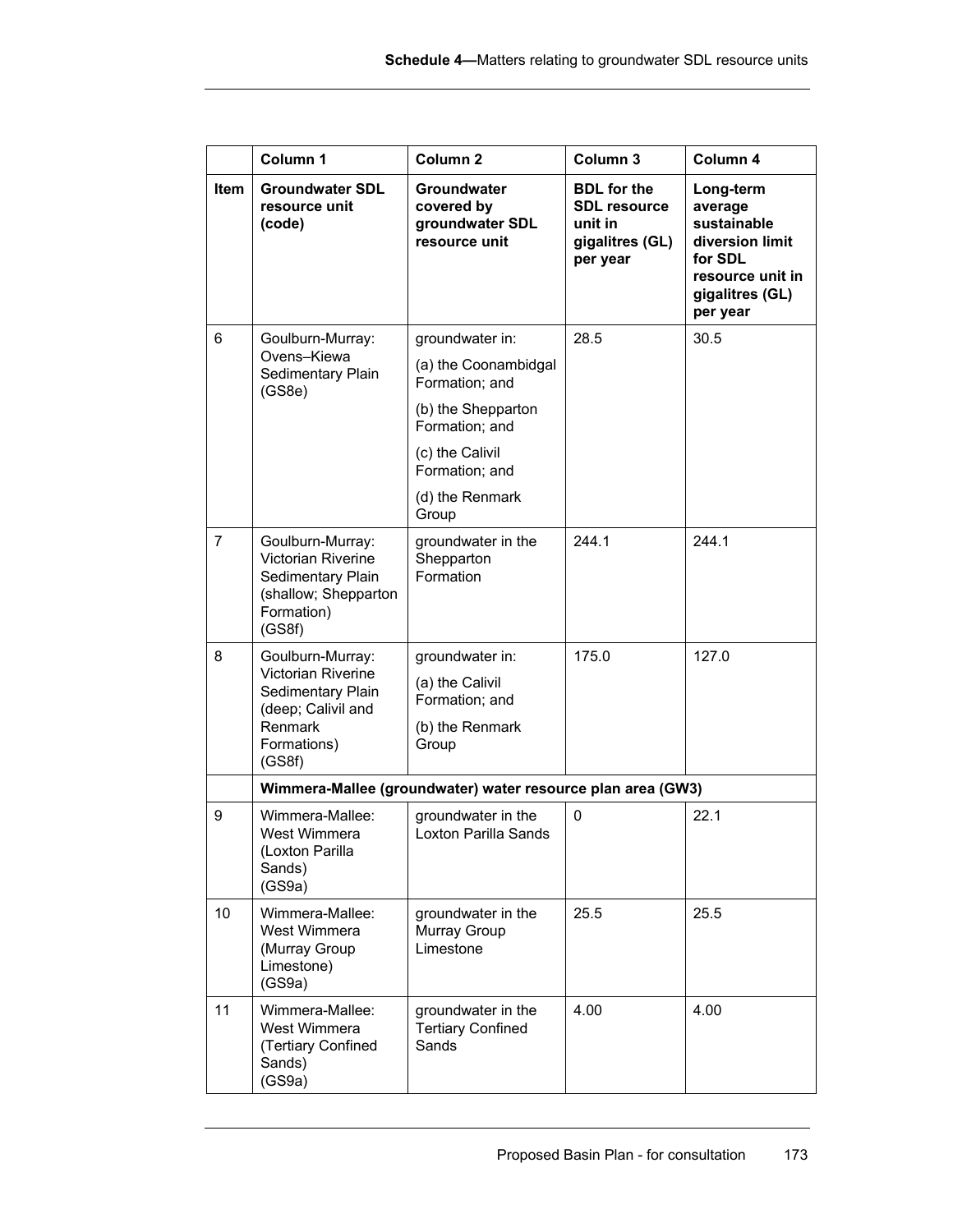| | Column 1 | Column 2 | Column 3 | Column 4 |
|---|---|---|---|---|
| **Item** | **Groundwater SDL resource unit (code)** | **Groundwater covered by groundwater SDL resource unit** | **BDL for the SDL resource unit in gigalitres (GL) per year** | **Long-term average sustainable diversion limit for SDL resource unit in gigalitres (GL) per year** |
| 6 | Goulburn-Murray: Ovens–Kiewa Sedimentary Plain (GS8e) | groundwater in: (a) the Coonambidgal Formation; and (b) the Shepparton Formation; and (c) the Calivil Formation; and (d) the Renmark Group | 28.5 | 30.5 |
| 7 | Goulburn-Murray: Victorian Riverine Sedimentary Plain (shallow; Shepparton Formation) (GS8f) | groundwater in the Shepparton Formation | 244.1 | 244.1 |
| 8 | Goulburn-Murray: Victorian Riverine Sedimentary Plain (deep; Calivil and Renmark Formations) (GS8f) | groundwater in: (a) the Calivil Formation; and (b) the Renmark Group | 175.0 | 127.0 |
| | **Wimmera-Mallee (groundwater) water resource plan area (GW3)** | | | |
| 9 | Wimmera-Mallee: West Wimmera (Loxton Parilla Sands) (GS9a) | groundwater in the Loxton Parilla Sands | 0 | 22.1 |
| 10 | Wimmera-Mallee: West Wimmera (Murray Group Limestone) (GS9a) | groundwater in the Murray Group Limestone | 25.5 | 25.5 |
| 11 | Wimmera-Mallee: West Wimmera (Tertiary Confined Sands) (GS9a) | groundwater in the Tertiary Confined Sands | 4.00 | 4.00 |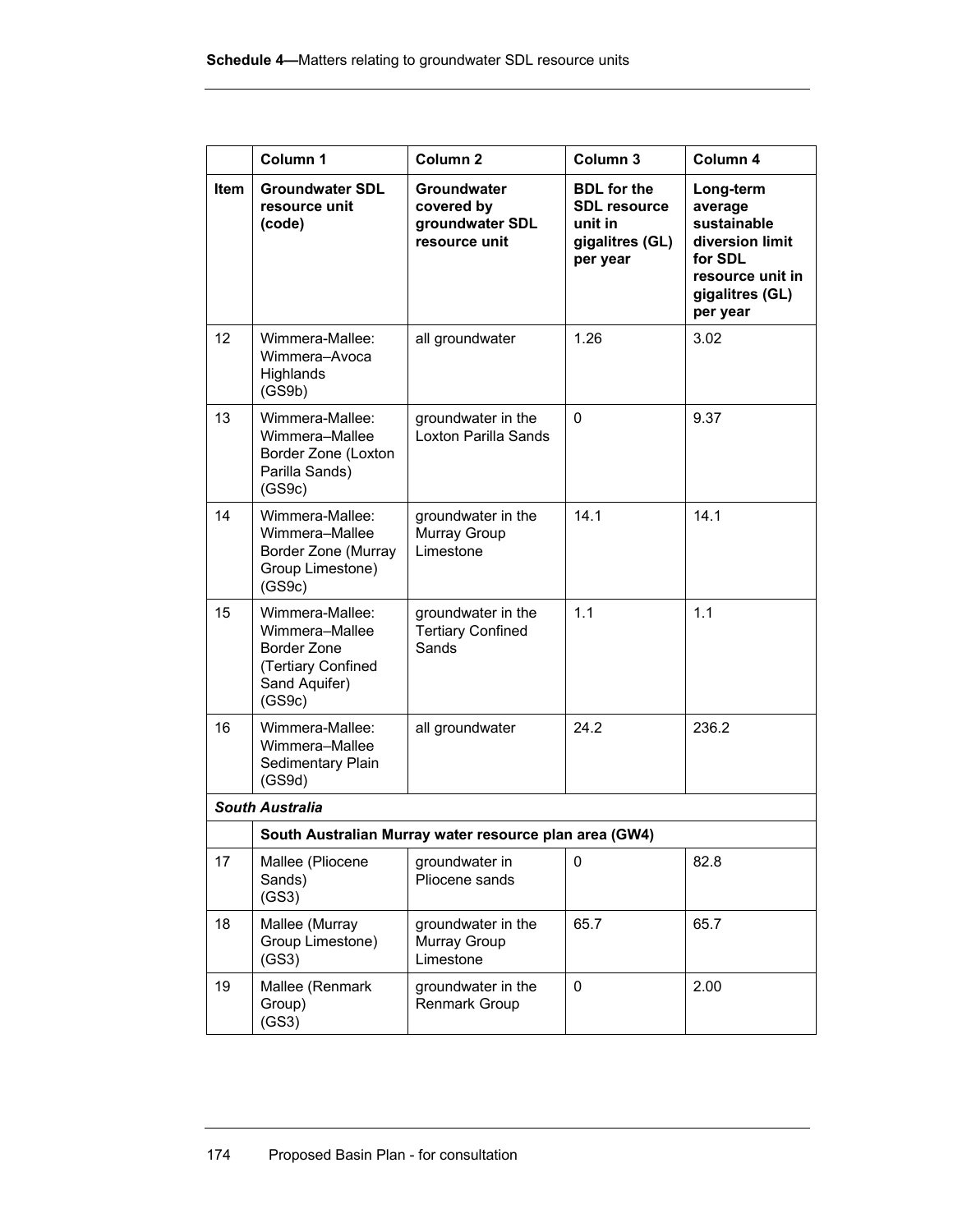| | Column 1 | Column 2 | Column 3 | Column 4 |
|---|---|---|---|---|
| **Item** | **Groundwater SDL resource unit (code)** | **Groundwater covered by groundwater SDL resource unit** | **BDL for the SDL resource unit in gigalitres (GL) per year** | **Long-term average sustainable diversion limit for SDL resource unit in gigalitres (GL) per year** |
| 12 | Wimmera-Mallee: Wimmera–Avoca Highlands (GS9b) | all groundwater | 1.26 | 3.02 |
| 13 | Wimmera-Mallee: Wimmera–Mallee Border Zone (Loxton Parilla Sands) (GS9c) | groundwater in the Loxton Parilla Sands | 0 | 9.37 |
| 14 | Wimmera-Mallee: Wimmera–Mallee Border Zone (Murray Group Limestone) (GS9c) | groundwater in the Murray Group Limestone | 14.1 | 14.1 |
| 15 | Wimmera-Mallee: Wimmera–Mallee Border Zone (Tertiary Confined Sand Aquifer) (GS9c) | groundwater in the Tertiary Confined Sands | 1.1 | 1.1 |
| 16 | Wimmera-Mallee: Wimmera–Mallee Sedimentary Plain (GS9d) | all groundwater | 24.2 | 236.2 |
| ***South Australia*** | | | | |
| | **South Australian Murray water resource plan area (GW4)** | | | |
| 17 | Mallee (Pliocene Sands) (GS3) | groundwater in Pliocene sands | 0 | 82.8 |
| 18 | Mallee (Murray Group Limestone) (GS3) | groundwater in the Murray Group Limestone | 65.7 | 65.7 |
| 19 | Mallee (Renmark Group) (GS3) | groundwater in the Renmark Group | 0 | 2.00 |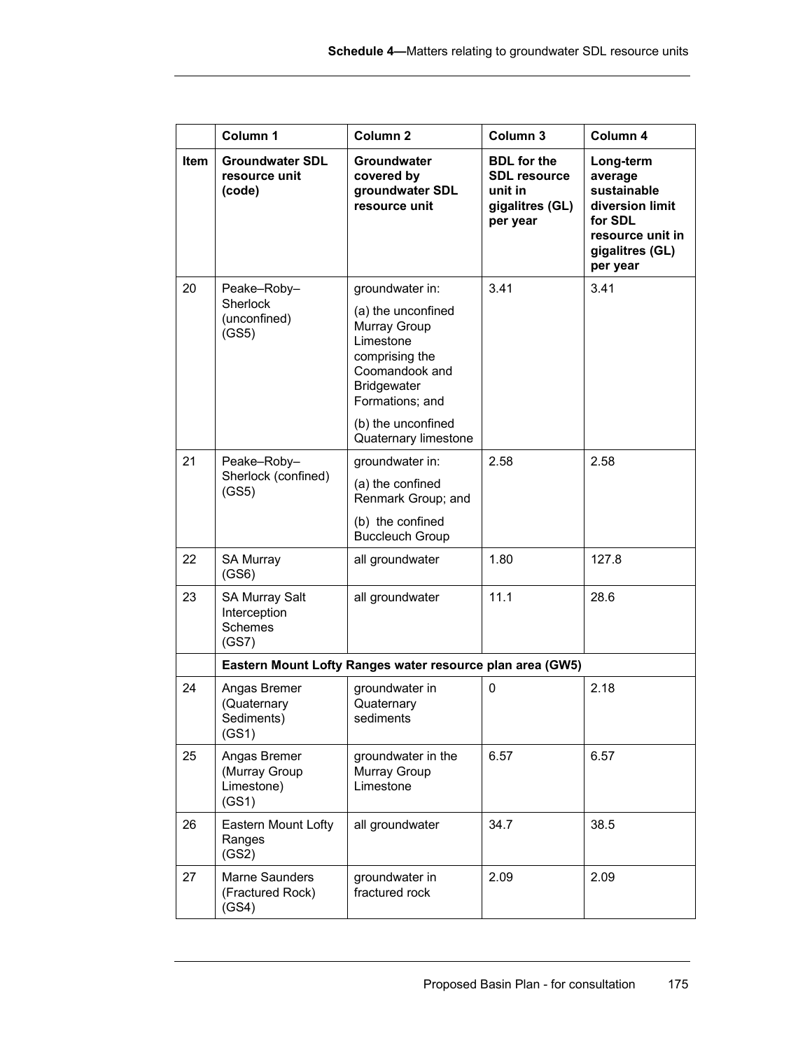| | Column 1 | Column 2 | Column 3 | Column 4 |
|---|---|---|---|---|
| **Item** | **Groundwater SDL resource unit (code)** | **Groundwater covered by groundwater SDL resource unit** | **BDL for the SDL resource unit in gigalitres (GL) per year** | **Long-term average sustainable diversion limit for SDL resource unit in gigalitres (GL) per year** |
| 20 | Peake–Roby–Sherlock (unconfined) (GS5) | groundwater in: (a) the unconfined Murray Group Limestone comprising the Coomandook and Bridgewater Formations; and (b) the unconfined Quaternary limestone | 3.41 | 3.41 |
| 21 | Peake–Roby–Sherlock (confined) (GS5) | groundwater in: (a) the confined Renmark Group; and (b) the confined Buccleuch Group | 2.58 | 2.58 |
| 22 | SA Murray (GS6) | all groundwater | 1.80 | 127.8 |
| 23 | SA Murray Salt Interception Schemes (GS7) | all groundwater | 11.1 | 28.6 |
| | **Eastern Mount Lofty Ranges water resource plan area (GW5)** | | | |
| 24 | Angas Bremer (Quaternary Sediments) (GS1) | groundwater in Quaternary sediments | 0 | 2.18 |
| 25 | Angas Bremer (Murray Group Limestone) (GS1) | groundwater in the Murray Group Limestone | 6.57 | 6.57 |
| 26 | Eastern Mount Lofty Ranges (GS2) | all groundwater | 34.7 | 38.5 |
| 27 | Marne Saunders (Fractured Rock) (GS4) | groundwater in fractured rock | 2.09 | 2.09 |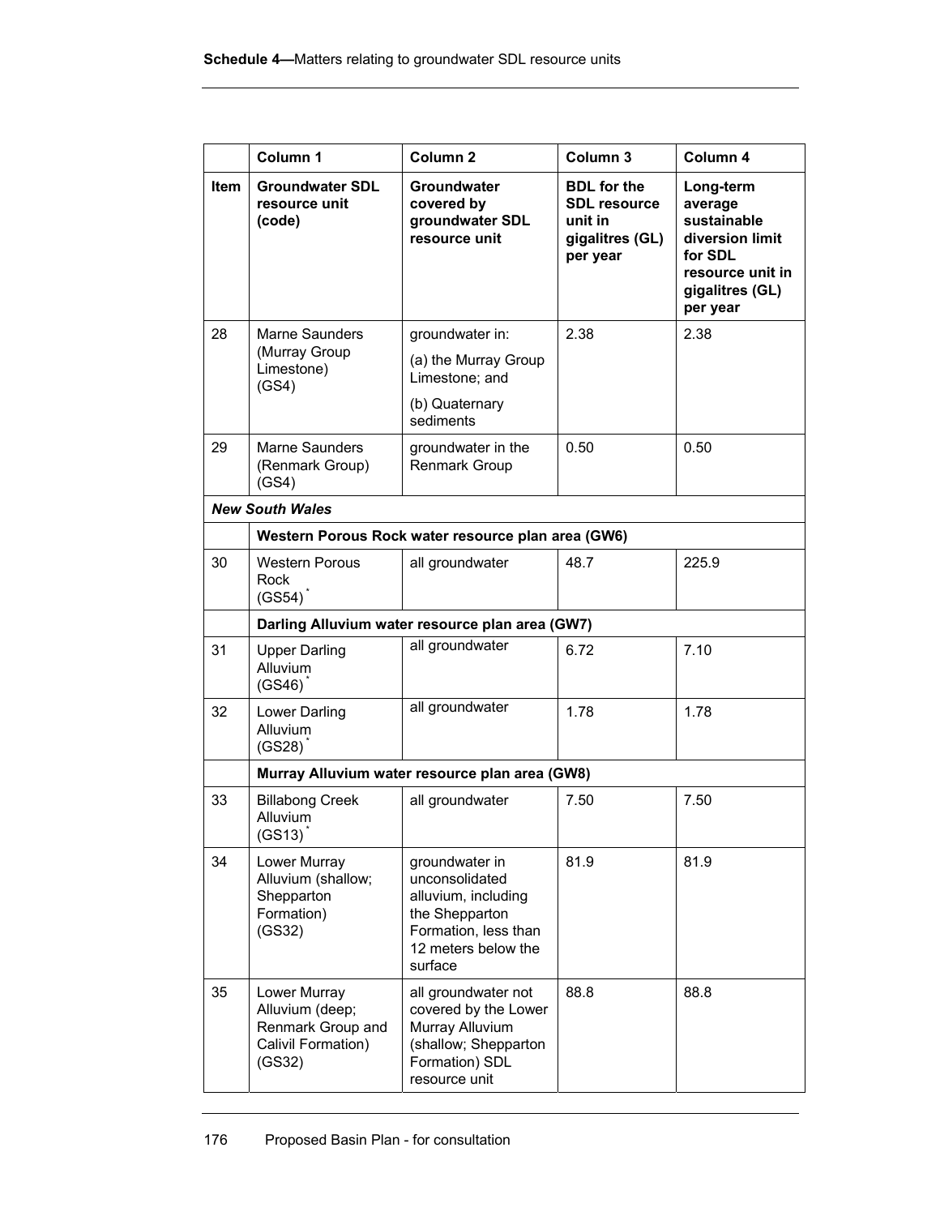| | Column 1 | Column 2 | Column 3 | Column 4 |
|---|---|---|---|---|
| **Item** | **Groundwater SDL resource unit (code)** | **Groundwater covered by groundwater SDL resource unit** | **BDL for the SDL resource unit in gigalitres (GL) per year** | **Long-term average sustainable diversion limit for SDL resource unit in gigalitres (GL) per year** |
| 28 | Marne Saunders (Murray Group Limestone) (GS4) | groundwater in: (a) the Murray Group Limestone; and (b) Quaternary sediments | 2.38 | 2.38 |
| 29 | Marne Saunders (Renmark Group) (GS4) | groundwater in the Renmark Group | 0.50 | 0.50 |
| ***New South Wales*** | | | | |
| | **Western Porous Rock water resource plan area (GW6)** | | | |
| 30 | Western Porous Rock (GS54)* | all groundwater | 48.7 | 225.9 |
| | **Darling Alluvium water resource plan area (GW7)** | | | |
| 31 | Upper Darling Alluvium (GS46)* | all groundwater | 6.72 | 7.10 |
| 32 | Lower Darling Alluvium (GS28)* | all groundwater | 1.78 | 1.78 |
| | **Murray Alluvium water resource plan area (GW8)** | | | |
| 33 | Billabong Creek Alluvium (GS13)* | all groundwater | 7.50 | 7.50 |
| 34 | Lower Murray Alluvium (shallow; Shepparton Formation) (GS32) | groundwater in unconsolidated alluvium, including the Shepparton Formation, less than 12 meters below the surface | 81.9 | 81.9 |
| 35 | Lower Murray Alluvium (deep; Renmark Group and Calivil Formation) (GS32) | all groundwater not covered by the Lower Murray Alluvium (shallow; Shepparton Formation) SDL resource unit | 88.8 | 88.8 |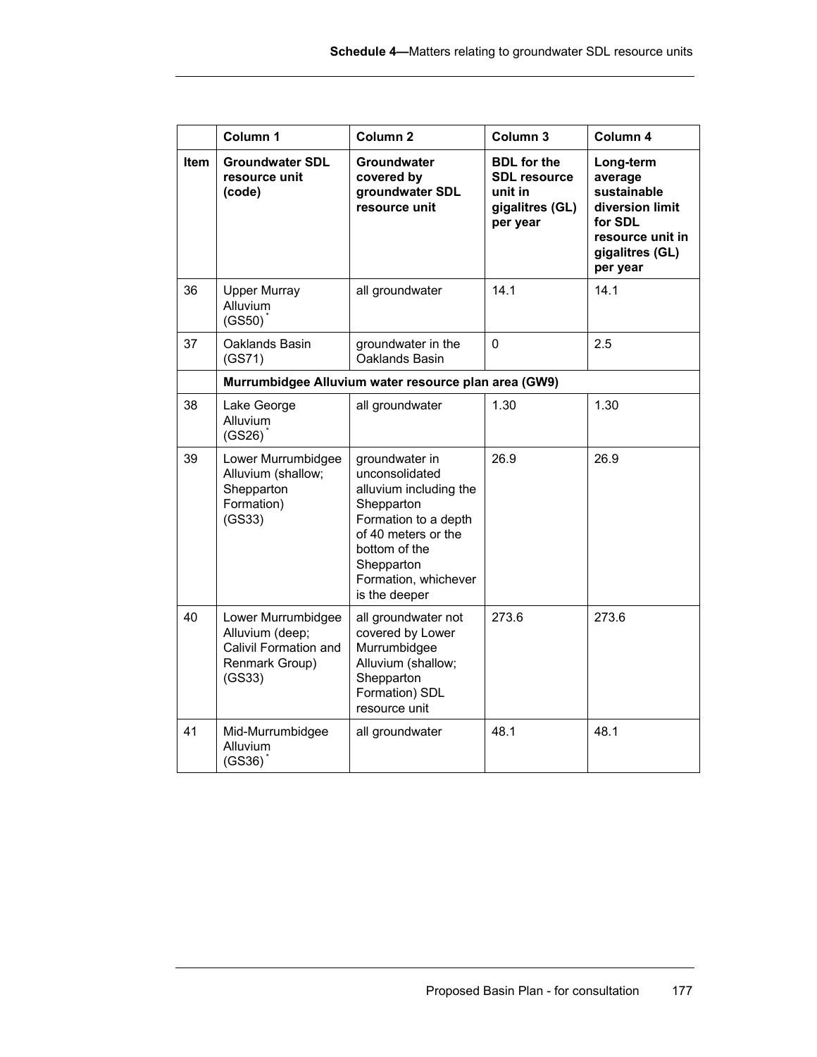| | Column 1 | Column 2 | Column 3 | Column 4 |
|---|---|---|---|---|
| **Item** | **Groundwater SDL resource unit (code)** | **Groundwater covered by groundwater SDL resource unit** | **BDL for the SDL resource unit in gigalitres (GL) per year** | **Long-term average sustainable diversion limit for SDL resource unit in gigalitres (GL) per year** |
| 36 | Upper Murray Alluvium (GS50)* | all groundwater | 14.1 | 14.1 |
| 37 | Oaklands Basin (GS71) | groundwater in the Oaklands Basin | 0 | 2.5 |
| | **Murrumbidgee Alluvium water resource plan area (GW9)** | | | |
| 38 | Lake George Alluvium (GS26)* | all groundwater | 1.30 | 1.30 |
| 39 | Lower Murrumbidgee Alluvium (shallow; Shepparton Formation) (GS33) | groundwater in unconsolidated alluvium including the Shepparton Formation to a depth of 40 meters or the bottom of the Shepparton Formation, whichever is the deeper | 26.9 | 26.9 |
| 40 | Lower Murrumbidgee Alluvium (deep; Calivil Formation and Renmark Group) (GS33) | all groundwater not covered by Lower Murrumbidgee Alluvium (shallow; Shepparton Formation) SDL resource unit | 273.6 | 273.6 |
| 41 | Mid-Murrumbidgee Alluvium (GS36)* | all groundwater | 48.1 | 48.1 |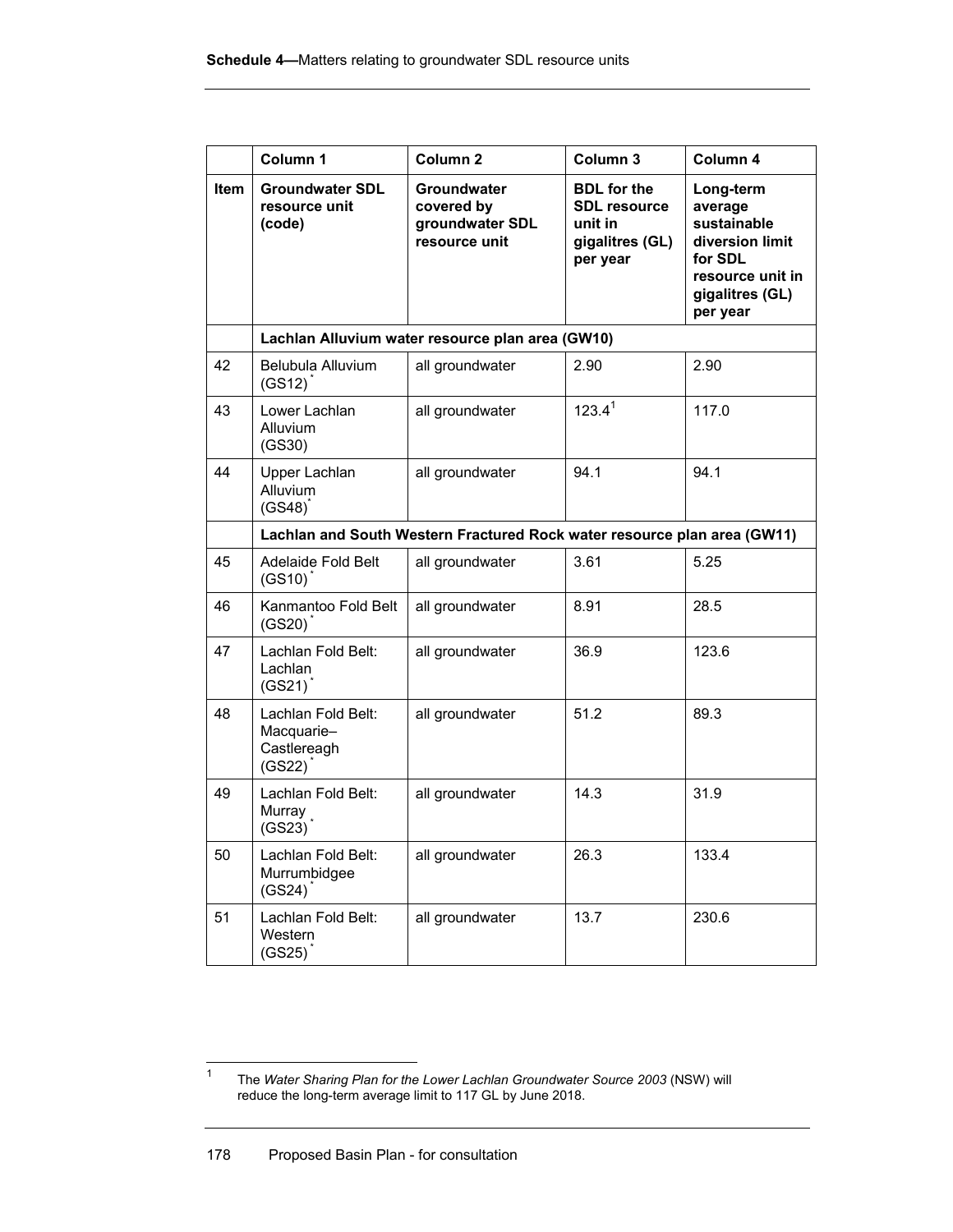|  | Column 1 | Column 2 | Column 3 | Column 4 |
|---|---|---|---|---|
| **Item** | **Groundwater SDL resource unit (code)** | **Groundwater covered by groundwater SDL resource unit** | **BDL for the SDL resource unit in gigalitres (GL) per year** | **Long-term average sustainable diversion limit for SDL resource unit in gigalitres (GL) per year** |
|  | **Lachlan Alluvium water resource plan area (GW10)** |  |  |  |
| 42 | Belubula Alluvium (GS12)* | all groundwater | 2.90 | 2.90 |
| 43 | Lower Lachlan Alluvium (GS30) | all groundwater | 123.4[1] | 117.0 |
| 44 | Upper Lachlan Alluvium (GS48)* | all groundwater | 94.1 | 94.1 |
|  | **Lachlan and South Western Fractured Rock water resource plan area (GW11)** |  |  |  |
| 45 | Adelaide Fold Belt (GS10)* | all groundwater | 3.61 | 5.25 |
| 46 | Kanmantoo Fold Belt (GS20)* | all groundwater | 8.91 | 28.5 |
| 47 | Lachlan Fold Belt: Lachlan (GS21)* | all groundwater | 36.9 | 123.6 |
| 48 | Lachlan Fold Belt: Macquarie–Castlereagh (GS22)* | all groundwater | 51.2 | 89.3 |
| 49 | Lachlan Fold Belt: Murray (GS23)* | all groundwater | 14.3 | 31.9 |
| 50 | Lachlan Fold Belt: Murrumbidgee (GS24)* | all groundwater | 26.3 | 133.4 |
| 51 | Lachlan Fold Belt: Western (GS25)* | all groundwater | 13.7 | 230.6 |

[1] The *Water Sharing Plan for the Lower Lachlan Groundwater Source 2003* (NSW) will reduce the long-term average limit to 117 GL by June 2018.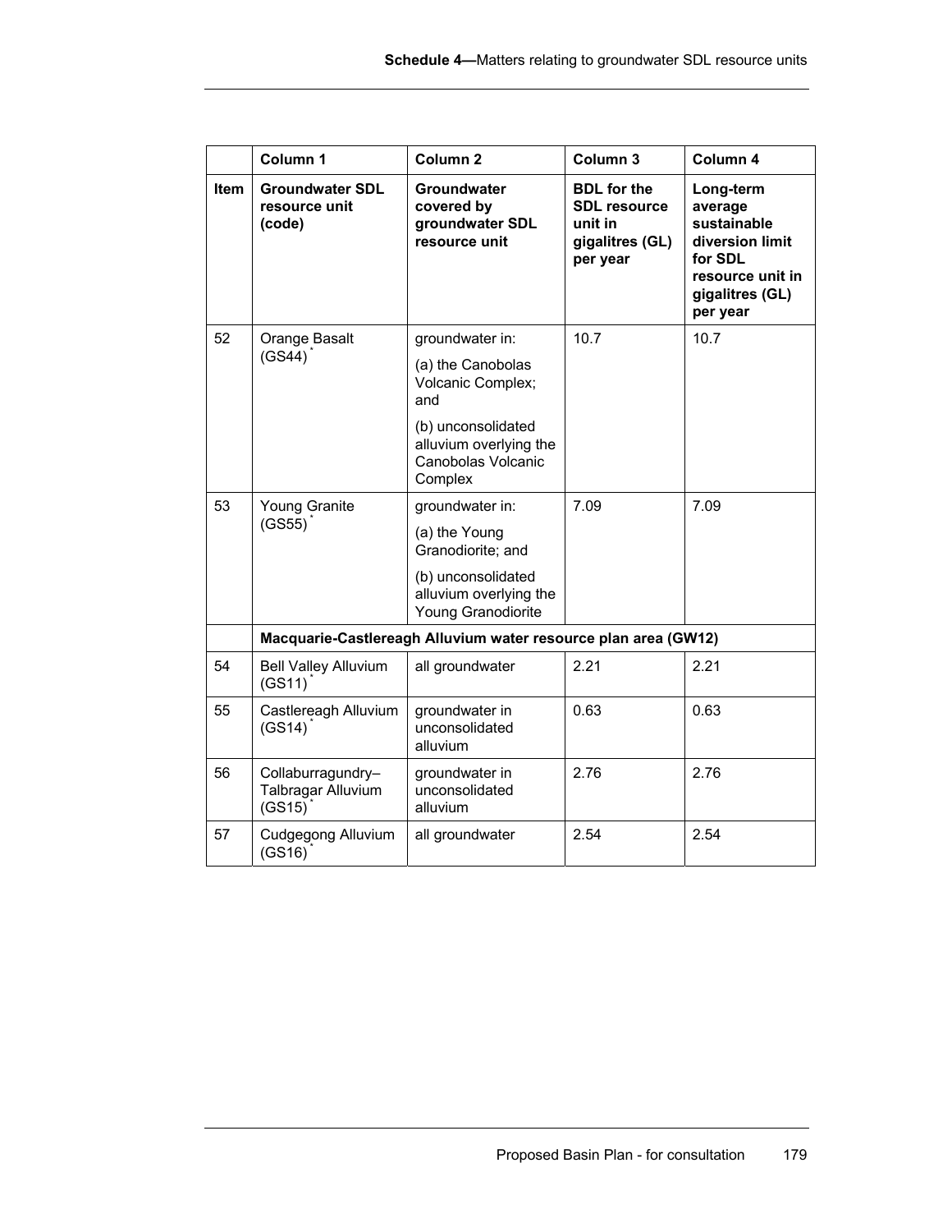| | Column 1 | Column 2 | Column 3 | Column 4 |
|---|---|---|---|---|
| **Item** | **Groundwater SDL resource unit (code)** | **Groundwater covered by groundwater SDL resource unit** | **BDL for the SDL resource unit in gigalitres (GL) per year** | **Long-term average sustainable diversion limit for SDL resource unit in gigalitres (GL) per year** |
| 52 | Orange Basalt (GS44)* | groundwater in: (a) the Canobolas Volcanic Complex; and (b) unconsolidated alluvium overlying the Canobolas Volcanic Complex | 10.7 | 10.7 |
| 53 | Young Granite (GS55)* | groundwater in: (a) the Young Granodiorite; and (b) unconsolidated alluvium overlying the Young Granodiorite | 7.09 | 7.09 |
| | **Macquarie-Castlereagh Alluvium water resource plan area (GW12)** | | | |
| 54 | Bell Valley Alluvium (GS11)* | all groundwater | 2.21 | 2.21 |
| 55 | Castlereagh Alluvium (GS14)* | groundwater in unconsolidated alluvium | 0.63 | 0.63 |
| 56 | Collaburragundry–Talbragar Alluvium (GS15)* | groundwater in unconsolidated alluvium | 2.76 | 2.76 |
| 57 | Cudgegong Alluvium (GS16)* | all groundwater | 2.54 | 2.54 |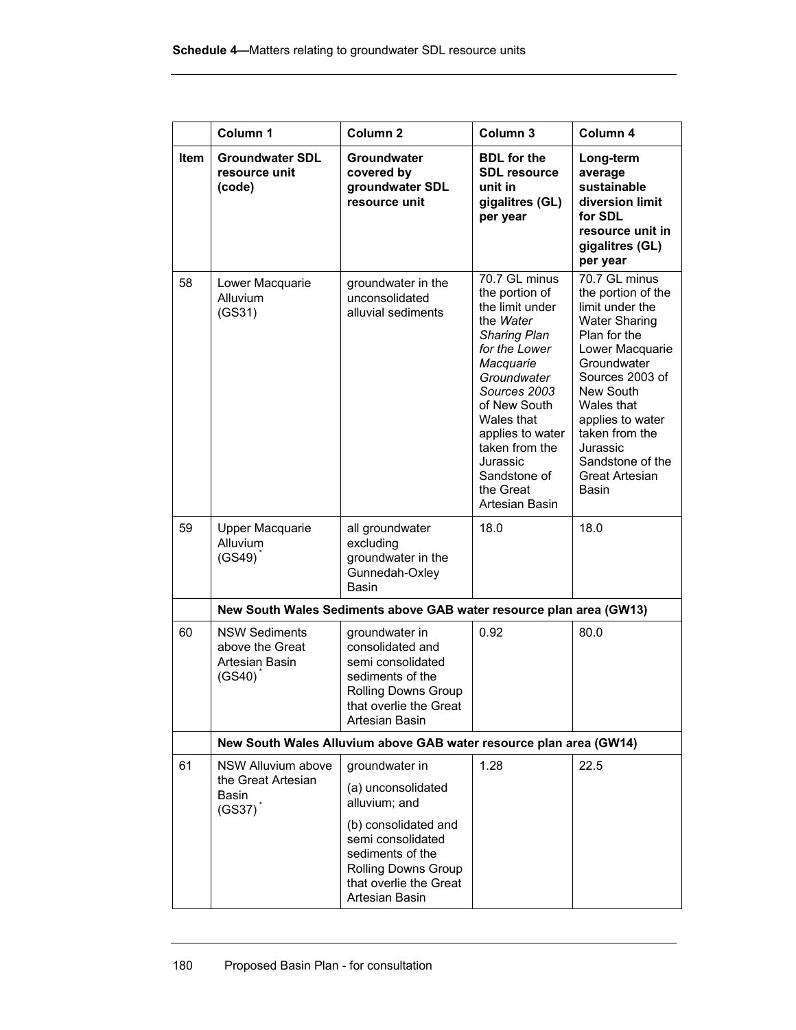|  | Column 1 | Column 2 | Column 3 | Column 4 |
|---|---|---|---|---|
| **Item** | **Groundwater SDL resource unit (code)** | **Groundwater covered by groundwater SDL resource unit** | **BDL for the SDL resource unit in gigalitres (GL) per year** | **Long-term average sustainable diversion limit for SDL resource unit in gigalitres (GL) per year** |
| 58 | Lower Macquarie Alluvium (GS31) | groundwater in the unconsolidated alluvial sediments | 70.7 GL minus the portion of the limit under the *Water Sharing Plan for the Lower Macquarie Groundwater Sources 2003* of New South Wales that applies to water taken from the Jurassic Sandstone of the Great Artesian Basin | 70.7 GL minus the portion of the limit under the Water Sharing Plan for the Lower Macquarie Groundwater Sources 2003 of New South Wales that applies to water taken from the Jurassic Sandstone of the Great Artesian Basin |
| 59 | Upper Macquarie Alluvium (GS49)* | all groundwater excluding groundwater in the Gunnedah-Oxley Basin | 18.0 | 18.0 |
|  | **New South Wales Sediments above GAB water resource plan area (GW13)** |  |  |  |
| 60 | NSW Sediments above the Great Artesian Basin (GS40)* | groundwater in consolidated and semi consolidated sediments of the Rolling Downs Group that overlie the Great Artesian Basin | 0.92 | 80.0 |
|  | **New South Wales Alluvium above GAB water resource plan area (GW14)** |  |  |  |
| 61 | NSW Alluvium above the Great Artesian Basin (GS37)* | groundwater in (a) unconsolidated alluvium; and (b) consolidated and semi consolidated sediments of the Rolling Downs Group that overlie the Great Artesian Basin | 1.28 | 22.5 |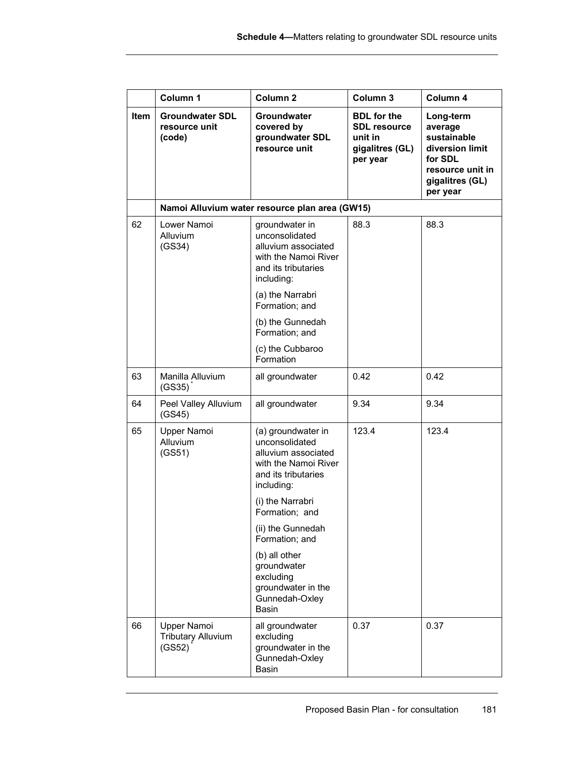| | Column 1 | Column 2 | Column 3 | Column 4 |
|---|---|---|---|---|
| **Item** | **Groundwater SDL resource unit (code)** | **Groundwater covered by groundwater SDL resource unit** | **BDL for the SDL resource unit in gigalitres (GL) per year** | **Long-term average sustainable diversion limit for SDL resource unit in gigalitres (GL) per year** |
| | **Namoi Alluvium water resource plan area (GW15)** | | | |
| 62 | Lower Namoi Alluvium (GS34) | groundwater in unconsolidated alluvium associated with the Namoi River and its tributaries including:<br>(a) the Narrabri Formation; and<br>(b) the Gunnedah Formation; and<br>(c) the Cubbaroo Formation | 88.3 | 88.3 |
| 63 | Manilla Alluvium (GS35)* | all groundwater | 0.42 | 0.42 |
| 64 | Peel Valley Alluvium (GS45) | all groundwater | 9.34 | 9.34 |
| 65 | Upper Namoi Alluvium (GS51) | (a) groundwater in unconsolidated alluvium associated with the Namoi River and its tributaries including:<br>(i) the Narrabri Formation; and<br>(ii) the Gunnedah Formation; and<br>(b) all other groundwater excluding groundwater in the Gunnedah-Oxley Basin | 123.4 | 123.4 |
| 66 | Upper Namoi Tributary Alluvium (GS52)* | all groundwater excluding groundwater in the Gunnedah-Oxley Basin | 0.37 | 0.37 |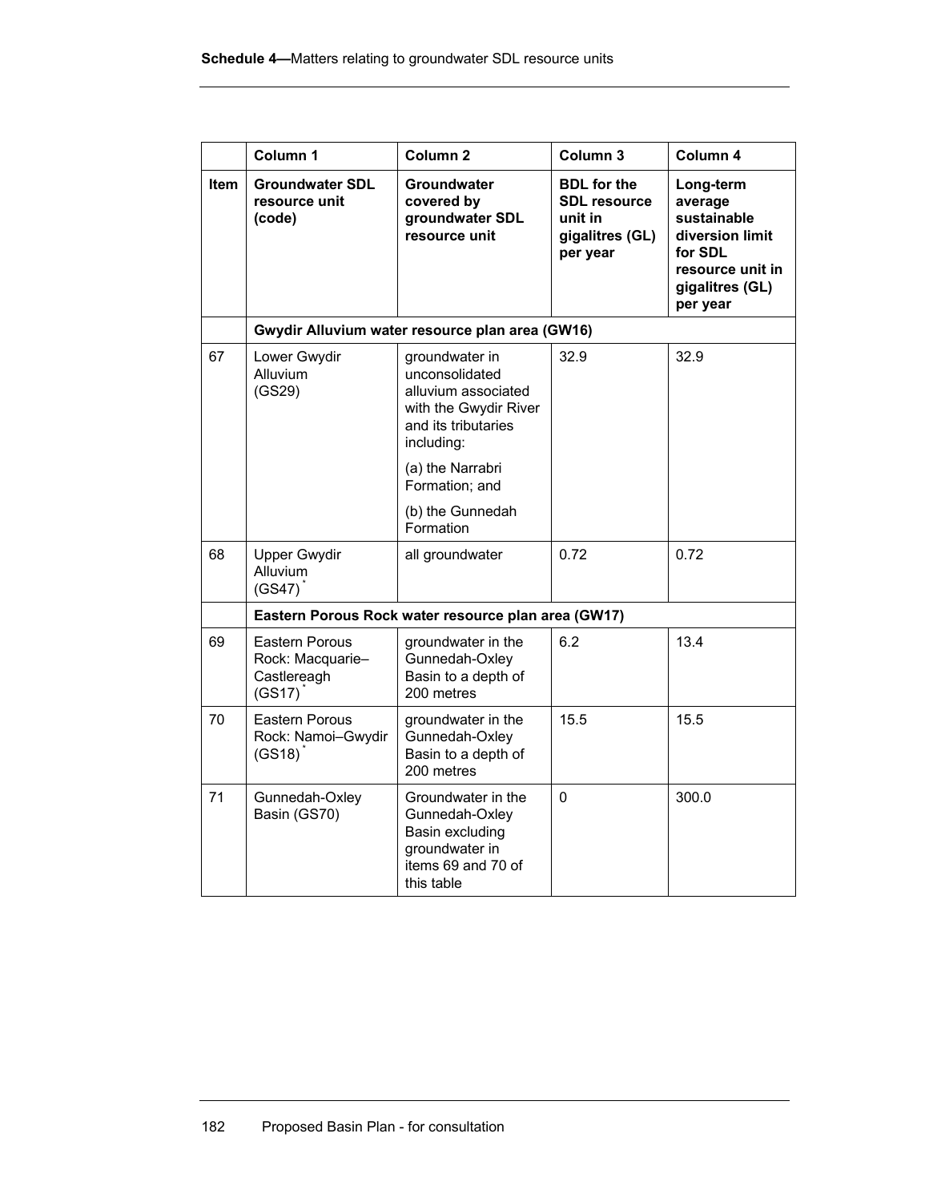| | Column 1 | Column 2 | Column 3 | Column 4 |
|---|---|---|---|---|
| **Item** | **Groundwater SDL resource unit (code)** | **Groundwater covered by groundwater SDL resource unit** | **BDL for the SDL resource unit in gigalitres (GL) per year** | **Long-term average sustainable diversion limit for SDL resource unit in gigalitres (GL) per year** |
| | **Gwydir Alluvium water resource plan area (GW16)** | | | |
| 67 | Lower Gwydir Alluvium (GS29) | groundwater in unconsolidated alluvium associated with the Gwydir River and its tributaries including: (a) the Narrabri Formation; and (b) the Gunnedah Formation | 32.9 | 32.9 |
| 68 | Upper Gwydir Alluvium (GS47)* | all groundwater | 0.72 | 0.72 |
| | **Eastern Porous Rock water resource plan area (GW17)** | | | |
| 69 | Eastern Porous Rock: Macquarie–Castlereagh (GS17)* | groundwater in the Gunnedah-Oxley Basin to a depth of 200 metres | 6.2 | 13.4 |
| 70 | Eastern Porous Rock: Namoi–Gwydir (GS18)* | groundwater in the Gunnedah-Oxley Basin to a depth of 200 metres | 15.5 | 15.5 |
| 71 | Gunnedah-Oxley Basin (GS70) | Groundwater in the Gunnedah-Oxley Basin excluding groundwater in items 69 and 70 of this table | 0 | 300.0 |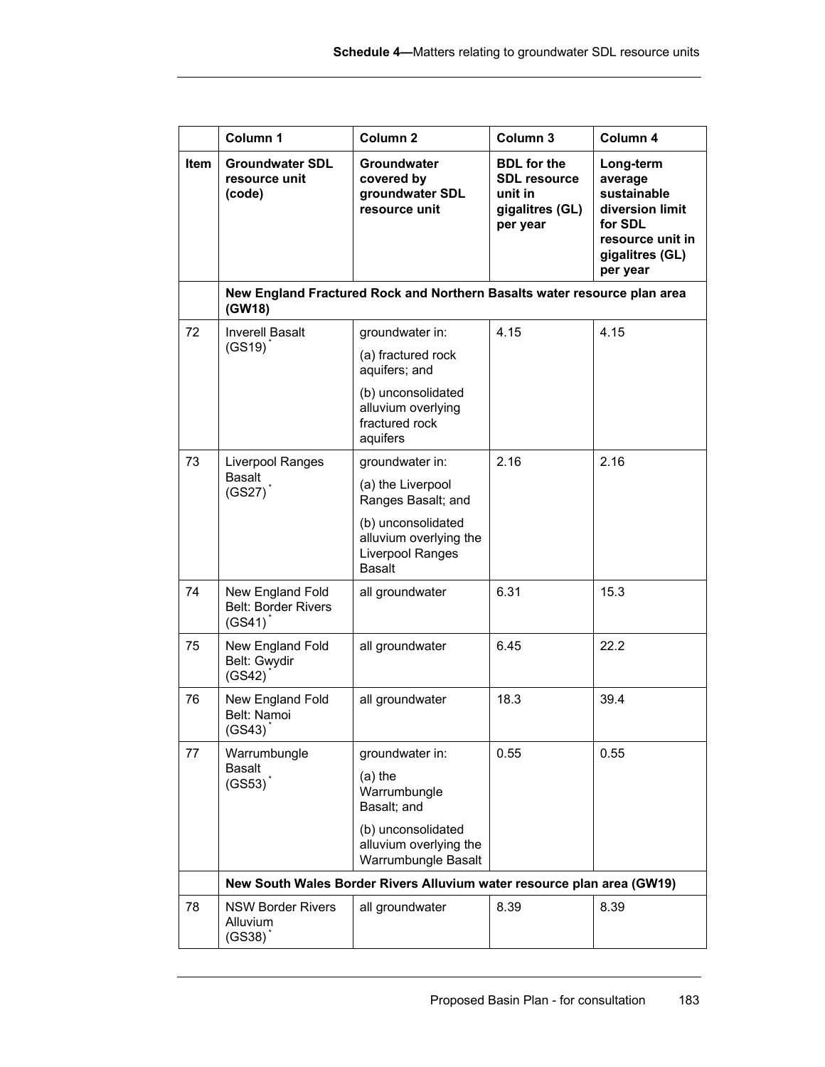| | Column 1 | Column 2 | Column 3 | Column 4 |
|---|---|---|---|---|
| **Item** | **Groundwater SDL resource unit (code)** | **Groundwater covered by groundwater SDL resource unit** | **BDL for the SDL resource unit in gigalitres (GL) per year** | **Long-term average sustainable diversion limit for SDL resource unit in gigalitres (GL) per year** |
| | **New England Fractured Rock and Northern Basalts water resource plan area (GW18)** | | | |
| 72 | Inverell Basalt (GS19)* | groundwater in: (a) fractured rock aquifers; and (b) unconsolidated alluvium overlying fractured rock aquifers | 4.15 | 4.15 |
| 73 | Liverpool Ranges Basalt (GS27)* | groundwater in: (a) the Liverpool Ranges Basalt; and (b) unconsolidated alluvium overlying the Liverpool Ranges Basalt | 2.16 | 2.16 |
| 74 | New England Fold Belt: Border Rivers (GS41)* | all groundwater | 6.31 | 15.3 |
| 75 | New England Fold Belt: Gwydir (GS42)* | all groundwater | 6.45 | 22.2 |
| 76 | New England Fold Belt: Namoi (GS43)* | all groundwater | 18.3 | 39.4 |
| 77 | Warrumbungle Basalt (GS53)* | groundwater in: (a) the Warrumbungle Basalt; and (b) unconsolidated alluvium overlying the Warrumbungle Basalt | 0.55 | 0.55 |
| | **New South Wales Border Rivers Alluvium water resource plan area (GW19)** | | | |
| 78 | NSW Border Rivers Alluvium (GS38)* | all groundwater | 8.39 | 8.39 |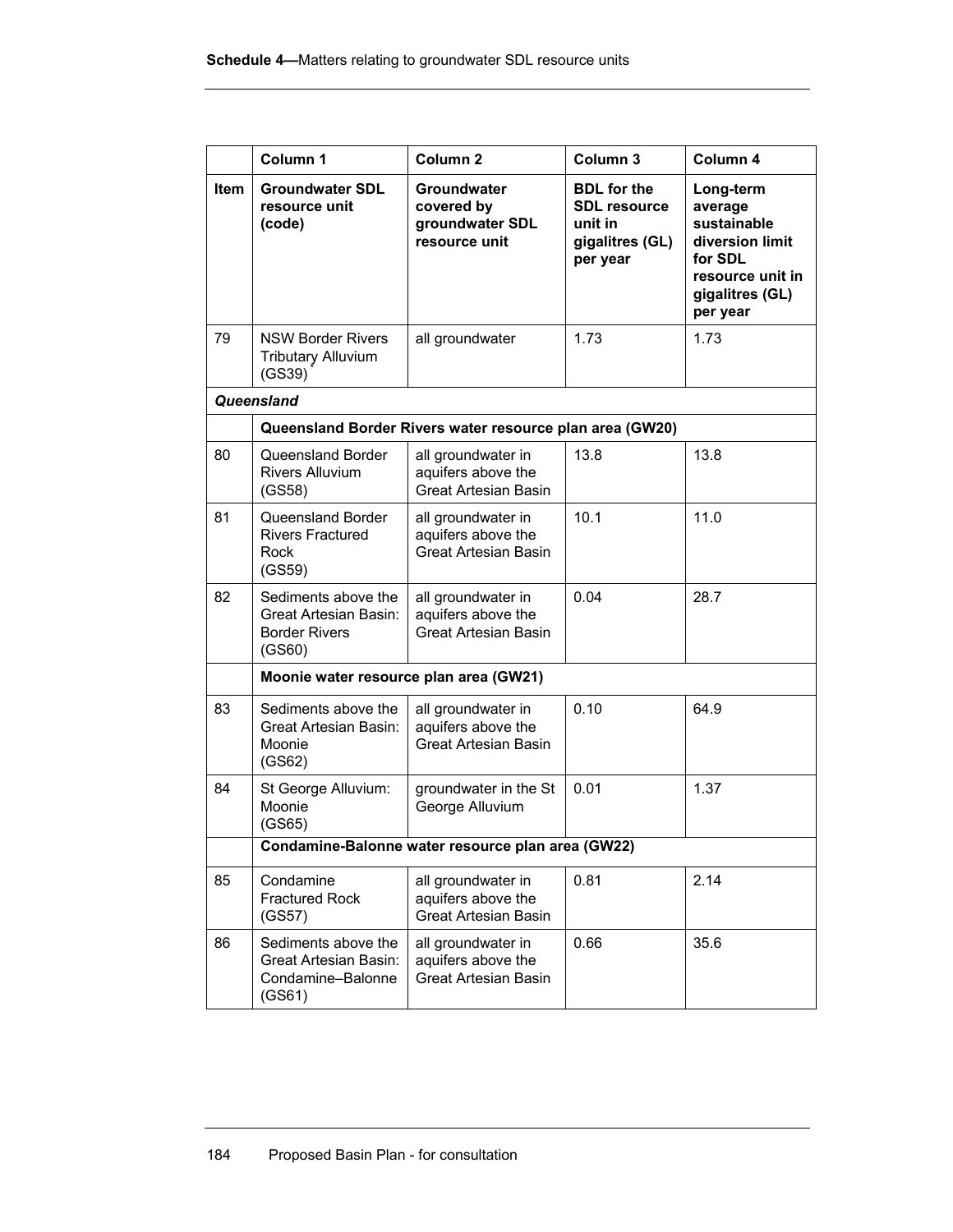| | Column 1 | Column 2 | Column 3 | Column 4 |
|---|---|---|---|---|
| **Item** | **Groundwater SDL resource unit (code)** | **Groundwater covered by groundwater SDL resource unit** | **BDL for the SDL resource unit in gigalitres (GL) per year** | **Long-term average sustainable diversion limit for SDL resource unit in gigalitres (GL) per year** |
| 79 | NSW Border Rivers Tributary Alluvium (GS39) | all groundwater | 1.73 | 1.73 |
| ***Queensland*** | | | | |
| | **Queensland Border Rivers water resource plan area (GW20)** | | | |
| 80 | Queensland Border Rivers Alluvium (GS58) | all groundwater in aquifers above the Great Artesian Basin | 13.8 | 13.8 |
| 81 | Queensland Border Rivers Fractured Rock (GS59) | all groundwater in aquifers above the Great Artesian Basin | 10.1 | 11.0 |
| 82 | Sediments above the Great Artesian Basin: Border Rivers (GS60) | all groundwater in aquifers above the Great Artesian Basin | 0.04 | 28.7 |
| | **Moonie water resource plan area (GW21)** | | | |
| 83 | Sediments above the Great Artesian Basin: Moonie (GS62) | all groundwater in aquifers above the Great Artesian Basin | 0.10 | 64.9 |
| 84 | St George Alluvium: Moonie (GS65) | groundwater in the St George Alluvium | 0.01 | 1.37 |
| | **Condamine-Balonne water resource plan area (GW22)** | | | |
| 85 | Condamine Fractured Rock (GS57) | all groundwater in aquifers above the Great Artesian Basin | 0.81 | 2.14 |
| 86 | Sediments above the Great Artesian Basin: Condamine–Balonne (GS61) | all groundwater in aquifers above the Great Artesian Basin | 0.66 | 35.6 |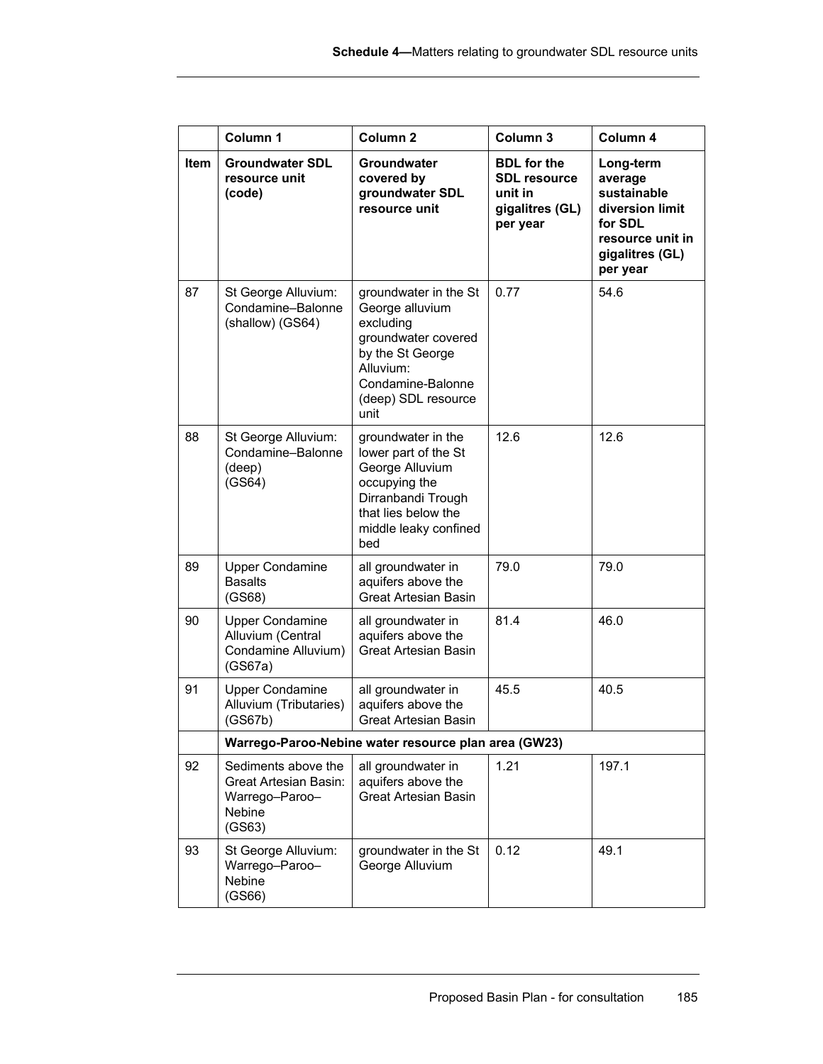| | Column 1 | Column 2 | Column 3 | Column 4 |
|---|---|---|---|---|
| **Item** | **Groundwater SDL resource unit (code)** | **Groundwater covered by groundwater SDL resource unit** | **BDL for the SDL resource unit in gigalitres (GL) per year** | **Long-term average sustainable diversion limit for SDL resource unit in gigalitres (GL) per year** |
| 87 | St George Alluvium: Condamine–Balonne (shallow) (GS64) | groundwater in the St George alluvium excluding groundwater covered by the St George Alluvium: Condamine-Balonne (deep) SDL resource unit | 0.77 | 54.6 |
| 88 | St George Alluvium: Condamine–Balonne (deep) (GS64) | groundwater in the lower part of the St George Alluvium occupying the Dirranbandi Trough that lies below the middle leaky confined bed | 12.6 | 12.6 |
| 89 | Upper Condamine Basalts (GS68) | all groundwater in aquifers above the Great Artesian Basin | 79.0 | 79.0 |
| 90 | Upper Condamine Alluvium (Central Condamine Alluvium) (GS67a) | all groundwater in aquifers above the Great Artesian Basin | 81.4 | 46.0 |
| 91 | Upper Condamine Alluvium (Tributaries) (GS67b) | all groundwater in aquifers above the Great Artesian Basin | 45.5 | 40.5 |
| | **Warrego-Paroo-Nebine water resource plan area (GW23)** | | | |
| 92 | Sediments above the Great Artesian Basin: Warrego–Paroo–Nebine (GS63) | all groundwater in aquifers above the Great Artesian Basin | 1.21 | 197.1 |
| 93 | St George Alluvium: Warrego–Paroo–Nebine (GS66) | groundwater in the St George Alluvium | 0.12 | 49.1 |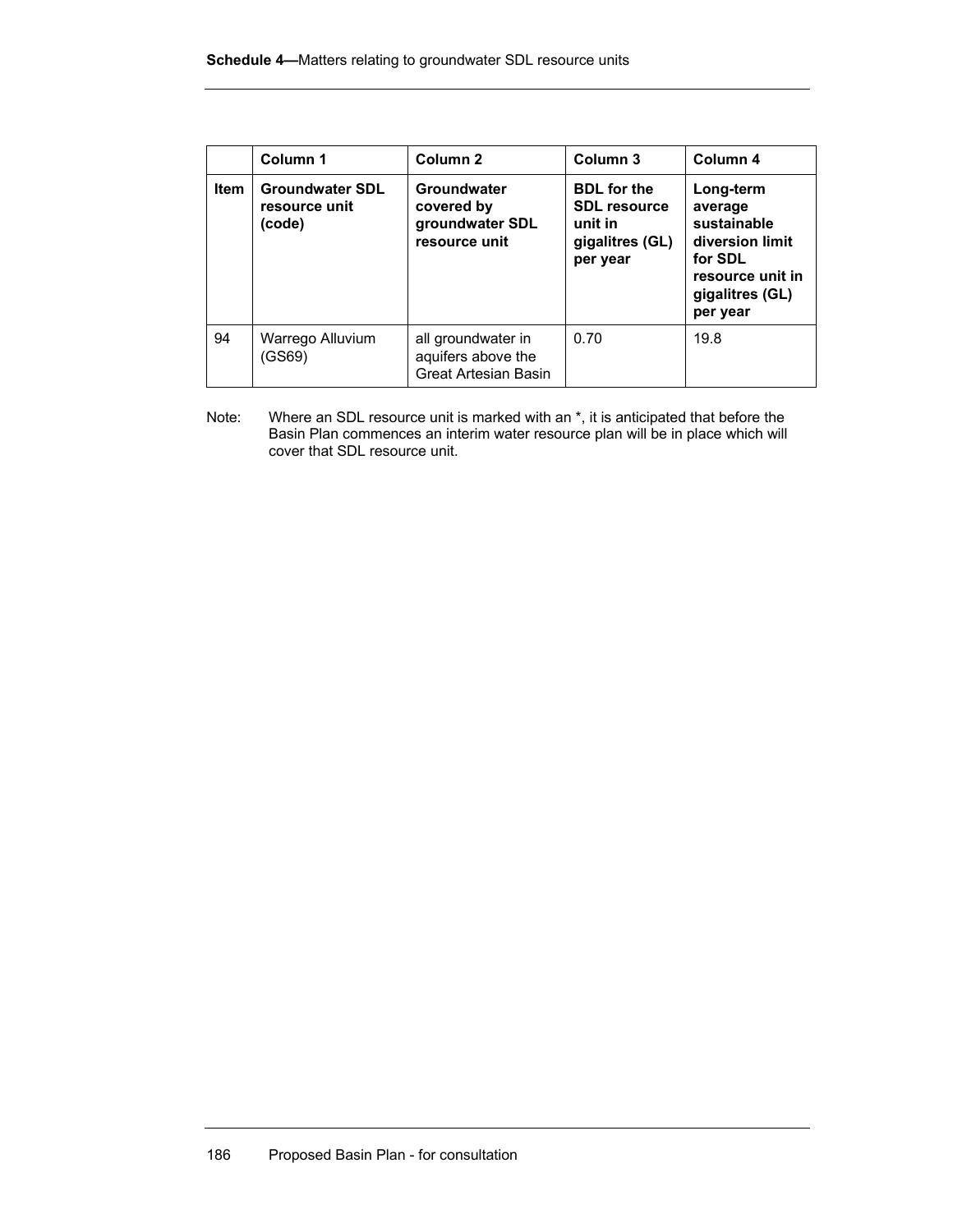| | Column 1 | Column 2 | Column 3 | Column 4 |
|---|---|---|---|---|
| **Item** | **Groundwater SDL resource unit (code)** | **Groundwater covered by groundwater SDL resource unit** | **BDL for the SDL resource unit in gigalitres (GL) per year** | **Long-term average sustainable diversion limit for SDL resource unit in gigalitres (GL) per year** |
| 94 | Warrego Alluvium (GS69) | all groundwater in aquifers above the Great Artesian Basin | 0.70 | 19.8 |

Note: Where an SDL resource unit is marked with an *, it is anticipated that before the Basin Plan commences an interim water resource plan will be in place which will cover that SDL resource unit.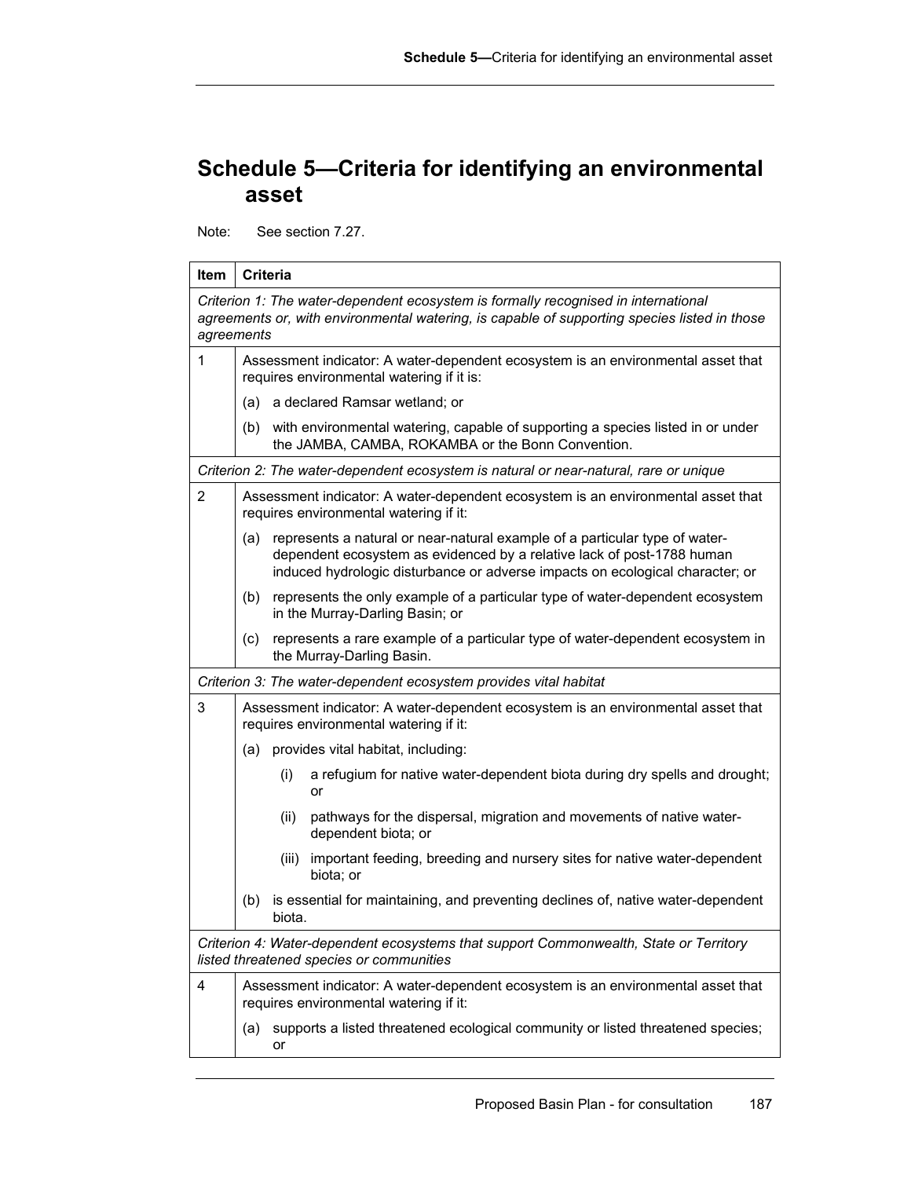# Schedule 5—Criteria for identifying an environmental asset

Note: See section 7.27.

| Item | Criteria |
|---|---|
| *Criterion 1: The water-dependent ecosystem is formally recognised in international agreements or, with environmental watering, is capable of supporting species listed in those agreements* | |
| 1 | Assessment indicator: A water-dependent ecosystem is an environmental asset that requires environmental watering if it is:<br>(a) a declared Ramsar wetland; or<br>(b) with environmental watering, capable of supporting a species listed in or under the JAMBA, CAMBA, ROKAMBA or the Bonn Convention. |
| *Criterion 2: The water-dependent ecosystem is natural or near-natural, rare or unique* | |
| 2 | Assessment indicator: A water-dependent ecosystem is an environmental asset that requires environmental watering if it:<br>(a) represents a natural or near-natural example of a particular type of water-dependent ecosystem as evidenced by a relative lack of post-1788 human induced hydrologic disturbance or adverse impacts on ecological character; or<br>(b) represents the only example of a particular type of water-dependent ecosystem in the Murray-Darling Basin; or<br>(c) represents a rare example of a particular type of water-dependent ecosystem in the Murray-Darling Basin. |
| *Criterion 3: The water-dependent ecosystem provides vital habitat* | |
| 3 | Assessment indicator: A water-dependent ecosystem is an environmental asset that requires environmental watering if it:<br>(a) provides vital habitat, including:<br>(i) a refugium for native water-dependent biota during dry spells and drought; or<br>(ii) pathways for the dispersal, migration and movements of native water-dependent biota; or<br>(iii) important feeding, breeding and nursery sites for native water-dependent biota; or<br>(b) is essential for maintaining, and preventing declines of, native water-dependent biota. |
| *Criterion 4: Water-dependent ecosystems that support Commonwealth, State or Territory listed threatened species or communities* | |
| 4 | Assessment indicator: A water-dependent ecosystem is an environmental asset that requires environmental watering if it:<br>(a) supports a listed threatened ecological community or listed threatened species; or |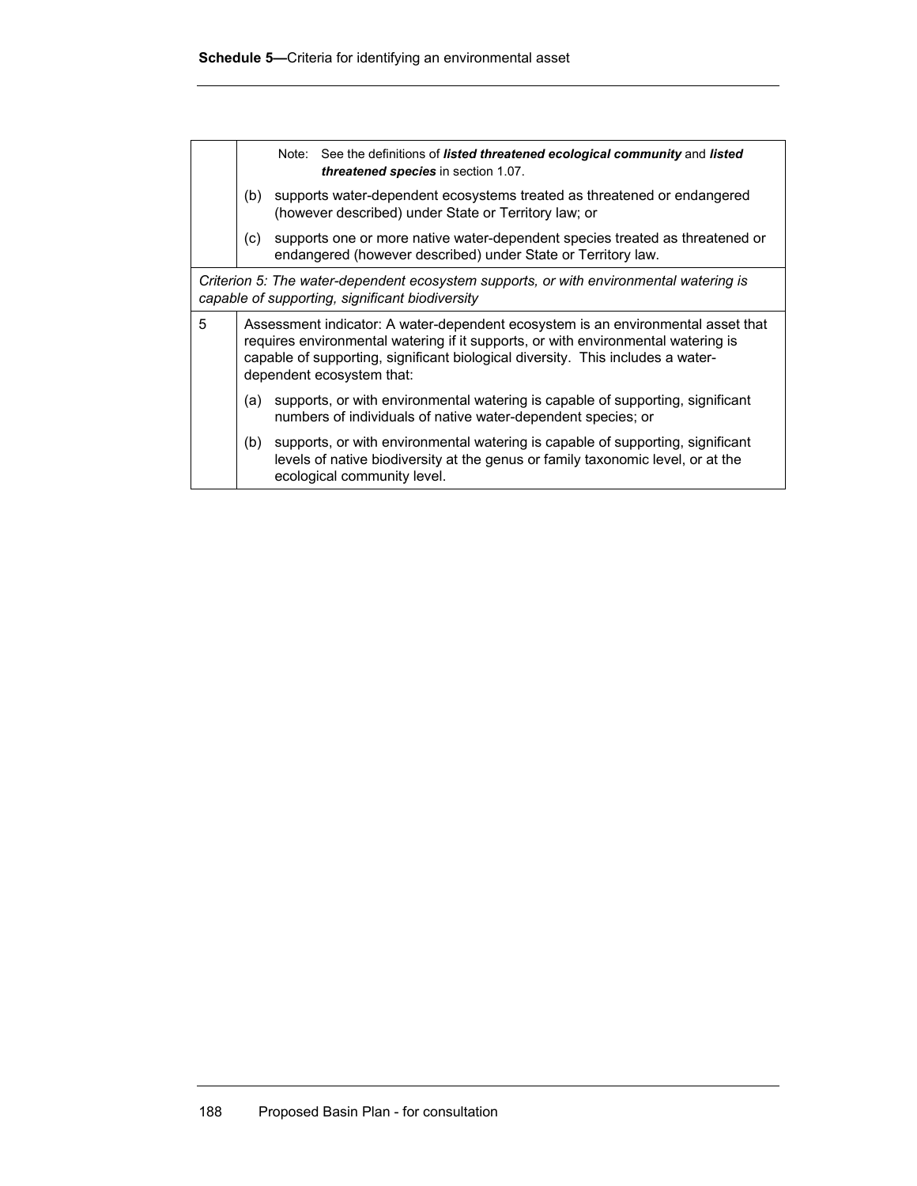| | |
|---|---|
| | Note: See the definitions of ***listed threatened ecological community*** and ***listed threatened species*** in section 1.07.<br>(b) supports water-dependent ecosystems treated as threatened or endangered (however described) under State or Territory law; or<br>(c) supports one or more native water-dependent species treated as threatened or endangered (however described) under State or Territory law. |
| *Criterion 5: The water-dependent ecosystem supports, or with environmental watering is capable of supporting, significant biodiversity* | |
| 5 | Assessment indicator: A water-dependent ecosystem is an environmental asset that requires environmental watering if it supports, or with environmental watering is capable of supporting, significant biological diversity. This includes a water-dependent ecosystem that:<br>(a) supports, or with environmental watering is capable of supporting, significant numbers of individuals of native water-dependent species; or<br>(b) supports, or with environmental watering is capable of supporting, significant levels of native biodiversity at the genus or family taxonomic level, or at the ecological community level. |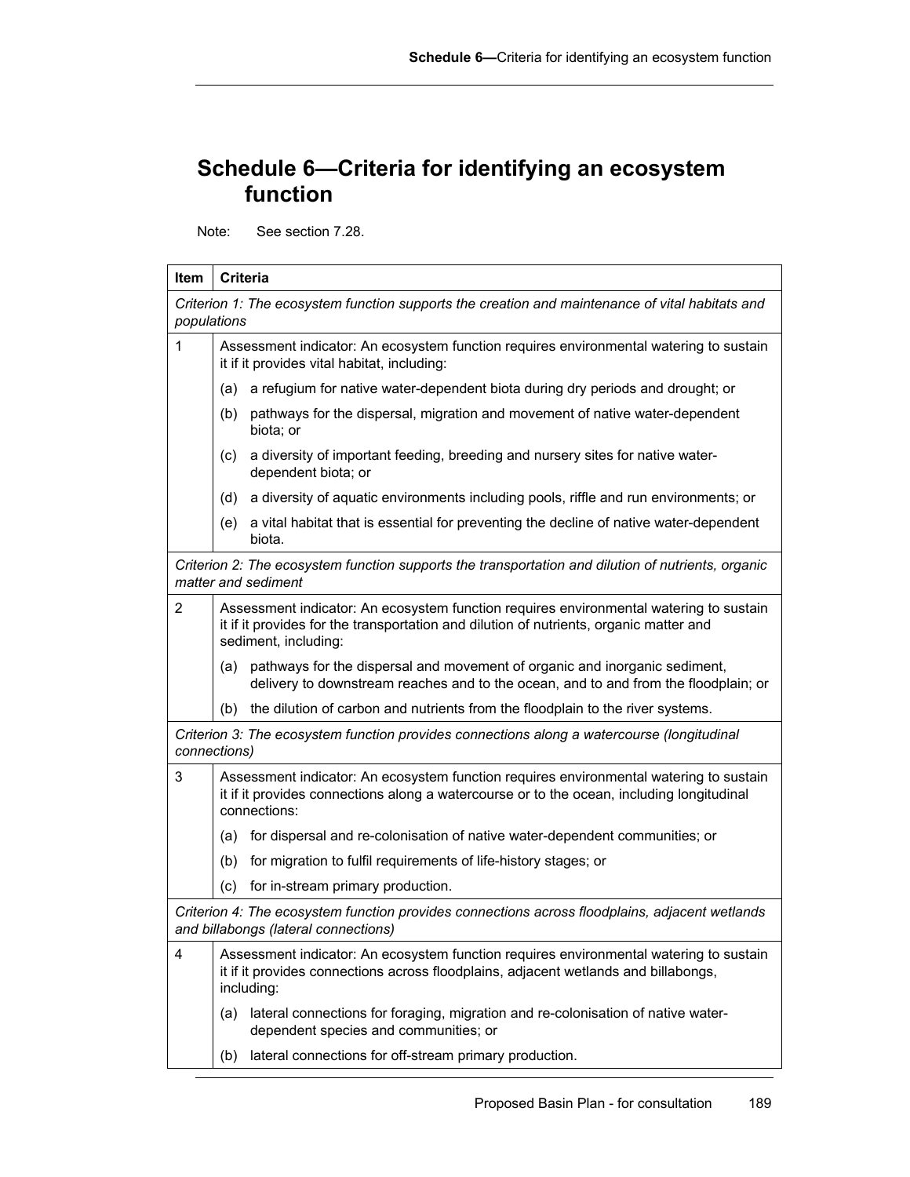# Schedule 6—Criteria for identifying an ecosystem function

Note: See section 7.28.

| Item | Criteria |
|---|---|
| *Criterion 1: The ecosystem function supports the creation and maintenance of vital habitats and populations* | |
| 1 | Assessment indicator: An ecosystem function requires environmental watering to sustain it if it provides vital habitat, including:<br>(a) a refugium for native water-dependent biota during dry periods and drought; or<br>(b) pathways for the dispersal, migration and movement of native water-dependent biota; or<br>(c) a diversity of important feeding, breeding and nursery sites for native water-dependent biota; or<br>(d) a diversity of aquatic environments including pools, riffle and run environments; or<br>(e) a vital habitat that is essential for preventing the decline of native water-dependent biota. |
| *Criterion 2: The ecosystem function supports the transportation and dilution of nutrients, organic matter and sediment* | |
| 2 | Assessment indicator: An ecosystem function requires environmental watering to sustain it if it provides for the transportation and dilution of nutrients, organic matter and sediment, including:<br>(a) pathways for the dispersal and movement of organic and inorganic sediment, delivery to downstream reaches and to the ocean, and to and from the floodplain; or<br>(b) the dilution of carbon and nutrients from the floodplain to the river systems. |
| *Criterion 3: The ecosystem function provides connections along a watercourse (longitudinal connections)* | |
| 3 | Assessment indicator: An ecosystem function requires environmental watering to sustain it if it provides connections along a watercourse or to the ocean, including longitudinal connections:<br>(a) for dispersal and re-colonisation of native water-dependent communities; or<br>(b) for migration to fulfil requirements of life-history stages; or<br>(c) for in-stream primary production. |
| *Criterion 4: The ecosystem function provides connections across floodplains, adjacent wetlands and billabongs (lateral connections)* | |
| 4 | Assessment indicator: An ecosystem function requires environmental watering to sustain it if it provides connections across floodplains, adjacent wetlands and billabongs, including:<br>(a) lateral connections for foraging, migration and re-colonisation of native water-dependent species and communities; or<br>(b) lateral connections for off-stream primary production. |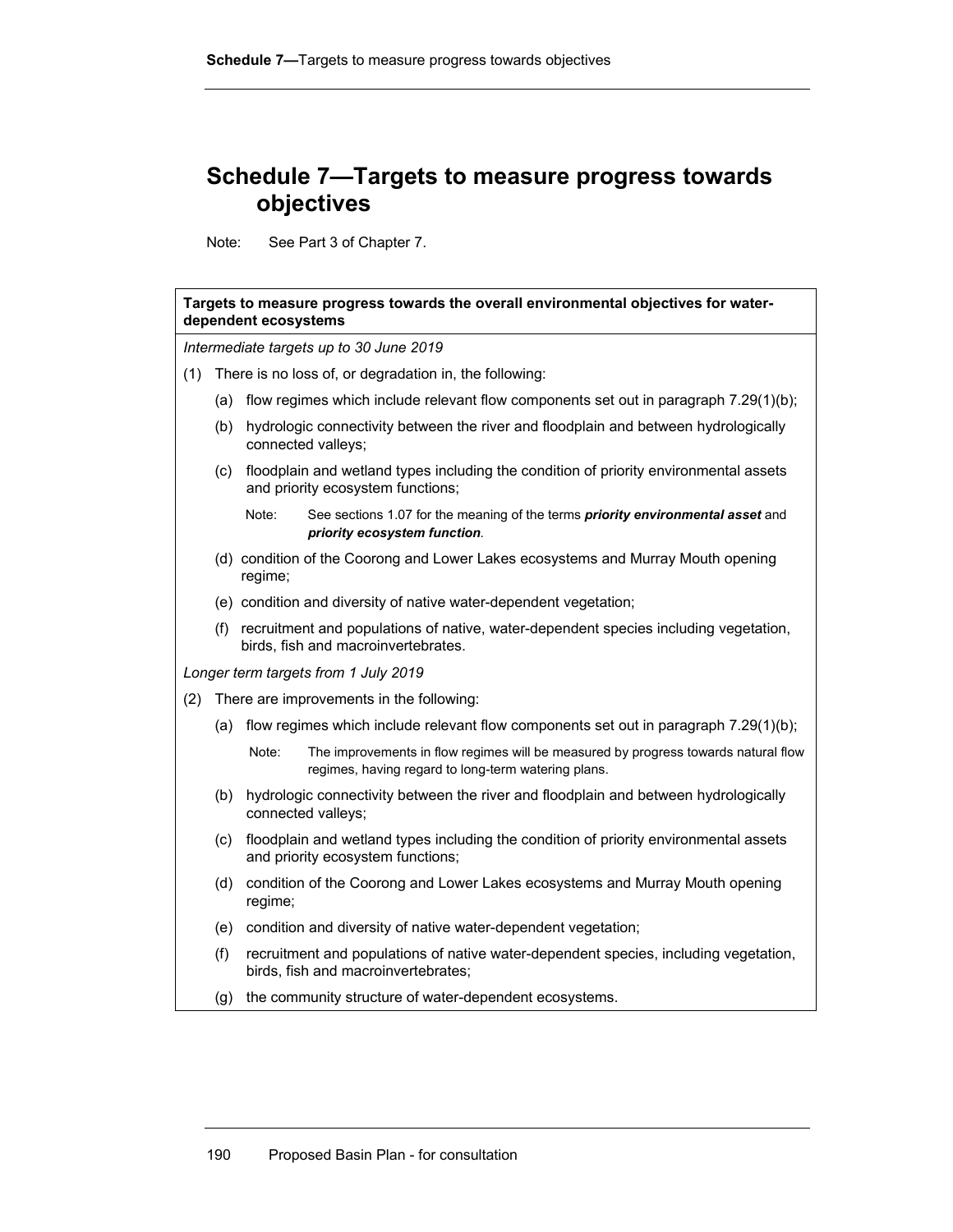# Schedule 7—Targets to measure progress towards objectives

Note: See Part 3 of Chapter 7.

**Targets to measure progress towards the overall environmental objectives for water-dependent ecosystems**

*Intermediate targets up to 30 June 2019*

(1) There is no loss of, or degradation in, the following:

(a) flow regimes which include relevant flow components set out in paragraph 7.29(1)(b);

(b) hydrologic connectivity between the river and floodplain and between hydrologically connected valleys;

(c) floodplain and wetland types including the condition of priority environmental assets and priority ecosystem functions;

Note: See sections 1.07 for the meaning of the terms ***priority environmental asset*** and ***priority ecosystem function***.

(d) condition of the Coorong and Lower Lakes ecosystems and Murray Mouth opening regime;

(e) condition and diversity of native water-dependent vegetation;

(f) recruitment and populations of native, water-dependent species including vegetation, birds, fish and macroinvertebrates.

*Longer term targets from 1 July 2019*

(2) There are improvements in the following:

(a) flow regimes which include relevant flow components set out in paragraph 7.29(1)(b);

Note: The improvements in flow regimes will be measured by progress towards natural flow regimes, having regard to long-term watering plans.

(b) hydrologic connectivity between the river and floodplain and between hydrologically connected valleys;

(c) floodplain and wetland types including the condition of priority environmental assets and priority ecosystem functions;

(d) condition of the Coorong and Lower Lakes ecosystems and Murray Mouth opening regime;

(e) condition and diversity of native water-dependent vegetation;

(f) recruitment and populations of native water-dependent species, including vegetation, birds, fish and macroinvertebrates;

(g) the community structure of water-dependent ecosystems.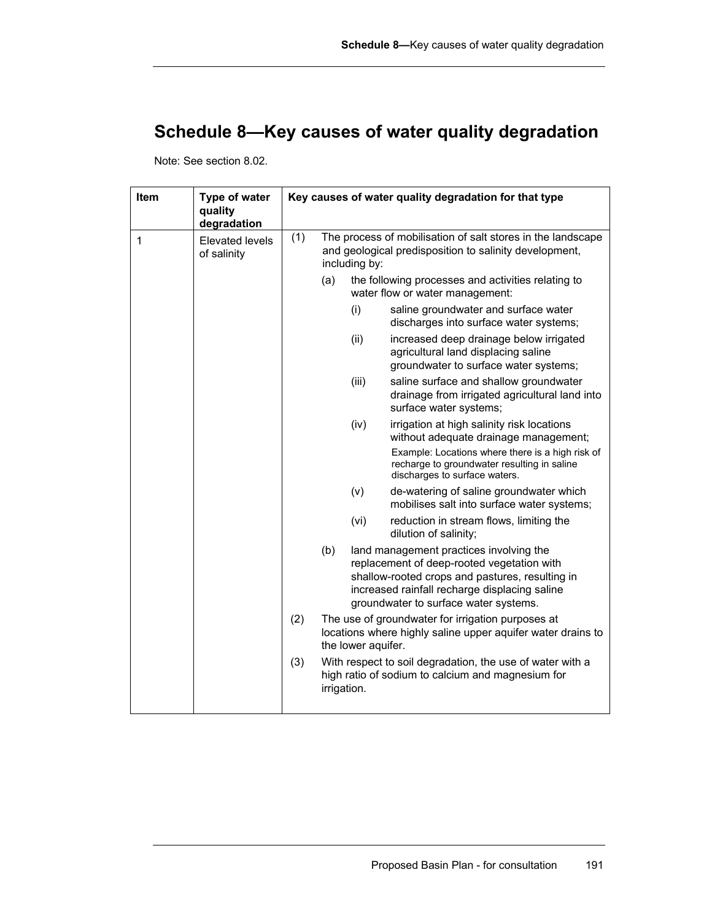# Schedule 8—Key causes of water quality degradation

Note: See section 8.02.

| Item | Type of water quality degradation | Key causes of water quality degradation for that type |
|---|---|---|
| 1 | Elevated levels of salinity | (1) The process of mobilisation of salt stores in the landscape and geological predisposition to salinity development, including by:<br>(a) the following processes and activities relating to water flow or water management:<br>(i) saline groundwater and surface water discharges into surface water systems;<br>(ii) increased deep drainage below irrigated agricultural land displacing saline groundwater to surface water systems;<br>(iii) saline surface and shallow groundwater drainage from irrigated agricultural land into surface water systems;<br>(iv) irrigation at high salinity risk locations without adequate drainage management;<br>Example: Locations where there is a high risk of recharge to groundwater resulting in saline discharges to surface waters.<br>(v) de-watering of saline groundwater which mobilises salt into surface water systems;<br>(vi) reduction in stream flows, limiting the dilution of salinity;<br>(b) land management practices involving the replacement of deep-rooted vegetation with shallow-rooted crops and pastures, resulting in increased rainfall recharge displacing saline groundwater to surface water systems.<br>(2) The use of groundwater for irrigation purposes at locations where highly saline upper aquifer water drains to the lower aquifer.<br>(3) With respect to soil degradation, the use of water with a high ratio of sodium to calcium and magnesium for irrigation. |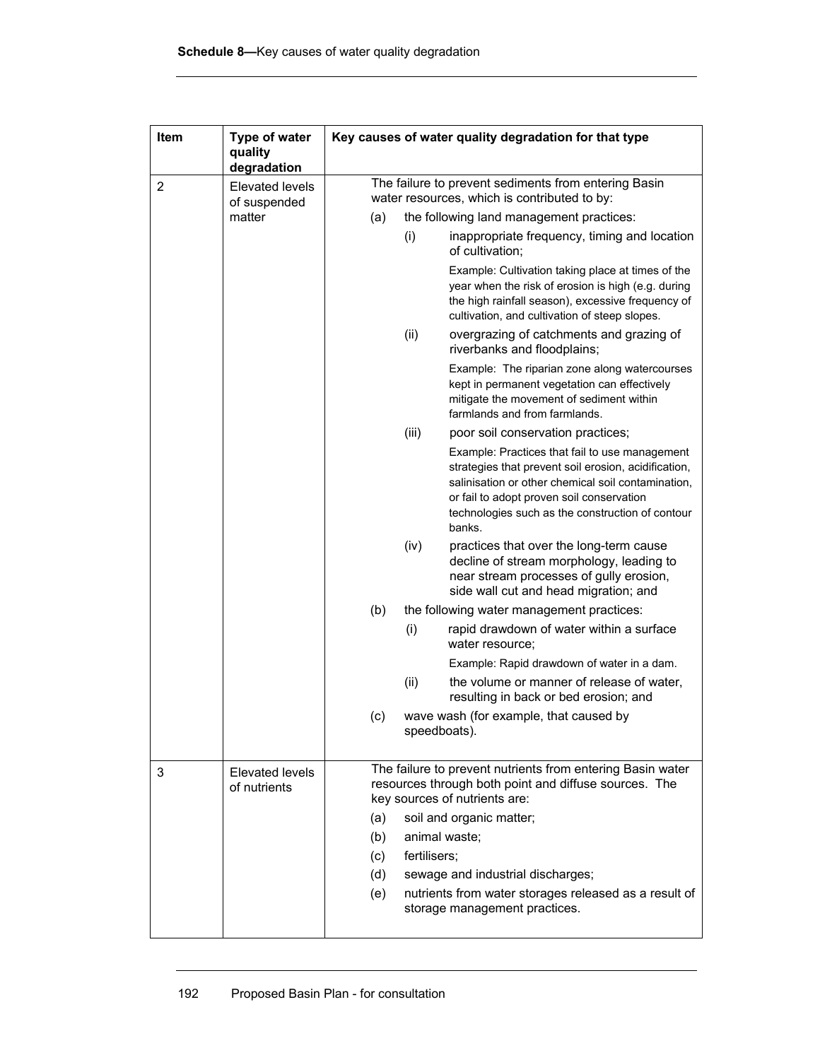| Item | Type of water quality degradation | Key causes of water quality degradation for that type |
|---|---|---|
| 2 | Elevated levels of suspended matter | The failure to prevent sediments from entering Basin water resources, which is contributed to by:<br>(a) the following land management practices:<br>(i) inappropriate frequency, timing and location of cultivation;<br>Example: Cultivation taking place at times of the year when the risk of erosion is high (e.g. during the high rainfall season), excessive frequency of cultivation, and cultivation of steep slopes.<br>(ii) overgrazing of catchments and grazing of riverbanks and floodplains;<br>Example: The riparian zone along watercourses kept in permanent vegetation can effectively mitigate the movement of sediment within farmlands and from farmlands.<br>(iii) poor soil conservation practices;<br>Example: Practices that fail to use management strategies that prevent soil erosion, acidification, salinisation or other chemical soil contamination, or fail to adopt proven soil conservation technologies such as the construction of contour banks.<br>(iv) practices that over the long-term cause decline of stream morphology, leading to near stream processes of gully erosion, side wall cut and head migration; and<br>(b) the following water management practices:<br>(i) rapid drawdown of water within a surface water resource;<br>Example: Rapid drawdown of water in a dam.<br>(ii) the volume or manner of release of water, resulting in back or bed erosion; and<br>(c) wave wash (for example, that caused by speedboats). |
| 3 | Elevated levels of nutrients | The failure to prevent nutrients from entering Basin water resources through both point and diffuse sources. The key sources of nutrients are:<br>(a) soil and organic matter;<br>(b) animal waste;<br>(c) fertilisers;<br>(d) sewage and industrial discharges;<br>(e) nutrients from water storages released as a result of storage management practices. |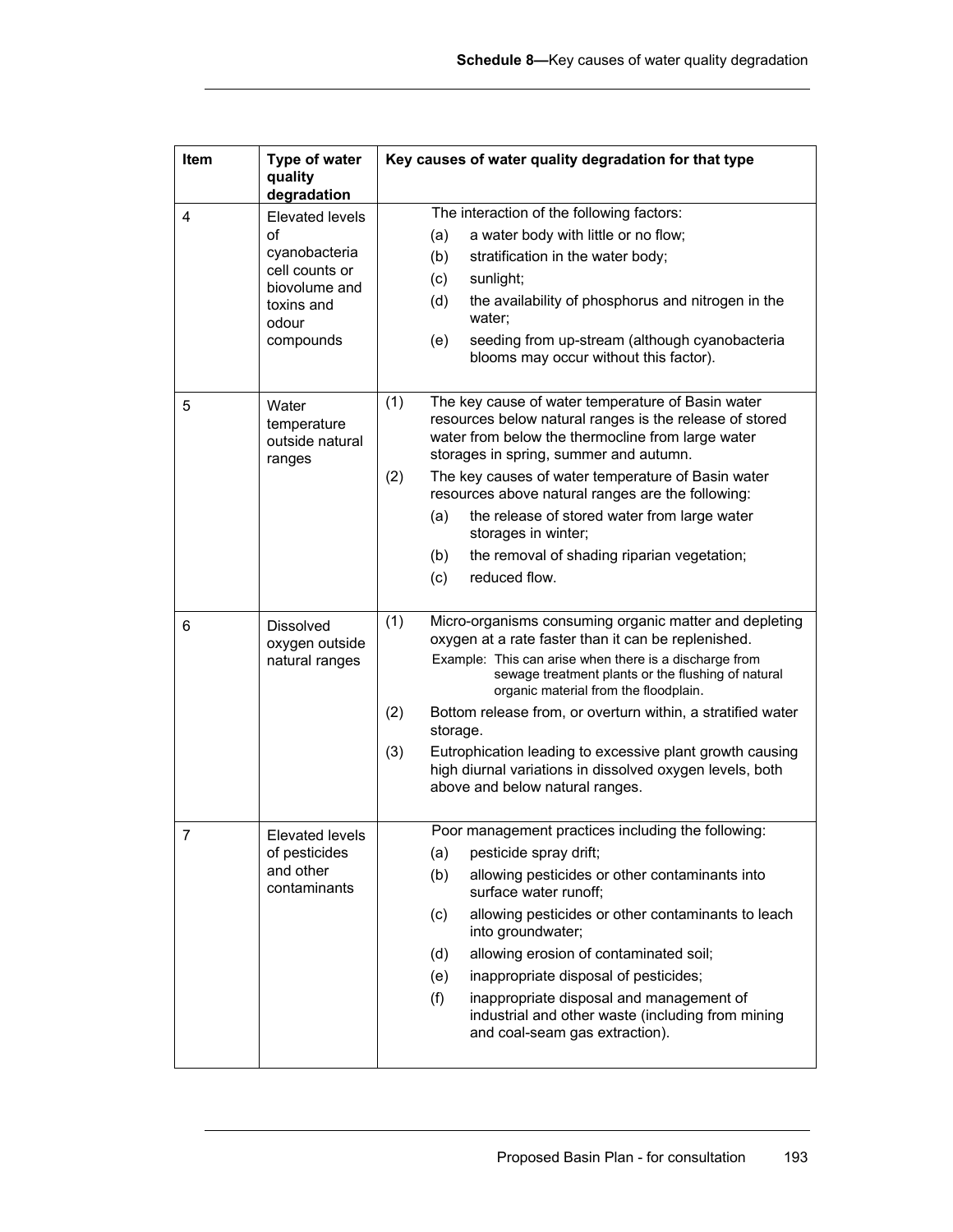| Item | Type of water quality degradation | Key causes of water quality degradation for that type |
|---|---|---|
| 4 | Elevated levels of cyanobacteria cell counts or biovolume and toxins and odour compounds | The interaction of the following factors:<br>(a) a water body with little or no flow;<br>(b) stratification in the water body;<br>(c) sunlight;<br>(d) the availability of phosphorus and nitrogen in the water;<br>(e) seeding from up-stream (although cyanobacteria blooms may occur without this factor). |
| 5 | Water temperature outside natural ranges | (1) The key cause of water temperature of Basin water resources below natural ranges is the release of stored water from below the thermocline from large water storages in spring, summer and autumn.<br>(2) The key causes of water temperature of Basin water resources above natural ranges are the following:<br>(a) the release of stored water from large water storages in winter;<br>(b) the removal of shading riparian vegetation;<br>(c) reduced flow. |
| 6 | Dissolved oxygen outside natural ranges | (1) Micro-organisms consuming organic matter and depleting oxygen at a rate faster than it can be replenished.<br>Example: This can arise when there is a discharge from sewage treatment plants or the flushing of natural organic material from the floodplain.<br>(2) Bottom release from, or overturn within, a stratified water storage.<br>(3) Eutrophication leading to excessive plant growth causing high diurnal variations in dissolved oxygen levels, both above and below natural ranges. |
| 7 | Elevated levels of pesticides and other contaminants | Poor management practices including the following:<br>(a) pesticide spray drift;<br>(b) allowing pesticides or other contaminants into surface water runoff;<br>(c) allowing pesticides or other contaminants to leach into groundwater;<br>(d) allowing erosion of contaminated soil;<br>(e) inappropriate disposal of pesticides;<br>(f) inappropriate disposal and management of industrial and other waste (including from mining and coal-seam gas extraction). |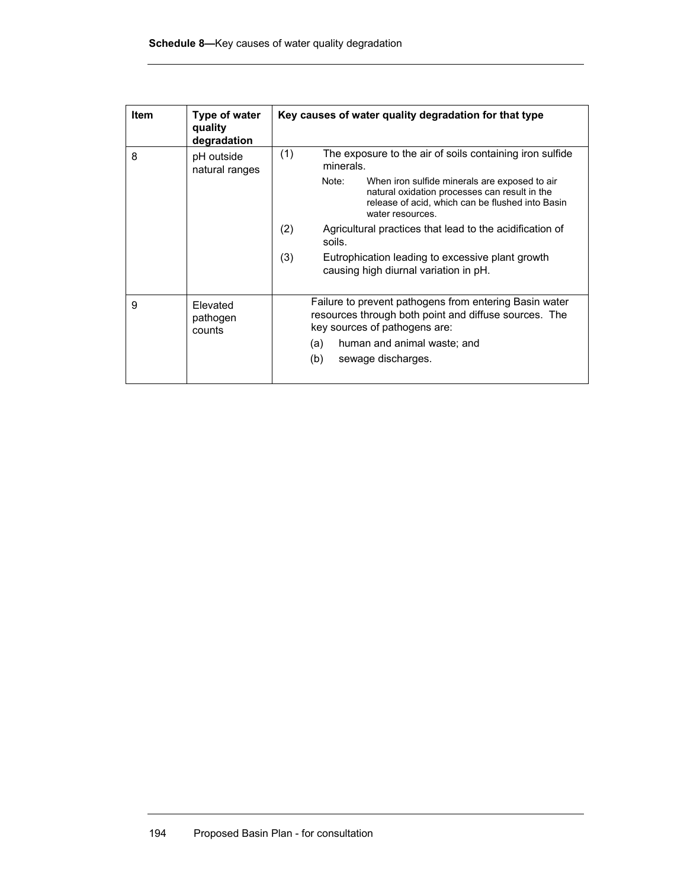| Item | Type of water quality degradation | Key causes of water quality degradation for that type |
|---|---|---|
| 8 | pH outside natural ranges | (1) The exposure to the air of soils containing iron sulfide minerals.<br><br>Note: When iron sulfide minerals are exposed to air natural oxidation processes can result in the release of acid, which can be flushed into Basin water resources.<br><br>(2) Agricultural practices that lead to the acidification of soils.<br><br>(3) Eutrophication leading to excessive plant growth causing high diurnal variation in pH. |
| 9 | Elevated pathogen counts | Failure to prevent pathogens from entering Basin water resources through both point and diffuse sources. The key sources of pathogens are:<br><br>(a) human and animal waste; and<br><br>(b) sewage discharges. |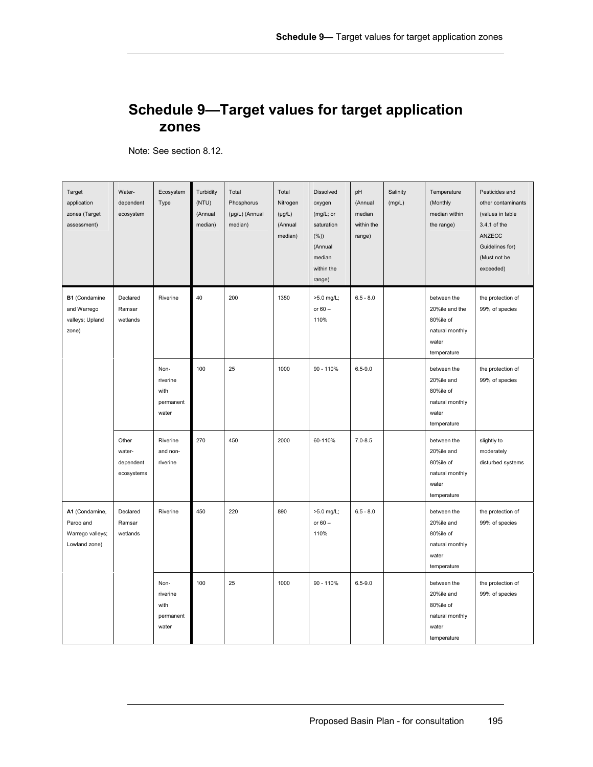# Schedule 9—Target values for target application zones

Note: See section 8.12.

| Target application zones (Target assessment) | Water-dependent ecosystem | Ecosystem Type | Turbidity (NTU) (Annual median) | Total Phosphorus (µg/L) (Annual median) | Total Nitrogen (µg/L) (Annual median) | Dissolved oxygen (mg/L; or saturation (%)) (Annual median within the range) | pH (Annual median within the range) | Salinity (mg/L) | Temperature (Monthly median within the range) | Pesticides and other contaminants (values in table 3.4.1 of the ANZECC Guidelines for) (Must not be exceeded) |
|---|---|---|---|---|---|---|---|---|---|---|
| **B1** (Condamine and Warrego valleys; Upland zone) | Declared Ramsar wetlands | Riverine | 40 | 200 | 1350 | >5.0 mg/L; or 60 – 110% | 6.5 - 8.0 | | between the 20%ile and the 80%ile of natural monthly water temperature | the protection of 99% of species |
| | | Non-riverine with permanent water | 100 | 25 | 1000 | 90 - 110% | 6.5-9.0 | | between the 20%ile and 80%ile of natural monthly water temperature | the protection of 99% of species |
| | Other water-dependent ecosystems | Riverine and non-riverine | 270 | 450 | 2000 | 60-110% | 7.0-8.5 | | between the 20%ile and 80%ile of natural monthly water temperature | slightly to moderately disturbed systems |
| **A1** (Condamine, Paroo and Warrego valleys; Lowland zone) | Declared Ramsar wetlands | Riverine | 450 | 220 | 890 | >5.0 mg/L; or 60 – 110% | 6.5 - 8.0 | | between the 20%ile and 80%ile of natural monthly water temperature | the protection of 99% of species |
| | | Non-riverine with permanent water | 100 | 25 | 1000 | 90 - 110% | 6.5-9.0 | | between the 20%ile and 80%ile of natural monthly water temperature | the protection of 99% of species |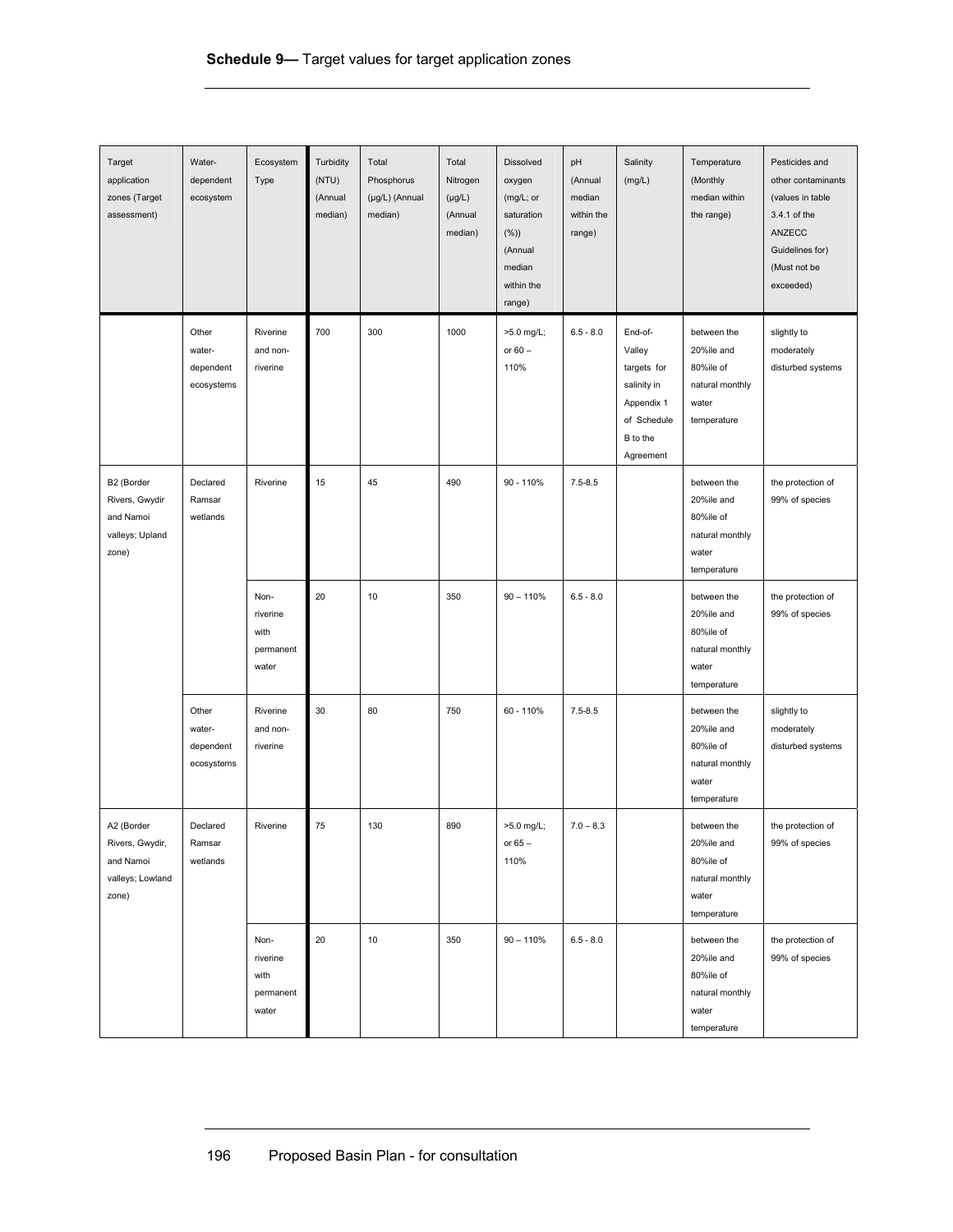**Schedule 9—** Target values for target application zones

| Target application zones (Target assessment) | Water-dependent ecosystem | Ecosystem Type | Turbidity (NTU) (Annual median) | Total Phosphorus (µg/L) (Annual median) | Total Nitrogen (µg/L) (Annual median) | Dissolved oxygen (mg/L; or saturation (%)) (Annual median within the range) | pH (Annual median within the range) | Salinity (mg/L) | Temperature (Monthly median within the range) | Pesticides and other contaminants (values in table 3.4.1 of the ANZECC Guidelines for) (Must not be exceeded) |
|---|---|---|---|---|---|---|---|---|---|---|
| | Other water-dependent ecosystems | Riverine and non-riverine | 700 | 300 | 1000 | >5.0 mg/L; or 60 – 110% | 6.5 - 8.0 | End-of-Valley targets for salinity in Appendix 1 of Schedule B to the Agreement | between the 20%ile and 80%ile of natural monthly water temperature | slightly to moderately disturbed systems |
| B2 (Border Rivers, Gwydir and Namoi valleys; Upland zone) | Declared Ramsar wetlands | Riverine | 15 | 45 | 490 | 90 - 110% | 7.5-8.5 | | between the 20%ile and 80%ile of natural monthly water temperature | the protection of 99% of species |
| | | Non-riverine with permanent water | 20 | 10 | 350 | 90 – 110% | 6.5 - 8.0 | | between the 20%ile and 80%ile of natural monthly water temperature | the protection of 99% of species |
| | Other water-dependent ecosystems | Riverine and non-riverine | 30 | 80 | 750 | 60 - 110% | 7.5-8.5 | | between the 20%ile and 80%ile of natural monthly water temperature | slightly to moderately disturbed systems |
| A2 (Border Rivers, Gwydir, and Namoi valleys; Lowland zone) | Declared Ramsar wetlands | Riverine | 75 | 130 | 890 | >5.0 mg/L; or 65 – 110% | 7.0 – 8.3 | | between the 20%ile and 80%ile of natural monthly water temperature | the protection of 99% of species |
| | | Non-riverine with permanent water | 20 | 10 | 350 | 90 – 110% | 6.5 - 8.0 | | between the 20%ile and 80%ile of natural monthly water temperature | the protection of 99% of species |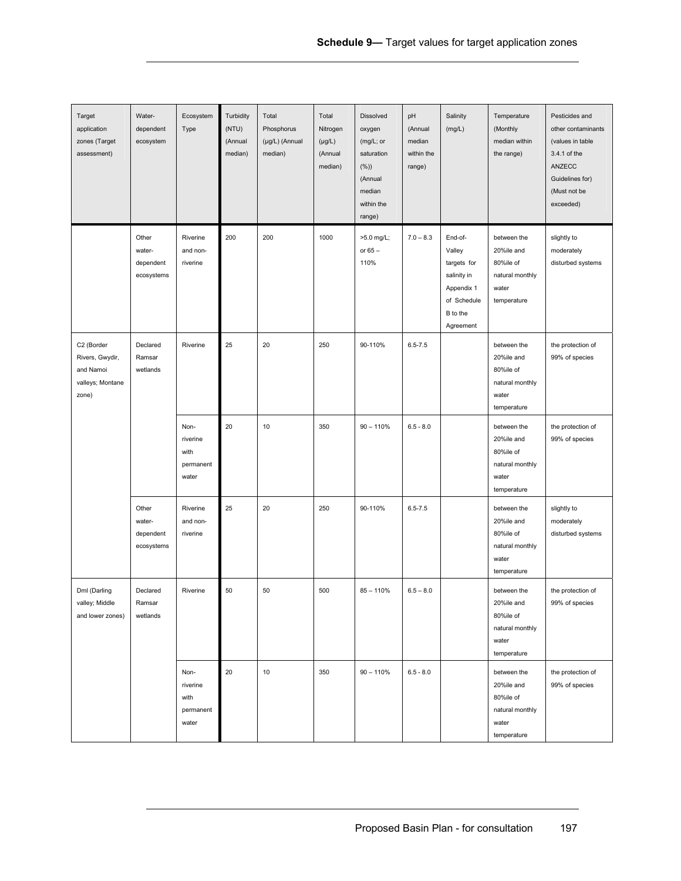| Target application zones (Target assessment) | Water-dependent ecosystem | Ecosystem Type | Turbidity (NTU) (Annual median) | Total Phosphorus (µg/L) (Annual median) | Total Nitrogen (µg/L) (Annual median) | Dissolved oxygen (mg/L; or saturation (%)) (Annual median within the range) | pH (Annual median within the range) | Salinity (mg/L) | Temperature (Monthly median within the range) | Pesticides and other contaminants (values in table 3.4.1 of the ANZECC Guidelines for) (Must not be exceeded) |
|---|---|---|---|---|---|---|---|---|---|---|
| | Other water-dependent ecosystems | Riverine and non-riverine | 200 | 200 | 1000 | >5.0 mg/L; or 65 – 110% | 7.0 – 8.3 | End-of-Valley targets for salinity in Appendix 1 of Schedule B to the Agreement | between the 20%ile and 80%ile of natural monthly water temperature | slightly to moderately disturbed systems |
| C2 (Border Rivers, Gwydir, and Namoi valleys; Montane zone) | Declared Ramsar wetlands | Riverine | 25 | 20 | 250 | 90-110% | 6.5-7.5 | | between the 20%ile and 80%ile of natural monthly water temperature | the protection of 99% of species |
| | | Non-riverine with permanent water | 20 | 10 | 350 | 90 – 110% | 6.5 - 8.0 | | between the 20%ile and 80%ile of natural monthly water temperature | the protection of 99% of species |
| | Other water-dependent ecosystems | Riverine and non-riverine | 25 | 20 | 250 | 90-110% | 6.5-7.5 | | between the 20%ile and 80%ile of natural monthly water temperature | slightly to moderately disturbed systems |
| Dml (Darling valley; Middle and lower zones) | Declared Ramsar wetlands | Riverine | 50 | 50 | 500 | 85 – 110% | 6.5 – 8.0 | | between the 20%ile and 80%ile of natural monthly water temperature | the protection of 99% of species |
| | | Non-riverine with permanent water | 20 | 10 | 350 | 90 – 110% | 6.5 - 8.0 | | between the 20%ile and 80%ile of natural monthly water temperature | the protection of 99% of species |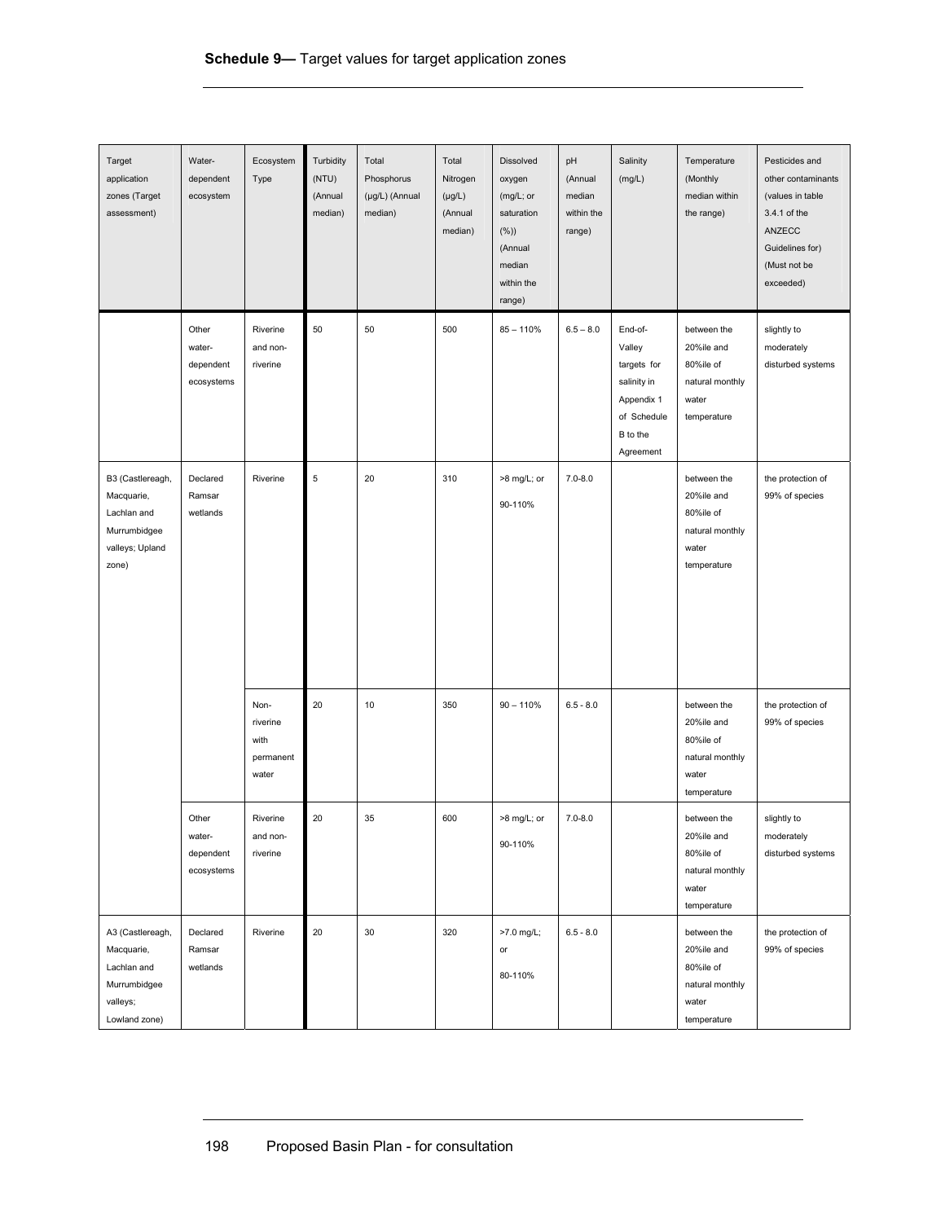**Schedule 9—** Target values for target application zones

| Target application zones (Target assessment) | Water-dependent ecosystem | Ecosystem Type | Turbidity (NTU) (Annual median) | Total Phosphorus (µg/L) (Annual median) | Total Nitrogen (µg/L) (Annual median) | Dissolved oxygen (mg/L; or saturation (%)) (Annual median within the range) | pH (Annual median within the range) | Salinity (mg/L) | Temperature (Monthly median within the range) | Pesticides and other contaminants (values in table 3.4.1 of the ANZECC Guidelines for) (Must not be exceeded) |
|---|---|---|---|---|---|---|---|---|---|---|
| | Other water-dependent ecosystems | Riverine and non-riverine | 50 | 50 | 500 | 85 – 110% | 6.5 – 8.0 | End-of-Valley targets for salinity in Appendix 1 of Schedule B to the Agreement | between the 20%ile and 80%ile of natural monthly water temperature | slightly to moderately disturbed systems |
| B3 (Castlereagh, Macquarie, Lachlan and Murrumbidgee valleys; Upland zone) | Declared Ramsar wetlands | Riverine | 5 | 20 | 310 | >8 mg/L; or 90-110% | 7.0-8.0 | | between the 20%ile and 80%ile of natural monthly water temperature | the protection of 99% of species |
| | | Non-riverine with permanent water | 20 | 10 | 350 | 90 – 110% | 6.5 - 8.0 | | between the 20%ile and 80%ile of natural monthly water temperature | the protection of 99% of species |
| | Other water-dependent ecosystems | Riverine and non-riverine | 20 | 35 | 600 | >8 mg/L; or 90-110% | 7.0-8.0 | | between the 20%ile and 80%ile of natural monthly water temperature | slightly to moderately disturbed systems |
| A3 (Castlereagh, Macquarie, Lachlan and Murrumbidgee valleys; Lowland zone) | Declared Ramsar wetlands | Riverine | 20 | 30 | 320 | >7.0 mg/L; or 80-110% | 6.5 - 8.0 | | between the 20%ile and 80%ile of natural monthly water temperature | the protection of 99% of species |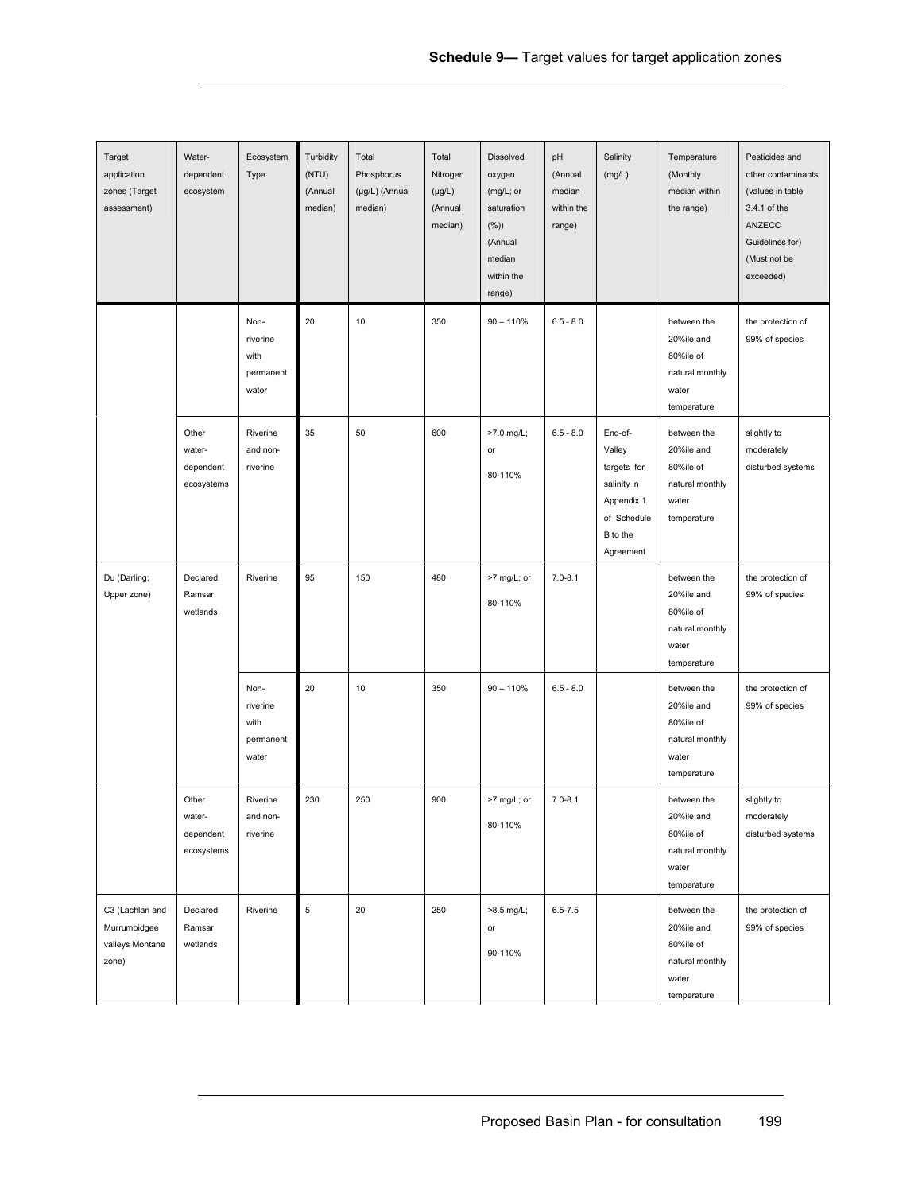| Target application zones (Target assessment) | Water-dependent ecosystem | Ecosystem Type | Turbidity (NTU) (Annual median) | Total Phosphorus (µg/L) (Annual median) | Total Nitrogen (µg/L) (Annual median) | Dissolved oxygen (mg/L; or saturation (%)) (Annual median within the range) | pH (Annual median within the range) | Salinity (mg/L) | Temperature (Monthly median within the range) | Pesticides and other contaminants (values in table 3.4.1 of the ANZECC Guidelines for) (Must not be exceeded) |
|---|---|---|---|---|---|---|---|---|---|---|
| | | Non-riverine with permanent water | 20 | 10 | 350 | 90 – 110% | 6.5 - 8.0 | | between the 20%ile and 80%ile of natural monthly water temperature | the protection of 99% of species |
| | Other water-dependent ecosystems | Riverine and non-riverine | 35 | 50 | 600 | >7.0 mg/L; or 80-110% | 6.5 - 8.0 | End-of-Valley targets for salinity in Appendix 1 of Schedule B to the Agreement | between the 20%ile and 80%ile of natural monthly water temperature | slightly to moderately disturbed systems |
| Du (Darling; Upper zone) | Declared Ramsar wetlands | Riverine | 95 | 150 | 480 | >7 mg/L; or 80-110% | 7.0-8.1 | | between the 20%ile and 80%ile of natural monthly water temperature | the protection of 99% of species |
| | | Non-riverine with permanent water | 20 | 10 | 350 | 90 – 110% | 6.5 - 8.0 | | between the 20%ile and 80%ile of natural monthly water temperature | the protection of 99% of species |
| | Other water-dependent ecosystems | Riverine and non-riverine | 230 | 250 | 900 | >7 mg/L; or 80-110% | 7.0-8.1 | | between the 20%ile and 80%ile of natural monthly water temperature | slightly to moderately disturbed systems |
| C3 (Lachlan and Murrumbidgee valleys Montane zone) | Declared Ramsar wetlands | Riverine | 5 | 20 | 250 | >8.5 mg/L; or 90-110% | 6.5-7.5 | | between the 20%ile and 80%ile of natural monthly water temperature | the protection of 99% of species |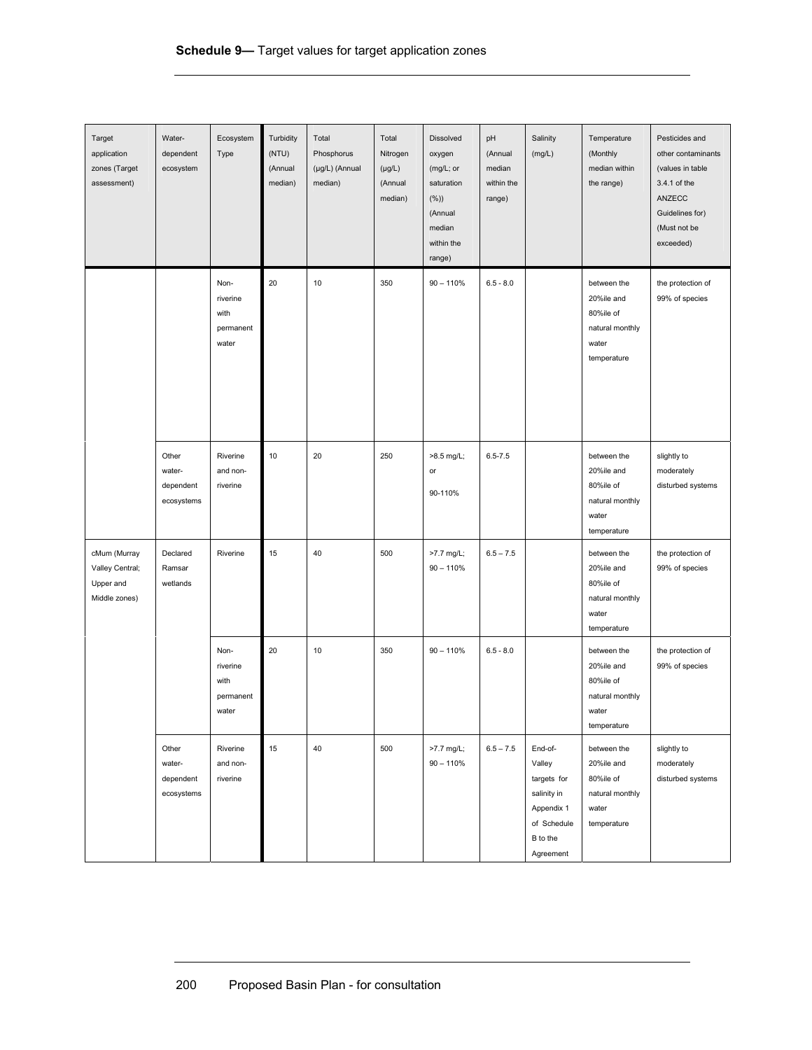**Schedule 9—** Target values for target application zones

| Target application zones (Target assessment) | Water-dependent ecosystem | Ecosystem Type | Turbidity (NTU) (Annual median) | Total Phosphorus (µg/L) (Annual median) | Total Nitrogen (µg/L) (Annual median) | Dissolved oxygen (mg/L; or saturation (%)) (Annual median within the range) | pH (Annual median within the range) | Salinity (mg/L) | Temperature (Monthly median within the range) | Pesticides and other contaminants (values in table 3.4.1 of the ANZECC Guidelines for) (Must not be exceeded) |
|---|---|---|---|---|---|---|---|---|---|---|
| | | Non-riverine with permanent water | 20 | 10 | 350 | 90 – 110% | 6.5 - 8.0 | | between the 20%ile and 80%ile of natural monthly water temperature | the protection of 99% of species |
| | Other water-dependent ecosystems | Riverine and non-riverine | 10 | 20 | 250 | >8.5 mg/L; or 90-110% | 6.5-7.5 | | between the 20%ile and 80%ile of natural monthly water temperature | slightly to moderately disturbed systems |
| cMum (Murray Valley Central; Upper and Middle zones) | Declared Ramsar wetlands | Riverine | 15 | 40 | 500 | >7.7 mg/L; 90 – 110% | 6.5 – 7.5 | | between the 20%ile and 80%ile of natural monthly water temperature | the protection of 99% of species |
| | | Non-riverine with permanent water | 20 | 10 | 350 | 90 – 110% | 6.5 - 8.0 | | between the 20%ile and 80%ile of natural monthly water temperature | the protection of 99% of species |
| | Other water-dependent ecosystems | Riverine and non-riverine | 15 | 40 | 500 | >7.7 mg/L; 90 – 110% | 6.5 – 7.5 | End-of-Valley targets for salinity in Appendix 1 of Schedule B to the Agreement | between the 20%ile and 80%ile of natural monthly water temperature | slightly to moderately disturbed systems |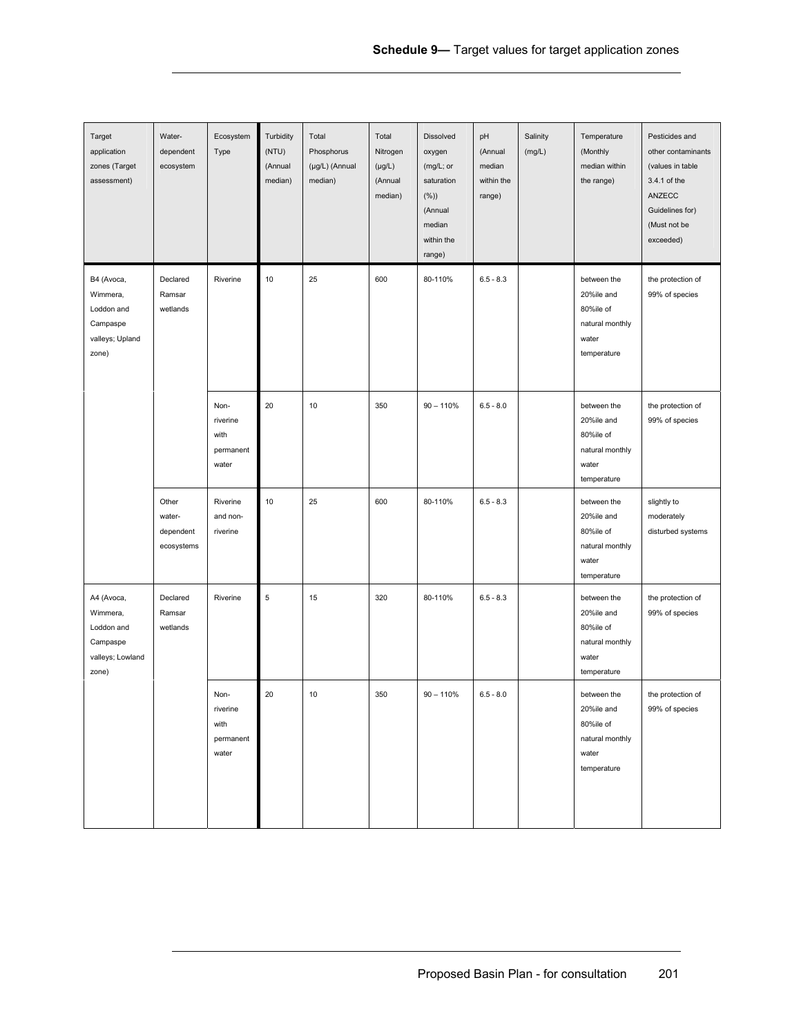| Target application zones (Target assessment) | Water-dependent ecosystem | Ecosystem Type | Turbidity (NTU) (Annual median) | Total Phosphorus (µg/L) (Annual median) | Total Nitrogen (µg/L) (Annual median) | Dissolved oxygen (mg/L; or saturation (%)) (Annual median within the range) | pH (Annual median within the range) | Salinity (mg/L) | Temperature (Monthly median within the range) | Pesticides and other contaminants (values in table 3.4.1 of the ANZECC Guidelines for) (Must not be exceeded) |
|---|---|---|---|---|---|---|---|---|---|---|
| B4 (Avoca, Wimmera, Loddon and Campaspe valleys; Upland zone) | Declared Ramsar wetlands | Riverine | 10 | 25 | 600 | 80-110% | 6.5 - 8.3 | | between the 20%ile and 80%ile of natural monthly water temperature | the protection of 99% of species |
| | | Non-riverine with permanent water | 20 | 10 | 350 | 90 – 110% | 6.5 - 8.0 | | between the 20%ile and 80%ile of natural monthly water temperature | the protection of 99% of species |
| | Other water-dependent ecosystems | Riverine and non-riverine | 10 | 25 | 600 | 80-110% | 6.5 - 8.3 | | between the 20%ile and 80%ile of natural monthly water temperature | slightly to moderately disturbed systems |
| A4 (Avoca, Wimmera, Loddon and Campaspe valleys; Lowland zone) | Declared Ramsar wetlands | Riverine | 5 | 15 | 320 | 80-110% | 6.5 - 8.3 | | between the 20%ile and 80%ile of natural monthly water temperature | the protection of 99% of species |
| | | Non-riverine with permanent water | 20 | 10 | 350 | 90 – 110% | 6.5 - 8.0 | | between the 20%ile and 80%ile of natural monthly water temperature | the protection of 99% of species |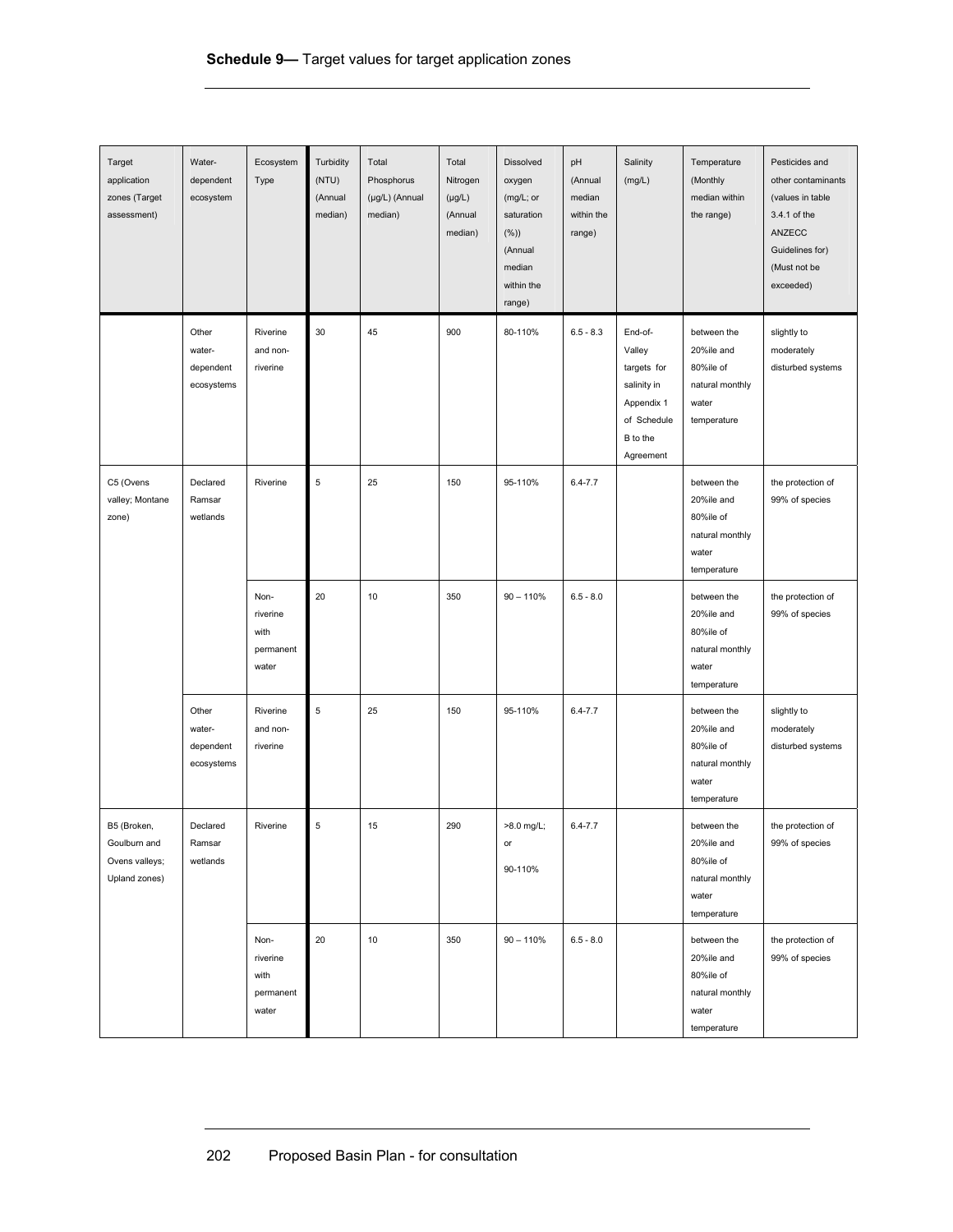**Schedule 9—** Target values for target application zones

| Target application zones (Target assessment) | Water-dependent ecosystem | Ecosystem Type | Turbidity (NTU) (Annual median) | Total Phosphorus (µg/L) (Annual median) | Total Nitrogen (µg/L) (Annual median) | Dissolved oxygen (mg/L; or saturation (%)) (Annual median within the range) | pH (Annual median within the range) | Salinity (mg/L) | Temperature (Monthly median within the range) | Pesticides and other contaminants (values in table 3.4.1 of the ANZECC Guidelines for) (Must not be exceeded) |
|---|---|---|---|---|---|---|---|---|---|---|
| | Other water-dependent ecosystems | Riverine and non-riverine | 30 | 45 | 900 | 80-110% | 6.5 - 8.3 | End-of-Valley targets for salinity in Appendix 1 of Schedule B to the Agreement | between the 20%ile and 80%ile of natural monthly water temperature | slightly to moderately disturbed systems |
| C5 (Ovens valley; Montane zone) | Declared Ramsar wetlands | Riverine | 5 | 25 | 150 | 95-110% | 6.4-7.7 | | between the 20%ile and 80%ile of natural monthly water temperature | the protection of 99% of species |
| | | Non-riverine with permanent water | 20 | 10 | 350 | 90 – 110% | 6.5 - 8.0 | | between the 20%ile and 80%ile of natural monthly water temperature | the protection of 99% of species |
| | Other water-dependent ecosystems | Riverine and non-riverine | 5 | 25 | 150 | 95-110% | 6.4-7.7 | | between the 20%ile and 80%ile of natural monthly water temperature | slightly to moderately disturbed systems |
| B5 (Broken, Goulburn and Ovens valleys; Upland zones) | Declared Ramsar wetlands | Riverine | 5 | 15 | 290 | >8.0 mg/L; or 90-110% | 6.4-7.7 | | between the 20%ile and 80%ile of natural monthly water temperature | the protection of 99% of species |
| | | Non-riverine with permanent water | 20 | 10 | 350 | 90 – 110% | 6.5 - 8.0 | | between the 20%ile and 80%ile of natural monthly water temperature | the protection of 99% of species |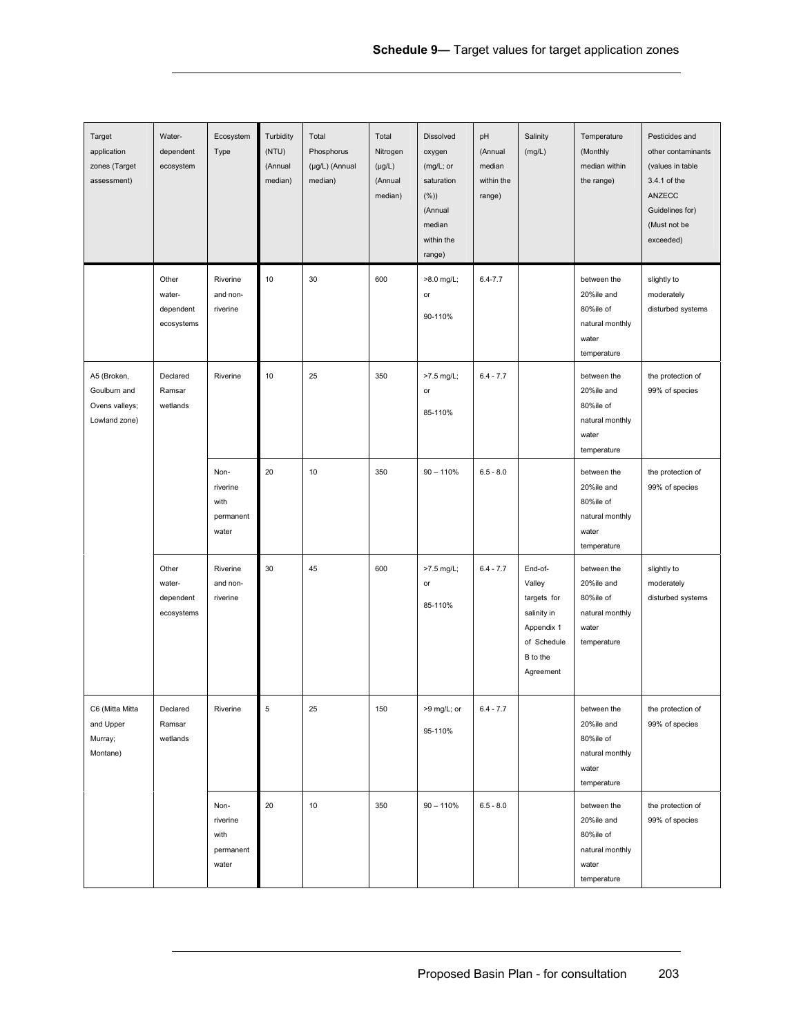| Target application zones (Target assessment) | Water-dependent ecosystem | Ecosystem Type | Turbidity (NTU) (Annual median) | Total Phosphorus (µg/L) (Annual median) | Total Nitrogen (µg/L) (Annual median) | Dissolved oxygen (mg/L; or saturation (%)) (Annual median within the range) | pH (Annual median within the range) | Salinity (mg/L) | Temperature (Monthly median within the range) | Pesticides and other contaminants (values in table 3.4.1 of the ANZECC Guidelines for) (Must not be exceeded) |
|---|---|---|---|---|---|---|---|---|---|---|
| | Other water-dependent ecosystems | Riverine and non-riverine | 10 | 30 | 600 | >8.0 mg/L; or 90-110% | 6.4-7.7 | | between the 20%ile and 80%ile of natural monthly water temperature | slightly to moderately disturbed systems |
| A5 (Broken, Goulburn and Ovens valleys; Lowland zone) | Declared Ramsar wetlands | Riverine | 10 | 25 | 350 | >7.5 mg/L; or 85-110% | 6.4 - 7.7 | | between the 20%ile and 80%ile of natural monthly water temperature | the protection of 99% of species |
| | | Non-riverine with permanent water | 20 | 10 | 350 | 90 – 110% | 6.5 - 8.0 | | between the 20%ile and 80%ile of natural monthly water temperature | the protection of 99% of species |
| | Other water-dependent ecosystems | Riverine and non-riverine | 30 | 45 | 600 | >7.5 mg/L; or 85-110% | 6.4 - 7.7 | End-of-Valley targets for salinity in Appendix 1 of Schedule B to the Agreement | between the 20%ile and 80%ile of natural monthly water temperature | slightly to moderately disturbed systems |
| C6 (Mitta Mitta and Upper Murray; Montane) | Declared Ramsar wetlands | Riverine | 5 | 25 | 150 | >9 mg/L; or 95-110% | 6.4 - 7.7 | | between the 20%ile and 80%ile of natural monthly water temperature | the protection of 99% of species |
| | | Non-riverine with permanent water | 20 | 10 | 350 | 90 – 110% | 6.5 - 8.0 | | between the 20%ile and 80%ile of natural monthly water temperature | the protection of 99% of species |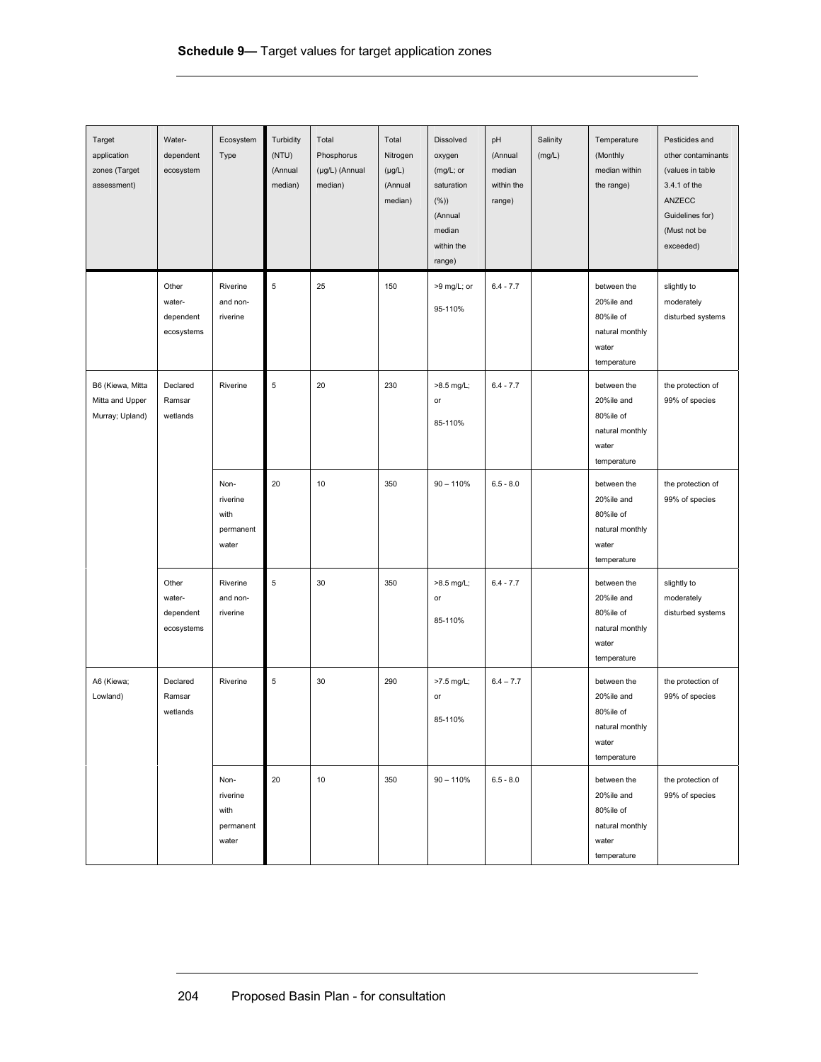**Schedule 9—** Target values for target application zones

| Target application zones (Target assessment) | Water-dependent ecosystem | Ecosystem Type | Turbidity (NTU) (Annual median) | Total Phosphorus (μg/L) (Annual median) | Total Nitrogen (μg/L) (Annual median) | Dissolved oxygen (mg/L; or saturation (%)) (Annual median within the range) | pH (Annual median within the range) | Salinity (mg/L) | Temperature (Monthly median within the range) | Pesticides and other contaminants (values in table 3.4.1 of the ANZECC Guidelines for) (Must not be exceeded) |
|---|---|---|---|---|---|---|---|---|---|---|
| | Other water-dependent ecosystems | Riverine and non-riverine | 5 | 25 | 150 | >9 mg/L; or 95-110% | 6.4 - 7.7 | | between the 20%ile and 80%ile of natural monthly water temperature | slightly to moderately disturbed systems |
| B6 (Kiewa, Mitta Mitta and Upper Murray; Upland) | Declared Ramsar wetlands | Riverine | 5 | 20 | 230 | >8.5 mg/L; or 85-110% | 6.4 - 7.7 | | between the 20%ile and 80%ile of natural monthly water temperature | the protection of 99% of species |
| | | Non-riverine with permanent water | 20 | 10 | 350 | 90 – 110% | 6.5 - 8.0 | | between the 20%ile and 80%ile of natural monthly water temperature | the protection of 99% of species |
| | Other water-dependent ecosystems | Riverine and non-riverine | 5 | 30 | 350 | >8.5 mg/L; or 85-110% | 6.4 - 7.7 | | between the 20%ile and 80%ile of natural monthly water temperature | slightly to moderately disturbed systems |
| A6 (Kiewa; Lowland) | Declared Ramsar wetlands | Riverine | 5 | 30 | 290 | >7.5 mg/L; or 85-110% | 6.4 – 7.7 | | between the 20%ile and 80%ile of natural monthly water temperature | the protection of 99% of species |
| | | Non-riverine with permanent water | 20 | 10 | 350 | 90 – 110% | 6.5 - 8.0 | | between the 20%ile and 80%ile of natural monthly water temperature | the protection of 99% of species |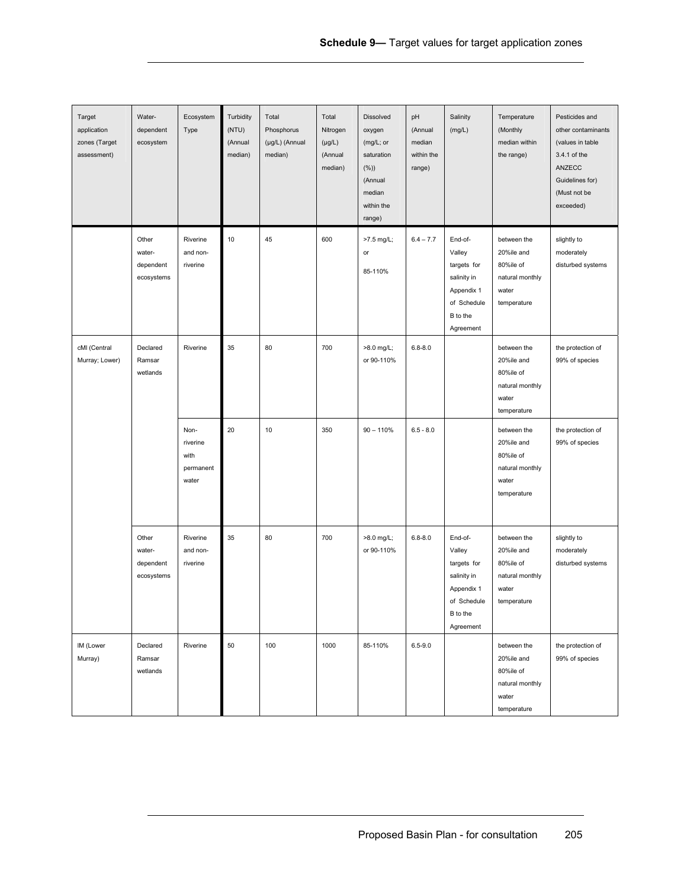| Target application zones (Target assessment) | Water-dependent ecosystem | Ecosystem Type | Turbidity (NTU) (Annual median) | Total Phosphorus (µg/L) (Annual median) | Total Nitrogen (µg/L) (Annual median) | Dissolved oxygen (mg/L; or saturation (%)) (Annual median within the range) | pH (Annual median within the range) | Salinity (mg/L) | Temperature (Monthly median within the range) | Pesticides and other contaminants (values in table 3.4.1 of the ANZECC Guidelines for) (Must not be exceeded) |
|---|---|---|---|---|---|---|---|---|---|---|
| | Other water-dependent ecosystems | Riverine and non-riverine | 10 | 45 | 600 | >7.5 mg/L; or 85-110% | 6.4 – 7.7 | End-of-Valley targets for salinity in Appendix 1 of Schedule B to the Agreement | between the 20%ile and 80%ile of natural monthly water temperature | slightly to moderately disturbed systems |
| cMl (Central Murray; Lower) | Declared Ramsar wetlands | Riverine | 35 | 80 | 700 | >8.0 mg/L; or 90-110% | 6.8-8.0 | | between the 20%ile and 80%ile of natural monthly water temperature | the protection of 99% of species |
| | | Non-riverine with permanent water | 20 | 10 | 350 | 90 – 110% | 6.5 - 8.0 | | between the 20%ile and 80%ile of natural monthly water temperature | the protection of 99% of species |
| | Other water-dependent ecosystems | Riverine and non-riverine | 35 | 80 | 700 | >8.0 mg/L; or 90-110% | 6.8-8.0 | End-of-Valley targets for salinity in Appendix 1 of Schedule B to the Agreement | between the 20%ile and 80%ile of natural monthly water temperature | slightly to moderately disturbed systems |
| lM (Lower Murray) | Declared Ramsar wetlands | Riverine | 50 | 100 | 1000 | 85-110% | 6.5-9.0 | | between the 20%ile and 80%ile of natural monthly water temperature | the protection of 99% of species |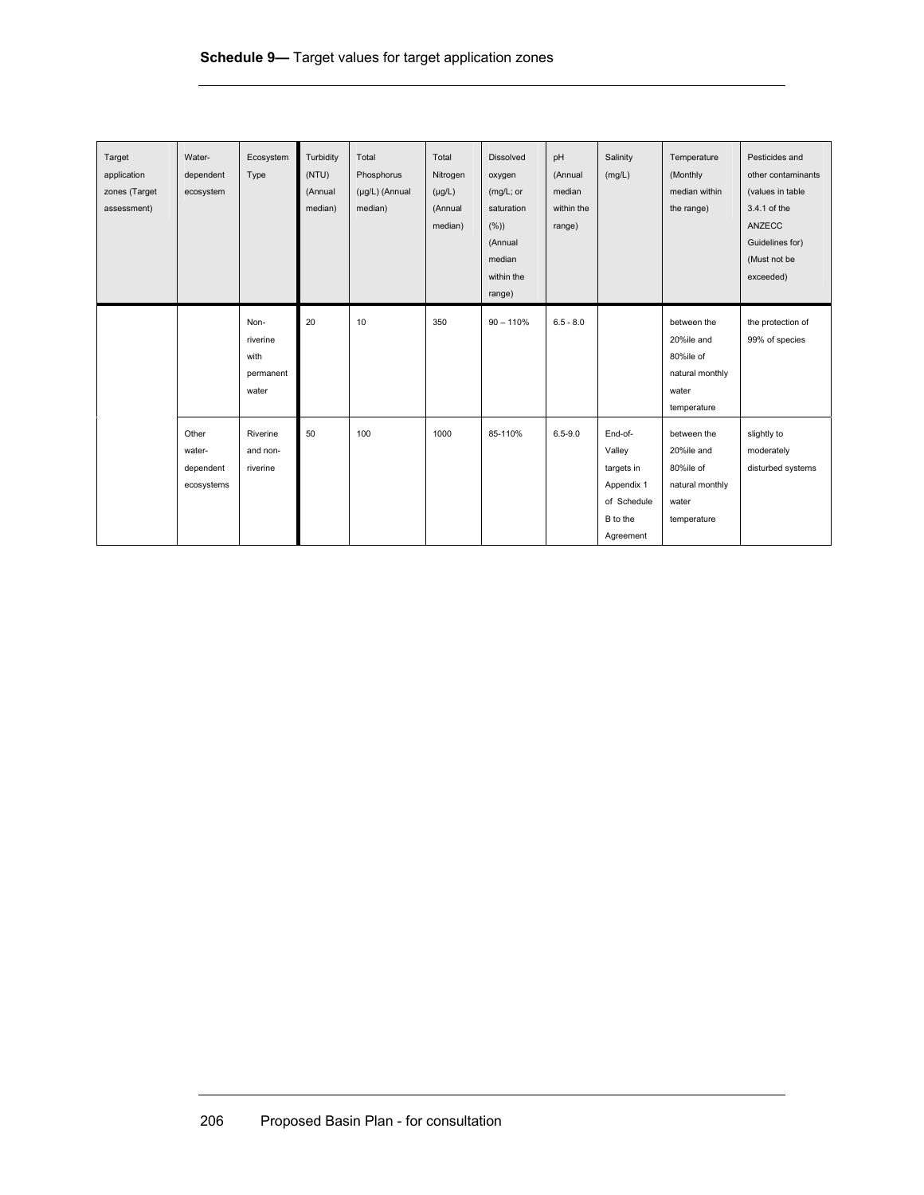**Schedule 9—** Target values for target application zones

| Target application zones (Target assessment) | Water-dependent ecosystem | Ecosystem Type | Turbidity (NTU) (Annual median) | Total Phosphorus (μg/L) (Annual median) | Total Nitrogen (μg/L) (Annual median) | Dissolved oxygen (mg/L; or saturation (%)) (Annual median within the range) | pH (Annual median within the range) | Salinity (mg/L) | Temperature (Monthly median within the range) | Pesticides and other contaminants (values in table 3.4.1 of the ANZECC Guidelines for) (Must not be exceeded) |
|---|---|---|---|---|---|---|---|---|---|---|
| | | Non-riverine with permanent water | 20 | 10 | 350 | 90 – 110% | 6.5 - 8.0 | | between the 20%ile and 80%ile of natural monthly water temperature | the protection of 99% of species |
| | Other water-dependent ecosystems | Riverine and non-riverine | 50 | 100 | 1000 | 85-110% | 6.5-9.0 | End-of-Valley targets in Appendix 1 of Schedule B to the Agreement | between the 20%ile and 80%ile of natural monthly water temperature | slightly to moderately disturbed systems |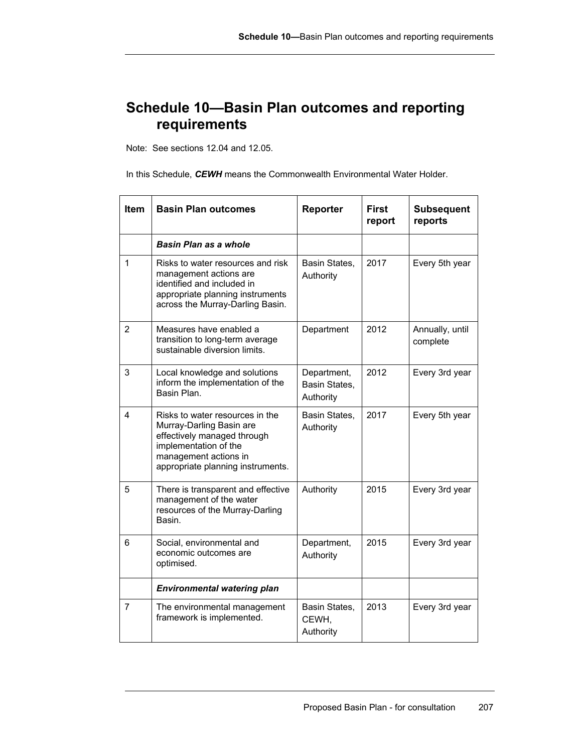# Schedule 10—Basin Plan outcomes and reporting requirements

Note: See sections 12.04 and 12.05.

In this Schedule, ***CEWH*** means the Commonwealth Environmental Water Holder.

| Item | Basin Plan outcomes | Reporter | First report | Subsequent reports |
|---|---|---|---|---|
| | ***Basin Plan as a whole*** | | | |
| 1 | Risks to water resources and risk management actions are identified and included in appropriate planning instruments across the Murray-Darling Basin. | Basin States, Authority | 2017 | Every 5th year |
| 2 | Measures have enabled a transition to long-term average sustainable diversion limits. | Department | 2012 | Annually, until complete |
| 3 | Local knowledge and solutions inform the implementation of the Basin Plan. | Department, Basin States, Authority | 2012 | Every 3rd year |
| 4 | Risks to water resources in the Murray-Darling Basin are effectively managed through implementation of the management actions in appropriate planning instruments. | Basin States, Authority | 2017 | Every 5th year |
| 5 | There is transparent and effective management of the water resources of the Murray-Darling Basin. | Authority | 2015 | Every 3rd year |
| 6 | Social, environmental and economic outcomes are optimised. | Department, Authority | 2015 | Every 3rd year |
| | ***Environmental watering plan*** | | | |
| 7 | The environmental management framework is implemented. | Basin States, CEWH, Authority | 2013 | Every 3rd year |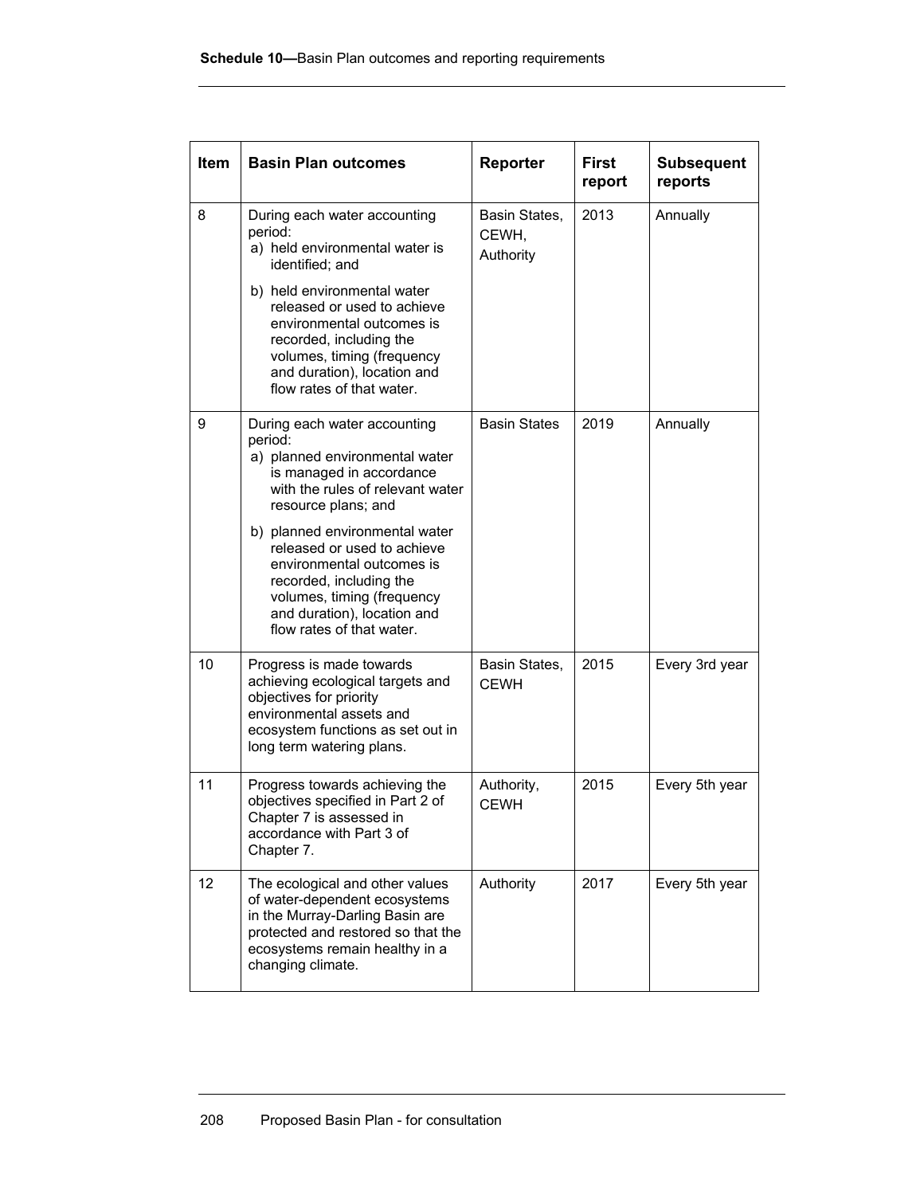| Item | Basin Plan outcomes | Reporter | First report | Subsequent reports |
|---|---|---|---|---|
| 8 | During each water accounting period: a) held environmental water is identified; and b) held environmental water released or used to achieve environmental outcomes is recorded, including the volumes, timing (frequency and duration), location and flow rates of that water. | Basin States, CEWH, Authority | 2013 | Annually |
| 9 | During each water accounting period: a) planned environmental water is managed in accordance with the rules of relevant water resource plans; and b) planned environmental water released or used to achieve environmental outcomes is recorded, including the volumes, timing (frequency and duration), location and flow rates of that water. | Basin States | 2019 | Annually |
| 10 | Progress is made towards achieving ecological targets and objectives for priority environmental assets and ecosystem functions as set out in long term watering plans. | Basin States, CEWH | 2015 | Every 3rd year |
| 11 | Progress towards achieving the objectives specified in Part 2 of Chapter 7 is assessed in accordance with Part 3 of Chapter 7. | Authority, CEWH | 2015 | Every 5th year |
| 12 | The ecological and other values of water-dependent ecosystems in the Murray-Darling Basin are protected and restored so that the ecosystems remain healthy in a changing climate. | Authority | 2017 | Every 5th year |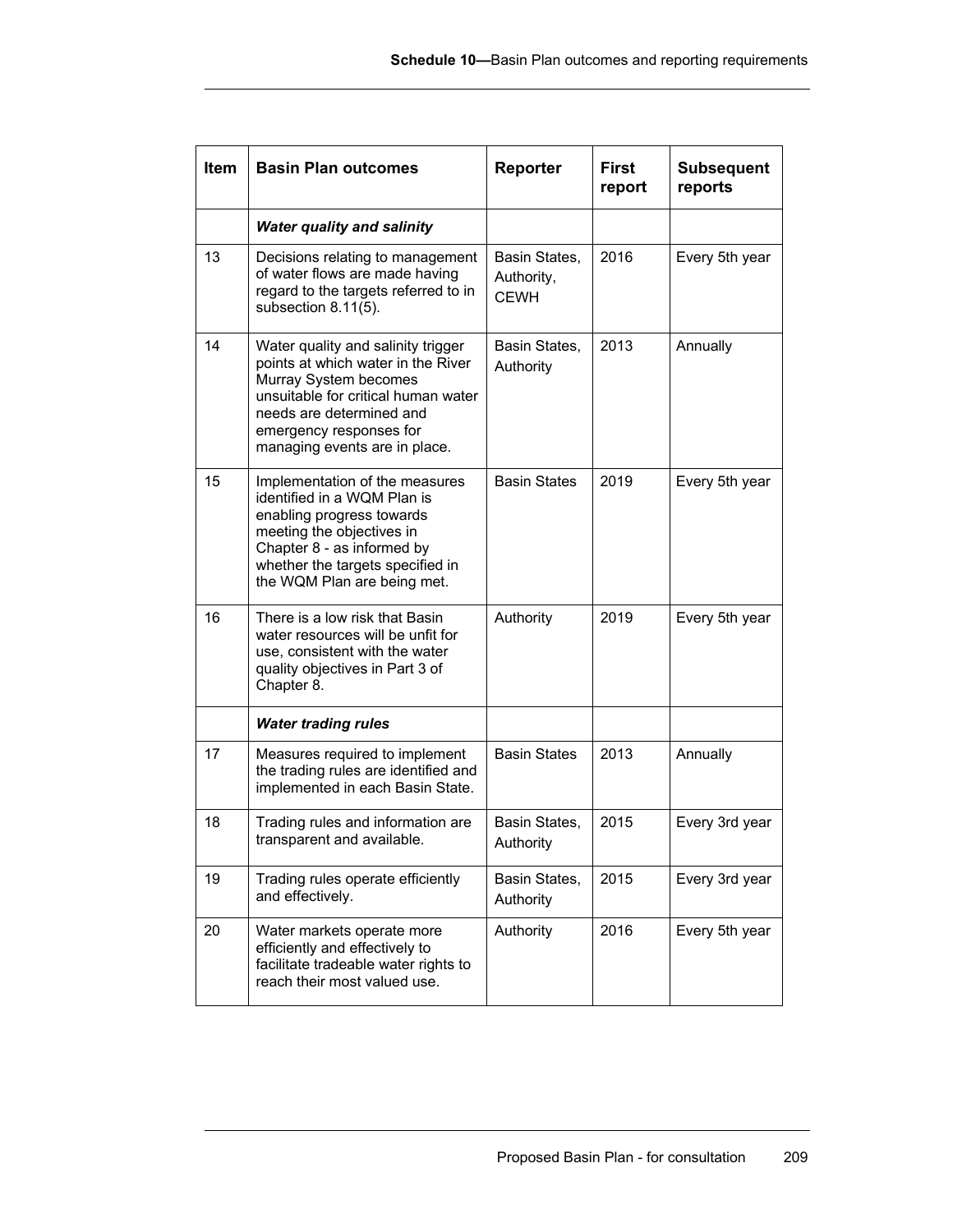| Item | Basin Plan outcomes | Reporter | First report | Subsequent reports |
|---|---|---|---|---|
| | ***Water quality and salinity*** | | | |
| 13 | Decisions relating to management of water flows are made having regard to the targets referred to in subsection 8.11(5). | Basin States, Authority, CEWH | 2016 | Every 5th year |
| 14 | Water quality and salinity trigger points at which water in the River Murray System becomes unsuitable for critical human water needs are determined and emergency responses for managing events are in place. | Basin States, Authority | 2013 | Annually |
| 15 | Implementation of the measures identified in a WQM Plan is enabling progress towards meeting the objectives in Chapter 8 - as informed by whether the targets specified in the WQM Plan are being met. | Basin States | 2019 | Every 5th year |
| 16 | There is a low risk that Basin water resources will be unfit for use, consistent with the water quality objectives in Part 3 of Chapter 8. | Authority | 2019 | Every 5th year |
| | ***Water trading rules*** | | | |
| 17 | Measures required to implement the trading rules are identified and implemented in each Basin State. | Basin States | 2013 | Annually |
| 18 | Trading rules and information are transparent and available. | Basin States, Authority | 2015 | Every 3rd year |
| 19 | Trading rules operate efficiently and effectively. | Basin States, Authority | 2015 | Every 3rd year |
| 20 | Water markets operate more efficiently and effectively to facilitate tradeable water rights to reach their most valued use. | Authority | 2016 | Every 5th year |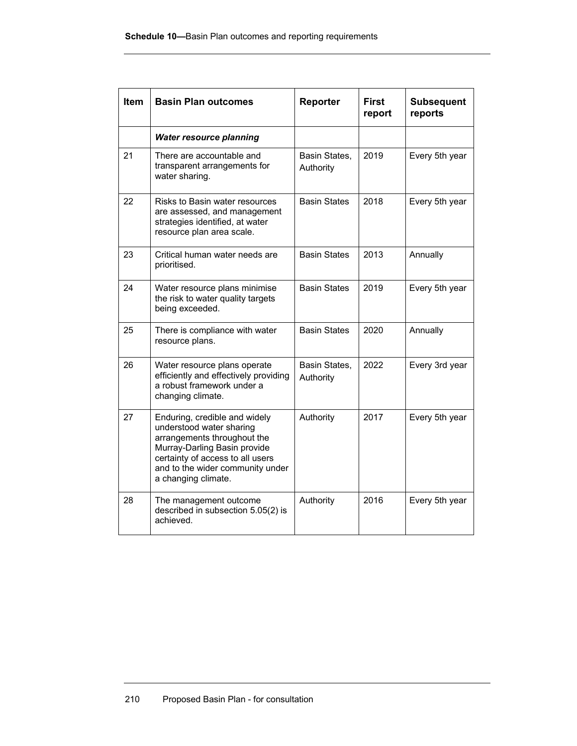| Item | Basin Plan outcomes | Reporter | First report | Subsequent reports |
|---|---|---|---|---|
| | ***Water resource planning*** | | | |
| 21 | There are accountable and transparent arrangements for water sharing. | Basin States, Authority | 2019 | Every 5th year |
| 22 | Risks to Basin water resources are assessed, and management strategies identified, at water resource plan area scale. | Basin States | 2018 | Every 5th year |
| 23 | Critical human water needs are prioritised. | Basin States | 2013 | Annually |
| 24 | Water resource plans minimise the risk to water quality targets being exceeded. | Basin States | 2019 | Every 5th year |
| 25 | There is compliance with water resource plans. | Basin States | 2020 | Annually |
| 26 | Water resource plans operate efficiently and effectively providing a robust framework under a changing climate. | Basin States, Authority | 2022 | Every 3rd year |
| 27 | Enduring, credible and widely understood water sharing arrangements throughout the Murray-Darling Basin provide certainty of access to all users and to the wider community under a changing climate. | Authority | 2017 | Every 5th year |
| 28 | The management outcome described in subsection 5.05(2) is achieved. | Authority | 2016 | Every 5th year |